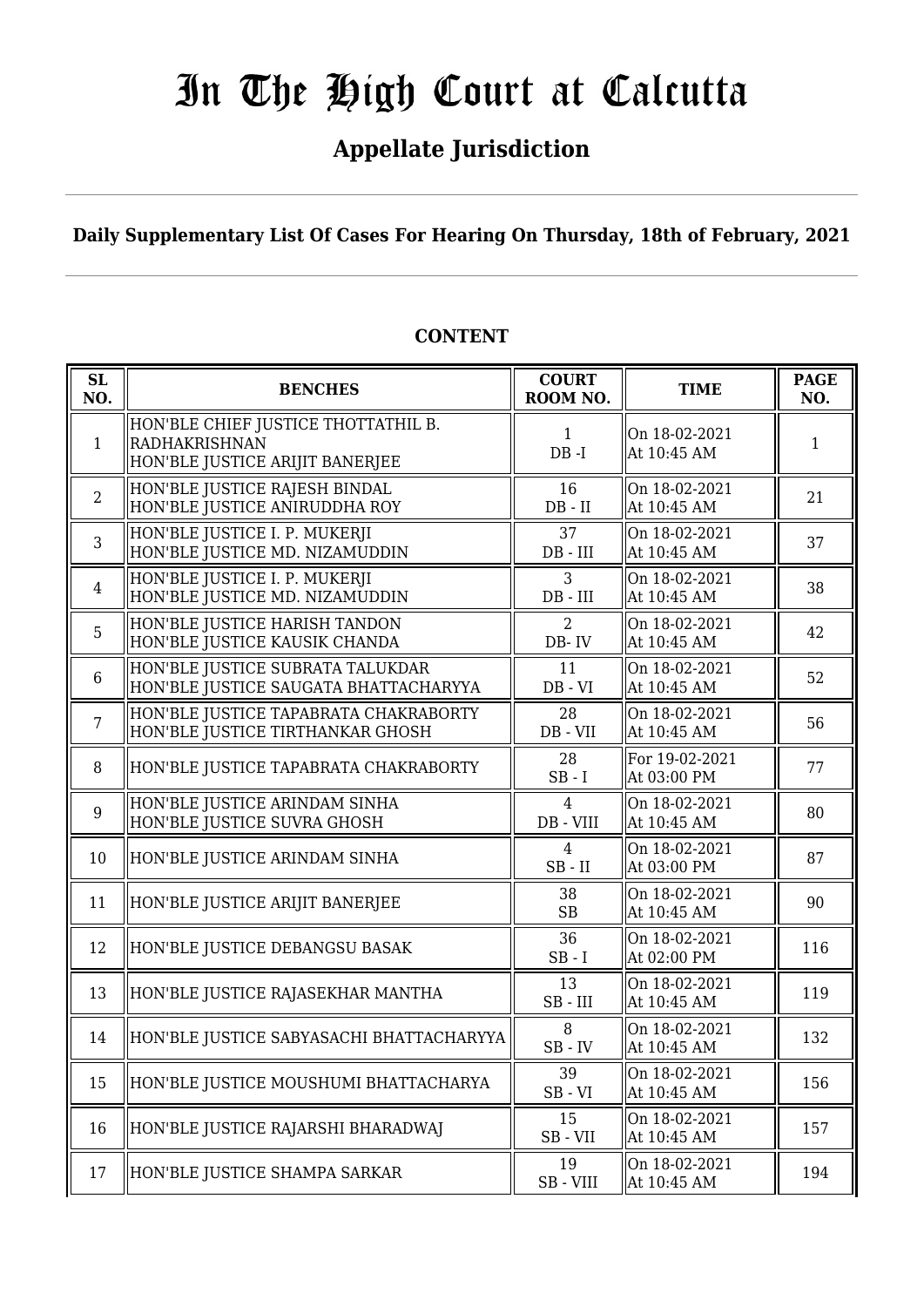# In The High Court at Calcutta

## Appellate Jurisdiction

**Daily Supplementary List Of Cases For Hearing On Thursday, 18th of February, 2021**

**CONTENT**

| SL NO. | BENCHES | COURT ROOM NO. | TIME | PAGE NO. |
|---|---|---|---|---|
| 1 | HON'BLE CHIEF JUSTICE THOTTATHIL B. RADHAKRISHNAN<br>HON'BLE JUSTICE ARIJIT BANERJEE | 1<br>DB -I | On 18-02-2021<br>At 10:45 AM | 1 |
| 2 | HON'BLE JUSTICE RAJESH BINDAL<br>HON'BLE JUSTICE ANIRUDDHA ROY | 16<br>DB - II | On 18-02-2021<br>At 10:45 AM | 21 |
| 3 | HON'BLE JUSTICE I. P. MUKERJI<br>HON'BLE JUSTICE MD. NIZAMUDDIN | 37<br>DB - III | On 18-02-2021<br>At 10:45 AM | 37 |
| 4 | HON'BLE JUSTICE I. P. MUKERJI<br>HON'BLE JUSTICE MD. NIZAMUDDIN | 3<br>DB - III | On 18-02-2021<br>At 10:45 AM | 38 |
| 5 | HON'BLE JUSTICE HARISH TANDON<br>HON'BLE JUSTICE KAUSIK CHANDA | 2<br>DB- IV | On 18-02-2021<br>At 10:45 AM | 42 |
| 6 | HON'BLE JUSTICE SUBRATA TALUKDAR<br>HON'BLE JUSTICE SAUGATA BHATTACHARYYA | 11<br>DB - VI | On 18-02-2021<br>At 10:45 AM | 52 |
| 7 | HON'BLE JUSTICE TAPABRATA CHAKRABORTY<br>HON'BLE JUSTICE TIRTHANKAR GHOSH | 28<br>DB - VII | On 18-02-2021<br>At 10:45 AM | 56 |
| 8 | HON'BLE JUSTICE TAPABRATA CHAKRABORTY | 28<br>SB - I | For 19-02-2021<br>At 03:00 PM | 77 |
| 9 | HON'BLE JUSTICE ARINDAM SINHA<br>HON'BLE JUSTICE SUVRA GHOSH | 4<br>DB - VIII | On 18-02-2021<br>At 10:45 AM | 80 |
| 10 | HON'BLE JUSTICE ARINDAM SINHA | 4<br>SB - II | On 18-02-2021<br>At 03:00 PM | 87 |
| 11 | HON'BLE JUSTICE ARIJIT BANERJEE | 38<br>SB | On 18-02-2021<br>At 10:45 AM | 90 |
| 12 | HON'BLE JUSTICE DEBANGSU BASAK | 36<br>SB - I | On 18-02-2021<br>At 02:00 PM | 116 |
| 13 | HON'BLE JUSTICE RAJASEKHAR MANTHA | 13<br>SB - III | On 18-02-2021<br>At 10:45 AM | 119 |
| 14 | HON'BLE JUSTICE SABYASACHI BHATTACHARYYA | 8<br>SB - IV | On 18-02-2021<br>At 10:45 AM | 132 |
| 15 | HON'BLE JUSTICE MOUSHUMI BHATTACHARYA | 39<br>SB - VI | On 18-02-2021<br>At 10:45 AM | 156 |
| 16 | HON'BLE JUSTICE RAJARSHI BHARADWAJ | 15<br>SB - VII | On 18-02-2021<br>At 10:45 AM | 157 |
| 17 | HON'BLE JUSTICE SHAMPA SARKAR | 19<br>SB - VIII | On 18-02-2021<br>At 10:45 AM | 194 |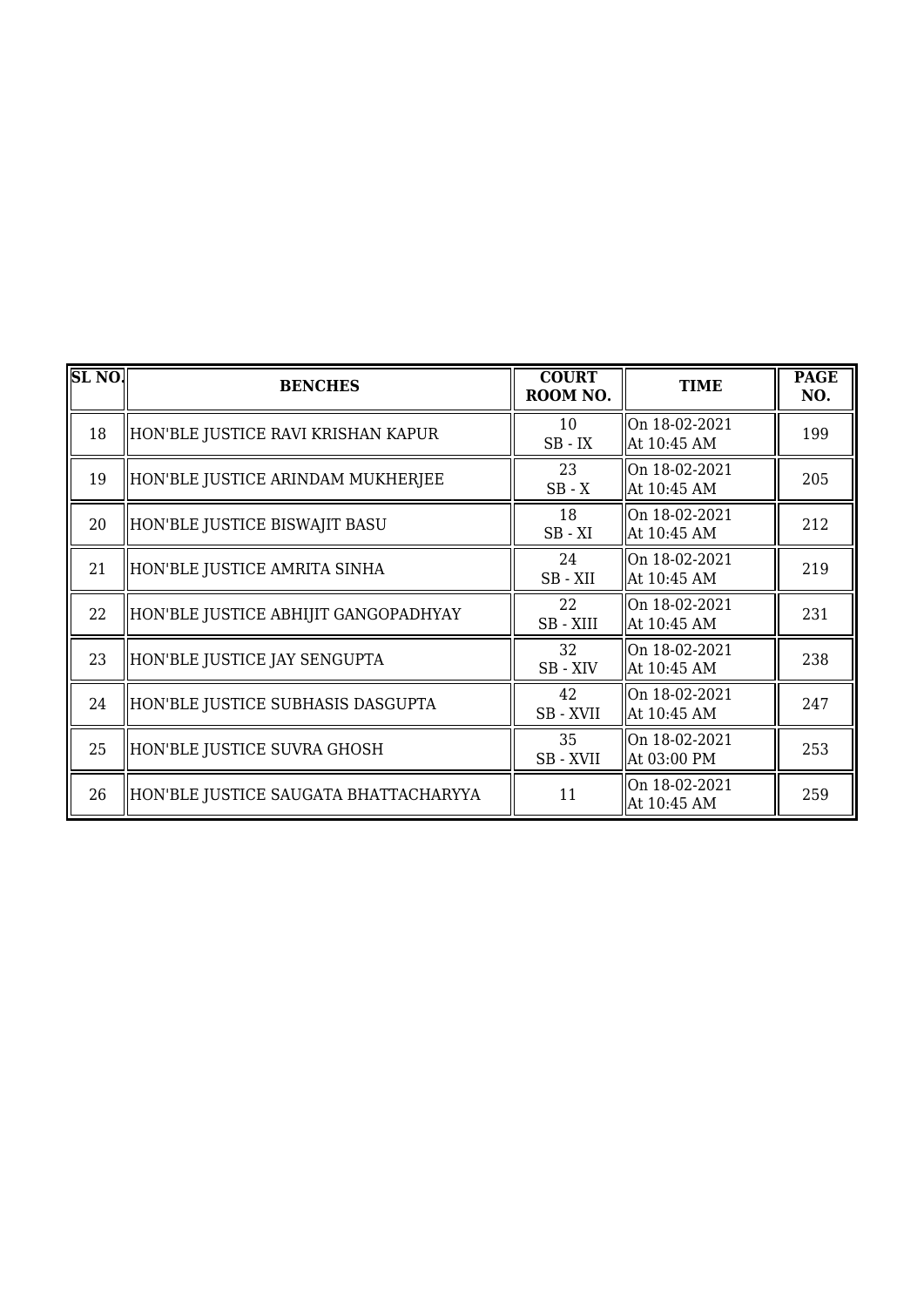| SL NO. | BENCHES | COURT ROOM NO. | TIME | PAGE NO. |
|---|---|---|---|---|
| 18 | HON'BLE JUSTICE RAVI KRISHAN KAPUR | 10<br>SB - IX | On 18-02-2021<br>At 10:45 AM | 199 |
| 19 | HON'BLE JUSTICE ARINDAM MUKHERJEE | 23<br>SB - X | On 18-02-2021<br>At 10:45 AM | 205 |
| 20 | HON'BLE JUSTICE BISWAJIT BASU | 18<br>SB - XI | On 18-02-2021<br>At 10:45 AM | 212 |
| 21 | HON'BLE JUSTICE AMRITA SINHA | 24<br>SB - XII | On 18-02-2021<br>At 10:45 AM | 219 |
| 22 | HON'BLE JUSTICE ABHIJIT GANGOPADHYAY | 22<br>SB - XIII | On 18-02-2021<br>At 10:45 AM | 231 |
| 23 | HON'BLE JUSTICE JAY SENGUPTA | 32<br>SB - XIV | On 18-02-2021<br>At 10:45 AM | 238 |
| 24 | HON'BLE JUSTICE SUBHASIS DASGUPTA | 42<br>SB - XVII | On 18-02-2021<br>At 10:45 AM | 247 |
| 25 | HON'BLE JUSTICE SUVRA GHOSH | 35<br>SB - XVII | On 18-02-2021<br>At 03:00 PM | 253 |
| 26 | HON'BLE JUSTICE SAUGATA BHATTACHARYYA | 11 | On 18-02-2021<br>At 10:45 AM | 259 |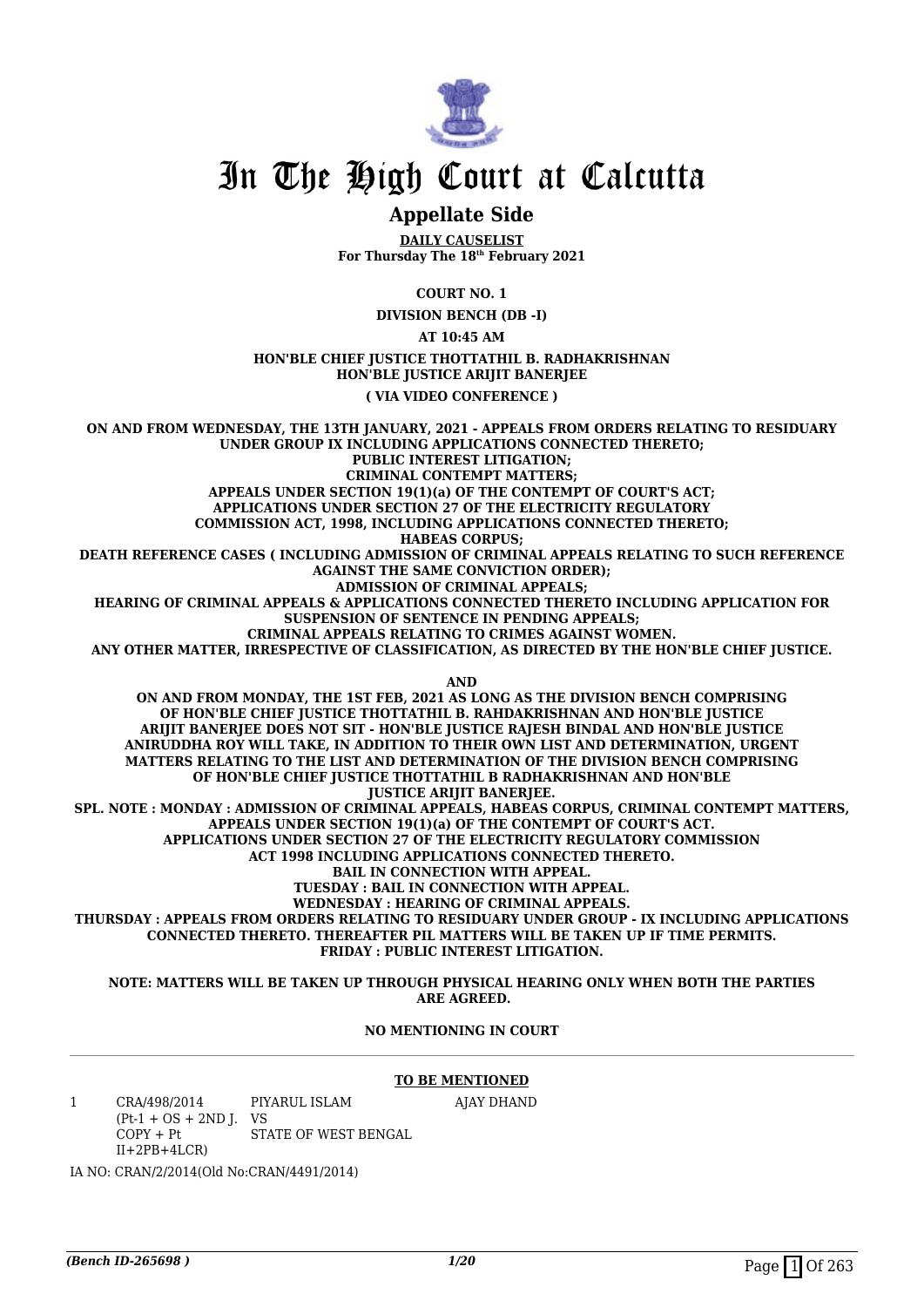# In The High Court at Calcutta

## Appellate Side

**DAILY CAUSELIST**
**For Thursday The 18th February 2021**

**COURT NO. 1**

**DIVISION BENCH (DB -I)**

**AT 10:45 AM**

**HON'BLE CHIEF JUSTICE THOTTATHIL B. RADHAKRISHNAN**
**HON'BLE JUSTICE ARIJIT BANERJEE**

**( VIA VIDEO CONFERENCE )**

**ON AND FROM WEDNESDAY, THE 13TH JANUARY, 2021 - APPEALS FROM ORDERS RELATING TO RESIDUARY UNDER GROUP IX INCLUDING APPLICATIONS CONNECTED THERETO;
PUBLIC INTEREST LITIGATION;
CRIMINAL CONTEMPT MATTERS;
APPEALS UNDER SECTION 19(1)(a) OF THE CONTEMPT OF COURT'S ACT;
APPLICATIONS UNDER SECTION 27 OF THE ELECTRICITY REGULATORY COMMISSION ACT, 1998, INCLUDING APPLICATIONS CONNECTED THERETO;
HABEAS CORPUS;
DEATH REFERENCE CASES ( INCLUDING ADMISSION OF CRIMINAL APPEALS RELATING TO SUCH REFERENCE AGAINST THE SAME CONVICTION ORDER);
ADMISSION OF CRIMINAL APPEALS;
HEARING OF CRIMINAL APPEALS & APPLICATIONS CONNECTED THERETO INCLUDING APPLICATION FOR SUSPENSION OF SENTENCE IN PENDING APPEALS;
CRIMINAL APPEALS RELATING TO CRIMES AGAINST WOMEN.
ANY OTHER MATTER, IRRESPECTIVE OF CLASSIFICATION, AS DIRECTED BY THE HON'BLE CHIEF JUSTICE.**

**AND**

**ON AND FROM MONDAY, THE 1ST FEB, 2021 AS LONG AS THE DIVISION BENCH COMPRISING OF HON'BLE CHIEF JUSTICE THOTTATHIL B. RAHDAKRISHNAN AND HON'BLE JUSTICE ARIJIT BANERJEE DOES NOT SIT - HON'BLE JUSTICE RAJESH BINDAL AND HON'BLE JUSTICE ANIRUDDHA ROY WILL TAKE, IN ADDITION TO THEIR OWN LIST AND DETERMINATION, URGENT MATTERS RELATING TO THE LIST AND DETERMINATION OF THE DIVISION BENCH COMPRISING OF HON'BLE CHIEF JUSTICE THOTTATHIL B RADHAKRISHNAN AND HON'BLE JUSTICE ARIJIT BANERJEE.
SPL. NOTE : MONDAY : ADMISSION OF CRIMINAL APPEALS, HABEAS CORPUS, CRIMINAL CONTEMPT MATTERS, APPEALS UNDER SECTION 19(1)(a) OF THE CONTEMPT OF COURT'S ACT.
APPLICATIONS UNDER SECTION 27 OF THE ELECTRICITY REGULATORY COMMISSION ACT 1998 INCLUDING APPLICATIONS CONNECTED THERETO.
BAIL IN CONNECTION WITH APPEAL.
TUESDAY : BAIL IN CONNECTION WITH APPEAL.
WEDNESDAY : HEARING OF CRIMINAL APPEALS.
THURSDAY : APPEALS FROM ORDERS RELATING TO RESIDUARY UNDER GROUP - IX INCLUDING APPLICATIONS CONNECTED THERETO. THEREAFTER PIL MATTERS WILL BE TAKEN UP IF TIME PERMITS.
FRIDAY : PUBLIC INTEREST LITIGATION.**

**NOTE: MATTERS WILL BE TAKEN UP THROUGH PHYSICAL HEARING ONLY WHEN BOTH THE PARTIES ARE AGREED.**

**NO MENTIONING IN COURT**

**TO BE MENTIONED**

| | | | |
|---|---|---|---|
| 1 | CRA/498/2014 (Pt-1 + OS + 2ND J. COPY + Pt II+2PB+4LCR) | PIYARUL ISLAM VS STATE OF WEST BENGAL | AJAY DHAND |

IA NO: CRAN/2/2014(Old No:CRAN/4491/2014)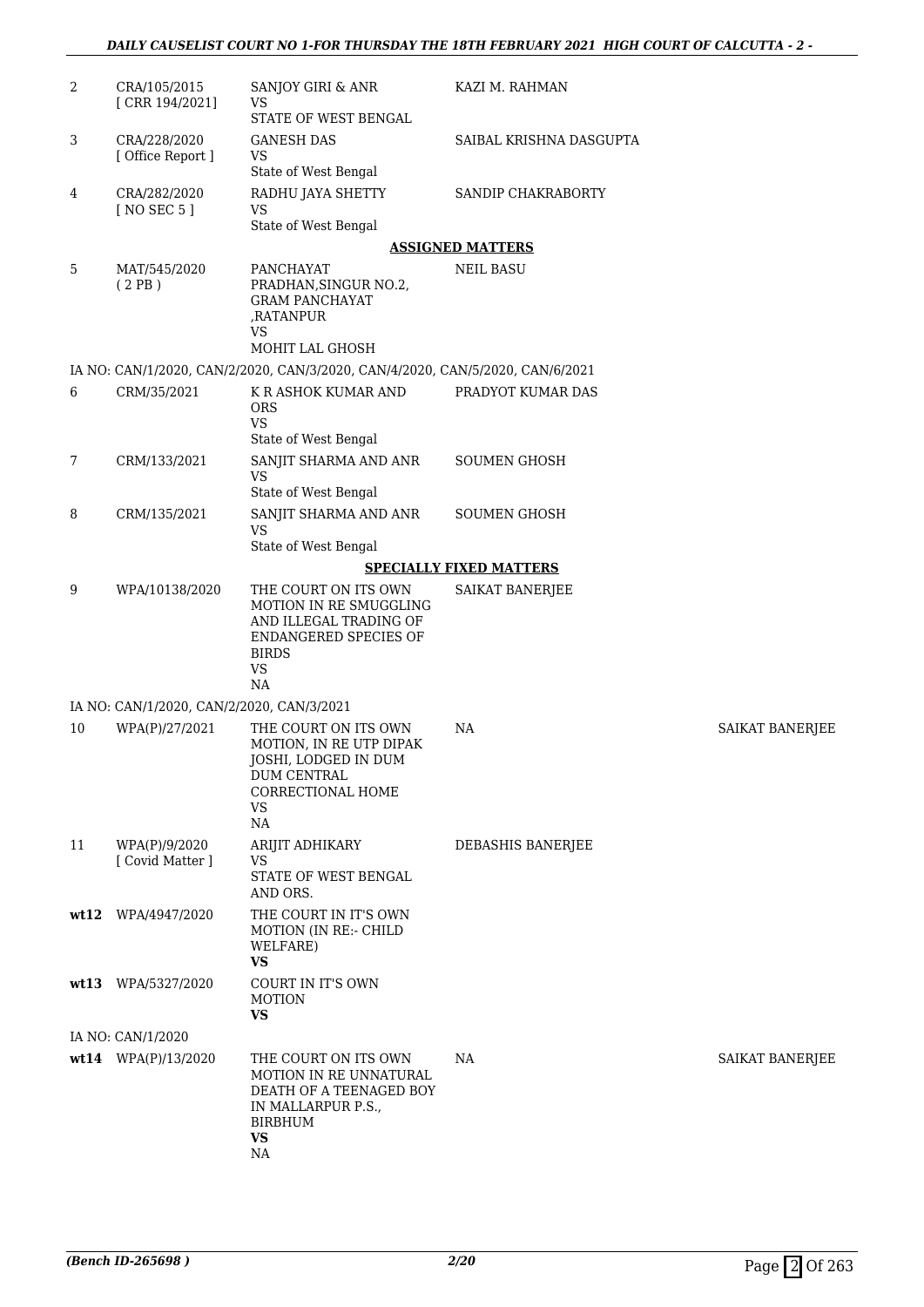| | | | | |
|---|---|---|---|---|
| 2 | CRA/105/2015 [ CRR 194/2021] | SANJOY GIRI & ANR VS STATE OF WEST BENGAL | KAZI M. RAHMAN | |
| 3 | CRA/228/2020 [ Office Report ] | GANESH DAS VS State of West Bengal | SAIBAL KRISHNA DASGUPTA | |
| 4 | CRA/282/2020 [ NO SEC 5 ] | RADHU JAYA SHETTY VS State of West Bengal | SANDIP CHAKRABORTY | |

**ASSIGNED MATTERS**

| | | | | |
|---|---|---|---|---|
| 5 | MAT/545/2020 ( 2 PB ) | PANCHAYAT PRADHAN,SINGUR NO.2, GRAM PANCHAYAT ,RATANPUR VS MOHIT LAL GHOSH | NEIL BASU | |

IA NO: CAN/1/2020, CAN/2/2020, CAN/3/2020, CAN/4/2020, CAN/5/2020, CAN/6/2021

| | | | | |
|---|---|---|---|---|
| 6 | CRM/35/2021 | K R ASHOK KUMAR AND ORS VS State of West Bengal | PRADYOT KUMAR DAS | |
| 7 | CRM/133/2021 | SANJIT SHARMA AND ANR VS State of West Bengal | SOUMEN GHOSH | |
| 8 | CRM/135/2021 | SANJIT SHARMA AND ANR VS State of West Bengal | SOUMEN GHOSH | |

**SPECIALLY FIXED MATTERS**

| | | | | |
|---|---|---|---|---|
| 9 | WPA/10138/2020 | THE COURT ON ITS OWN MOTION IN RE SMUGGLING AND ILLEGAL TRADING OF ENDANGERED SPECIES OF BIRDS VS NA | SAIKAT BANERJEE | |

IA NO: CAN/1/2020, CAN/2/2020, CAN/3/2021

| | | | | |
|---|---|---|---|---|
| 10 | WPA(P)/27/2021 | THE COURT ON ITS OWN MOTION, IN RE UTP DIPAK JOSHI, LODGED IN DUM DUM CENTRAL CORRECTIONAL HOME VS NA | NA | SAIKAT BANERJEE |
| 11 | WPA(P)/9/2020 [ Covid Matter ] | ARIJIT ADHIKARY VS STATE OF WEST BENGAL AND ORS. | DEBASHIS BANERJEE | |
| **wt12** | WPA/4947/2020 | THE COURT IN IT'S OWN MOTION (IN RE:- CHILD WELFARE) **VS** | | |
| **wt13** | WPA/5327/2020 | COURT IN IT'S OWN MOTION **VS** | | |

IA NO: CAN/1/2020

| | | | | |
|---|---|---|---|---|
| **wt14** | WPA(P)/13/2020 | THE COURT ON ITS OWN MOTION IN RE UNNATURAL DEATH OF A TEENAGED BOY IN MALLARPUR P.S., BIRBHUM **VS** NA | NA | SAIKAT BANERJEE |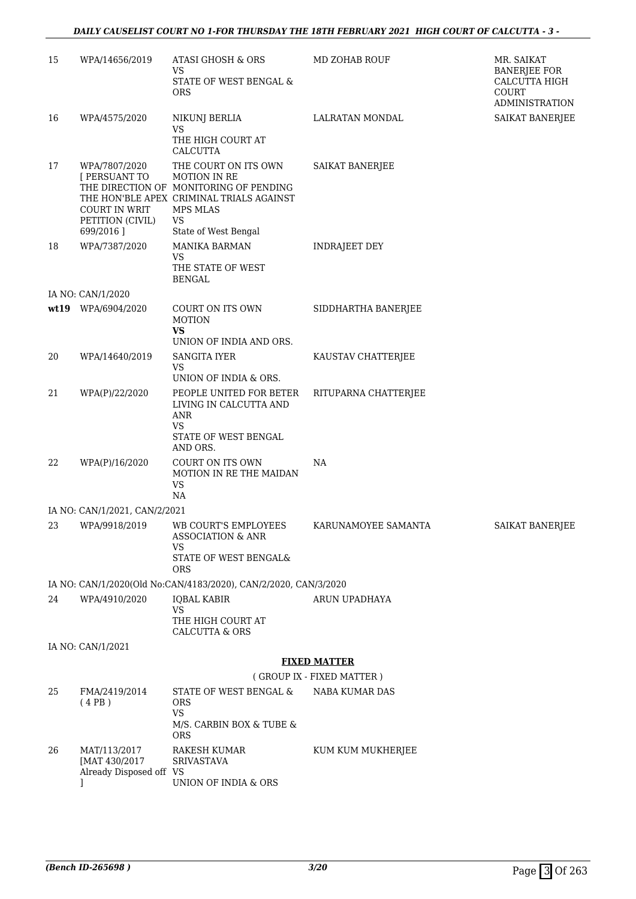| | | | | |
|---|---|---|---|---|
| 15 | WPA/14656/2019 | ATASI GHOSH & ORS<br>VS<br>STATE OF WEST BENGAL & ORS | MD ZOHAB ROUF | MR. SAIKAT BANERJEE FOR CALCUTTA HIGH COURT ADMINISTRATION |
| 16 | WPA/4575/2020 | NIKUNJ BERLIA<br>VS<br>THE HIGH COURT AT CALCUTTA | LALRATAN MONDAL | SAIKAT BANERJEE |
| 17 | WPA/7807/2020 [ PERSUANT TO THE DIRECTION OF THE HON'BLE APEX COURT IN WRIT PETITION (CIVIL) 699/2016 ] | THE COURT ON ITS OWN MOTION IN RE MONITORING OF PENDING CRIMINAL TRIALS AGAINST MPS MLAS<br>VS<br>State of West Bengal | SAIKAT BANERJEE | |
| 18 | WPA/7387/2020 | MANIKA BARMAN<br>VS<br>THE STATE OF WEST BENGAL | INDRAJEET DEY | |
| | IA NO: CAN/1/2020 | | | |
| wt19 | WPA/6904/2020 | COURT ON ITS OWN MOTION<br>**VS**<br>UNION OF INDIA AND ORS. | SIDDHARTHA BANERJEE | |
| 20 | WPA/14640/2019 | SANGITA IYER<br>VS<br>UNION OF INDIA & ORS. | KAUSTAV CHATTERJEE | |
| 21 | WPA(P)/22/2020 | PEOPLE UNITED FOR BETER LIVING IN CALCUTTA AND ANR<br>VS<br>STATE OF WEST BENGAL AND ORS. | RITUPARNA CHATTERJEE | |
| 22 | WPA(P)/16/2020 | COURT ON ITS OWN MOTION IN RE THE MAIDAN<br>VS<br>NA | NA | |
| | IA NO: CAN/1/2021, CAN/2/2021 | | | |
| 23 | WPA/9918/2019 | WB COURT'S EMPLOYEES ASSOCIATION & ANR<br>VS<br>STATE OF WEST BENGAL& ORS | KARUNAMOYEE SAMANTA | SAIKAT BANERJEE |
| | IA NO: CAN/1/2020(Old No:CAN/4183/2020), CAN/2/2020, CAN/3/2020 | | | |
| 24 | WPA/4910/2020 | IQBAL KABIR<br>VS<br>THE HIGH COURT AT CALCUTTA & ORS | ARUN UPADHAYA | |
| | IA NO: CAN/1/2021 | | | |

**FIXED MATTER**

( GROUP IX - FIXED MATTER )

| | | | | |
|---|---|---|---|---|
| 25 | FMA/2419/2014 ( 4 PB ) | STATE OF WEST BENGAL & ORS<br>VS<br>M/S. CARBIN BOX & TUBE & ORS | NABA KUMAR DAS | |
| 26 | MAT/113/2017 [MAT 430/2017 Already Disposed off ] | RAKESH KUMAR SRIVASTAVA<br>VS<br>UNION OF INDIA & ORS | KUM KUM MUKHERJEE | |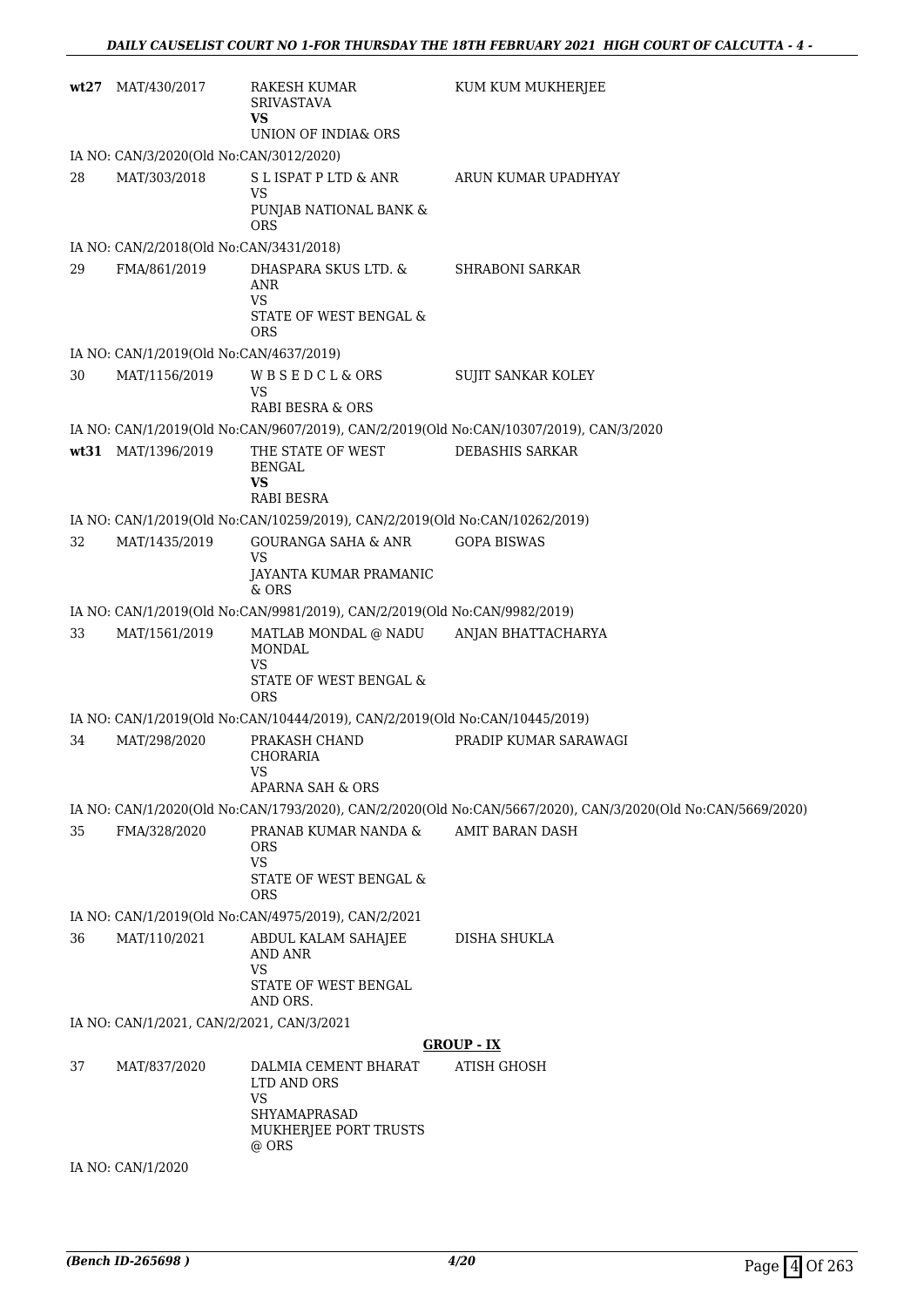| | | | |
|---|---|---|---|
| **wt27** | MAT/430/2017 | RAKESH KUMAR SRIVASTAVA<br>**VS**<br>UNION OF INDIA& ORS | KUM KUM MUKHERJEE |

IA NO: CAN/3/2020(Old No:CAN/3012/2020)

| | | | |
|---|---|---|---|
| 28 | MAT/303/2018 | S L ISPAT P LTD & ANR<br>VS<br>PUNJAB NATIONAL BANK & ORS | ARUN KUMAR UPADHYAY |

IA NO: CAN/2/2018(Old No:CAN/3431/2018)

| | | | |
|---|---|---|---|
| 29 | FMA/861/2019 | DHASPARA SKUS LTD. & ANR<br>VS<br>STATE OF WEST BENGAL & ORS | SHRABONI SARKAR |

IA NO: CAN/1/2019(Old No:CAN/4637/2019)

| | | | |
|---|---|---|---|
| 30 | MAT/1156/2019 | W B S E D C L & ORS<br>VS<br>RABI BESRA & ORS | SUJIT SANKAR KOLEY |

IA NO: CAN/1/2019(Old No:CAN/9607/2019), CAN/2/2019(Old No:CAN/10307/2019), CAN/3/2020

| | | | |
|---|---|---|---|
| **wt31** | MAT/1396/2019 | THE STATE OF WEST BENGAL<br>**VS**<br>RABI BESRA | DEBASHIS SARKAR |

IA NO: CAN/1/2019(Old No:CAN/10259/2019), CAN/2/2019(Old No:CAN/10262/2019)

| | | | |
|---|---|---|---|
| 32 | MAT/1435/2019 | GOURANGA SAHA & ANR<br>VS<br>JAYANTA KUMAR PRAMANIC & ORS | GOPA BISWAS |

IA NO: CAN/1/2019(Old No:CAN/9981/2019), CAN/2/2019(Old No:CAN/9982/2019)

| | | | |
|---|---|---|---|
| 33 | MAT/1561/2019 | MATLAB MONDAL @ NADU MONDAL<br>VS<br>STATE OF WEST BENGAL & ORS | ANJAN BHATTACHARYA |

IA NO: CAN/1/2019(Old No:CAN/10444/2019), CAN/2/2019(Old No:CAN/10445/2019)

| | | | |
|---|---|---|---|
| 34 | MAT/298/2020 | PRAKASH CHAND CHORARIA<br>VS<br>APARNA SAH & ORS | PRADIP KUMAR SARAWAGI |

IA NO: CAN/1/2020(Old No:CAN/1793/2020), CAN/2/2020(Old No:CAN/5667/2020), CAN/3/2020(Old No:CAN/5669/2020)

| | | | |
|---|---|---|---|
| 35 | FMA/328/2020 | PRANAB KUMAR NANDA & ORS<br>VS<br>STATE OF WEST BENGAL & ORS | AMIT BARAN DASH |

IA NO: CAN/1/2019(Old No:CAN/4975/2019), CAN/2/2021

| | | | |
|---|---|---|---|
| 36 | MAT/110/2021 | ABDUL KALAM SAHAJEE AND ANR<br>VS<br>STATE OF WEST BENGAL AND ORS. | DISHA SHUKLA |

IA NO: CAN/1/2021, CAN/2/2021, CAN/3/2021

**GROUP - IX**

| | | | |
|---|---|---|---|
| 37 | MAT/837/2020 | DALMIA CEMENT BHARAT LTD AND ORS<br>VS<br>SHYAMAPRASAD MUKHERJEE PORT TRUSTS @ ORS | ATISH GHOSH |

IA NO: CAN/1/2020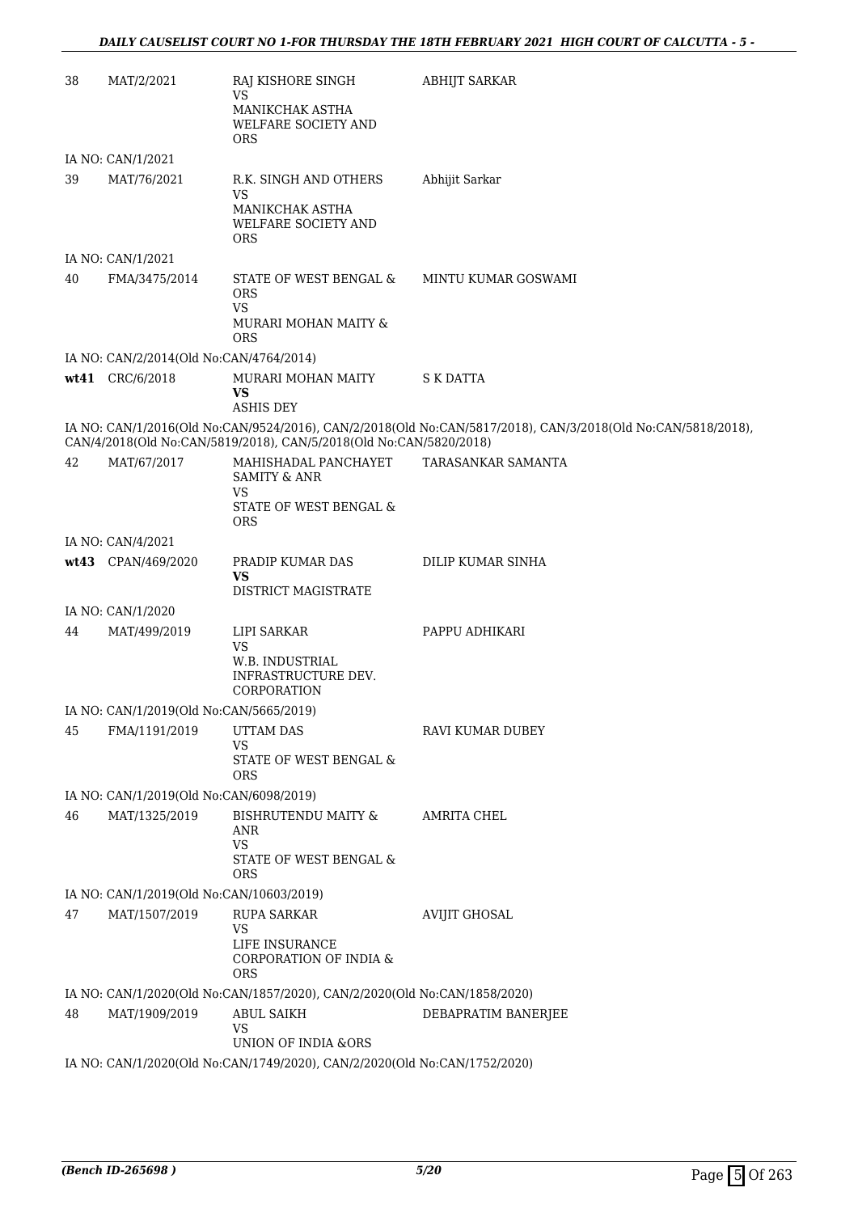| | | | |
|---|---|---|---|
| 38 | MAT/2/2021 | RAJ KISHORE SINGH<br>VS<br>MANIKCHAK ASTHA WELFARE SOCIETY AND ORS | ABHIJT SARKAR |
| | IA NO: CAN/1/2021 | | |
| 39 | MAT/76/2021 | R.K. SINGH AND OTHERS<br>VS<br>MANIKCHAK ASTHA WELFARE SOCIETY AND ORS | Abhijit Sarkar |
| | IA NO: CAN/1/2021 | | |
| 40 | FMA/3475/2014 | STATE OF WEST BENGAL & ORS<br>VS<br>MURARI MOHAN MAITY & ORS | MINTU KUMAR GOSWAMI |
| | IA NO: CAN/2/2014(Old No:CAN/4764/2014) | | |
| **wt41** | CRC/6/2018 | MURARI MOHAN MAITY<br>**VS**<br>ASHIS DEY | S K DATTA |
| | IA NO: CAN/1/2016(Old No:CAN/9524/2016), CAN/2/2018(Old No:CAN/5817/2018), CAN/3/2018(Old No:CAN/5818/2018), CAN/4/2018(Old No:CAN/5819/2018), CAN/5/2018(Old No:CAN/5820/2018) | | |
| 42 | MAT/67/2017 | MAHISHADAL PANCHAYET SAMITY & ANR<br>VS<br>STATE OF WEST BENGAL & ORS | TARASANKAR SAMANTA |
| | IA NO: CAN/4/2021 | | |
| **wt43** | CPAN/469/2020 | PRADIP KUMAR DAS<br>**VS**<br>DISTRICT MAGISTRATE | DILIP KUMAR SINHA |
| | IA NO: CAN/1/2020 | | |
| 44 | MAT/499/2019 | LIPI SARKAR<br>VS<br>W.B. INDUSTRIAL INFRASTRUCTURE DEV. CORPORATION | PAPPU ADHIKARI |
| | IA NO: CAN/1/2019(Old No:CAN/5665/2019) | | |
| 45 | FMA/1191/2019 | UTTAM DAS<br>VS<br>STATE OF WEST BENGAL & ORS | RAVI KUMAR DUBEY |
| | IA NO: CAN/1/2019(Old No:CAN/6098/2019) | | |
| 46 | MAT/1325/2019 | BISHRUTENDU MAITY & ANR<br>VS<br>STATE OF WEST BENGAL & ORS | AMRITA CHEL |
| | IA NO: CAN/1/2019(Old No:CAN/10603/2019) | | |
| 47 | MAT/1507/2019 | RUPA SARKAR<br>VS<br>LIFE INSURANCE CORPORATION OF INDIA & ORS | AVIJIT GHOSAL |
| | IA NO: CAN/1/2020(Old No:CAN/1857/2020), CAN/2/2020(Old No:CAN/1858/2020) | | |
| 48 | MAT/1909/2019 | ABUL SAIKH<br>VS<br>UNION OF INDIA &ORS | DEBAPRATIM BANERJEE |
| | IA NO: CAN/1/2020(Old No:CAN/1749/2020), CAN/2/2020(Old No:CAN/1752/2020) | | |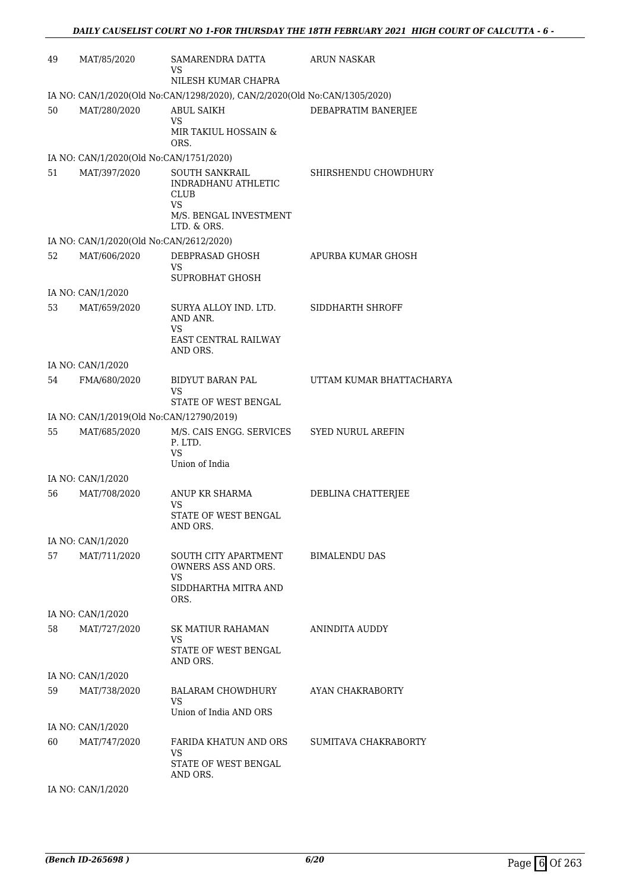| | | | |
|---|---|---|---|
| 49 | MAT/85/2020 | SAMARENDRA DATTA<br>VS<br>NILESH KUMAR CHAPRA | ARUN NASKAR |
| IA NO: CAN/1/2020(Old No:CAN/1298/2020), CAN/2/2020(Old No:CAN/1305/2020) | | | |
| 50 | MAT/280/2020 | ABUL SAIKH<br>VS<br>MIR TAKIUL HOSSAIN & ORS. | DEBAPRATIM BANERJEE |
| IA NO: CAN/1/2020(Old No:CAN/1751/2020) | | | |
| 51 | MAT/397/2020 | SOUTH SANKRAIL INDRADHANU ATHLETIC CLUB<br>VS<br>M/S. BENGAL INVESTMENT LTD. & ORS. | SHIRSHENDU CHOWDHURY |
| IA NO: CAN/1/2020(Old No:CAN/2612/2020) | | | |
| 52 | MAT/606/2020 | DEBPRASAD GHOSH<br>VS<br>SUPROBHAT GHOSH | APURBA KUMAR GHOSH |
| IA NO: CAN/1/2020 | | | |
| 53 | MAT/659/2020 | SURYA ALLOY IND. LTD. AND ANR.<br>VS<br>EAST CENTRAL RAILWAY AND ORS. | SIDDHARTH SHROFF |
| IA NO: CAN/1/2020 | | | |
| 54 | FMA/680/2020 | BIDYUT BARAN PAL<br>VS<br>STATE OF WEST BENGAL | UTTAM KUMAR BHATTACHARYA |
| IA NO: CAN/1/2019(Old No:CAN/12790/2019) | | | |
| 55 | MAT/685/2020 | M/S. CAIS ENGG. SERVICES P. LTD.<br>VS<br>Union of India | SYED NURUL AREFIN |
| IA NO: CAN/1/2020 | | | |
| 56 | MAT/708/2020 | ANUP KR SHARMA<br>VS<br>STATE OF WEST BENGAL AND ORS. | DEBLINA CHATTERJEE |
| IA NO: CAN/1/2020 | | | |
| 57 | MAT/711/2020 | SOUTH CITY APARTMENT OWNERS ASS AND ORS.<br>VS<br>SIDDHARTHA MITRA AND ORS. | BIMALENDU DAS |
| IA NO: CAN/1/2020 | | | |
| 58 | MAT/727/2020 | SK MATIUR RAHAMAN<br>VS<br>STATE OF WEST BENGAL AND ORS. | ANINDITA AUDDY |
| IA NO: CAN/1/2020 | | | |
| 59 | MAT/738/2020 | BALARAM CHOWDHURY<br>VS<br>Union of India AND ORS | AYAN CHAKRABORTY |
| IA NO: CAN/1/2020 | | | |
| 60 | MAT/747/2020 | FARIDA KHATUN AND ORS<br>VS<br>STATE OF WEST BENGAL AND ORS. | SUMITAVA CHAKRABORTY |
| IA NO: CAN/1/2020 | | | |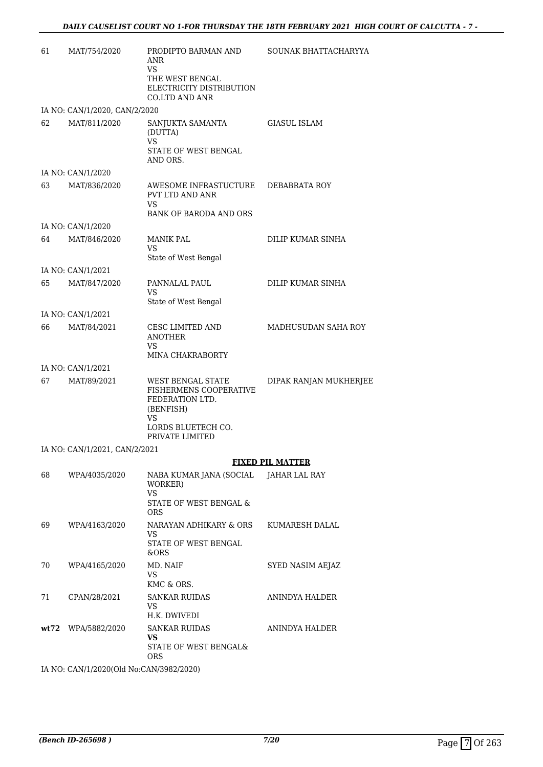| | | | |
|---|---|---|---|
| 61 | MAT/754/2020 | PRODIPTO BARMAN AND ANR<br>VS<br>THE WEST BENGAL ELECTRICITY DISTRIBUTION CO.LTD AND ANR | SOUNAK BHATTACHARYYA |

IA NO: CAN/1/2020, CAN/2/2020

| | | | |
|---|---|---|---|
| 62 | MAT/811/2020 | SANJUKTA SAMANTA (DUTTA)<br>VS<br>STATE OF WEST BENGAL AND ORS. | GIASUL ISLAM |

IA NO: CAN/1/2020

| | | | |
|---|---|---|---|
| 63 | MAT/836/2020 | AWESOME INFRASTUCTURE PVT LTD AND ANR<br>VS<br>BANK OF BARODA AND ORS | DEBABRATA ROY |

IA NO: CAN/1/2020

| | | | |
|---|---|---|---|
| 64 | MAT/846/2020 | MANIK PAL<br>VS<br>State of West Bengal | DILIP KUMAR SINHA |

IA NO: CAN/1/2021

| | | | |
|---|---|---|---|
| 65 | MAT/847/2020 | PANNALAL PAUL<br>VS<br>State of West Bengal | DILIP KUMAR SINHA |

IA NO: CAN/1/2021

| | | | |
|---|---|---|---|
| 66 | MAT/84/2021 | CESC LIMITED AND ANOTHER<br>VS<br>MINA CHAKRABORTY | MADHUSUDAN SAHA ROY |

IA NO: CAN/1/2021

| | | | |
|---|---|---|---|
| 67 | MAT/89/2021 | WEST BENGAL STATE FISHERMENS COOPERATIVE FEDERATION LTD. (BENFISH)<br>VS<br>LORDS BLUETECH CO. PRIVATE LIMITED | DIPAK RANJAN MUKHERJEE |

IA NO: CAN/1/2021, CAN/2/2021

**FIXED PIL MATTER**

| | | | |
|---|---|---|---|
| 68 | WPA/4035/2020 | NABA KUMAR JANA (SOCIAL WORKER)<br>VS<br>STATE OF WEST BENGAL & ORS | JAHAR LAL RAY |
| 69 | WPA/4163/2020 | NARAYAN ADHIKARY & ORS<br>VS<br>STATE OF WEST BENGAL &ORS | KUMARESH DALAL |
| 70 | WPA/4165/2020 | MD. NAIF<br>VS<br>KMC & ORS. | SYED NASIM AEJAZ |
| 71 | CPAN/28/2021 | SANKAR RUIDAS<br>VS<br>H.K. DWIVEDI | ANINDYA HALDER |
| **wt72** | WPA/5882/2020 | SANKAR RUIDAS<br>**VS**<br>STATE OF WEST BENGAL& ORS | ANINDYA HALDER |

IA NO: CAN/1/2020(Old No:CAN/3982/2020)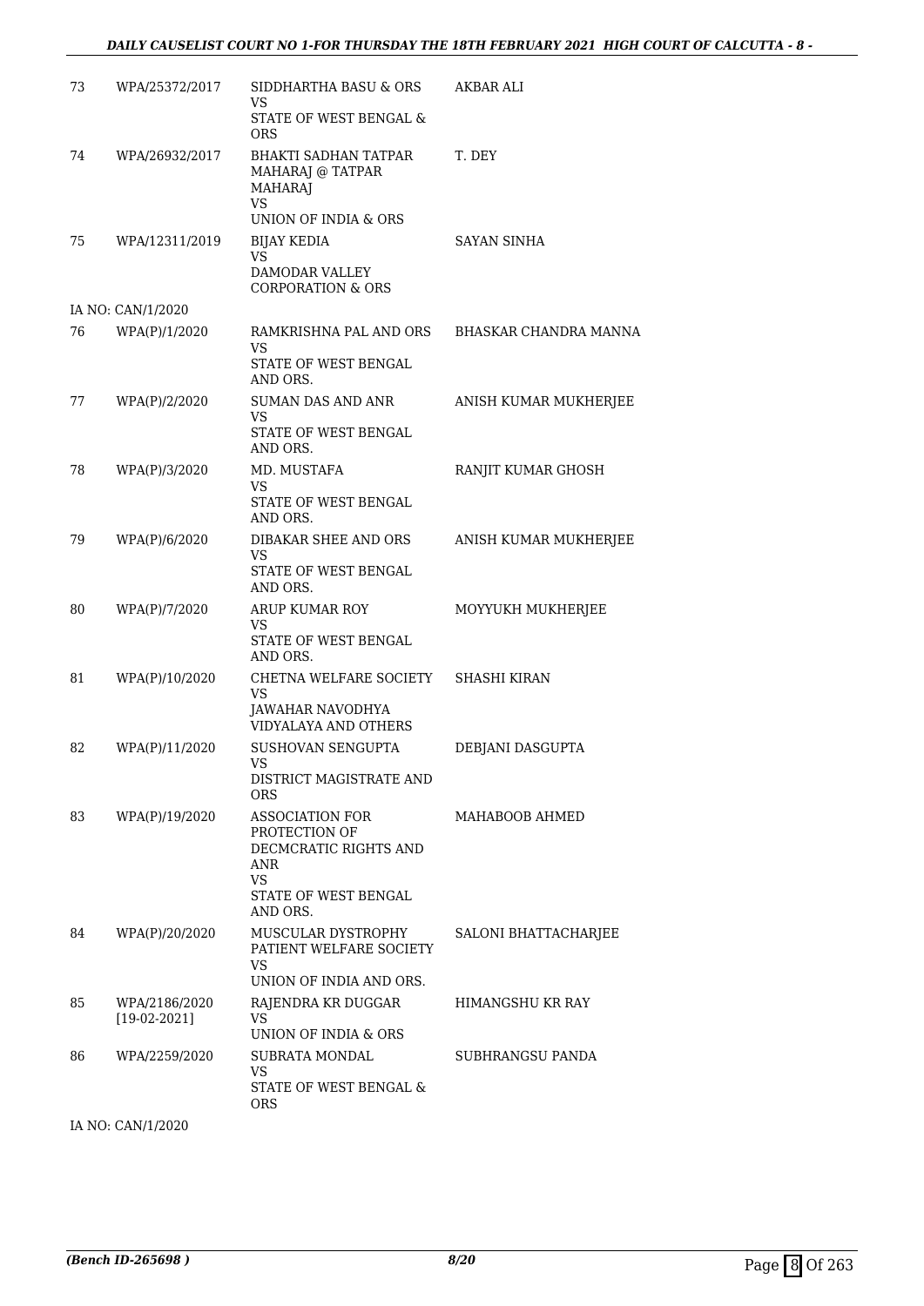| | | | |
|---|---|---|---|
| 73 | WPA/25372/2017 | SIDDHARTHA BASU & ORS<br>VS<br>STATE OF WEST BENGAL & ORS | AKBAR ALI |
| 74 | WPA/26932/2017 | BHAKTI SADHAN TATPAR MAHARAJ @ TATPAR MAHARAJ<br>VS<br>UNION OF INDIA & ORS | T. DEY |
| 75 | WPA/12311/2019 | BIJAY KEDIA<br>VS<br>DAMODAR VALLEY CORPORATION & ORS | SAYAN SINHA |
| IA NO: CAN/1/2020 | | | |
| 76 | WPA(P)/1/2020 | RAMKRISHNA PAL AND ORS<br>VS<br>STATE OF WEST BENGAL AND ORS. | BHASKAR CHANDRA MANNA |
| 77 | WPA(P)/2/2020 | SUMAN DAS AND ANR<br>VS<br>STATE OF WEST BENGAL AND ORS. | ANISH KUMAR MUKHERJEE |
| 78 | WPA(P)/3/2020 | MD. MUSTAFA<br>VS<br>STATE OF WEST BENGAL AND ORS. | RANJIT KUMAR GHOSH |
| 79 | WPA(P)/6/2020 | DIBAKAR SHEE AND ORS<br>VS<br>STATE OF WEST BENGAL AND ORS. | ANISH KUMAR MUKHERJEE |
| 80 | WPA(P)/7/2020 | ARUP KUMAR ROY<br>VS<br>STATE OF WEST BENGAL AND ORS. | MOYYUKH MUKHERJEE |
| 81 | WPA(P)/10/2020 | CHETNA WELFARE SOCIETY<br>VS<br>JAWAHAR NAVODHYA VIDYALAYA AND OTHERS | SHASHI KIRAN |
| 82 | WPA(P)/11/2020 | SUSHOVAN SENGUPTA<br>VS<br>DISTRICT MAGISTRATE AND ORS | DEBJANI DASGUPTA |
| 83 | WPA(P)/19/2020 | ASSOCIATION FOR PROTECTION OF DECMCRATIC RIGHTS AND ANR<br>VS<br>STATE OF WEST BENGAL AND ORS. | MAHABOOB AHMED |
| 84 | WPA(P)/20/2020 | MUSCULAR DYSTROPHY PATIENT WELFARE SOCIETY<br>VS<br>UNION OF INDIA AND ORS. | SALONI BHATTACHARJEE |
| 85 | WPA/2186/2020<br>[19-02-2021] | RAJENDRA KR DUGGAR<br>VS<br>UNION OF INDIA & ORS | HIMANGSHU KR RAY |
| 86 | WPA/2259/2020 | SUBRATA MONDAL<br>VS<br>STATE OF WEST BENGAL & ORS | SUBHRANGSU PANDA |
| IA NO: CAN/1/2020 | | | |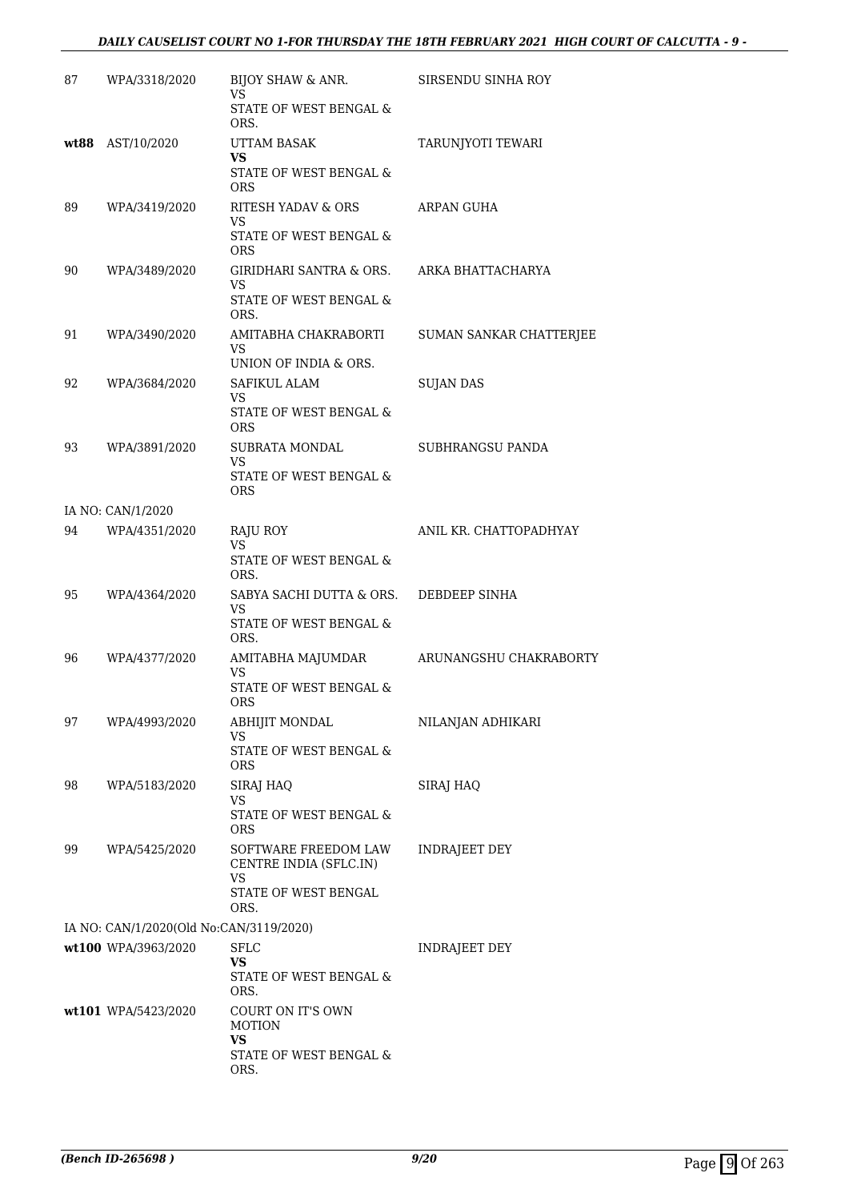| | | | |
|---|---|---|---|
| 87 | WPA/3318/2020 | BIJOY SHAW & ANR.<br>VS<br>STATE OF WEST BENGAL & ORS. | SIRSENDU SINHA ROY |
| **wt88** | AST/10/2020 | UTTAM BASAK<br>**VS**<br>STATE OF WEST BENGAL & ORS | TARUNJYOTI TEWARI |
| 89 | WPA/3419/2020 | RITESH YADAV & ORS<br>VS<br>STATE OF WEST BENGAL & ORS | ARPAN GUHA |
| 90 | WPA/3489/2020 | GIRIDHARI SANTRA & ORS.<br>VS<br>STATE OF WEST BENGAL & ORS. | ARKA BHATTACHARYA |
| 91 | WPA/3490/2020 | AMITABHA CHAKRABORTI<br>VS<br>UNION OF INDIA & ORS. | SUMAN SANKAR CHATTERJEE |
| 92 | WPA/3684/2020 | SAFIKUL ALAM<br>VS<br>STATE OF WEST BENGAL & ORS | SUJAN DAS |
| 93 | WPA/3891/2020 | SUBRATA MONDAL<br>VS<br>STATE OF WEST BENGAL & ORS | SUBHRANGSU PANDA |
| | IA NO: CAN/1/2020 | | |
| 94 | WPA/4351/2020 | RAJU ROY<br>VS<br>STATE OF WEST BENGAL & ORS. | ANIL KR. CHATTOPADHYAY |
| 95 | WPA/4364/2020 | SABYA SACHI DUTTA & ORS.<br>VS<br>STATE OF WEST BENGAL & ORS. | DEBDEEP SINHA |
| 96 | WPA/4377/2020 | AMITABHA MAJUMDAR<br>VS<br>STATE OF WEST BENGAL & ORS | ARUNANGSHU CHAKRABORTY |
| 97 | WPA/4993/2020 | ABHIJIT MONDAL<br>VS<br>STATE OF WEST BENGAL & ORS | NILANJAN ADHIKARI |
| 98 | WPA/5183/2020 | SIRAJ HAQ<br>VS<br>STATE OF WEST BENGAL & ORS | SIRAJ HAQ |
| 99 | WPA/5425/2020 | SOFTWARE FREEDOM LAW CENTRE INDIA (SFLC.IN)<br>VS<br>STATE OF WEST BENGAL ORS. | INDRAJEET DEY |
| | IA NO: CAN/1/2020(Old No:CAN/3119/2020) | | |
| **wt100** | WPA/3963/2020 | SFLC<br>**VS**<br>STATE OF WEST BENGAL & ORS. | INDRAJEET DEY |
| **wt101** | WPA/5423/2020 | COURT ON IT'S OWN MOTION<br>**VS**<br>STATE OF WEST BENGAL & ORS. | |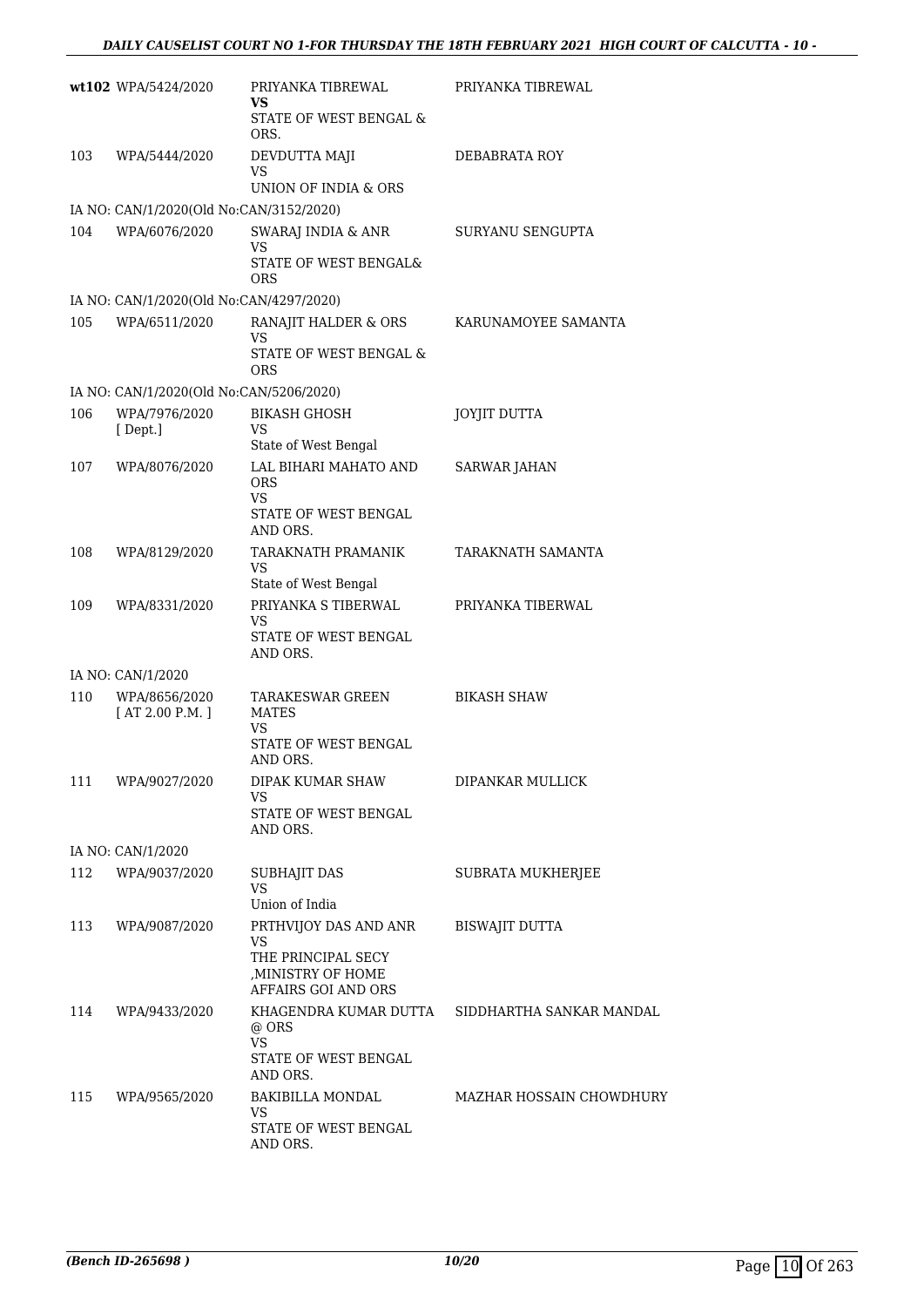| | | | |
|---|---|---|---|
| **wt102** | WPA/5424/2020 | PRIYANKA TIBREWAL<br>**VS**<br>STATE OF WEST BENGAL & ORS. | PRIYANKA TIBREWAL |
| 103 | WPA/5444/2020 | DEVDUTTA MAJI<br>VS<br>UNION OF INDIA & ORS | DEBABRATA ROY |
| | IA NO: CAN/1/2020(Old No:CAN/3152/2020) | | |
| 104 | WPA/6076/2020 | SWARAJ INDIA & ANR<br>VS<br>STATE OF WEST BENGAL& ORS | SURYANU SENGUPTA |
| | IA NO: CAN/1/2020(Old No:CAN/4297/2020) | | |
| 105 | WPA/6511/2020 | RANAJIT HALDER & ORS<br>VS<br>STATE OF WEST BENGAL & ORS | KARUNAMOYEE SAMANTA |
| | IA NO: CAN/1/2020(Old No:CAN/5206/2020) | | |
| 106 | WPA/7976/2020<br>[ Dept.] | BIKASH GHOSH<br>VS<br>State of West Bengal | JOYJIT DUTTA |
| 107 | WPA/8076/2020 | LAL BIHARI MAHATO AND ORS<br>VS<br>STATE OF WEST BENGAL AND ORS. | SARWAR JAHAN |
| 108 | WPA/8129/2020 | TARAKNATH PRAMANIK<br>VS<br>State of West Bengal | TARAKNATH SAMANTA |
| 109 | WPA/8331/2020 | PRIYANKA S TIBERWAL<br>VS<br>STATE OF WEST BENGAL AND ORS. | PRIYANKA TIBERWAL |
| | IA NO: CAN/1/2020 | | |
| 110 | WPA/8656/2020<br>[ AT 2.00 P.M. ] | TARAKESWAR GREEN MATES<br>VS<br>STATE OF WEST BENGAL AND ORS. | BIKASH SHAW |
| 111 | WPA/9027/2020 | DIPAK KUMAR SHAW<br>VS<br>STATE OF WEST BENGAL AND ORS. | DIPANKAR MULLICK |
| | IA NO: CAN/1/2020 | | |
| 112 | WPA/9037/2020 | SUBHAJIT DAS<br>VS<br>Union of India | SUBRATA MUKHERJEE |
| 113 | WPA/9087/2020 | PRTHVIJOY DAS AND ANR<br>VS<br>THE PRINCIPAL SECY ,MINISTRY OF HOME AFFAIRS GOI AND ORS | BISWAJIT DUTTA |
| 114 | WPA/9433/2020 | KHAGENDRA KUMAR DUTTA @ ORS<br>VS<br>STATE OF WEST BENGAL AND ORS. | SIDDHARTHA SANKAR MANDAL |
| 115 | WPA/9565/2020 | BAKIBILLA MONDAL<br>VS<br>STATE OF WEST BENGAL AND ORS. | MAZHAR HOSSAIN CHOWDHURY |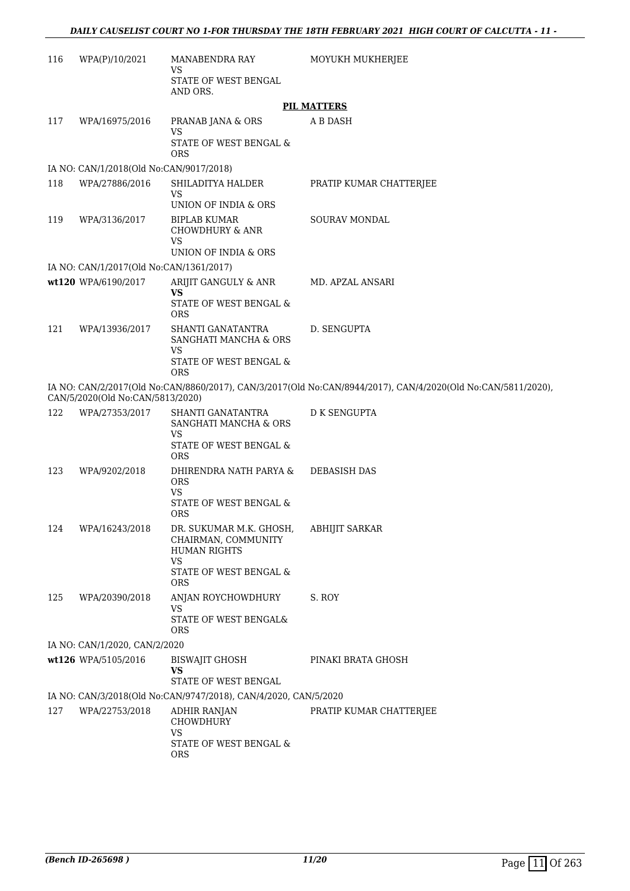| | | | |
|---|---|---|---|
| 116 | WPA(P)/10/2021 | MANABENDRA RAY<br>VS<br>STATE OF WEST BENGAL AND ORS. | MOYUKH MUKHERJEE |

**PIL MATTERS**

| | | | |
|---|---|---|---|
| 117 | WPA/16975/2016 | PRANAB JANA & ORS<br>VS<br>STATE OF WEST BENGAL & ORS | A B DASH |
| IA NO: CAN/1/2018(Old No:CAN/9017/2018) | | | |
| 118 | WPA/27886/2016 | SHILADITYA HALDER<br>VS<br>UNION OF INDIA & ORS | PRATIP KUMAR CHATTERJEE |
| 119 | WPA/3136/2017 | BIPLAB KUMAR CHOWDHURY & ANR<br>VS<br>UNION OF INDIA & ORS | SOURAV MONDAL |
| IA NO: CAN/1/2017(Old No:CAN/1361/2017) | | | |
| **wt120** | WPA/6190/2017 | ARIJIT GANGULY & ANR<br>**VS**<br>STATE OF WEST BENGAL & ORS | MD. APZAL ANSARI |
| 121 | WPA/13936/2017 | SHANTI GANATANTRA SANGHATI MANCHA & ORS<br>VS<br>STATE OF WEST BENGAL & ORS | D. SENGUPTA |
| IA NO: CAN/2/2017(Old No:CAN/8860/2017), CAN/3/2017(Old No:CAN/8944/2017), CAN/4/2020(Old No:CAN/5811/2020), CAN/5/2020(Old No:CAN/5813/2020) | | | |
| 122 | WPA/27353/2017 | SHANTI GANATANTRA SANGHATI MANCHA & ORS<br>VS<br>STATE OF WEST BENGAL & ORS | D K SENGUPTA |
| 123 | WPA/9202/2018 | DHIRENDRA NATH PARYA & ORS<br>VS<br>STATE OF WEST BENGAL & ORS | DEBASISH DAS |
| 124 | WPA/16243/2018 | DR. SUKUMAR M.K. GHOSH, CHAIRMAN, COMMUNITY HUMAN RIGHTS<br>VS<br>STATE OF WEST BENGAL & ORS | ABHIJIT SARKAR |
| 125 | WPA/20390/2018 | ANJAN ROYCHOWDHURY<br>VS<br>STATE OF WEST BENGAL& ORS | S. ROY |
| IA NO: CAN/1/2020, CAN/2/2020 | | | |
| **wt126** | WPA/5105/2016 | BISWAJIT GHOSH<br>**VS**<br>STATE OF WEST BENGAL | PINAKI BRATA GHOSH |
| IA NO: CAN/3/2018(Old No:CAN/9747/2018), CAN/4/2020, CAN/5/2020 | | | |
| 127 | WPA/22753/2018 | ADHIR RANJAN CHOWDHURY<br>VS<br>STATE OF WEST BENGAL & ORS | PRATIP KUMAR CHATTERJEE |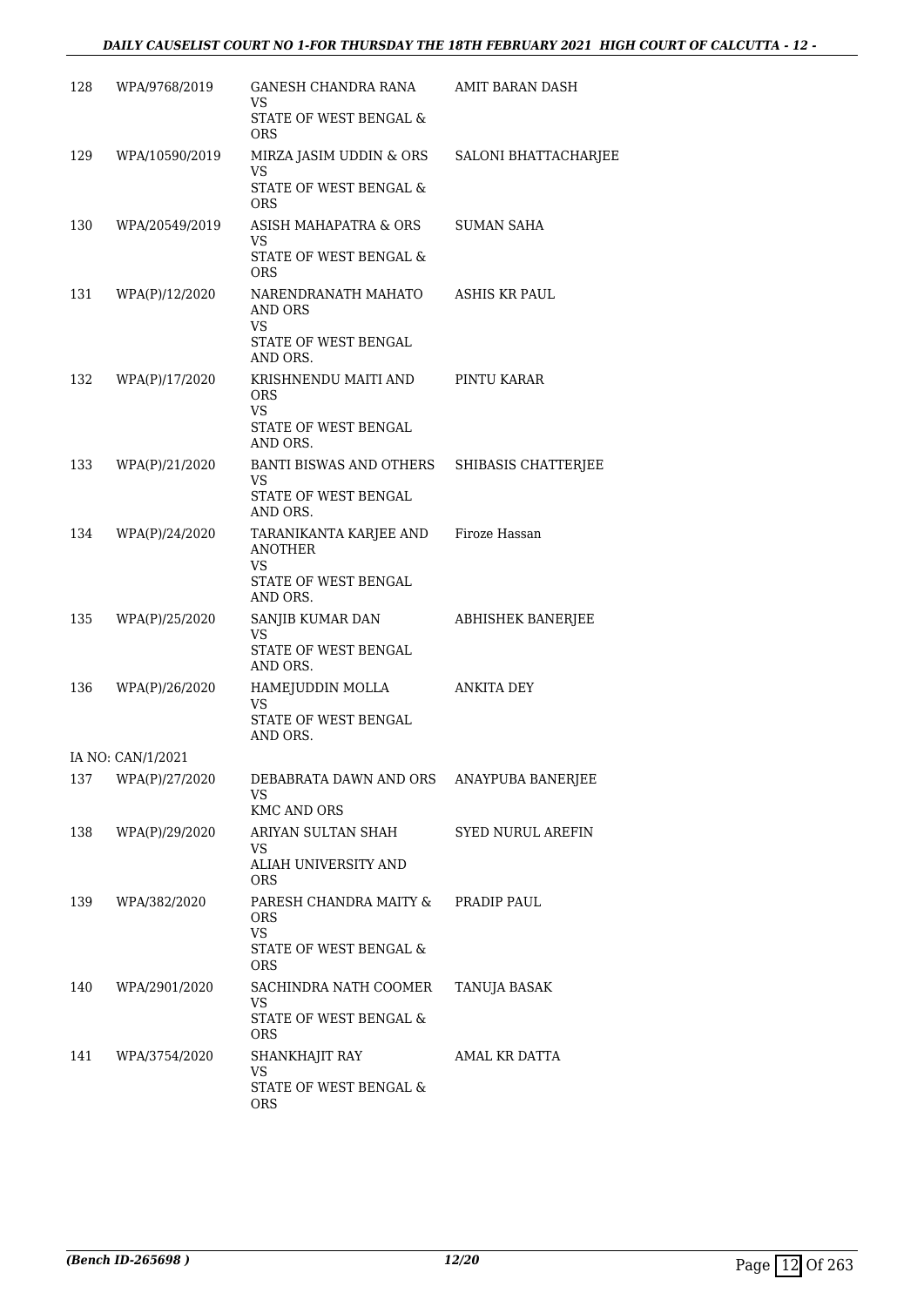| | | | |
|---|---|---|---|
| 128 | WPA/9768/2019 | GANESH CHANDRA RANA<br>VS<br>STATE OF WEST BENGAL & ORS | AMIT BARAN DASH |
| 129 | WPA/10590/2019 | MIRZA JASIM UDDIN & ORS<br>VS<br>STATE OF WEST BENGAL & ORS | SALONI BHATTACHARJEE |
| 130 | WPA/20549/2019 | ASISH MAHAPATRA & ORS<br>VS<br>STATE OF WEST BENGAL & ORS | SUMAN SAHA |
| 131 | WPA(P)/12/2020 | NARENDRANATH MAHATO AND ORS<br>VS<br>STATE OF WEST BENGAL AND ORS. | ASHIS KR PAUL |
| 132 | WPA(P)/17/2020 | KRISHNENDU MAITI AND ORS<br>VS<br>STATE OF WEST BENGAL AND ORS. | PINTU KARAR |
| 133 | WPA(P)/21/2020 | BANTI BISWAS AND OTHERS<br>VS<br>STATE OF WEST BENGAL AND ORS. | SHIBASIS CHATTERJEE |
| 134 | WPA(P)/24/2020 | TARANIKANTA KARJEE AND ANOTHER<br>VS<br>STATE OF WEST BENGAL AND ORS. | Firoze Hassan |
| 135 | WPA(P)/25/2020 | SANJIB KUMAR DAN<br>VS<br>STATE OF WEST BENGAL AND ORS. | ABHISHEK BANERJEE |
| 136 | WPA(P)/26/2020 | HAMEJUDDIN MOLLA<br>VS<br>STATE OF WEST BENGAL AND ORS. | ANKITA DEY |
| | IA NO: CAN/1/2021 | | |
| 137 | WPA(P)/27/2020 | DEBABRATA DAWN AND ORS<br>VS<br>KMC AND ORS | ANAYPUBA BANERJEE |
| 138 | WPA(P)/29/2020 | ARIYAN SULTAN SHAH<br>VS<br>ALIAH UNIVERSITY AND ORS | SYED NURUL AREFIN |
| 139 | WPA/382/2020 | PARESH CHANDRA MAITY & ORS<br>VS<br>STATE OF WEST BENGAL & ORS | PRADIP PAUL |
| 140 | WPA/2901/2020 | SACHINDRA NATH COOMER<br>VS<br>STATE OF WEST BENGAL & ORS | TANUJA BASAK |
| 141 | WPA/3754/2020 | SHANKHAJIT RAY<br>VS<br>STATE OF WEST BENGAL & ORS | AMAL KR DATTA |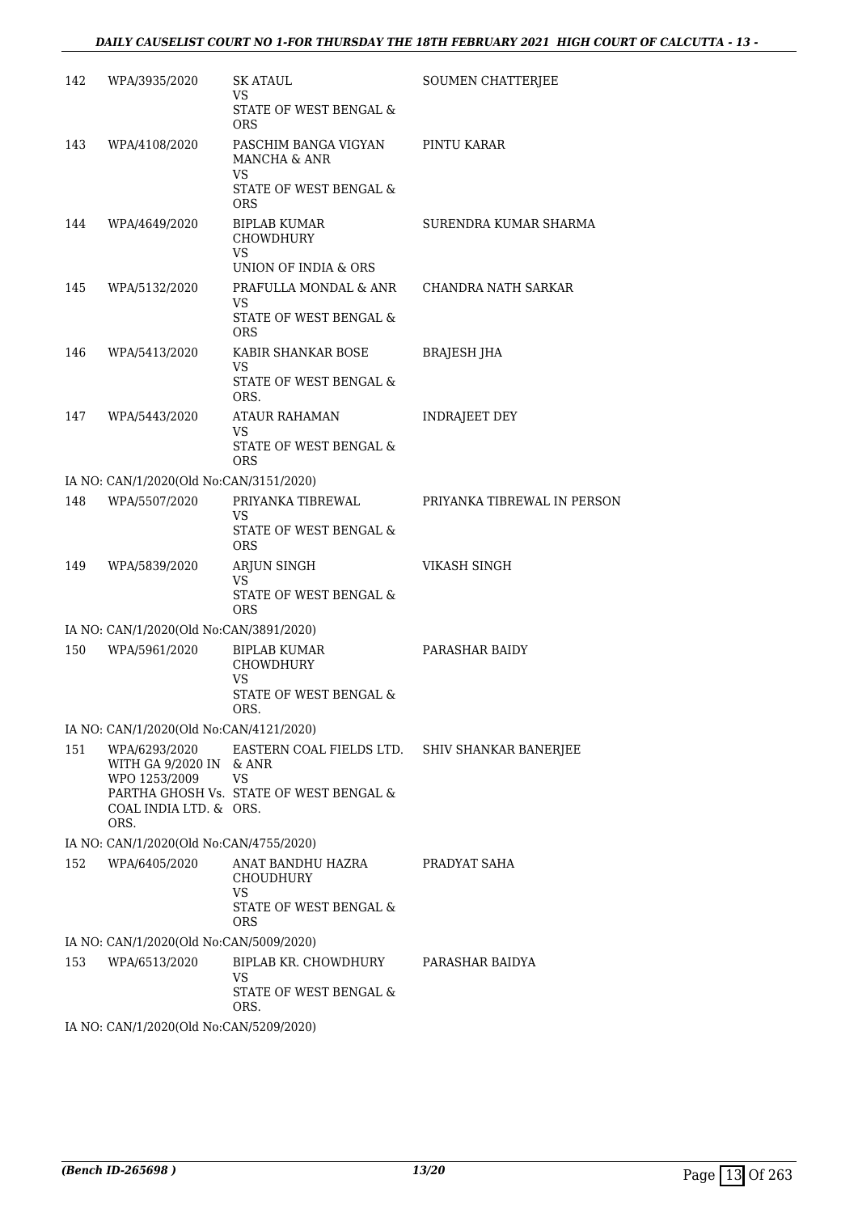| | | | |
|---|---|---|---|
| 142 | WPA/3935/2020 | SK ATAUL<br>VS<br>STATE OF WEST BENGAL & ORS | SOUMEN CHATTERJEE |
| 143 | WPA/4108/2020 | PASCHIM BANGA VIGYAN MANCHA & ANR<br>VS<br>STATE OF WEST BENGAL & ORS | PINTU KARAR |
| 144 | WPA/4649/2020 | BIPLAB KUMAR CHOWDHURY<br>VS<br>UNION OF INDIA & ORS | SURENDRA KUMAR SHARMA |
| 145 | WPA/5132/2020 | PRAFULLA MONDAL & ANR<br>VS<br>STATE OF WEST BENGAL & ORS | CHANDRA NATH SARKAR |
| 146 | WPA/5413/2020 | KABIR SHANKAR BOSE<br>VS<br>STATE OF WEST BENGAL & ORS. | BRAJESH JHA |
| 147 | WPA/5443/2020 | ATAUR RAHAMAN<br>VS<br>STATE OF WEST BENGAL & ORS | INDRAJEET DEY |
| | IA NO: CAN/1/2020(Old No:CAN/3151/2020) | | |
| 148 | WPA/5507/2020 | PRIYANKA TIBREWAL<br>VS<br>STATE OF WEST BENGAL & ORS | PRIYANKA TIBREWAL IN PERSON |
| 149 | WPA/5839/2020 | ARJUN SINGH<br>VS<br>STATE OF WEST BENGAL & ORS | VIKASH SINGH |
| | IA NO: CAN/1/2020(Old No:CAN/3891/2020) | | |
| 150 | WPA/5961/2020 | BIPLAB KUMAR CHOWDHURY<br>VS<br>STATE OF WEST BENGAL & ORS. | PARASHAR BAIDY |
| | IA NO: CAN/1/2020(Old No:CAN/4121/2020) | | |
| 151 | WPA/6293/2020 WITH GA 9/2020 IN WPO 1253/2009 PARTHA GHOSH Vs. COAL INDIA LTD. & ORS. | EASTERN COAL FIELDS LTD. & ANR<br>VS<br>STATE OF WEST BENGAL & ORS. | SHIV SHANKAR BANERJEE |
| | IA NO: CAN/1/2020(Old No:CAN/4755/2020) | | |
| 152 | WPA/6405/2020 | ANAT BANDHU HAZRA CHOUDHURY<br>VS<br>STATE OF WEST BENGAL & ORS | PRADYAT SAHA |
| | IA NO: CAN/1/2020(Old No:CAN/5009/2020) | | |
| 153 | WPA/6513/2020 | BIPLAB KR. CHOWDHURY<br>VS<br>STATE OF WEST BENGAL & ORS. | PARASHAR BAIDYA |
| | IA NO: CAN/1/2020(Old No:CAN/5209/2020) | | |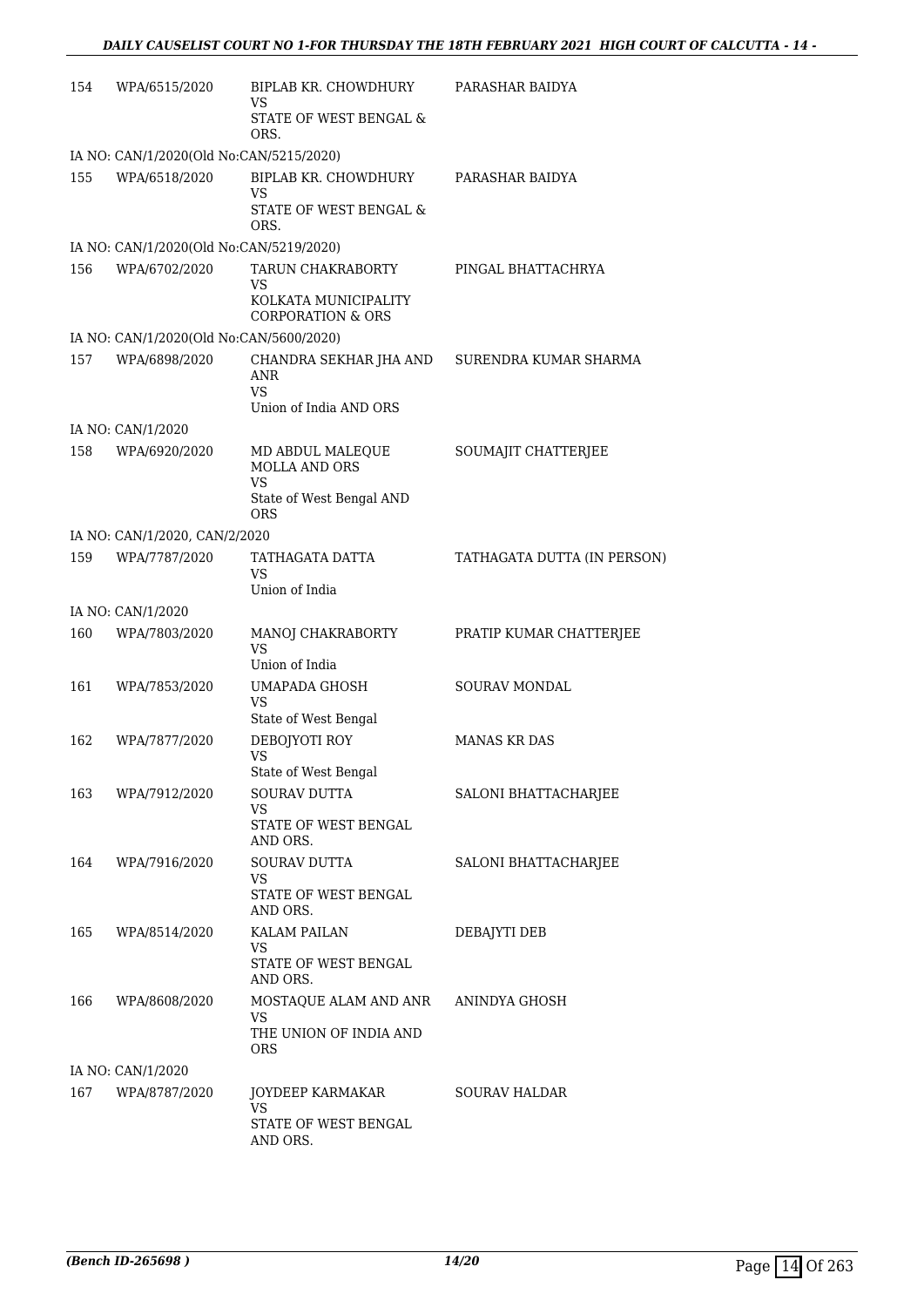| | | | |
|---|---|---|---|
| 154 | WPA/6515/2020 | BIPLAB KR. CHOWDHURY<br>VS<br>STATE OF WEST BENGAL & ORS. | PARASHAR BAIDYA |
| IA NO: CAN/1/2020(Old No:CAN/5215/2020) | | | |
| 155 | WPA/6518/2020 | BIPLAB KR. CHOWDHURY<br>VS<br>STATE OF WEST BENGAL & ORS. | PARASHAR BAIDYA |
| IA NO: CAN/1/2020(Old No:CAN/5219/2020) | | | |
| 156 | WPA/6702/2020 | TARUN CHAKRABORTY<br>VS<br>KOLKATA MUNICIPALITY CORPORATION & ORS | PINGAL BHATTACHRYA |
| IA NO: CAN/1/2020(Old No:CAN/5600/2020) | | | |
| 157 | WPA/6898/2020 | CHANDRA SEKHAR JHA AND ANR<br>VS<br>Union of India AND ORS | SURENDRA KUMAR SHARMA |
| IA NO: CAN/1/2020 | | | |
| 158 | WPA/6920/2020 | MD ABDUL MALEQUE MOLLA AND ORS<br>VS<br>State of West Bengal AND ORS | SOUMAJIT CHATTERJEE |
| IA NO: CAN/1/2020, CAN/2/2020 | | | |
| 159 | WPA/7787/2020 | TATHAGATA DATTA<br>VS<br>Union of India | TATHAGATA DUTTA (IN PERSON) |
| IA NO: CAN/1/2020 | | | |
| 160 | WPA/7803/2020 | MANOJ CHAKRABORTY<br>VS<br>Union of India | PRATIP KUMAR CHATTERJEE |
| 161 | WPA/7853/2020 | UMAPADA GHOSH<br>VS<br>State of West Bengal | SOURAV MONDAL |
| 162 | WPA/7877/2020 | DEBOJYOTI ROY<br>VS<br>State of West Bengal | MANAS KR DAS |
| 163 | WPA/7912/2020 | SOURAV DUTTA<br>VS<br>STATE OF WEST BENGAL AND ORS. | SALONI BHATTACHARJEE |
| 164 | WPA/7916/2020 | SOURAV DUTTA<br>VS<br>STATE OF WEST BENGAL AND ORS. | SALONI BHATTACHARJEE |
| 165 | WPA/8514/2020 | KALAM PAILAN<br>VS<br>STATE OF WEST BENGAL AND ORS. | DEBAJYTI DEB |
| 166 | WPA/8608/2020 | MOSTAQUE ALAM AND ANR<br>VS<br>THE UNION OF INDIA AND ORS | ANINDYA GHOSH |
| IA NO: CAN/1/2020 | | | |
| 167 | WPA/8787/2020 | JOYDEEP KARMAKAR<br>VS<br>STATE OF WEST BENGAL AND ORS. | SOURAV HALDAR |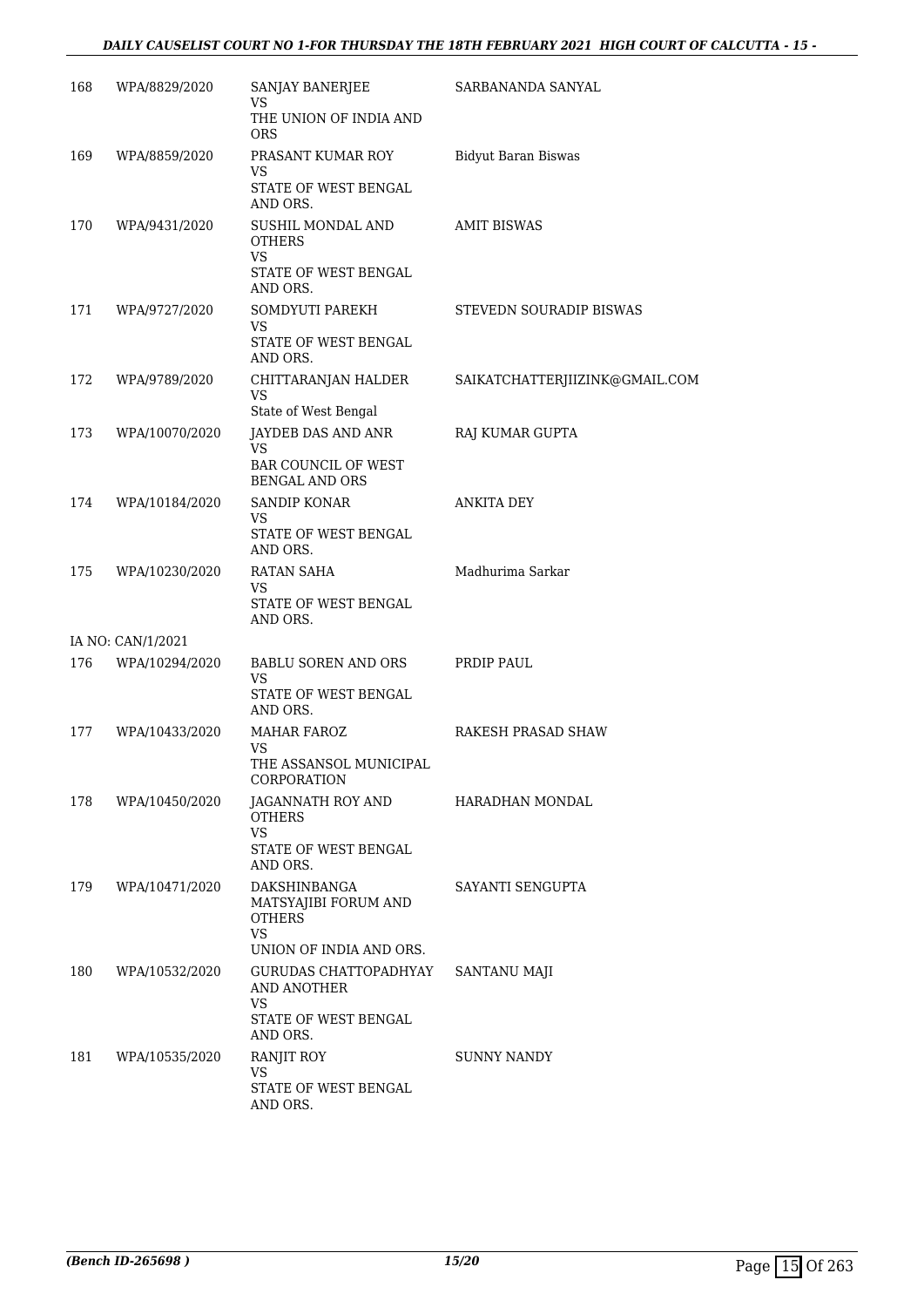| | | | |
|---|---|---|---|
| 168 | WPA/8829/2020 | SANJAY BANERJEE<br>VS<br>THE UNION OF INDIA AND ORS | SARBANANDA SANYAL |
| 169 | WPA/8859/2020 | PRASANT KUMAR ROY<br>VS<br>STATE OF WEST BENGAL AND ORS. | Bidyut Baran Biswas |
| 170 | WPA/9431/2020 | SUSHIL MONDAL AND OTHERS<br>VS<br>STATE OF WEST BENGAL AND ORS. | AMIT BISWAS |
| 171 | WPA/9727/2020 | SOMDYUTI PAREKH<br>VS<br>STATE OF WEST BENGAL AND ORS. | STEVEDN SOURADIP BISWAS |
| 172 | WPA/9789/2020 | CHITTARANJAN HALDER<br>VS<br>State of West Bengal | SAIKATCHATTERJIIZINK@GMAIL.COM |
| 173 | WPA/10070/2020 | JAYDEB DAS AND ANR<br>VS<br>BAR COUNCIL OF WEST BENGAL AND ORS | RAJ KUMAR GUPTA |
| 174 | WPA/10184/2020 | SANDIP KONAR<br>VS<br>STATE OF WEST BENGAL AND ORS. | ANKITA DEY |
| 175 | WPA/10230/2020 | RATAN SAHA<br>VS<br>STATE OF WEST BENGAL AND ORS. | Madhurima Sarkar |
| IA NO: CAN/1/2021 | | | |
| 176 | WPA/10294/2020 | BABLU SOREN AND ORS<br>VS<br>STATE OF WEST BENGAL AND ORS. | PRDIP PAUL |
| 177 | WPA/10433/2020 | MAHAR FAROZ<br>VS<br>THE ASSANSOL MUNICIPAL CORPORATION | RAKESH PRASAD SHAW |
| 178 | WPA/10450/2020 | JAGANNATH ROY AND OTHERS<br>VS<br>STATE OF WEST BENGAL AND ORS. | HARADHAN MONDAL |
| 179 | WPA/10471/2020 | DAKSHINBANGA MATSYAJIBI FORUM AND OTHERS<br>VS<br>UNION OF INDIA AND ORS. | SAYANTI SENGUPTA |
| 180 | WPA/10532/2020 | GURUDAS CHATTOPADHYAY AND ANOTHER<br>VS<br>STATE OF WEST BENGAL AND ORS. | SANTANU MAJI |
| 181 | WPA/10535/2020 | RANJIT ROY<br>VS<br>STATE OF WEST BENGAL AND ORS. | SUNNY NANDY |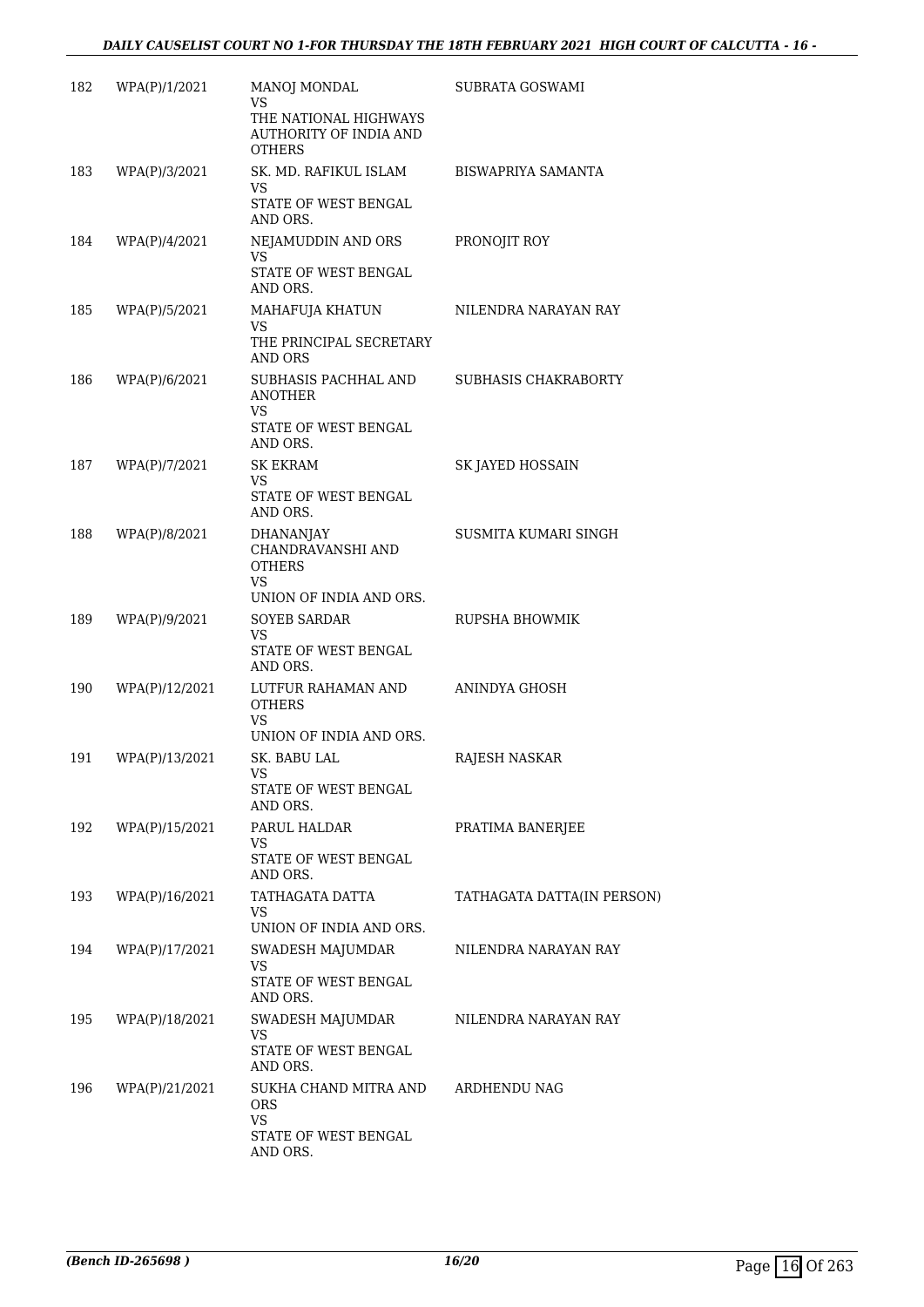| | | | |
|---|---|---|---|
| 182 | WPA(P)/1/2021 | MANOJ MONDAL<br>VS<br>THE NATIONAL HIGHWAYS AUTHORITY OF INDIA AND OTHERS | SUBRATA GOSWAMI |
| 183 | WPA(P)/3/2021 | SK. MD. RAFIKUL ISLAM<br>VS<br>STATE OF WEST BENGAL AND ORS. | BISWAPRIYA SAMANTA |
| 184 | WPA(P)/4/2021 | NEJAMUDDIN AND ORS<br>VS<br>STATE OF WEST BENGAL AND ORS. | PRONOJIT ROY |
| 185 | WPA(P)/5/2021 | MAHAFUJA KHATUN<br>VS<br>THE PRINCIPAL SECRETARY AND ORS | NILENDRA NARAYAN RAY |
| 186 | WPA(P)/6/2021 | SUBHASIS PACHHAL AND ANOTHER<br>VS<br>STATE OF WEST BENGAL AND ORS. | SUBHASIS CHAKRABORTY |
| 187 | WPA(P)/7/2021 | SK EKRAM<br>VS<br>STATE OF WEST BENGAL AND ORS. | SK JAYED HOSSAIN |
| 188 | WPA(P)/8/2021 | DHANANJAY CHANDRAVANSHI AND OTHERS<br>VS<br>UNION OF INDIA AND ORS. | SUSMITA KUMARI SINGH |
| 189 | WPA(P)/9/2021 | SOYEB SARDAR<br>VS<br>STATE OF WEST BENGAL AND ORS. | RUPSHA BHOWMIK |
| 190 | WPA(P)/12/2021 | LUTFUR RAHAMAN AND OTHERS<br>VS<br>UNION OF INDIA AND ORS. | ANINDYA GHOSH |
| 191 | WPA(P)/13/2021 | SK. BABU LAL<br>VS<br>STATE OF WEST BENGAL AND ORS. | RAJESH NASKAR |
| 192 | WPA(P)/15/2021 | PARUL HALDAR<br>VS<br>STATE OF WEST BENGAL AND ORS. | PRATIMA BANERJEE |
| 193 | WPA(P)/16/2021 | TATHAGATA DATTA<br>VS<br>UNION OF INDIA AND ORS. | TATHAGATA DATTA(IN PERSON) |
| 194 | WPA(P)/17/2021 | SWADESH MAJUMDAR<br>VS<br>STATE OF WEST BENGAL AND ORS. | NILENDRA NARAYAN RAY |
| 195 | WPA(P)/18/2021 | SWADESH MAJUMDAR<br>VS<br>STATE OF WEST BENGAL AND ORS. | NILENDRA NARAYAN RAY |
| 196 | WPA(P)/21/2021 | SUKHA CHAND MITRA AND ORS<br>VS<br>STATE OF WEST BENGAL AND ORS. | ARDHENDU NAG |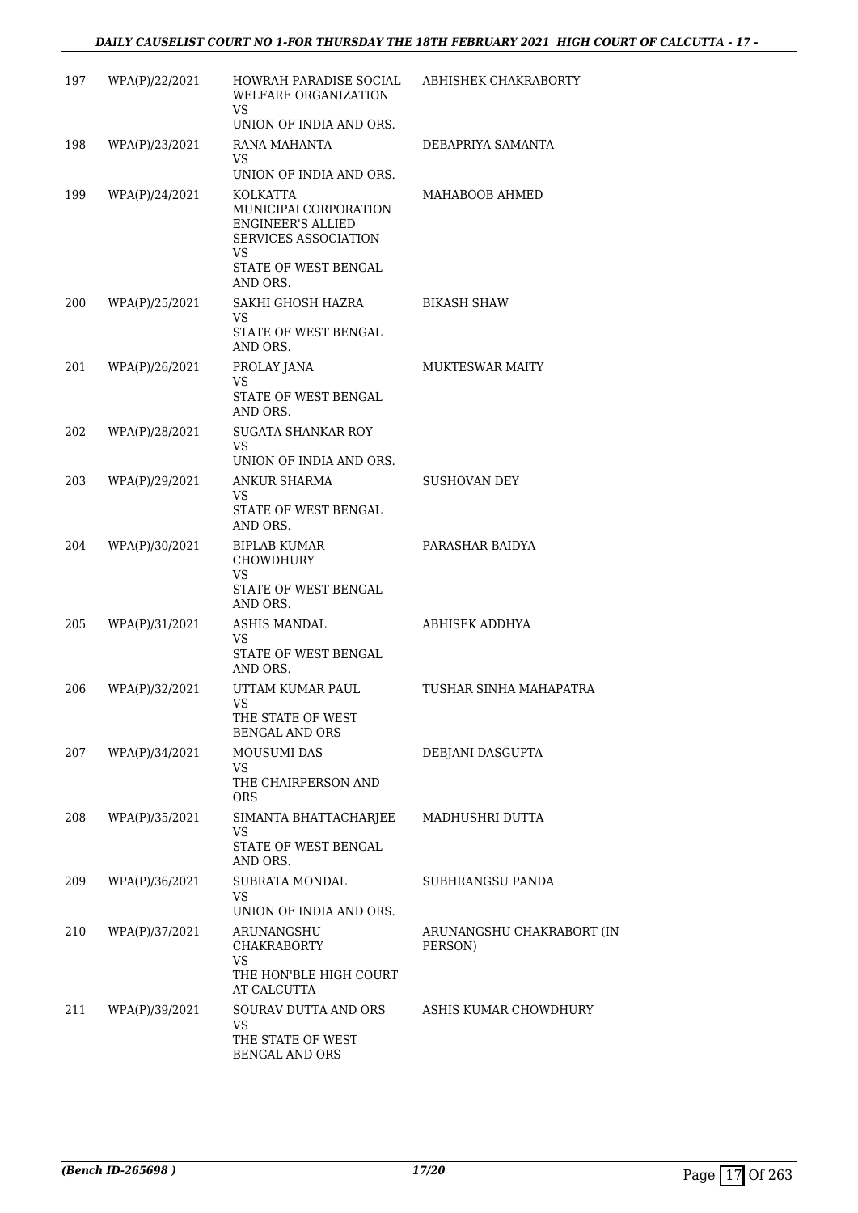| | | | |
|---|---|---|---|
| 197 | WPA(P)/22/2021 | HOWRAH PARADISE SOCIAL WELFARE ORGANIZATION<br>VS<br>UNION OF INDIA AND ORS. | ABHISHEK CHAKRABORTY |
| 198 | WPA(P)/23/2021 | RANA MAHANTA<br>VS<br>UNION OF INDIA AND ORS. | DEBAPRIYA SAMANTA |
| 199 | WPA(P)/24/2021 | KOLKATTA MUNICIPALCORPORATION ENGINEER'S ALLIED SERVICES ASSOCIATION<br>VS<br>STATE OF WEST BENGAL AND ORS. | MAHABOOB AHMED |
| 200 | WPA(P)/25/2021 | SAKHI GHOSH HAZRA<br>VS<br>STATE OF WEST BENGAL AND ORS. | BIKASH SHAW |
| 201 | WPA(P)/26/2021 | PROLAY JANA<br>VS<br>STATE OF WEST BENGAL AND ORS. | MUKTESWAR MAITY |
| 202 | WPA(P)/28/2021 | SUGATA SHANKAR ROY<br>VS<br>UNION OF INDIA AND ORS. | |
| 203 | WPA(P)/29/2021 | ANKUR SHARMA<br>VS<br>STATE OF WEST BENGAL AND ORS. | SUSHOVAN DEY |
| 204 | WPA(P)/30/2021 | BIPLAB KUMAR CHOWDHURY<br>VS<br>STATE OF WEST BENGAL AND ORS. | PARASHAR BAIDYA |
| 205 | WPA(P)/31/2021 | ASHIS MANDAL<br>VS<br>STATE OF WEST BENGAL AND ORS. | ABHISEK ADDHYA |
| 206 | WPA(P)/32/2021 | UTTAM KUMAR PAUL<br>VS<br>THE STATE OF WEST BENGAL AND ORS | TUSHAR SINHA MAHAPATRA |
| 207 | WPA(P)/34/2021 | MOUSUMI DAS<br>VS<br>THE CHAIRPERSON AND ORS | DEBJANI DASGUPTA |
| 208 | WPA(P)/35/2021 | SIMANTA BHATTACHARJEE<br>VS<br>STATE OF WEST BENGAL AND ORS. | MADHUSHRI DUTTA |
| 209 | WPA(P)/36/2021 | SUBRATA MONDAL<br>VS<br>UNION OF INDIA AND ORS. | SUBHRANGSU PANDA |
| 210 | WPA(P)/37/2021 | ARUNANGSHU CHAKRABORTY<br>VS<br>THE HON'BLE HIGH COURT AT CALCUTTA | ARUNANGSHU CHAKRABORT (IN PERSON) |
| 211 | WPA(P)/39/2021 | SOURAV DUTTA AND ORS<br>VS<br>THE STATE OF WEST BENGAL AND ORS | ASHIS KUMAR CHOWDHURY |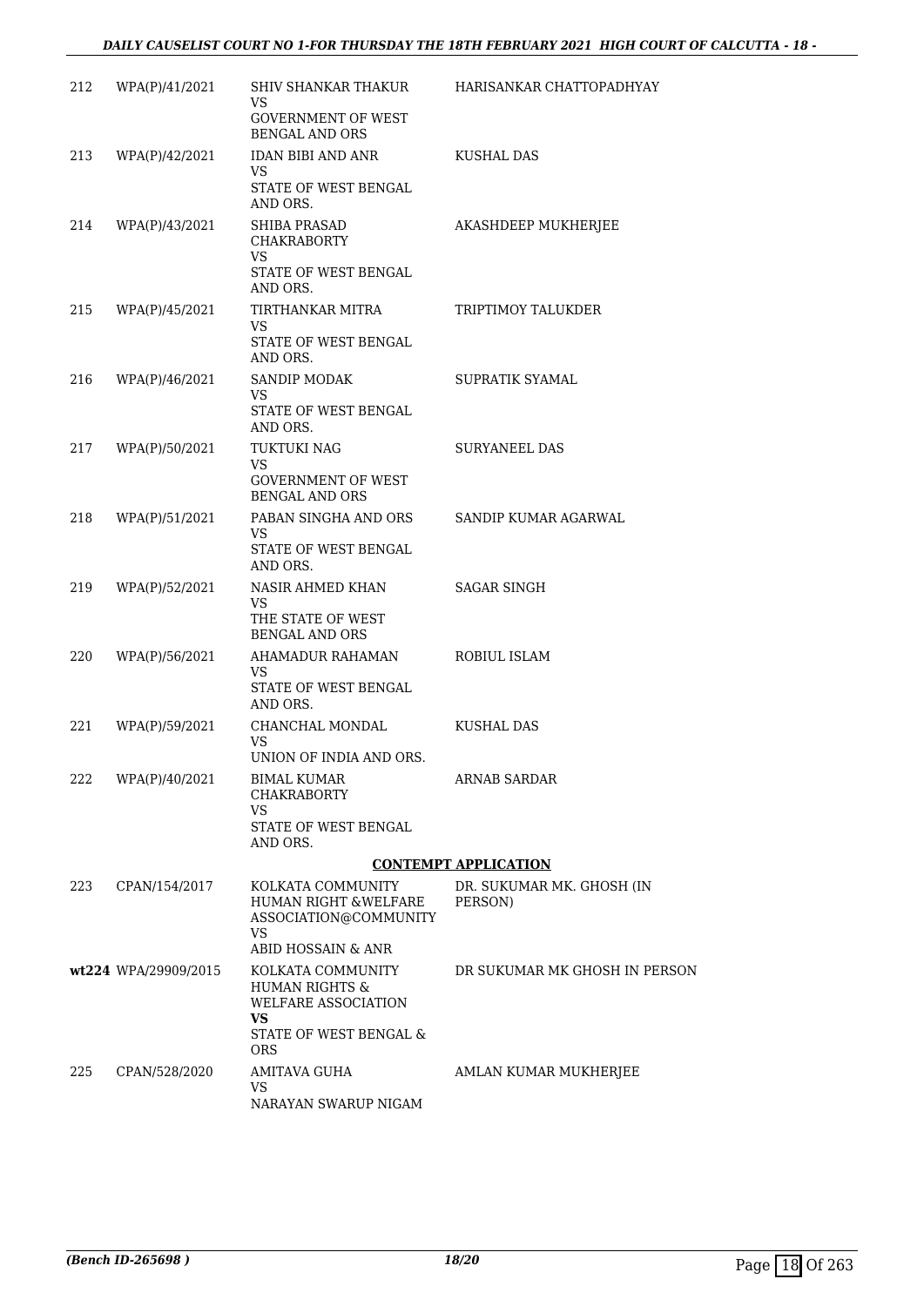| | | | |
|---|---|---|---|
| 212 | WPA(P)/41/2021 | SHIV SHANKAR THAKUR<br>VS<br>GOVERNMENT OF WEST BENGAL AND ORS | HARISANKAR CHATTOPADHYAY |
| 213 | WPA(P)/42/2021 | IDAN BIBI AND ANR<br>VS<br>STATE OF WEST BENGAL AND ORS. | KUSHAL DAS |
| 214 | WPA(P)/43/2021 | SHIBA PRASAD CHAKRABORTY<br>VS<br>STATE OF WEST BENGAL AND ORS. | AKASHDEEP MUKHERJEE |
| 215 | WPA(P)/45/2021 | TIRTHANKAR MITRA<br>VS<br>STATE OF WEST BENGAL AND ORS. | TRIPTIMOY TALUKDER |
| 216 | WPA(P)/46/2021 | SANDIP MODAK<br>VS<br>STATE OF WEST BENGAL AND ORS. | SUPRATIK SYAMAL |
| 217 | WPA(P)/50/2021 | TUKTUKI NAG<br>VS<br>GOVERNMENT OF WEST BENGAL AND ORS | SURYANEEL DAS |
| 218 | WPA(P)/51/2021 | PABAN SINGHA AND ORS<br>VS<br>STATE OF WEST BENGAL AND ORS. | SANDIP KUMAR AGARWAL |
| 219 | WPA(P)/52/2021 | NASIR AHMED KHAN<br>VS<br>THE STATE OF WEST BENGAL AND ORS | SAGAR SINGH |
| 220 | WPA(P)/56/2021 | AHAMADUR RAHAMAN<br>VS<br>STATE OF WEST BENGAL AND ORS. | ROBIUL ISLAM |
| 221 | WPA(P)/59/2021 | CHANCHAL MONDAL<br>VS<br>UNION OF INDIA AND ORS. | KUSHAL DAS |
| 222 | WPA(P)/40/2021 | BIMAL KUMAR CHAKRABORTY<br>VS<br>STATE OF WEST BENGAL AND ORS. | ARNAB SARDAR |

**CONTEMPT APPLICATION**

| | | | |
|---|---|---|---|
| 223 | CPAN/154/2017 | KOLKATA COMMUNITY HUMAN RIGHT &WELFARE ASSOCIATION@COMMUNITY<br>VS<br>ABID HOSSAIN & ANR | DR. SUKUMAR MK. GHOSH (IN PERSON) |
| **wt224** | WPA/29909/2015 | KOLKATA COMMUNITY HUMAN RIGHTS & WELFARE ASSOCIATION<br>**VS**<br>STATE OF WEST BENGAL & ORS | DR SUKUMAR MK GHOSH IN PERSON |
| 225 | CPAN/528/2020 | AMITAVA GUHA<br>VS<br>NARAYAN SWARUP NIGAM | AMLAN KUMAR MUKHERJEE |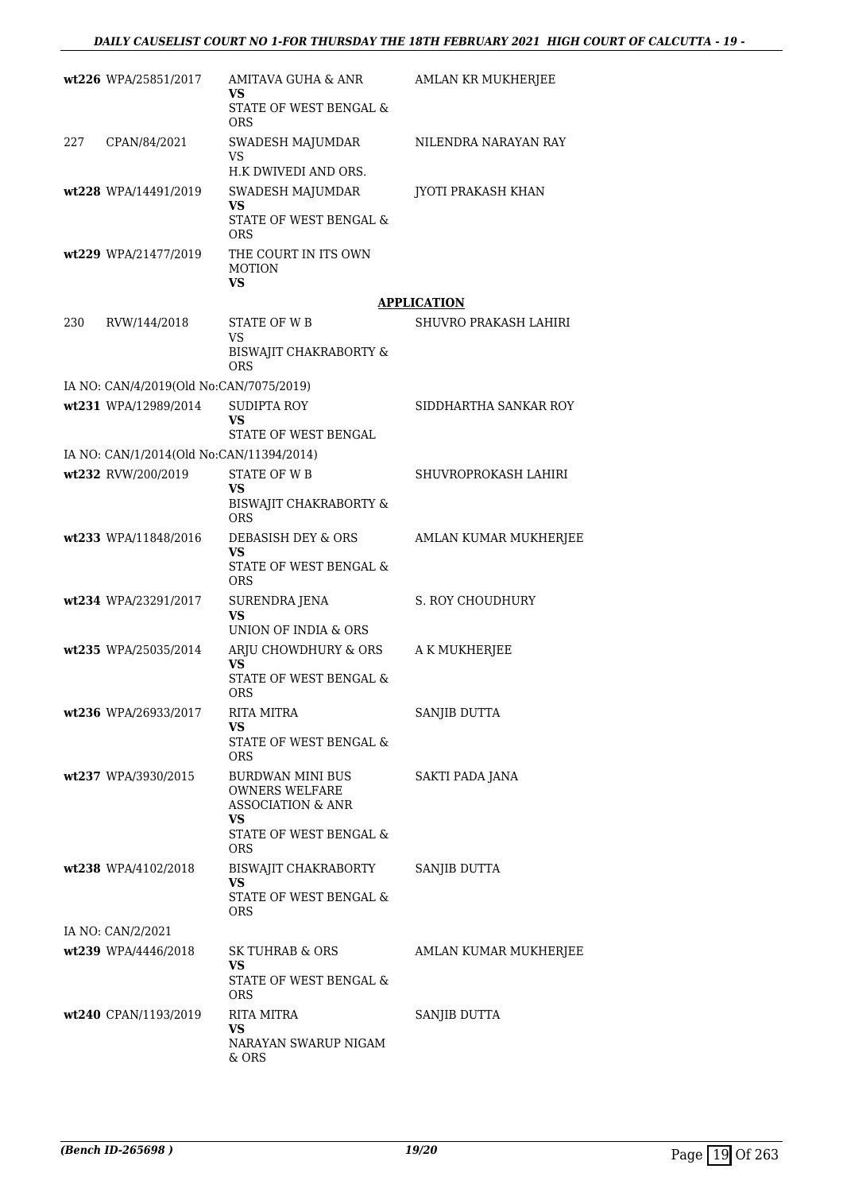| | | | |
|---|---|---|---|
| **wt226** | WPA/25851/2017 | AMITAVA GUHA & ANR<br>**VS**<br>STATE OF WEST BENGAL & ORS | AMLAN KR MUKHERJEE |
| 227 | CPAN/84/2021 | SWADESH MAJUMDAR<br>VS<br>H.K DWIVEDI AND ORS. | NILENDRA NARAYAN RAY |
| **wt228** | WPA/14491/2019 | SWADESH MAJUMDAR<br>**VS**<br>STATE OF WEST BENGAL & ORS | JYOTI PRAKASH KHAN |
| **wt229** | WPA/21477/2019 | THE COURT IN ITS OWN MOTION<br>**VS** | |

**APPLICATION**

| | | | |
|---|---|---|---|
| 230 | RVW/144/2018 | STATE OF W B<br>VS<br>BISWAJIT CHAKRABORTY & ORS | SHUVRO PRAKASH LAHIRI |
| IA NO: CAN/4/2019(Old No:CAN/7075/2019) | | | |
| **wt231** | WPA/12989/2014 | SUDIPTA ROY<br>**VS**<br>STATE OF WEST BENGAL | SIDDHARTHA SANKAR ROY |
| IA NO: CAN/1/2014(Old No:CAN/11394/2014) | | | |
| **wt232** | RVW/200/2019 | STATE OF W B<br>**VS**<br>BISWAJIT CHAKRABORTY & ORS | SHUVROPROKASH LAHIRI |
| **wt233** | WPA/11848/2016 | DEBASISH DEY & ORS<br>**VS**<br>STATE OF WEST BENGAL & ORS | AMLAN KUMAR MUKHERJEE |
| **wt234** | WPA/23291/2017 | SURENDRA JENA<br>**VS**<br>UNION OF INDIA & ORS | S. ROY CHOUDHURY |
| **wt235** | WPA/25035/2014 | ARJU CHOWDHURY & ORS<br>**VS**<br>STATE OF WEST BENGAL & ORS | A K MUKHERJEE |
| **wt236** | WPA/26933/2017 | RITA MITRA<br>**VS**<br>STATE OF WEST BENGAL & ORS | SANJIB DUTTA |
| **wt237** | WPA/3930/2015 | BURDWAN MINI BUS OWNERS WELFARE ASSOCIATION & ANR<br>**VS**<br>STATE OF WEST BENGAL & ORS | SAKTI PADA JANA |
| **wt238** | WPA/4102/2018 | BISWAJIT CHAKRABORTY<br>**VS**<br>STATE OF WEST BENGAL & ORS | SANJIB DUTTA |
| IA NO: CAN/2/2021 | | | |
| **wt239** | WPA/4446/2018 | SK TUHRAB & ORS<br>**VS**<br>STATE OF WEST BENGAL & ORS | AMLAN KUMAR MUKHERJEE |
| **wt240** | CPAN/1193/2019 | RITA MITRA<br>**VS**<br>NARAYAN SWARUP NIGAM & ORS | SANJIB DUTTA |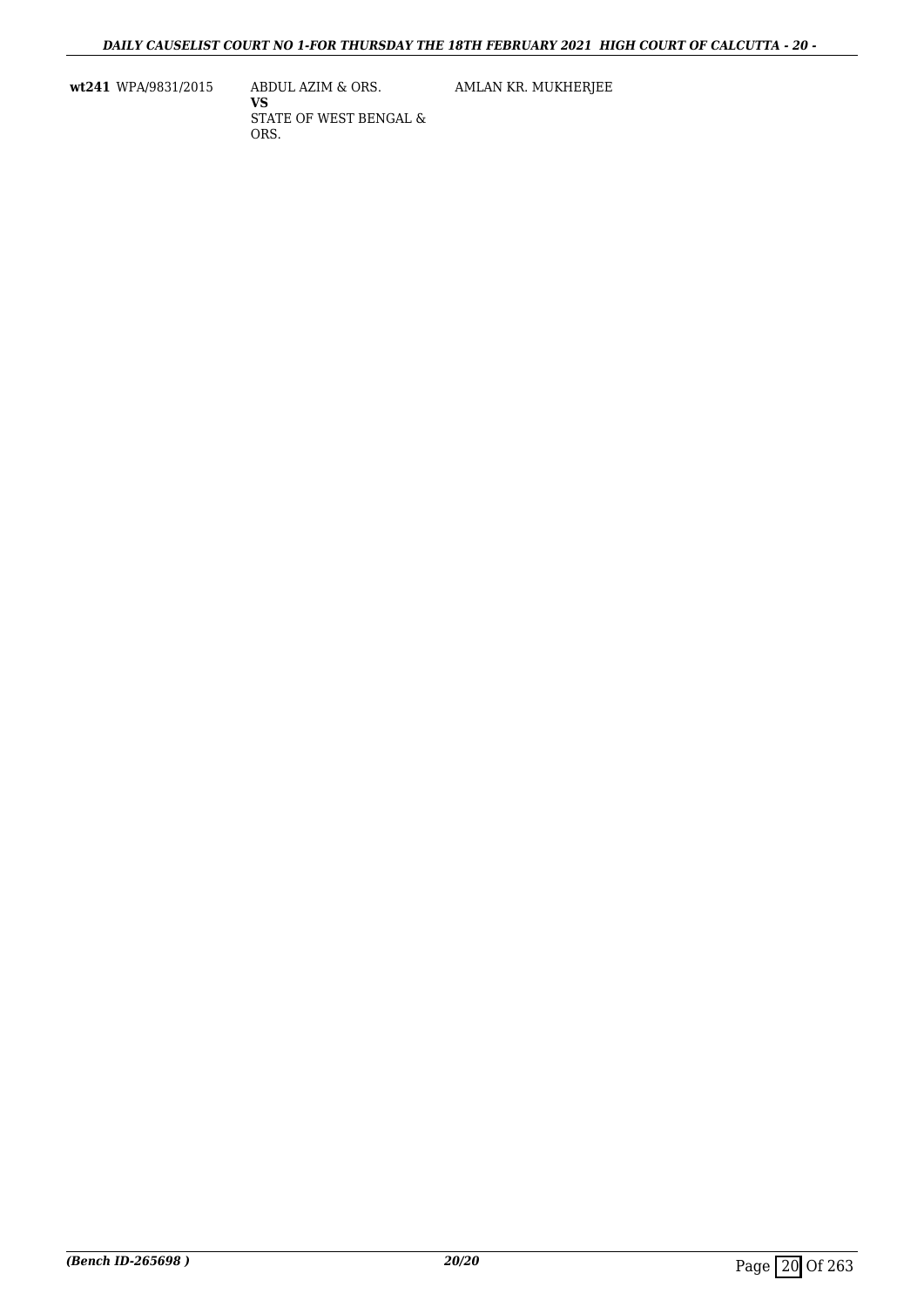| | | | |
|---|---|---|---|
| **wt241** | WPA/9831/2015 | ABDUL AZIM & ORS.<br>**VS**<br>STATE OF WEST BENGAL & ORS. | AMLAN KR. MUKHERJEE |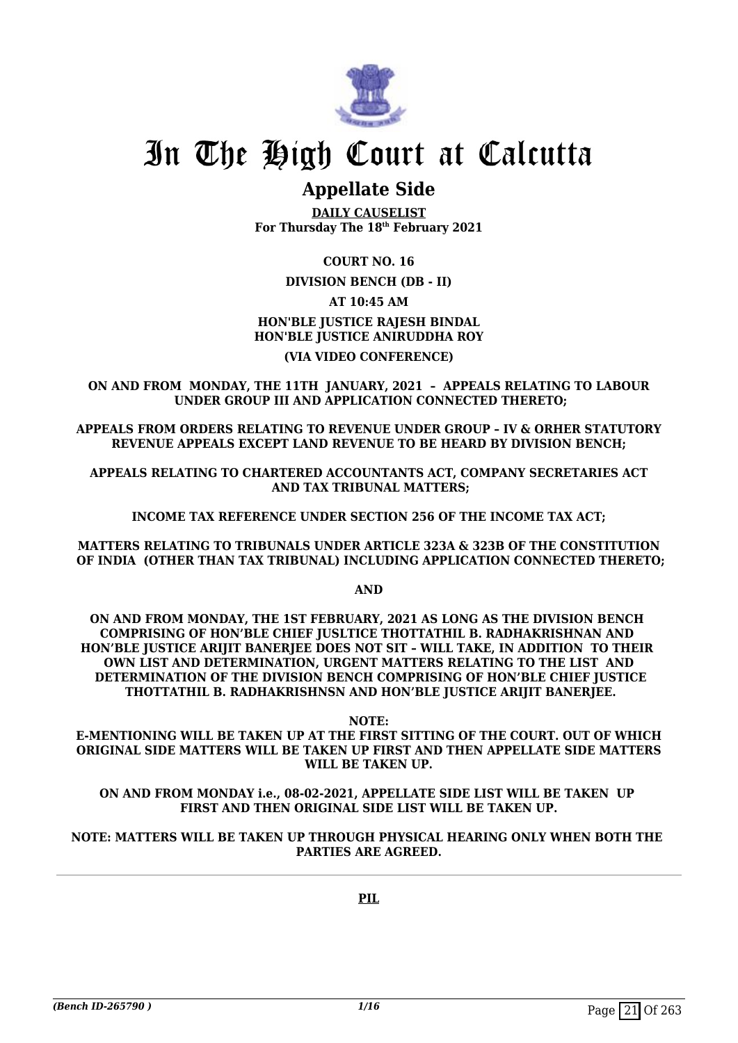# In The High Court at Calcutta

## Appellate Side

**DAILY CAUSELIST**
**For Thursday The 18th February 2021**

**COURT NO. 16**

**DIVISION BENCH (DB - II)**

**AT 10:45 AM**

**HON'BLE JUSTICE RAJESH BINDAL**
**HON'BLE JUSTICE ANIRUDDHA ROY**

**(VIA VIDEO CONFERENCE)**

**ON AND FROM MONDAY, THE 11TH JANUARY, 2021 – APPEALS RELATING TO LABOUR UNDER GROUP III AND APPLICATION CONNECTED THERETO;**

**APPEALS FROM ORDERS RELATING TO REVENUE UNDER GROUP – IV & ORHER STATUTORY REVENUE APPEALS EXCEPT LAND REVENUE TO BE HEARD BY DIVISION BENCH;**

**APPEALS RELATING TO CHARTERED ACCOUNTANTS ACT, COMPANY SECRETARIES ACT AND TAX TRIBUNAL MATTERS;**

**INCOME TAX REFERENCE UNDER SECTION 256 OF THE INCOME TAX ACT;**

**MATTERS RELATING TO TRIBUNALS UNDER ARTICLE 323A & 323B OF THE CONSTITUTION OF INDIA (OTHER THAN TAX TRIBUNAL) INCLUDING APPLICATION CONNECTED THERETO;**

**AND**

**ON AND FROM MONDAY, THE 1ST FEBRUARY, 2021 AS LONG AS THE DIVISION BENCH COMPRISING OF HON'BLE CHIEF JUSLTICE THOTTATHIL B. RADHAKRISHNAN AND HON'BLE JUSTICE ARIJIT BANERJEE DOES NOT SIT – WILL TAKE, IN ADDITION TO THEIR OWN LIST AND DETERMINATION, URGENT MATTERS RELATING TO THE LIST AND DETERMINATION OF THE DIVISION BENCH COMPRISING OF HON'BLE CHIEF JUSTICE THOTTATHIL B. RADHAKRISHNSN AND HON'BLE JUSTICE ARIJIT BANERJEE.**

**NOTE:**
**E-MENTIONING WILL BE TAKEN UP AT THE FIRST SITTING OF THE COURT. OUT OF WHICH ORIGINAL SIDE MATTERS WILL BE TAKEN UP FIRST AND THEN APPELLATE SIDE MATTERS WILL BE TAKEN UP.**

**ON AND FROM MONDAY i.e., 08-02-2021, APPELLATE SIDE LIST WILL BE TAKEN UP FIRST AND THEN ORIGINAL SIDE LIST WILL BE TAKEN UP.**

**NOTE: MATTERS WILL BE TAKEN UP THROUGH PHYSICAL HEARING ONLY WHEN BOTH THE PARTIES ARE AGREED.**

---

**PIL**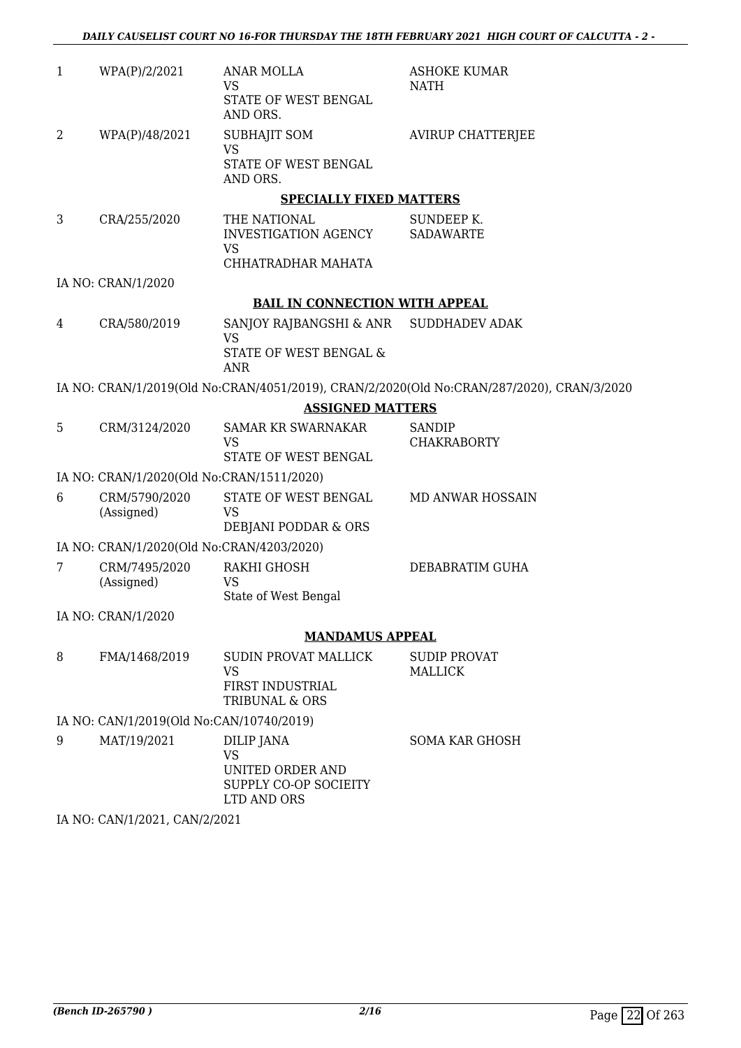| | | | |
|---|---|---|---|
| 1 | WPA(P)/2/2021 | ANAR MOLLA<br>VS<br>STATE OF WEST BENGAL AND ORS. | ASHOKE KUMAR NATH |
| 2 | WPA(P)/48/2021 | SUBHAJIT SOM<br>VS<br>STATE OF WEST BENGAL AND ORS. | AVIRUP CHATTERJEE |

**SPECIALLY FIXED MATTERS**

| | | | |
|---|---|---|---|
| 3 | CRA/255/2020 | THE NATIONAL INVESTIGATION AGENCY<br>VS<br>CHHATRADHAR MAHATA | SUNDEEP K. SADAWARTE |

IA NO: CRAN/1/2020

**BAIL IN CONNECTION WITH APPEAL**

| | | | |
|---|---|---|---|
| 4 | CRA/580/2019 | SANJOY RAJBANGSHI & ANR<br>VS<br>STATE OF WEST BENGAL & ANR | SUDDHADEV ADAK |

IA NO: CRAN/1/2019(Old No:CRAN/4051/2019), CRAN/2/2020(Old No:CRAN/287/2020), CRAN/3/2020

**ASSIGNED MATTERS**

| | | | |
|---|---|---|---|
| 5 | CRM/3124/2020 | SAMAR KR SWARNAKAR<br>VS<br>STATE OF WEST BENGAL | SANDIP CHAKRABORTY |

IA NO: CRAN/1/2020(Old No:CRAN/1511/2020)

| | | | |
|---|---|---|---|
| 6 | CRM/5790/2020 (Assigned) | STATE OF WEST BENGAL<br>VS<br>DEBJANI PODDAR & ORS | MD ANWAR HOSSAIN |

IA NO: CRAN/1/2020(Old No:CRAN/4203/2020)

| | | | |
|---|---|---|---|
| 7 | CRM/7495/2020 (Assigned) | RAKHI GHOSH<br>VS<br>State of West Bengal | DEBABRATIM GUHA |

IA NO: CRAN/1/2020

**MANDAMUS APPEAL**

| | | | |
|---|---|---|---|
| 8 | FMA/1468/2019 | SUDIN PROVAT MALLICK<br>VS<br>FIRST INDUSTRIAL TRIBUNAL & ORS | SUDIP PROVAT MALLICK |

IA NO: CAN/1/2019(Old No:CAN/10740/2019)

| | | | |
|---|---|---|---|
| 9 | MAT/19/2021 | DILIP JANA<br>VS<br>UNITED ORDER AND SUPPLY CO-OP SOCIEITY LTD AND ORS | SOMA KAR GHOSH |

IA NO: CAN/1/2021, CAN/2/2021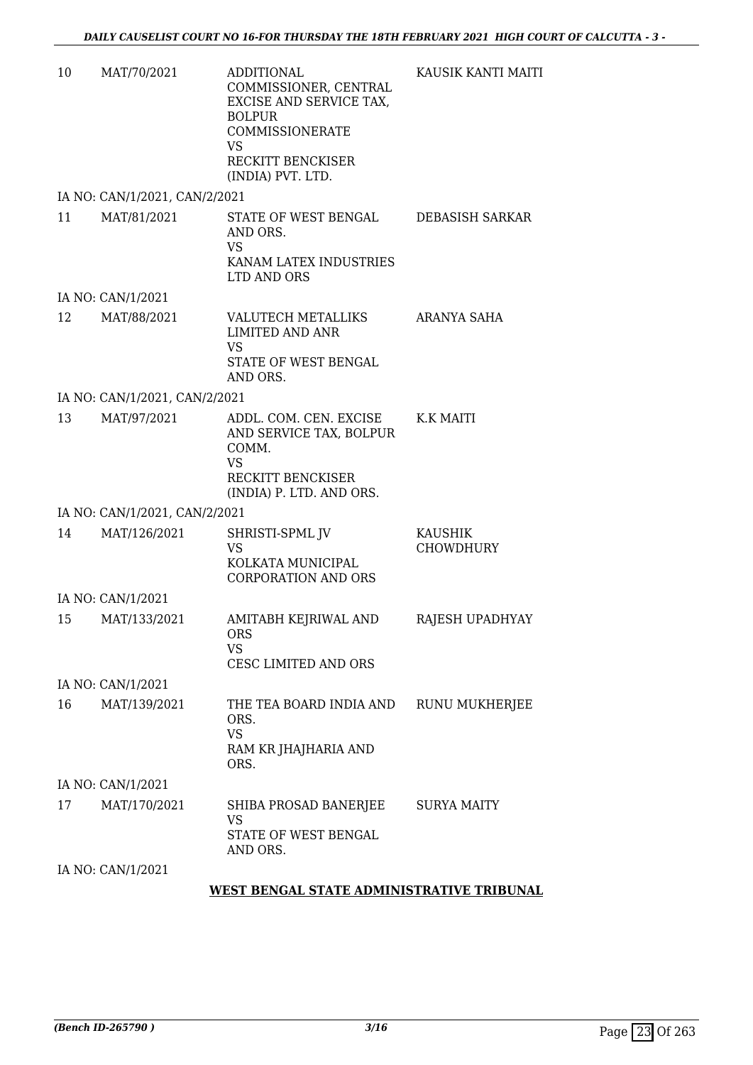| | | | |
|---|---|---|---|
| 10 | MAT/70/2021 | ADDITIONAL COMMISSIONER, CENTRAL EXCISE AND SERVICE TAX, BOLPUR COMMISSIONERATE<br>VS<br>RECKITT BENCKISER (INDIA) PVT. LTD. | KAUSIK KANTI MAITI |
| | IA NO: CAN/1/2021, CAN/2/2021 | | |
| 11 | MAT/81/2021 | STATE OF WEST BENGAL AND ORS.<br>VS<br>KANAM LATEX INDUSTRIES LTD AND ORS | DEBASISH SARKAR |
| | IA NO: CAN/1/2021 | | |
| 12 | MAT/88/2021 | VALUTECH METALLIKS LIMITED AND ANR<br>VS<br>STATE OF WEST BENGAL AND ORS. | ARANYA SAHA |
| | IA NO: CAN/1/2021, CAN/2/2021 | | |
| 13 | MAT/97/2021 | ADDL. COM. CEN. EXCISE AND SERVICE TAX, BOLPUR COMM.<br>VS<br>RECKITT BENCKISER (INDIA) P. LTD. AND ORS. | K.K MAITI |
| | IA NO: CAN/1/2021, CAN/2/2021 | | |
| 14 | MAT/126/2021 | SHRISTI-SPML JV<br>VS<br>KOLKATA MUNICIPAL CORPORATION AND ORS | KAUSHIK CHOWDHURY |
| | IA NO: CAN/1/2021 | | |
| 15 | MAT/133/2021 | AMITABH KEJRIWAL AND ORS<br>VS<br>CESC LIMITED AND ORS | RAJESH UPADHYAY |
| | IA NO: CAN/1/2021 | | |
| 16 | MAT/139/2021 | THE TEA BOARD INDIA AND ORS.<br>VS<br>RAM KR JHAJHARIA AND ORS. | RUNU MUKHERJEE |
| | IA NO: CAN/1/2021 | | |
| 17 | MAT/170/2021 | SHIBA PROSAD BANERJEE<br>VS<br>STATE OF WEST BENGAL AND ORS. | SURYA MAITY |
| | IA NO: CAN/1/2021 | | |

**WEST BENGAL STATE ADMINISTRATIVE TRIBUNAL**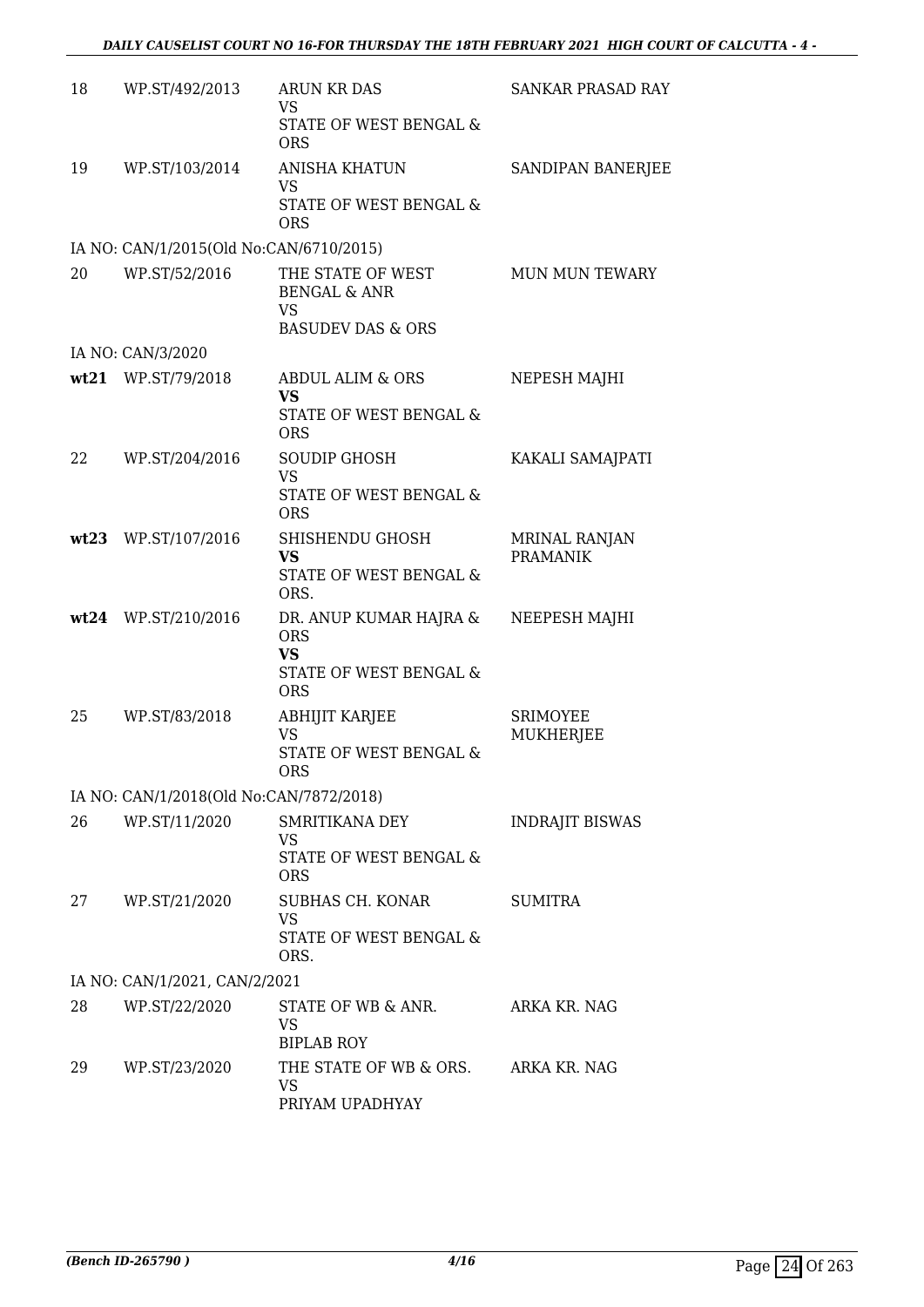| | | | |
|---|---|---|---|
| 18 | WP.ST/492/2013 | ARUN KR DAS<br>VS<br>STATE OF WEST BENGAL & ORS | SANKAR PRASAD RAY |
| 19 | WP.ST/103/2014 | ANISHA KHATUN<br>VS<br>STATE OF WEST BENGAL & ORS | SANDIPAN BANERJEE |
| | IA NO: CAN/1/2015(Old No:CAN/6710/2015) | | |
| 20 | WP.ST/52/2016 | THE STATE OF WEST BENGAL & ANR<br>VS<br>BASUDEV DAS & ORS | MUN MUN TEWARY |
| | IA NO: CAN/3/2020 | | |
| **wt21** | WP.ST/79/2018 | ABDUL ALIM & ORS<br>**VS**<br>STATE OF WEST BENGAL & ORS | NEPESH MAJHI |
| 22 | WP.ST/204/2016 | SOUDIP GHOSH<br>VS<br>STATE OF WEST BENGAL & ORS | KAKALI SAMAJPATI |
| **wt23** | WP.ST/107/2016 | SHISHENDU GHOSH<br>**VS**<br>STATE OF WEST BENGAL & ORS. | MRINAL RANJAN PRAMANIK |
| **wt24** | WP.ST/210/2016 | DR. ANUP KUMAR HAJRA & ORS<br>**VS**<br>STATE OF WEST BENGAL & ORS | NEEPESH MAJHI |
| 25 | WP.ST/83/2018 | ABHIJIT KARJEE<br>VS<br>STATE OF WEST BENGAL & ORS | SRIMOYEE MUKHERJEE |
| | IA NO: CAN/1/2018(Old No:CAN/7872/2018) | | |
| 26 | WP.ST/11/2020 | SMRITIKANA DEY<br>VS<br>STATE OF WEST BENGAL & ORS | INDRAJIT BISWAS |
| 27 | WP.ST/21/2020 | SUBHAS CH. KONAR<br>VS<br>STATE OF WEST BENGAL & ORS. | SUMITRA |
| | IA NO: CAN/1/2021, CAN/2/2021 | | |
| 28 | WP.ST/22/2020 | STATE OF WB & ANR.<br>VS<br>BIPLAB ROY | ARKA KR. NAG |
| 29 | WP.ST/23/2020 | THE STATE OF WB & ORS.<br>VS<br>PRIYAM UPADHYAY | ARKA KR. NAG |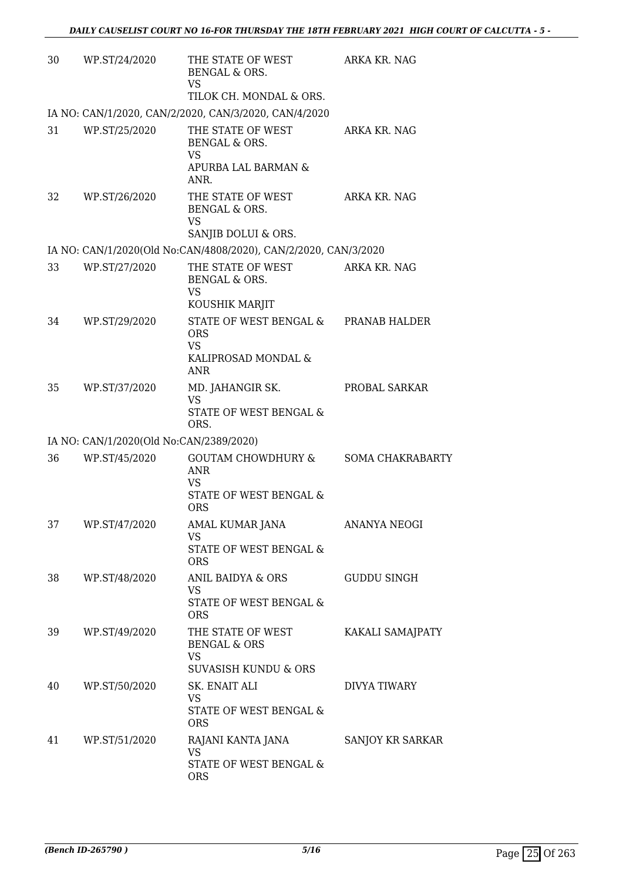| | | | |
|---|---|---|---|
| 30 | WP.ST/24/2020 | THE STATE OF WEST BENGAL & ORS.<br>VS<br>TILOK CH. MONDAL & ORS. | ARKA KR. NAG |
| | IA NO: CAN/1/2020, CAN/2/2020, CAN/3/2020, CAN/4/2020 | | |
| 31 | WP.ST/25/2020 | THE STATE OF WEST BENGAL & ORS.<br>VS<br>APURBA LAL BARMAN & ANR. | ARKA KR. NAG |
| 32 | WP.ST/26/2020 | THE STATE OF WEST BENGAL & ORS.<br>VS<br>SANJIB DOLUI & ORS. | ARKA KR. NAG |
| | IA NO: CAN/1/2020(Old No:CAN/4808/2020), CAN/2/2020, CAN/3/2020 | | |
| 33 | WP.ST/27/2020 | THE STATE OF WEST BENGAL & ORS.<br>VS<br>KOUSHIK MARJIT | ARKA KR. NAG |
| 34 | WP.ST/29/2020 | STATE OF WEST BENGAL & ORS<br>VS<br>KALIPROSAD MONDAL & ANR | PRANAB HALDER |
| 35 | WP.ST/37/2020 | MD. JAHANGIR SK.<br>VS<br>STATE OF WEST BENGAL & ORS. | PROBAL SARKAR |
| | IA NO: CAN/1/2020(Old No:CAN/2389/2020) | | |
| 36 | WP.ST/45/2020 | GOUTAM CHOWDHURY & ANR<br>VS<br>STATE OF WEST BENGAL & ORS | SOMA CHAKRABARTY |
| 37 | WP.ST/47/2020 | AMAL KUMAR JANA<br>VS<br>STATE OF WEST BENGAL & ORS | ANANYA NEOGI |
| 38 | WP.ST/48/2020 | ANIL BAIDYA & ORS<br>VS<br>STATE OF WEST BENGAL & ORS | GUDDU SINGH |
| 39 | WP.ST/49/2020 | THE STATE OF WEST BENGAL & ORS<br>VS<br>SUVASISH KUNDU & ORS | KAKALI SAMAJPATY |
| 40 | WP.ST/50/2020 | SK. ENAIT ALI<br>VS<br>STATE OF WEST BENGAL & ORS | DIVYA TIWARY |
| 41 | WP.ST/51/2020 | RAJANI KANTA JANA<br>VS<br>STATE OF WEST BENGAL & ORS | SANJOY KR SARKAR |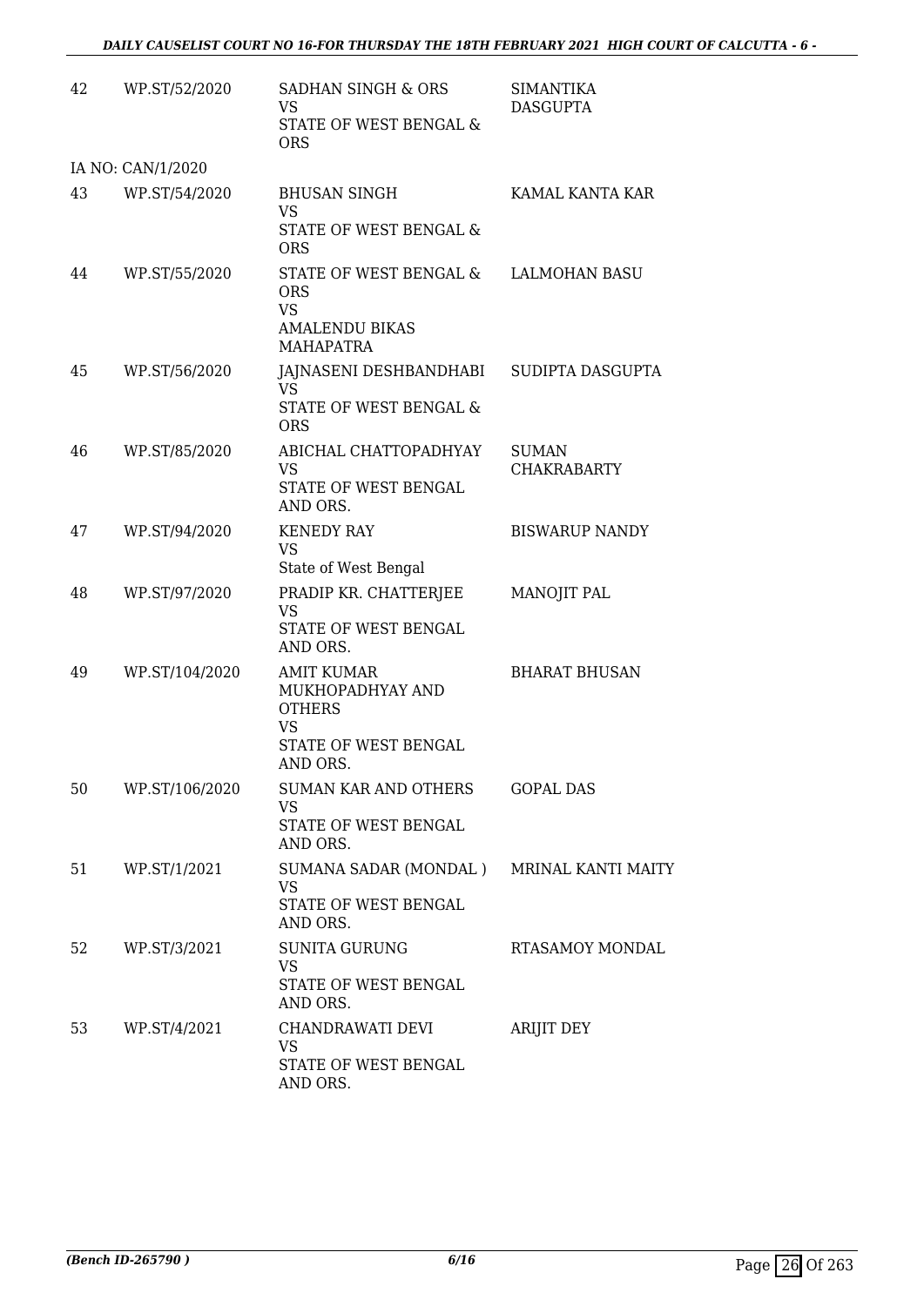| 42 | WP.ST/52/2020 | SADHAN SINGH & ORS<br>VS<br>STATE OF WEST BENGAL & ORS | SIMANTIKA DASGUPTA |
|---|---|---|---|
| | IA NO: CAN/1/2020 | | |
| 43 | WP.ST/54/2020 | BHUSAN SINGH<br>VS<br>STATE OF WEST BENGAL & ORS | KAMAL KANTA KAR |
| 44 | WP.ST/55/2020 | STATE OF WEST BENGAL & ORS<br>VS<br>AMALENDU BIKAS MAHAPATRA | LALMOHAN BASU |
| 45 | WP.ST/56/2020 | JAJNASENI DESHBANDHABI<br>VS<br>STATE OF WEST BENGAL & ORS | SUDIPTA DASGUPTA |
| 46 | WP.ST/85/2020 | ABICHAL CHATTOPADHYAY<br>VS<br>STATE OF WEST BENGAL AND ORS. | SUMAN CHAKRABARTY |
| 47 | WP.ST/94/2020 | KENEDY RAY<br>VS<br>State of West Bengal | BISWARUP NANDY |
| 48 | WP.ST/97/2020 | PRADIP KR. CHATTERJEE<br>VS<br>STATE OF WEST BENGAL AND ORS. | MANOJIT PAL |
| 49 | WP.ST/104/2020 | AMIT KUMAR MUKHOPADHYAY AND OTHERS<br>VS<br>STATE OF WEST BENGAL AND ORS. | BHARAT BHUSAN |
| 50 | WP.ST/106/2020 | SUMAN KAR AND OTHERS<br>VS<br>STATE OF WEST BENGAL AND ORS. | GOPAL DAS |
| 51 | WP.ST/1/2021 | SUMANA SADAR (MONDAL )<br>VS<br>STATE OF WEST BENGAL AND ORS. | MRINAL KANTI MAITY |
| 52 | WP.ST/3/2021 | SUNITA GURUNG<br>VS<br>STATE OF WEST BENGAL AND ORS. | RTASAMOY MONDAL |
| 53 | WP.ST/4/2021 | CHANDRAWATI DEVI<br>VS<br>STATE OF WEST BENGAL AND ORS. | ARIJIT DEY |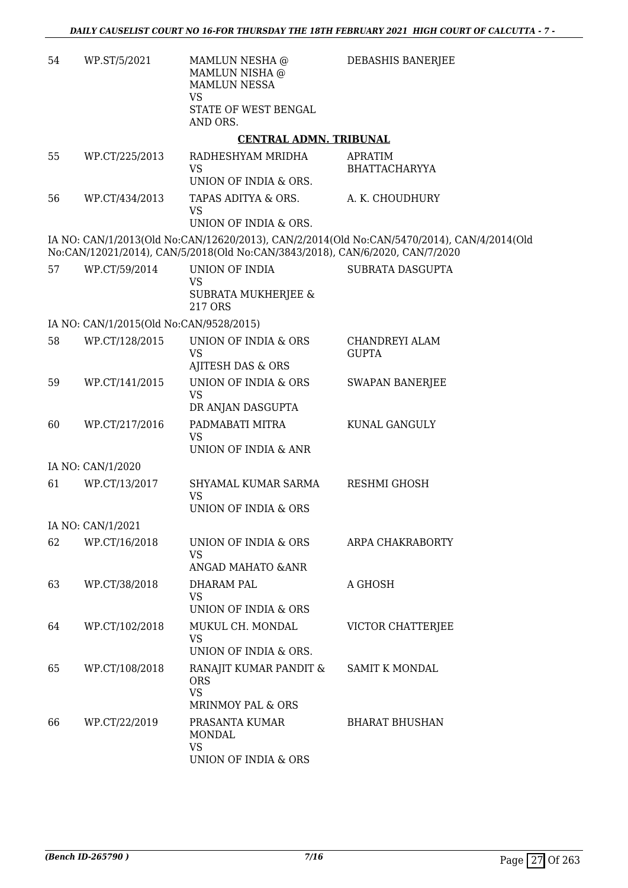| | | | |
|---|---|---|---|
| 54 | WP.ST/5/2021 | MAMLUN NESHA @ MAMLUN NISHA @ MAMLUN NESSA VS STATE OF WEST BENGAL AND ORS. | DEBASHIS BANERJEE |

**CENTRAL ADMN. TRIBUNAL**

| | | | |
|---|---|---|---|
| 55 | WP.CT/225/2013 | RADHESHYAM MRIDHA VS UNION OF INDIA & ORS. | APRATIM BHATTACHARYYA |
| 56 | WP.CT/434/2013 | TAPAS ADITYA & ORS. VS UNION OF INDIA & ORS. | A. K. CHOUDHURY |

IA NO: CAN/1/2013(Old No:CAN/12620/2013), CAN/2/2014(Old No:CAN/5470/2014), CAN/4/2014(Old No:CAN/12021/2014), CAN/5/2018(Old No:CAN/3843/2018), CAN/6/2020, CAN/7/2020

| | | | |
|---|---|---|---|
| 57 | WP.CT/59/2014 | UNION OF INDIA VS SUBRATA MUKHERJEE & 217 ORS | SUBRATA DASGUPTA |

IA NO: CAN/1/2015(Old No:CAN/9528/2015)

| | | | |
|---|---|---|---|
| 58 | WP.CT/128/2015 | UNION OF INDIA & ORS VS AJITESH DAS & ORS | CHANDREYI ALAM GUPTA |
| 59 | WP.CT/141/2015 | UNION OF INDIA & ORS VS DR ANJAN DASGUPTA | SWAPAN BANERJEE |
| 60 | WP.CT/217/2016 | PADMABATI MITRA VS UNION OF INDIA & ANR | KUNAL GANGULY |

IA NO: CAN/1/2020

| | | | |
|---|---|---|---|
| 61 | WP.CT/13/2017 | SHYAMAL KUMAR SARMA VS UNION OF INDIA & ORS | RESHMI GHOSH |

IA NO: CAN/1/2021

| | | | |
|---|---|---|---|
| 62 | WP.CT/16/2018 | UNION OF INDIA & ORS VS ANGAD MAHATO &ANR | ARPA CHAKRABORTY |
| 63 | WP.CT/38/2018 | DHARAM PAL VS UNION OF INDIA & ORS | A GHOSH |
| 64 | WP.CT/102/2018 | MUKUL CH. MONDAL VS UNION OF INDIA & ORS. | VICTOR CHATTERJEE |
| 65 | WP.CT/108/2018 | RANAJIT KUMAR PANDIT & ORS VS MRINMOY PAL & ORS | SAMIT K MONDAL |
| 66 | WP.CT/22/2019 | PRASANTA KUMAR MONDAL VS UNION OF INDIA & ORS | BHARAT BHUSHAN |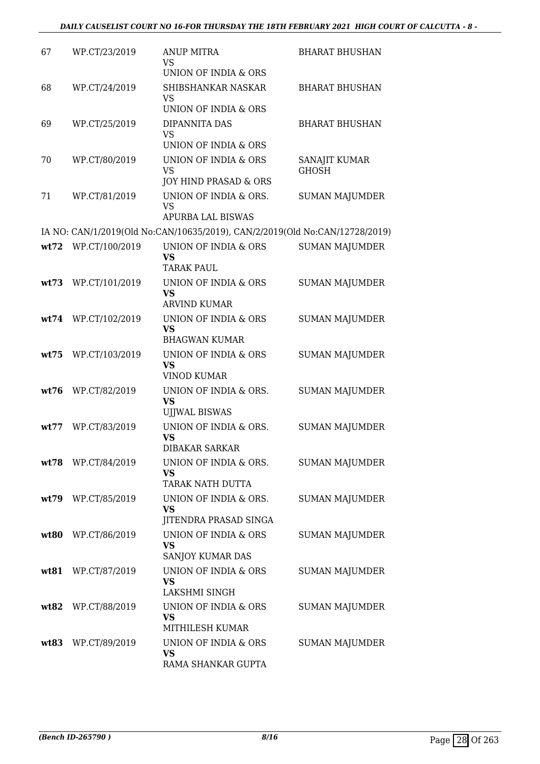| | | | |
|---|---|---|---|
| 67 | WP.CT/23/2019 | ANUP MITRA<br>VS<br>UNION OF INDIA & ORS | BHARAT BHUSHAN |
| 68 | WP.CT/24/2019 | SHIBSHANKAR NASKAR<br>VS<br>UNION OF INDIA & ORS | BHARAT BHUSHAN |
| 69 | WP.CT/25/2019 | DIPANNITA DAS<br>VS<br>UNION OF INDIA & ORS | BHARAT BHUSHAN |
| 70 | WP.CT/80/2019 | UNION OF INDIA & ORS<br>VS<br>JOY HIND PRASAD & ORS | SANAJIT KUMAR GHOSH |
| 71 | WP.CT/81/2019 | UNION OF INDIA & ORS.<br>VS<br>APURBA LAL BISWAS | SUMAN MAJUMDER |

IA NO: CAN/1/2019(Old No:CAN/10635/2019), CAN/2/2019(Old No:CAN/12728/2019)

| | | | |
|---|---|---|---|
| **wt72** | WP.CT/100/2019 | UNION OF INDIA & ORS<br>**VS**<br>TARAK PAUL | SUMAN MAJUMDER |
| **wt73** | WP.CT/101/2019 | UNION OF INDIA & ORS<br>**VS**<br>ARVIND KUMAR | SUMAN MAJUMDER |
| **wt74** | WP.CT/102/2019 | UNION OF INDIA & ORS<br>**VS**<br>BHAGWAN KUMAR | SUMAN MAJUMDER |
| **wt75** | WP.CT/103/2019 | UNION OF INDIA & ORS<br>**VS**<br>VINOD KUMAR | SUMAN MAJUMDER |
| **wt76** | WP.CT/82/2019 | UNION OF INDIA & ORS.<br>**VS**<br>UJJWAL BISWAS | SUMAN MAJUMDER |
| **wt77** | WP.CT/83/2019 | UNION OF INDIA & ORS.<br>**VS**<br>DIBAKAR SARKAR | SUMAN MAJUMDER |
| **wt78** | WP.CT/84/2019 | UNION OF INDIA & ORS.<br>**VS**<br>TARAK NATH DUTTA | SUMAN MAJUMDER |
| **wt79** | WP.CT/85/2019 | UNION OF INDIA & ORS.<br>**VS**<br>JITENDRA PRASAD SINGA | SUMAN MAJUMDER |
| **wt80** | WP.CT/86/2019 | UNION OF INDIA & ORS<br>**VS**<br>SANJOY KUMAR DAS | SUMAN MAJUMDER |
| **wt81** | WP.CT/87/2019 | UNION OF INDIA & ORS<br>**VS**<br>LAKSHMI SINGH | SUMAN MAJUMDER |
| **wt82** | WP.CT/88/2019 | UNION OF INDIA & ORS<br>**VS**<br>MITHILESH KUMAR | SUMAN MAJUMDER |
| **wt83** | WP.CT/89/2019 | UNION OF INDIA & ORS<br>**VS**<br>RAMA SHANKAR GUPTA | SUMAN MAJUMDER |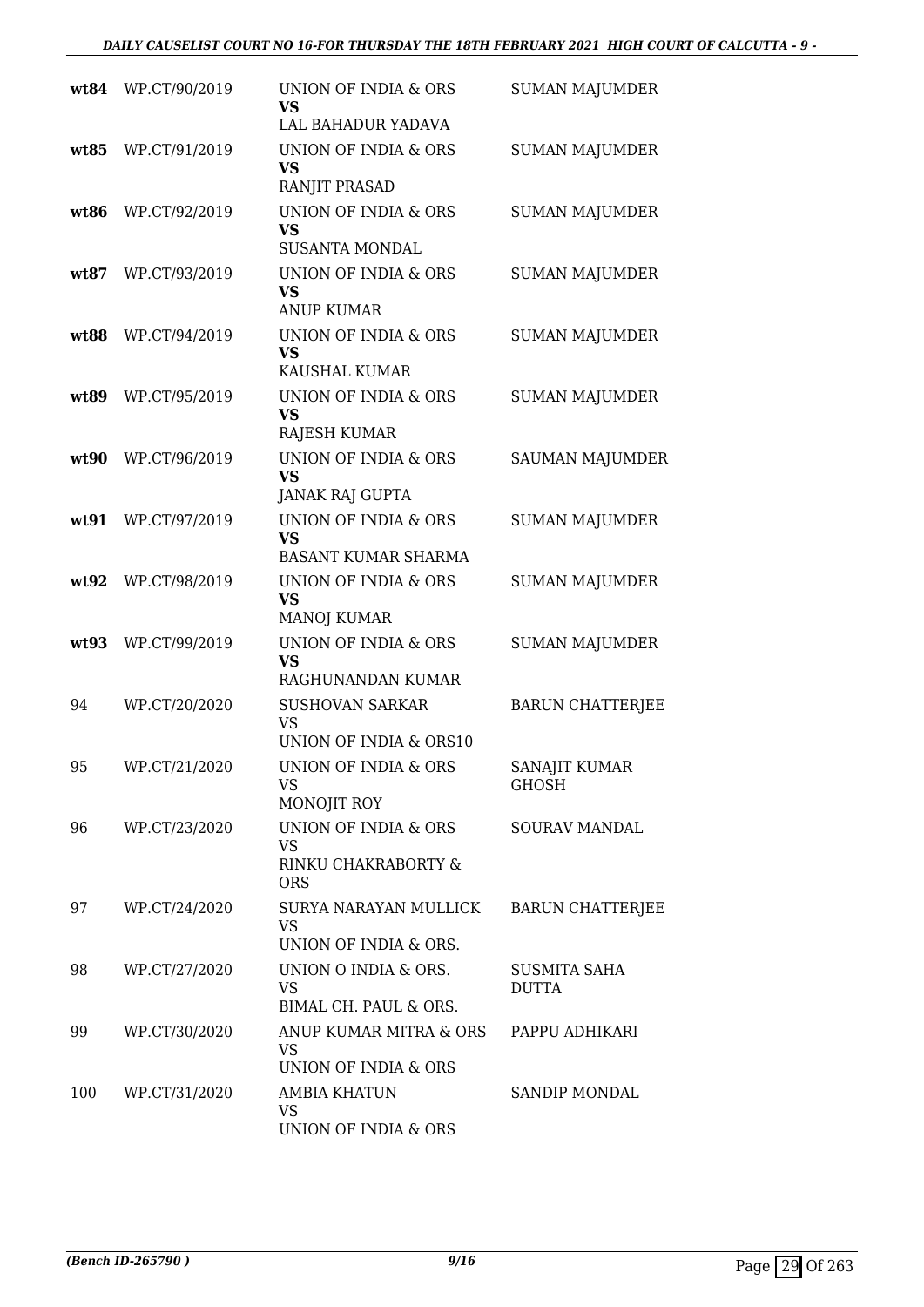| | | | |
|---|---|---|---|
| **wt84** | WP.CT/90/2019 | UNION OF INDIA & ORS<br>**VS**<br>LAL BAHADUR YADAVA | SUMAN MAJUMDER |
| **wt85** | WP.CT/91/2019 | UNION OF INDIA & ORS<br>**VS**<br>RANJIT PRASAD | SUMAN MAJUMDER |
| **wt86** | WP.CT/92/2019 | UNION OF INDIA & ORS<br>**VS**<br>SUSANTA MONDAL | SUMAN MAJUMDER |
| **wt87** | WP.CT/93/2019 | UNION OF INDIA & ORS<br>**VS**<br>ANUP KUMAR | SUMAN MAJUMDER |
| **wt88** | WP.CT/94/2019 | UNION OF INDIA & ORS<br>**VS**<br>KAUSHAL KUMAR | SUMAN MAJUMDER |
| **wt89** | WP.CT/95/2019 | UNION OF INDIA & ORS<br>**VS**<br>RAJESH KUMAR | SUMAN MAJUMDER |
| **wt90** | WP.CT/96/2019 | UNION OF INDIA & ORS<br>**VS**<br>JANAK RAJ GUPTA | SAUMAN MAJUMDER |
| **wt91** | WP.CT/97/2019 | UNION OF INDIA & ORS<br>**VS**<br>BASANT KUMAR SHARMA | SUMAN MAJUMDER |
| **wt92** | WP.CT/98/2019 | UNION OF INDIA & ORS<br>**VS**<br>MANOJ KUMAR | SUMAN MAJUMDER |
| **wt93** | WP.CT/99/2019 | UNION OF INDIA & ORS<br>**VS**<br>RAGHUNANDAN KUMAR | SUMAN MAJUMDER |
| 94 | WP.CT/20/2020 | SUSHOVAN SARKAR<br>VS<br>UNION OF INDIA & ORS10 | BARUN CHATTERJEE |
| 95 | WP.CT/21/2020 | UNION OF INDIA & ORS<br>VS<br>MONOJIT ROY | SANAJIT KUMAR GHOSH |
| 96 | WP.CT/23/2020 | UNION OF INDIA & ORS<br>VS<br>RINKU CHAKRABORTY & ORS | SOURAV MANDAL |
| 97 | WP.CT/24/2020 | SURYA NARAYAN MULLICK<br>VS<br>UNION OF INDIA & ORS. | BARUN CHATTERJEE |
| 98 | WP.CT/27/2020 | UNION O INDIA & ORS.<br>VS<br>BIMAL CH. PAUL & ORS. | SUSMITA SAHA DUTTA |
| 99 | WP.CT/30/2020 | ANUP KUMAR MITRA & ORS<br>VS<br>UNION OF INDIA & ORS | PAPPU ADHIKARI |
| 100 | WP.CT/31/2020 | AMBIA KHATUN<br>VS<br>UNION OF INDIA & ORS | SANDIP MONDAL |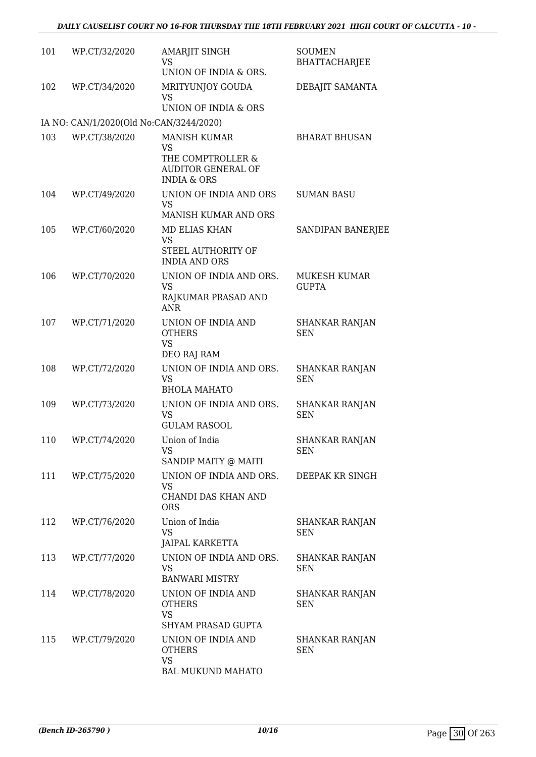| | | | |
|---|---|---|---|
| 101 | WP.CT/32/2020 | AMARJIT SINGH<br>VS<br>UNION OF INDIA & ORS. | SOUMEN BHATTACHARJEE |
| 102 | WP.CT/34/2020 | MRITYUNJOY GOUDA<br>VS<br>UNION OF INDIA & ORS | DEBAJIT SAMANTA |
| | IA NO: CAN/1/2020(Old No:CAN/3244/2020) | | |
| 103 | WP.CT/38/2020 | MANISH KUMAR<br>VS<br>THE COMPTROLLER & AUDITOR GENERAL OF INDIA & ORS | BHARAT BHUSAN |
| 104 | WP.CT/49/2020 | UNION OF INDIA AND ORS<br>VS<br>MANISH KUMAR AND ORS | SUMAN BASU |
| 105 | WP.CT/60/2020 | MD ELIAS KHAN<br>VS<br>STEEL AUTHORITY OF INDIA AND ORS | SANDIPAN BANERJEE |
| 106 | WP.CT/70/2020 | UNION OF INDIA AND ORS.<br>VS<br>RAJKUMAR PRASAD AND ANR | MUKESH KUMAR GUPTA |
| 107 | WP.CT/71/2020 | UNION OF INDIA AND OTHERS<br>VS<br>DEO RAJ RAM | SHANKAR RANJAN SEN |
| 108 | WP.CT/72/2020 | UNION OF INDIA AND ORS.<br>VS<br>BHOLA MAHATO | SHANKAR RANJAN SEN |
| 109 | WP.CT/73/2020 | UNION OF INDIA AND ORS.<br>VS<br>GULAM RASOOL | SHANKAR RANJAN SEN |
| 110 | WP.CT/74/2020 | Union of India<br>VS<br>SANDIP MAITY @ MAITI | SHANKAR RANJAN SEN |
| 111 | WP.CT/75/2020 | UNION OF INDIA AND ORS.<br>VS<br>CHANDI DAS KHAN AND ORS | DEEPAK KR SINGH |
| 112 | WP.CT/76/2020 | Union of India<br>VS<br>JAIPAL KARKETTA | SHANKAR RANJAN SEN |
| 113 | WP.CT/77/2020 | UNION OF INDIA AND ORS.<br>VS<br>BANWARI MISTRY | SHANKAR RANJAN SEN |
| 114 | WP.CT/78/2020 | UNION OF INDIA AND OTHERS<br>VS<br>SHYAM PRASAD GUPTA | SHANKAR RANJAN SEN |
| 115 | WP.CT/79/2020 | UNION OF INDIA AND OTHERS<br>VS<br>BAL MUKUND MAHATO | SHANKAR RANJAN SEN |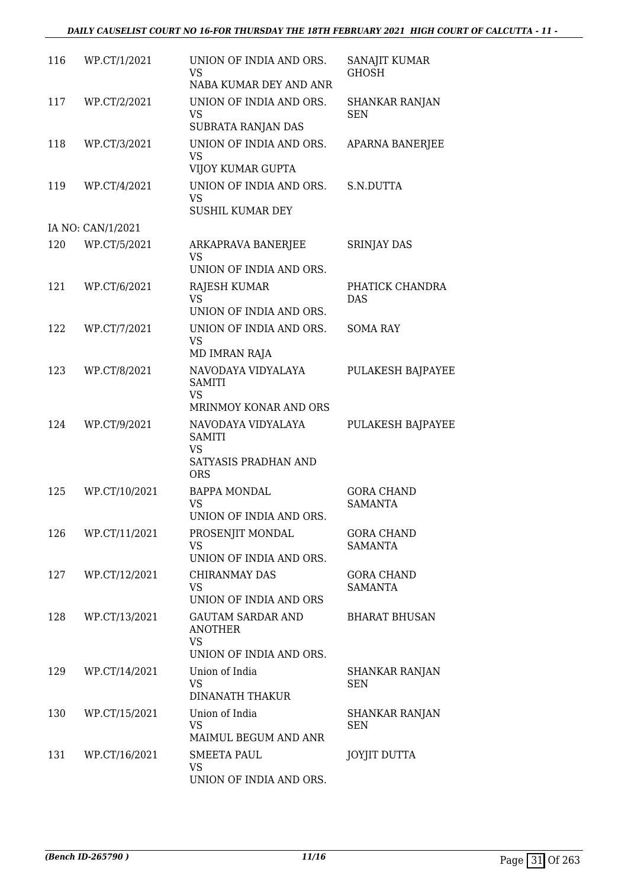| | | | |
|---|---|---|---|
| 116 | WP.CT/1/2021 | UNION OF INDIA AND ORS.<br>VS<br>NABA KUMAR DEY AND ANR | SANAJIT KUMAR GHOSH |
| 117 | WP.CT/2/2021 | UNION OF INDIA AND ORS.<br>VS<br>SUBRATA RANJAN DAS | SHANKAR RANJAN SEN |
| 118 | WP.CT/3/2021 | UNION OF INDIA AND ORS.<br>VS<br>VIJOY KUMAR GUPTA | APARNA BANERJEE |
| 119 | WP.CT/4/2021 | UNION OF INDIA AND ORS.<br>VS<br>SUSHIL KUMAR DEY | S.N.DUTTA |
| IA NO: CAN/1/2021 | | | |
| 120 | WP.CT/5/2021 | ARKAPRAVA BANERJEE<br>VS<br>UNION OF INDIA AND ORS. | SRINJAY DAS |
| 121 | WP.CT/6/2021 | RAJESH KUMAR<br>VS<br>UNION OF INDIA AND ORS. | PHATICK CHANDRA DAS |
| 122 | WP.CT/7/2021 | UNION OF INDIA AND ORS.<br>VS<br>MD IMRAN RAJA | SOMA RAY |
| 123 | WP.CT/8/2021 | NAVODAYA VIDYALAYA SAMITI<br>VS<br>MRINMOY KONAR AND ORS | PULAKESH BAJPAYEE |
| 124 | WP.CT/9/2021 | NAVODAYA VIDYALAYA SAMITI<br>VS<br>SATYASIS PRADHAN AND ORS | PULAKESH BAJPAYEE |
| 125 | WP.CT/10/2021 | BAPPA MONDAL<br>VS<br>UNION OF INDIA AND ORS. | GORA CHAND SAMANTA |
| 126 | WP.CT/11/2021 | PROSENJIT MONDAL<br>VS<br>UNION OF INDIA AND ORS. | GORA CHAND SAMANTA |
| 127 | WP.CT/12/2021 | CHIRANMAY DAS<br>VS<br>UNION OF INDIA AND ORS | GORA CHAND SAMANTA |
| 128 | WP.CT/13/2021 | GAUTAM SARDAR AND ANOTHER<br>VS<br>UNION OF INDIA AND ORS. | BHARAT BHUSAN |
| 129 | WP.CT/14/2021 | Union of India<br>VS<br>DINANATH THAKUR | SHANKAR RANJAN SEN |
| 130 | WP.CT/15/2021 | Union of India<br>VS<br>MAIMUL BEGUM AND ANR | SHANKAR RANJAN SEN |
| 131 | WP.CT/16/2021 | SMEETA PAUL<br>VS<br>UNION OF INDIA AND ORS. | JOYJIT DUTTA |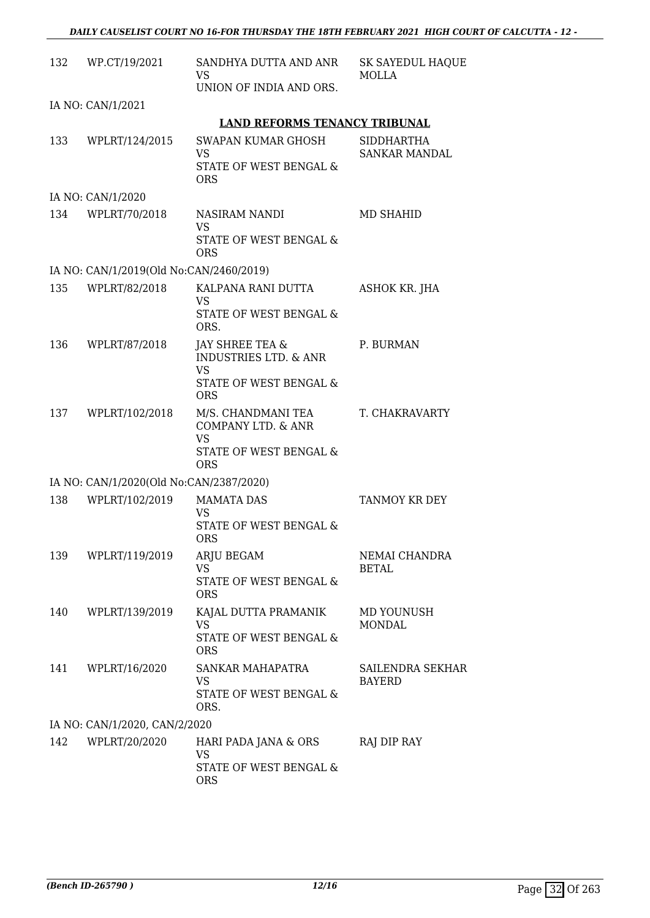| | | | |
|---|---|---|---|
| 132 | WP.CT/19/2021 | SANDHYA DUTTA AND ANR<br>VS<br>UNION OF INDIA AND ORS. | SK SAYEDUL HAQUE MOLLA |

IA NO: CAN/1/2021

**LAND REFORMS TENANCY TRIBUNAL**

| | | | |
|---|---|---|---|
| 133 | WPLRT/124/2015 | SWAPAN KUMAR GHOSH<br>VS<br>STATE OF WEST BENGAL & ORS | SIDDHARTHA SANKAR MANDAL |

IA NO: CAN/1/2020

| | | | |
|---|---|---|---|
| 134 | WPLRT/70/2018 | NASIRAM NANDI<br>VS<br>STATE OF WEST BENGAL & ORS | MD SHAHID |

IA NO: CAN/1/2019(Old No:CAN/2460/2019)

| | | | |
|---|---|---|---|
| 135 | WPLRT/82/2018 | KALPANA RANI DUTTA<br>VS<br>STATE OF WEST BENGAL & ORS. | ASHOK KR. JHA |
| 136 | WPLRT/87/2018 | JAY SHREE TEA & INDUSTRIES LTD. & ANR<br>VS<br>STATE OF WEST BENGAL & ORS | P. BURMAN |
| 137 | WPLRT/102/2018 | M/S. CHANDMANI TEA COMPANY LTD. & ANR<br>VS<br>STATE OF WEST BENGAL & ORS | T. CHAKRAVARTY |

IA NO: CAN/1/2020(Old No:CAN/2387/2020)

| | | | |
|---|---|---|---|
| 138 | WPLRT/102/2019 | MAMATA DAS<br>VS<br>STATE OF WEST BENGAL & ORS | TANMOY KR DEY |
| 139 | WPLRT/119/2019 | ARJU BEGAM<br>VS<br>STATE OF WEST BENGAL & ORS | NEMAI CHANDRA BETAL |
| 140 | WPLRT/139/2019 | KAJAL DUTTA PRAMANIK<br>VS<br>STATE OF WEST BENGAL & ORS | MD YOUNUSH MONDAL |
| 141 | WPLRT/16/2020 | SANKAR MAHAPATRA<br>VS<br>STATE OF WEST BENGAL & ORS. | SAILENDRA SEKHAR BAYERD |

IA NO: CAN/1/2020, CAN/2/2020

| | | | |
|---|---|---|---|
| 142 | WPLRT/20/2020 | HARI PADA JANA & ORS<br>VS<br>STATE OF WEST BENGAL & ORS | RAJ DIP RAY |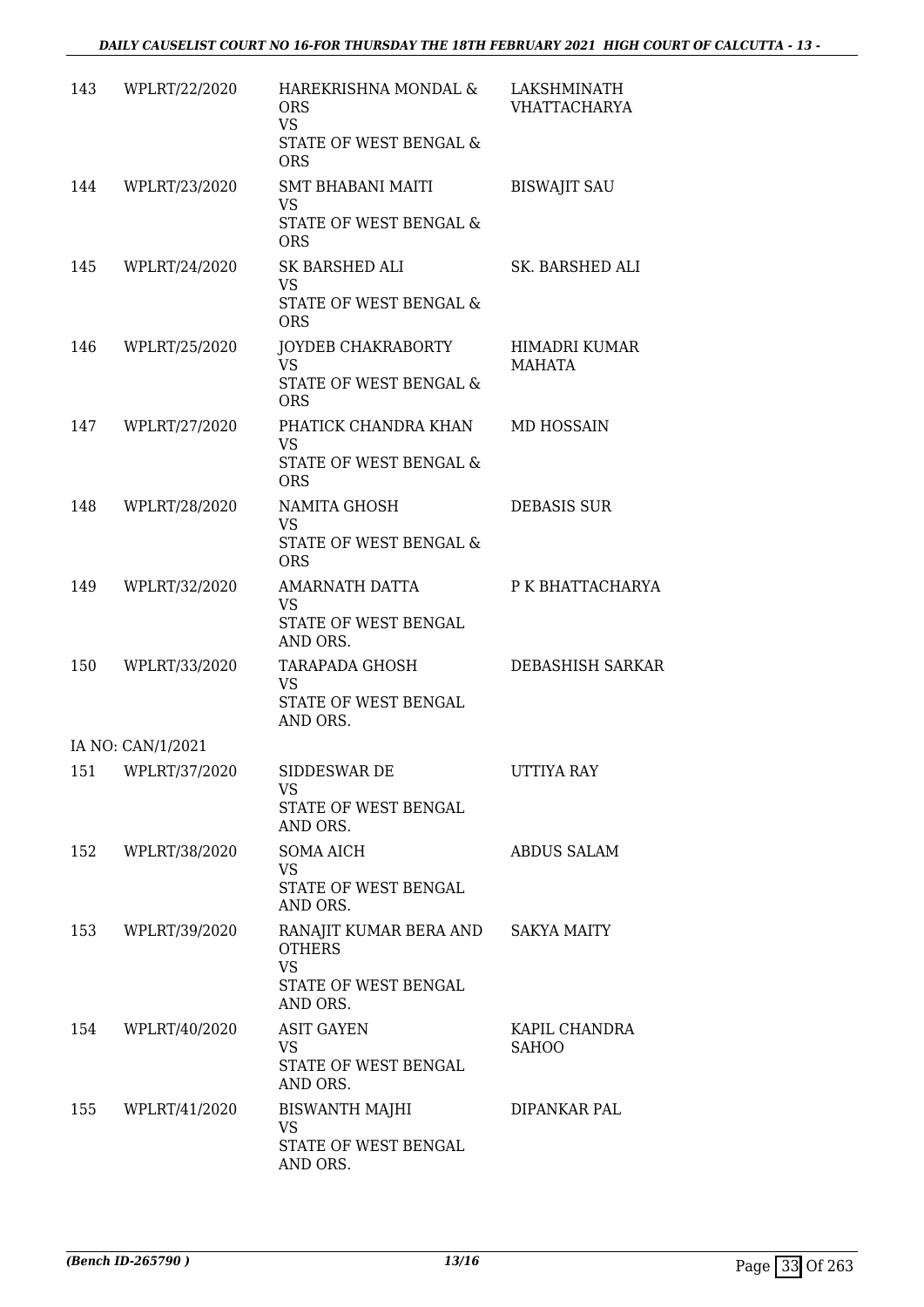| | | | |
|---|---|---|---|
| 143 | WPLRT/22/2020 | HAREKRISHNA MONDAL & ORS<br>VS<br>STATE OF WEST BENGAL & ORS | LAKSHMINATH VHATTACHARYA |
| 144 | WPLRT/23/2020 | SMT BHABANI MAITI<br>VS<br>STATE OF WEST BENGAL & ORS | BISWAJIT SAU |
| 145 | WPLRT/24/2020 | SK BARSHED ALI<br>VS<br>STATE OF WEST BENGAL & ORS | SK. BARSHED ALI |
| 146 | WPLRT/25/2020 | JOYDEB CHAKRABORTY<br>VS<br>STATE OF WEST BENGAL & ORS | HIMADRI KUMAR MAHATA |
| 147 | WPLRT/27/2020 | PHATICK CHANDRA KHAN<br>VS<br>STATE OF WEST BENGAL & ORS | MD HOSSAIN |
| 148 | WPLRT/28/2020 | NAMITA GHOSH<br>VS<br>STATE OF WEST BENGAL & ORS | DEBASIS SUR |
| 149 | WPLRT/32/2020 | AMARNATH DATTA<br>VS<br>STATE OF WEST BENGAL AND ORS. | P K BHATTACHARYA |
| 150 | WPLRT/33/2020 | TARAPADA GHOSH<br>VS<br>STATE OF WEST BENGAL AND ORS. | DEBASHISH SARKAR |
| IA NO: CAN/1/2021 | | | |
| 151 | WPLRT/37/2020 | SIDDESWAR DE<br>VS<br>STATE OF WEST BENGAL AND ORS. | UTTIYA RAY |
| 152 | WPLRT/38/2020 | SOMA AICH<br>VS<br>STATE OF WEST BENGAL AND ORS. | ABDUS SALAM |
| 153 | WPLRT/39/2020 | RANAJIT KUMAR BERA AND OTHERS<br>VS<br>STATE OF WEST BENGAL AND ORS. | SAKYA MAITY |
| 154 | WPLRT/40/2020 | ASIT GAYEN<br>VS<br>STATE OF WEST BENGAL AND ORS. | KAPIL CHANDRA SAHOO |
| 155 | WPLRT/41/2020 | BISWANTH MAJHI<br>VS<br>STATE OF WEST BENGAL AND ORS. | DIPANKAR PAL |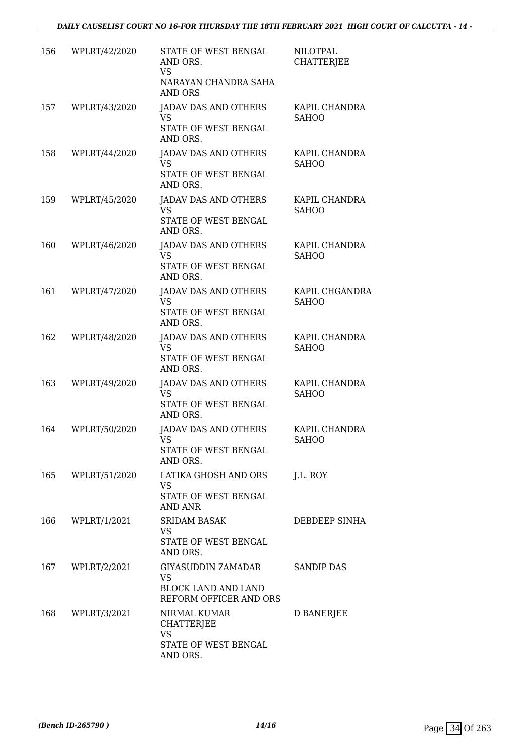| | | | |
|---|---|---|---|
| 156 | WPLRT/42/2020 | STATE OF WEST BENGAL AND ORS.<br>VS<br>NARAYAN CHANDRA SAHA AND ORS | NILOTPAL CHATTERJEE |
| 157 | WPLRT/43/2020 | JADAV DAS AND OTHERS<br>VS<br>STATE OF WEST BENGAL AND ORS. | KAPIL CHANDRA SAHOO |
| 158 | WPLRT/44/2020 | JADAV DAS AND OTHERS<br>VS<br>STATE OF WEST BENGAL AND ORS. | KAPIL CHANDRA SAHOO |
| 159 | WPLRT/45/2020 | JADAV DAS AND OTHERS<br>VS<br>STATE OF WEST BENGAL AND ORS. | KAPIL CHANDRA SAHOO |
| 160 | WPLRT/46/2020 | JADAV DAS AND OTHERS<br>VS<br>STATE OF WEST BENGAL AND ORS. | KAPIL CHANDRA SAHOO |
| 161 | WPLRT/47/2020 | JADAV DAS AND OTHERS<br>VS<br>STATE OF WEST BENGAL AND ORS. | KAPIL CHGANDRA SAHOO |
| 162 | WPLRT/48/2020 | JADAV DAS AND OTHERS<br>VS<br>STATE OF WEST BENGAL AND ORS. | KAPIL CHANDRA SAHOO |
| 163 | WPLRT/49/2020 | JADAV DAS AND OTHERS<br>VS<br>STATE OF WEST BENGAL AND ORS. | KAPIL CHANDRA SAHOO |
| 164 | WPLRT/50/2020 | JADAV DAS AND OTHERS<br>VS<br>STATE OF WEST BENGAL AND ORS. | KAPIL CHANDRA SAHOO |
| 165 | WPLRT/51/2020 | LATIKA GHOSH AND ORS<br>VS<br>STATE OF WEST BENGAL AND ANR | J.L. ROY |
| 166 | WPLRT/1/2021 | SRIDAM BASAK<br>VS<br>STATE OF WEST BENGAL AND ORS. | DEBDEEP SINHA |
| 167 | WPLRT/2/2021 | GIYASUDDIN ZAMADAR<br>VS<br>BLOCK LAND AND LAND REFORM OFFICER AND ORS | SANDIP DAS |
| 168 | WPLRT/3/2021 | NIRMAL KUMAR CHATTERJEE<br>VS<br>STATE OF WEST BENGAL AND ORS. | D BANERJEE |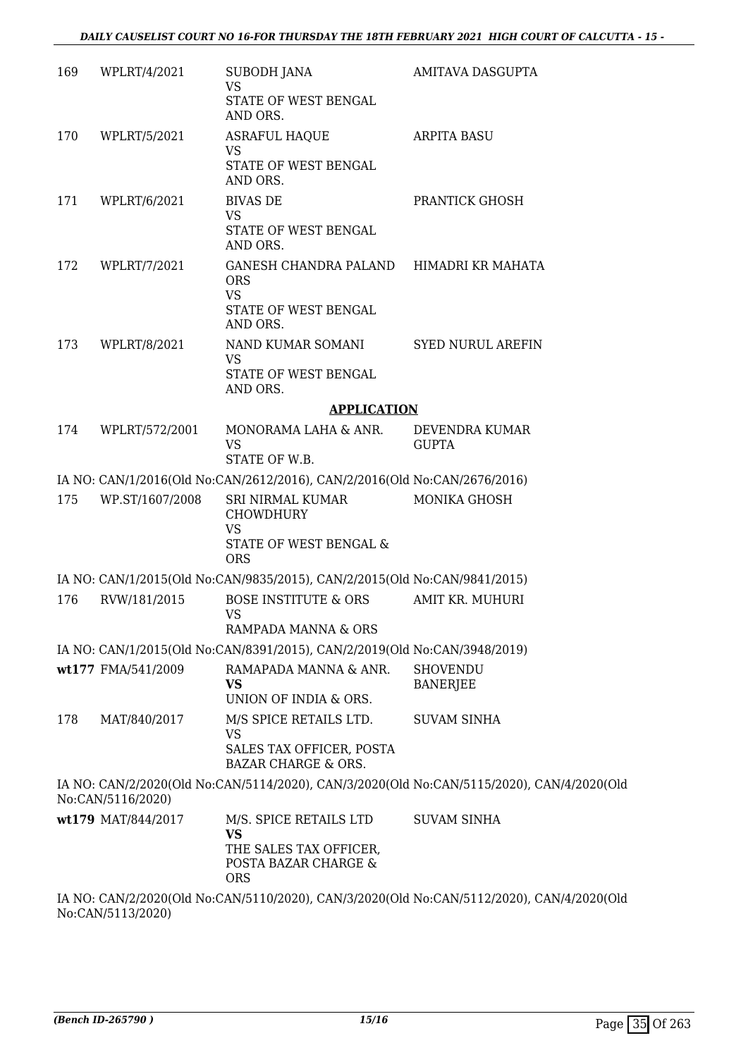| | | | |
|---|---|---|---|
| 169 | WPLRT/4/2021 | SUBODH JANA<br>VS<br>STATE OF WEST BENGAL AND ORS. | AMITAVA DASGUPTA |
| 170 | WPLRT/5/2021 | ASRAFUL HAQUE<br>VS<br>STATE OF WEST BENGAL AND ORS. | ARPITA BASU |
| 171 | WPLRT/6/2021 | BIVAS DE<br>VS<br>STATE OF WEST BENGAL AND ORS. | PRANTICK GHOSH |
| 172 | WPLRT/7/2021 | GANESH CHANDRA PALAND ORS<br>VS<br>STATE OF WEST BENGAL AND ORS. | HIMADRI KR MAHATA |
| 173 | WPLRT/8/2021 | NAND KUMAR SOMANI<br>VS<br>STATE OF WEST BENGAL AND ORS. | SYED NURUL AREFIN |

**APPLICATION**

| | | | |
|---|---|---|---|
| 174 | WPLRT/572/2001 | MONORAMA LAHA & ANR.<br>VS<br>STATE OF W.B. | DEVENDRA KUMAR GUPTA |

IA NO: CAN/1/2016(Old No:CAN/2612/2016), CAN/2/2016(Old No:CAN/2676/2016)

| | | | |
|---|---|---|---|
| 175 | WP.ST/1607/2008 | SRI NIRMAL KUMAR CHOWDHURY<br>VS<br>STATE OF WEST BENGAL & ORS | MONIKA GHOSH |

IA NO: CAN/1/2015(Old No:CAN/9835/2015), CAN/2/2015(Old No:CAN/9841/2015)

| | | | |
|---|---|---|---|
| 176 | RVW/181/2015 | BOSE INSTITUTE & ORS<br>VS<br>RAMPADA MANNA & ORS | AMIT KR. MUHURI |

IA NO: CAN/1/2015(Old No:CAN/8391/2015), CAN/2/2019(Old No:CAN/3948/2019)

| | | | |
|---|---|---|---|
| wt177 | FMA/541/2009 | RAMAPADA MANNA & ANR.<br>**VS**<br>UNION OF INDIA & ORS. | SHOVENDU BANERJEE |
| 178 | MAT/840/2017 | M/S SPICE RETAILS LTD.<br>VS<br>SALES TAX OFFICER, POSTA BAZAR CHARGE & ORS. | SUVAM SINHA |

IA NO: CAN/2/2020(Old No:CAN/5114/2020), CAN/3/2020(Old No:CAN/5115/2020), CAN/4/2020(Old No:CAN/5116/2020)

| | | | |
|---|---|---|---|
| wt179 | MAT/844/2017 | M/S. SPICE RETAILS LTD<br>**VS**<br>THE SALES TAX OFFICER, POSTA BAZAR CHARGE & ORS | SUVAM SINHA |

IA NO: CAN/2/2020(Old No:CAN/5110/2020), CAN/3/2020(Old No:CAN/5112/2020), CAN/4/2020(Old No:CAN/5113/2020)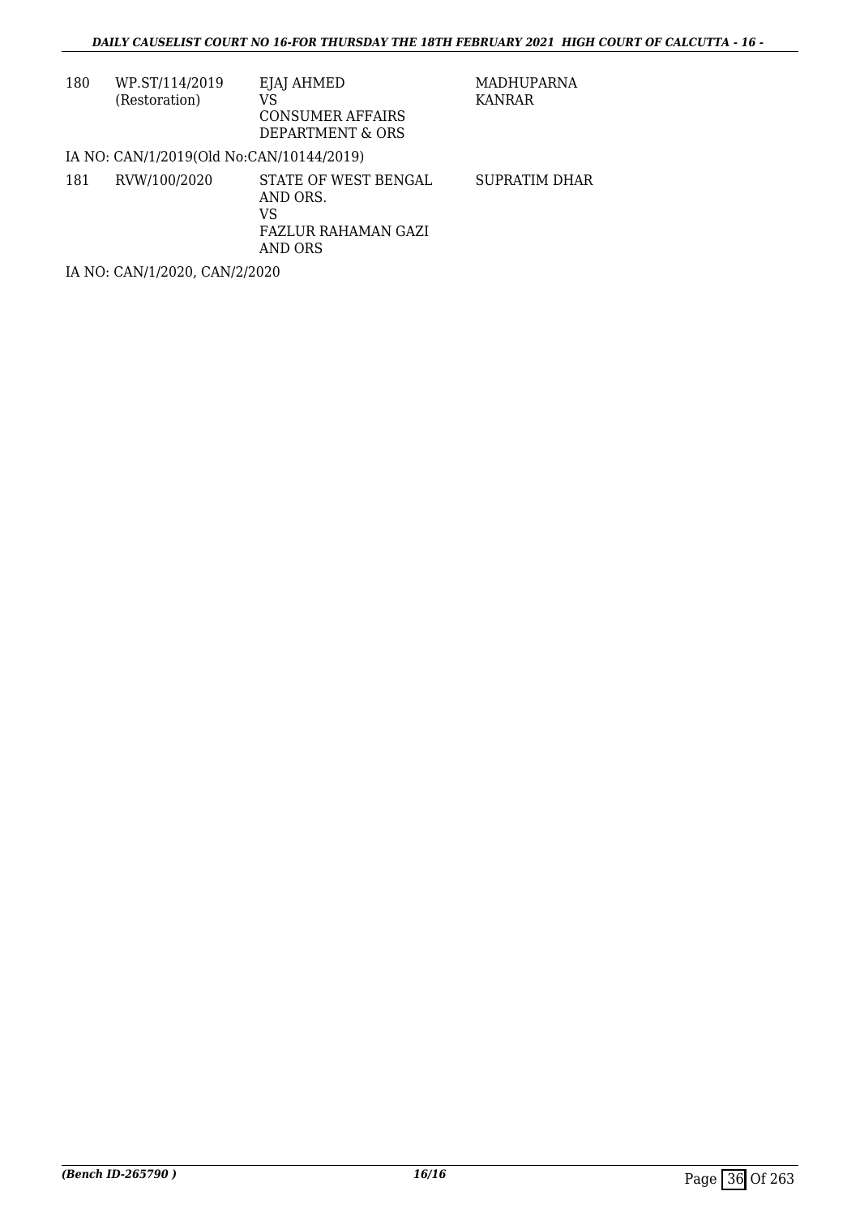| | | | |
|---|---|---|---|
| 180 | WP.ST/114/2019 (Restoration) | EJAJ AHMED VS CONSUMER AFFAIRS DEPARTMENT & ORS | MADHUPARNA KANRAR |

IA NO: CAN/1/2019(Old No:CAN/10144/2019)

| | | | |
|---|---|---|---|
| 181 | RVW/100/2020 | STATE OF WEST BENGAL AND ORS. VS FAZLUR RAHAMAN GAZI AND ORS | SUPRATIM DHAR |

IA NO: CAN/1/2020, CAN/2/2020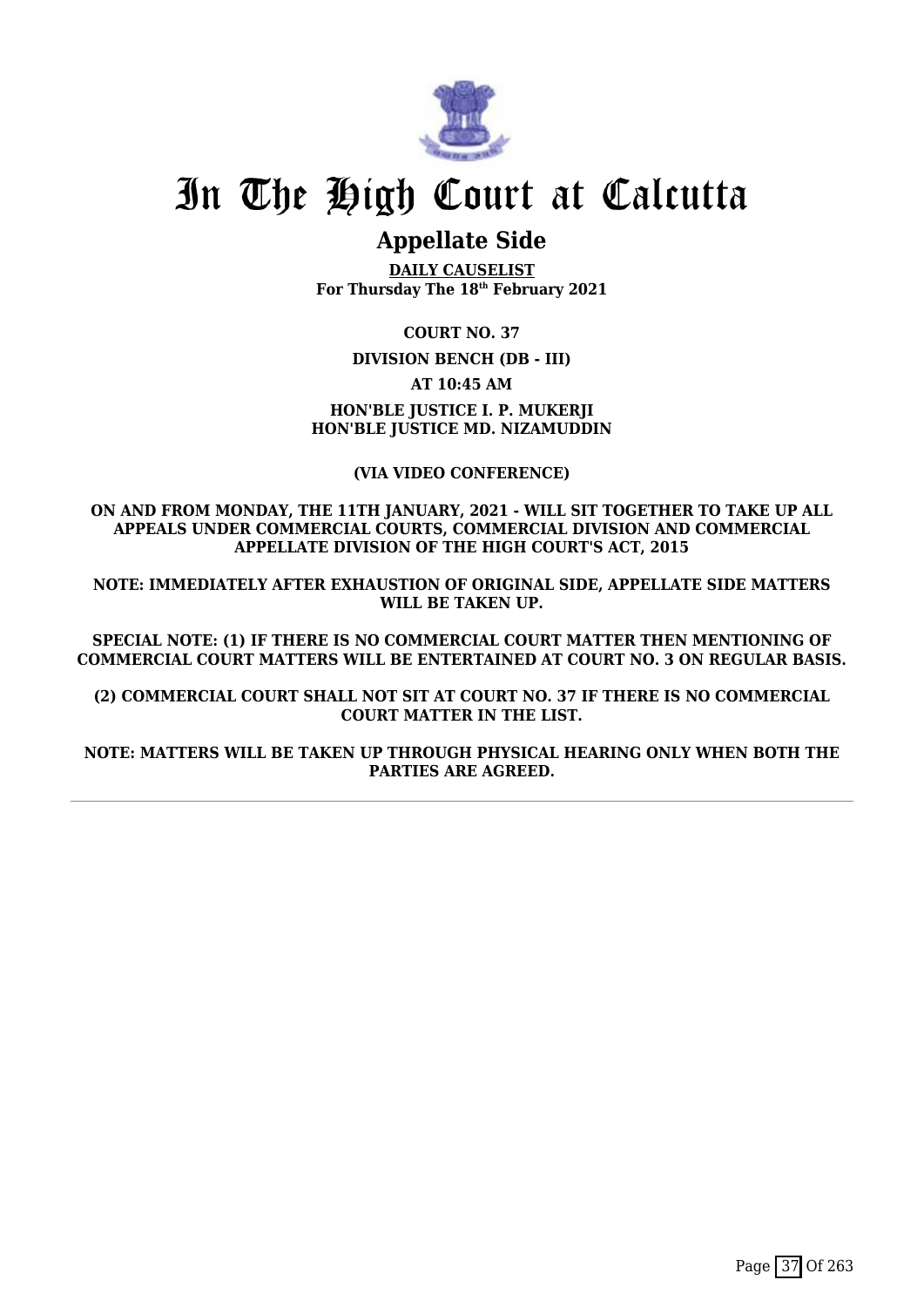# In The High Court at Calcutta

## Appellate Side

**DAILY CAUSELIST**
**For Thursday The 18th February 2021**

**COURT NO. 37**

**DIVISION BENCH (DB - III)**

**AT 10:45 AM**

**HON'BLE JUSTICE I. P. MUKERJI**
**HON'BLE JUSTICE MD. NIZAMUDDIN**

**(VIA VIDEO CONFERENCE)**

**ON AND FROM MONDAY, THE 11TH JANUARY, 2021 - WILL SIT TOGETHER TO TAKE UP ALL APPEALS UNDER COMMERCIAL COURTS, COMMERCIAL DIVISION AND COMMERCIAL APPELLATE DIVISION OF THE HIGH COURT'S ACT, 2015**

**NOTE: IMMEDIATELY AFTER EXHAUSTION OF ORIGINAL SIDE, APPELLATE SIDE MATTERS WILL BE TAKEN UP.**

**SPECIAL NOTE: (1) IF THERE IS NO COMMERCIAL COURT MATTER THEN MENTIONING OF COMMERCIAL COURT MATTERS WILL BE ENTERTAINED AT COURT NO. 3 ON REGULAR BASIS.**

**(2) COMMERCIAL COURT SHALL NOT SIT AT COURT NO. 37 IF THERE IS NO COMMERCIAL COURT MATTER IN THE LIST.**

**NOTE: MATTERS WILL BE TAKEN UP THROUGH PHYSICAL HEARING ONLY WHEN BOTH THE PARTIES ARE AGREED.**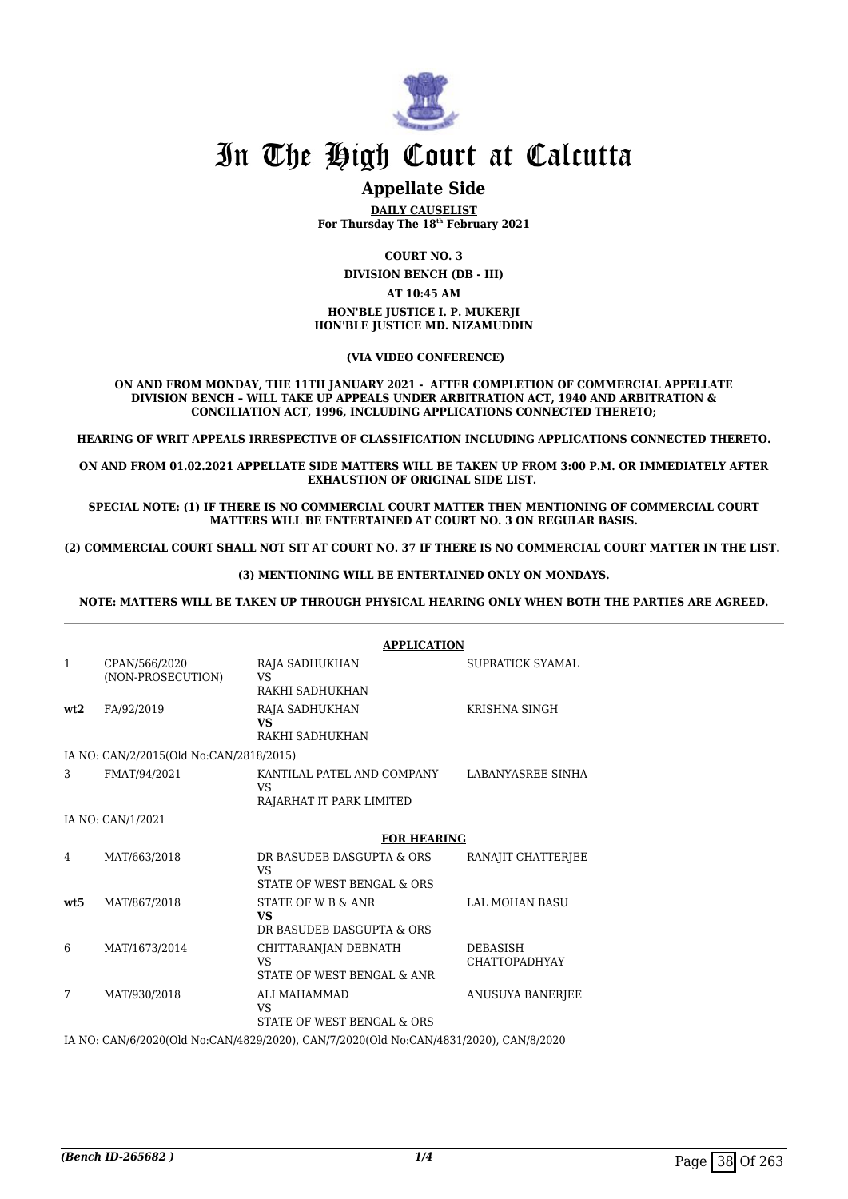# In The High Court at Calcutta

## Appellate Side

**DAILY CAUSELIST**
**For Thursday The 18th February 2021**

**COURT NO. 3**

**DIVISION BENCH (DB - III)**

**AT 10:45 AM**

**HON'BLE JUSTICE I. P. MUKERJI**
**HON'BLE JUSTICE MD. NIZAMUDDIN**

**(VIA VIDEO CONFERENCE)**

**ON AND FROM MONDAY, THE 11TH JANUARY 2021 - AFTER COMPLETION OF COMMERCIAL APPELLATE DIVISION BENCH – WILL TAKE UP APPEALS UNDER ARBITRATION ACT, 1940 AND ARBITRATION & CONCILIATION ACT, 1996, INCLUDING APPLICATIONS CONNECTED THERETO;**

**HEARING OF WRIT APPEALS IRRESPECTIVE OF CLASSIFICATION INCLUDING APPLICATIONS CONNECTED THERETO.**

**ON AND FROM 01.02.2021 APPELLATE SIDE MATTERS WILL BE TAKEN UP FROM 3:00 P.M. OR IMMEDIATELY AFTER EXHAUSTION OF ORIGINAL SIDE LIST.**

**SPECIAL NOTE: (1) IF THERE IS NO COMMERCIAL COURT MATTER THEN MENTIONING OF COMMERCIAL COURT MATTERS WILL BE ENTERTAINED AT COURT NO. 3 ON REGULAR BASIS.**

**(2) COMMERCIAL COURT SHALL NOT SIT AT COURT NO. 37 IF THERE IS NO COMMERCIAL COURT MATTER IN THE LIST.**

**(3) MENTIONING WILL BE ENTERTAINED ONLY ON MONDAYS.**

**NOTE: MATTERS WILL BE TAKEN UP THROUGH PHYSICAL HEARING ONLY WHEN BOTH THE PARTIES ARE AGREED.**

**APPLICATION**

| | | | |
|---|---|---|---|
| 1 | CPAN/566/2020 (NON-PROSECUTION) | RAJA SADHUKHAN<br>VS<br>RAKHI SADHUKHAN | SUPRATICK SYAMAL |
| **wt2** | FA/92/2019 | RAJA SADHUKHAN<br>**VS**<br>RAKHI SADHUKHAN | KRISHNA SINGH |

IA NO: CAN/2/2015(Old No:CAN/2818/2015)

| | | | |
|---|---|---|---|
| 3 | FMAT/94/2021 | KANTILAL PATEL AND COMPANY<br>VS<br>RAJARHAT IT PARK LIMITED | LABANYASREE SINHA |

IA NO: CAN/1/2021

**FOR HEARING**

| | | | |
|---|---|---|---|
| 4 | MAT/663/2018 | DR BASUDEB DASGUPTA & ORS<br>VS<br>STATE OF WEST BENGAL & ORS | RANAJIT CHATTERJEE |
| **wt5** | MAT/867/2018 | STATE OF W B & ANR<br>**VS**<br>DR BASUDEB DASGUPTA & ORS | LAL MOHAN BASU |
| 6 | MAT/1673/2014 | CHITTARANJAN DEBNATH<br>VS<br>STATE OF WEST BENGAL & ANR | DEBASISH CHATTOPADHYAY |
| 7 | MAT/930/2018 | ALI MAHAMMAD<br>VS<br>STATE OF WEST BENGAL & ORS | ANUSUYA BANERJEE |

IA NO: CAN/6/2020(Old No:CAN/4829/2020), CAN/7/2020(Old No:CAN/4831/2020), CAN/8/2020

*(Bench ID-265682 )*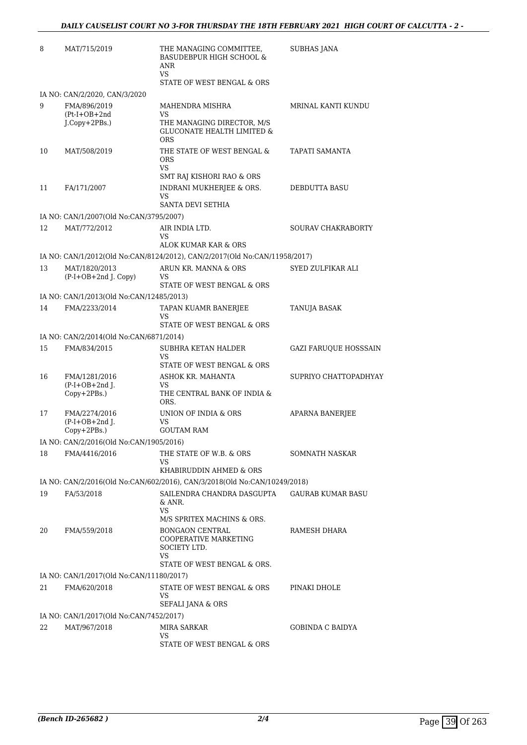| | | | |
|---|---|---|---|
| 8 | MAT/715/2019 | THE MANAGING COMMITTEE, BASUDEBPUR HIGH SCHOOL & ANR<br>VS<br>STATE OF WEST BENGAL & ORS | SUBHAS JANA |
| | IA NO: CAN/2/2020, CAN/3/2020 | | |
| 9 | FMA/896/2019<br>(Pt-I+OB+2nd J.Copy+2PBs.) | MAHENDRA MISHRA<br>VS<br>THE MANAGING DIRECTOR, M/S GLUCONATE HEALTH LIMITED & ORS | MRINAL KANTI KUNDU |
| 10 | MAT/508/2019 | THE STATE OF WEST BENGAL & ORS<br>VS<br>SMT RAJ KISHORI RAO & ORS | TAPATI SAMANTA |
| 11 | FA/171/2007 | INDRANI MUKHERJEE & ORS.<br>VS<br>SANTA DEVI SETHIA | DEBDUTTA BASU |
| | IA NO: CAN/1/2007(Old No:CAN/3795/2007) | | |
| 12 | MAT/772/2012 | AIR INDIA LTD.<br>VS<br>ALOK KUMAR KAR & ORS | SOURAV CHAKRABORTY |
| | IA NO: CAN/1/2012(Old No:CAN/8124/2012), CAN/2/2017(Old No:CAN/11958/2017) | | |
| 13 | MAT/1820/2013<br>(P-I+OB+2nd J. Copy) | ARUN KR. MANNA & ORS<br>VS<br>STATE OF WEST BENGAL & ORS | SYED ZULFIKAR ALI |
| | IA NO: CAN/1/2013(Old No:CAN/12485/2013) | | |
| 14 | FMA/2233/2014 | TAPAN KUAMR BANERJEE<br>VS<br>STATE OF WEST BENGAL & ORS | TANUJA BASAK |
| | IA NO: CAN/2/2014(Old No:CAN/6871/2014) | | |
| 15 | FMA/834/2015 | SUBHRA KETAN HALDER<br>VS<br>STATE OF WEST BENGAL & ORS | GAZI FARUQUE HOSSSAIN |
| 16 | FMA/1281/2016<br>(P-I+OB+2nd J. Copy+2PBs.) | ASHOK KR. MAHANTA<br>VS<br>THE CENTRAL BANK OF INDIA & ORS. | SUPRIYO CHATTOPADHYAY |
| 17 | FMA/2274/2016<br>(P-I+OB+2nd J. Copy+2PBs.) | UNION OF INDIA & ORS<br>VS<br>GOUTAM RAM | APARNA BANERJEE |
| | IA NO: CAN/2/2016(Old No:CAN/1905/2016) | | |
| 18 | FMA/4416/2016 | THE STATE OF W.B. & ORS<br>VS<br>KHABIRUDDIN AHMED & ORS | SOMNATH NASKAR |
| | IA NO: CAN/2/2016(Old No:CAN/602/2016), CAN/3/2018(Old No:CAN/10249/2018) | | |
| 19 | FA/53/2018 | SAILENDRA CHANDRA DASGUPTA & ANR.<br>VS<br>M/S SPRITEX MACHINS & ORS. | GAURAB KUMAR BASU |
| 20 | FMA/559/2018 | BONGAON CENTRAL COOPERATIVE MARKETING SOCIETY LTD.<br>VS<br>STATE OF WEST BENGAL & ORS. | RAMESH DHARA |
| | IA NO: CAN/1/2017(Old No:CAN/11180/2017) | | |
| 21 | FMA/620/2018 | STATE OF WEST BENGAL & ORS<br>VS<br>SEFALI JANA & ORS | PINAKI DHOLE |
| | IA NO: CAN/1/2017(Old No:CAN/7452/2017) | | |
| 22 | MAT/967/2018 | MIRA SARKAR<br>VS<br>STATE OF WEST BENGAL & ORS | GOBINDA C BAIDYA |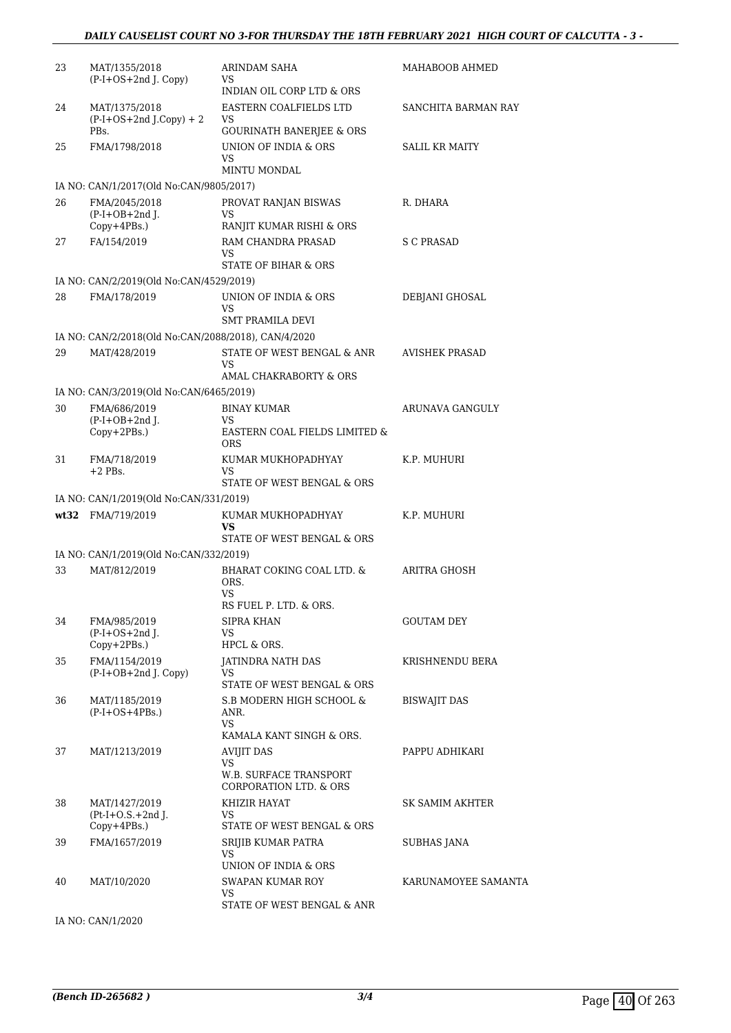| | | | |
|---|---|---|---|
| 23 | MAT/1355/2018 (P-I+OS+2nd J. Copy) | ARINDAM SAHA VS INDIAN OIL CORP LTD & ORS | MAHABOOB AHMED |
| 24 | MAT/1375/2018 (P-I+OS+2nd J.Copy) + 2 PBs. | EASTERN COALFIELDS LTD VS GOURINATH BANERJEE & ORS | SANCHITA BARMAN RAY |
| 25 | FMA/1798/2018 | UNION OF INDIA & ORS VS MINTU MONDAL | SALIL KR MAITY |
| | IA NO: CAN/1/2017(Old No:CAN/9805/2017) | | |
| 26 | FMA/2045/2018 (P-I+OB+2nd J. Copy+4PBs.) | PROVAT RANJAN BISWAS VS RANJIT KUMAR RISHI & ORS | R. DHARA |
| 27 | FA/154/2019 | RAM CHANDRA PRASAD VS STATE OF BIHAR & ORS | S C PRASAD |
| | IA NO: CAN/2/2019(Old No:CAN/4529/2019) | | |
| 28 | FMA/178/2019 | UNION OF INDIA & ORS VS SMT PRAMILA DEVI | DEBJANI GHOSAL |
| | IA NO: CAN/2/2018(Old No:CAN/2088/2018), CAN/4/2020 | | |
| 29 | MAT/428/2019 | STATE OF WEST BENGAL & ANR VS AMAL CHAKRABORTY & ORS | AVISHEK PRASAD |
| | IA NO: CAN/3/2019(Old No:CAN/6465/2019) | | |
| 30 | FMA/686/2019 (P-I+OB+2nd J. Copy+2PBs.) | BINAY KUMAR VS EASTERN COAL FIELDS LIMITED & ORS | ARUNAVA GANGULY |
| 31 | FMA/718/2019 +2 PBs. | KUMAR MUKHOPADHYAY VS STATE OF WEST BENGAL & ORS | K.P. MUHURI |
| | IA NO: CAN/1/2019(Old No:CAN/331/2019) | | |
| wt32 | FMA/719/2019 | KUMAR MUKHOPADHYAY **VS** STATE OF WEST BENGAL & ORS | K.P. MUHURI |
| | IA NO: CAN/1/2019(Old No:CAN/332/2019) | | |
| 33 | MAT/812/2019 | BHARAT COKING COAL LTD. & ORS. VS RS FUEL P. LTD. & ORS. | ARITRA GHOSH |
| 34 | FMA/985/2019 (P-I+OS+2nd J. Copy+2PBs.) | SIPRA KHAN VS HPCL & ORS. | GOUTAM DEY |
| 35 | FMA/1154/2019 (P-I+OB+2nd J. Copy) | JATINDRA NATH DAS VS STATE OF WEST BENGAL & ORS | KRISHNENDU BERA |
| 36 | MAT/1185/2019 (P-I+OS+4PBs.) | S.B MODERN HIGH SCHOOL & ANR. VS KAMALA KANT SINGH & ORS. | BISWAJIT DAS |
| 37 | MAT/1213/2019 | AVIJIT DAS VS W.B. SURFACE TRANSPORT CORPORATION LTD. & ORS | PAPPU ADHIKARI |
| 38 | MAT/1427/2019 (Pt-I+O.S.+2nd J. Copy+4PBs.) | KHIZIR HAYAT VS STATE OF WEST BENGAL & ORS | SK SAMIM AKHTER |
| 39 | FMA/1657/2019 | SRIJIB KUMAR PATRA VS UNION OF INDIA & ORS | SUBHAS JANA |
| 40 | MAT/10/2020 | SWAPAN KUMAR ROY VS STATE OF WEST BENGAL & ANR | KARUNAMOYEE SAMANTA |
| | IA NO: CAN/1/2020 | | |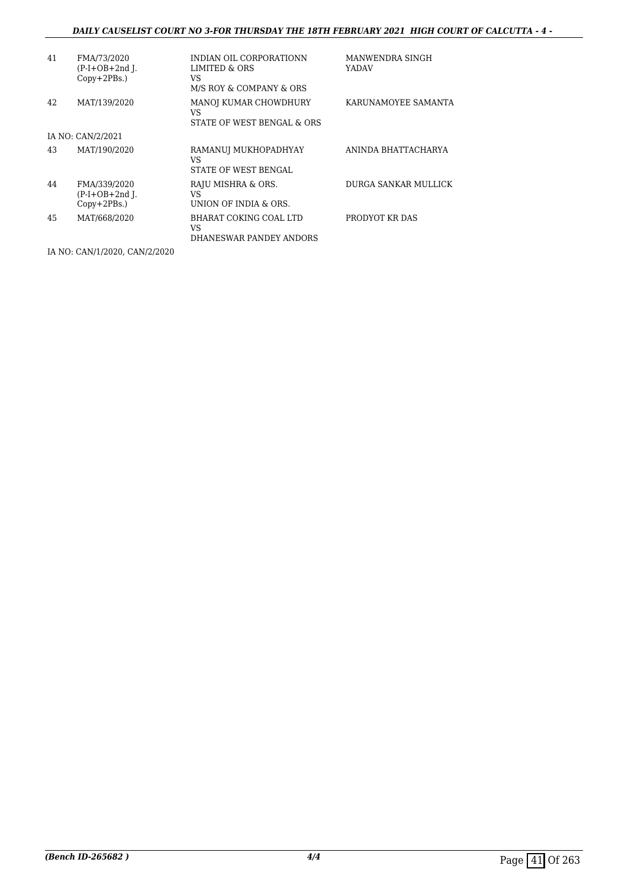| | | | |
|---|---|---|---|
| 41 | FMA/73/2020 (P-I+OB+2nd J. Copy+2PBs.) | INDIAN OIL CORPORATIONN LIMITED & ORS VS M/S ROY & COMPANY & ORS | MANWENDRA SINGH YADAV |
| 42 | MAT/139/2020 | MANOJ KUMAR CHOWDHURY VS STATE OF WEST BENGAL & ORS | KARUNAMOYEE SAMANTA |
| | IA NO: CAN/2/2021 | | |
| 43 | MAT/190/2020 | RAMANUJ MUKHOPADHYAY VS STATE OF WEST BENGAL | ANINDA BHATTACHARYA |
| 44 | FMA/339/2020 (P-I+OB+2nd J. Copy+2PBs.) | RAJU MISHRA & ORS. VS UNION OF INDIA & ORS. | DURGA SANKAR MULLICK |
| 45 | MAT/668/2020 | BHARAT COKING COAL LTD VS DHANESWAR PANDEY ANDORS | PRODYOT KR DAS |
| | IA NO: CAN/1/2020, CAN/2/2020 | | |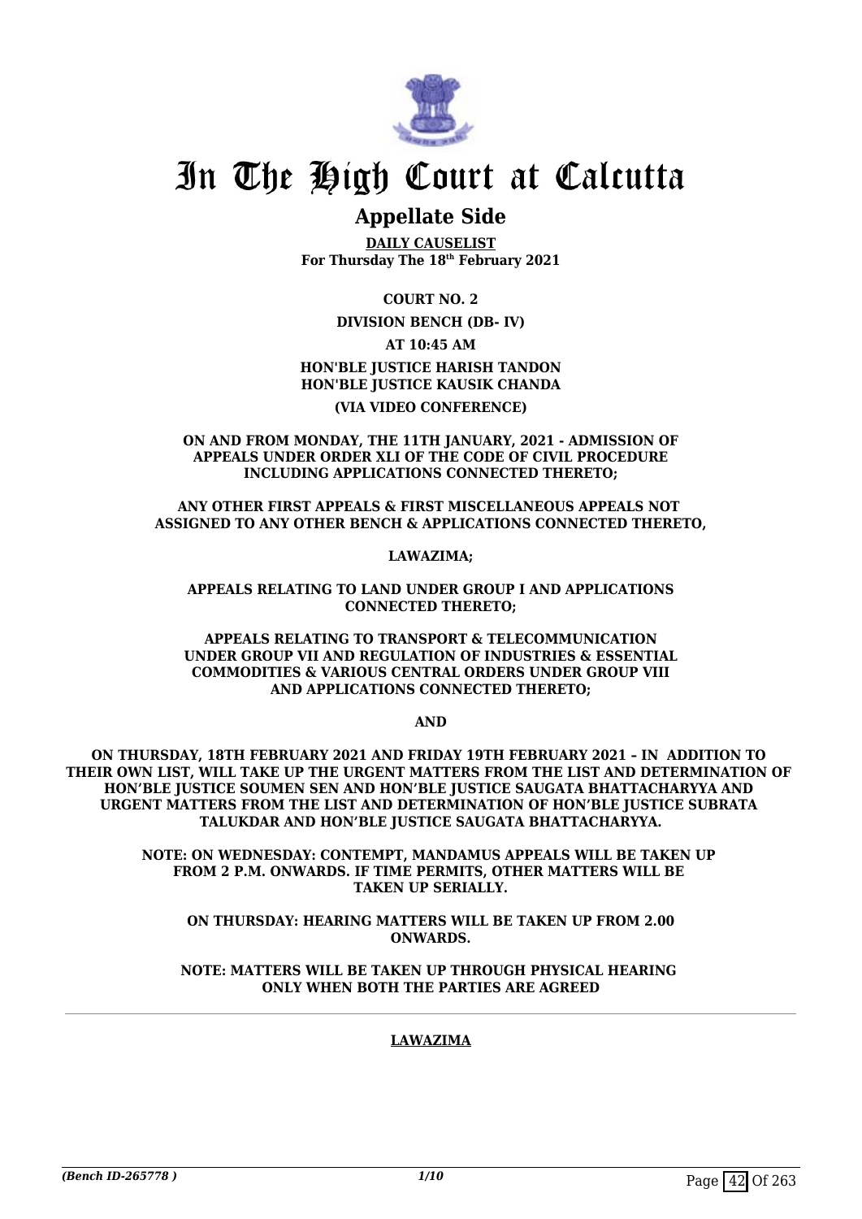# In The High Court at Calcutta

## Appellate Side

**DAILY CAUSELIST**
**For Thursday The 18th February 2021**

**COURT NO. 2**

**DIVISION BENCH (DB- IV)**

**AT 10:45 AM**

**HON'BLE JUSTICE HARISH TANDON**
**HON'BLE JUSTICE KAUSIK CHANDA**

**(VIA VIDEO CONFERENCE)**

**ON AND FROM MONDAY, THE 11TH JANUARY, 2021 - ADMISSION OF APPEALS UNDER ORDER XLI OF THE CODE OF CIVIL PROCEDURE INCLUDING APPLICATIONS CONNECTED THERETO;**

**ANY OTHER FIRST APPEALS & FIRST MISCELLANEOUS APPEALS NOT ASSIGNED TO ANY OTHER BENCH & APPLICATIONS CONNECTED THERETO,**

**LAWAZIMA;**

**APPEALS RELATING TO LAND UNDER GROUP I AND APPLICATIONS CONNECTED THERETO;**

**APPEALS RELATING TO TRANSPORT & TELECOMMUNICATION UNDER GROUP VII AND REGULATION OF INDUSTRIES & ESSENTIAL COMMODITIES & VARIOUS CENTRAL ORDERS UNDER GROUP VIII AND APPLICATIONS CONNECTED THERETO;**

**AND**

**ON THURSDAY, 18TH FEBRUARY 2021 AND FRIDAY 19TH FEBRUARY 2021 – IN ADDITION TO THEIR OWN LIST, WILL TAKE UP THE URGENT MATTERS FROM THE LIST AND DETERMINATION OF HON'BLE JUSTICE SOUMEN SEN AND HON'BLE JUSTICE SAUGATA BHATTACHARYYA AND URGENT MATTERS FROM THE LIST AND DETERMINATION OF HON'BLE JUSTICE SUBRATA TALUKDAR AND HON'BLE JUSTICE SAUGATA BHATTACHARYYA.**

**NOTE: ON WEDNESDAY: CONTEMPT, MANDAMUS APPEALS WILL BE TAKEN UP FROM 2 P.M. ONWARDS. IF TIME PERMITS, OTHER MATTERS WILL BE TAKEN UP SERIALLY.**

**ON THURSDAY: HEARING MATTERS WILL BE TAKEN UP FROM 2.00 ONWARDS.**

**NOTE: MATTERS WILL BE TAKEN UP THROUGH PHYSICAL HEARING ONLY WHEN BOTH THE PARTIES ARE AGREED**

---

**LAWAZIMA**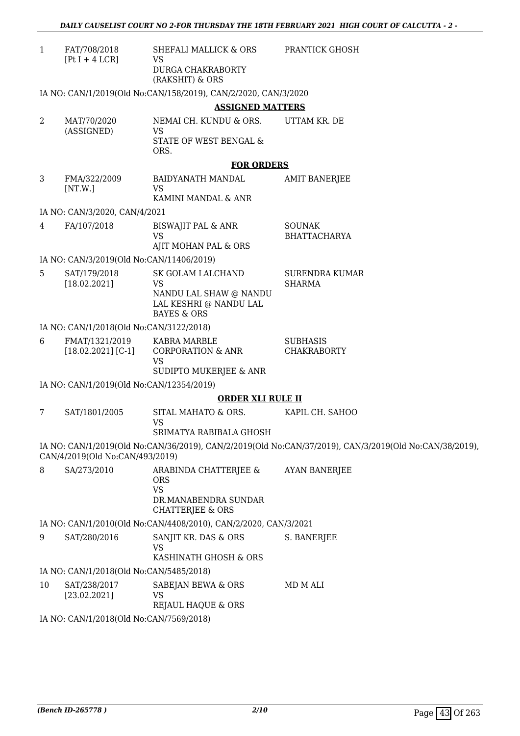| | | | |
|---|---|---|---|
| 1 | FAT/708/2018 [Pt I + 4 LCR] | SHEFALI MALLICK & ORS VS DURGA CHAKRABORTY (RAKSHIT) & ORS | PRANTICK GHOSH |

IA NO: CAN/1/2019(Old No:CAN/158/2019), CAN/2/2020, CAN/3/2020

**ASSIGNED MATTERS**

| | | | |
|---|---|---|---|
| 2 | MAT/70/2020 (ASSIGNED) | NEMAI CH. KUNDU & ORS. VS STATE OF WEST BENGAL & ORS. | UTTAM KR. DE |

**FOR ORDERS**

| | | | |
|---|---|---|---|
| 3 | FMA/322/2009 [NT.W.] | BAIDYANATH MANDAL VS KAMINI MANDAL & ANR | AMIT BANERJEE |

IA NO: CAN/3/2020, CAN/4/2021

| | | | |
|---|---|---|---|
| 4 | FA/107/2018 | BISWAJIT PAL & ANR VS AJIT MOHAN PAL & ORS | SOUNAK BHATTACHARYA |

IA NO: CAN/3/2019(Old No:CAN/11406/2019)

| | | | |
|---|---|---|---|
| 5 | SAT/179/2018 [18.02.2021] | SK GOLAM LALCHAND VS NANDU LAL SHAW @ NANDU LAL KESHRI @ NANDU LAL BAYES & ORS | SURENDRA KUMAR SHARMA |

IA NO: CAN/1/2018(Old No:CAN/3122/2018)

| | | | |
|---|---|---|---|
| 6 | FMAT/1321/2019 [18.02.2021] [C-1] | KABRA MARBLE CORPORATION & ANR VS SUDIPTO MUKERJEE & ANR | SUBHASIS CHAKRABORTY |

IA NO: CAN/1/2019(Old No:CAN/12354/2019)

**ORDER XLI RULE II**

| | | | |
|---|---|---|---|
| 7 | SAT/1801/2005 | SITAL MAHATO & ORS. VS SRIMATYA RABIBALA GHOSH | KAPIL CH. SAHOO |

IA NO: CAN/1/2019(Old No:CAN/36/2019), CAN/2/2019(Old No:CAN/37/2019), CAN/3/2019(Old No:CAN/38/2019), CAN/4/2019(Old No:CAN/493/2019)

| | | | |
|---|---|---|---|
| 8 | SA/273/2010 | ARABINDA CHATTERJEE & ORS VS DR.MANABENDRA SUNDAR CHATTERJEE & ORS | AYAN BANERJEE |

IA NO: CAN/1/2010(Old No:CAN/4408/2010), CAN/2/2020, CAN/3/2021

| | | | |
|---|---|---|---|
| 9 | SAT/280/2016 | SANJIT KR. DAS & ORS VS KASHINATH GHOSH & ORS | S. BANERJEE |

IA NO: CAN/1/2018(Old No:CAN/5485/2018)

| | | | |
|---|---|---|---|
| 10 | SAT/238/2017 [23.02.2021] | SABEJAN BEWA & ORS VS REJAUL HAQUE & ORS | MD M ALI |

IA NO: CAN/1/2018(Old No:CAN/7569/2018)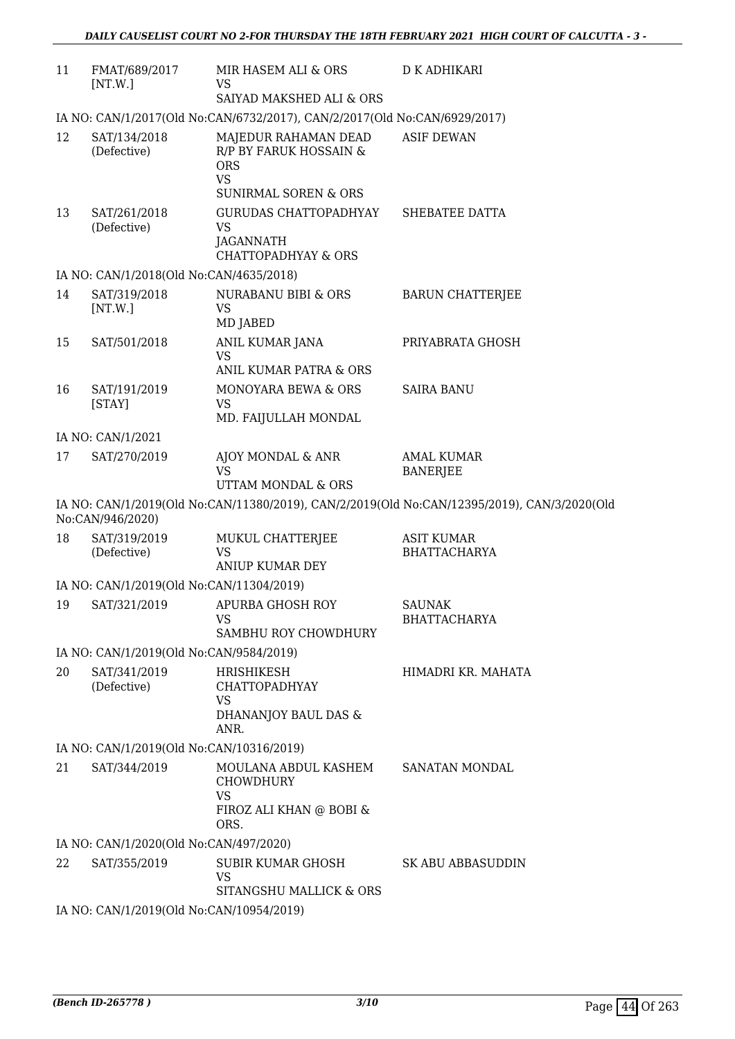| | | | |
|---|---|---|---|
| 11 | FMAT/689/2017 [NT.W.] | MIR HASEM ALI & ORS VS SAIYAD MAKSHED ALI & ORS | D K ADHIKARI |

IA NO: CAN/1/2017(Old No:CAN/6732/2017), CAN/2/2017(Old No:CAN/6929/2017)

| | | | |
|---|---|---|---|
| 12 | SAT/134/2018 (Defective) | MAJEDUR RAHAMAN DEAD R/P BY FARUK HOSSAIN & ORS VS SUNIRMAL SOREN & ORS | ASIF DEWAN |
| 13 | SAT/261/2018 (Defective) | GURUDAS CHATTOPADHYAY VS JAGANNATH CHATTOPADHYAY & ORS | SHEBATEE DATTA |

IA NO: CAN/1/2018(Old No:CAN/4635/2018)

| | | | |
|---|---|---|---|
| 14 | SAT/319/2018 [NT.W.] | NURABANU BIBI & ORS VS MD JABED | BARUN CHATTERJEE |
| 15 | SAT/501/2018 | ANIL KUMAR JANA VS ANIL KUMAR PATRA & ORS | PRIYABRATA GHOSH |
| 16 | SAT/191/2019 [STAY] | MONOYARA BEWA & ORS VS MD. FAIJULLAH MONDAL | SAIRA BANU |

IA NO: CAN/1/2021

| | | | |
|---|---|---|---|
| 17 | SAT/270/2019 | AJOY MONDAL & ANR VS UTTAM MONDAL & ORS | AMAL KUMAR BANERJEE |

IA NO: CAN/1/2019(Old No:CAN/11380/2019), CAN/2/2019(Old No:CAN/12395/2019), CAN/3/2020(Old No:CAN/946/2020)

| | | | |
|---|---|---|---|
| 18 | SAT/319/2019 (Defective) | MUKUL CHATTERJEE VS ANIUP KUMAR DEY | ASIT KUMAR BHATTACHARYA |

IA NO: CAN/1/2019(Old No:CAN/11304/2019)

| | | | |
|---|---|---|---|
| 19 | SAT/321/2019 | APURBA GHOSH ROY VS SAMBHU ROY CHOWDHURY | SAUNAK BHATTACHARYA |

IA NO: CAN/1/2019(Old No:CAN/9584/2019)

| | | | |
|---|---|---|---|
| 20 | SAT/341/2019 (Defective) | HRISHIKESH CHATTOPADHYAY VS DHANANJOY BAUL DAS & ANR. | HIMADRI KR. MAHATA |

IA NO: CAN/1/2019(Old No:CAN/10316/2019)

| | | | |
|---|---|---|---|
| 21 | SAT/344/2019 | MOULANA ABDUL KASHEM CHOWDHURY VS FIROZ ALI KHAN @ BOBI & ORS. | SANATAN MONDAL |

IA NO: CAN/1/2020(Old No:CAN/497/2020)

| | | | |
|---|---|---|---|
| 22 | SAT/355/2019 | SUBIR KUMAR GHOSH VS SITANGSHU MALLICK & ORS | SK ABU ABBASUDDIN |

IA NO: CAN/1/2019(Old No:CAN/10954/2019)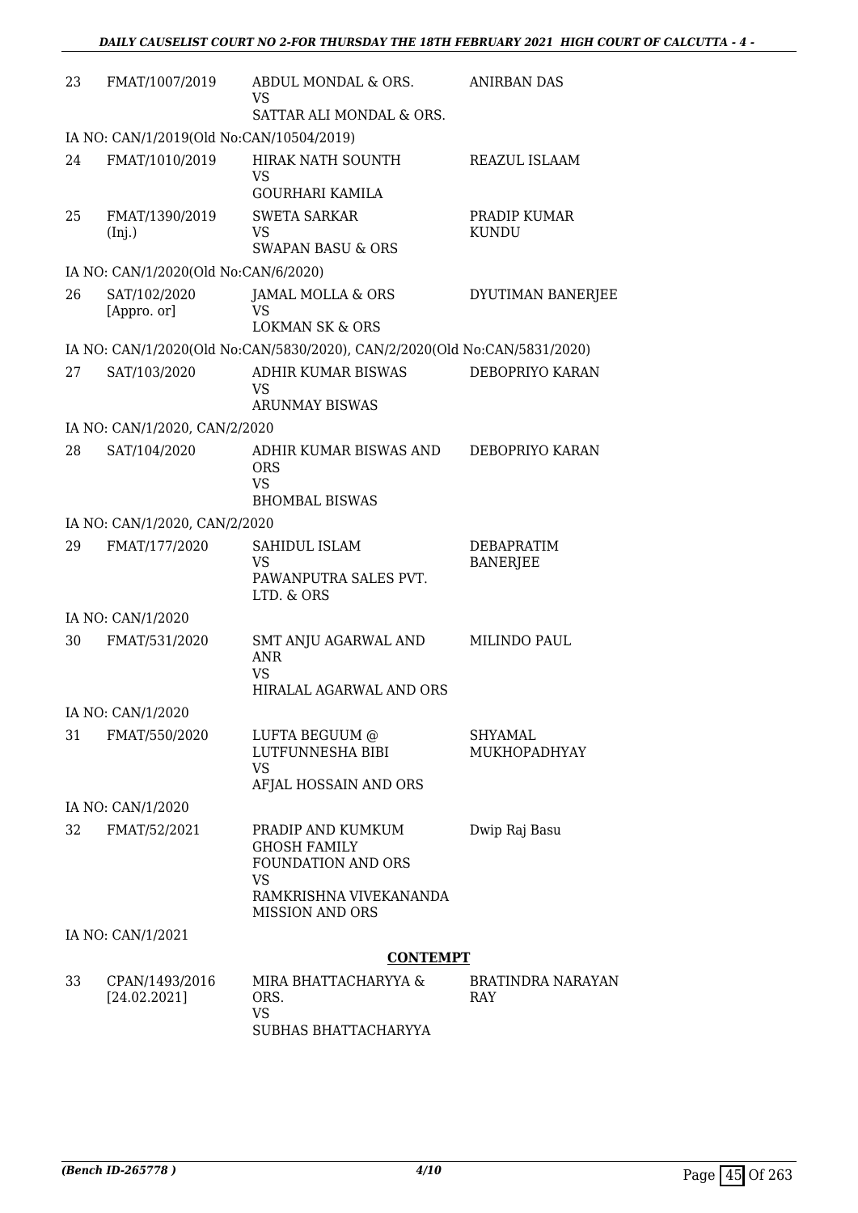| | | | |
|---|---|---|---|
| 23 | FMAT/1007/2019 | ABDUL MONDAL & ORS.<br>VS<br>SATTAR ALI MONDAL & ORS. | ANIRBAN DAS |
| | IA NO: CAN/1/2019(Old No:CAN/10504/2019) | | |
| 24 | FMAT/1010/2019 | HIRAK NATH SOUNTH<br>VS<br>GOURHARI KAMILA | REAZUL ISLAAM |
| 25 | FMAT/1390/2019<br>(Inj.) | SWETA SARKAR<br>VS<br>SWAPAN BASU & ORS | PRADIP KUMAR KUNDU |
| | IA NO: CAN/1/2020(Old No:CAN/6/2020) | | |
| 26 | SAT/102/2020<br>[Appro. or] | JAMAL MOLLA & ORS<br>VS<br>LOKMAN SK & ORS | DYUTIMAN BANERJEE |
| | IA NO: CAN/1/2020(Old No:CAN/5830/2020), CAN/2/2020(Old No:CAN/5831/2020) | | |
| 27 | SAT/103/2020 | ADHIR KUMAR BISWAS<br>VS<br>ARUNMAY BISWAS | DEBOPRIYO KARAN |
| | IA NO: CAN/1/2020, CAN/2/2020 | | |
| 28 | SAT/104/2020 | ADHIR KUMAR BISWAS AND ORS<br>VS<br>BHOMBAL BISWAS | DEBOPRIYO KARAN |
| | IA NO: CAN/1/2020, CAN/2/2020 | | |
| 29 | FMAT/177/2020 | SAHIDUL ISLAM<br>VS<br>PAWANPUTRA SALES PVT. LTD. & ORS | DEBAPRATIM BANERJEE |
| | IA NO: CAN/1/2020 | | |
| 30 | FMAT/531/2020 | SMT ANJU AGARWAL AND ANR<br>VS<br>HIRALAL AGARWAL AND ORS | MILINDO PAUL |
| | IA NO: CAN/1/2020 | | |
| 31 | FMAT/550/2020 | LUFTA BEGUUM @ LUTFUNNESHA BIBI<br>VS<br>AFJAL HOSSAIN AND ORS | SHYAMAL MUKHOPADHYAY |
| | IA NO: CAN/1/2020 | | |
| 32 | FMAT/52/2021 | PRADIP AND KUMKUM GHOSH FAMILY FOUNDATION AND ORS<br>VS<br>RAMKRISHNA VIVEKANANDA MISSION AND ORS | Dwip Raj Basu |
| | IA NO: CAN/1/2021 | | |

**CONTEMPT**

| | | | |
|---|---|---|---|
| 33 | CPAN/1493/2016<br>[24.02.2021] | MIRA BHATTACHARYYA & ORS.<br>VS<br>SUBHAS BHATTACHARYYA | BRATINDRA NARAYAN RAY |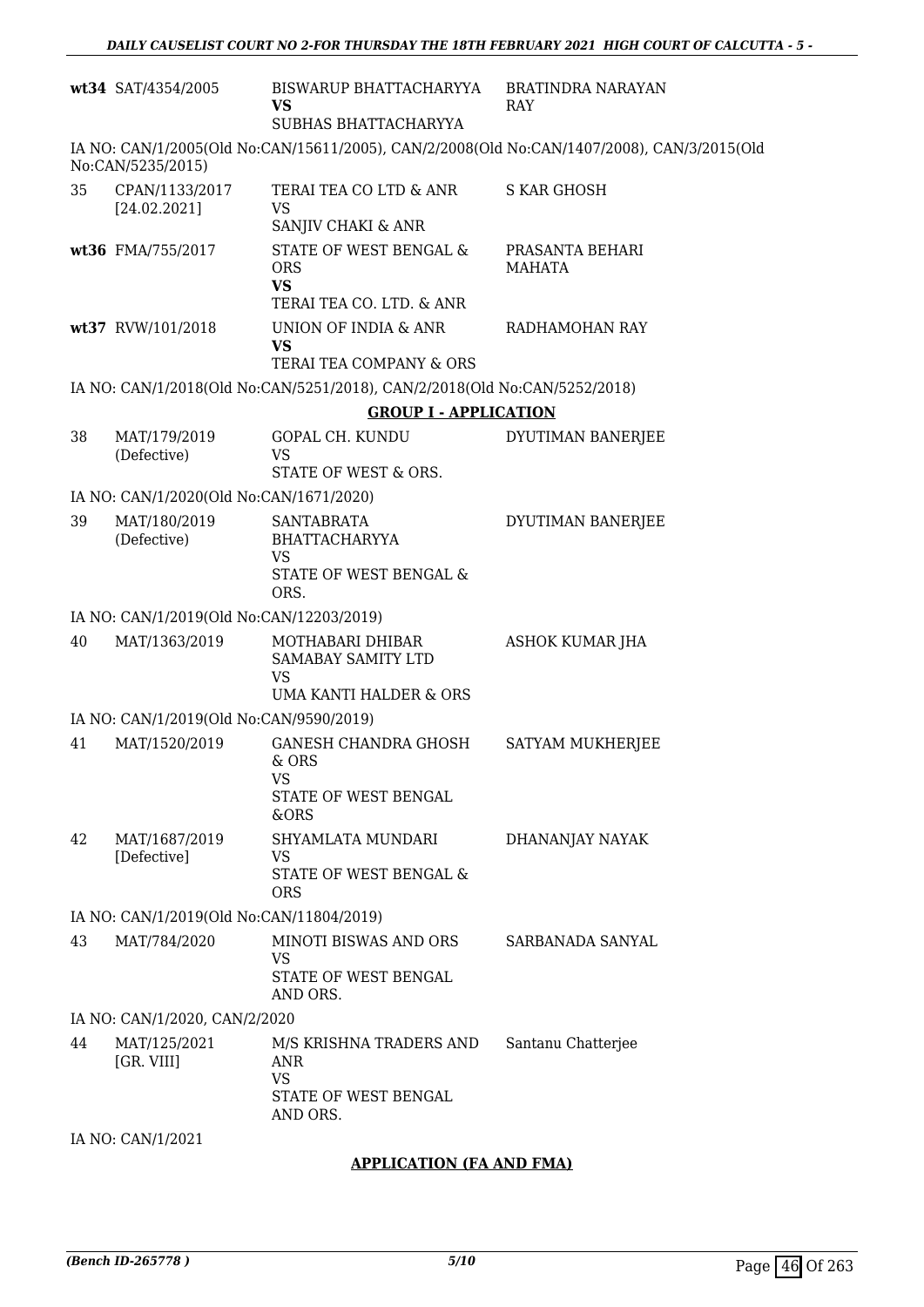| | | | |
|---|---|---|---|
| **wt34** | SAT/4354/2005 | BISWARUP BHATTACHARYYA **VS** SUBHAS BHATTACHARYYA | BRATINDRA NARAYAN RAY |

IA NO: CAN/1/2005(Old No:CAN/15611/2005), CAN/2/2008(Old No:CAN/1407/2008), CAN/3/2015(Old No:CAN/5235/2015)

| | | | |
|---|---|---|---|
| 35 | CPAN/1133/2017 [24.02.2021] | TERAI TEA CO LTD & ANR VS SANJIV CHAKI & ANR | S KAR GHOSH |
| **wt36** | FMA/755/2017 | STATE OF WEST BENGAL & ORS **VS** TERAI TEA CO. LTD. & ANR | PRASANTA BEHARI MAHATA |
| **wt37** | RVW/101/2018 | UNION OF INDIA & ANR **VS** TERAI TEA COMPANY & ORS | RADHAMOHAN RAY |

IA NO: CAN/1/2018(Old No:CAN/5251/2018), CAN/2/2018(Old No:CAN/5252/2018)

## GROUP I - APPLICATION

| | | | |
|---|---|---|---|
| 38 | MAT/179/2019 (Defective) | GOPAL CH. KUNDU VS STATE OF WEST & ORS. | DYUTIMAN BANERJEE |

IA NO: CAN/1/2020(Old No:CAN/1671/2020)

| | | | |
|---|---|---|---|
| 39 | MAT/180/2019 (Defective) | SANTABRATA BHATTACHARYYA VS STATE OF WEST BENGAL & ORS. | DYUTIMAN BANERJEE |

IA NO: CAN/1/2019(Old No:CAN/12203/2019)

| | | | |
|---|---|---|---|
| 40 | MAT/1363/2019 | MOTHABARI DHIBAR SAMABAY SAMITY LTD VS UMA KANTI HALDER & ORS | ASHOK KUMAR JHA |

IA NO: CAN/1/2019(Old No:CAN/9590/2019)

| | | | |
|---|---|---|---|
| 41 | MAT/1520/2019 | GANESH CHANDRA GHOSH & ORS VS STATE OF WEST BENGAL &ORS | SATYAM MUKHERJEE |
| 42 | MAT/1687/2019 [Defective] | SHYAMLATA MUNDARI VS STATE OF WEST BENGAL & ORS | DHANANJAY NAYAK |

IA NO: CAN/1/2019(Old No:CAN/11804/2019)

| | | | |
|---|---|---|---|
| 43 | MAT/784/2020 | MINOTI BISWAS AND ORS VS STATE OF WEST BENGAL AND ORS. | SARBANADA SANYAL |

IA NO: CAN/1/2020, CAN/2/2020

| | | | |
|---|---|---|---|
| 44 | MAT/125/2021 [GR. VIII] | M/S KRISHNA TRADERS AND ANR VS STATE OF WEST BENGAL AND ORS. | Santanu Chatterjee |

IA NO: CAN/1/2021

## APPLICATION (FA AND FMA)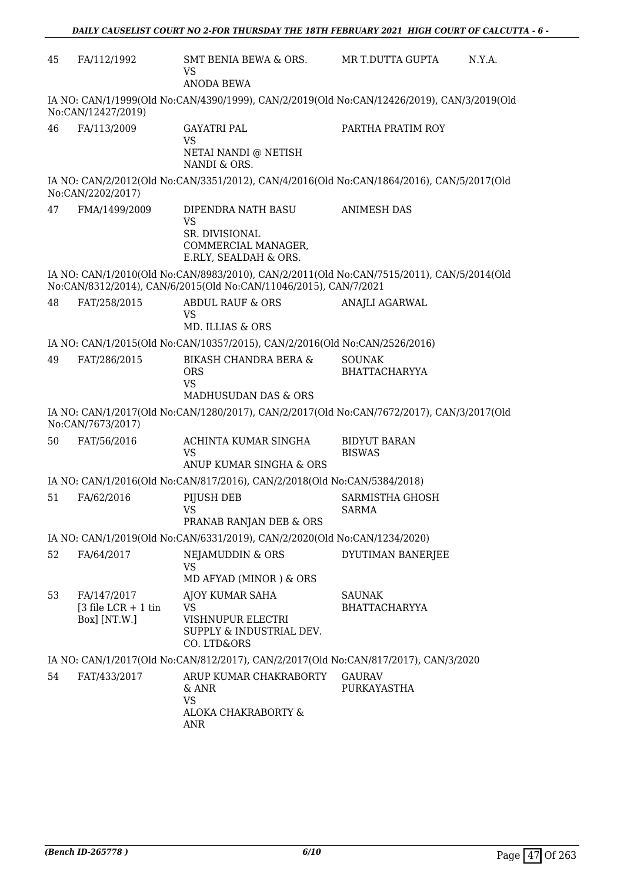| | | | | |
|---|---|---|---|---|
| 45 | FA/112/1992 | SMT BENIA BEWA & ORS.<br>VS<br>ANODA BEWA | MR T.DUTTA GUPTA | N.Y.A. |

IA NO: CAN/1/1999(Old No:CAN/4390/1999), CAN/2/2019(Old No:CAN/12426/2019), CAN/3/2019(Old No:CAN/12427/2019)

| | | | | |
|---|---|---|---|---|
| 46 | FA/113/2009 | GAYATRI PAL<br>VS<br>NETAI NANDI @ NETISH NANDI & ORS. | PARTHA PRATIM ROY | |

IA NO: CAN/2/2012(Old No:CAN/3351/2012), CAN/4/2016(Old No:CAN/1864/2016), CAN/5/2017(Old No:CAN/2202/2017)

| | | | | |
|---|---|---|---|---|
| 47 | FMA/1499/2009 | DIPENDRA NATH BASU<br>VS<br>SR. DIVISIONAL COMMERCIAL MANAGER, E.RLY, SEALDAH & ORS. | ANIMESH DAS | |

IA NO: CAN/1/2010(Old No:CAN/8983/2010), CAN/2/2011(Old No:CAN/7515/2011), CAN/5/2014(Old No:CAN/8312/2014), CAN/6/2015(Old No:CAN/11046/2015), CAN/7/2021

| | | | | |
|---|---|---|---|---|
| 48 | FAT/258/2015 | ABDUL RAUF & ORS<br>VS<br>MD. ILLIAS & ORS | ANAJLI AGARWAL | |

IA NO: CAN/1/2015(Old No:CAN/10357/2015), CAN/2/2016(Old No:CAN/2526/2016)

| | | | | |
|---|---|---|---|---|
| 49 | FAT/286/2015 | BIKASH CHANDRA BERA & ORS<br>VS<br>MADHUSUDAN DAS & ORS | SOUNAK BHATTACHARYYA | |

IA NO: CAN/1/2017(Old No:CAN/1280/2017), CAN/2/2017(Old No:CAN/7672/2017), CAN/3/2017(Old No:CAN/7673/2017)

| | | | | |
|---|---|---|---|---|
| 50 | FAT/56/2016 | ACHINTA KUMAR SINGHA<br>VS<br>ANUP KUMAR SINGHA & ORS | BIDYUT BARAN BISWAS | |

IA NO: CAN/1/2016(Old No:CAN/817/2016), CAN/2/2018(Old No:CAN/5384/2018)

| | | | | |
|---|---|---|---|---|
| 51 | FA/62/2016 | PIJUSH DEB<br>VS<br>PRANAB RANJAN DEB & ORS | SARMISTHA GHOSH SARMA | |

IA NO: CAN/1/2019(Old No:CAN/6331/2019), CAN/2/2020(Old No:CAN/1234/2020)

| | | | | |
|---|---|---|---|---|
| 52 | FA/64/2017 | NEJAMUDDIN & ORS<br>VS<br>MD AFYAD (MINOR ) & ORS | DYUTIMAN BANERJEE | |
| 53 | FA/147/2017<br>[3 file LCR + 1 tin Box] [NT.W.] | AJOY KUMAR SAHA<br>VS<br>VISHNUPUR ELECTRI SUPPLY & INDUSTRIAL DEV. CO. LTD&ORS | SAUNAK BHATTACHARYYA | |

IA NO: CAN/1/2017(Old No:CAN/812/2017), CAN/2/2017(Old No:CAN/817/2017), CAN/3/2020

| | | | | |
|---|---|---|---|---|
| 54 | FAT/433/2017 | ARUP KUMAR CHAKRABORTY & ANR<br>VS<br>ALOKA CHAKRABORTY & ANR | GAURAV PURKAYASTHA | |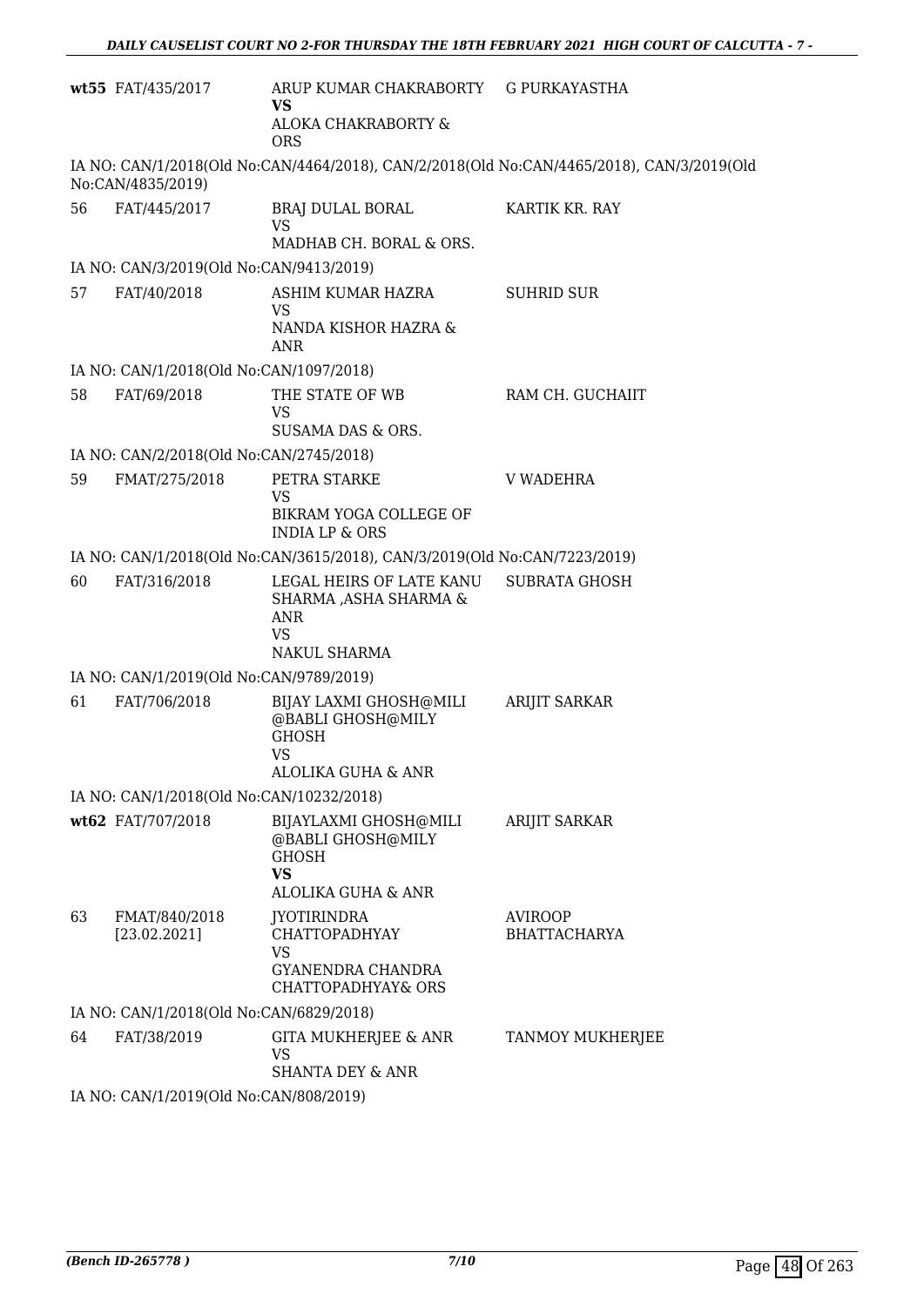| | | | |
|---|---|---|---|
| wt55 | FAT/435/2017 | ARUP KUMAR CHAKRABORTY<br>**VS**<br>ALOKA CHAKRABORTY & ORS | G PURKAYASTHA |

IA NO: CAN/1/2018(Old No:CAN/4464/2018), CAN/2/2018(Old No:CAN/4465/2018), CAN/3/2019(Old No:CAN/4835/2019)

| | | | |
|---|---|---|---|
| 56 | FAT/445/2017 | BRAJ DULAL BORAL<br>VS<br>MADHAB CH. BORAL & ORS. | KARTIK KR. RAY |

IA NO: CAN/3/2019(Old No:CAN/9413/2019)

| | | | |
|---|---|---|---|
| 57 | FAT/40/2018 | ASHIM KUMAR HAZRA<br>VS<br>NANDA KISHOR HAZRA & ANR | SUHRID SUR |

IA NO: CAN/1/2018(Old No:CAN/1097/2018)

| | | | |
|---|---|---|---|
| 58 | FAT/69/2018 | THE STATE OF WB<br>VS<br>SUSAMA DAS & ORS. | RAM CH. GUCHAIIT |

IA NO: CAN/2/2018(Old No:CAN/2745/2018)

| | | | |
|---|---|---|---|
| 59 | FMAT/275/2018 | PETRA STARKE<br>VS<br>BIKRAM YOGA COLLEGE OF INDIA LP & ORS | V WADEHRA |

IA NO: CAN/1/2018(Old No:CAN/3615/2018), CAN/3/2019(Old No:CAN/7223/2019)

| | | | |
|---|---|---|---|
| 60 | FAT/316/2018 | LEGAL HEIRS OF LATE KANU SHARMA ,ASHA SHARMA & ANR<br>VS<br>NAKUL SHARMA | SUBRATA GHOSH |

IA NO: CAN/1/2019(Old No:CAN/9789/2019)

| | | | |
|---|---|---|---|
| 61 | FAT/706/2018 | BIJAY LAXMI GHOSH@MILI @BABLI GHOSH@MILY GHOSH<br>VS<br>ALOLIKA GUHA & ANR | ARIJIT SARKAR |

IA NO: CAN/1/2018(Old No:CAN/10232/2018)

| | | | |
|---|---|---|---|
| wt62 | FAT/707/2018 | BIJAYLAXMI GHOSH@MILI @BABLI GHOSH@MILY GHOSH<br>**VS**<br>ALOLIKA GUHA & ANR | ARIJIT SARKAR |
| 63 | FMAT/840/2018<br>[23.02.2021] | JYOTIRINDRA CHATTOPADHYAY<br>VS<br>GYANENDRA CHANDRA CHATTOPADHYAY& ORS | AVIROOP BHATTACHARYA |

IA NO: CAN/1/2018(Old No:CAN/6829/2018)

| | | | |
|---|---|---|---|
| 64 | FAT/38/2019 | GITA MUKHERJEE & ANR<br>VS<br>SHANTA DEY & ANR | TANMOY MUKHERJEE |

IA NO: CAN/1/2019(Old No:CAN/808/2019)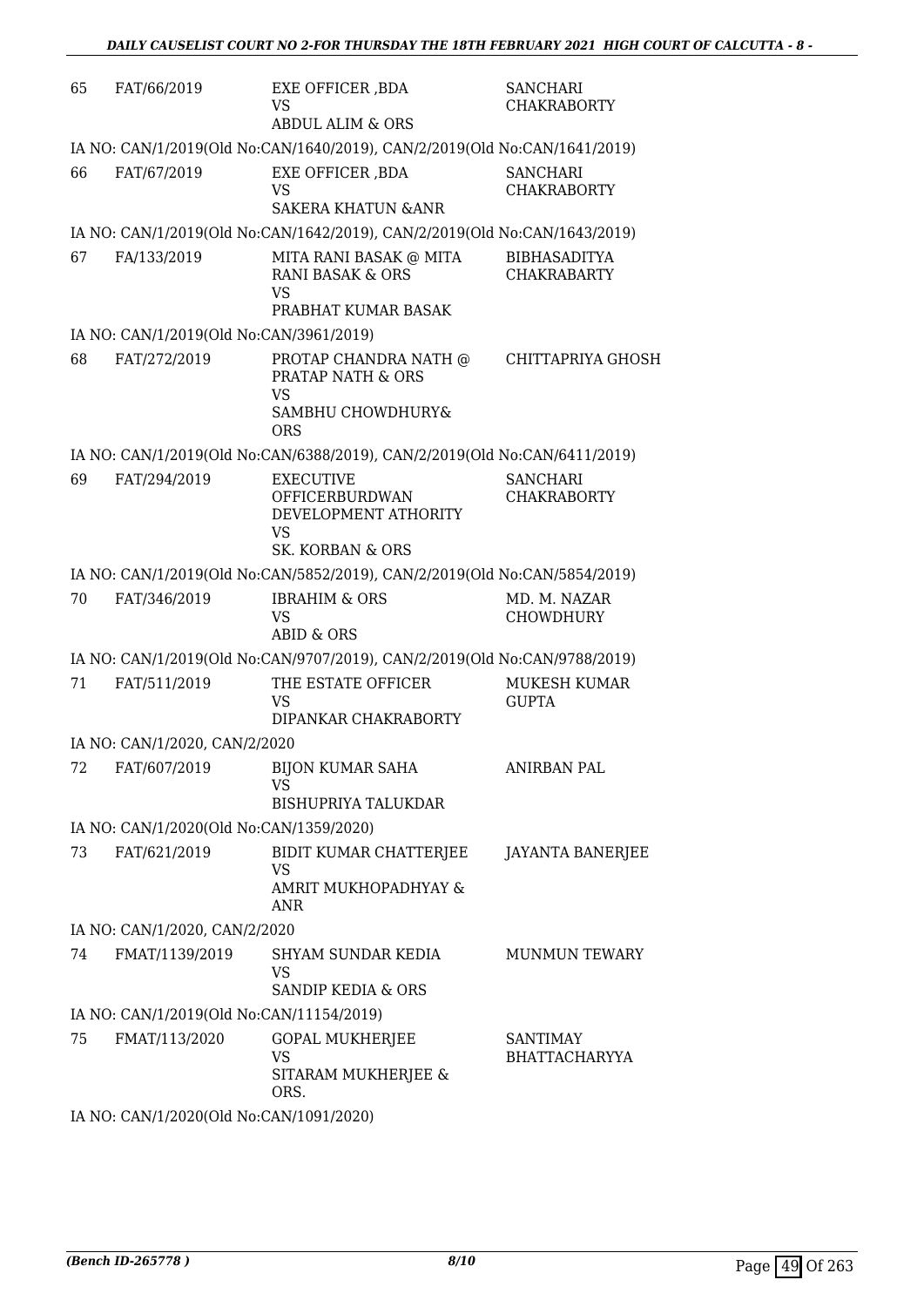| | | | |
|---|---|---|---|
| 65 | FAT/66/2019 | EXE OFFICER ,BDA<br>VS<br>ABDUL ALIM & ORS | SANCHARI CHAKRABORTY |

IA NO: CAN/1/2019(Old No:CAN/1640/2019), CAN/2/2019(Old No:CAN/1641/2019)

| | | | |
|---|---|---|---|
| 66 | FAT/67/2019 | EXE OFFICER ,BDA<br>VS<br>SAKERA KHATUN &ANR | SANCHARI CHAKRABORTY |

IA NO: CAN/1/2019(Old No:CAN/1642/2019), CAN/2/2019(Old No:CAN/1643/2019)

| | | | |
|---|---|---|---|
| 67 | FA/133/2019 | MITA RANI BASAK @ MITA RANI BASAK & ORS<br>VS<br>PRABHAT KUMAR BASAK | BIBHASADITYA CHAKRABARTY |

IA NO: CAN/1/2019(Old No:CAN/3961/2019)

| | | | |
|---|---|---|---|
| 68 | FAT/272/2019 | PROTAP CHANDRA NATH @ PRATAP NATH & ORS<br>VS<br>SAMBHU CHOWDHURY& ORS | CHITTAPRIYA GHOSH |

IA NO: CAN/1/2019(Old No:CAN/6388/2019), CAN/2/2019(Old No:CAN/6411/2019)

| | | | |
|---|---|---|---|
| 69 | FAT/294/2019 | EXECUTIVE OFFICERBURDWAN DEVELOPMENT ATHORITY<br>VS<br>SK. KORBAN & ORS | SANCHARI CHAKRABORTY |

IA NO: CAN/1/2019(Old No:CAN/5852/2019), CAN/2/2019(Old No:CAN/5854/2019)

| | | | |
|---|---|---|---|
| 70 | FAT/346/2019 | IBRAHIM & ORS<br>VS<br>ABID & ORS | MD. M. NAZAR CHOWDHURY |

IA NO: CAN/1/2019(Old No:CAN/9707/2019), CAN/2/2019(Old No:CAN/9788/2019)

| | | | |
|---|---|---|---|
| 71 | FAT/511/2019 | THE ESTATE OFFICER<br>VS<br>DIPANKAR CHAKRABORTY | MUKESH KUMAR GUPTA |

IA NO: CAN/1/2020, CAN/2/2020

| | | | |
|---|---|---|---|
| 72 | FAT/607/2019 | BIJON KUMAR SAHA<br>VS<br>BISHUPRIYA TALUKDAR | ANIRBAN PAL |

IA NO: CAN/1/2020(Old No:CAN/1359/2020)

| | | | |
|---|---|---|---|
| 73 | FAT/621/2019 | BIDIT KUMAR CHATTERJEE<br>VS<br>AMRIT MUKHOPADHYAY & ANR | JAYANTA BANERJEE |

IA NO: CAN/1/2020, CAN/2/2020

| | | | |
|---|---|---|---|
| 74 | FMAT/1139/2019 | SHYAM SUNDAR KEDIA<br>VS<br>SANDIP KEDIA & ORS | MUNMUN TEWARY |

IA NO: CAN/1/2019(Old No:CAN/11154/2019)

| | | | |
|---|---|---|---|
| 75 | FMAT/113/2020 | GOPAL MUKHERJEE<br>VS<br>SITARAM MUKHERJEE & ORS. | SANTIMAY BHATTACHARYYA |

IA NO: CAN/1/2020(Old No:CAN/1091/2020)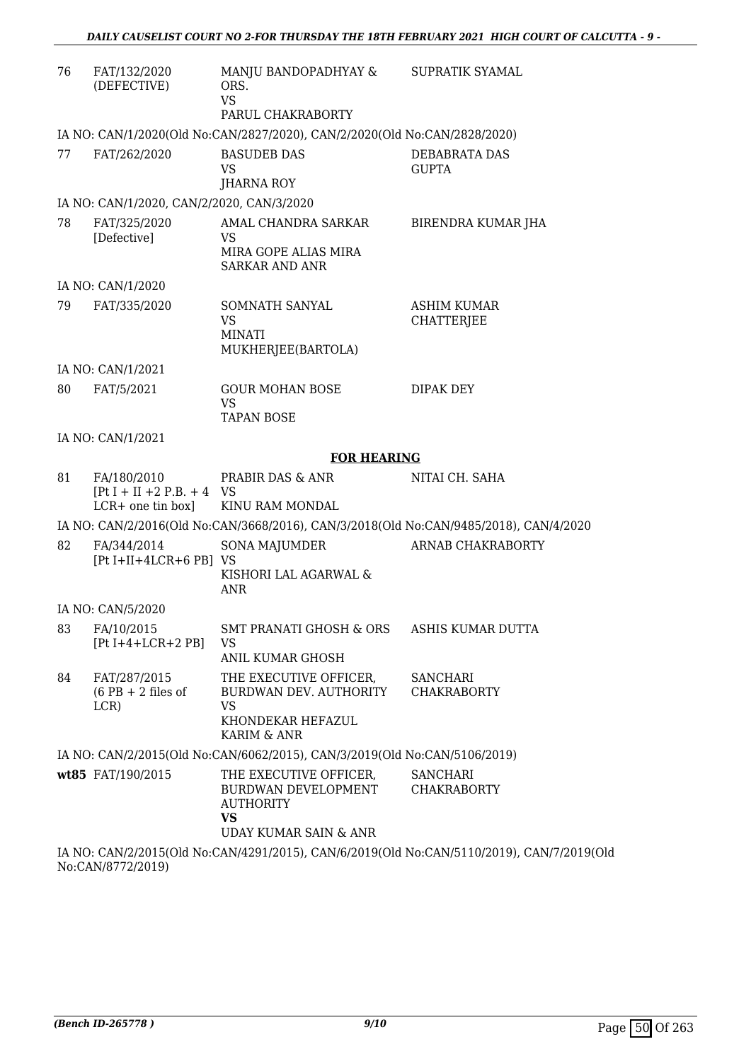| | | | |
|---|---|---|---|
| 76 | FAT/132/2020 (DEFECTIVE) | MANJU BANDOPADHYAY & ORS. VS PARUL CHAKRABORTY | SUPRATIK SYAMAL |

IA NO: CAN/1/2020(Old No:CAN/2827/2020), CAN/2/2020(Old No:CAN/2828/2020)

| | | | |
|---|---|---|---|
| 77 | FAT/262/2020 | BASUDEB DAS VS JHARNA ROY | DEBABRATA DAS GUPTA |

IA NO: CAN/1/2020, CAN/2/2020, CAN/3/2020

| | | | |
|---|---|---|---|
| 78 | FAT/325/2020 [Defective] | AMAL CHANDRA SARKAR VS MIRA GOPE ALIAS MIRA SARKAR AND ANR | BIRENDRA KUMAR JHA |

IA NO: CAN/1/2020

| | | | |
|---|---|---|---|
| 79 | FAT/335/2020 | SOMNATH SANYAL VS MINATI MUKHERJEE(BARTOLA) | ASHIM KUMAR CHATTERJEE |

IA NO: CAN/1/2021

| | | | |
|---|---|---|---|
| 80 | FAT/5/2021 | GOUR MOHAN BOSE VS TAPAN BOSE | DIPAK DEY |

IA NO: CAN/1/2021

**FOR HEARING**

| | | | |
|---|---|---|---|
| 81 | FA/180/2010 [Pt I + II +2 P.B. + 4 LCR+ one tin box] | PRABIR DAS & ANR VS KINU RAM MONDAL | NITAI CH. SAHA |

IA NO: CAN/2/2016(Old No:CAN/3668/2016), CAN/3/2018(Old No:CAN/9485/2018), CAN/4/2020

| | | | |
|---|---|---|---|
| 82 | FA/344/2014 [Pt I+II+4LCR+6 PB] | SONA MAJUMDER VS KISHORI LAL AGARWAL & ANR | ARNAB CHAKRABORTY |

IA NO: CAN/5/2020

| | | | |
|---|---|---|---|
| 83 | FA/10/2015 [Pt I+4+LCR+2 PB] | SMT PRANATI GHOSH & ORS VS ANIL KUMAR GHOSH | ASHIS KUMAR DUTTA |
| 84 | FAT/287/2015 (6 PB + 2 files of LCR) | THE EXECUTIVE OFFICER, BURDWAN DEV. AUTHORITY VS KHONDEKAR HEFAZUL KARIM & ANR | SANCHARI CHAKRABORTY |

IA NO: CAN/2/2015(Old No:CAN/6062/2015), CAN/3/2019(Old No:CAN/5106/2019)

| | | | |
|---|---|---|---|
| **wt85** | FAT/190/2015 | THE EXECUTIVE OFFICER, BURDWAN DEVELOPMENT AUTHORITY **VS** UDAY KUMAR SAIN & ANR | SANCHARI CHAKRABORTY |

IA NO: CAN/2/2015(Old No:CAN/4291/2015), CAN/6/2019(Old No:CAN/5110/2019), CAN/7/2019(Old No:CAN/8772/2019)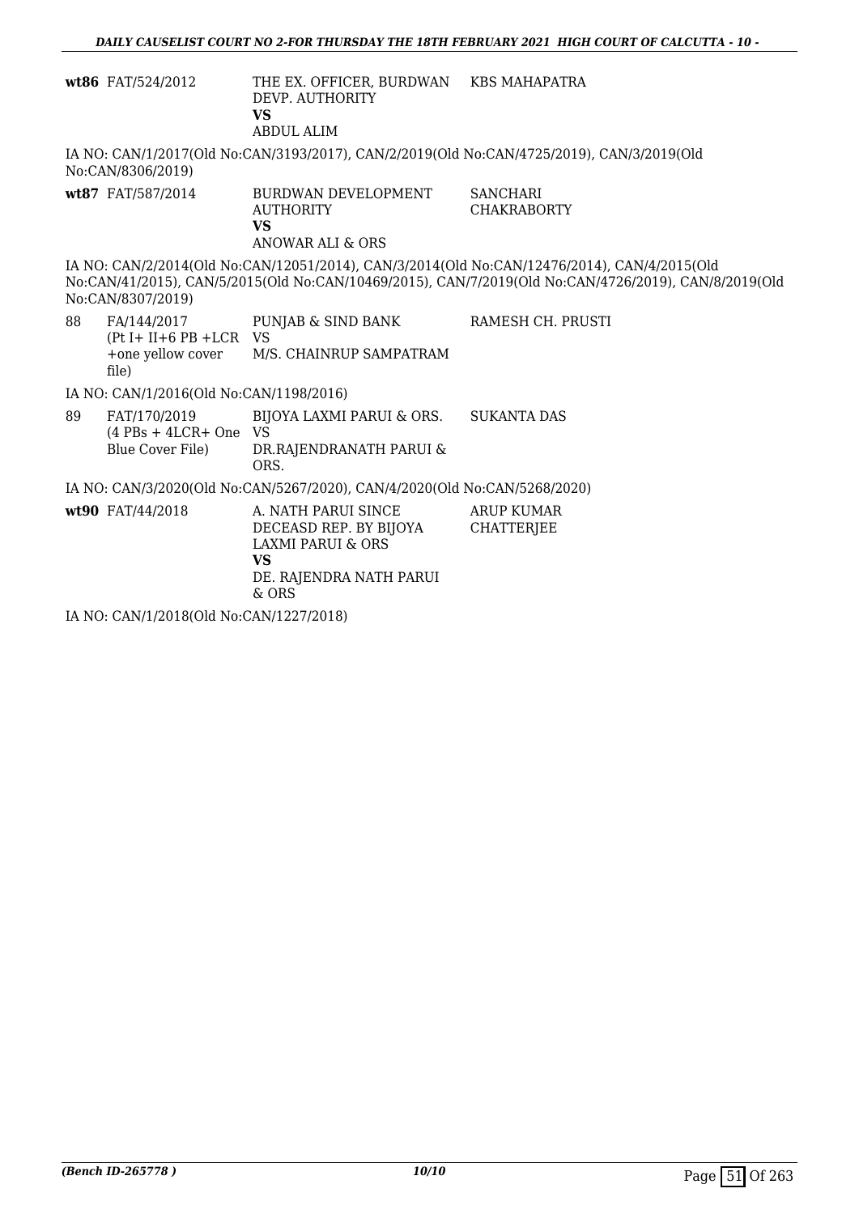| | | | |
|---|---|---|---|
| **wt86** | FAT/524/2012 | THE EX. OFFICER, BURDWAN DEVP. AUTHORITY<br>**VS**<br>ABDUL ALIM | KBS MAHAPATRA |

IA NO: CAN/1/2017(Old No:CAN/3193/2017), CAN/2/2019(Old No:CAN/4725/2019), CAN/3/2019(Old No:CAN/8306/2019)

| | | | |
|---|---|---|---|
| **wt87** | FAT/587/2014 | BURDWAN DEVELOPMENT AUTHORITY<br>**VS**<br>ANOWAR ALI & ORS | SANCHARI CHAKRABORTY |

IA NO: CAN/2/2014(Old No:CAN/12051/2014), CAN/3/2014(Old No:CAN/12476/2014), CAN/4/2015(Old No:CAN/41/2015), CAN/5/2015(Old No:CAN/10469/2015), CAN/7/2019(Old No:CAN/4726/2019), CAN/8/2019(Old No:CAN/8307/2019)

| | | | |
|---|---|---|---|
| 88 | FA/144/2017<br>(Pt I+ II+6 PB +LCR +one yellow cover file) | PUNJAB & SIND BANK<br>VS<br>M/S. CHAINRUP SAMPATRAM | RAMESH CH. PRUSTI |

IA NO: CAN/1/2016(Old No:CAN/1198/2016)

| | | | |
|---|---|---|---|
| 89 | FAT/170/2019<br>(4 PBs + 4LCR+ One Blue Cover File) | BIJOYA LAXMI PARUI & ORS.<br>VS<br>DR.RAJENDRANATH PARUI & ORS. | SUKANTA DAS |

IA NO: CAN/3/2020(Old No:CAN/5267/2020), CAN/4/2020(Old No:CAN/5268/2020)

| | | | |
|---|---|---|---|
| **wt90** | FAT/44/2018 | A. NATH PARUI SINCE DECEASD REP. BY BIJOYA LAXMI PARUI & ORS<br>**VS**<br>DE. RAJENDRA NATH PARUI & ORS | ARUP KUMAR CHATTERJEE |

IA NO: CAN/1/2018(Old No:CAN/1227/2018)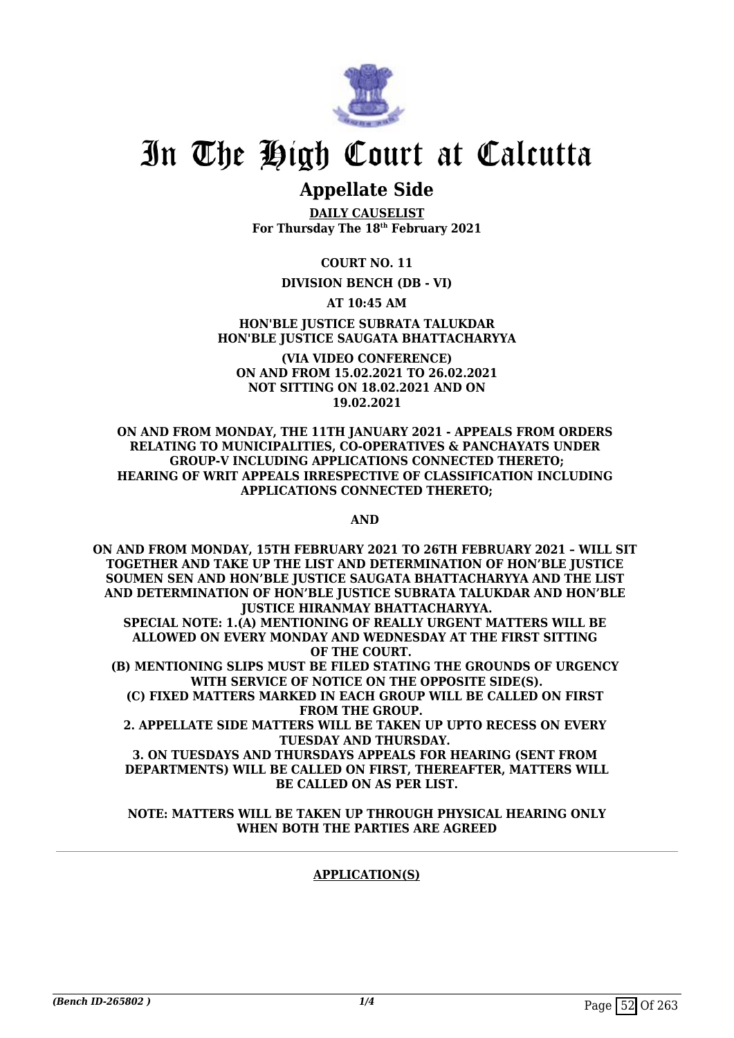# In The High Court at Calcutta

## Appellate Side

**DAILY CAUSELIST**
**For Thursday The 18th February 2021**

**COURT NO. 11**

**DIVISION BENCH (DB - VI)**

**AT 10:45 AM**

**HON'BLE JUSTICE SUBRATA TALUKDAR**
**HON'BLE JUSTICE SAUGATA BHATTACHARYYA**

**(VIA VIDEO CONFERENCE)**
**ON AND FROM 15.02.2021 TO 26.02.2021**
**NOT SITTING ON 18.02.2021 AND ON 19.02.2021**

**ON AND FROM MONDAY, THE 11TH JANUARY 2021 - APPEALS FROM ORDERS RELATING TO MUNICIPALITIES, CO-OPERATIVES & PANCHAYATS UNDER GROUP-V INCLUDING APPLICATIONS CONNECTED THERETO; HEARING OF WRIT APPEALS IRRESPECTIVE OF CLASSIFICATION INCLUDING APPLICATIONS CONNECTED THERETO;**

**AND**

**ON AND FROM MONDAY, 15TH FEBRUARY 2021 TO 26TH FEBRUARY 2021 – WILL SIT TOGETHER AND TAKE UP THE LIST AND DETERMINATION OF HON'BLE JUSTICE SOUMEN SEN AND HON'BLE JUSTICE SAUGATA BHATTACHARYYA AND THE LIST AND DETERMINATION OF HON'BLE JUSTICE SUBRATA TALUKDAR AND HON'BLE JUSTICE HIRANMAY BHATTACHARYYA.**
**SPECIAL NOTE: 1.(A) MENTIONING OF REALLY URGENT MATTERS WILL BE ALLOWED ON EVERY MONDAY AND WEDNESDAY AT THE FIRST SITTING OF THE COURT.**
**(B) MENTIONING SLIPS MUST BE FILED STATING THE GROUNDS OF URGENCY WITH SERVICE OF NOTICE ON THE OPPOSITE SIDE(S).**
**(C) FIXED MATTERS MARKED IN EACH GROUP WILL BE CALLED ON FIRST FROM THE GROUP.**
**2. APPELLATE SIDE MATTERS WILL BE TAKEN UP UPTO RECESS ON EVERY TUESDAY AND THURSDAY.**
**3. ON TUESDAYS AND THURSDAYS APPEALS FOR HEARING (SENT FROM DEPARTMENTS) WILL BE CALLED ON FIRST, THEREAFTER, MATTERS WILL BE CALLED ON AS PER LIST.**

**NOTE: MATTERS WILL BE TAKEN UP THROUGH PHYSICAL HEARING ONLY WHEN BOTH THE PARTIES ARE AGREED**

---

**APPLICATION(S)**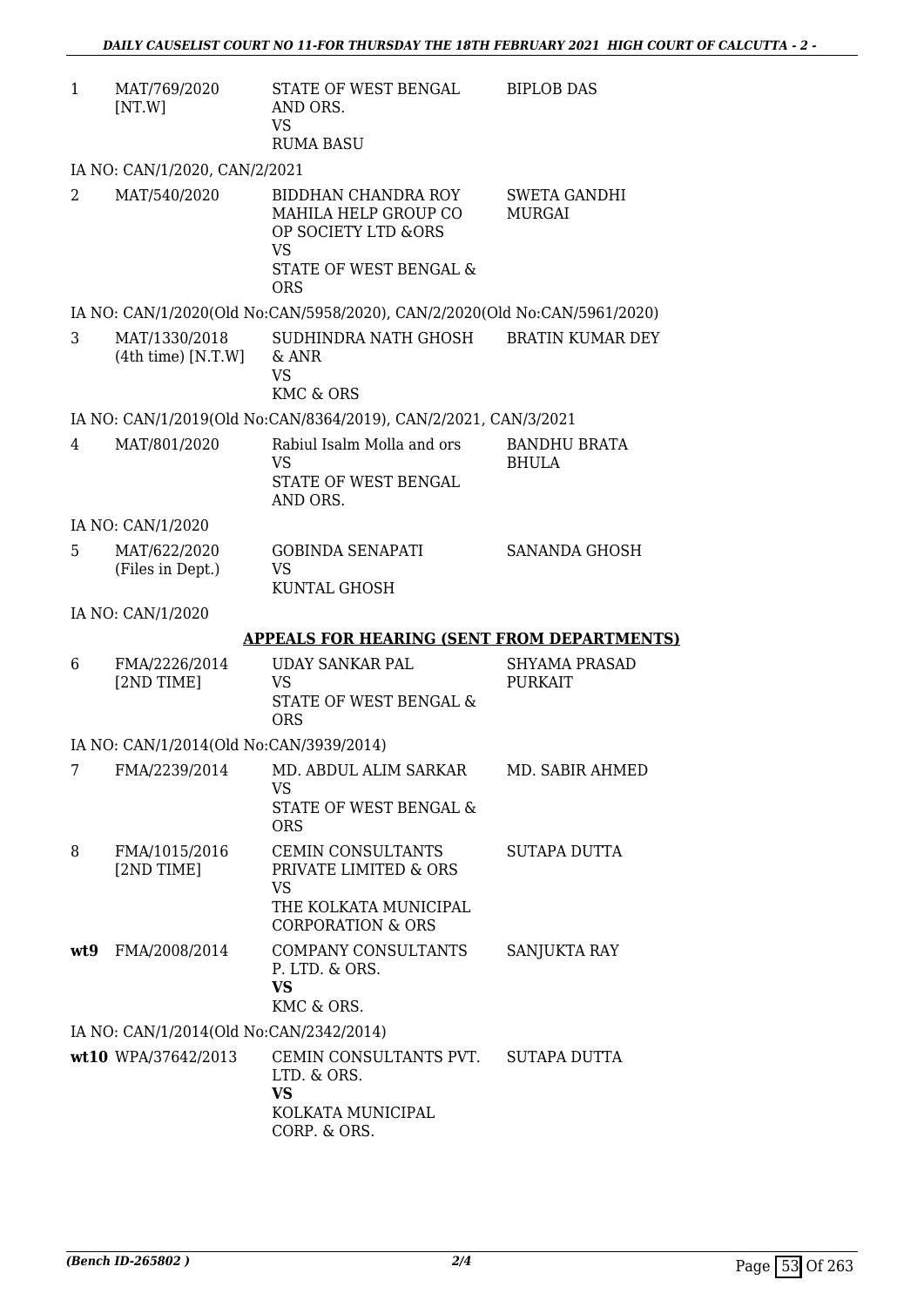| | | | |
|---|---|---|---|
| 1 | MAT/769/2020 [NT.W] | STATE OF WEST BENGAL AND ORS.<br>VS<br>RUMA BASU | BIPLOB DAS |

IA NO: CAN/1/2020, CAN/2/2021

| | | | |
|---|---|---|---|
| 2 | MAT/540/2020 | BIDDHAN CHANDRA ROY MAHILA HELP GROUP CO OP SOCIETY LTD &ORS<br>VS<br>STATE OF WEST BENGAL & ORS | SWETA GANDHI MURGAI |

IA NO: CAN/1/2020(Old No:CAN/5958/2020), CAN/2/2020(Old No:CAN/5961/2020)

| | | | |
|---|---|---|---|
| 3 | MAT/1330/2018 (4th time) [N.T.W] | SUDHINDRA NATH GHOSH & ANR<br>VS<br>KMC & ORS | BRATIN KUMAR DEY |

IA NO: CAN/1/2019(Old No:CAN/8364/2019), CAN/2/2021, CAN/3/2021

| | | | |
|---|---|---|---|
| 4 | MAT/801/2020 | Rabiul Isalm Molla and ors<br>VS<br>STATE OF WEST BENGAL AND ORS. | BANDHU BRATA BHULA |

IA NO: CAN/1/2020

| | | | |
|---|---|---|---|
| 5 | MAT/622/2020 (Files in Dept.) | GOBINDA SENAPATI<br>VS<br>KUNTAL GHOSH | SANANDA GHOSH |

IA NO: CAN/1/2020

**APPEALS FOR HEARING (SENT FROM DEPARTMENTS)**

| | | | |
|---|---|---|---|
| 6 | FMA/2226/2014 [2ND TIME] | UDAY SANKAR PAL<br>VS<br>STATE OF WEST BENGAL & ORS | SHYAMA PRASAD PURKAIT |

IA NO: CAN/1/2014(Old No:CAN/3939/2014)

| | | | |
|---|---|---|---|
| 7 | FMA/2239/2014 | MD. ABDUL ALIM SARKAR<br>VS<br>STATE OF WEST BENGAL & ORS | MD. SABIR AHMED |
| 8 | FMA/1015/2016 [2ND TIME] | CEMIN CONSULTANTS PRIVATE LIMITED & ORS<br>VS<br>THE KOLKATA MUNICIPAL CORPORATION & ORS | SUTAPA DUTTA |
| **wt9** | FMA/2008/2014 | COMPANY CONSULTANTS P. LTD. & ORS.<br>**VS**<br>KMC & ORS. | SANJUKTA RAY |

IA NO: CAN/1/2014(Old No:CAN/2342/2014)

| | | | |
|---|---|---|---|
| **wt10** | WPA/37642/2013 | CEMIN CONSULTANTS PVT. LTD. & ORS.<br>**VS**<br>KOLKATA MUNICIPAL CORP. & ORS. | SUTAPA DUTTA |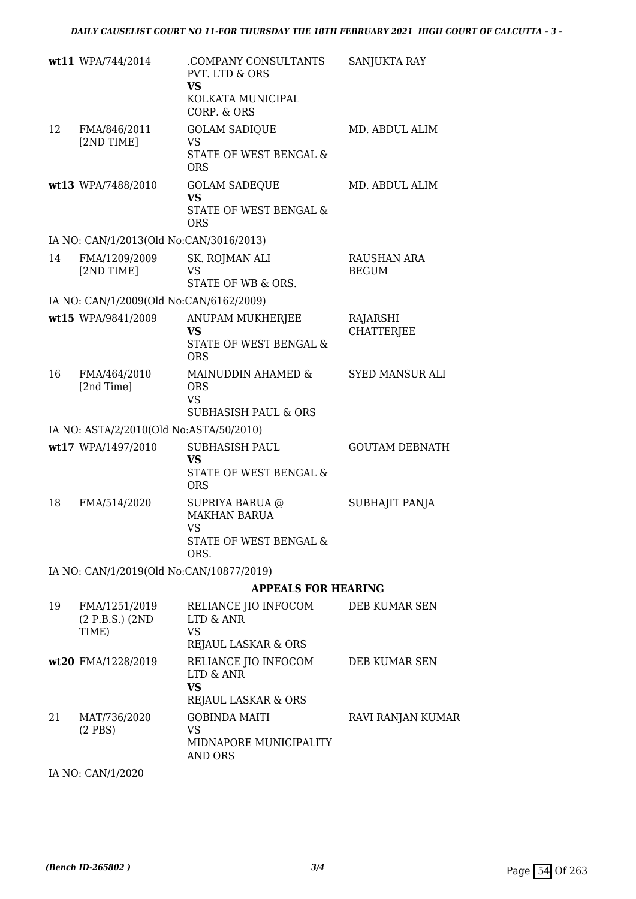| | | | |
|---|---|---|---|
| wt11 | WPA/744/2014 | .COMPANY CONSULTANTS PVT. LTD & ORS<br>**VS**<br>KOLKATA MUNICIPAL CORP. & ORS | SANJUKTA RAY |
| 12 | FMA/846/2011 [2ND TIME] | GOLAM SADIQUE<br>VS<br>STATE OF WEST BENGAL & ORS | MD. ABDUL ALIM |
| wt13 | WPA/7488/2010 | GOLAM SADEQUE<br>**VS**<br>STATE OF WEST BENGAL & ORS | MD. ABDUL ALIM |
| | IA NO: CAN/1/2013(Old No:CAN/3016/2013) | | |
| 14 | FMA/1209/2009 [2ND TIME] | SK. ROJMAN ALI<br>VS<br>STATE OF WB & ORS. | RAUSHAN ARA BEGUM |
| | IA NO: CAN/1/2009(Old No:CAN/6162/2009) | | |
| wt15 | WPA/9841/2009 | ANUPAM MUKHERJEE<br>**VS**<br>STATE OF WEST BENGAL & ORS | RAJARSHI CHATTERJEE |
| 16 | FMA/464/2010 [2nd Time] | MAINUDDIN AHAMED & ORS<br>VS<br>SUBHASISH PAUL & ORS | SYED MANSUR ALI |
| | IA NO: ASTA/2/2010(Old No:ASTA/50/2010) | | |
| wt17 | WPA/1497/2010 | SUBHASISH PAUL<br>**VS**<br>STATE OF WEST BENGAL & ORS | GOUTAM DEBNATH |
| 18 | FMA/514/2020 | SUPRIYA BARUA @ MAKHAN BARUA<br>VS<br>STATE OF WEST BENGAL & ORS. | SUBHAJIT PANJA |
| | IA NO: CAN/1/2019(Old No:CAN/10877/2019) | | |

**APPEALS FOR HEARING**

| | | | |
|---|---|---|---|
| 19 | FMA/1251/2019 (2 P.B.S.) (2ND TIME) | RELIANCE JIO INFOCOM LTD & ANR<br>VS<br>REJAUL LASKAR & ORS | DEB KUMAR SEN |
| wt20 | FMA/1228/2019 | RELIANCE JIO INFOCOM LTD & ANR<br>**VS**<br>REJAUL LASKAR & ORS | DEB KUMAR SEN |
| 21 | MAT/736/2020 (2 PBS) | GOBINDA MAITI<br>VS<br>MIDNAPORE MUNICIPALITY AND ORS | RAVI RANJAN KUMAR |
| | IA NO: CAN/1/2020 | | |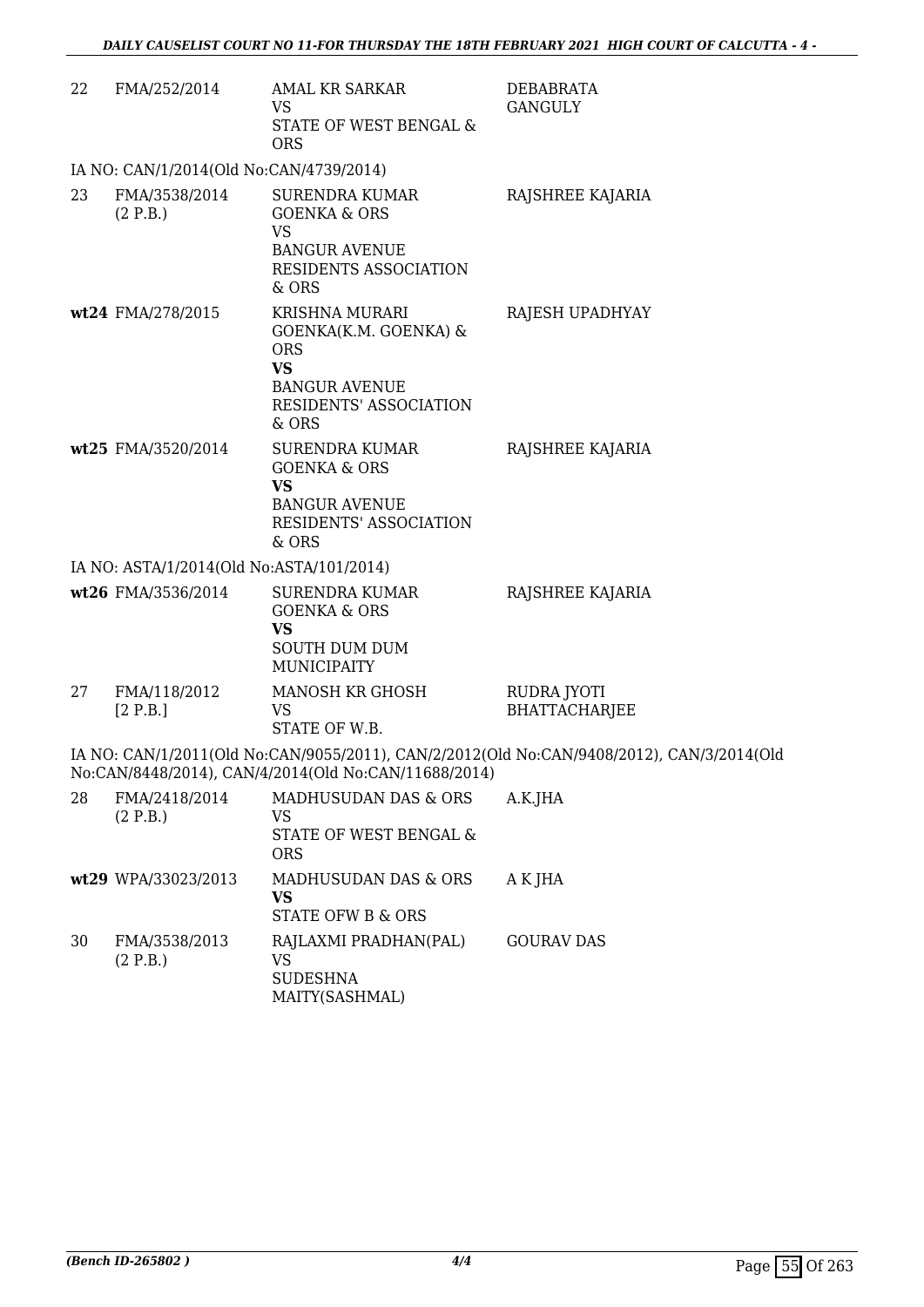| | | | |
|---|---|---|---|
| 22 | FMA/252/2014 | AMAL KR SARKAR<br>VS<br>STATE OF WEST BENGAL & ORS | DEBABRATA GANGULY |

IA NO: CAN/1/2014(Old No:CAN/4739/2014)

| | | | |
|---|---|---|---|
| 23 | FMA/3538/2014<br>(2 P.B.) | SURENDRA KUMAR GOENKA & ORS<br>VS<br>BANGUR AVENUE RESIDENTS ASSOCIATION & ORS | RAJSHREE KAJARIA |
| **wt24** | FMA/278/2015 | KRISHNA MURARI GOENKA(K.M. GOENKA) & ORS<br>**VS**<br>BANGUR AVENUE RESIDENTS' ASSOCIATION & ORS | RAJESH UPADHYAY |
| **wt25** | FMA/3520/2014 | SURENDRA KUMAR GOENKA & ORS<br>**VS**<br>BANGUR AVENUE RESIDENTS' ASSOCIATION & ORS | RAJSHREE KAJARIA |

IA NO: ASTA/1/2014(Old No:ASTA/101/2014)

| | | | |
|---|---|---|---|
| **wt26** | FMA/3536/2014 | SURENDRA KUMAR GOENKA & ORS<br>**VS**<br>SOUTH DUM DUM MUNICIPAITY | RAJSHREE KAJARIA |
| 27 | FMA/118/2012<br>[2 P.B.] | MANOSH KR GHOSH<br>VS<br>STATE OF W.B. | RUDRA JYOTI BHATTACHARJEE |

IA NO: CAN/1/2011(Old No:CAN/9055/2011), CAN/2/2012(Old No:CAN/9408/2012), CAN/3/2014(Old No:CAN/8448/2014), CAN/4/2014(Old No:CAN/11688/2014)

| | | | |
|---|---|---|---|
| 28 | FMA/2418/2014<br>(2 P.B.) | MADHUSUDAN DAS & ORS<br>VS<br>STATE OF WEST BENGAL & ORS | A.K.JHA |
| **wt29** | WPA/33023/2013 | MADHUSUDAN DAS & ORS<br>**VS**<br>STATE OFW B & ORS | A K JHA |
| 30 | FMA/3538/2013<br>(2 P.B.) | RAJLAXMI PRADHAN(PAL)<br>VS<br>SUDESHNA MAITY(SASHMAL) | GOURAV DAS |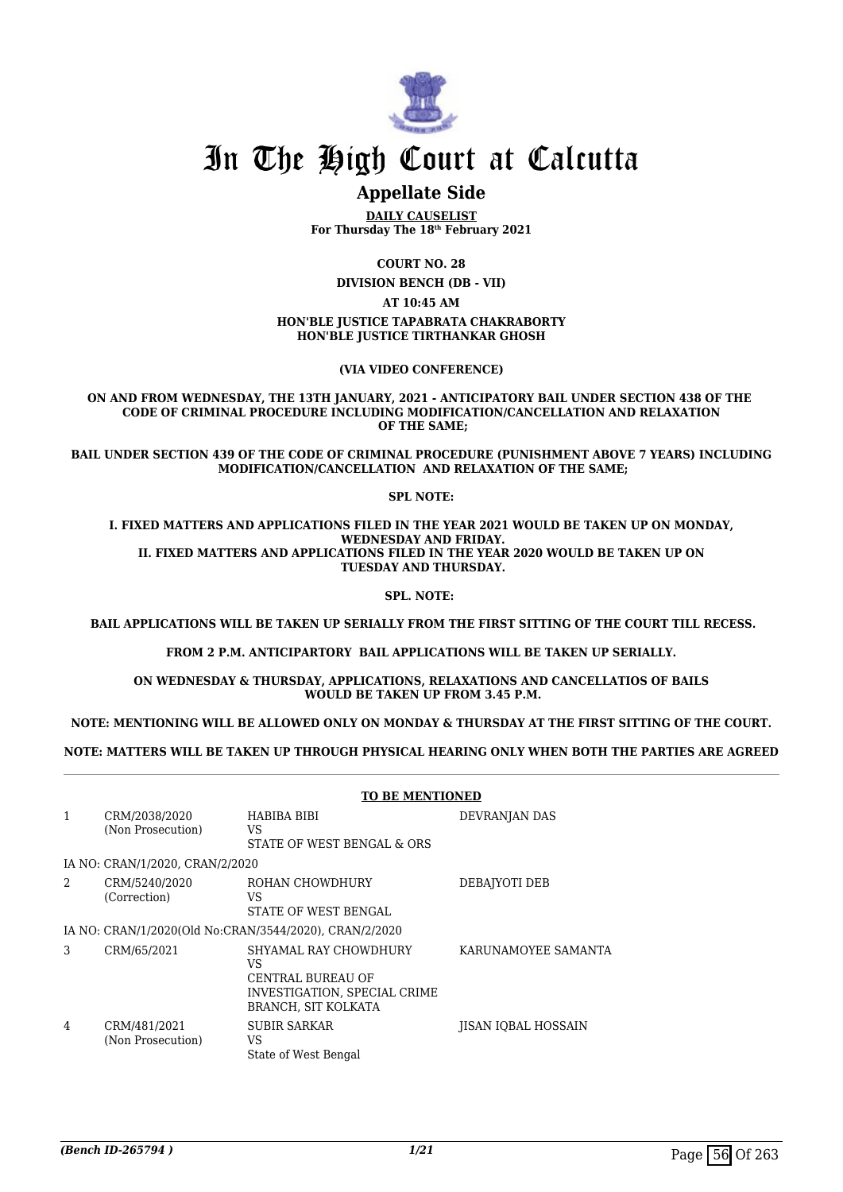# In The High Court at Calcutta

## Appellate Side

**DAILY CAUSELIST**
**For Thursday The 18th February 2021**

**COURT NO. 28**

**DIVISION BENCH (DB - VII)**

**AT 10:45 AM**

**HON'BLE JUSTICE TAPABRATA CHAKRABORTY**
**HON'BLE JUSTICE TIRTHANKAR GHOSH**

**(VIA VIDEO CONFERENCE)**

**ON AND FROM WEDNESDAY, THE 13TH JANUARY, 2021 - ANTICIPATORY BAIL UNDER SECTION 438 OF THE CODE OF CRIMINAL PROCEDURE INCLUDING MODIFICATION/CANCELLATION AND RELAXATION OF THE SAME;**

**BAIL UNDER SECTION 439 OF THE CODE OF CRIMINAL PROCEDURE (PUNISHMENT ABOVE 7 YEARS) INCLUDING MODIFICATION/CANCELLATION AND RELAXATION OF THE SAME;**

**SPL NOTE:**

**I. FIXED MATTERS AND APPLICATIONS FILED IN THE YEAR 2021 WOULD BE TAKEN UP ON MONDAY, WEDNESDAY AND FRIDAY.**
**II. FIXED MATTERS AND APPLICATIONS FILED IN THE YEAR 2020 WOULD BE TAKEN UP ON TUESDAY AND THURSDAY.**

**SPL. NOTE:**

**BAIL APPLICATIONS WILL BE TAKEN UP SERIALLY FROM THE FIRST SITTING OF THE COURT TILL RECESS.**

**FROM 2 P.M. ANTICIPARTORY BAIL APPLICATIONS WILL BE TAKEN UP SERIALLY.**

**ON WEDNESDAY & THURSDAY, APPLICATIONS, RELAXATIONS AND CANCELLATIOS OF BAILS WOULD BE TAKEN UP FROM 3.45 P.M.**

**NOTE: MENTIONING WILL BE ALLOWED ONLY ON MONDAY & THURSDAY AT THE FIRST SITTING OF THE COURT.**

**NOTE: MATTERS WILL BE TAKEN UP THROUGH PHYSICAL HEARING ONLY WHEN BOTH THE PARTIES ARE AGREED**

**TO BE MENTIONED**

| | | | |
|---|---|---|---|
| 1 | CRM/2038/2020 (Non Prosecution) | HABIBA BIBI VS STATE OF WEST BENGAL & ORS | DEVRANJAN DAS |
| | IA NO: CRAN/1/2020, CRAN/2/2020 | | |
| 2 | CRM/5240/2020 (Correction) | ROHAN CHOWDHURY VS STATE OF WEST BENGAL | DEBAJYOTI DEB |
| | IA NO: CRAN/1/2020(Old No:CRAN/3544/2020), CRAN/2/2020 | | |
| 3 | CRM/65/2021 | SHYAMAL RAY CHOWDHURY VS CENTRAL BUREAU OF INVESTIGATION, SPECIAL CRIME BRANCH, SIT KOLKATA | KARUNAMOYEE SAMANTA |
| 4 | CRM/481/2021 (Non Prosecution) | SUBIR SARKAR VS State of West Bengal | JISAN IQBAL HOSSAIN |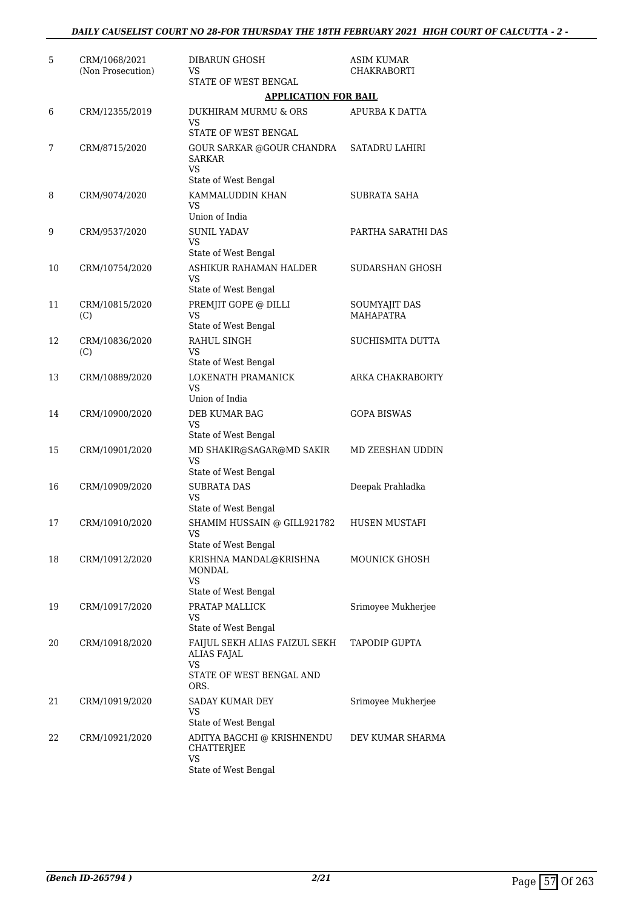| | | | |
|---|---|---|---|
| 5 | CRM/1068/2021 (Non Prosecution) | DIBARUN GHOSH VS STATE OF WEST BENGAL | ASIM KUMAR CHAKRABORTI |

**APPLICATION FOR BAIL**

| | | | |
|---|---|---|---|
| 6 | CRM/12355/2019 | DUKHIRAM MURMU & ORS VS STATE OF WEST BENGAL | APURBA K DATTA |
| 7 | CRM/8715/2020 | GOUR SARKAR @GOUR CHANDRA SARKAR VS State of West Bengal | SATADRU LAHIRI |
| 8 | CRM/9074/2020 | KAMMALUDDIN KHAN VS Union of India | SUBRATA SAHA |
| 9 | CRM/9537/2020 | SUNIL YADAV VS State of West Bengal | PARTHA SARATHI DAS |
| 10 | CRM/10754/2020 | ASHIKUR RAHAMAN HALDER VS State of West Bengal | SUDARSHAN GHOSH |
| 11 | CRM/10815/2020 (C) | PREMJIT GOPE @ DILLI VS State of West Bengal | SOUMYAJIT DAS MAHAPATRA |
| 12 | CRM/10836/2020 (C) | RAHUL SINGH VS State of West Bengal | SUCHISMITA DUTTA |
| 13 | CRM/10889/2020 | LOKENATH PRAMANICK VS Union of India | ARKA CHAKRABORTY |
| 14 | CRM/10900/2020 | DEB KUMAR BAG VS State of West Bengal | GOPA BISWAS |
| 15 | CRM/10901/2020 | MD SHAKIR@SAGAR@MD SAKIR VS State of West Bengal | MD ZEESHAN UDDIN |
| 16 | CRM/10909/2020 | SUBRATA DAS VS State of West Bengal | Deepak Prahladka |
| 17 | CRM/10910/2020 | SHAMIM HUSSAIN @ GILL921782 VS State of West Bengal | HUSEN MUSTAFI |
| 18 | CRM/10912/2020 | KRISHNA MANDAL@KRISHNA MONDAL VS State of West Bengal | MOUNICK GHOSH |
| 19 | CRM/10917/2020 | PRATAP MALLICK VS State of West Bengal | Srimoyee Mukherjee |
| 20 | CRM/10918/2020 | FAIJUL SEKH ALIAS FAIZUL SEKH ALIAS FAJAL VS STATE OF WEST BENGAL AND ORS. | TAPODIP GUPTA |
| 21 | CRM/10919/2020 | SADAY KUMAR DEY VS State of West Bengal | Srimoyee Mukherjee |
| 22 | CRM/10921/2020 | ADITYA BAGCHI @ KRISHNENDU CHATTERJEE VS State of West Bengal | DEV KUMAR SHARMA |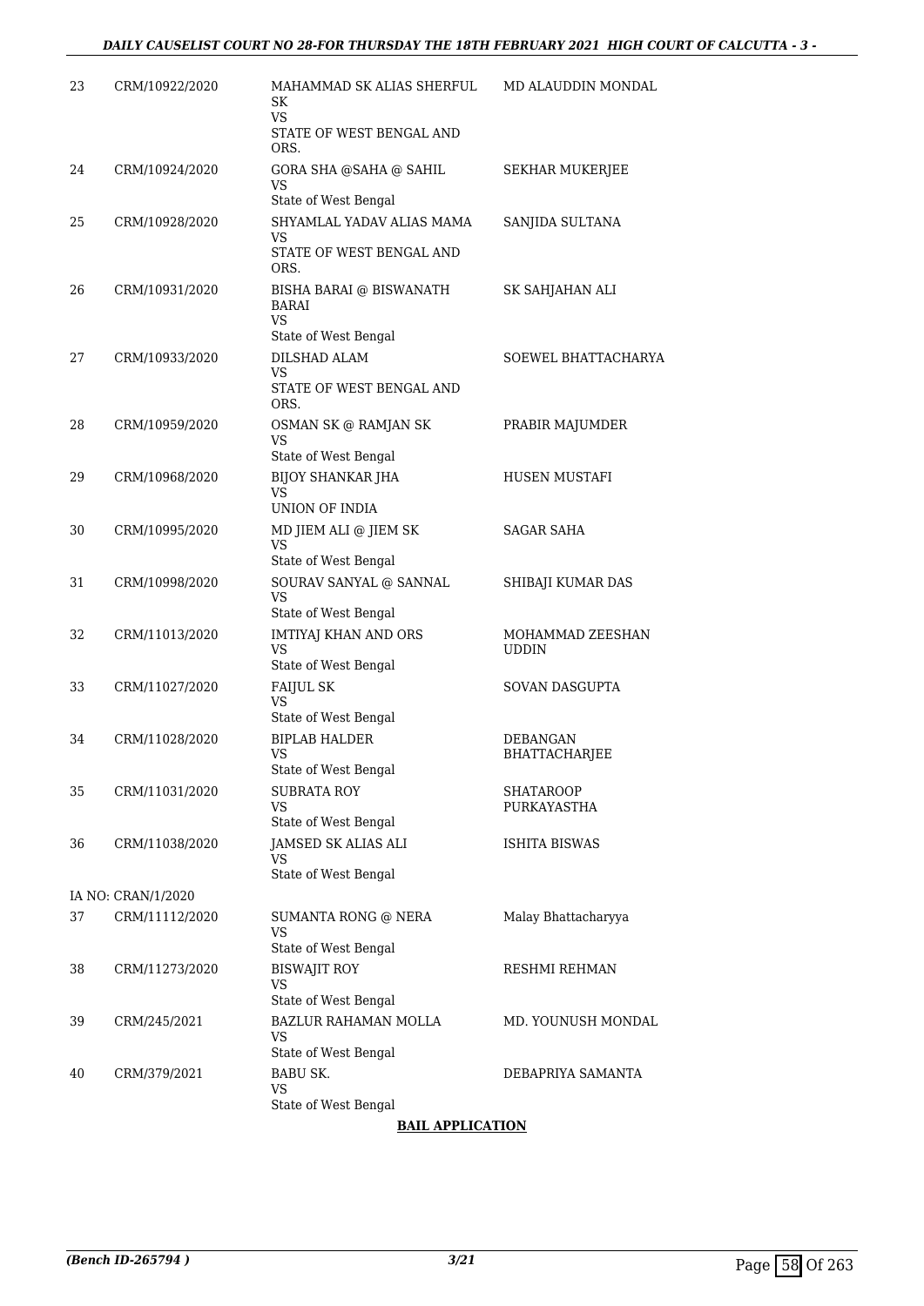| | | | |
|---|---|---|---|
| 23 | CRM/10922/2020 | MAHAMMAD SK ALIAS SHERFUL SK<br>VS<br>STATE OF WEST BENGAL AND ORS. | MD ALAUDDIN MONDAL |
| 24 | CRM/10924/2020 | GORA SHA @SAHA @ SAHIL<br>VS<br>State of West Bengal | SEKHAR MUKERJEE |
| 25 | CRM/10928/2020 | SHYAMLAL YADAV ALIAS MAMA<br>VS<br>STATE OF WEST BENGAL AND ORS. | SANJIDA SULTANA |
| 26 | CRM/10931/2020 | BISHA BARAI @ BISWANATH BARAI<br>VS<br>State of West Bengal | SK SAHJAHAN ALI |
| 27 | CRM/10933/2020 | DILSHAD ALAM<br>VS<br>STATE OF WEST BENGAL AND ORS. | SOEWEL BHATTACHARYA |
| 28 | CRM/10959/2020 | OSMAN SK @ RAMJAN SK<br>VS<br>State of West Bengal | PRABIR MAJUMDER |
| 29 | CRM/10968/2020 | BIJOY SHANKAR JHA<br>VS<br>UNION OF INDIA | HUSEN MUSTAFI |
| 30 | CRM/10995/2020 | MD JIEM ALI @ JIEM SK<br>VS<br>State of West Bengal | SAGAR SAHA |
| 31 | CRM/10998/2020 | SOURAV SANYAL @ SANNAL<br>VS<br>State of West Bengal | SHIBAJI KUMAR DAS |
| 32 | CRM/11013/2020 | IMTIYAJ KHAN AND ORS<br>VS<br>State of West Bengal | MOHAMMAD ZEESHAN UDDIN |
| 33 | CRM/11027/2020 | FAIJUL SK<br>VS<br>State of West Bengal | SOVAN DASGUPTA |
| 34 | CRM/11028/2020 | BIPLAB HALDER<br>VS<br>State of West Bengal | DEBANGAN BHATTACHARJEE |
| 35 | CRM/11031/2020 | SUBRATA ROY<br>VS<br>State of West Bengal | SHATAROOP PURKAYASTHA |
| 36 | CRM/11038/2020 | JAMSED SK ALIAS ALI<br>VS<br>State of West Bengal | ISHITA BISWAS |
| | IA NO: CRAN/1/2020 | | |
| 37 | CRM/11112/2020 | SUMANTA RONG @ NERA<br>VS<br>State of West Bengal | Malay Bhattacharyya |
| 38 | CRM/11273/2020 | BISWAJIT ROY<br>VS<br>State of West Bengal | RESHMI REHMAN |
| 39 | CRM/245/2021 | BAZLUR RAHAMAN MOLLA<br>VS<br>State of West Bengal | MD. YOUNUSH MONDAL |
| 40 | CRM/379/2021 | BABU SK.<br>VS<br>State of West Bengal | DEBAPRIYA SAMANTA |

**BAIL APPLICATION**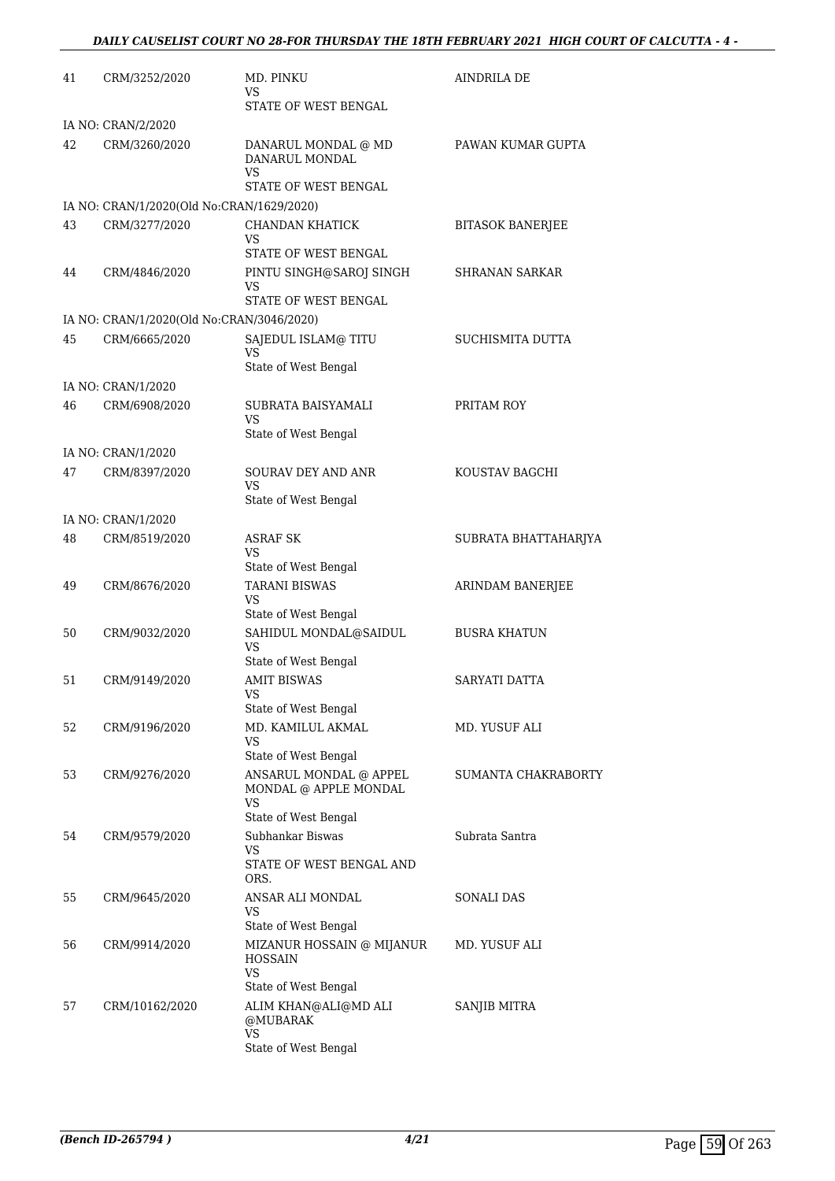| | | | |
|---|---|---|---|
| 41 | CRM/3252/2020 | MD. PINKU<br>VS<br>STATE OF WEST BENGAL | AINDRILA DE |
| | IA NO: CRAN/2/2020 | | |
| 42 | CRM/3260/2020 | DANARUL MONDAL @ MD DANARUL MONDAL<br>VS<br>STATE OF WEST BENGAL | PAWAN KUMAR GUPTA |
| | IA NO: CRAN/1/2020(Old No:CRAN/1629/2020) | | |
| 43 | CRM/3277/2020 | CHANDAN KHATICK<br>VS<br>STATE OF WEST BENGAL | BITASOK BANERJEE |
| 44 | CRM/4846/2020 | PINTU SINGH@SAROJ SINGH<br>VS<br>STATE OF WEST BENGAL | SHRANAN SARKAR |
| | IA NO: CRAN/1/2020(Old No:CRAN/3046/2020) | | |
| 45 | CRM/6665/2020 | SAJEDUL ISLAM@ TITU<br>VS<br>State of West Bengal | SUCHISMITA DUTTA |
| | IA NO: CRAN/1/2020 | | |
| 46 | CRM/6908/2020 | SUBRATA BAISYAMALI<br>VS<br>State of West Bengal | PRITAM ROY |
| | IA NO: CRAN/1/2020 | | |
| 47 | CRM/8397/2020 | SOURAV DEY AND ANR<br>VS<br>State of West Bengal | KOUSTAV BAGCHI |
| | IA NO: CRAN/1/2020 | | |
| 48 | CRM/8519/2020 | ASRAF SK<br>VS<br>State of West Bengal | SUBRATA BHATTAHARJYA |
| 49 | CRM/8676/2020 | TARANI BISWAS<br>VS<br>State of West Bengal | ARINDAM BANERJEE |
| 50 | CRM/9032/2020 | SAHIDUL MONDAL@SAIDUL<br>VS<br>State of West Bengal | BUSRA KHATUN |
| 51 | CRM/9149/2020 | AMIT BISWAS<br>VS<br>State of West Bengal | SARYATI DATTA |
| 52 | CRM/9196/2020 | MD. KAMILUL AKMAL<br>VS<br>State of West Bengal | MD. YUSUF ALI |
| 53 | CRM/9276/2020 | ANSARUL MONDAL @ APPEL MONDAL @ APPLE MONDAL<br>VS<br>State of West Bengal | SUMANTA CHAKRABORTY |
| 54 | CRM/9579/2020 | Subhankar Biswas<br>VS<br>STATE OF WEST BENGAL AND ORS. | Subrata Santra |
| 55 | CRM/9645/2020 | ANSAR ALI MONDAL<br>VS<br>State of West Bengal | SONALI DAS |
| 56 | CRM/9914/2020 | MIZANUR HOSSAIN @ MIJANUR HOSSAIN<br>VS<br>State of West Bengal | MD. YUSUF ALI |
| 57 | CRM/10162/2020 | ALIM KHAN@ALI@MD ALI @MUBARAK<br>VS<br>State of West Bengal | SANJIB MITRA |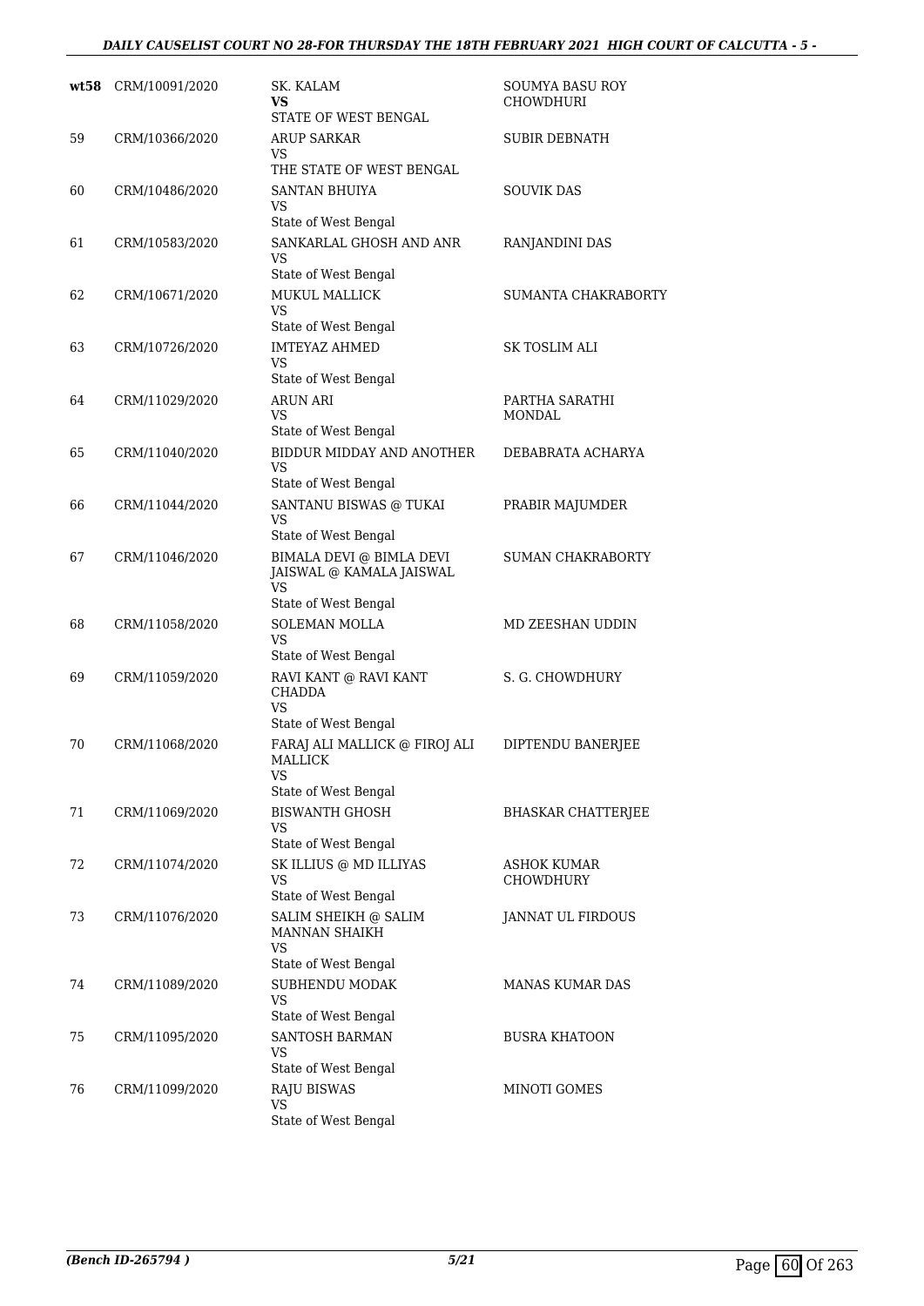| | | | |
|---|---|---|---|
| **wt58** | CRM/10091/2020 | SK. KALAM<br>**VS**<br>STATE OF WEST BENGAL | SOUMYA BASU ROY CHOWDHURI |
| 59 | CRM/10366/2020 | ARUP SARKAR<br>VS<br>THE STATE OF WEST BENGAL | SUBIR DEBNATH |
| 60 | CRM/10486/2020 | SANTAN BHUIYA<br>VS<br>State of West Bengal | SOUVIK DAS |
| 61 | CRM/10583/2020 | SANKARLAL GHOSH AND ANR<br>VS<br>State of West Bengal | RANJANDINI DAS |
| 62 | CRM/10671/2020 | MUKUL MALLICK<br>VS<br>State of West Bengal | SUMANTA CHAKRABORTY |
| 63 | CRM/10726/2020 | IMTEYAZ AHMED<br>VS<br>State of West Bengal | SK TOSLIM ALI |
| 64 | CRM/11029/2020 | ARUN ARI<br>VS<br>State of West Bengal | PARTHA SARATHI MONDAL |
| 65 | CRM/11040/2020 | BIDDUR MIDDAY AND ANOTHER<br>VS<br>State of West Bengal | DEBABRATA ACHARYA |
| 66 | CRM/11044/2020 | SANTANU BISWAS @ TUKAI<br>VS<br>State of West Bengal | PRABIR MAJUMDER |
| 67 | CRM/11046/2020 | BIMALA DEVI @ BIMLA DEVI JAISWAL @ KAMALA JAISWAL<br>VS<br>State of West Bengal | SUMAN CHAKRABORTY |
| 68 | CRM/11058/2020 | SOLEMAN MOLLA<br>VS<br>State of West Bengal | MD ZEESHAN UDDIN |
| 69 | CRM/11059/2020 | RAVI KANT @ RAVI KANT CHADDA<br>VS<br>State of West Bengal | S. G. CHOWDHURY |
| 70 | CRM/11068/2020 | FARAJ ALI MALLICK @ FIROJ ALI MALLICK<br>VS<br>State of West Bengal | DIPTENDU BANERJEE |
| 71 | CRM/11069/2020 | BISWANTH GHOSH<br>VS<br>State of West Bengal | BHASKAR CHATTERJEE |
| 72 | CRM/11074/2020 | SK ILLIUS @ MD ILLIYAS<br>VS<br>State of West Bengal | ASHOK KUMAR CHOWDHURY |
| 73 | CRM/11076/2020 | SALIM SHEIKH @ SALIM MANNAN SHAIKH<br>VS<br>State of West Bengal | JANNAT UL FIRDOUS |
| 74 | CRM/11089/2020 | SUBHENDU MODAK<br>VS<br>State of West Bengal | MANAS KUMAR DAS |
| 75 | CRM/11095/2020 | SANTOSH BARMAN<br>VS<br>State of West Bengal | BUSRA KHATOON |
| 76 | CRM/11099/2020 | RAJU BISWAS<br>VS<br>State of West Bengal | MINOTI GOMES |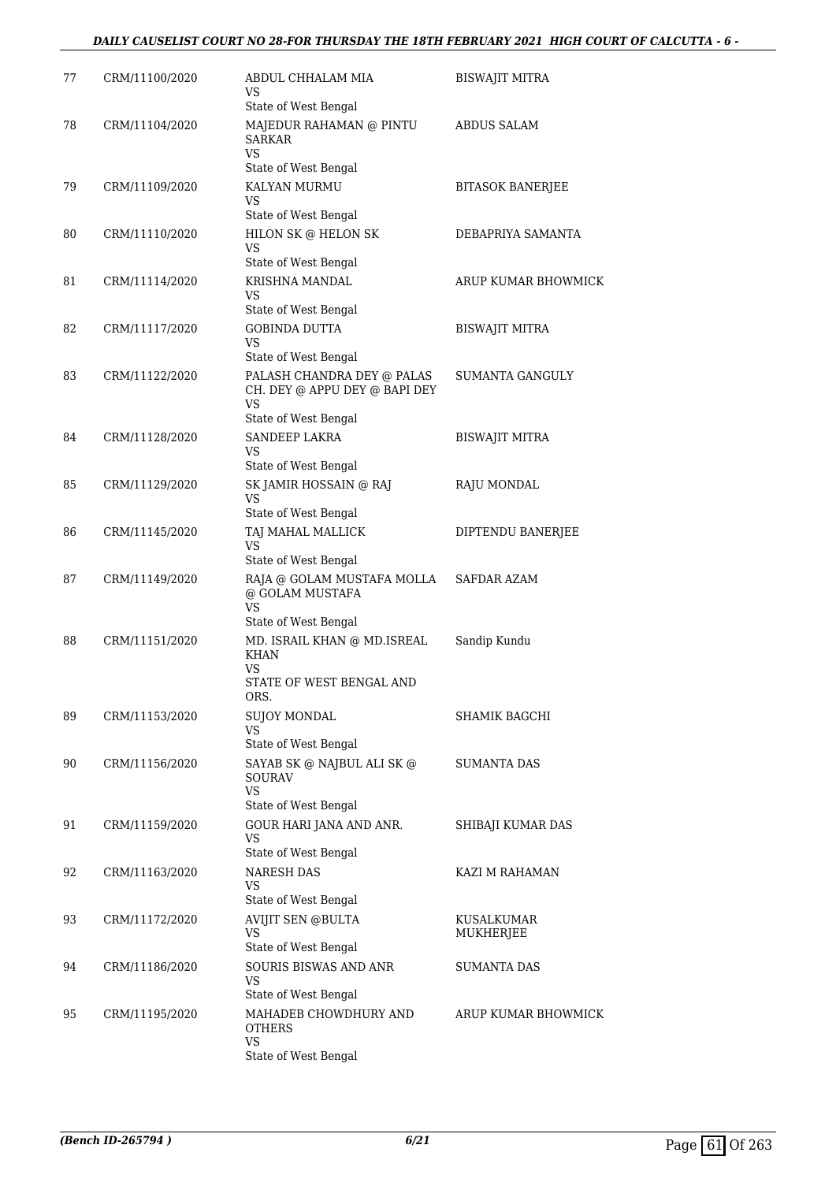| 77 | CRM/11100/2020 | ABDUL CHHALAM MIA<br>VS<br>State of West Bengal | BISWAJIT MITRA |
|---|---|---|---|
| 78 | CRM/11104/2020 | MAJEDUR RAHAMAN @ PINTU SARKAR<br>VS<br>State of West Bengal | ABDUS SALAM |
| 79 | CRM/11109/2020 | KALYAN MURMU<br>VS<br>State of West Bengal | BITASOK BANERJEE |
| 80 | CRM/11110/2020 | HILON SK @ HELON SK<br>VS<br>State of West Bengal | DEBAPRIYA SAMANTA |
| 81 | CRM/11114/2020 | KRISHNA MANDAL<br>VS<br>State of West Bengal | ARUP KUMAR BHOWMICK |
| 82 | CRM/11117/2020 | GOBINDA DUTTA<br>VS<br>State of West Bengal | BISWAJIT MITRA |
| 83 | CRM/11122/2020 | PALASH CHANDRA DEY @ PALAS CH. DEY @ APPU DEY @ BAPI DEY<br>VS<br>State of West Bengal | SUMANTA GANGULY |
| 84 | CRM/11128/2020 | SANDEEP LAKRA<br>VS<br>State of West Bengal | BISWAJIT MITRA |
| 85 | CRM/11129/2020 | SK JAMIR HOSSAIN @ RAJ<br>VS<br>State of West Bengal | RAJU MONDAL |
| 86 | CRM/11145/2020 | TAJ MAHAL MALLICK<br>VS<br>State of West Bengal | DIPTENDU BANERJEE |
| 87 | CRM/11149/2020 | RAJA @ GOLAM MUSTAFA MOLLA @ GOLAM MUSTAFA<br>VS<br>State of West Bengal | SAFDAR AZAM |
| 88 | CRM/11151/2020 | MD. ISRAIL KHAN @ MD.ISREAL KHAN<br>VS<br>STATE OF WEST BENGAL AND ORS. | Sandip Kundu |
| 89 | CRM/11153/2020 | SUJOY MONDAL<br>VS<br>State of West Bengal | SHAMIK BAGCHI |
| 90 | CRM/11156/2020 | SAYAB SK @ NAJBUL ALI SK @ SOURAV<br>VS<br>State of West Bengal | SUMANTA DAS |
| 91 | CRM/11159/2020 | GOUR HARI JANA AND ANR.<br>VS<br>State of West Bengal | SHIBAJI KUMAR DAS |
| 92 | CRM/11163/2020 | NARESH DAS<br>VS<br>State of West Bengal | KAZI M RAHAMAN |
| 93 | CRM/11172/2020 | AVIJIT SEN @BULTA<br>VS<br>State of West Bengal | KUSALKUMAR MUKHERJEE |
| 94 | CRM/11186/2020 | SOURIS BISWAS AND ANR<br>VS<br>State of West Bengal | SUMANTA DAS |
| 95 | CRM/11195/2020 | MAHADEB CHOWDHURY AND OTHERS<br>VS<br>State of West Bengal | ARUP KUMAR BHOWMICK |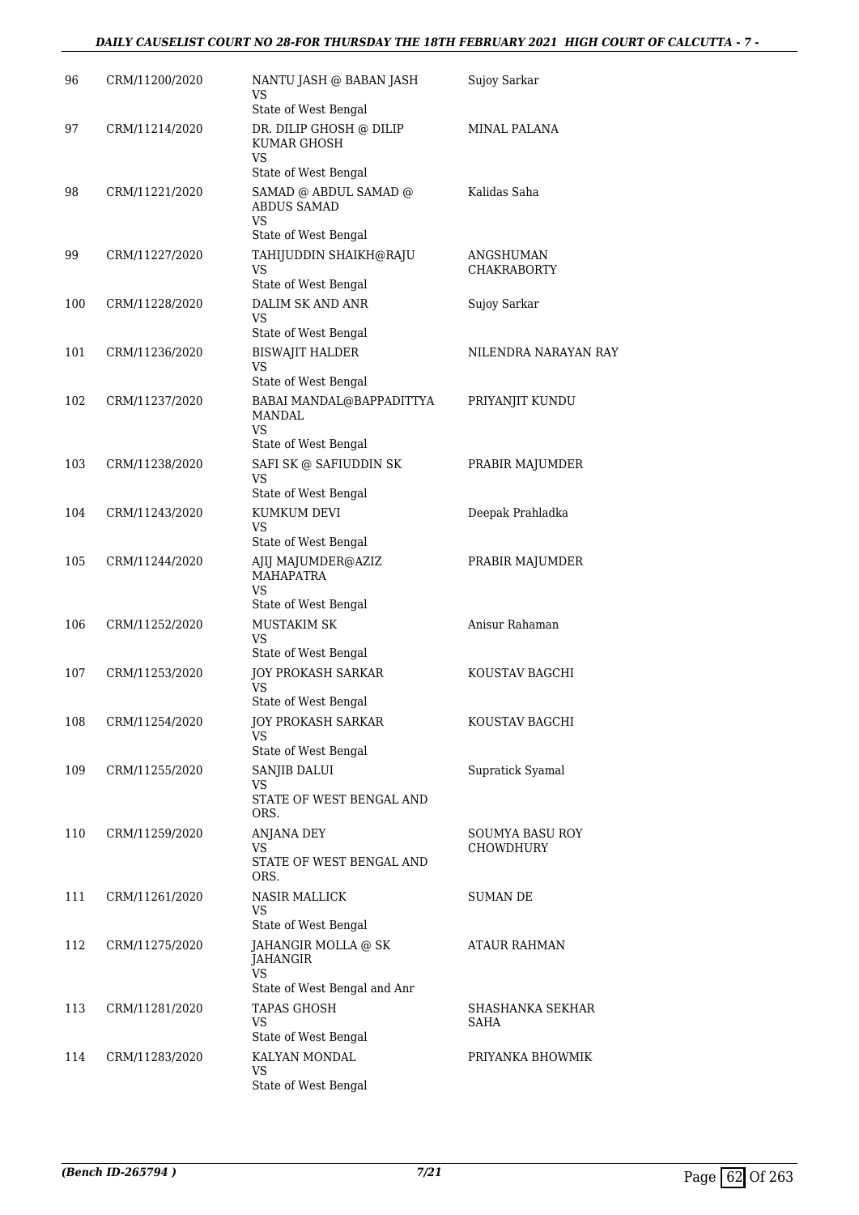| 96 | CRM/11200/2020 | NANTU JASH @ BABAN JASH<br>VS<br>State of West Bengal | Sujoy Sarkar |
|---|---|---|---|
| 97 | CRM/11214/2020 | DR. DILIP GHOSH @ DILIP KUMAR GHOSH<br>VS<br>State of West Bengal | MINAL PALANA |
| 98 | CRM/11221/2020 | SAMAD @ ABDUL SAMAD @ ABDUS SAMAD<br>VS<br>State of West Bengal | Kalidas Saha |
| 99 | CRM/11227/2020 | TAHIJUDDIN SHAIKH@RAJU<br>VS<br>State of West Bengal | ANGSHUMAN CHAKRABORTY |
| 100 | CRM/11228/2020 | DALIM SK AND ANR<br>VS<br>State of West Bengal | Sujoy Sarkar |
| 101 | CRM/11236/2020 | BISWAJIT HALDER<br>VS<br>State of West Bengal | NILENDRA NARAYAN RAY |
| 102 | CRM/11237/2020 | BABAI MANDAL@BAPPADITTYA MANDAL<br>VS<br>State of West Bengal | PRIYANJIT KUNDU |
| 103 | CRM/11238/2020 | SAFI SK @ SAFIUDDIN SK<br>VS<br>State of West Bengal | PRABIR MAJUMDER |
| 104 | CRM/11243/2020 | KUMKUM DEVI<br>VS<br>State of West Bengal | Deepak Prahladka |
| 105 | CRM/11244/2020 | AJIJ MAJUMDER@AZIZ MAHAPATRA<br>VS<br>State of West Bengal | PRABIR MAJUMDER |
| 106 | CRM/11252/2020 | MUSTAKIM SK<br>VS<br>State of West Bengal | Anisur Rahaman |
| 107 | CRM/11253/2020 | JOY PROKASH SARKAR<br>VS<br>State of West Bengal | KOUSTAV BAGCHI |
| 108 | CRM/11254/2020 | JOY PROKASH SARKAR<br>VS<br>State of West Bengal | KOUSTAV BAGCHI |
| 109 | CRM/11255/2020 | SANJIB DALUI<br>VS<br>STATE OF WEST BENGAL AND ORS. | Supratick Syamal |
| 110 | CRM/11259/2020 | ANJANA DEY<br>VS<br>STATE OF WEST BENGAL AND ORS. | SOUMYA BASU ROY CHOWDHURY |
| 111 | CRM/11261/2020 | NASIR MALLICK<br>VS<br>State of West Bengal | SUMAN DE |
| 112 | CRM/11275/2020 | JAHANGIR MOLLA @ SK JAHANGIR<br>VS<br>State of West Bengal and Anr | ATAUR RAHMAN |
| 113 | CRM/11281/2020 | TAPAS GHOSH<br>VS<br>State of West Bengal | SHASHANKA SEKHAR SAHA |
| 114 | CRM/11283/2020 | KALYAN MONDAL<br>VS<br>State of West Bengal | PRIYANKA BHOWMIK |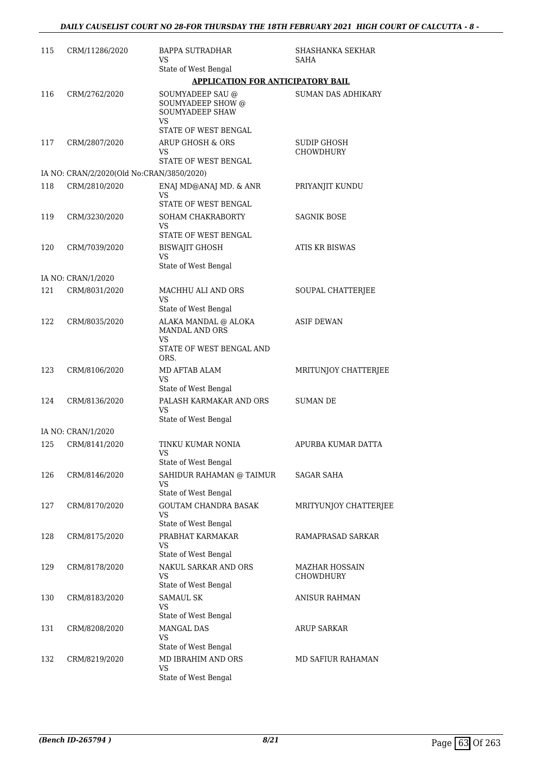| | | | |
|---|---|---|---|
| 115 | CRM/11286/2020 | BAPPA SUTRADHAR<br>VS<br>State of West Bengal | SHASHANKA SEKHAR SAHA |

**APPLICATION FOR ANTICIPATORY BAIL**

| | | | |
|---|---|---|---|
| 116 | CRM/2762/2020 | SOUMYADEEP SAU @ SOUMYADEEP SHOW @ SOUMYADEEP SHAW<br>VS<br>STATE OF WEST BENGAL | SUMAN DAS ADHIKARY |
| 117 | CRM/2807/2020 | ARUP GHOSH & ORS<br>VS<br>STATE OF WEST BENGAL | SUDIP GHOSH CHOWDHURY |
| IA NO: CRAN/2/2020(Old No:CRAN/3850/2020) | | | |
| 118 | CRM/2810/2020 | ENAJ MD@ANAJ MD. & ANR<br>VS<br>STATE OF WEST BENGAL | PRIYANJIT KUNDU |
| 119 | CRM/3230/2020 | SOHAM CHAKRABORTY<br>VS<br>STATE OF WEST BENGAL | SAGNIK BOSE |
| 120 | CRM/7039/2020 | BISWAJIT GHOSH<br>VS<br>State of West Bengal | ATIS KR BISWAS |
| IA NO: CRAN/1/2020 | | | |
| 121 | CRM/8031/2020 | MACHHU ALI AND ORS<br>VS<br>State of West Bengal | SOUPAL CHATTERJEE |
| 122 | CRM/8035/2020 | ALAKA MANDAL @ ALOKA MANDAL AND ORS<br>VS<br>STATE OF WEST BENGAL AND ORS. | ASIF DEWAN |
| 123 | CRM/8106/2020 | MD AFTAB ALAM<br>VS<br>State of West Bengal | MRITUNJOY CHATTERJEE |
| 124 | CRM/8136/2020 | PALASH KARMAKAR AND ORS<br>VS<br>State of West Bengal | SUMAN DE |
| IA NO: CRAN/1/2020 | | | |
| 125 | CRM/8141/2020 | TINKU KUMAR NONIA<br>VS<br>State of West Bengal | APURBA KUMAR DATTA |
| 126 | CRM/8146/2020 | SAHIDUR RAHAMAN @ TAIMUR<br>VS<br>State of West Bengal | SAGAR SAHA |
| 127 | CRM/8170/2020 | GOUTAM CHANDRA BASAK<br>VS<br>State of West Bengal | MRITYUNJOY CHATTERJEE |
| 128 | CRM/8175/2020 | PRABHAT KARMAKAR<br>VS<br>State of West Bengal | RAMAPRASAD SARKAR |
| 129 | CRM/8178/2020 | NAKUL SARKAR AND ORS<br>VS<br>State of West Bengal | MAZHAR HOSSAIN CHOWDHURY |
| 130 | CRM/8183/2020 | SAMAUL SK<br>VS<br>State of West Bengal | ANISUR RAHMAN |
| 131 | CRM/8208/2020 | MANGAL DAS<br>VS<br>State of West Bengal | ARUP SARKAR |
| 132 | CRM/8219/2020 | MD IBRAHIM AND ORS<br>VS<br>State of West Bengal | MD SAFIUR RAHAMAN |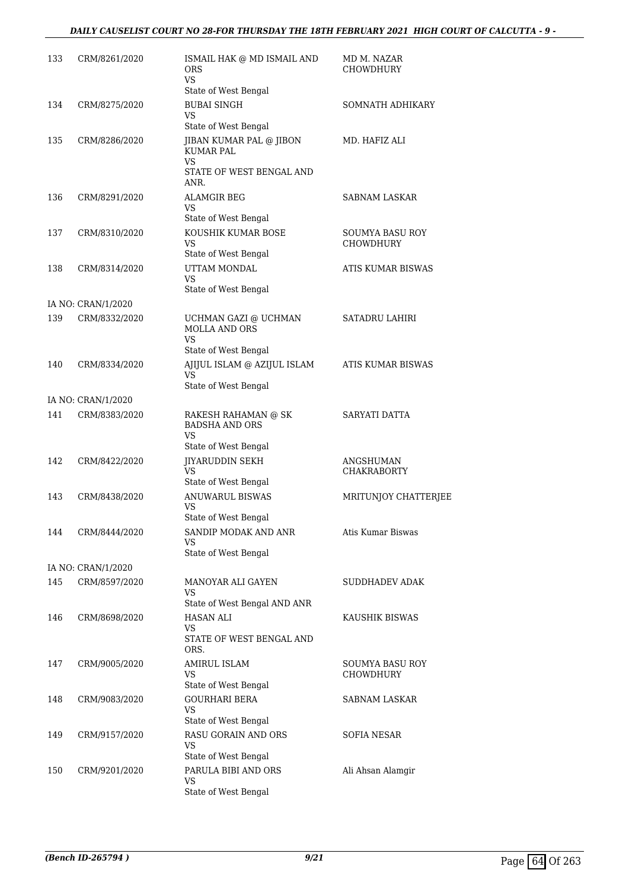| | | | |
|---|---|---|---|
| 133 | CRM/8261/2020 | ISMAIL HAK @ MD ISMAIL AND ORS<br>VS<br>State of West Bengal | MD M. NAZAR CHOWDHURY |
| 134 | CRM/8275/2020 | BUBAI SINGH<br>VS<br>State of West Bengal | SOMNATH ADHIKARY |
| 135 | CRM/8286/2020 | JIBAN KUMAR PAL @ JIBON KUMAR PAL<br>VS<br>STATE OF WEST BENGAL AND ANR. | MD. HAFIZ ALI |
| 136 | CRM/8291/2020 | ALAMGIR BEG<br>VS<br>State of West Bengal | SABNAM LASKAR |
| 137 | CRM/8310/2020 | KOUSHIK KUMAR BOSE<br>VS<br>State of West Bengal | SOUMYA BASU ROY CHOWDHURY |
| 138 | CRM/8314/2020 | UTTAM MONDAL<br>VS<br>State of West Bengal | ATIS KUMAR BISWAS |
| | IA NO: CRAN/1/2020 | | |
| 139 | CRM/8332/2020 | UCHMAN GAZI @ UCHMAN MOLLA AND ORS<br>VS<br>State of West Bengal | SATADRU LAHIRI |
| 140 | CRM/8334/2020 | AJIJUL ISLAM @ AZIJUL ISLAM<br>VS<br>State of West Bengal | ATIS KUMAR BISWAS |
| | IA NO: CRAN/1/2020 | | |
| 141 | CRM/8383/2020 | RAKESH RAHAMAN @ SK BADSHA AND ORS<br>VS<br>State of West Bengal | SARYATI DATTA |
| 142 | CRM/8422/2020 | JIYARUDDIN SEKH<br>VS<br>State of West Bengal | ANGSHUMAN CHAKRABORTY |
| 143 | CRM/8438/2020 | ANUWARUL BISWAS<br>VS<br>State of West Bengal | MRITUNJOY CHATTERJEE |
| 144 | CRM/8444/2020 | SANDIP MODAK AND ANR<br>VS<br>State of West Bengal | Atis Kumar Biswas |
| | IA NO: CRAN/1/2020 | | |
| 145 | CRM/8597/2020 | MANOYAR ALI GAYEN<br>VS<br>State of West Bengal AND ANR | SUDDHADEV ADAK |
| 146 | CRM/8698/2020 | HASAN ALI<br>VS<br>STATE OF WEST BENGAL AND ORS. | KAUSHIK BISWAS |
| 147 | CRM/9005/2020 | AMIRUL ISLAM<br>VS<br>State of West Bengal | SOUMYA BASU ROY CHOWDHURY |
| 148 | CRM/9083/2020 | GOURHARI BERA<br>VS<br>State of West Bengal | SABNAM LASKAR |
| 149 | CRM/9157/2020 | RASU GORAIN AND ORS<br>VS<br>State of West Bengal | SOFIA NESAR |
| 150 | CRM/9201/2020 | PARULA BIBI AND ORS<br>VS<br>State of West Bengal | Ali Ahsan Alamgir |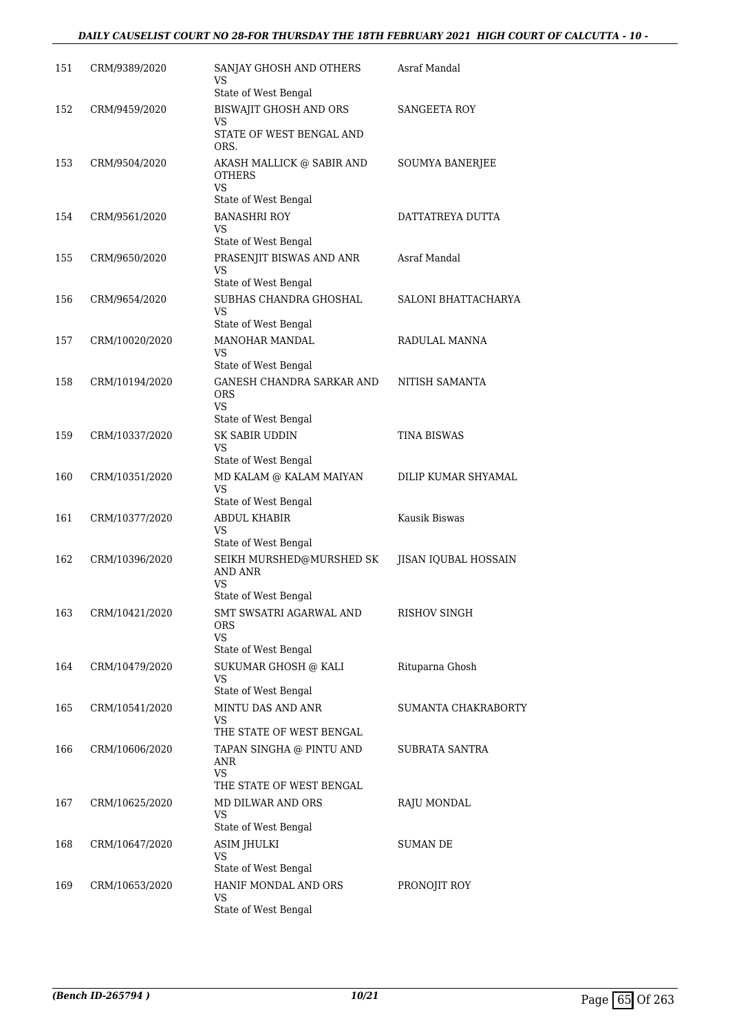| | | | |
|---|---|---|---|
| 151 | CRM/9389/2020 | SANJAY GHOSH AND OTHERS<br>VS<br>State of West Bengal | Asraf Mandal |
| 152 | CRM/9459/2020 | BISWAJIT GHOSH AND ORS<br>VS<br>STATE OF WEST BENGAL AND ORS. | SANGEETA ROY |
| 153 | CRM/9504/2020 | AKASH MALLICK @ SABIR AND OTHERS<br>VS<br>State of West Bengal | SOUMYA BANERJEE |
| 154 | CRM/9561/2020 | BANASHRI ROY<br>VS<br>State of West Bengal | DATTATREYA DUTTA |
| 155 | CRM/9650/2020 | PRASENJIT BISWAS AND ANR<br>VS<br>State of West Bengal | Asraf Mandal |
| 156 | CRM/9654/2020 | SUBHAS CHANDRA GHOSHAL<br>VS<br>State of West Bengal | SALONI BHATTACHARYA |
| 157 | CRM/10020/2020 | MANOHAR MANDAL<br>VS<br>State of West Bengal | RADULAL MANNA |
| 158 | CRM/10194/2020 | GANESH CHANDRA SARKAR AND ORS<br>VS<br>State of West Bengal | NITISH SAMANTA |
| 159 | CRM/10337/2020 | SK SABIR UDDIN<br>VS<br>State of West Bengal | TINA BISWAS |
| 160 | CRM/10351/2020 | MD KALAM @ KALAM MAIYAN<br>VS<br>State of West Bengal | DILIP KUMAR SHYAMAL |
| 161 | CRM/10377/2020 | ABDUL KHABIR<br>VS<br>State of West Bengal | Kausik Biswas |
| 162 | CRM/10396/2020 | SEIKH MURSHED@MURSHED SK AND ANR<br>VS<br>State of West Bengal | JISAN IQUBAL HOSSAIN |
| 163 | CRM/10421/2020 | SMT SWSATRI AGARWAL AND ORS<br>VS<br>State of West Bengal | RISHOV SINGH |
| 164 | CRM/10479/2020 | SUKUMAR GHOSH @ KALI<br>VS<br>State of West Bengal | Rituparna Ghosh |
| 165 | CRM/10541/2020 | MINTU DAS AND ANR<br>VS<br>THE STATE OF WEST BENGAL | SUMANTA CHAKRABORTY |
| 166 | CRM/10606/2020 | TAPAN SINGHA @ PINTU AND ANR<br>VS<br>THE STATE OF WEST BENGAL | SUBRATA SANTRA |
| 167 | CRM/10625/2020 | MD DILWAR AND ORS<br>VS<br>State of West Bengal | RAJU MONDAL |
| 168 | CRM/10647/2020 | ASIM JHULKI<br>VS<br>State of West Bengal | SUMAN DE |
| 169 | CRM/10653/2020 | HANIF MONDAL AND ORS<br>VS<br>State of West Bengal | PRONOJIT ROY |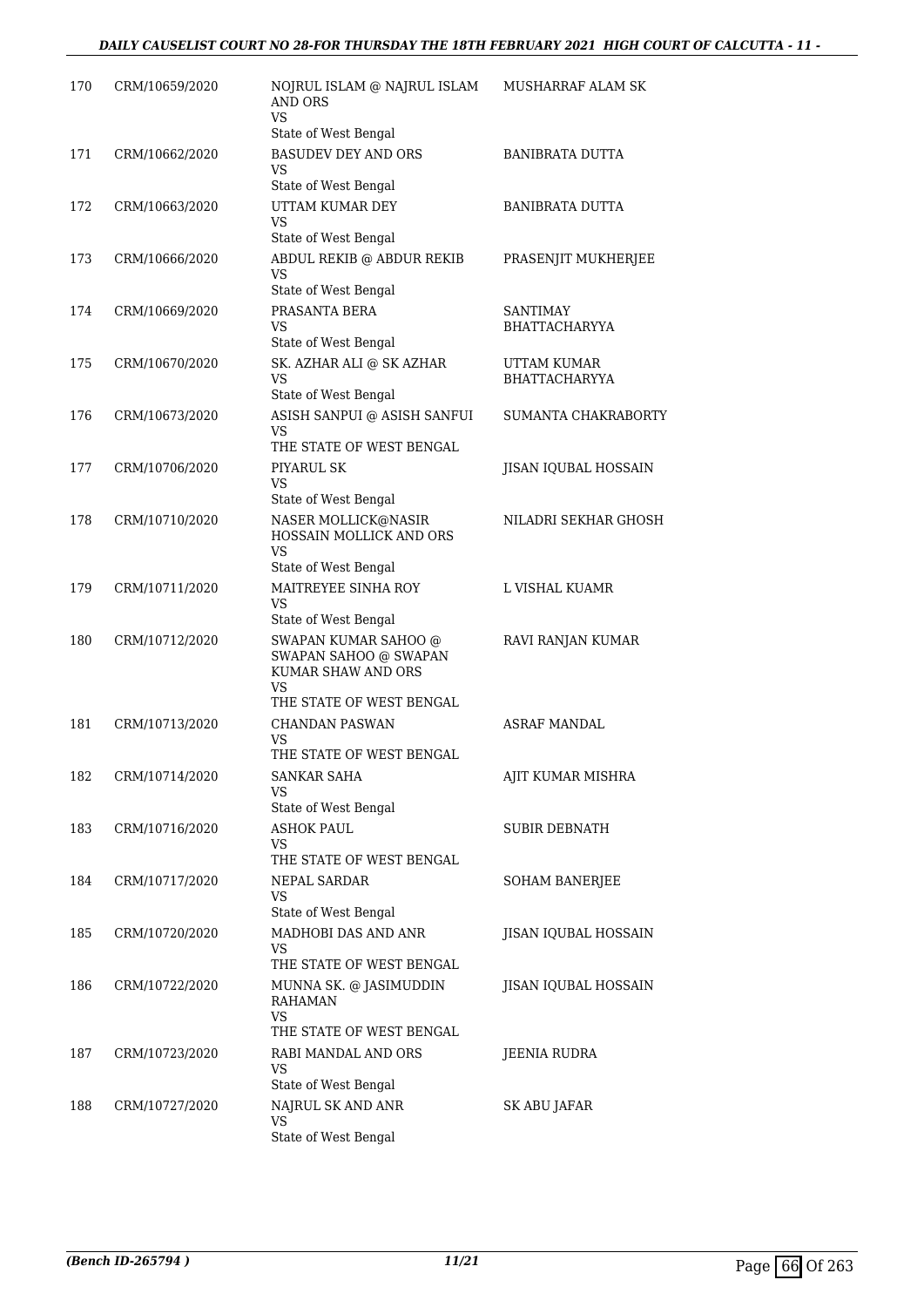| 170 | CRM/10659/2020 | NOJRUL ISLAM @ NAJRUL ISLAM AND ORS<br>VS<br>State of West Bengal | MUSHARRAF ALAM SK |
|---|---|---|---|
| 171 | CRM/10662/2020 | BASUDEV DEY AND ORS<br>VS<br>State of West Bengal | BANIBRATA DUTTA |
| 172 | CRM/10663/2020 | UTTAM KUMAR DEY<br>VS<br>State of West Bengal | BANIBRATA DUTTA |
| 173 | CRM/10666/2020 | ABDUL REKIB @ ABDUR REKIB<br>VS<br>State of West Bengal | PRASENJIT MUKHERJEE |
| 174 | CRM/10669/2020 | PRASANTA BERA<br>VS<br>State of West Bengal | SANTIMAY BHATTACHARYYA |
| 175 | CRM/10670/2020 | SK. AZHAR ALI @ SK AZHAR<br>VS<br>State of West Bengal | UTTAM KUMAR BHATTACHARYYA |
| 176 | CRM/10673/2020 | ASISH SANPUI @ ASISH SANFUI<br>VS<br>THE STATE OF WEST BENGAL | SUMANTA CHAKRABORTY |
| 177 | CRM/10706/2020 | PIYARUL SK<br>VS<br>State of West Bengal | JISAN IQUBAL HOSSAIN |
| 178 | CRM/10710/2020 | NASER MOLLICK@NASIR HOSSAIN MOLLICK AND ORS<br>VS<br>State of West Bengal | NILADRI SEKHAR GHOSH |
| 179 | CRM/10711/2020 | MAITREYEE SINHA ROY<br>VS<br>State of West Bengal | L VISHAL KUAMR |
| 180 | CRM/10712/2020 | SWAPAN KUMAR SAHOO @ SWAPAN SAHOO @ SWAPAN KUMAR SHAW AND ORS<br>VS<br>THE STATE OF WEST BENGAL | RAVI RANJAN KUMAR |
| 181 | CRM/10713/2020 | CHANDAN PASWAN<br>VS<br>THE STATE OF WEST BENGAL | ASRAF MANDAL |
| 182 | CRM/10714/2020 | SANKAR SAHA<br>VS<br>State of West Bengal | AJIT KUMAR MISHRA |
| 183 | CRM/10716/2020 | ASHOK PAUL<br>VS<br>THE STATE OF WEST BENGAL | SUBIR DEBNATH |
| 184 | CRM/10717/2020 | NEPAL SARDAR<br>VS<br>State of West Bengal | SOHAM BANERJEE |
| 185 | CRM/10720/2020 | MADHOBI DAS AND ANR<br>VS<br>THE STATE OF WEST BENGAL | JISAN IQUBAL HOSSAIN |
| 186 | CRM/10722/2020 | MUNNA SK. @ JASIMUDDIN RAHAMAN<br>VS<br>THE STATE OF WEST BENGAL | JISAN IQUBAL HOSSAIN |
| 187 | CRM/10723/2020 | RABI MANDAL AND ORS<br>VS<br>State of West Bengal | JEENIA RUDRA |
| 188 | CRM/10727/2020 | NAJRUL SK AND ANR<br>VS<br>State of West Bengal | SK ABU JAFAR |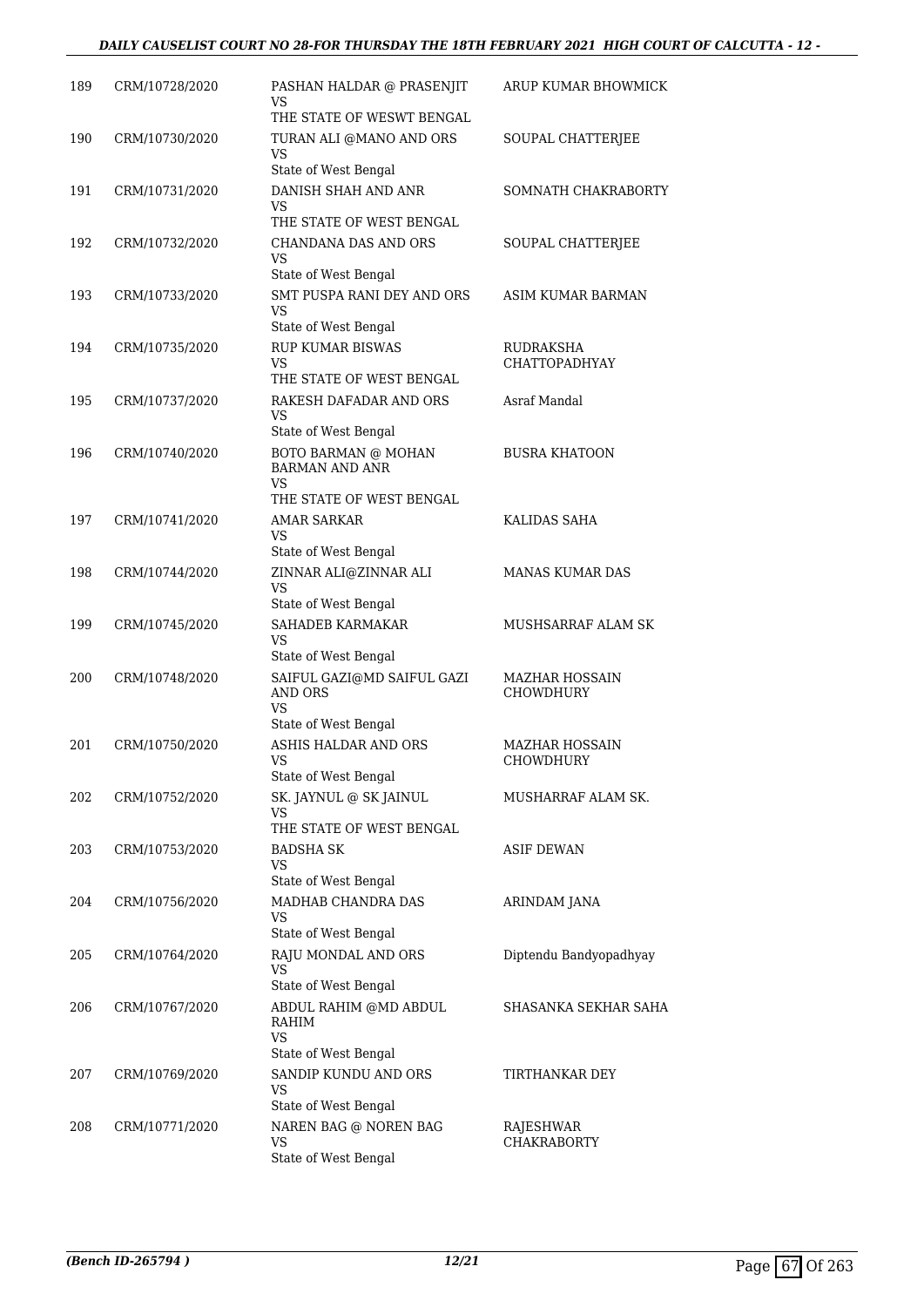| | | | |
|---|---|---|---|
| 189 | CRM/10728/2020 | PASHAN HALDAR @ PRASENJIT<br>VS<br>THE STATE OF WESWT BENGAL | ARUP KUMAR BHOWMICK |
| 190 | CRM/10730/2020 | TURAN ALI @MANO AND ORS<br>VS<br>State of West Bengal | SOUPAL CHATTERJEE |
| 191 | CRM/10731/2020 | DANISH SHAH AND ANR<br>VS<br>THE STATE OF WEST BENGAL | SOMNATH CHAKRABORTY |
| 192 | CRM/10732/2020 | CHANDANA DAS AND ORS<br>VS<br>State of West Bengal | SOUPAL CHATTERJEE |
| 193 | CRM/10733/2020 | SMT PUSPA RANI DEY AND ORS<br>VS<br>State of West Bengal | ASIM KUMAR BARMAN |
| 194 | CRM/10735/2020 | RUP KUMAR BISWAS<br>VS<br>THE STATE OF WEST BENGAL | RUDRAKSHA CHATTOPADHYAY |
| 195 | CRM/10737/2020 | RAKESH DAFADAR AND ORS<br>VS<br>State of West Bengal | Asraf Mandal |
| 196 | CRM/10740/2020 | BOTO BARMAN @ MOHAN BARMAN AND ANR<br>VS<br>THE STATE OF WEST BENGAL | BUSRA KHATOON |
| 197 | CRM/10741/2020 | AMAR SARKAR<br>VS<br>State of West Bengal | KALIDAS SAHA |
| 198 | CRM/10744/2020 | ZINNAR ALI@ZINNAR ALI<br>VS<br>State of West Bengal | MANAS KUMAR DAS |
| 199 | CRM/10745/2020 | SAHADEB KARMAKAR<br>VS<br>State of West Bengal | MUSHSARRAF ALAM SK |
| 200 | CRM/10748/2020 | SAIFUL GAZI@MD SAIFUL GAZI AND ORS<br>VS<br>State of West Bengal | MAZHAR HOSSAIN CHOWDHURY |
| 201 | CRM/10750/2020 | ASHIS HALDAR AND ORS<br>VS<br>State of West Bengal | MAZHAR HOSSAIN CHOWDHURY |
| 202 | CRM/10752/2020 | SK. JAYNUL @ SK JAINUL<br>VS<br>THE STATE OF WEST BENGAL | MUSHARRAF ALAM SK. |
| 203 | CRM/10753/2020 | BADSHA SK<br>VS<br>State of West Bengal | ASIF DEWAN |
| 204 | CRM/10756/2020 | MADHAB CHANDRA DAS<br>VS<br>State of West Bengal | ARINDAM JANA |
| 205 | CRM/10764/2020 | RAJU MONDAL AND ORS<br>VS<br>State of West Bengal | Diptendu Bandyopadhyay |
| 206 | CRM/10767/2020 | ABDUL RAHIM @MD ABDUL RAHIM<br>VS<br>State of West Bengal | SHASANKA SEKHAR SAHA |
| 207 | CRM/10769/2020 | SANDIP KUNDU AND ORS<br>VS<br>State of West Bengal | TIRTHANKAR DEY |
| 208 | CRM/10771/2020 | NAREN BAG @ NOREN BAG<br>VS<br>State of West Bengal | RAJESHWAR CHAKRABORTY |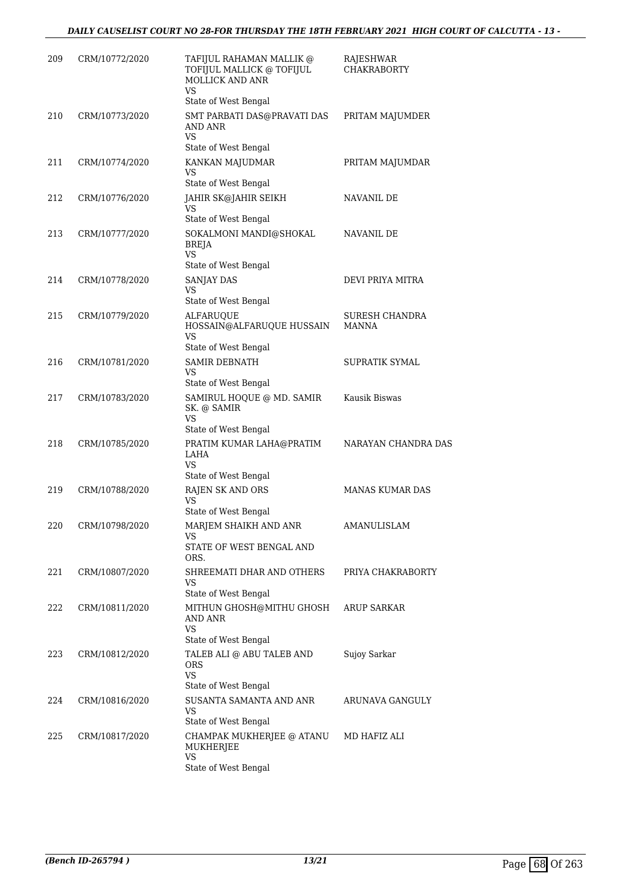| 209 | CRM/10772/2020 | TAFIJUL RAHAMAN MALLIK @ TOFIJUL MALLICK @ TOFIJUL MOLLICK AND ANR<br>VS<br>State of West Bengal | RAJESHWAR CHAKRABORTY |
|---|---|---|---|
| 210 | CRM/10773/2020 | SMT PARBATI DAS@PRAVATI DAS AND ANR<br>VS<br>State of West Bengal | PRITAM MAJUMDER |
| 211 | CRM/10774/2020 | KANKAN MAJUDMAR<br>VS<br>State of West Bengal | PRITAM MAJUMDAR |
| 212 | CRM/10776/2020 | JAHIR SK@JAHIR SEIKH<br>VS<br>State of West Bengal | NAVANIL DE |
| 213 | CRM/10777/2020 | SOKALMONI MANDI@SHOKAL BREJA<br>VS<br>State of West Bengal | NAVANIL DE |
| 214 | CRM/10778/2020 | SANJAY DAS<br>VS<br>State of West Bengal | DEVI PRIYA MITRA |
| 215 | CRM/10779/2020 | ALFARUQUE HOSSAIN@ALFARUQUE HUSSAIN<br>VS<br>State of West Bengal | SURESH CHANDRA MANNA |
| 216 | CRM/10781/2020 | SAMIR DEBNATH<br>VS<br>State of West Bengal | SUPRATIK SYMAL |
| 217 | CRM/10783/2020 | SAMIRUL HOQUE @ MD. SAMIR SK. @ SAMIR<br>VS<br>State of West Bengal | Kausik Biswas |
| 218 | CRM/10785/2020 | PRATIM KUMAR LAHA@PRATIM LAHA<br>VS<br>State of West Bengal | NARAYAN CHANDRA DAS |
| 219 | CRM/10788/2020 | RAJEN SK AND ORS<br>VS<br>State of West Bengal | MANAS KUMAR DAS |
| 220 | CRM/10798/2020 | MARJEM SHAIKH AND ANR<br>VS<br>STATE OF WEST BENGAL AND ORS. | AMANULISLAM |
| 221 | CRM/10807/2020 | SHREEMATI DHAR AND OTHERS<br>VS<br>State of West Bengal | PRIYA CHAKRABORTY |
| 222 | CRM/10811/2020 | MITHUN GHOSH@MITHU GHOSH AND ANR<br>VS<br>State of West Bengal | ARUP SARKAR |
| 223 | CRM/10812/2020 | TALEB ALI @ ABU TALEB AND ORS<br>VS<br>State of West Bengal | Sujoy Sarkar |
| 224 | CRM/10816/2020 | SUSANTA SAMANTA AND ANR<br>VS<br>State of West Bengal | ARUNAVA GANGULY |
| 225 | CRM/10817/2020 | CHAMPAK MUKHERJEE @ ATANU MUKHERJEE<br>VS<br>State of West Bengal | MD HAFIZ ALI |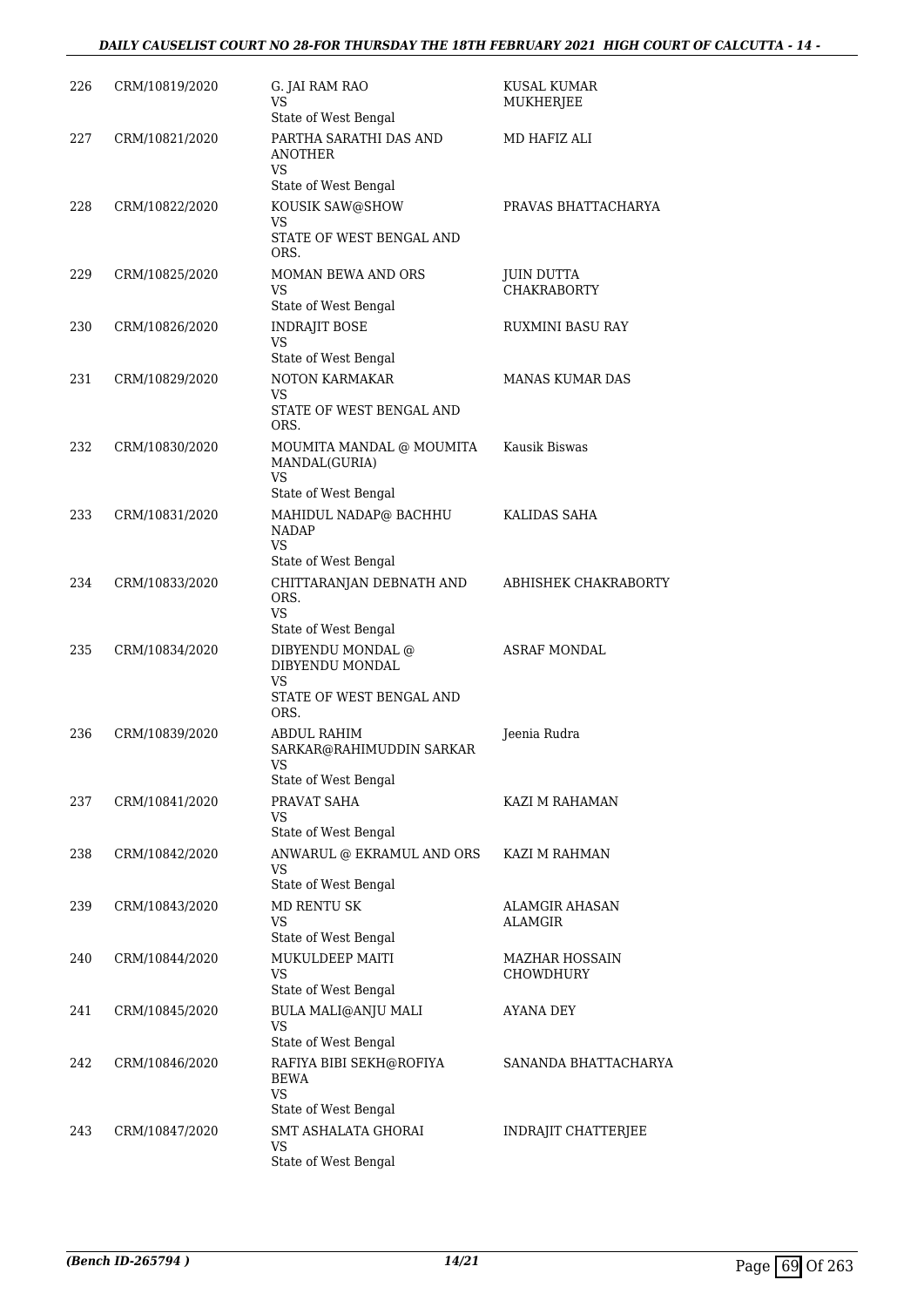| | | | |
|---|---|---|---|
| 226 | CRM/10819/2020 | G. JAI RAM RAO<br>VS<br>State of West Bengal | KUSAL KUMAR MUKHERJEE |
| 227 | CRM/10821/2020 | PARTHA SARATHI DAS AND ANOTHER<br>VS<br>State of West Bengal | MD HAFIZ ALI |
| 228 | CRM/10822/2020 | KOUSIK SAW@SHOW<br>VS<br>STATE OF WEST BENGAL AND ORS. | PRAVAS BHATTACHARYA |
| 229 | CRM/10825/2020 | MOMAN BEWA AND ORS<br>VS<br>State of West Bengal | JUIN DUTTA CHAKRABORTY |
| 230 | CRM/10826/2020 | INDRAJIT BOSE<br>VS<br>State of West Bengal | RUXMINI BASU RAY |
| 231 | CRM/10829/2020 | NOTON KARMAKAR<br>VS<br>STATE OF WEST BENGAL AND ORS. | MANAS KUMAR DAS |
| 232 | CRM/10830/2020 | MOUMITA MANDAL @ MOUMITA MANDAL(GURIA)<br>VS<br>State of West Bengal | Kausik Biswas |
| 233 | CRM/10831/2020 | MAHIDUL NADAP@ BACHHU NADAP<br>VS<br>State of West Bengal | KALIDAS SAHA |
| 234 | CRM/10833/2020 | CHITTARANJAN DEBNATH AND ORS.<br>VS<br>State of West Bengal | ABHISHEK CHAKRABORTY |
| 235 | CRM/10834/2020 | DIBYENDU MONDAL @ DIBYENDU MONDAL<br>VS<br>STATE OF WEST BENGAL AND ORS. | ASRAF MONDAL |
| 236 | CRM/10839/2020 | ABDUL RAHIM SARKAR@RAHIMUDDIN SARKAR<br>VS<br>State of West Bengal | Jeenia Rudra |
| 237 | CRM/10841/2020 | PRAVAT SAHA<br>VS<br>State of West Bengal | KAZI M RAHAMAN |
| 238 | CRM/10842/2020 | ANWARUL @ EKRAMUL AND ORS<br>VS<br>State of West Bengal | KAZI M RAHMAN |
| 239 | CRM/10843/2020 | MD RENTU SK<br>VS<br>State of West Bengal | ALAMGIR AHASAN ALAMGIR |
| 240 | CRM/10844/2020 | MUKULDEEP MAITI<br>VS<br>State of West Bengal | MAZHAR HOSSAIN CHOWDHURY |
| 241 | CRM/10845/2020 | BULA MALI@ANJU MALI<br>VS<br>State of West Bengal | AYANA DEY |
| 242 | CRM/10846/2020 | RAFIYA BIBI SEKH@ROFIYA BEWA<br>VS<br>State of West Bengal | SANANDA BHATTACHARYA |
| 243 | CRM/10847/2020 | SMT ASHALATA GHORAI<br>VS<br>State of West Bengal | INDRAJIT CHATTERJEE |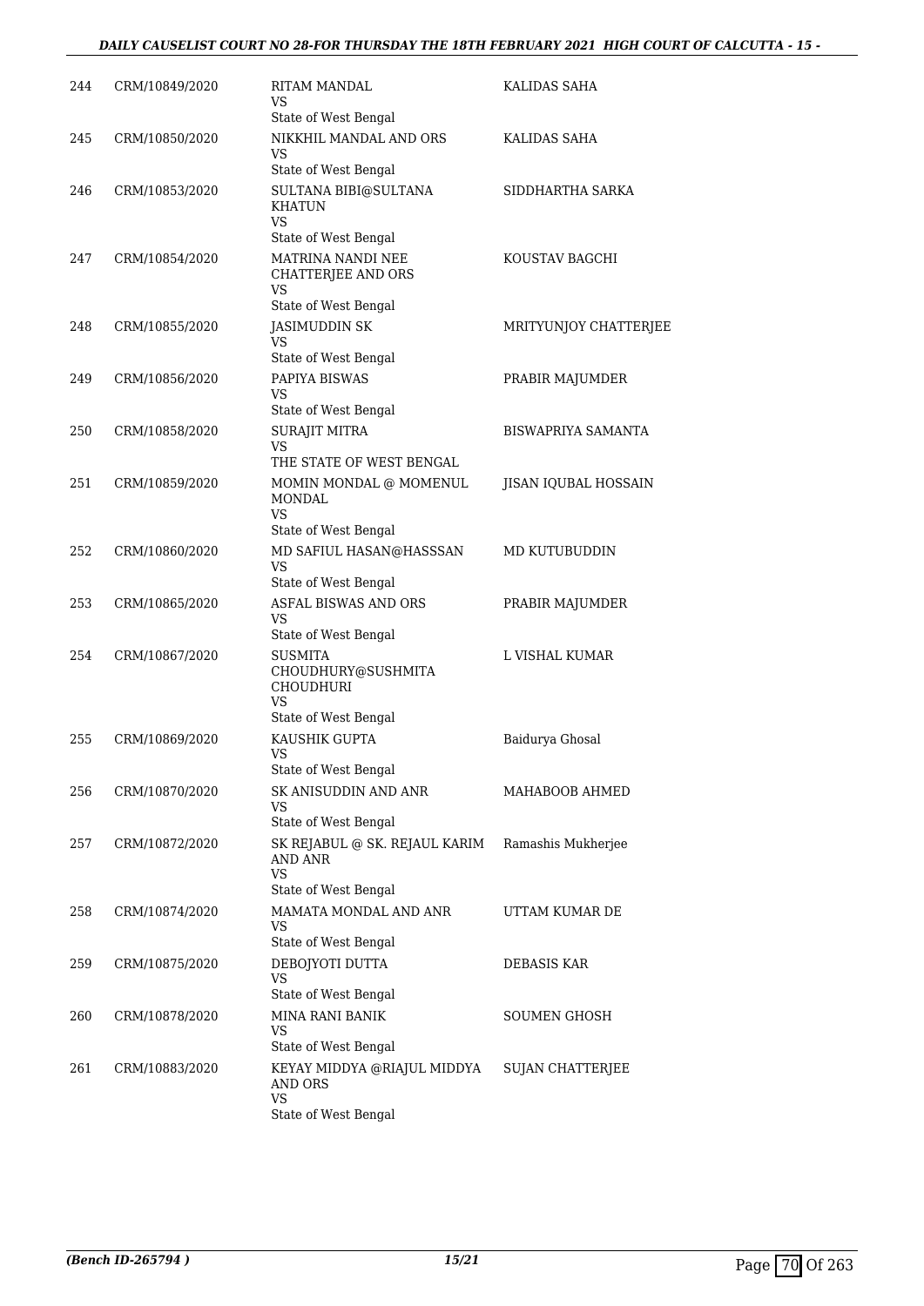| | | | |
|---|---|---|---|
| 244 | CRM/10849/2020 | RITAM MANDAL<br>VS<br>State of West Bengal | KALIDAS SAHA |
| 245 | CRM/10850/2020 | NIKKHIL MANDAL AND ORS<br>VS<br>State of West Bengal | KALIDAS SAHA |
| 246 | CRM/10853/2020 | SULTANA BIBI@SULTANA KHATUN<br>VS<br>State of West Bengal | SIDDHARTHA SARKA |
| 247 | CRM/10854/2020 | MATRINA NANDI NEE CHATTERJEE AND ORS<br>VS<br>State of West Bengal | KOUSTAV BAGCHI |
| 248 | CRM/10855/2020 | JASIMUDDIN SK<br>VS<br>State of West Bengal | MRITYUNJOY CHATTERJEE |
| 249 | CRM/10856/2020 | PAPIYA BISWAS<br>VS<br>State of West Bengal | PRABIR MAJUMDER |
| 250 | CRM/10858/2020 | SURAJIT MITRA<br>VS<br>THE STATE OF WEST BENGAL | BISWAPRIYA SAMANTA |
| 251 | CRM/10859/2020 | MOMIN MONDAL @ MOMENUL MONDAL<br>VS<br>State of West Bengal | JISAN IQUBAL HOSSAIN |
| 252 | CRM/10860/2020 | MD SAFIUL HASAN@HASSSAN<br>VS<br>State of West Bengal | MD KUTUBUDDIN |
| 253 | CRM/10865/2020 | ASFAL BISWAS AND ORS<br>VS<br>State of West Bengal | PRABIR MAJUMDER |
| 254 | CRM/10867/2020 | SUSMITA CHOUDHURY@SUSHMITA CHOUDHURI<br>VS<br>State of West Bengal | L VISHAL KUMAR |
| 255 | CRM/10869/2020 | KAUSHIK GUPTA<br>VS<br>State of West Bengal | Baidurya Ghosal |
| 256 | CRM/10870/2020 | SK ANISUDDIN AND ANR<br>VS<br>State of West Bengal | MAHABOOB AHMED |
| 257 | CRM/10872/2020 | SK REJABUL @ SK. REJAUL KARIM AND ANR<br>VS<br>State of West Bengal | Ramashis Mukherjee |
| 258 | CRM/10874/2020 | MAMATA MONDAL AND ANR<br>VS<br>State of West Bengal | UTTAM KUMAR DE |
| 259 | CRM/10875/2020 | DEBOJYOTI DUTTA<br>VS<br>State of West Bengal | DEBASIS KAR |
| 260 | CRM/10878/2020 | MINA RANI BANIK<br>VS<br>State of West Bengal | SOUMEN GHOSH |
| 261 | CRM/10883/2020 | KEYAY MIDDYA @RIAJUL MIDDYA AND ORS<br>VS<br>State of West Bengal | SUJAN CHATTERJEE |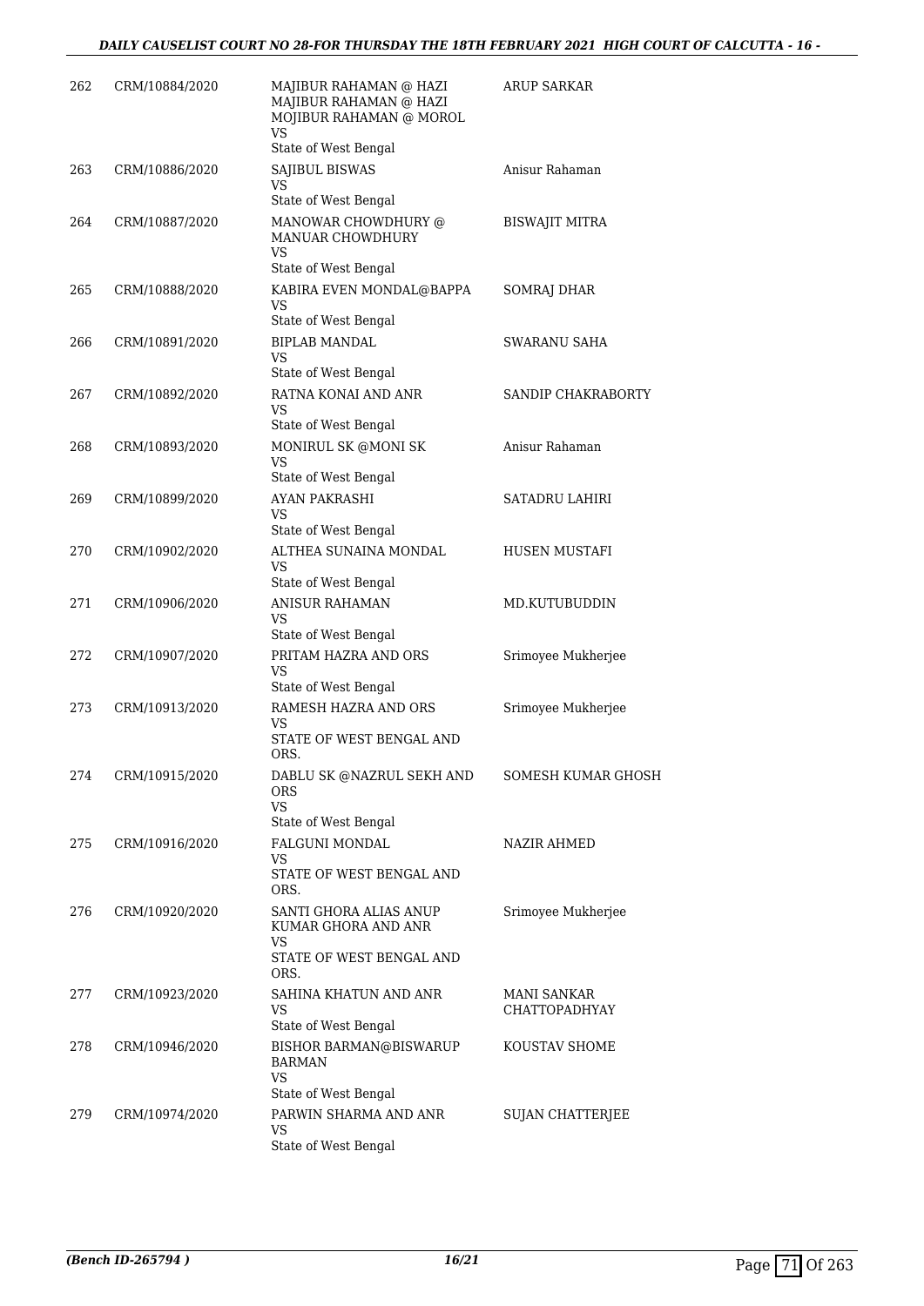| 262 | CRM/10884/2020 | MAJIBUR RAHAMAN @ HAZI MAJIBUR RAHAMAN @ HAZI MOJIBUR RAHAMAN @ MOROL<br>VS<br>State of West Bengal | ARUP SARKAR |
|---|---|---|---|
| 263 | CRM/10886/2020 | SAJIBUL BISWAS<br>VS<br>State of West Bengal | Anisur Rahaman |
| 264 | CRM/10887/2020 | MANOWAR CHOWDHURY @ MANUAR CHOWDHURY<br>VS<br>State of West Bengal | BISWAJIT MITRA |
| 265 | CRM/10888/2020 | KABIRA EVEN MONDAL@BAPPA<br>VS<br>State of West Bengal | SOMRAJ DHAR |
| 266 | CRM/10891/2020 | BIPLAB MANDAL<br>VS<br>State of West Bengal | SWARANU SAHA |
| 267 | CRM/10892/2020 | RATNA KONAI AND ANR<br>VS<br>State of West Bengal | SANDIP CHAKRABORTY |
| 268 | CRM/10893/2020 | MONIRUL SK @MONI SK<br>VS<br>State of West Bengal | Anisur Rahaman |
| 269 | CRM/10899/2020 | AYAN PAKRASHI<br>VS<br>State of West Bengal | SATADRU LAHIRI |
| 270 | CRM/10902/2020 | ALTHEA SUNAINA MONDAL<br>VS<br>State of West Bengal | HUSEN MUSTAFI |
| 271 | CRM/10906/2020 | ANISUR RAHAMAN<br>VS<br>State of West Bengal | MD.KUTUBUDDIN |
| 272 | CRM/10907/2020 | PRITAM HAZRA AND ORS<br>VS<br>State of West Bengal | Srimoyee Mukherjee |
| 273 | CRM/10913/2020 | RAMESH HAZRA AND ORS<br>VS<br>STATE OF WEST BENGAL AND ORS. | Srimoyee Mukherjee |
| 274 | CRM/10915/2020 | DABLU SK @NAZRUL SEKH AND ORS<br>VS<br>State of West Bengal | SOMESH KUMAR GHOSH |
| 275 | CRM/10916/2020 | FALGUNI MONDAL<br>VS<br>STATE OF WEST BENGAL AND ORS. | NAZIR AHMED |
| 276 | CRM/10920/2020 | SANTI GHORA ALIAS ANUP KUMAR GHORA AND ANR<br>VS<br>STATE OF WEST BENGAL AND ORS. | Srimoyee Mukherjee |
| 277 | CRM/10923/2020 | SAHINA KHATUN AND ANR<br>VS<br>State of West Bengal | MANI SANKAR CHATTOPADHYAY |
| 278 | CRM/10946/2020 | BISHOR BARMAN@BISWARUP BARMAN<br>VS<br>State of West Bengal | KOUSTAV SHOME |
| 279 | CRM/10974/2020 | PARWIN SHARMA AND ANR<br>VS<br>State of West Bengal | SUJAN CHATTERJEE |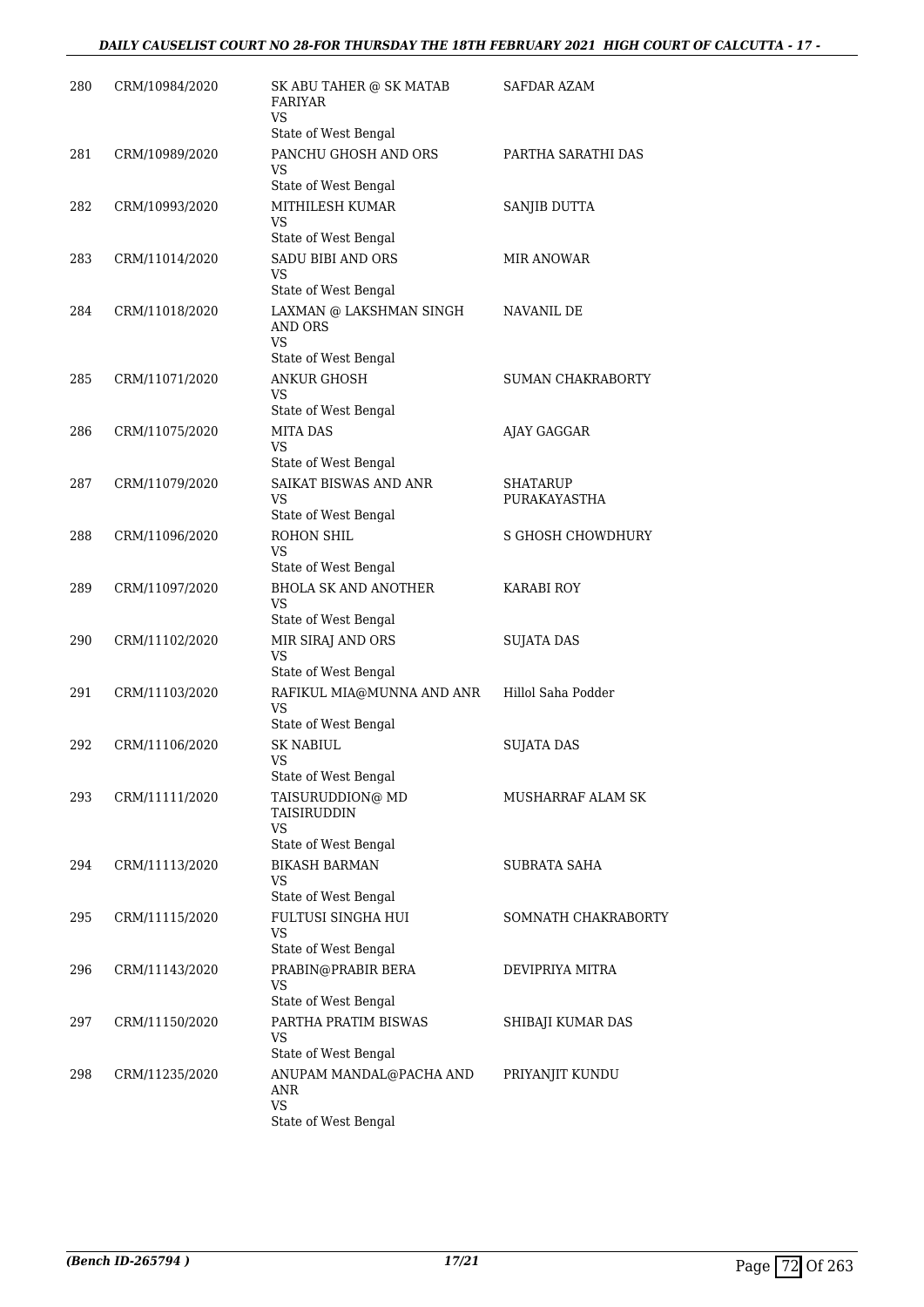| 280 | CRM/10984/2020 | SK ABU TAHER @ SK MATAB FARIYAR<br>VS<br>State of West Bengal | SAFDAR AZAM |
|---|---|---|---|
| 281 | CRM/10989/2020 | PANCHU GHOSH AND ORS<br>VS<br>State of West Bengal | PARTHA SARATHI DAS |
| 282 | CRM/10993/2020 | MITHILESH KUMAR<br>VS<br>State of West Bengal | SANJIB DUTTA |
| 283 | CRM/11014/2020 | SADU BIBI AND ORS<br>VS<br>State of West Bengal | MIR ANOWAR |
| 284 | CRM/11018/2020 | LAXMAN @ LAKSHMAN SINGH AND ORS<br>VS<br>State of West Bengal | NAVANIL DE |
| 285 | CRM/11071/2020 | ANKUR GHOSH<br>VS<br>State of West Bengal | SUMAN CHAKRABORTY |
| 286 | CRM/11075/2020 | MITA DAS<br>VS<br>State of West Bengal | AJAY GAGGAR |
| 287 | CRM/11079/2020 | SAIKAT BISWAS AND ANR<br>VS<br>State of West Bengal | SHATARUP PURAKAYASTHA |
| 288 | CRM/11096/2020 | ROHON SHIL<br>VS<br>State of West Bengal | S GHOSH CHOWDHURY |
| 289 | CRM/11097/2020 | BHOLA SK AND ANOTHER<br>VS<br>State of West Bengal | KARABI ROY |
| 290 | CRM/11102/2020 | MIR SIRAJ AND ORS<br>VS<br>State of West Bengal | SUJATA DAS |
| 291 | CRM/11103/2020 | RAFIKUL MIA@MUNNA AND ANR<br>VS<br>State of West Bengal | Hillol Saha Podder |
| 292 | CRM/11106/2020 | SK NABIUL<br>VS<br>State of West Bengal | SUJATA DAS |
| 293 | CRM/11111/2020 | TAISURUDDION@ MD TAISIRUDDIN<br>VS<br>State of West Bengal | MUSHARRAF ALAM SK |
| 294 | CRM/11113/2020 | BIKASH BARMAN<br>VS<br>State of West Bengal | SUBRATA SAHA |
| 295 | CRM/11115/2020 | FULTUSI SINGHA HUI<br>VS<br>State of West Bengal | SOMNATH CHAKRABORTY |
| 296 | CRM/11143/2020 | PRABIN@PRABIR BERA<br>VS<br>State of West Bengal | DEVIPRIYA MITRA |
| 297 | CRM/11150/2020 | PARTHA PRATIM BISWAS<br>VS<br>State of West Bengal | SHIBAJI KUMAR DAS |
| 298 | CRM/11235/2020 | ANUPAM MANDAL@PACHA AND ANR<br>VS<br>State of West Bengal | PRIYANJIT KUNDU |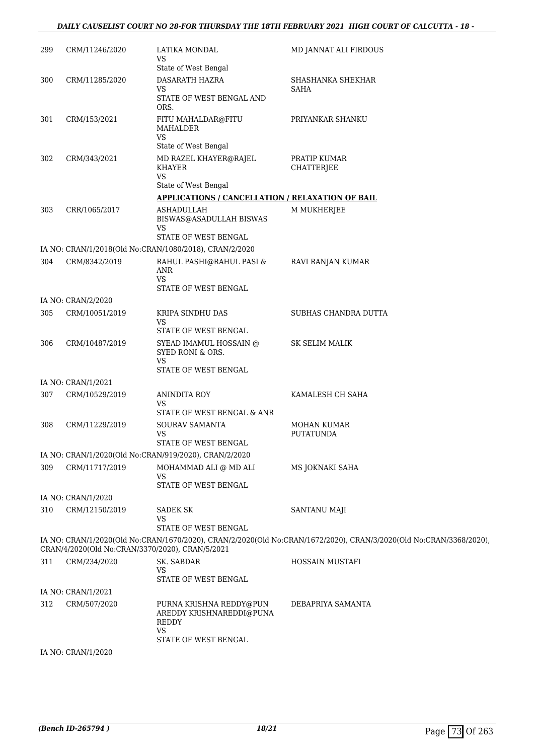| | | | |
|---|---|---|---|
| 299 | CRM/11246/2020 | LATIKA MONDAL<br>VS<br>State of West Bengal | MD JANNAT ALI FIRDOUS |
| 300 | CRM/11285/2020 | DASARATH HAZRA<br>VS<br>STATE OF WEST BENGAL AND ORS. | SHASHANKA SHEKHAR SAHA |
| 301 | CRM/153/2021 | FITU MAHALDAR@FITU MAHALDER<br>VS<br>State of West Bengal | PRIYANKAR SHANKU |
| 302 | CRM/343/2021 | MD RAZEL KHAYER@RAJEL KHAYER<br>VS<br>State of West Bengal | PRATIP KUMAR CHATTERJEE |

**APPLICATIONS / CANCELLATION / RELAXATION OF BAIL**

| | | | |
|---|---|---|---|
| 303 | CRR/1065/2017 | ASHADULLAH BISWAS@ASADULLAH BISWAS<br>VS<br>STATE OF WEST BENGAL | M MUKHERJEE |

IA NO: CRAN/1/2018(Old No:CRAN/1080/2018), CRAN/2/2020

| | | | |
|---|---|---|---|
| 304 | CRM/8342/2019 | RAHUL PASHI@RAHUL PASI & ANR<br>VS<br>STATE OF WEST BENGAL | RAVI RANJAN KUMAR |

IA NO: CRAN/2/2020

| | | | |
|---|---|---|---|
| 305 | CRM/10051/2019 | KRIPA SINDHU DAS<br>VS<br>STATE OF WEST BENGAL | SUBHAS CHANDRA DUTTA |
| 306 | CRM/10487/2019 | SYEAD IMAMUL HOSSAIN @ SYED RONI & ORS.<br>VS<br>STATE OF WEST BENGAL | SK SELIM MALIK |

IA NO: CRAN/1/2021

| | | | |
|---|---|---|---|
| 307 | CRM/10529/2019 | ANINDITA ROY<br>VS<br>STATE OF WEST BENGAL & ANR | KAMALESH CH SAHA |
| 308 | CRM/11229/2019 | SOURAV SAMANTA<br>VS<br>STATE OF WEST BENGAL | MOHAN KUMAR PUTATUNDA |

IA NO: CRAN/1/2020(Old No:CRAN/919/2020), CRAN/2/2020

| | | | |
|---|---|---|---|
| 309 | CRM/11717/2019 | MOHAMMAD ALI @ MD ALI<br>VS<br>STATE OF WEST BENGAL | MS JOKNAKI SAHA |

IA NO: CRAN/1/2020

| | | | |
|---|---|---|---|
| 310 | CRM/12150/2019 | SADEK SK<br>VS<br>STATE OF WEST BENGAL | SANTANU MAJI |

IA NO: CRAN/1/2020(Old No:CRAN/1670/2020), CRAN/2/2020(Old No:CRAN/1672/2020), CRAN/3/2020(Old No:CRAN/3368/2020), CRAN/4/2020(Old No:CRAN/3370/2020), CRAN/5/2021

| | | | |
|---|---|---|---|
| 311 | CRM/234/2020 | SK. SABDAR<br>VS<br>STATE OF WEST BENGAL | HOSSAIN MUSTAFI |

IA NO: CRAN/1/2021

| | | | |
|---|---|---|---|
| 312 | CRM/507/2020 | PURNA KRISHNA REDDY@PUN AREDDY KRISHNAREDDI@PUNA REDDY<br>VS<br>STATE OF WEST BENGAL | DEBAPRIYA SAMANTA |

IA NO: CRAN/1/2020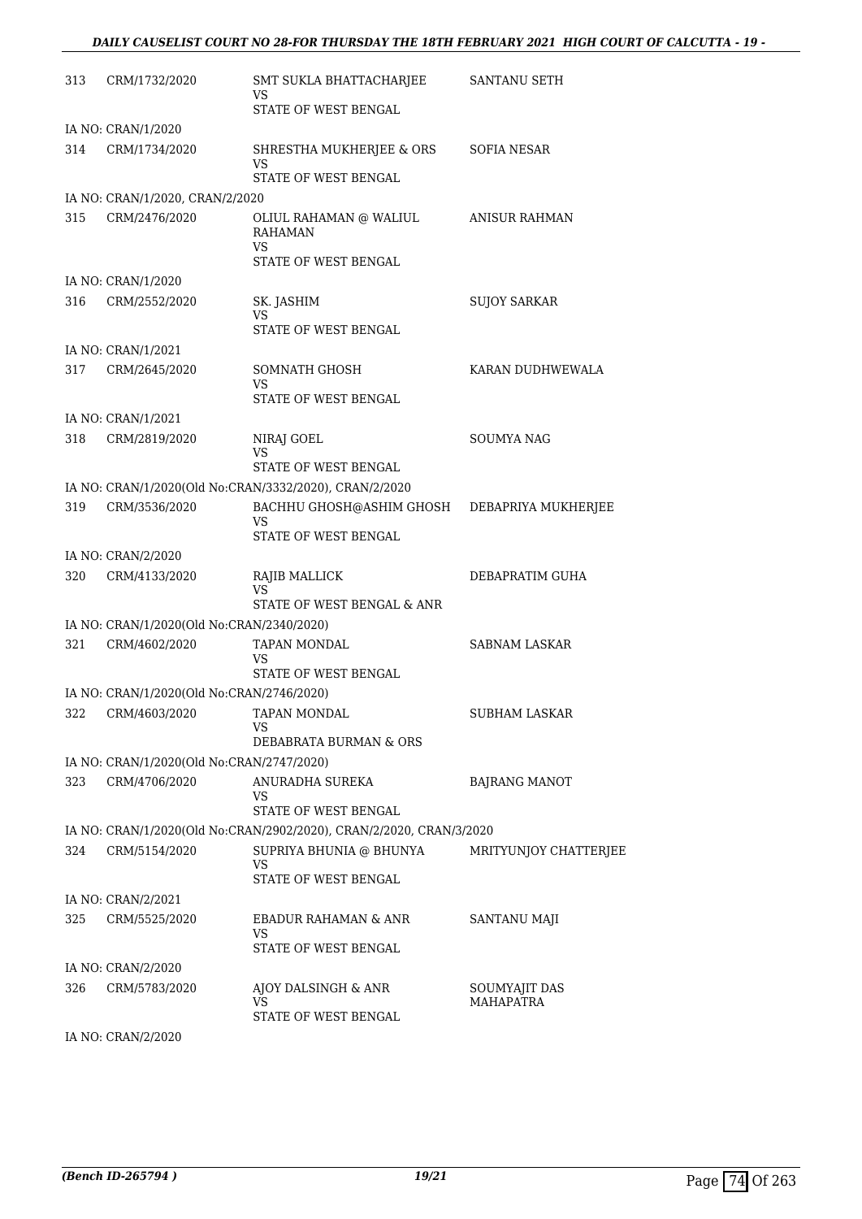| | | | |
|---|---|---|---|
| 313 | CRM/1732/2020 | SMT SUKLA BHATTACHARJEE<br>VS<br>STATE OF WEST BENGAL | SANTANU SETH |
| | IA NO: CRAN/1/2020 | | |
| 314 | CRM/1734/2020 | SHRESTHA MUKHERJEE & ORS<br>VS<br>STATE OF WEST BENGAL | SOFIA NESAR |
| | IA NO: CRAN/1/2020, CRAN/2/2020 | | |
| 315 | CRM/2476/2020 | OLIUL RAHAMAN @ WALIUL RAHAMAN<br>VS<br>STATE OF WEST BENGAL | ANISUR RAHMAN |
| | IA NO: CRAN/1/2020 | | |
| 316 | CRM/2552/2020 | SK. JASHIM<br>VS<br>STATE OF WEST BENGAL | SUJOY SARKAR |
| | IA NO: CRAN/1/2021 | | |
| 317 | CRM/2645/2020 | SOMNATH GHOSH<br>VS<br>STATE OF WEST BENGAL | KARAN DUDHWEWALA |
| | IA NO: CRAN/1/2021 | | |
| 318 | CRM/2819/2020 | NIRAJ GOEL<br>VS<br>STATE OF WEST BENGAL | SOUMYA NAG |
| | IA NO: CRAN/1/2020(Old No:CRAN/3332/2020), CRAN/2/2020 | | |
| 319 | CRM/3536/2020 | BACHHU GHOSH@ASHIM GHOSH<br>VS<br>STATE OF WEST BENGAL | DEBAPRIYA MUKHERJEE |
| | IA NO: CRAN/2/2020 | | |
| 320 | CRM/4133/2020 | RAJIB MALLICK<br>VS<br>STATE OF WEST BENGAL & ANR | DEBAPRATIM GUHA |
| | IA NO: CRAN/1/2020(Old No:CRAN/2340/2020) | | |
| 321 | CRM/4602/2020 | TAPAN MONDAL<br>VS<br>STATE OF WEST BENGAL | SABNAM LASKAR |
| | IA NO: CRAN/1/2020(Old No:CRAN/2746/2020) | | |
| 322 | CRM/4603/2020 | TAPAN MONDAL<br>VS<br>DEBABRATA BURMAN & ORS | SUBHAM LASKAR |
| | IA NO: CRAN/1/2020(Old No:CRAN/2747/2020) | | |
| 323 | CRM/4706/2020 | ANURADHA SUREKA<br>VS<br>STATE OF WEST BENGAL | BAJRANG MANOT |
| | IA NO: CRAN/1/2020(Old No:CRAN/2902/2020), CRAN/2/2020, CRAN/3/2020 | | |
| 324 | CRM/5154/2020 | SUPRIYA BHUNIA @ BHUNYA<br>VS<br>STATE OF WEST BENGAL | MRITYUNJOY CHATTERJEE |
| | IA NO: CRAN/2/2021 | | |
| 325 | CRM/5525/2020 | EBADUR RAHAMAN & ANR<br>VS<br>STATE OF WEST BENGAL | SANTANU MAJI |
| | IA NO: CRAN/2/2020 | | |
| 326 | CRM/5783/2020 | AJOY DALSINGH & ANR<br>VS<br>STATE OF WEST BENGAL | SOUMYAJIT DAS MAHAPATRA |
| | IA NO: CRAN/2/2020 | | |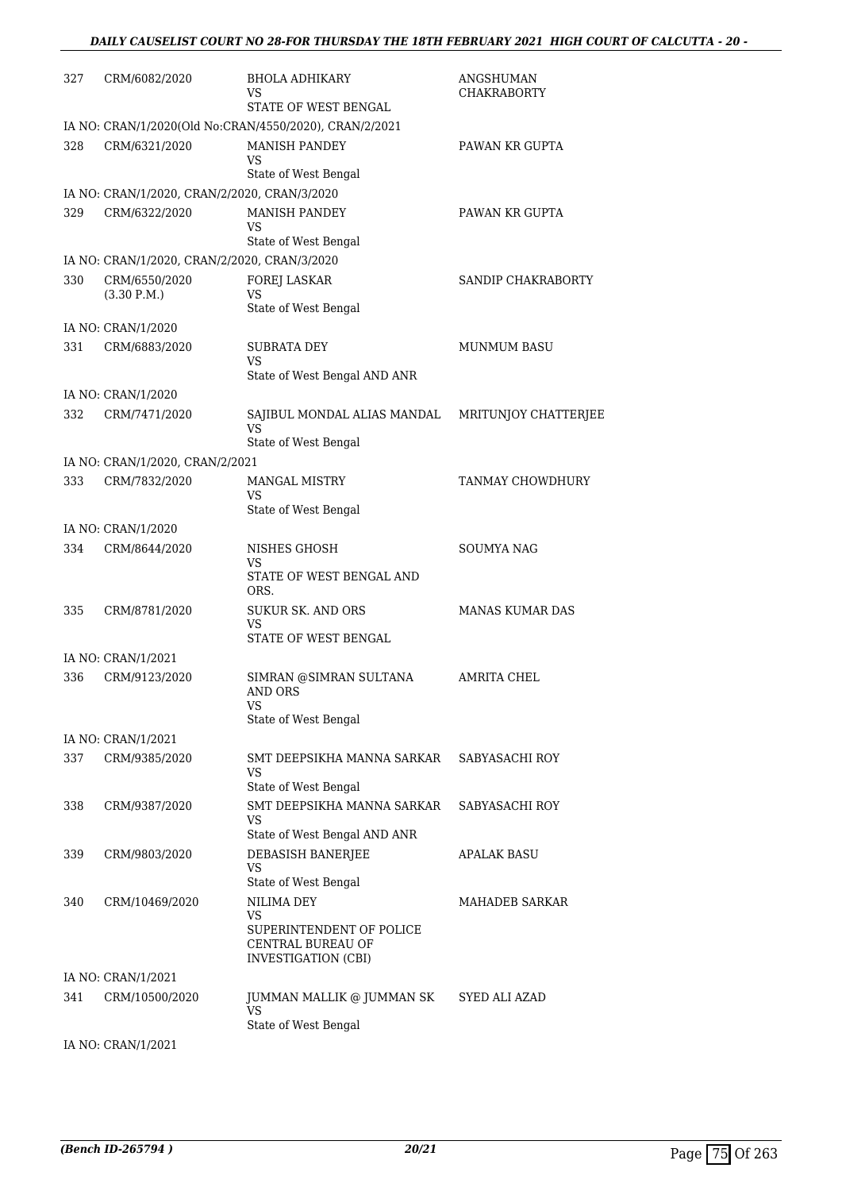| 327 | CRM/6082/2020 | BHOLA ADHIKARY<br>VS<br>STATE OF WEST BENGAL | ANGSHUMAN CHAKRABORTY |
|---|---|---|---|
| | IA NO: CRAN/1/2020(Old No:CRAN/4550/2020), CRAN/2/2021 | | |
| 328 | CRM/6321/2020 | MANISH PANDEY<br>VS<br>State of West Bengal | PAWAN KR GUPTA |
| | IA NO: CRAN/1/2020, CRAN/2/2020, CRAN/3/2020 | | |
| 329 | CRM/6322/2020 | MANISH PANDEY<br>VS<br>State of West Bengal | PAWAN KR GUPTA |
| | IA NO: CRAN/1/2020, CRAN/2/2020, CRAN/3/2020 | | |
| 330 | CRM/6550/2020<br>(3.30 P.M.) | FOREJ LASKAR<br>VS<br>State of West Bengal | SANDIP CHAKRABORTY |
| | IA NO: CRAN/1/2020 | | |
| 331 | CRM/6883/2020 | SUBRATA DEY<br>VS<br>State of West Bengal AND ANR | MUNMUM BASU |
| | IA NO: CRAN/1/2020 | | |
| 332 | CRM/7471/2020 | SAJIBUL MONDAL ALIAS MANDAL<br>VS<br>State of West Bengal | MRITUNJOY CHATTERJEE |
| | IA NO: CRAN/1/2020, CRAN/2/2021 | | |
| 333 | CRM/7832/2020 | MANGAL MISTRY<br>VS<br>State of West Bengal | TANMAY CHOWDHURY |
| | IA NO: CRAN/1/2020 | | |
| 334 | CRM/8644/2020 | NISHES GHOSH<br>VS<br>STATE OF WEST BENGAL AND ORS. | SOUMYA NAG |
| 335 | CRM/8781/2020 | SUKUR SK. AND ORS<br>VS<br>STATE OF WEST BENGAL | MANAS KUMAR DAS |
| | IA NO: CRAN/1/2021 | | |
| 336 | CRM/9123/2020 | SIMRAN @SIMRAN SULTANA AND ORS<br>VS<br>State of West Bengal | AMRITA CHEL |
| | IA NO: CRAN/1/2021 | | |
| 337 | CRM/9385/2020 | SMT DEEPSIKHA MANNA SARKAR<br>VS<br>State of West Bengal | SABYASACHI ROY |
| 338 | CRM/9387/2020 | SMT DEEPSIKHA MANNA SARKAR<br>VS<br>State of West Bengal AND ANR | SABYASACHI ROY |
| 339 | CRM/9803/2020 | DEBASISH BANERJEE<br>VS<br>State of West Bengal | APALAK BASU |
| 340 | CRM/10469/2020 | NILIMA DEY<br>VS<br>SUPERINTENDENT OF POLICE CENTRAL BUREAU OF INVESTIGATION (CBI) | MAHADEB SARKAR |
| | IA NO: CRAN/1/2021 | | |
| 341 | CRM/10500/2020 | JUMMAN MALLIK @ JUMMAN SK<br>VS<br>State of West Bengal | SYED ALI AZAD |
| | IA NO: CRAN/1/2021 | | |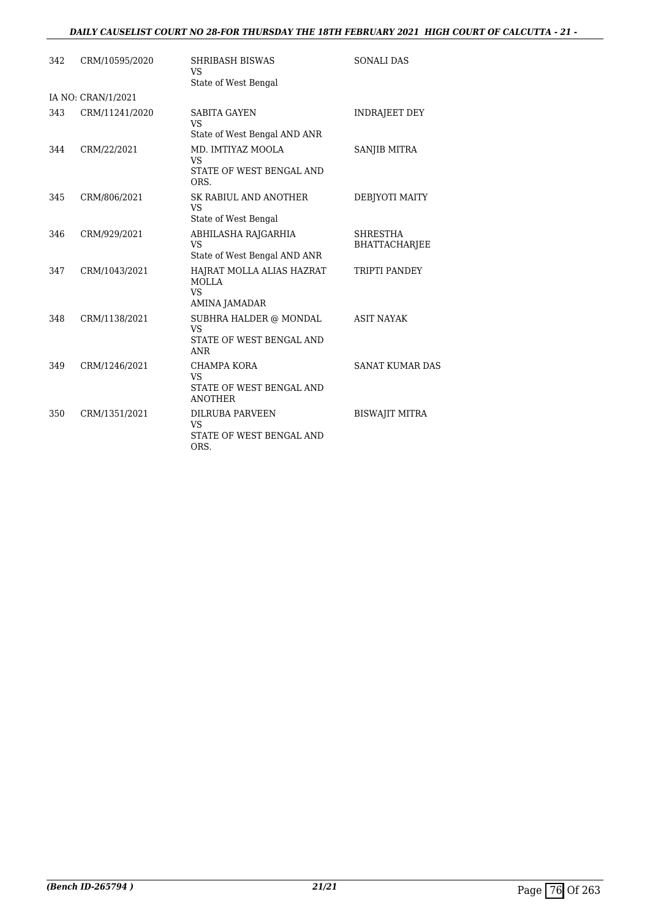| | | | |
|---|---|---|---|
| 342 | CRM/10595/2020 | SHRIBASH BISWAS<br>VS<br>State of West Bengal | SONALI DAS |
| IA NO: CRAN/1/2021 | | | |
| 343 | CRM/11241/2020 | SABITA GAYEN<br>VS<br>State of West Bengal AND ANR | INDRAJEET DEY |
| 344 | CRM/22/2021 | MD. IMTIYAZ MOOLA<br>VS<br>STATE OF WEST BENGAL AND ORS. | SANJIB MITRA |
| 345 | CRM/806/2021 | SK RABIUL AND ANOTHER<br>VS<br>State of West Bengal | DEBJYOTI MAITY |
| 346 | CRM/929/2021 | ABHILASHA RAJGARHIA<br>VS<br>State of West Bengal AND ANR | SHRESTHA BHATTACHARJEE |
| 347 | CRM/1043/2021 | HAJRAT MOLLA ALIAS HAZRAT MOLLA<br>VS<br>AMINA JAMADAR | TRIPTI PANDEY |
| 348 | CRM/1138/2021 | SUBHRA HALDER @ MONDAL<br>VS<br>STATE OF WEST BENGAL AND ANR | ASIT NAYAK |
| 349 | CRM/1246/2021 | CHAMPA KORA<br>VS<br>STATE OF WEST BENGAL AND ANOTHER | SANAT KUMAR DAS |
| 350 | CRM/1351/2021 | DILRUBA PARVEEN<br>VS<br>STATE OF WEST BENGAL AND ORS. | BISWAJIT MITRA |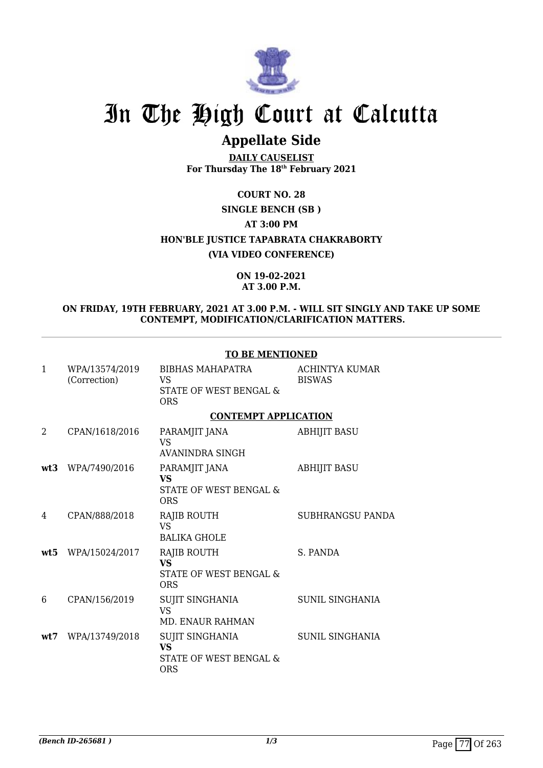# In The High Court at Calcutta

## Appellate Side

**DAILY CAUSELIST**
**For Thursday The 18th February 2021**

**COURT NO. 28**

**SINGLE BENCH (SB )**

**AT 3:00 PM**

**HON'BLE JUSTICE TAPABRATA CHAKRABORTY**

**(VIA VIDEO CONFERENCE)**

**ON 19-02-2021**
**AT 3.00 P.M.**

**ON FRIDAY, 19TH FEBRUARY, 2021 AT 3.00 P.M. - WILL SIT SINGLY AND TAKE UP SOME CONTEMPT, MODIFICATION/CLARIFICATION MATTERS.**

**TO BE MENTIONED**

| | | | |
|---|---|---|---|
| 1 | WPA/13574/2019 (Correction) | BIBHAS MAHAPATRA VS STATE OF WEST BENGAL & ORS | ACHINTYA KUMAR BISWAS |

**CONTEMPT APPLICATION**

| | | | |
|---|---|---|---|
| 2 | CPAN/1618/2016 | PARAMJIT JANA VS AVANINDRA SINGH | ABHIJIT BASU |
| **wt3** | WPA/7490/2016 | PARAMJIT JANA **VS** STATE OF WEST BENGAL & ORS | ABHIJIT BASU |
| 4 | CPAN/888/2018 | RAJIB ROUTH VS BALIKA GHOLE | SUBHRANGSU PANDA |
| **wt5** | WPA/15024/2017 | RAJIB ROUTH **VS** STATE OF WEST BENGAL & ORS | S. PANDA |
| 6 | CPAN/156/2019 | SUJIT SINGHANIA VS MD. ENAUR RAHMAN | SUNIL SINGHANIA |
| **wt7** | WPA/13749/2018 | SUJIT SINGHANIA **VS** STATE OF WEST BENGAL & ORS | SUNIL SINGHANIA |

*(Bench ID-265681 )*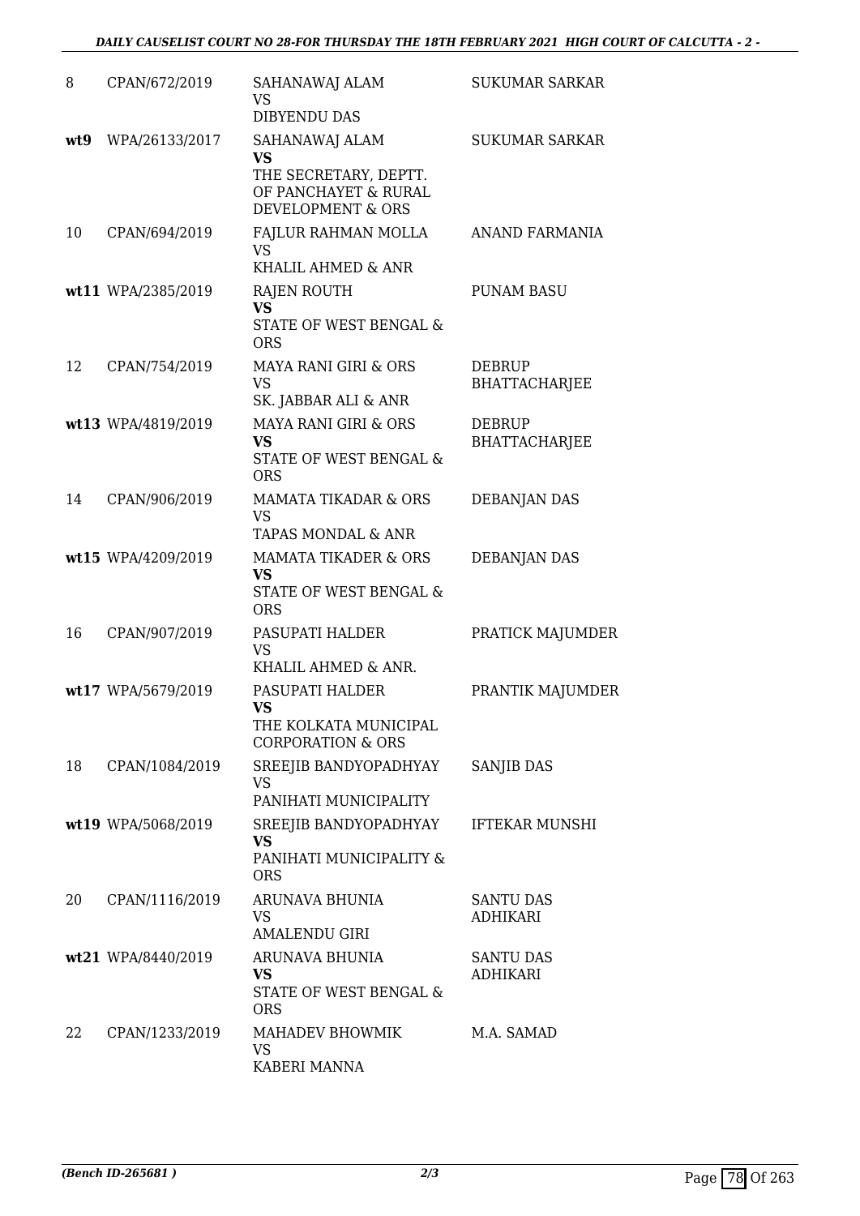| | | | |
|---|---|---|---|
| 8 | CPAN/672/2019 | SAHANAWAJ ALAM<br>VS<br>DIBYENDU DAS | SUKUMAR SARKAR |
| wt9 | WPA/26133/2017 | SAHANAWAJ ALAM<br>**VS**<br>THE SECRETARY, DEPTT. OF PANCHAYET & RURAL DEVELOPMENT & ORS | SUKUMAR SARKAR |
| 10 | CPAN/694/2019 | FAJLUR RAHMAN MOLLA<br>VS<br>KHALIL AHMED & ANR | ANAND FARMANIA |
| wt11 | WPA/2385/2019 | RAJEN ROUTH<br>**VS**<br>STATE OF WEST BENGAL & ORS | PUNAM BASU |
| 12 | CPAN/754/2019 | MAYA RANI GIRI & ORS<br>VS<br>SK. JABBAR ALI & ANR | DEBRUP BHATTACHARJEE |
| wt13 | WPA/4819/2019 | MAYA RANI GIRI & ORS<br>**VS**<br>STATE OF WEST BENGAL & ORS | DEBRUP BHATTACHARJEE |
| 14 | CPAN/906/2019 | MAMATA TIKADAR & ORS<br>VS<br>TAPAS MONDAL & ANR | DEBANJAN DAS |
| wt15 | WPA/4209/2019 | MAMATA TIKADER & ORS<br>**VS**<br>STATE OF WEST BENGAL & ORS | DEBANJAN DAS |
| 16 | CPAN/907/2019 | PASUPATI HALDER<br>VS<br>KHALIL AHMED & ANR. | PRATICK MAJUMDER |
| wt17 | WPA/5679/2019 | PASUPATI HALDER<br>**VS**<br>THE KOLKATA MUNICIPAL CORPORATION & ORS | PRANTIK MAJUMDER |
| 18 | CPAN/1084/2019 | SREEJIB BANDYOPADHYAY<br>VS<br>PANIHATI MUNICIPALITY | SANJIB DAS |
| wt19 | WPA/5068/2019 | SREEJIB BANDYOPADHYAY<br>**VS**<br>PANIHATI MUNICIPALITY & ORS | IFTEKAR MUNSHI |
| 20 | CPAN/1116/2019 | ARUNAVA BHUNIA<br>VS<br>AMALENDU GIRI | SANTU DAS ADHIKARI |
| wt21 | WPA/8440/2019 | ARUNAVA BHUNIA<br>**VS**<br>STATE OF WEST BENGAL & ORS | SANTU DAS ADHIKARI |
| 22 | CPAN/1233/2019 | MAHADEV BHOWMIK<br>VS<br>KABERI MANNA | M.A. SAMAD |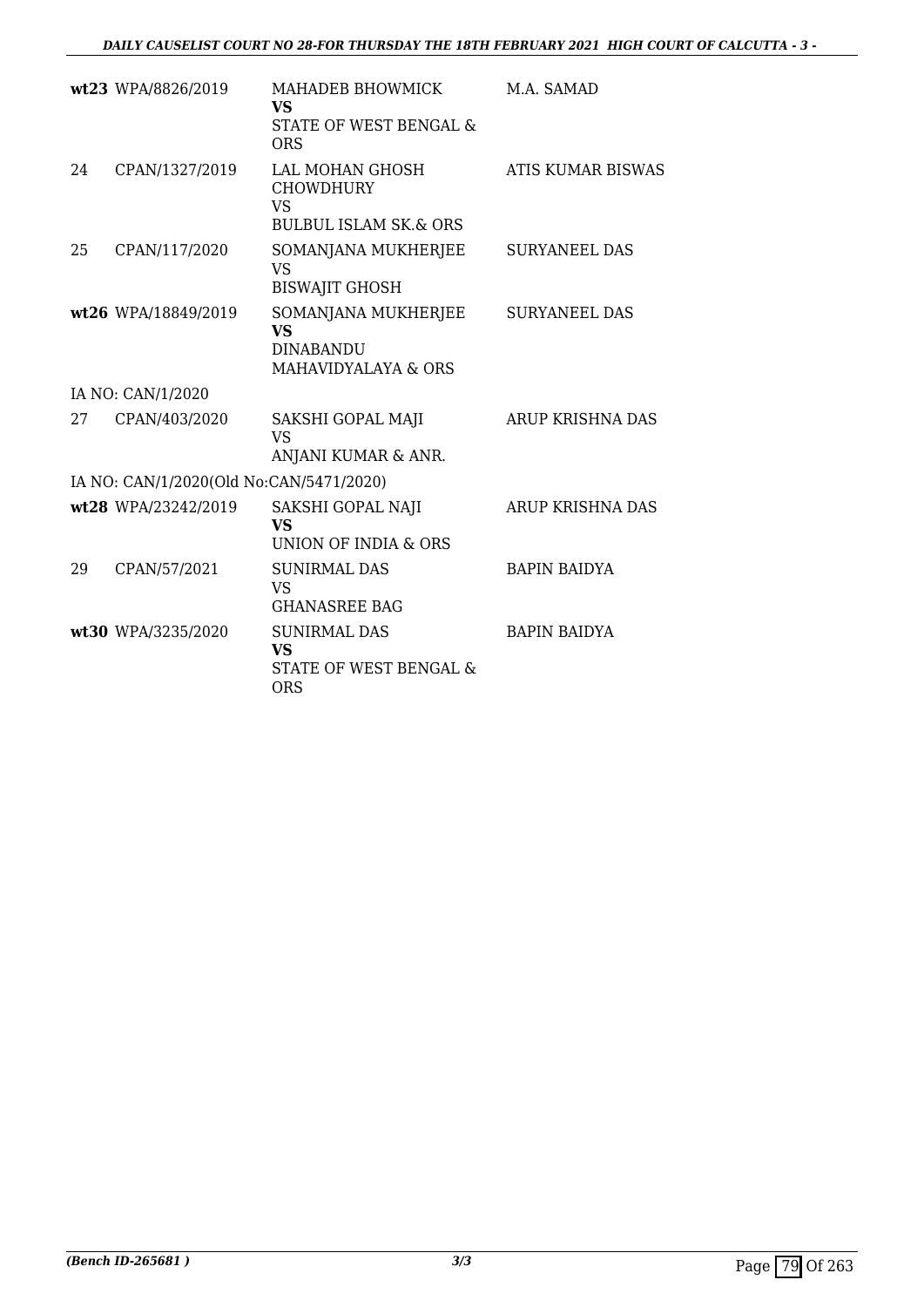| | | | |
|---|---|---|---|
| **wt23** | WPA/8826/2019 | MAHADEB BHOWMICK<br>**VS**<br>STATE OF WEST BENGAL & ORS | M.A. SAMAD |
| 24 | CPAN/1327/2019 | LAL MOHAN GHOSH CHOWDHURY<br>VS<br>BULBUL ISLAM SK.& ORS | ATIS KUMAR BISWAS |
| 25 | CPAN/117/2020 | SOMANJANA MUKHERJEE<br>VS<br>BISWAJIT GHOSH | SURYANEEL DAS |
| **wt26** | WPA/18849/2019 | SOMANJANA MUKHERJEE<br>**VS**<br>DINABANDU MAHAVIDYALAYA & ORS | SURYANEEL DAS |
| IA NO: CAN/1/2020 | | | |
| 27 | CPAN/403/2020 | SAKSHI GOPAL MAJI<br>VS<br>ANJANI KUMAR & ANR. | ARUP KRISHNA DAS |
| IA NO: CAN/1/2020(Old No:CAN/5471/2020) | | | |
| **wt28** | WPA/23242/2019 | SAKSHI GOPAL NAJI<br>**VS**<br>UNION OF INDIA & ORS | ARUP KRISHNA DAS |
| 29 | CPAN/57/2021 | SUNIRMAL DAS<br>VS<br>GHANASREE BAG | BAPIN BAIDYA |
| **wt30** | WPA/3235/2020 | SUNIRMAL DAS<br>**VS**<br>STATE OF WEST BENGAL & ORS | BAPIN BAIDYA |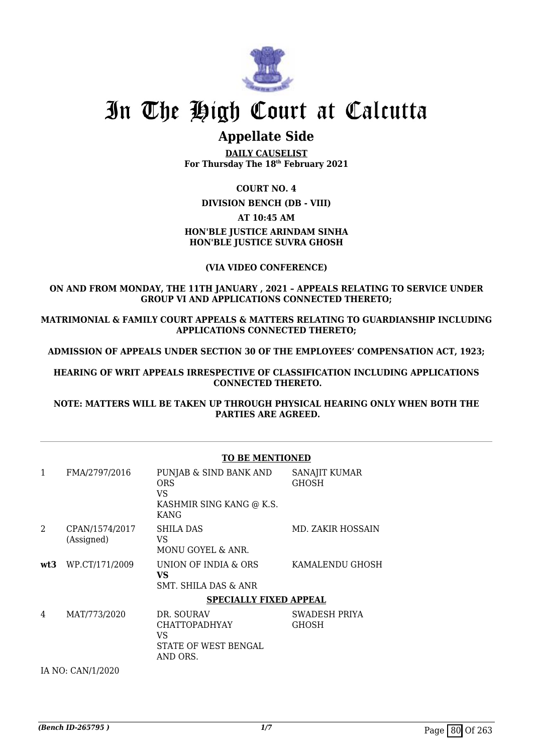# In The High Court at Calcutta

## Appellate Side

**DAILY CAUSELIST**
**For Thursday The 18th February 2021**

**COURT NO. 4**

**DIVISION BENCH (DB - VIII)**

**AT 10:45 AM**

**HON'BLE JUSTICE ARINDAM SINHA**
**HON'BLE JUSTICE SUVRA GHOSH**

**(VIA VIDEO CONFERENCE)**

**ON AND FROM MONDAY, THE 11TH JANUARY , 2021 – APPEALS RELATING TO SERVICE UNDER GROUP VI AND APPLICATIONS CONNECTED THERETO;**

**MATRIMONIAL & FAMILY COURT APPEALS & MATTERS RELATING TO GUARDIANSHIP INCLUDING APPLICATIONS CONNECTED THERETO;**

**ADMISSION OF APPEALS UNDER SECTION 30 OF THE EMPLOYEES' COMPENSATION ACT, 1923;**

**HEARING OF WRIT APPEALS IRRESPECTIVE OF CLASSIFICATION INCLUDING APPLICATIONS CONNECTED THERETO.**

**NOTE: MATTERS WILL BE TAKEN UP THROUGH PHYSICAL HEARING ONLY WHEN BOTH THE PARTIES ARE AGREED.**

**TO BE MENTIONED**

| | | | |
|---|---|---|---|
| 1 | FMA/2797/2016 | PUNJAB & SIND BANK AND ORS<br>VS<br>KASHMIR SING KANG @ K.S. KANG | SANAJIT KUMAR GHOSH |
| 2 | CPAN/1574/2017<br>(Assigned) | SHILA DAS<br>VS<br>MONU GOYEL & ANR. | MD. ZAKIR HOSSAIN |
| **wt3** | WP.CT/171/2009 | UNION OF INDIA & ORS<br>**VS**<br>SMT. SHILA DAS & ANR | KAMALENDU GHOSH |

**SPECIALLY FIXED APPEAL**

| | | | |
|---|---|---|---|
| 4 | MAT/773/2020 | DR. SOURAV CHATTOPADHYAY<br>VS<br>STATE OF WEST BENGAL AND ORS. | SWADESH PRIYA GHOSH |

IA NO: CAN/1/2020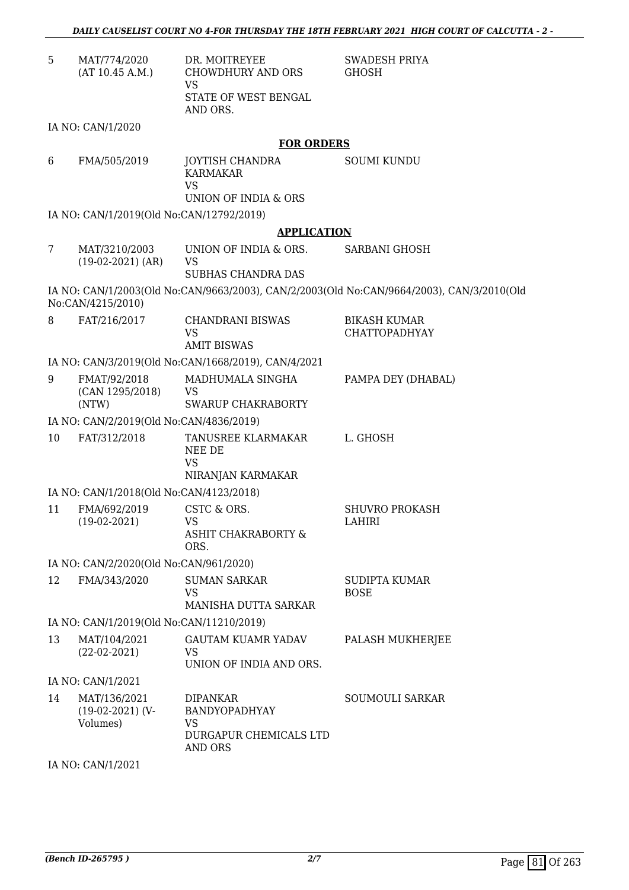| | | | |
|---|---|---|---|
| 5 | MAT/774/2020 (AT 10.45 A.M.) | DR. MOITREYEE CHOWDHURY AND ORS VS STATE OF WEST BENGAL AND ORS. | SWADESH PRIYA GHOSH |

IA NO: CAN/1/2020

**FOR ORDERS**

| | | | |
|---|---|---|---|
| 6 | FMA/505/2019 | JOYTISH CHANDRA KARMAKAR VS UNION OF INDIA & ORS | SOUMI KUNDU |

IA NO: CAN/1/2019(Old No:CAN/12792/2019)

**APPLICATION**

| | | | |
|---|---|---|---|
| 7 | MAT/3210/2003 (19-02-2021) (AR) | UNION OF INDIA & ORS. VS SUBHAS CHANDRA DAS | SARBANI GHOSH |

IA NO: CAN/1/2003(Old No:CAN/9663/2003), CAN/2/2003(Old No:CAN/9664/2003), CAN/3/2010(Old No:CAN/4215/2010)

| | | | |
|---|---|---|---|
| 8 | FAT/216/2017 | CHANDRANI BISWAS VS AMIT BISWAS | BIKASH KUMAR CHATTOPADHYAY |

IA NO: CAN/3/2019(Old No:CAN/1668/2019), CAN/4/2021

| | | | |
|---|---|---|---|
| 9 | FMAT/92/2018 (CAN 1295/2018) (NTW) | MADHUMALA SINGHA VS SWARUP CHAKRABORTY | PAMPA DEY (DHABAL) |

IA NO: CAN/2/2019(Old No:CAN/4836/2019)

| | | | |
|---|---|---|---|
| 10 | FAT/312/2018 | TANUSREE KLARMAKAR NEE DE VS NIRANJAN KARMAKAR | L. GHOSH |

IA NO: CAN/1/2018(Old No:CAN/4123/2018)

| | | | |
|---|---|---|---|
| 11 | FMA/692/2019 (19-02-2021) | CSTC & ORS. VS ASHIT CHAKRABORTY & ORS. | SHUVRO PROKASH LAHIRI |

IA NO: CAN/2/2020(Old No:CAN/961/2020)

| | | | |
|---|---|---|---|
| 12 | FMA/343/2020 | SUMAN SARKAR VS MANISHA DUTTA SARKAR | SUDIPTA KUMAR BOSE |

IA NO: CAN/1/2019(Old No:CAN/11210/2019)

| | | | |
|---|---|---|---|
| 13 | MAT/104/2021 (22-02-2021) | GAUTAM KUAMR YADAV VS UNION OF INDIA AND ORS. | PALASH MUKHERJEE |

IA NO: CAN/1/2021

| | | | |
|---|---|---|---|
| 14 | MAT/136/2021 (19-02-2021) (V-Volumes) | DIPANKAR BANDYOPADHYAY VS DURGAPUR CHEMICALS LTD AND ORS | SOUMOULI SARKAR |

IA NO: CAN/1/2021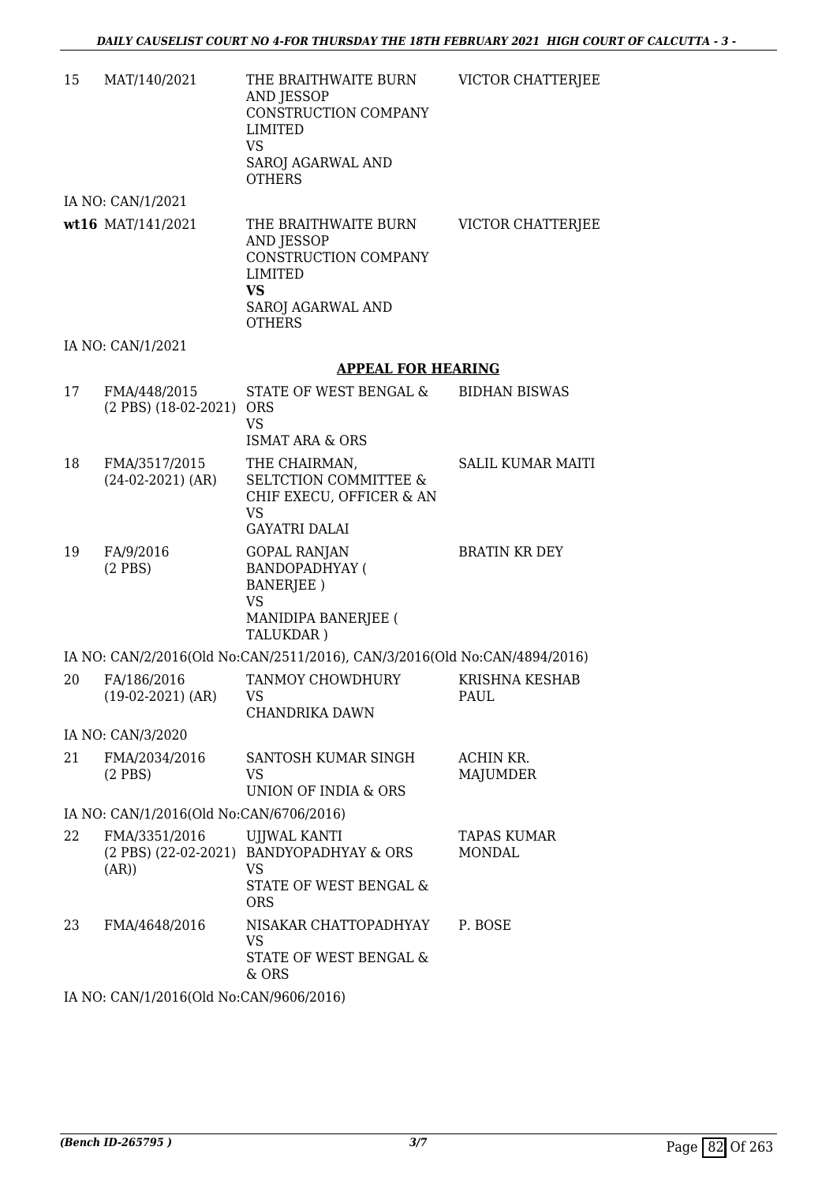| | | | |
|---|---|---|---|
| 15 | MAT/140/2021 | THE BRAITHWAITE BURN AND JESSOP CONSTRUCTION COMPANY LIMITED<br>VS<br>SAROJ AGARWAL AND OTHERS | VICTOR CHATTERJEE |

IA NO: CAN/1/2021

| | | | |
|---|---|---|---|
| **wt16** | MAT/141/2021 | THE BRAITHWAITE BURN AND JESSOP CONSTRUCTION COMPANY LIMITED<br>**VS**<br>SAROJ AGARWAL AND OTHERS | VICTOR CHATTERJEE |

IA NO: CAN/1/2021

## APPEAL FOR HEARING

| | | | |
|---|---|---|---|
| 17 | FMA/448/2015<br>(2 PBS) (18-02-2021) | STATE OF WEST BENGAL & ORS<br>VS<br>ISMAT ARA & ORS | BIDHAN BISWAS |
| 18 | FMA/3517/2015<br>(24-02-2021) (AR) | THE CHAIRMAN, SELTCTION COMMITTEE & CHIF EXECU, OFFICER & AN<br>VS<br>GAYATRI DALAI | SALIL KUMAR MAITI |
| 19 | FA/9/2016<br>(2 PBS) | GOPAL RANJAN BANDOPADHYAY ( BANERJEE )<br>VS<br>MANIDIPA BANERJEE ( TALUKDAR ) | BRATIN KR DEY |

IA NO: CAN/2/2016(Old No:CAN/2511/2016), CAN/3/2016(Old No:CAN/4894/2016)

| | | | |
|---|---|---|---|
| 20 | FA/186/2016<br>(19-02-2021) (AR) | TANMOY CHOWDHURY<br>VS<br>CHANDRIKA DAWN | KRISHNA KESHAB PAUL |

IA NO: CAN/3/2020

| | | | |
|---|---|---|---|
| 21 | FMA/2034/2016<br>(2 PBS) | SANTOSH KUMAR SINGH<br>VS<br>UNION OF INDIA & ORS | ACHIN KR. MAJUMDER |

IA NO: CAN/1/2016(Old No:CAN/6706/2016)

| | | | |
|---|---|---|---|
| 22 | FMA/3351/2016<br>(2 PBS) (22-02-2021) (AR)) | UJJWAL KANTI BANDYOPADHYAY & ORS<br>VS<br>STATE OF WEST BENGAL & ORS | TAPAS KUMAR MONDAL |
| 23 | FMA/4648/2016 | NISAKAR CHATTOPADHYAY<br>VS<br>STATE OF WEST BENGAL & & ORS | P. BOSE |

IA NO: CAN/1/2016(Old No:CAN/9606/2016)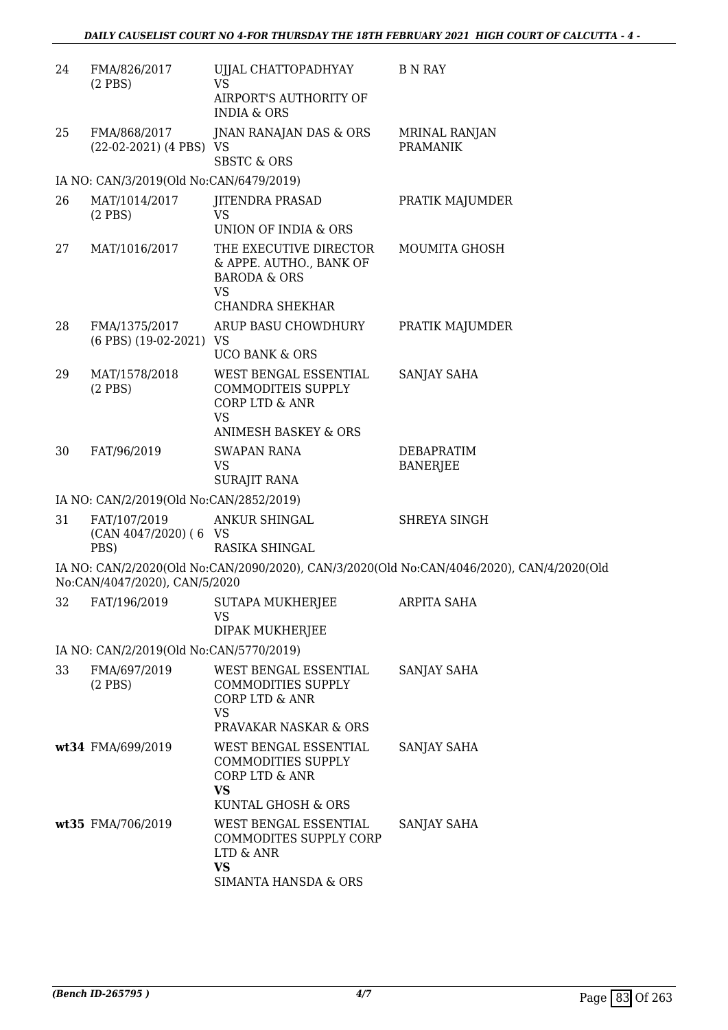| | | | |
|---|---|---|---|
| 24 | FMA/826/2017 (2 PBS) | UJJAL CHATTOPADHYAY VS AIRPORT'S AUTHORITY OF INDIA & ORS | B N RAY |
| 25 | FMA/868/2017 (22-02-2021) (4 PBS) | JNAN RANAJAN DAS & ORS VS SBSTC & ORS | MRINAL RANJAN PRAMANIK |
| | IA NO: CAN/3/2019(Old No:CAN/6479/2019) | | |
| 26 | MAT/1014/2017 (2 PBS) | JITENDRA PRASAD VS UNION OF INDIA & ORS | PRATIK MAJUMDER |
| 27 | MAT/1016/2017 | THE EXECUTIVE DIRECTOR & APPE. AUTHO., BANK OF BARODA & ORS VS CHANDRA SHEKHAR | MOUMITA GHOSH |
| 28 | FMA/1375/2017 (6 PBS) (19-02-2021) | ARUP BASU CHOWDHURY VS UCO BANK & ORS | PRATIK MAJUMDER |
| 29 | MAT/1578/2018 (2 PBS) | WEST BENGAL ESSENTIAL COMMODITEIS SUPPLY CORP LTD & ANR VS ANIMESH BASKEY & ORS | SANJAY SAHA |
| 30 | FAT/96/2019 | SWAPAN RANA VS SURAJIT RANA | DEBAPRATIM BANERJEE |
| | IA NO: CAN/2/2019(Old No:CAN/2852/2019) | | |
| 31 | FAT/107/2019 (CAN 4047/2020) ( 6 PBS) | ANKUR SHINGAL VS RASIKA SHINGAL | SHREYA SINGH |
| | IA NO: CAN/2/2020(Old No:CAN/2090/2020), CAN/3/2020(Old No:CAN/4046/2020), CAN/4/2020(Old No:CAN/4047/2020), CAN/5/2020 | | |
| 32 | FAT/196/2019 | SUTAPA MUKHERJEE VS DIPAK MUKHERJEE | ARPITA SAHA |
| | IA NO: CAN/2/2019(Old No:CAN/5770/2019) | | |
| 33 | FMA/697/2019 (2 PBS) | WEST BENGAL ESSENTIAL COMMODITIES SUPPLY CORP LTD & ANR VS PRAVAKAR NASKAR & ORS | SANJAY SAHA |
| wt34 | FMA/699/2019 | WEST BENGAL ESSENTIAL COMMODITIES SUPPLY CORP LTD & ANR **VS** KUNTAL GHOSH & ORS | SANJAY SAHA |
| wt35 | FMA/706/2019 | WEST BENGAL ESSENTIAL COMMODITES SUPPLY CORP LTD & ANR **VS** SIMANTA HANSDA & ORS | SANJAY SAHA |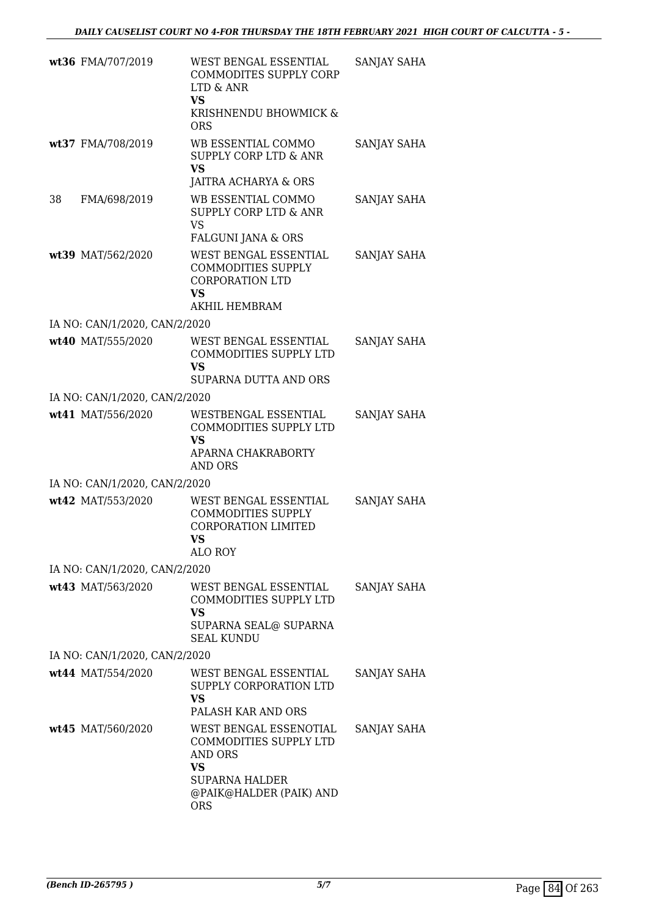| | | | |
|---|---|---|---|
| wt36 | FMA/707/2019 | WEST BENGAL ESSENTIAL COMMODITES SUPPLY CORP LTD & ANR<br>**VS**<br>KRISHNENDU BHOWMICK & ORS | SANJAY SAHA |
| wt37 | FMA/708/2019 | WB ESSENTIAL COMMO SUPPLY CORP LTD & ANR<br>**VS**<br>JAITRA ACHARYA & ORS | SANJAY SAHA |
| 38 | FMA/698/2019 | WB ESSENTIAL COMMO SUPPLY CORP LTD & ANR<br>VS<br>FALGUNI JANA & ORS | SANJAY SAHA |
| wt39 | MAT/562/2020 | WEST BENGAL ESSENTIAL COMMODITIES SUPPLY CORPORATION LTD<br>**VS**<br>AKHIL HEMBRAM | SANJAY SAHA |
| IA NO: CAN/1/2020, CAN/2/2020 | | | |
| wt40 | MAT/555/2020 | WEST BENGAL ESSENTIAL COMMODITIES SUPPLY LTD<br>**VS**<br>SUPARNA DUTTA AND ORS | SANJAY SAHA |
| IA NO: CAN/1/2020, CAN/2/2020 | | | |
| wt41 | MAT/556/2020 | WESTBENGAL ESSENTIAL COMMODITIES SUPPLY LTD<br>**VS**<br>APARNA CHAKRABORTY AND ORS | SANJAY SAHA |
| IA NO: CAN/1/2020, CAN/2/2020 | | | |
| wt42 | MAT/553/2020 | WEST BENGAL ESSENTIAL COMMODITIES SUPPLY CORPORATION LIMITED<br>**VS**<br>ALO ROY | SANJAY SAHA |
| IA NO: CAN/1/2020, CAN/2/2020 | | | |
| wt43 | MAT/563/2020 | WEST BENGAL ESSENTIAL COMMODITIES SUPPLY LTD<br>**VS**<br>SUPARNA SEAL@ SUPARNA SEAL KUNDU | SANJAY SAHA |
| IA NO: CAN/1/2020, CAN/2/2020 | | | |
| wt44 | MAT/554/2020 | WEST BENGAL ESSENTIAL SUPPLY CORPORATION LTD<br>**VS**<br>PALASH KAR AND ORS | SANJAY SAHA |
| wt45 | MAT/560/2020 | WEST BENGAL ESSENOTIAL COMMODITIES SUPPLY LTD AND ORS<br>**VS**<br>SUPARNA HALDER @PAIK@HALDER (PAIK) AND ORS | SANJAY SAHA |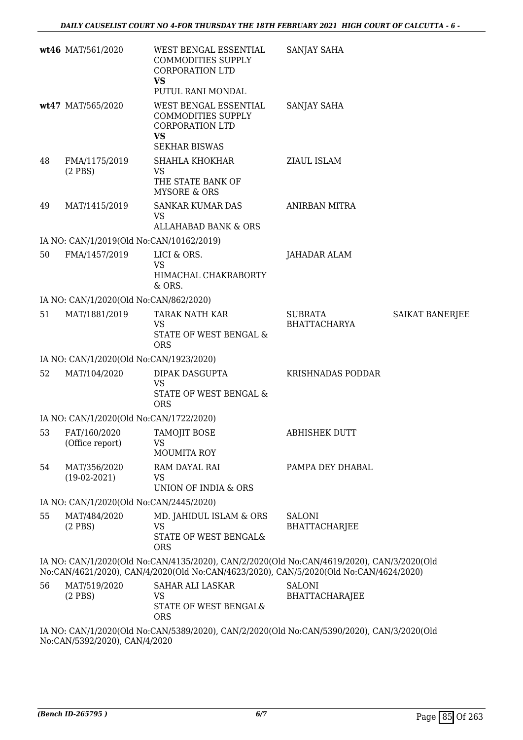| | | | | |
|---|---|---|---|---|
| wt46 | MAT/561/2020 | WEST BENGAL ESSENTIAL COMMODITIES SUPPLY CORPORATION LTD<br>**VS**<br>PUTUL RANI MONDAL | SANJAY SAHA | |
| wt47 | MAT/565/2020 | WEST BENGAL ESSENTIAL COMMODITIES SUPPLY CORPORATION LTD<br>**VS**<br>SEKHAR BISWAS | SANJAY SAHA | |
| 48 | FMA/1175/2019<br>(2 PBS) | SHAHLA KHOKHAR<br>VS<br>THE STATE BANK OF MYSORE & ORS | ZIAUL ISLAM | |
| 49 | MAT/1415/2019 | SANKAR KUMAR DAS<br>VS<br>ALLAHABAD BANK & ORS | ANIRBAN MITRA | |
| | IA NO: CAN/1/2019(Old No:CAN/10162/2019) | | | |
| 50 | FMA/1457/2019 | LICI & ORS.<br>VS<br>HIMACHAL CHAKRABORTY & ORS. | JAHADAR ALAM | |
| | IA NO: CAN/1/2020(Old No:CAN/862/2020) | | | |
| 51 | MAT/1881/2019 | TARAK NATH KAR<br>VS<br>STATE OF WEST BENGAL & ORS | SUBRATA BHATTACHARYA | SAIKAT BANERJEE |
| | IA NO: CAN/1/2020(Old No:CAN/1923/2020) | | | |
| 52 | MAT/104/2020 | DIPAK DASGUPTA<br>VS<br>STATE OF WEST BENGAL & ORS | KRISHNADAS PODDAR | |
| | IA NO: CAN/1/2020(Old No:CAN/1722/2020) | | | |
| 53 | FAT/160/2020<br>(Office report) | TAMOJIT BOSE<br>VS<br>MOUMITA ROY | ABHISHEK DUTT | |
| 54 | MAT/356/2020<br>(19-02-2021) | RAM DAYAL RAI<br>VS<br>UNION OF INDIA & ORS | PAMPA DEY DHABAL | |
| | IA NO: CAN/1/2020(Old No:CAN/2445/2020) | | | |
| 55 | MAT/484/2020<br>(2 PBS) | MD. JAHIDUL ISLAM & ORS<br>VS<br>STATE OF WEST BENGAL& ORS | SALONI BHATTACHARJEE | |
| | IA NO: CAN/1/2020(Old No:CAN/4135/2020), CAN/2/2020(Old No:CAN/4619/2020), CAN/3/2020(Old No:CAN/4621/2020), CAN/4/2020(Old No:CAN/4623/2020), CAN/5/2020(Old No:CAN/4624/2020) | | | |
| 56 | MAT/519/2020<br>(2 PBS) | SAHAR ALI LASKAR<br>VS<br>STATE OF WEST BENGAL& ORS | SALONI BHATTACHARAJEE | |
| | IA NO: CAN/1/2020(Old No:CAN/5389/2020), CAN/2/2020(Old No:CAN/5390/2020), CAN/3/2020(Old No:CAN/5392/2020), CAN/4/2020 | | | |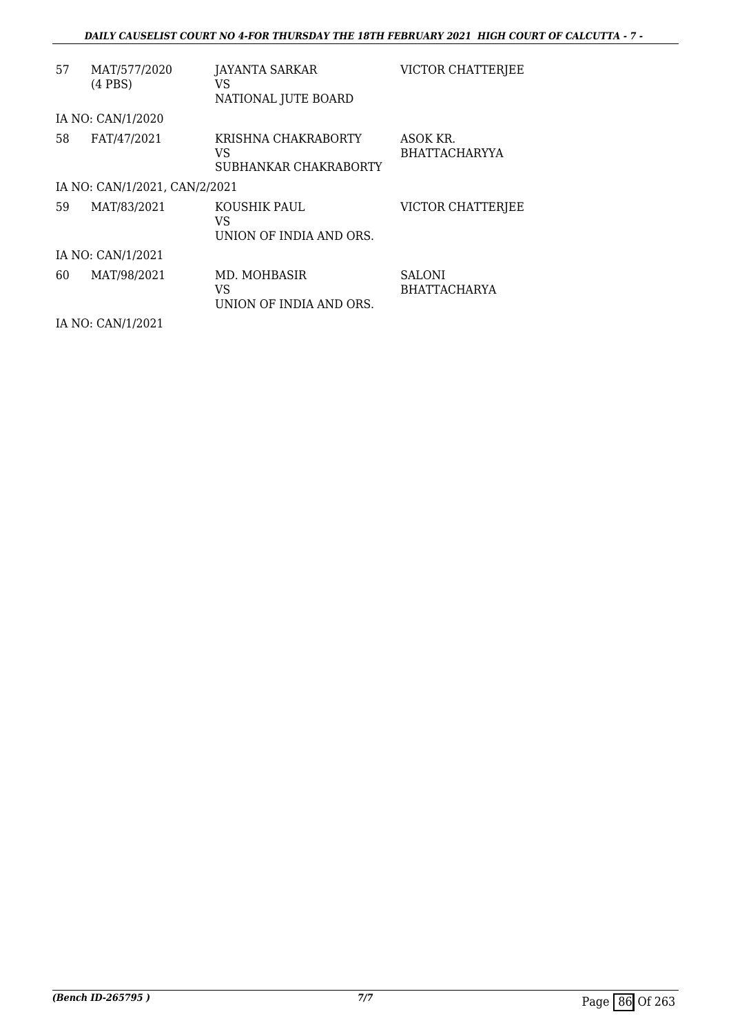| 57 | MAT/577/2020 (4 PBS) | JAYANTA SARKAR<br>VS<br>NATIONAL JUTE BOARD | VICTOR CHATTERJEE |
|---|---|---|---|
| IA NO: CAN/1/2020 | | | |
| 58 | FAT/47/2021 | KRISHNA CHAKRABORTY<br>VS<br>SUBHANKAR CHAKRABORTY | ASOK KR. BHATTACHARYYA |
| IA NO: CAN/1/2021, CAN/2/2021 | | | |
| 59 | MAT/83/2021 | KOUSHIK PAUL<br>VS<br>UNION OF INDIA AND ORS. | VICTOR CHATTERJEE |
| IA NO: CAN/1/2021 | | | |
| 60 | MAT/98/2021 | MD. MOHBASIR<br>VS<br>UNION OF INDIA AND ORS. | SALONI BHATTACHARYA |
| IA NO: CAN/1/2021 | | | |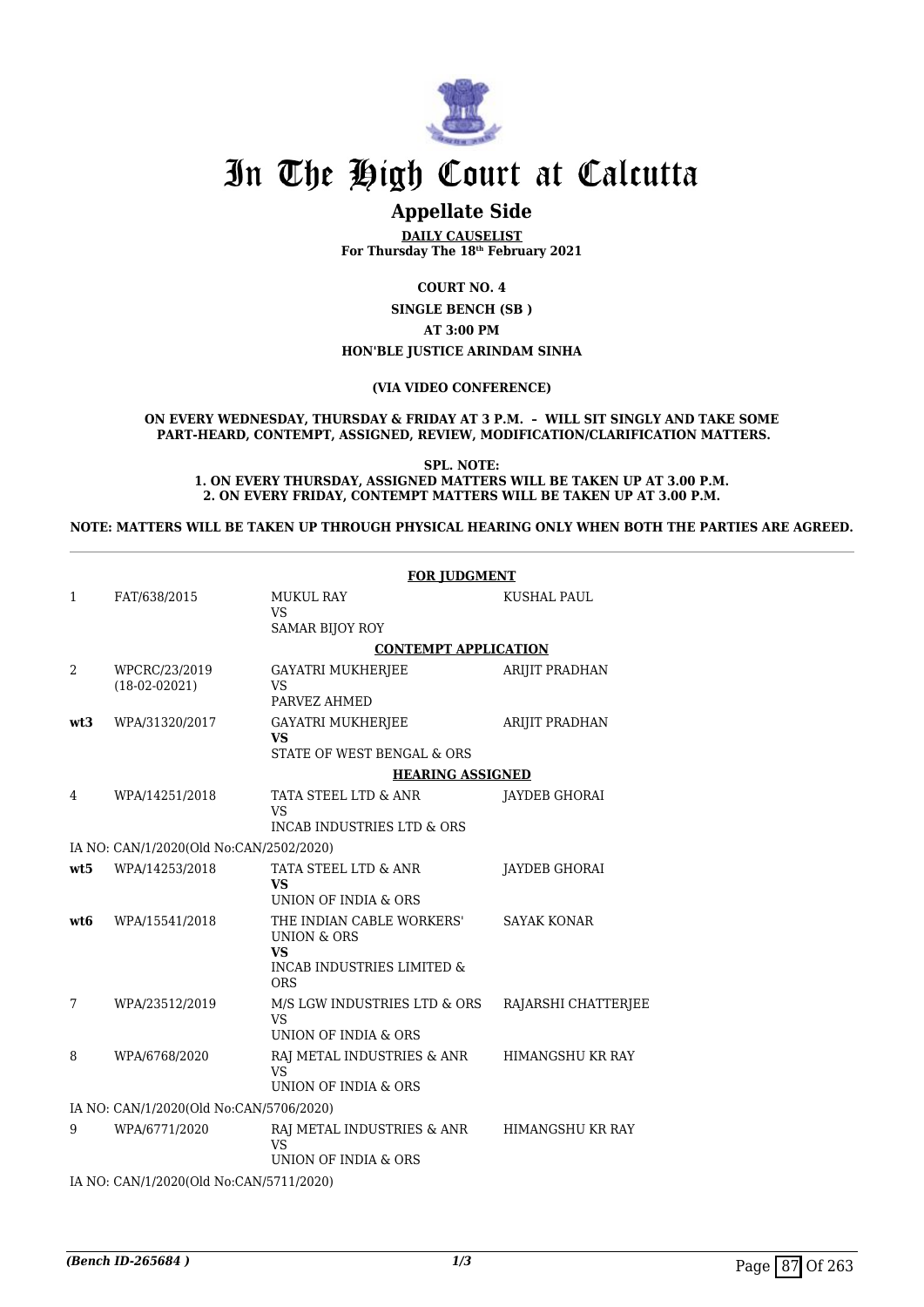# In The High Court at Calcutta

## Appellate Side

**DAILY CAUSELIST**
**For Thursday The 18th February 2021**

**COURT NO. 4**

**SINGLE BENCH (SB )**

**AT 3:00 PM**

**HON'BLE JUSTICE ARINDAM SINHA**

**(VIA VIDEO CONFERENCE)**

**ON EVERY WEDNESDAY, THURSDAY & FRIDAY AT 3 P.M. – WILL SIT SINGLY AND TAKE SOME PART-HEARD, CONTEMPT, ASSIGNED, REVIEW, MODIFICATION/CLARIFICATION MATTERS.**

**SPL. NOTE:**
**1. ON EVERY THURSDAY, ASSIGNED MATTERS WILL BE TAKEN UP AT 3.00 P.M.**
**2. ON EVERY FRIDAY, CONTEMPT MATTERS WILL BE TAKEN UP AT 3.00 P.M.**

**NOTE: MATTERS WILL BE TAKEN UP THROUGH PHYSICAL HEARING ONLY WHEN BOTH THE PARTIES ARE AGREED.**

**FOR JUDGMENT**

| | | | |
|---|---|---|---|
| 1 | FAT/638/2015 | MUKUL RAY<br>VS<br>SAMAR BIJOY ROY | KUSHAL PAUL |

**CONTEMPT APPLICATION**

| | | | |
|---|---|---|---|
| 2 | WPCRC/23/2019<br>(18-02-02021) | GAYATRI MUKHERJEE<br>VS<br>PARVEZ AHMED | ARIJIT PRADHAN |
| **wt3** | WPA/31320/2017 | GAYATRI MUKHERJEE<br>**VS**<br>STATE OF WEST BENGAL & ORS | ARIJIT PRADHAN |

**HEARING ASSIGNED**

| | | | |
|---|---|---|---|
| 4 | WPA/14251/2018 | TATA STEEL LTD & ANR<br>VS<br>INCAB INDUSTRIES LTD & ORS | JAYDEB GHORAI |
| | IA NO: CAN/1/2020(Old No:CAN/2502/2020) | | |
| **wt5** | WPA/14253/2018 | TATA STEEL LTD & ANR<br>**VS**<br>UNION OF INDIA & ORS | JAYDEB GHORAI |
| **wt6** | WPA/15541/2018 | THE INDIAN CABLE WORKERS' UNION & ORS<br>**VS**<br>INCAB INDUSTRIES LIMITED & ORS | SAYAK KONAR |
| 7 | WPA/23512/2019 | M/S LGW INDUSTRIES LTD & ORS<br>VS<br>UNION OF INDIA & ORS | RAJARSHI CHATTERJEE |
| 8 | WPA/6768/2020 | RAJ METAL INDUSTRIES & ANR<br>VS<br>UNION OF INDIA & ORS | HIMANGSHU KR RAY |
| | IA NO: CAN/1/2020(Old No:CAN/5706/2020) | | |
| 9 | WPA/6771/2020 | RAJ METAL INDUSTRIES & ANR<br>VS<br>UNION OF INDIA & ORS | HIMANGSHU KR RAY |
| | IA NO: CAN/1/2020(Old No:CAN/5711/2020) | | |

*(Bench ID-265684 )*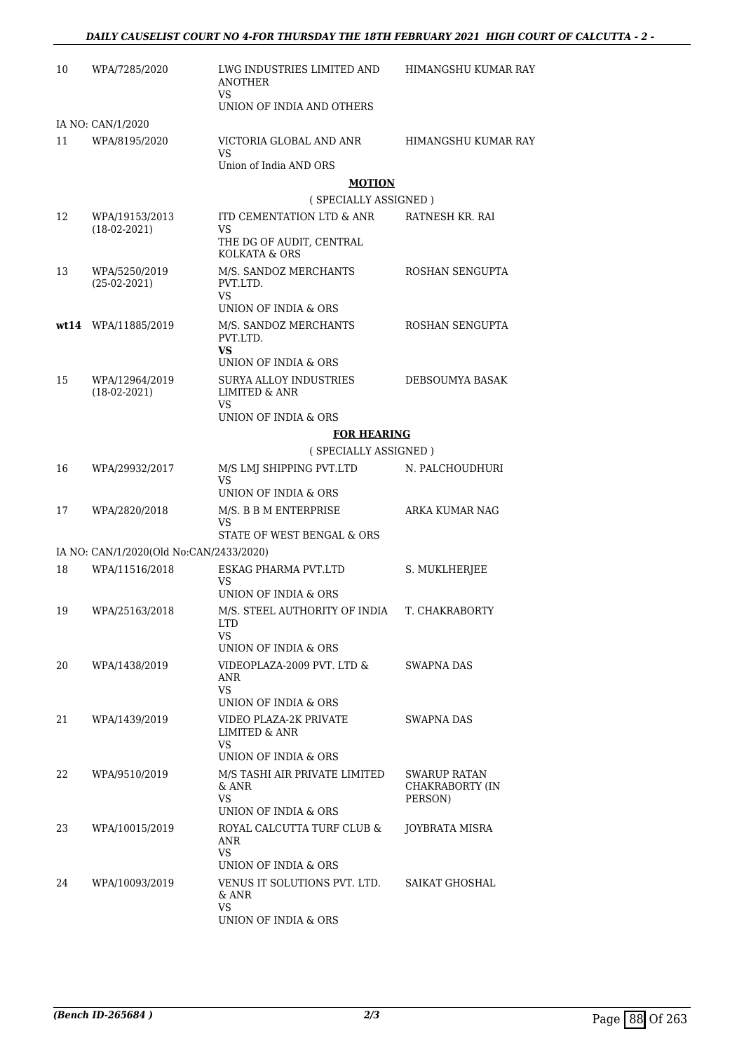| | | | |
|---|---|---|---|
| 10 | WPA/7285/2020 | LWG INDUSTRIES LIMITED AND ANOTHER<br>VS<br>UNION OF INDIA AND OTHERS | HIMANGSHU KUMAR RAY |
| | IA NO: CAN/1/2020 | | |
| 11 | WPA/8195/2020 | VICTORIA GLOBAL AND ANR<br>VS<br>Union of India AND ORS | HIMANGSHU KUMAR RAY |

**MOTION**

( SPECIALLY ASSIGNED )

| | | | |
|---|---|---|---|
| 12 | WPA/19153/2013<br>(18-02-2021) | ITD CEMENTATION LTD & ANR<br>VS<br>THE DG OF AUDIT, CENTRAL KOLKATA & ORS | RATNESH KR. RAI |
| 13 | WPA/5250/2019<br>(25-02-2021) | M/S. SANDOZ MERCHANTS PVT.LTD.<br>VS<br>UNION OF INDIA & ORS | ROSHAN SENGUPTA |
| **wt14** | WPA/11885/2019 | M/S. SANDOZ MERCHANTS PVT.LTD.<br>**VS**<br>UNION OF INDIA & ORS | ROSHAN SENGUPTA |
| 15 | WPA/12964/2019<br>(18-02-2021) | SURYA ALLOY INDUSTRIES LIMITED & ANR<br>VS<br>UNION OF INDIA & ORS | DEBSOUMYA BASAK |

**FOR HEARING**

( SPECIALLY ASSIGNED )

| | | | |
|---|---|---|---|
| 16 | WPA/29932/2017 | M/S LMJ SHIPPING PVT.LTD<br>VS<br>UNION OF INDIA & ORS | N. PALCHOUDHURI |
| 17 | WPA/2820/2018 | M/S. B B M ENTERPRISE<br>VS<br>STATE OF WEST BENGAL & ORS | ARKA KUMAR NAG |
| | IA NO: CAN/1/2020(Old No:CAN/2433/2020) | | |
| 18 | WPA/11516/2018 | ESKAG PHARMA PVT.LTD<br>VS<br>UNION OF INDIA & ORS | S. MUKLHERJEE |
| 19 | WPA/25163/2018 | M/S. STEEL AUTHORITY OF INDIA LTD<br>VS<br>UNION OF INDIA & ORS | T. CHAKRABORTY |
| 20 | WPA/1438/2019 | VIDEOPLAZA-2009 PVT. LTD & ANR<br>VS<br>UNION OF INDIA & ORS | SWAPNA DAS |
| 21 | WPA/1439/2019 | VIDEO PLAZA-2K PRIVATE LIMITED & ANR<br>VS<br>UNION OF INDIA & ORS | SWAPNA DAS |
| 22 | WPA/9510/2019 | M/S TASHI AIR PRIVATE LIMITED & ANR<br>VS<br>UNION OF INDIA & ORS | SWARUP RATAN CHAKRABORTY (IN PERSON) |
| 23 | WPA/10015/2019 | ROYAL CALCUTTA TURF CLUB & ANR<br>VS<br>UNION OF INDIA & ORS | JOYBRATA MISRA |
| 24 | WPA/10093/2019 | VENUS IT SOLUTIONS PVT. LTD. & ANR<br>VS<br>UNION OF INDIA & ORS | SAIKAT GHOSHAL |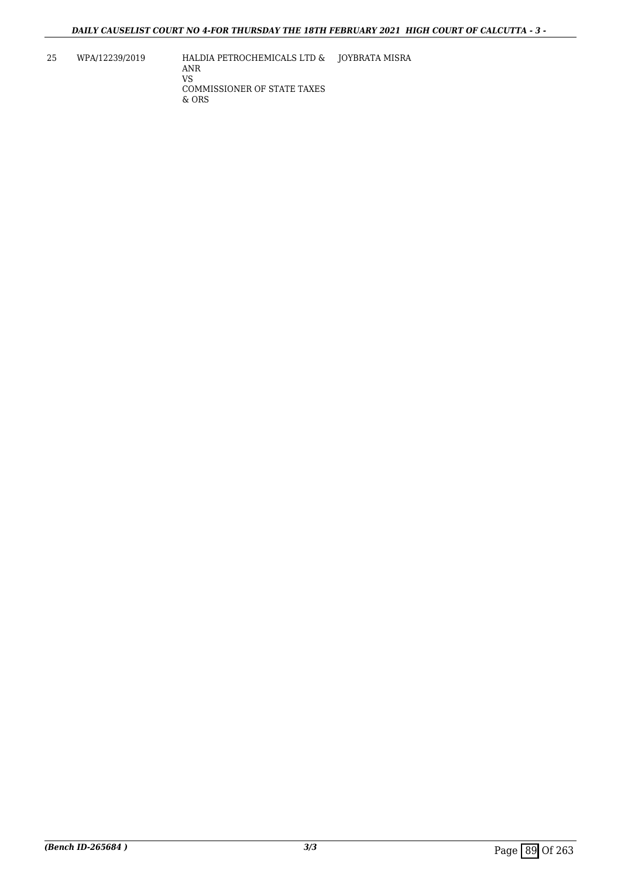| 25 | WPA/12239/2019 | HALDIA PETROCHEMICALS LTD & ANR<br>VS<br>COMMISSIONER OF STATE TAXES & ORS | JOYBRATA MISRA |
|---|---|---|---|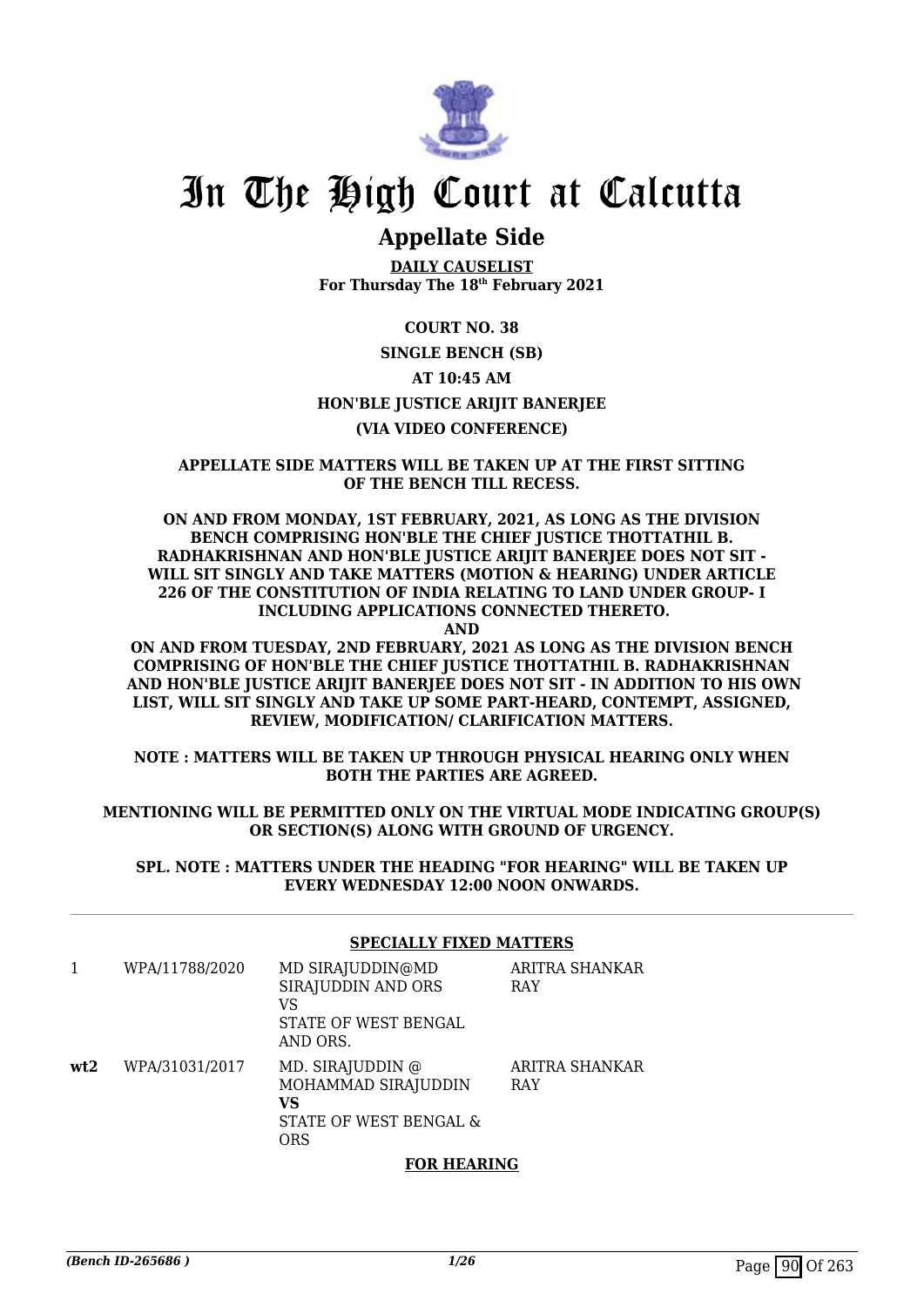# In The High Court at Calcutta

## Appellate Side

**DAILY CAUSELIST**
**For Thursday The 18th February 2021**

**COURT NO. 38**

**SINGLE BENCH (SB)**

**AT 10:45 AM**

**HON'BLE JUSTICE ARIJIT BANERJEE**

**(VIA VIDEO CONFERENCE)**

**APPELLATE SIDE MATTERS WILL BE TAKEN UP AT THE FIRST SITTING OF THE BENCH TILL RECESS.**

**ON AND FROM MONDAY, 1ST FEBRUARY, 2021, AS LONG AS THE DIVISION BENCH COMPRISING HON'BLE THE CHIEF JUSTICE THOTTATHIL B. RADHAKRISHNAN AND HON'BLE JUSTICE ARIJIT BANERJEE DOES NOT SIT - WILL SIT SINGLY AND TAKE MATTERS (MOTION & HEARING) UNDER ARTICLE 226 OF THE CONSTITUTION OF INDIA RELATING TO LAND UNDER GROUP- I INCLUDING APPLICATIONS CONNECTED THERETO.**

**AND**

**ON AND FROM TUESDAY, 2ND FEBRUARY, 2021 AS LONG AS THE DIVISION BENCH COMPRISING OF HON'BLE THE CHIEF JUSTICE THOTTATHIL B. RADHAKRISHNAN AND HON'BLE JUSTICE ARIJIT BANERJEE DOES NOT SIT - IN ADDITION TO HIS OWN LIST, WILL SIT SINGLY AND TAKE UP SOME PART-HEARD, CONTEMPT, ASSIGNED, REVIEW, MODIFICATION/ CLARIFICATION MATTERS.**

**NOTE : MATTERS WILL BE TAKEN UP THROUGH PHYSICAL HEARING ONLY WHEN BOTH THE PARTIES ARE AGREED.**

**MENTIONING WILL BE PERMITTED ONLY ON THE VIRTUAL MODE INDICATING GROUP(S) OR SECTION(S) ALONG WITH GROUND OF URGENCY.**

**SPL. NOTE : MATTERS UNDER THE HEADING "FOR HEARING" WILL BE TAKEN UP EVERY WEDNESDAY 12:00 NOON ONWARDS.**

**SPECIALLY FIXED MATTERS**

| | | | |
|---|---|---|---|
| 1 | WPA/11788/2020 | MD SIRAJUDDIN@MD SIRAJUDDIN AND ORS<br>VS<br>STATE OF WEST BENGAL AND ORS. | ARITRA SHANKAR RAY |
| **wt2** | WPA/31031/2017 | MD. SIRAJUDDIN @ MOHAMMAD SIRAJUDDIN<br>**VS**<br>STATE OF WEST BENGAL & ORS | ARITRA SHANKAR RAY |

**FOR HEARING**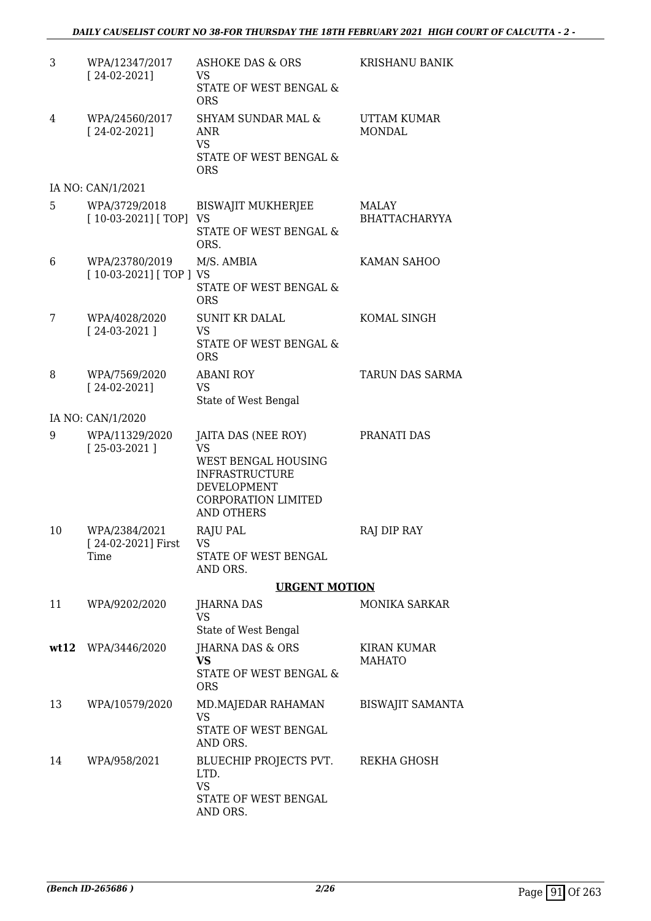| | | | |
|---|---|---|---|
| 3 | WPA/12347/2017 [ 24-02-2021] | ASHOKE DAS & ORS VS STATE OF WEST BENGAL & ORS | KRISHANU BANIK |
| 4 | WPA/24560/2017 [ 24-02-2021] | SHYAM SUNDAR MAL & ANR VS STATE OF WEST BENGAL & ORS | UTTAM KUMAR MONDAL |
| | IA NO: CAN/1/2021 | | |
| 5 | WPA/3729/2018 [ 10-03-2021] [ TOP] | BISWAJIT MUKHERJEE VS STATE OF WEST BENGAL & ORS. | MALAY BHATTACHARYYA |
| 6 | WPA/23780/2019 [ 10-03-2021] [ TOP ] | M/S. AMBIA VS STATE OF WEST BENGAL & ORS | KAMAN SAHOO |
| 7 | WPA/4028/2020 [ 24-03-2021 ] | SUNIT KR DALAL VS STATE OF WEST BENGAL & ORS | KOMAL SINGH |
| 8 | WPA/7569/2020 [ 24-02-2021] | ABANI ROY VS State of West Bengal | TARUN DAS SARMA |
| | IA NO: CAN/1/2020 | | |
| 9 | WPA/11329/2020 [ 25-03-2021 ] | JAITA DAS (NEE ROY) VS WEST BENGAL HOUSING INFRASTRUCTURE DEVELOPMENT CORPORATION LIMITED AND OTHERS | PRANATI DAS |
| 10 | WPA/2384/2021 [ 24-02-2021] First Time | RAJU PAL VS STATE OF WEST BENGAL AND ORS. | RAJ DIP RAY |

**URGENT MOTION**

| | | | |
|---|---|---|---|
| 11 | WPA/9202/2020 | JHARNA DAS VS State of West Bengal | MONIKA SARKAR |
| **wt12** | WPA/3446/2020 | JHARNA DAS & ORS **VS** STATE OF WEST BENGAL & ORS | KIRAN KUMAR MAHATO |
| 13 | WPA/10579/2020 | MD.MAJEDAR RAHAMAN VS STATE OF WEST BENGAL AND ORS. | BISWAJIT SAMANTA |
| 14 | WPA/958/2021 | BLUECHIP PROJECTS PVT. LTD. VS STATE OF WEST BENGAL AND ORS. | REKHA GHOSH |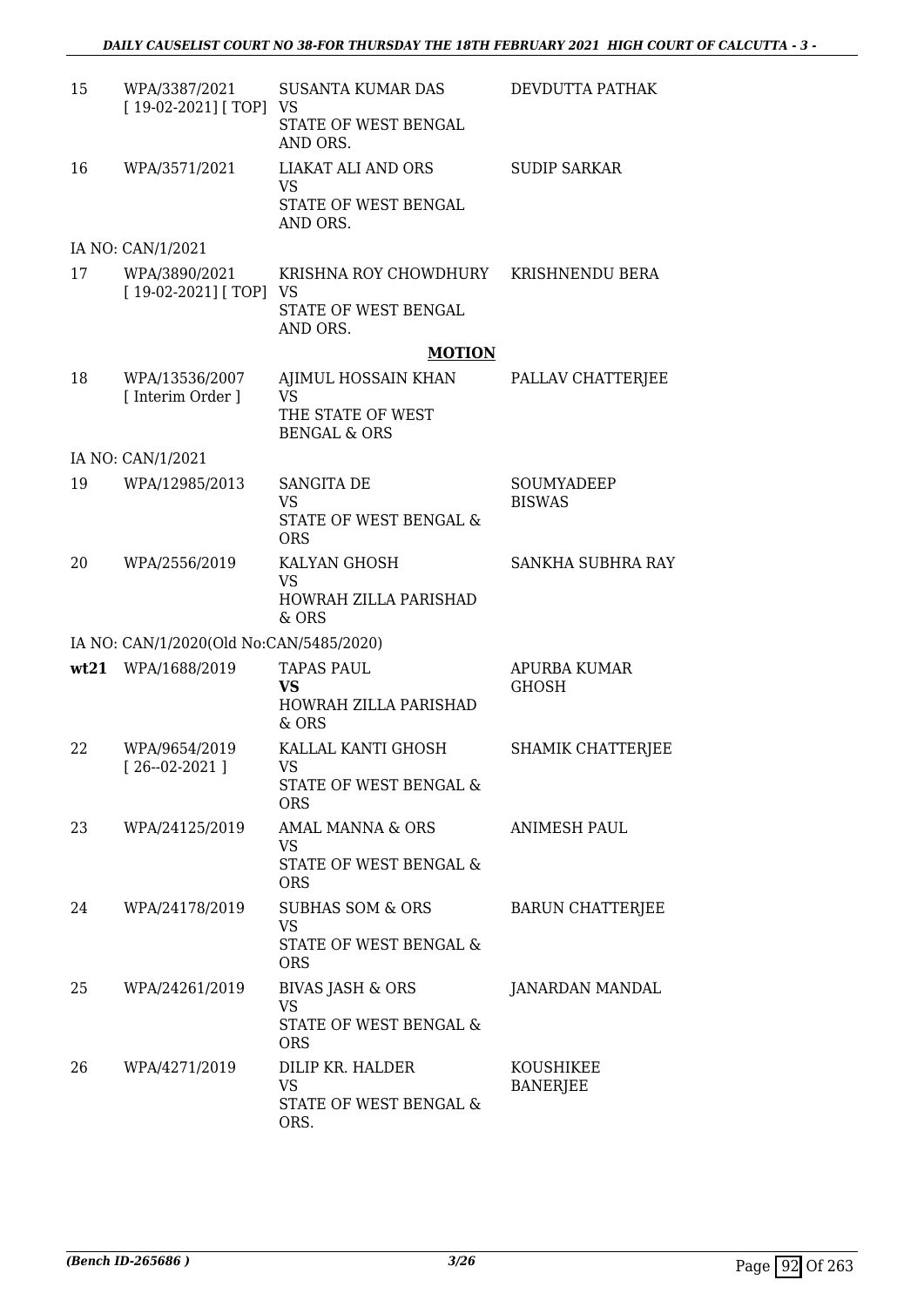| | | | |
|---|---|---|---|
| 15 | WPA/3387/2021 [ 19-02-2021] [ TOP] | SUSANTA KUMAR DAS VS STATE OF WEST BENGAL AND ORS. | DEVDUTTA PATHAK |
| 16 | WPA/3571/2021 | LIAKAT ALI AND ORS VS STATE OF WEST BENGAL AND ORS. | SUDIP SARKAR |
| | IA NO: CAN/1/2021 | | |
| 17 | WPA/3890/2021 [ 19-02-2021] [ TOP] | KRISHNA ROY CHOWDHURY VS STATE OF WEST BENGAL AND ORS. | KRISHNENDU BERA |

**MOTION**

| | | | |
|---|---|---|---|
| 18 | WPA/13536/2007 [ Interim Order ] | AJIMUL HOSSAIN KHAN VS THE STATE OF WEST BENGAL & ORS | PALLAV CHATTERJEE |
| | IA NO: CAN/1/2021 | | |
| 19 | WPA/12985/2013 | SANGITA DE VS STATE OF WEST BENGAL & ORS | SOUMYADEEP BISWAS |
| 20 | WPA/2556/2019 | KALYAN GHOSH VS HOWRAH ZILLA PARISHAD & ORS | SANKHA SUBHRA RAY |
| | IA NO: CAN/1/2020(Old No:CAN/5485/2020) | | |
| wt21 | WPA/1688/2019 | TAPAS PAUL **VS** HOWRAH ZILLA PARISHAD & ORS | APURBA KUMAR GHOSH |
| 22 | WPA/9654/2019 [ 26--02-2021 ] | KALLAL KANTI GHOSH VS STATE OF WEST BENGAL & ORS | SHAMIK CHATTERJEE |
| 23 | WPA/24125/2019 | AMAL MANNA & ORS VS STATE OF WEST BENGAL & ORS | ANIMESH PAUL |
| 24 | WPA/24178/2019 | SUBHAS SOM & ORS VS STATE OF WEST BENGAL & ORS | BARUN CHATTERJEE |
| 25 | WPA/24261/2019 | BIVAS JASH & ORS VS STATE OF WEST BENGAL & ORS | JANARDAN MANDAL |
| 26 | WPA/4271/2019 | DILIP KR. HALDER VS STATE OF WEST BENGAL & ORS. | KOUSHIKEE BANERJEE |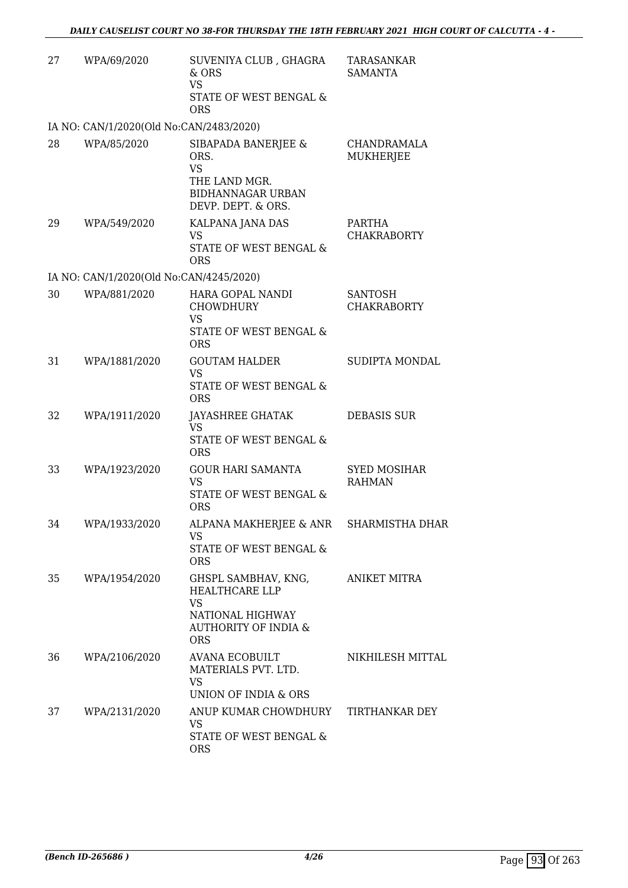| | | | |
|---|---|---|---|
| 27 | WPA/69/2020 | SUVENIYA CLUB , GHAGRA & ORS<br>VS<br>STATE OF WEST BENGAL & ORS | TARASANKAR SAMANTA |
| IA NO: CAN/1/2020(Old No:CAN/2483/2020) | | | |
| 28 | WPA/85/2020 | SIBAPADA BANERJEE & ORS.<br>VS<br>THE LAND MGR. BIDHANNAGAR URBAN DEVP. DEPT. & ORS. | CHANDRAMALA MUKHERJEE |
| 29 | WPA/549/2020 | KALPANA JANA DAS<br>VS<br>STATE OF WEST BENGAL & ORS | PARTHA CHAKRABORTY |
| IA NO: CAN/1/2020(Old No:CAN/4245/2020) | | | |
| 30 | WPA/881/2020 | HARA GOPAL NANDI CHOWDHURY<br>VS<br>STATE OF WEST BENGAL & ORS | SANTOSH CHAKRABORTY |
| 31 | WPA/1881/2020 | GOUTAM HALDER<br>VS<br>STATE OF WEST BENGAL & ORS | SUDIPTA MONDAL |
| 32 | WPA/1911/2020 | JAYASHREE GHATAK<br>VS<br>STATE OF WEST BENGAL & ORS | DEBASIS SUR |
| 33 | WPA/1923/2020 | GOUR HARI SAMANTA<br>VS<br>STATE OF WEST BENGAL & ORS | SYED MOSIHAR RAHMAN |
| 34 | WPA/1933/2020 | ALPANA MAKHERJEE & ANR<br>VS<br>STATE OF WEST BENGAL & ORS | SHARMISTHA DHAR |
| 35 | WPA/1954/2020 | GHSPL SAMBHAV, KNG, HEALTHCARE LLP<br>VS<br>NATIONAL HIGHWAY AUTHORITY OF INDIA & ORS | ANIKET MITRA |
| 36 | WPA/2106/2020 | AVANA ECOBUILT MATERIALS PVT. LTD.<br>VS<br>UNION OF INDIA & ORS | NIKHILESH MITTAL |
| 37 | WPA/2131/2020 | ANUP KUMAR CHOWDHURY<br>VS<br>STATE OF WEST BENGAL & ORS | TIRTHANKAR DEY |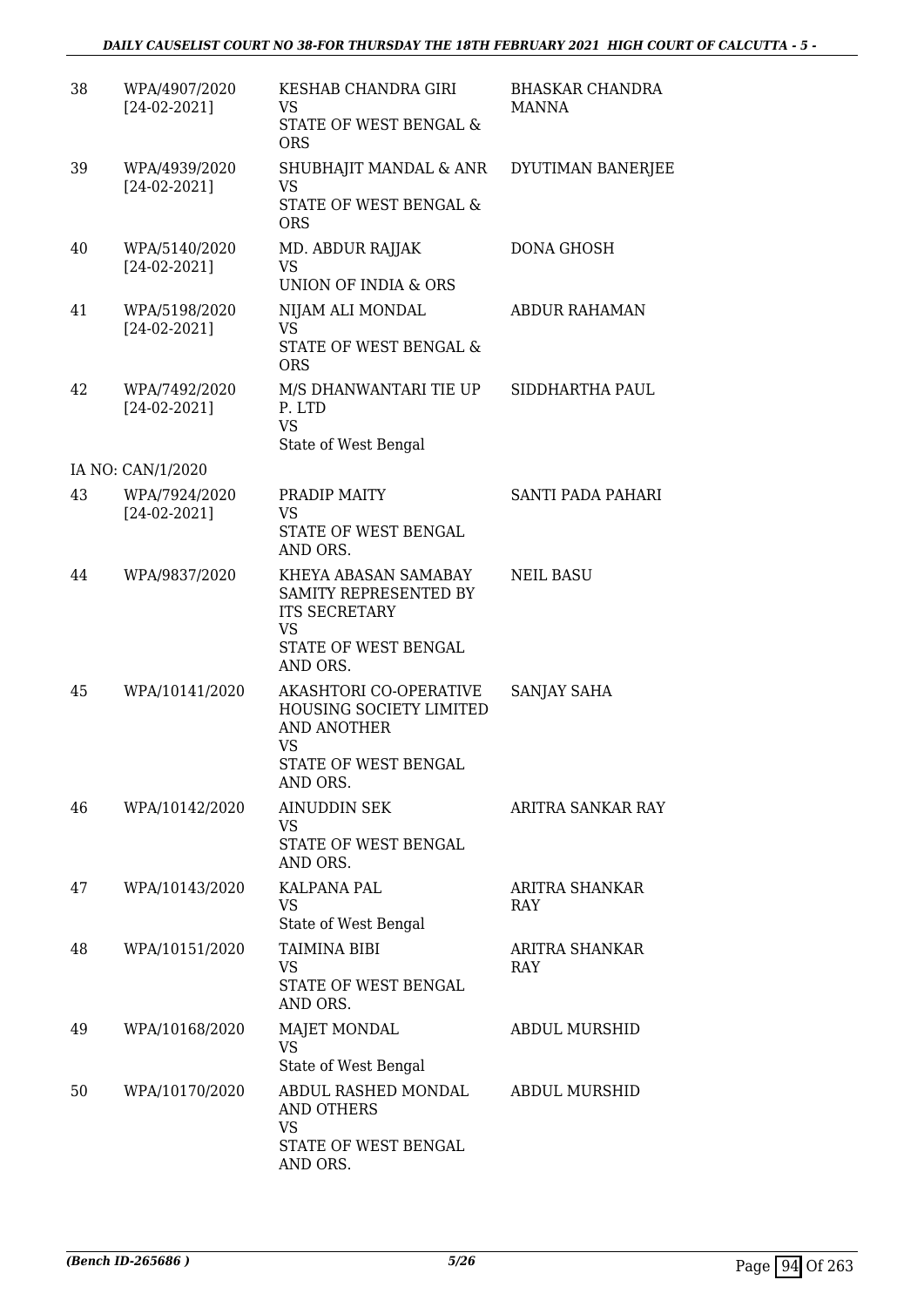| 38 | WPA/4907/2020 [24-02-2021] | KESHAB CHANDRA GIRI VS STATE OF WEST BENGAL & ORS | BHASKAR CHANDRA MANNA |
|---|---|---|---|
| 39 | WPA/4939/2020 [24-02-2021] | SHUBHAJIT MANDAL & ANR VS STATE OF WEST BENGAL & ORS | DYUTIMAN BANERJEE |
| 40 | WPA/5140/2020 [24-02-2021] | MD. ABDUR RAJJAK VS UNION OF INDIA & ORS | DONA GHOSH |
| 41 | WPA/5198/2020 [24-02-2021] | NIJAM ALI MONDAL VS STATE OF WEST BENGAL & ORS | ABDUR RAHAMAN |
| 42 | WPA/7492/2020 [24-02-2021] | M/S DHANWANTARI TIE UP P. LTD VS State of West Bengal | SIDDHARTHA PAUL |
| | IA NO: CAN/1/2020 | | |
| 43 | WPA/7924/2020 [24-02-2021] | PRADIP MAITY VS STATE OF WEST BENGAL AND ORS. | SANTI PADA PAHARI |
| 44 | WPA/9837/2020 | KHEYA ABASAN SAMABAY SAMITY REPRESENTED BY ITS SECRETARY VS STATE OF WEST BENGAL AND ORS. | NEIL BASU |
| 45 | WPA/10141/2020 | AKASHTORI CO-OPERATIVE HOUSING SOCIETY LIMITED AND ANOTHER VS STATE OF WEST BENGAL AND ORS. | SANJAY SAHA |
| 46 | WPA/10142/2020 | AINUDDIN SEK VS STATE OF WEST BENGAL AND ORS. | ARITRA SANKAR RAY |
| 47 | WPA/10143/2020 | KALPANA PAL VS State of West Bengal | ARITRA SHANKAR RAY |
| 48 | WPA/10151/2020 | TAIMINA BIBI VS STATE OF WEST BENGAL AND ORS. | ARITRA SHANKAR RAY |
| 49 | WPA/10168/2020 | MAJET MONDAL VS State of West Bengal | ABDUL MURSHID |
| 50 | WPA/10170/2020 | ABDUL RASHED MONDAL AND OTHERS VS STATE OF WEST BENGAL AND ORS. | ABDUL MURSHID |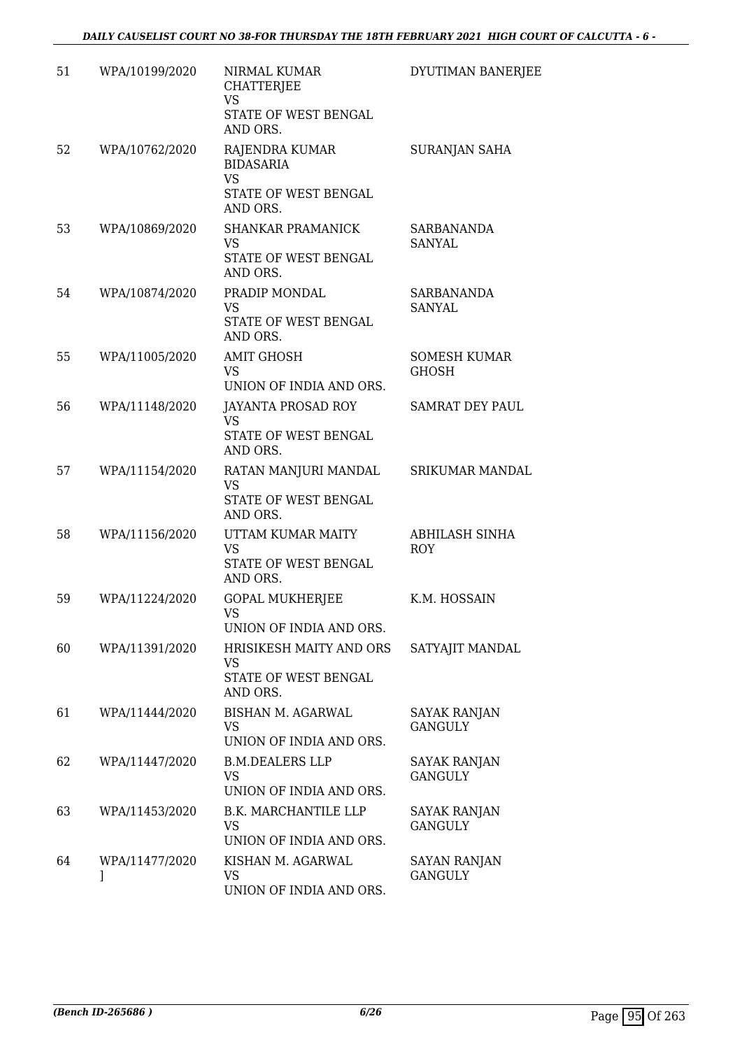| | | | |
|---|---|---|---|
| 51 | WPA/10199/2020 | NIRMAL KUMAR CHATTERJEE<br>VS<br>STATE OF WEST BENGAL AND ORS. | DYUTIMAN BANERJEE |
| 52 | WPA/10762/2020 | RAJENDRA KUMAR BIDASARIA<br>VS<br>STATE OF WEST BENGAL AND ORS. | SURANJAN SAHA |
| 53 | WPA/10869/2020 | SHANKAR PRAMANICK<br>VS<br>STATE OF WEST BENGAL AND ORS. | SARBANANDA SANYAL |
| 54 | WPA/10874/2020 | PRADIP MONDAL<br>VS<br>STATE OF WEST BENGAL AND ORS. | SARBANANDA SANYAL |
| 55 | WPA/11005/2020 | AMIT GHOSH<br>VS<br>UNION OF INDIA AND ORS. | SOMESH KUMAR GHOSH |
| 56 | WPA/11148/2020 | JAYANTA PROSAD ROY<br>VS<br>STATE OF WEST BENGAL AND ORS. | SAMRAT DEY PAUL |
| 57 | WPA/11154/2020 | RATAN MANJURI MANDAL<br>VS<br>STATE OF WEST BENGAL AND ORS. | SRIKUMAR MANDAL |
| 58 | WPA/11156/2020 | UTTAM KUMAR MAITY<br>VS<br>STATE OF WEST BENGAL AND ORS. | ABHILASH SINHA ROY |
| 59 | WPA/11224/2020 | GOPAL MUKHERJEE<br>VS<br>UNION OF INDIA AND ORS. | K.M. HOSSAIN |
| 60 | WPA/11391/2020 | HRISIKESH MAITY AND ORS<br>VS<br>STATE OF WEST BENGAL AND ORS. | SATYAJIT MANDAL |
| 61 | WPA/11444/2020 | BISHAN M. AGARWAL<br>VS<br>UNION OF INDIA AND ORS. | SAYAK RANJAN GANGULY |
| 62 | WPA/11447/2020 | B.M.DEALERS LLP<br>VS<br>UNION OF INDIA AND ORS. | SAYAK RANJAN GANGULY |
| 63 | WPA/11453/2020 | B.K. MARCHANTILE LLP<br>VS<br>UNION OF INDIA AND ORS. | SAYAK RANJAN GANGULY |
| 64 | WPA/11477/2020 ] | KISHAN M. AGARWAL<br>VS<br>UNION OF INDIA AND ORS. | SAYAN RANJAN GANGULY |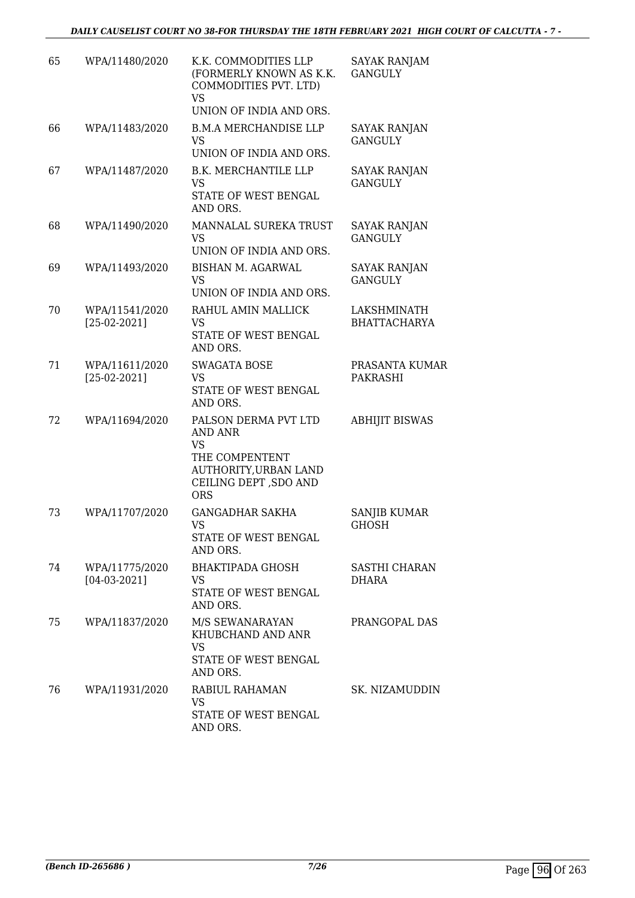| | | | |
|---|---|---|---|
| 65 | WPA/11480/2020 | K.K. COMMODITIES LLP (FORMERLY KNOWN AS K.K. COMMODITIES PVT. LTD) VS UNION OF INDIA AND ORS. | SAYAK RANJAM GANGULY |
| 66 | WPA/11483/2020 | B.M.A MERCHANDISE LLP VS UNION OF INDIA AND ORS. | SAYAK RANJAN GANGULY |
| 67 | WPA/11487/2020 | B.K. MERCHANTILE LLP VS STATE OF WEST BENGAL AND ORS. | SAYAK RANJAN GANGULY |
| 68 | WPA/11490/2020 | MANNALAL SUREKA TRUST VS UNION OF INDIA AND ORS. | SAYAK RANJAN GANGULY |
| 69 | WPA/11493/2020 | BISHAN M. AGARWAL VS UNION OF INDIA AND ORS. | SAYAK RANJAN GANGULY |
| 70 | WPA/11541/2020 [25-02-2021] | RAHUL AMIN MALLICK VS STATE OF WEST BENGAL AND ORS. | LAKSHMINATH BHATTACHARYA |
| 71 | WPA/11611/2020 [25-02-2021] | SWAGATA BOSE VS STATE OF WEST BENGAL AND ORS. | PRASANTA KUMAR PAKRASHI |
| 72 | WPA/11694/2020 | PALSON DERMA PVT LTD AND ANR VS THE COMPENTENT AUTHORITY,URBAN LAND CEILING DEPT ,SDO AND ORS | ABHIJIT BISWAS |
| 73 | WPA/11707/2020 | GANGADHAR SAKHA VS STATE OF WEST BENGAL AND ORS. | SANJIB KUMAR GHOSH |
| 74 | WPA/11775/2020 [04-03-2021] | BHAKTIPADA GHOSH VS STATE OF WEST BENGAL AND ORS. | SASTHI CHARAN DHARA |
| 75 | WPA/11837/2020 | M/S SEWANARAYAN KHUBCHAND AND ANR VS STATE OF WEST BENGAL AND ORS. | PRANGOPAL DAS |
| 76 | WPA/11931/2020 | RABIUL RAHAMAN VS STATE OF WEST BENGAL AND ORS. | SK. NIZAMUDDIN |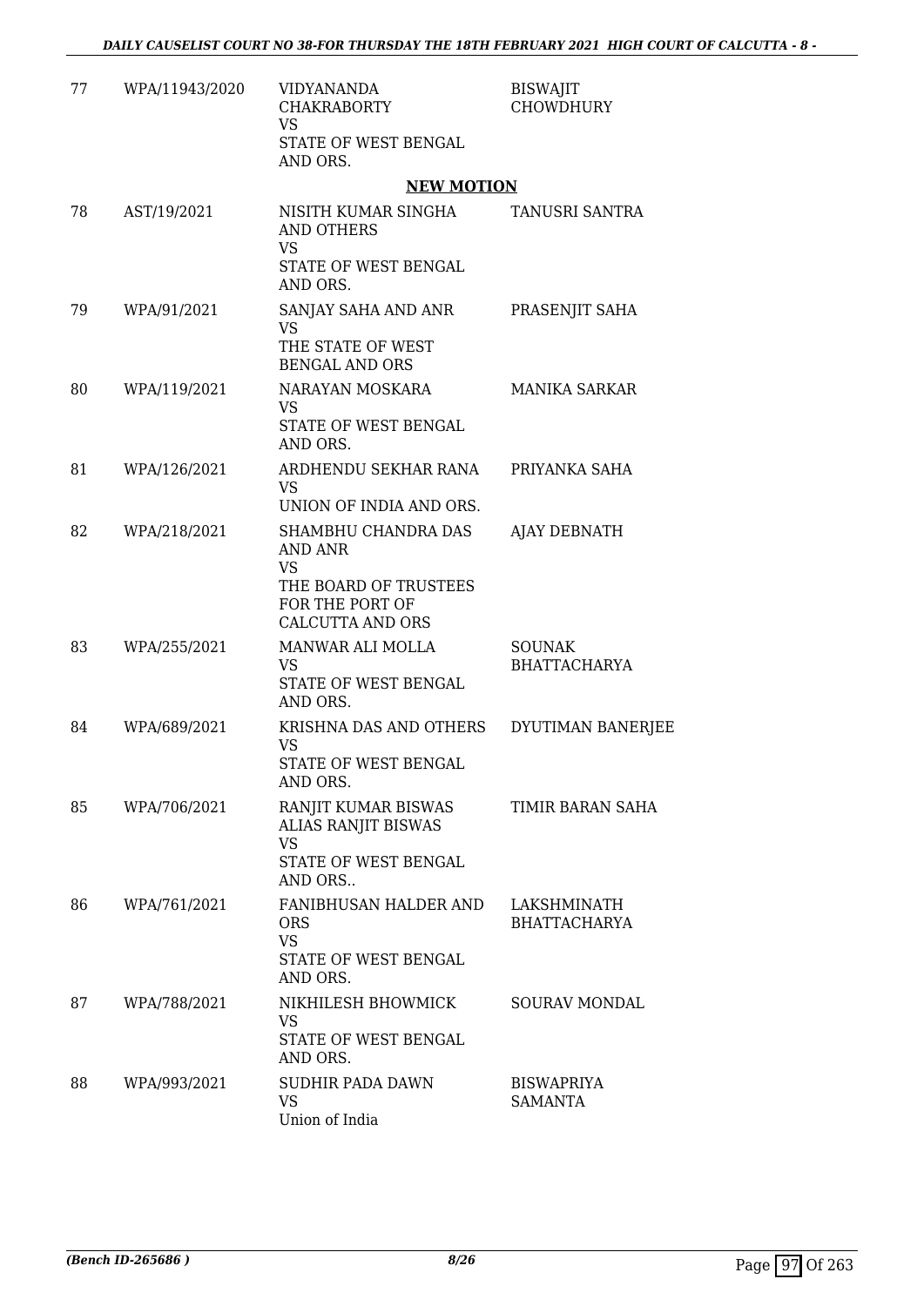| | | | |
|---|---|---|---|
| 77 | WPA/11943/2020 | VIDYANANDA CHAKRABORTY<br>VS<br>STATE OF WEST BENGAL AND ORS. | BISWAJIT CHOWDHURY |

**NEW MOTION**

| | | | |
|---|---|---|---|
| 78 | AST/19/2021 | NISITH KUMAR SINGHA AND OTHERS<br>VS<br>STATE OF WEST BENGAL AND ORS. | TANUSRI SANTRA |
| 79 | WPA/91/2021 | SANJAY SAHA AND ANR<br>VS<br>THE STATE OF WEST BENGAL AND ORS | PRASENJIT SAHA |
| 80 | WPA/119/2021 | NARAYAN MOSKARA<br>VS<br>STATE OF WEST BENGAL AND ORS. | MANIKA SARKAR |
| 81 | WPA/126/2021 | ARDHENDU SEKHAR RANA<br>VS<br>UNION OF INDIA AND ORS. | PRIYANKA SAHA |
| 82 | WPA/218/2021 | SHAMBHU CHANDRA DAS AND ANR<br>VS<br>THE BOARD OF TRUSTEES FOR THE PORT OF CALCUTTA AND ORS | AJAY DEBNATH |
| 83 | WPA/255/2021 | MANWAR ALI MOLLA<br>VS<br>STATE OF WEST BENGAL AND ORS. | SOUNAK BHATTACHARYA |
| 84 | WPA/689/2021 | KRISHNA DAS AND OTHERS<br>VS<br>STATE OF WEST BENGAL AND ORS. | DYUTIMAN BANERJEE |
| 85 | WPA/706/2021 | RANJIT KUMAR BISWAS ALIAS RANJIT BISWAS<br>VS<br>STATE OF WEST BENGAL AND ORS.. | TIMIR BARAN SAHA |
| 86 | WPA/761/2021 | FANIBHUSAN HALDER AND ORS<br>VS<br>STATE OF WEST BENGAL AND ORS. | LAKSHMINATH BHATTACHARYA |
| 87 | WPA/788/2021 | NIKHILESH BHOWMICK<br>VS<br>STATE OF WEST BENGAL AND ORS. | SOURAV MONDAL |
| 88 | WPA/993/2021 | SUDHIR PADA DAWN<br>VS<br>Union of India | BISWAPRIYA SAMANTA |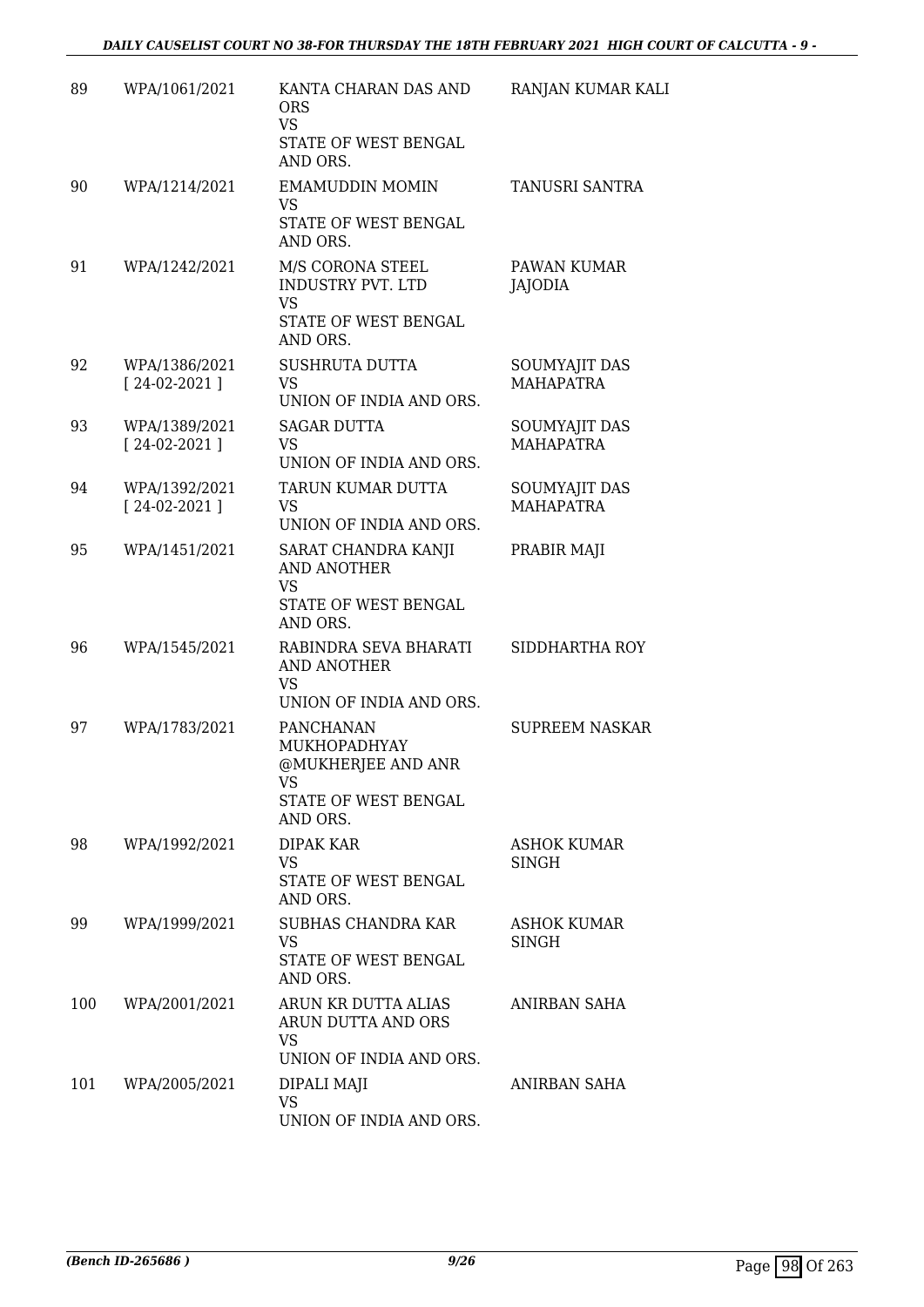| | | | |
|---|---|---|---|
| 89 | WPA/1061/2021 | KANTA CHARAN DAS AND ORS<br>VS<br>STATE OF WEST BENGAL AND ORS. | RANJAN KUMAR KALI |
| 90 | WPA/1214/2021 | EMAMUDDIN MOMIN<br>VS<br>STATE OF WEST BENGAL AND ORS. | TANUSRI SANTRA |
| 91 | WPA/1242/2021 | M/S CORONA STEEL INDUSTRY PVT. LTD<br>VS<br>STATE OF WEST BENGAL AND ORS. | PAWAN KUMAR JAJODIA |
| 92 | WPA/1386/2021<br>[ 24-02-2021 ] | SUSHRUTA DUTTA<br>VS<br>UNION OF INDIA AND ORS. | SOUMYAJIT DAS MAHAPATRA |
| 93 | WPA/1389/2021<br>[ 24-02-2021 ] | SAGAR DUTTA<br>VS<br>UNION OF INDIA AND ORS. | SOUMYAJIT DAS MAHAPATRA |
| 94 | WPA/1392/2021<br>[ 24-02-2021 ] | TARUN KUMAR DUTTA<br>VS<br>UNION OF INDIA AND ORS. | SOUMYAJIT DAS MAHAPATRA |
| 95 | WPA/1451/2021 | SARAT CHANDRA KANJI AND ANOTHER<br>VS<br>STATE OF WEST BENGAL AND ORS. | PRABIR MAJI |
| 96 | WPA/1545/2021 | RABINDRA SEVA BHARATI AND ANOTHER<br>VS<br>UNION OF INDIA AND ORS. | SIDDHARTHA ROY |
| 97 | WPA/1783/2021 | PANCHANAN MUKHOPADHYAY @MUKHERJEE AND ANR<br>VS<br>STATE OF WEST BENGAL AND ORS. | SUPREEM NASKAR |
| 98 | WPA/1992/2021 | DIPAK KAR<br>VS<br>STATE OF WEST BENGAL AND ORS. | ASHOK KUMAR SINGH |
| 99 | WPA/1999/2021 | SUBHAS CHANDRA KAR<br>VS<br>STATE OF WEST BENGAL AND ORS. | ASHOK KUMAR SINGH |
| 100 | WPA/2001/2021 | ARUN KR DUTTA ALIAS ARUN DUTTA AND ORS<br>VS<br>UNION OF INDIA AND ORS. | ANIRBAN SAHA |
| 101 | WPA/2005/2021 | DIPALI MAJI<br>VS<br>UNION OF INDIA AND ORS. | ANIRBAN SAHA |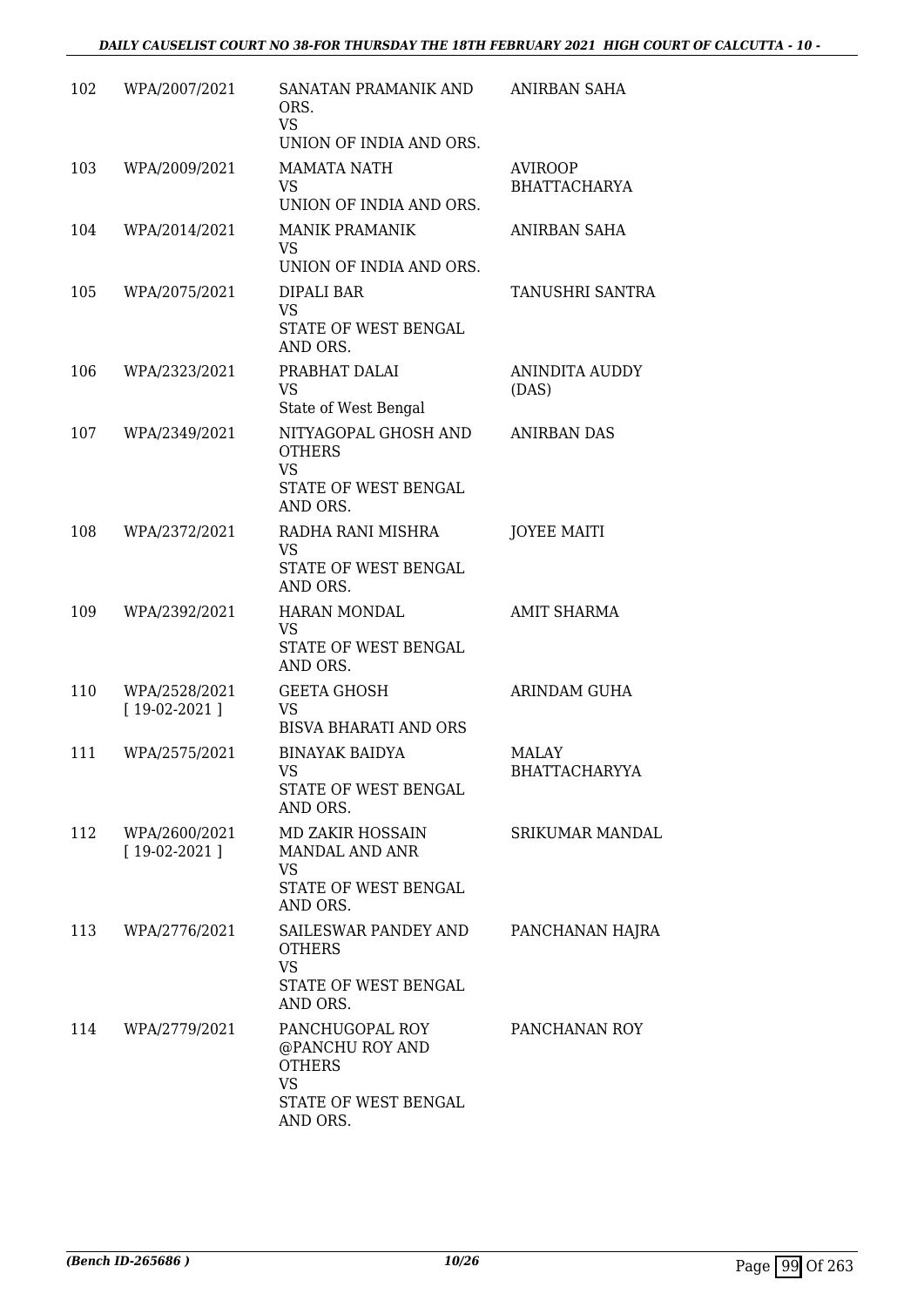| | | | |
|---|---|---|---|
| 102 | WPA/2007/2021 | SANATAN PRAMANIK AND ORS.<br>VS<br>UNION OF INDIA AND ORS. | ANIRBAN SAHA |
| 103 | WPA/2009/2021 | MAMATA NATH<br>VS<br>UNION OF INDIA AND ORS. | AVIROOP BHATTACHARYA |
| 104 | WPA/2014/2021 | MANIK PRAMANIK<br>VS<br>UNION OF INDIA AND ORS. | ANIRBAN SAHA |
| 105 | WPA/2075/2021 | DIPALI BAR<br>VS<br>STATE OF WEST BENGAL AND ORS. | TANUSHRI SANTRA |
| 106 | WPA/2323/2021 | PRABHAT DALAI<br>VS<br>State of West Bengal | ANINDITA AUDDY (DAS) |
| 107 | WPA/2349/2021 | NITYAGOPAL GHOSH AND OTHERS<br>VS<br>STATE OF WEST BENGAL AND ORS. | ANIRBAN DAS |
| 108 | WPA/2372/2021 | RADHA RANI MISHRA<br>VS<br>STATE OF WEST BENGAL AND ORS. | JOYEE MAITI |
| 109 | WPA/2392/2021 | HARAN MONDAL<br>VS<br>STATE OF WEST BENGAL AND ORS. | AMIT SHARMA |
| 110 | WPA/2528/2021<br>[ 19-02-2021 ] | GEETA GHOSH<br>VS<br>BISVA BHARATI AND ORS | ARINDAM GUHA |
| 111 | WPA/2575/2021 | BINAYAK BAIDYA<br>VS<br>STATE OF WEST BENGAL AND ORS. | MALAY BHATTACHARYYA |
| 112 | WPA/2600/2021<br>[ 19-02-2021 ] | MD ZAKIR HOSSAIN MANDAL AND ANR<br>VS<br>STATE OF WEST BENGAL AND ORS. | SRIKUMAR MANDAL |
| 113 | WPA/2776/2021 | SAILESWAR PANDEY AND OTHERS<br>VS<br>STATE OF WEST BENGAL AND ORS. | PANCHANAN HAJRA |
| 114 | WPA/2779/2021 | PANCHUGOPAL ROY @PANCHU ROY AND OTHERS<br>VS<br>STATE OF WEST BENGAL AND ORS. | PANCHANAN ROY |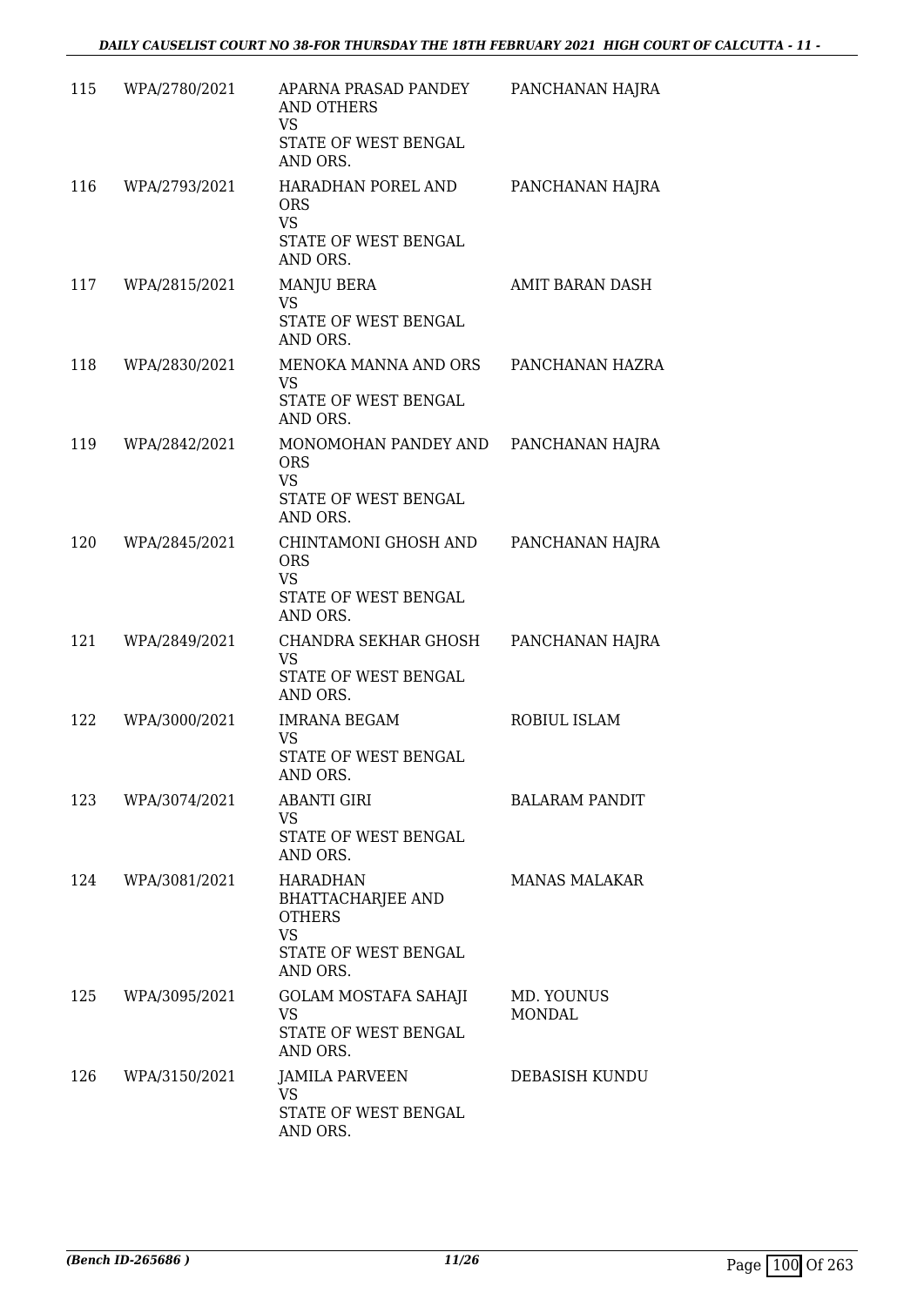| | | | |
|---|---|---|---|
| 115 | WPA/2780/2021 | APARNA PRASAD PANDEY AND OTHERS<br>VS<br>STATE OF WEST BENGAL AND ORS. | PANCHANAN HAJRA |
| 116 | WPA/2793/2021 | HARADHAN POREL AND ORS<br>VS<br>STATE OF WEST BENGAL AND ORS. | PANCHANAN HAJRA |
| 117 | WPA/2815/2021 | MANJU BERA<br>VS<br>STATE OF WEST BENGAL AND ORS. | AMIT BARAN DASH |
| 118 | WPA/2830/2021 | MENOKA MANNA AND ORS<br>VS<br>STATE OF WEST BENGAL AND ORS. | PANCHANAN HAZRA |
| 119 | WPA/2842/2021 | MONOMOHAN PANDEY AND ORS<br>VS<br>STATE OF WEST BENGAL AND ORS. | PANCHANAN HAJRA |
| 120 | WPA/2845/2021 | CHINTAMONI GHOSH AND ORS<br>VS<br>STATE OF WEST BENGAL AND ORS. | PANCHANAN HAJRA |
| 121 | WPA/2849/2021 | CHANDRA SEKHAR GHOSH<br>VS<br>STATE OF WEST BENGAL AND ORS. | PANCHANAN HAJRA |
| 122 | WPA/3000/2021 | IMRANA BEGAM<br>VS<br>STATE OF WEST BENGAL AND ORS. | ROBIUL ISLAM |
| 123 | WPA/3074/2021 | ABANTI GIRI<br>VS<br>STATE OF WEST BENGAL AND ORS. | BALARAM PANDIT |
| 124 | WPA/3081/2021 | HARADHAN BHATTACHARJEE AND OTHERS<br>VS<br>STATE OF WEST BENGAL AND ORS. | MANAS MALAKAR |
| 125 | WPA/3095/2021 | GOLAM MOSTAFA SAHAJI<br>VS<br>STATE OF WEST BENGAL AND ORS. | MD. YOUNUS MONDAL |
| 126 | WPA/3150/2021 | JAMILA PARVEEN<br>VS<br>STATE OF WEST BENGAL AND ORS. | DEBASISH KUNDU |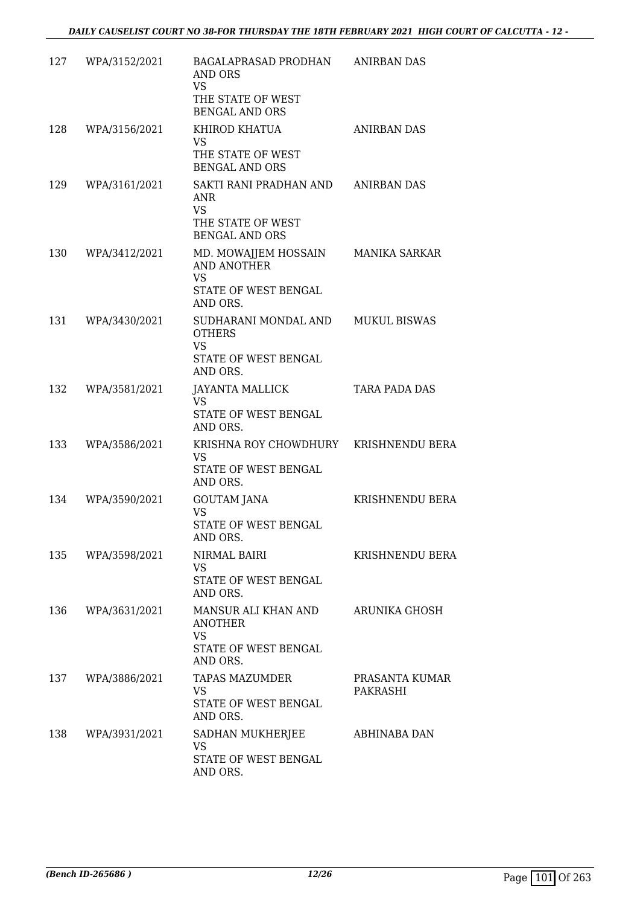| | | | |
|---|---|---|---|
| 127 | WPA/3152/2021 | BAGALAPRASAD PRODHAN AND ORS<br>VS<br>THE STATE OF WEST BENGAL AND ORS | ANIRBAN DAS |
| 128 | WPA/3156/2021 | KHIROD KHATUA<br>VS<br>THE STATE OF WEST BENGAL AND ORS | ANIRBAN DAS |
| 129 | WPA/3161/2021 | SAKTI RANI PRADHAN AND ANR<br>VS<br>THE STATE OF WEST BENGAL AND ORS | ANIRBAN DAS |
| 130 | WPA/3412/2021 | MD. MOWAJJEM HOSSAIN AND ANOTHER<br>VS<br>STATE OF WEST BENGAL AND ORS. | MANIKA SARKAR |
| 131 | WPA/3430/2021 | SUDHARANI MONDAL AND OTHERS<br>VS<br>STATE OF WEST BENGAL AND ORS. | MUKUL BISWAS |
| 132 | WPA/3581/2021 | JAYANTA MALLICK<br>VS<br>STATE OF WEST BENGAL AND ORS. | TARA PADA DAS |
| 133 | WPA/3586/2021 | KRISHNA ROY CHOWDHURY<br>VS<br>STATE OF WEST BENGAL AND ORS. | KRISHNENDU BERA |
| 134 | WPA/3590/2021 | GOUTAM JANA<br>VS<br>STATE OF WEST BENGAL AND ORS. | KRISHNENDU BERA |
| 135 | WPA/3598/2021 | NIRMAL BAIRI<br>VS<br>STATE OF WEST BENGAL AND ORS. | KRISHNENDU BERA |
| 136 | WPA/3631/2021 | MANSUR ALI KHAN AND ANOTHER<br>VS<br>STATE OF WEST BENGAL AND ORS. | ARUNIKA GHOSH |
| 137 | WPA/3886/2021 | TAPAS MAZUMDER<br>VS<br>STATE OF WEST BENGAL AND ORS. | PRASANTA KUMAR PAKRASHI |
| 138 | WPA/3931/2021 | SADHAN MUKHERJEE<br>VS<br>STATE OF WEST BENGAL AND ORS. | ABHINABA DAN |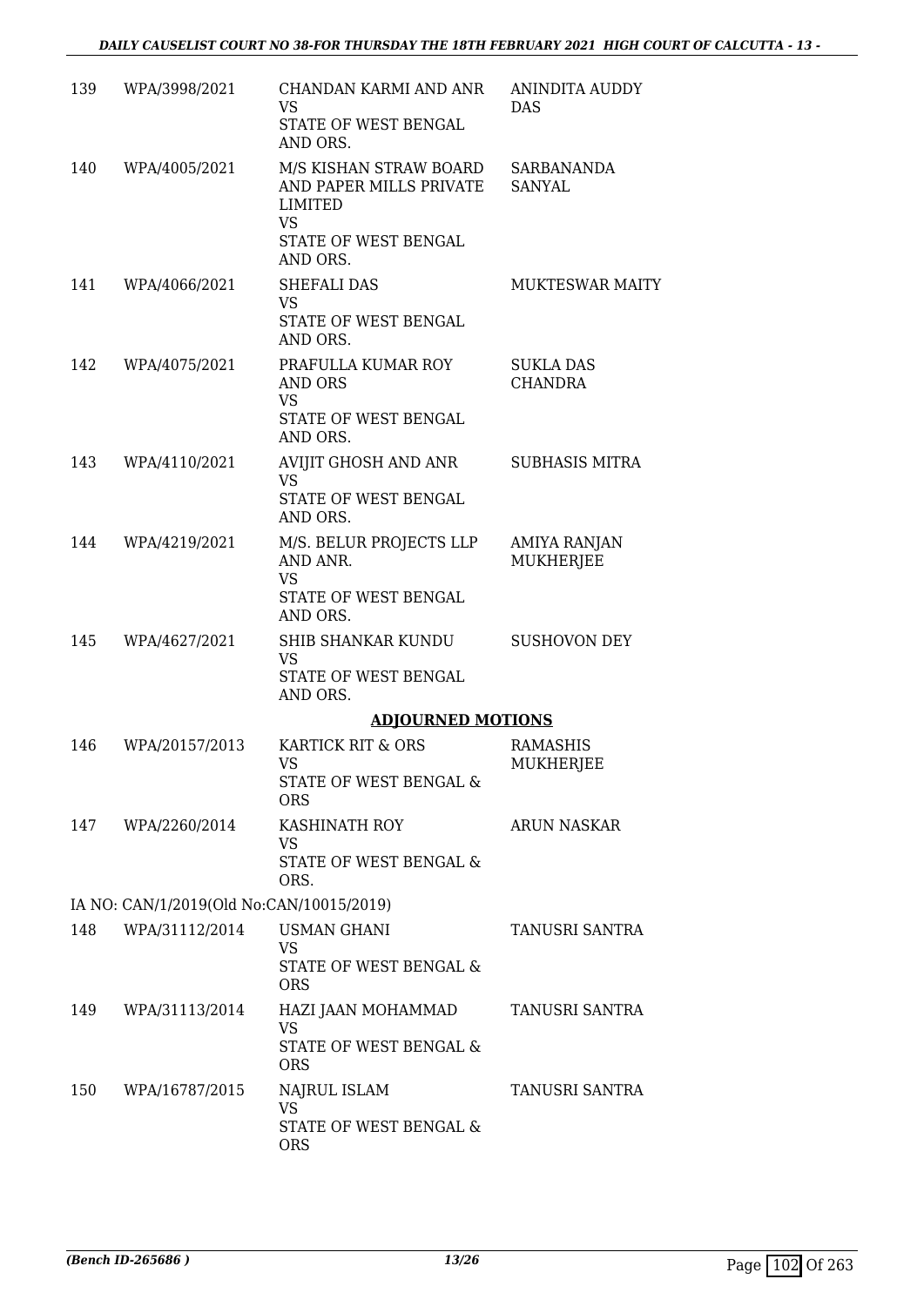| | | | |
|---|---|---|---|
| 139 | WPA/3998/2021 | CHANDAN KARMI AND ANR<br>VS<br>STATE OF WEST BENGAL AND ORS. | ANINDITA AUDDY DAS |
| 140 | WPA/4005/2021 | M/S KISHAN STRAW BOARD AND PAPER MILLS PRIVATE LIMITED<br>VS<br>STATE OF WEST BENGAL AND ORS. | SARBANANDA SANYAL |
| 141 | WPA/4066/2021 | SHEFALI DAS<br>VS<br>STATE OF WEST BENGAL AND ORS. | MUKTESWAR MAITY |
| 142 | WPA/4075/2021 | PRAFULLA KUMAR ROY AND ORS<br>VS<br>STATE OF WEST BENGAL AND ORS. | SUKLA DAS CHANDRA |
| 143 | WPA/4110/2021 | AVIJIT GHOSH AND ANR<br>VS<br>STATE OF WEST BENGAL AND ORS. | SUBHASIS MITRA |
| 144 | WPA/4219/2021 | M/S. BELUR PROJECTS LLP AND ANR.<br>VS<br>STATE OF WEST BENGAL AND ORS. | AMIYA RANJAN MUKHERJEE |
| 145 | WPA/4627/2021 | SHIB SHANKAR KUNDU<br>VS<br>STATE OF WEST BENGAL AND ORS. | SUSHOVON DEY |

**ADJOURNED MOTIONS**

| | | | |
|---|---|---|---|
| 146 | WPA/20157/2013 | KARTICK RIT & ORS<br>VS<br>STATE OF WEST BENGAL & ORS | RAMASHIS MUKHERJEE |
| 147 | WPA/2260/2014 | KASHINATH ROY<br>VS<br>STATE OF WEST BENGAL & ORS. | ARUN NASKAR |

IA NO: CAN/1/2019(Old No:CAN/10015/2019)

| | | | |
|---|---|---|---|
| 148 | WPA/31112/2014 | USMAN GHANI<br>VS<br>STATE OF WEST BENGAL & ORS | TANUSRI SANTRA |
| 149 | WPA/31113/2014 | HAZI JAAN MOHAMMAD<br>VS<br>STATE OF WEST BENGAL & ORS | TANUSRI SANTRA |
| 150 | WPA/16787/2015 | NAJRUL ISLAM<br>VS<br>STATE OF WEST BENGAL & ORS | TANUSRI SANTRA |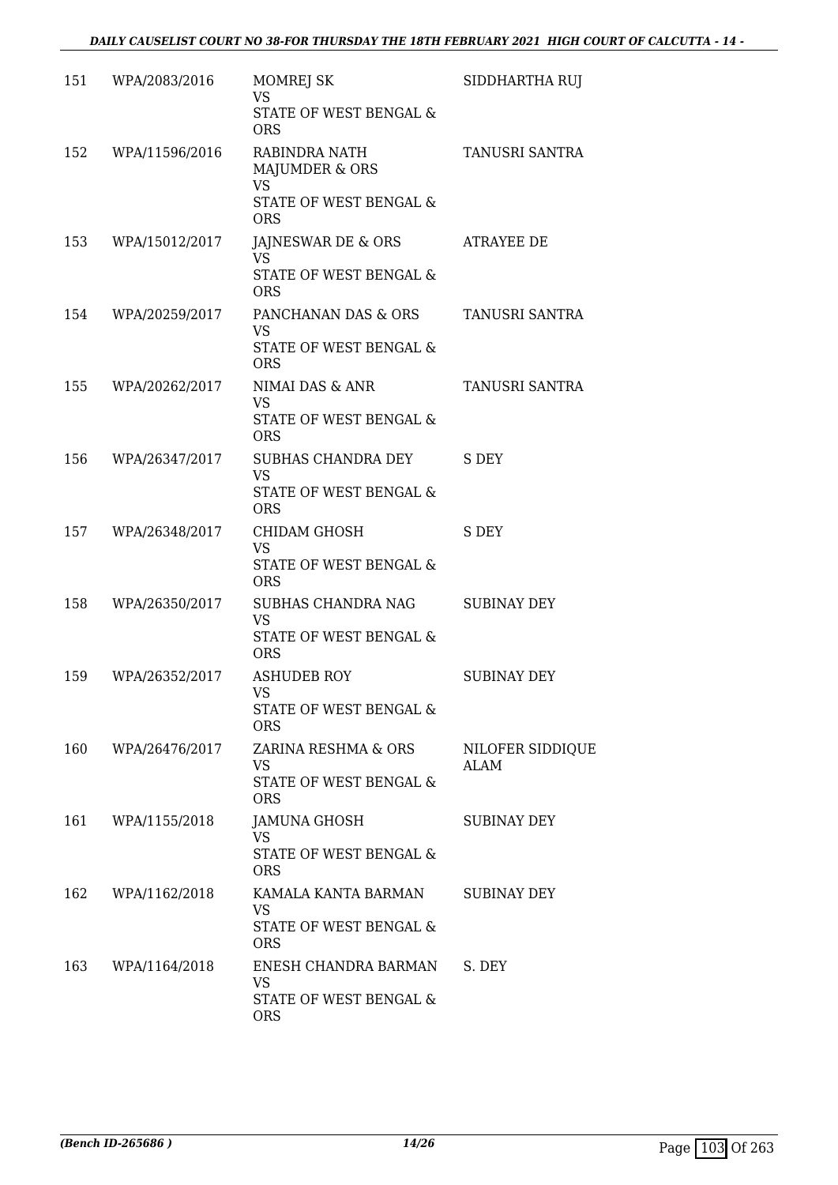| | | | |
|---|---|---|---|
| 151 | WPA/2083/2016 | MOMREJ SK<br>VS<br>STATE OF WEST BENGAL & ORS | SIDDHARTHA RUJ |
| 152 | WPA/11596/2016 | RABINDRA NATH MAJUMDER & ORS<br>VS<br>STATE OF WEST BENGAL & ORS | TANUSRI SANTRA |
| 153 | WPA/15012/2017 | JAJNESWAR DE & ORS<br>VS<br>STATE OF WEST BENGAL & ORS | ATRAYEE DE |
| 154 | WPA/20259/2017 | PANCHANAN DAS & ORS<br>VS<br>STATE OF WEST BENGAL & ORS | TANUSRI SANTRA |
| 155 | WPA/20262/2017 | NIMAI DAS & ANR<br>VS<br>STATE OF WEST BENGAL & ORS | TANUSRI SANTRA |
| 156 | WPA/26347/2017 | SUBHAS CHANDRA DEY<br>VS<br>STATE OF WEST BENGAL & ORS | S DEY |
| 157 | WPA/26348/2017 | CHIDAM GHOSH<br>VS<br>STATE OF WEST BENGAL & ORS | S DEY |
| 158 | WPA/26350/2017 | SUBHAS CHANDRA NAG<br>VS<br>STATE OF WEST BENGAL & ORS | SUBINAY DEY |
| 159 | WPA/26352/2017 | ASHUDEB ROY<br>VS<br>STATE OF WEST BENGAL & ORS | SUBINAY DEY |
| 160 | WPA/26476/2017 | ZARINA RESHMA & ORS<br>VS<br>STATE OF WEST BENGAL & ORS | NILOFER SIDDIQUE ALAM |
| 161 | WPA/1155/2018 | JAMUNA GHOSH<br>VS<br>STATE OF WEST BENGAL & ORS | SUBINAY DEY |
| 162 | WPA/1162/2018 | KAMALA KANTA BARMAN<br>VS<br>STATE OF WEST BENGAL & ORS | SUBINAY DEY |
| 163 | WPA/1164/2018 | ENESH CHANDRA BARMAN<br>VS<br>STATE OF WEST BENGAL & ORS | S. DEY |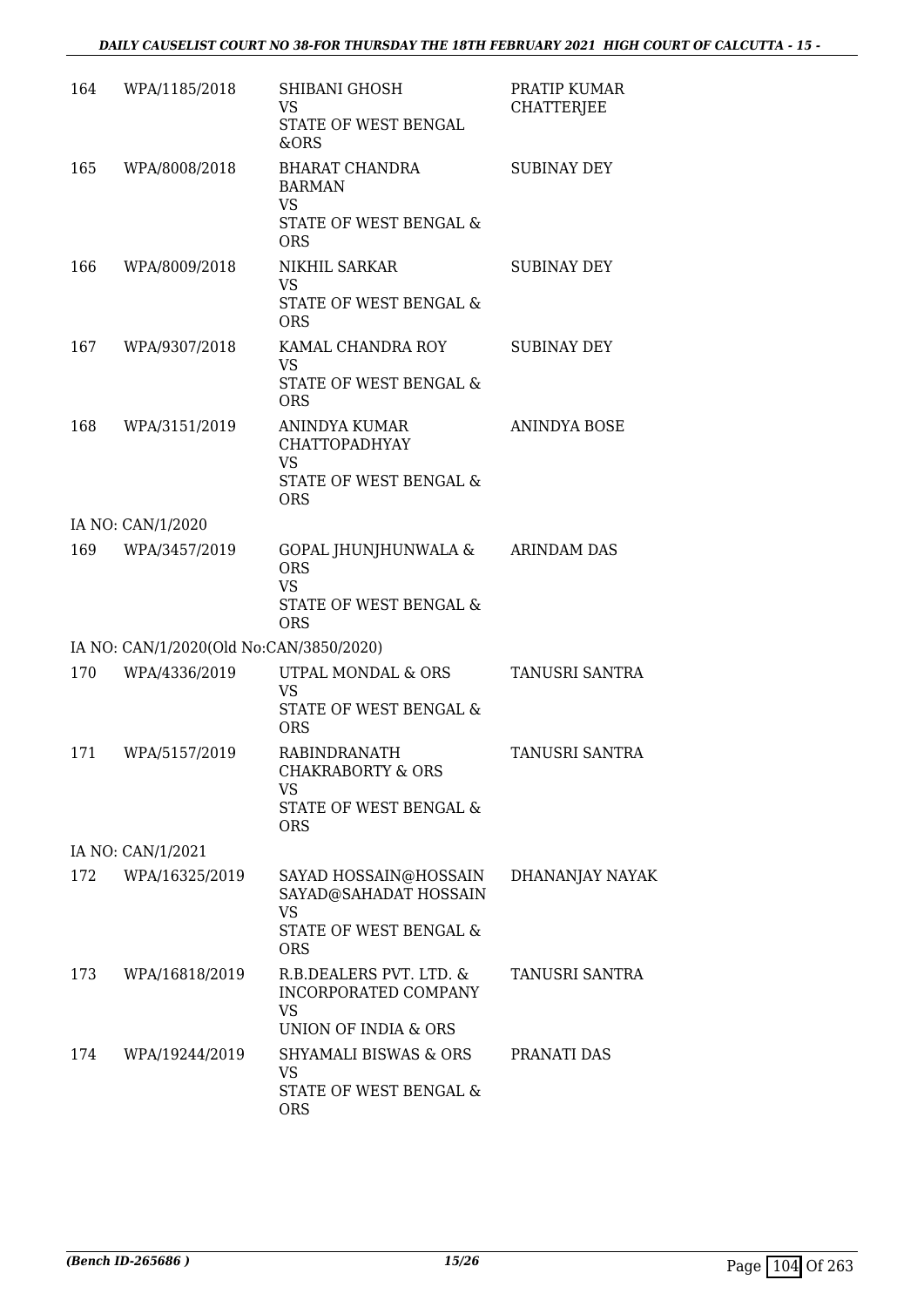| | | | |
|---|---|---|---|
| 164 | WPA/1185/2018 | SHIBANI GHOSH<br>VS<br>STATE OF WEST BENGAL &ORS | PRATIP KUMAR CHATTERJEE |
| 165 | WPA/8008/2018 | BHARAT CHANDRA BARMAN<br>VS<br>STATE OF WEST BENGAL & ORS | SUBINAY DEY |
| 166 | WPA/8009/2018 | NIKHIL SARKAR<br>VS<br>STATE OF WEST BENGAL & ORS | SUBINAY DEY |
| 167 | WPA/9307/2018 | KAMAL CHANDRA ROY<br>VS<br>STATE OF WEST BENGAL & ORS | SUBINAY DEY |
| 168 | WPA/3151/2019 | ANINDYA KUMAR CHATTOPADHYAY<br>VS<br>STATE OF WEST BENGAL & ORS | ANINDYA BOSE |
| | IA NO: CAN/1/2020 | | |
| 169 | WPA/3457/2019 | GOPAL JHUNJHUNWALA & ORS<br>VS<br>STATE OF WEST BENGAL & ORS | ARINDAM DAS |
| | IA NO: CAN/1/2020(Old No:CAN/3850/2020) | | |
| 170 | WPA/4336/2019 | UTPAL MONDAL & ORS<br>VS<br>STATE OF WEST BENGAL & ORS | TANUSRI SANTRA |
| 171 | WPA/5157/2019 | RABINDRANATH CHAKRABORTY & ORS<br>VS<br>STATE OF WEST BENGAL & ORS | TANUSRI SANTRA |
| | IA NO: CAN/1/2021 | | |
| 172 | WPA/16325/2019 | SAYAD HOSSAIN@HOSSAIN SAYAD@SAHADAT HOSSAIN<br>VS<br>STATE OF WEST BENGAL & ORS | DHANANJAY NAYAK |
| 173 | WPA/16818/2019 | R.B.DEALERS PVT. LTD. & INCORPORATED COMPANY<br>VS<br>UNION OF INDIA & ORS | TANUSRI SANTRA |
| 174 | WPA/19244/2019 | SHYAMALI BISWAS & ORS<br>VS<br>STATE OF WEST BENGAL & ORS | PRANATI DAS |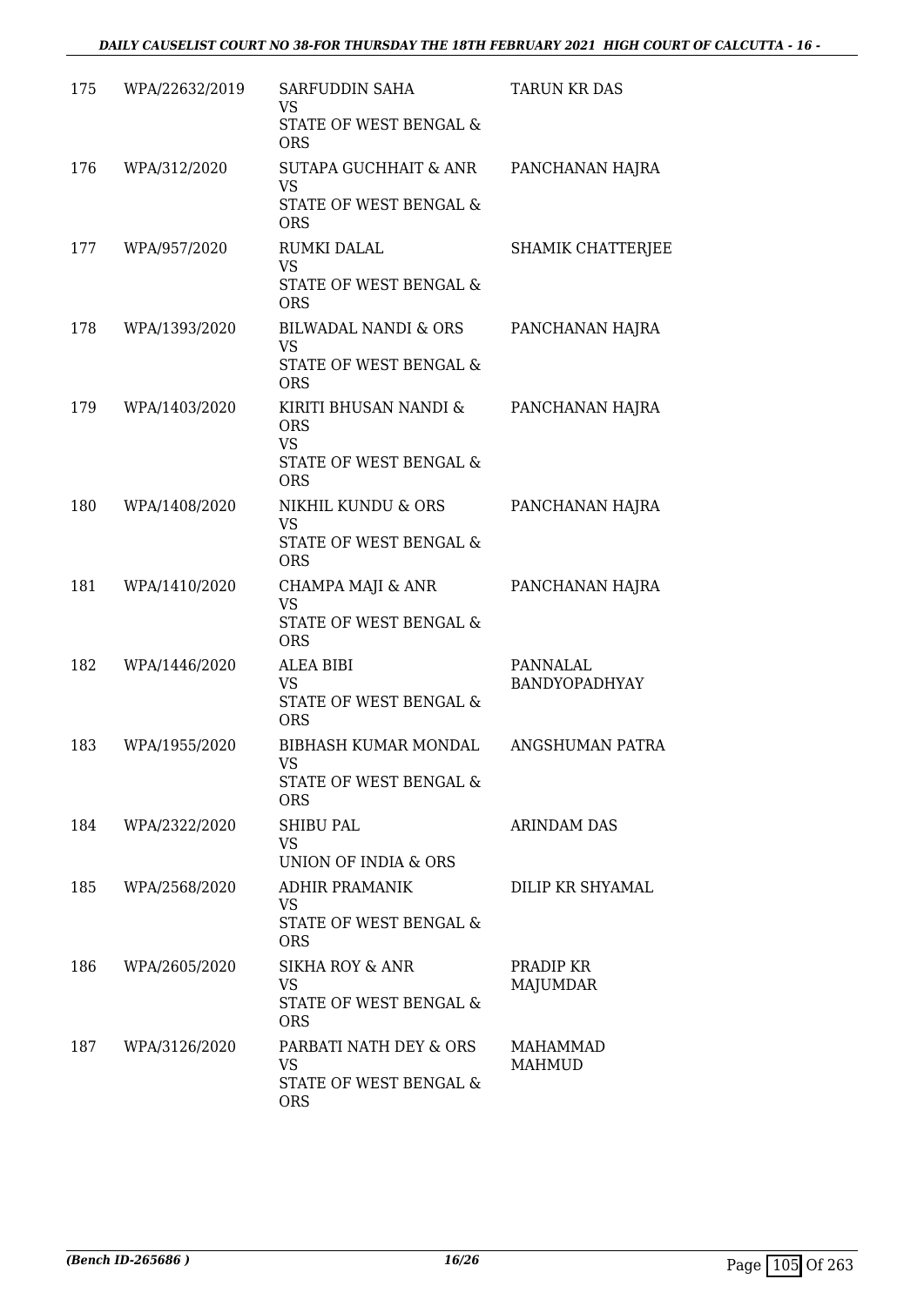| | | | |
|---|---|---|---|
| 175 | WPA/22632/2019 | SARFUDDIN SAHA<br>VS<br>STATE OF WEST BENGAL & ORS | TARUN KR DAS |
| 176 | WPA/312/2020 | SUTAPA GUCHHAIT & ANR<br>VS<br>STATE OF WEST BENGAL & ORS | PANCHANAN HAJRA |
| 177 | WPA/957/2020 | RUMKI DALAL<br>VS<br>STATE OF WEST BENGAL & ORS | SHAMIK CHATTERJEE |
| 178 | WPA/1393/2020 | BILWADAL NANDI & ORS<br>VS<br>STATE OF WEST BENGAL & ORS | PANCHANAN HAJRA |
| 179 | WPA/1403/2020 | KIRITI BHUSAN NANDI & ORS<br>VS<br>STATE OF WEST BENGAL & ORS | PANCHANAN HAJRA |
| 180 | WPA/1408/2020 | NIKHIL KUNDU & ORS<br>VS<br>STATE OF WEST BENGAL & ORS | PANCHANAN HAJRA |
| 181 | WPA/1410/2020 | CHAMPA MAJI & ANR<br>VS<br>STATE OF WEST BENGAL & ORS | PANCHANAN HAJRA |
| 182 | WPA/1446/2020 | ALEA BIBI<br>VS<br>STATE OF WEST BENGAL & ORS | PANNALAL BANDYOPADHYAY |
| 183 | WPA/1955/2020 | BIBHASH KUMAR MONDAL<br>VS<br>STATE OF WEST BENGAL & ORS | ANGSHUMAN PATRA |
| 184 | WPA/2322/2020 | SHIBU PAL<br>VS<br>UNION OF INDIA & ORS | ARINDAM DAS |
| 185 | WPA/2568/2020 | ADHIR PRAMANIK<br>VS<br>STATE OF WEST BENGAL & ORS | DILIP KR SHYAMAL |
| 186 | WPA/2605/2020 | SIKHA ROY & ANR<br>VS<br>STATE OF WEST BENGAL & ORS | PRADIP KR MAJUMDAR |
| 187 | WPA/3126/2020 | PARBATI NATH DEY & ORS<br>VS<br>STATE OF WEST BENGAL & ORS | MAHAMMAD MAHMUD |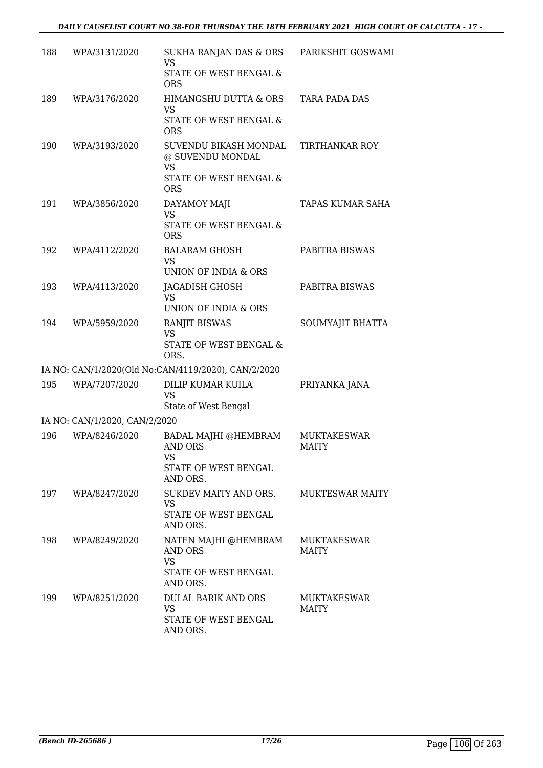| | | | |
|---|---|---|---|
| 188 | WPA/3131/2020 | SUKHA RANJAN DAS & ORS<br>VS<br>STATE OF WEST BENGAL & ORS | PARIKSHIT GOSWAMI |
| 189 | WPA/3176/2020 | HIMANGSHU DUTTA & ORS<br>VS<br>STATE OF WEST BENGAL & ORS | TARA PADA DAS |
| 190 | WPA/3193/2020 | SUVENDU BIKASH MONDAL @ SUVENDU MONDAL<br>VS<br>STATE OF WEST BENGAL & ORS | TIRTHANKAR ROY |
| 191 | WPA/3856/2020 | DAYAMOY MAJI<br>VS<br>STATE OF WEST BENGAL & ORS | TAPAS KUMAR SAHA |
| 192 | WPA/4112/2020 | BALARAM GHOSH<br>VS<br>UNION OF INDIA & ORS | PABITRA BISWAS |
| 193 | WPA/4113/2020 | JAGADISH GHOSH<br>VS<br>UNION OF INDIA & ORS | PABITRA BISWAS |
| 194 | WPA/5959/2020 | RANJIT BISWAS<br>VS<br>STATE OF WEST BENGAL & ORS. | SOUMYAJIT BHATTA |
| | IA NO: CAN/1/2020(Old No:CAN/4119/2020), CAN/2/2020 | | |
| 195 | WPA/7207/2020 | DILIP KUMAR KUILA<br>VS<br>State of West Bengal | PRIYANKA JANA |
| | IA NO: CAN/1/2020, CAN/2/2020 | | |
| 196 | WPA/8246/2020 | BADAL MAJHI @HEMBRAM AND ORS<br>VS<br>STATE OF WEST BENGAL AND ORS. | MUKTAKESWAR MAITY |
| 197 | WPA/8247/2020 | SUKDEV MAITY AND ORS.<br>VS<br>STATE OF WEST BENGAL AND ORS. | MUKTESWAR MAITY |
| 198 | WPA/8249/2020 | NATEN MAJHI @HEMBRAM AND ORS<br>VS<br>STATE OF WEST BENGAL AND ORS. | MUKTAKESWAR MAITY |
| 199 | WPA/8251/2020 | DULAL BARIK AND ORS<br>VS<br>STATE OF WEST BENGAL AND ORS. | MUKTAKESWAR MAITY |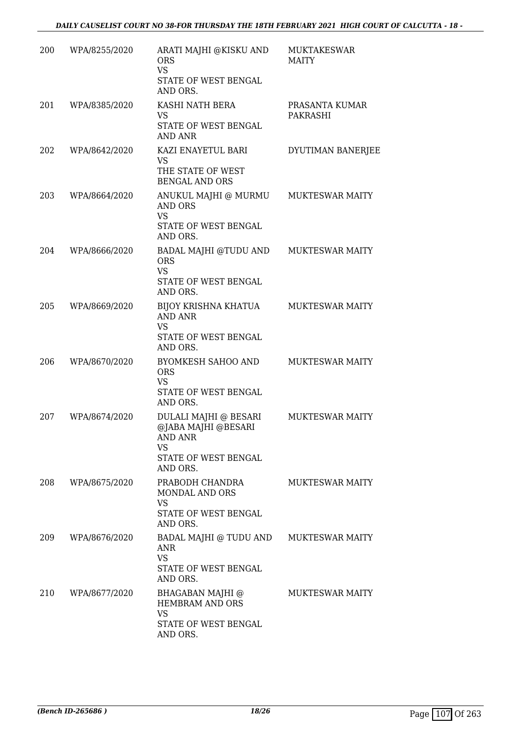| | | | |
|---|---|---|---|
| 200 | WPA/8255/2020 | ARATI MAJHI @KISKU AND ORS<br>VS<br>STATE OF WEST BENGAL AND ORS. | MUKTAKESWAR MAITY |
| 201 | WPA/8385/2020 | KASHI NATH BERA<br>VS<br>STATE OF WEST BENGAL AND ANR | PRASANTA KUMAR PAKRASHI |
| 202 | WPA/8642/2020 | KAZI ENAYETUL BARI<br>VS<br>THE STATE OF WEST BENGAL AND ORS | DYUTIMAN BANERJEE |
| 203 | WPA/8664/2020 | ANUKUL MAJHI @ MURMU AND ORS<br>VS<br>STATE OF WEST BENGAL AND ORS. | MUKTESWAR MAITY |
| 204 | WPA/8666/2020 | BADAL MAJHI @TUDU AND ORS<br>VS<br>STATE OF WEST BENGAL AND ORS. | MUKTESWAR MAITY |
| 205 | WPA/8669/2020 | BIJOY KRISHNA KHATUA AND ANR<br>VS<br>STATE OF WEST BENGAL AND ORS. | MUKTESWAR MAITY |
| 206 | WPA/8670/2020 | BYOMKESH SAHOO AND ORS<br>VS<br>STATE OF WEST BENGAL AND ORS. | MUKTESWAR MAITY |
| 207 | WPA/8674/2020 | DULALI MAJHI @ BESARI @JABA MAJHI @BESARI AND ANR<br>VS<br>STATE OF WEST BENGAL AND ORS. | MUKTESWAR MAITY |
| 208 | WPA/8675/2020 | PRABODH CHANDRA MONDAL AND ORS<br>VS<br>STATE OF WEST BENGAL AND ORS. | MUKTESWAR MAITY |
| 209 | WPA/8676/2020 | BADAL MAJHI @ TUDU AND ANR<br>VS<br>STATE OF WEST BENGAL AND ORS. | MUKTESWAR MAITY |
| 210 | WPA/8677/2020 | BHAGABAN MAJHI @ HEMBRAM AND ORS<br>VS<br>STATE OF WEST BENGAL AND ORS. | MUKTESWAR MAITY |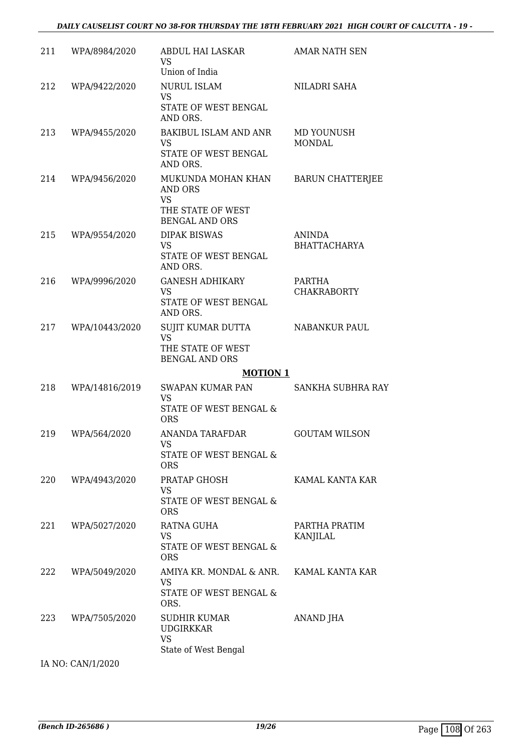| | | | |
|---|---|---|---|
| 211 | WPA/8984/2020 | ABDUL HAI LASKAR<br>VS<br>Union of India | AMAR NATH SEN |
| 212 | WPA/9422/2020 | NURUL ISLAM<br>VS<br>STATE OF WEST BENGAL AND ORS. | NILADRI SAHA |
| 213 | WPA/9455/2020 | BAKIBUL ISLAM AND ANR<br>VS<br>STATE OF WEST BENGAL AND ORS. | MD YOUNUSH MONDAL |
| 214 | WPA/9456/2020 | MUKUNDA MOHAN KHAN AND ORS<br>VS<br>THE STATE OF WEST BENGAL AND ORS | BARUN CHATTERJEE |
| 215 | WPA/9554/2020 | DIPAK BISWAS<br>VS<br>STATE OF WEST BENGAL AND ORS. | ANINDA BHATTACHARYA |
| 216 | WPA/9996/2020 | GANESH ADHIKARY<br>VS<br>STATE OF WEST BENGAL AND ORS. | PARTHA CHAKRABORTY |
| 217 | WPA/10443/2020 | SUJIT KUMAR DUTTA<br>VS<br>THE STATE OF WEST BENGAL AND ORS | NABANKUR PAUL |

**MOTION 1**

| | | | |
|---|---|---|---|
| 218 | WPA/14816/2019 | SWAPAN KUMAR PAN<br>VS<br>STATE OF WEST BENGAL & ORS | SANKHA SUBHRA RAY |
| 219 | WPA/564/2020 | ANANDA TARAFDAR<br>VS<br>STATE OF WEST BENGAL & ORS | GOUTAM WILSON |
| 220 | WPA/4943/2020 | PRATAP GHOSH<br>VS<br>STATE OF WEST BENGAL & ORS | KAMAL KANTA KAR |
| 221 | WPA/5027/2020 | RATNA GUHA<br>VS<br>STATE OF WEST BENGAL & ORS | PARTHA PRATIM KANJILAL |
| 222 | WPA/5049/2020 | AMIYA KR. MONDAL & ANR.<br>VS<br>STATE OF WEST BENGAL & ORS. | KAMAL KANTA KAR |
| 223 | WPA/7505/2020 | SUDHIR KUMAR UDGIRKKAR<br>VS<br>State of West Bengal | ANAND JHA |

IA NO: CAN/1/2020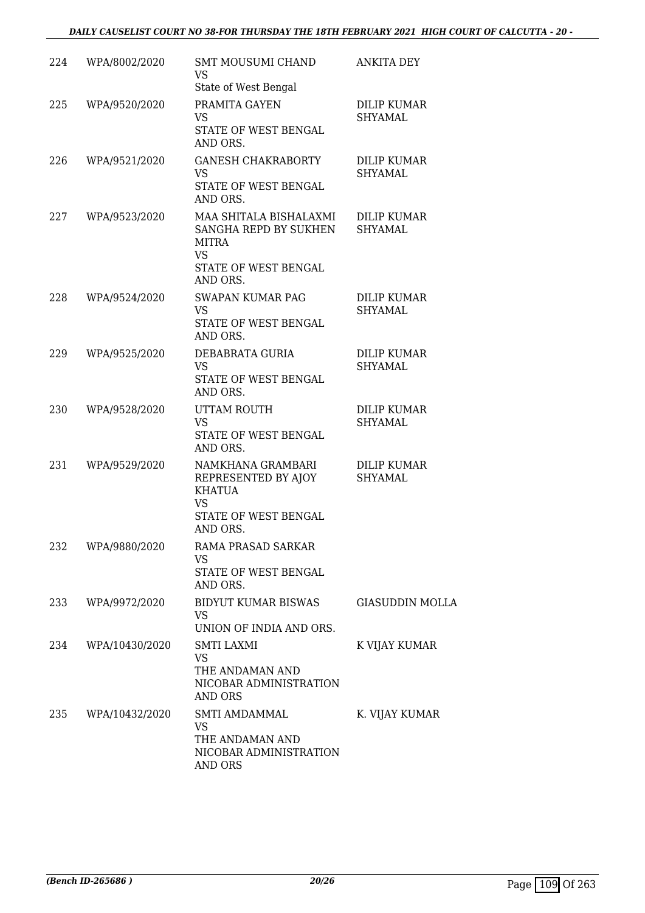| 224 | WPA/8002/2020 | SMT MOUSUMI CHAND<br>VS<br>State of West Bengal | ANKITA DEY |
|---|---|---|---|
| 225 | WPA/9520/2020 | PRAMITA GAYEN<br>VS<br>STATE OF WEST BENGAL AND ORS. | DILIP KUMAR SHYAMAL |
| 226 | WPA/9521/2020 | GANESH CHAKRABORTY<br>VS<br>STATE OF WEST BENGAL AND ORS. | DILIP KUMAR SHYAMAL |
| 227 | WPA/9523/2020 | MAA SHITALA BISHALAXMI SANGHA REPD BY SUKHEN MITRA<br>VS<br>STATE OF WEST BENGAL AND ORS. | DILIP KUMAR SHYAMAL |
| 228 | WPA/9524/2020 | SWAPAN KUMAR PAG<br>VS<br>STATE OF WEST BENGAL AND ORS. | DILIP KUMAR SHYAMAL |
| 229 | WPA/9525/2020 | DEBABRATA GURIA<br>VS<br>STATE OF WEST BENGAL AND ORS. | DILIP KUMAR SHYAMAL |
| 230 | WPA/9528/2020 | UTTAM ROUTH<br>VS<br>STATE OF WEST BENGAL AND ORS. | DILIP KUMAR SHYAMAL |
| 231 | WPA/9529/2020 | NAMKHANA GRAMBARI REPRESENTED BY AJOY KHATUA<br>VS<br>STATE OF WEST BENGAL AND ORS. | DILIP KUMAR SHYAMAL |
| 232 | WPA/9880/2020 | RAMA PRASAD SARKAR<br>VS<br>STATE OF WEST BENGAL AND ORS. | |
| 233 | WPA/9972/2020 | BIDYUT KUMAR BISWAS<br>VS<br>UNION OF INDIA AND ORS. | GIASUDDIN MOLLA |
| 234 | WPA/10430/2020 | SMTI LAXMI<br>VS<br>THE ANDAMAN AND NICOBAR ADMINISTRATION AND ORS | K VIJAY KUMAR |
| 235 | WPA/10432/2020 | SMTI AMDAMMAL<br>VS<br>THE ANDAMAN AND NICOBAR ADMINISTRATION AND ORS | K. VIJAY KUMAR |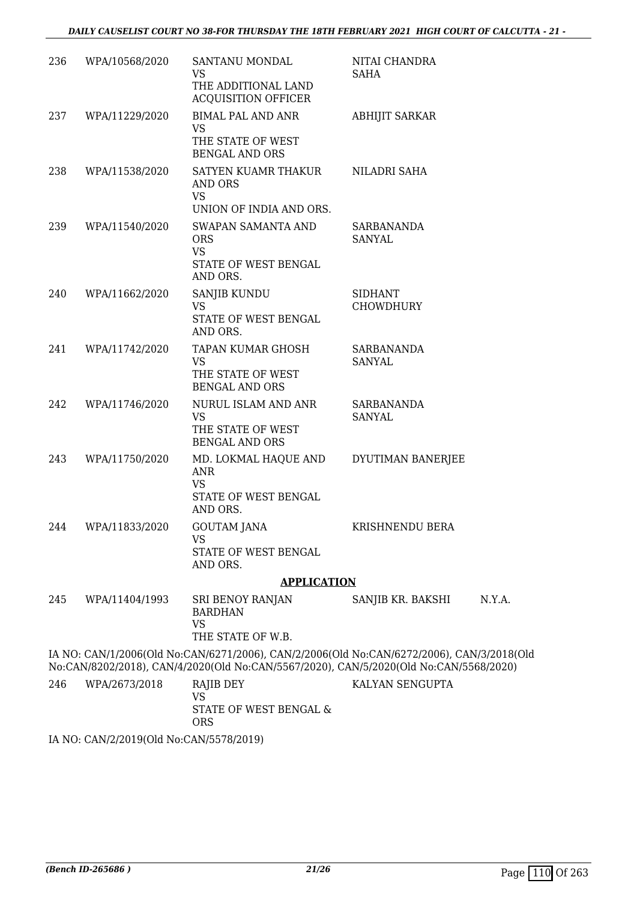| | | | | |
|---|---|---|---|---|
| 236 | WPA/10568/2020 | SANTANU MONDAL<br>VS<br>THE ADDITIONAL LAND ACQUISITION OFFICER | NITAI CHANDRA SAHA | |
| 237 | WPA/11229/2020 | BIMAL PAL AND ANR<br>VS<br>THE STATE OF WEST BENGAL AND ORS | ABHIJIT SARKAR | |
| 238 | WPA/11538/2020 | SATYEN KUAMR THAKUR AND ORS<br>VS<br>UNION OF INDIA AND ORS. | NILADRI SAHA | |
| 239 | WPA/11540/2020 | SWAPAN SAMANTA AND ORS<br>VS<br>STATE OF WEST BENGAL AND ORS. | SARBANANDA SANYAL | |
| 240 | WPA/11662/2020 | SANJIB KUNDU<br>VS<br>STATE OF WEST BENGAL AND ORS. | SIDHANT CHOWDHURY | |
| 241 | WPA/11742/2020 | TAPAN KUMAR GHOSH<br>VS<br>THE STATE OF WEST BENGAL AND ORS | SARBANANDA SANYAL | |
| 242 | WPA/11746/2020 | NURUL ISLAM AND ANR<br>VS<br>THE STATE OF WEST BENGAL AND ORS | SARBANANDA SANYAL | |
| 243 | WPA/11750/2020 | MD. LOKMAL HAQUE AND ANR<br>VS<br>STATE OF WEST BENGAL AND ORS. | DYUTIMAN BANERJEE | |
| 244 | WPA/11833/2020 | GOUTAM JANA<br>VS<br>STATE OF WEST BENGAL AND ORS. | KRISHNENDU BERA | |

**APPLICATION**

| | | | | |
|---|---|---|---|---|
| 245 | WPA/11404/1993 | SRI BENOY RANJAN BARDHAN<br>VS<br>THE STATE OF W.B. | SANJIB KR. BAKSHI | N.Y.A. |

IA NO: CAN/1/2006(Old No:CAN/6271/2006), CAN/2/2006(Old No:CAN/6272/2006), CAN/3/2018(Old No:CAN/8202/2018), CAN/4/2020(Old No:CAN/5567/2020), CAN/5/2020(Old No:CAN/5568/2020)

| | | | | |
|---|---|---|---|---|
| 246 | WPA/2673/2018 | RAJIB DEY<br>VS<br>STATE OF WEST BENGAL & ORS | KALYAN SENGUPTA | |

IA NO: CAN/2/2019(Old No:CAN/5578/2019)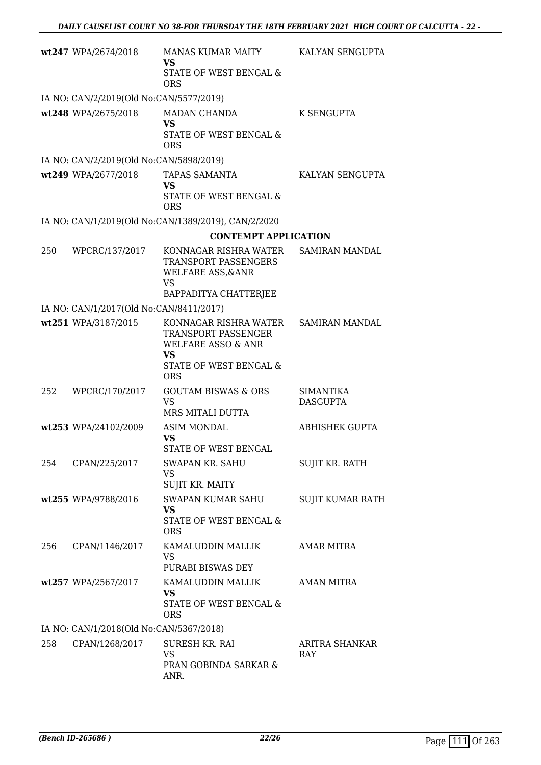| | | | |
|---|---|---|---|
| wt247 | WPA/2674/2018 | MANAS KUMAR MAITY<br>**VS**<br>STATE OF WEST BENGAL & ORS | KALYAN SENGUPTA |
| IA NO: CAN/2/2019(Old No:CAN/5577/2019) | | | |
| wt248 | WPA/2675/2018 | MADAN CHANDA<br>**VS**<br>STATE OF WEST BENGAL & ORS | K SENGUPTA |
| IA NO: CAN/2/2019(Old No:CAN/5898/2019) | | | |
| wt249 | WPA/2677/2018 | TAPAS SAMANTA<br>**VS**<br>STATE OF WEST BENGAL & ORS | KALYAN SENGUPTA |
| IA NO: CAN/1/2019(Old No:CAN/1389/2019), CAN/2/2020 | | | |

**CONTEMPT APPLICATION**

| | | | |
|---|---|---|---|
| 250 | WPCRC/137/2017 | KONNAGAR RISHRA WATER TRANSPORT PASSENGERS WELFARE ASS,&ANR<br>VS<br>BAPPADITYA CHATTERJEE | SAMIRAN MANDAL |
| IA NO: CAN/1/2017(Old No:CAN/8411/2017) | | | |
| wt251 | WPA/3187/2015 | KONNAGAR RISHRA WATER TRANSPORT PASSENGER WELFARE ASSO & ANR<br>**VS**<br>STATE OF WEST BENGAL & ORS | SAMIRAN MANDAL |
| 252 | WPCRC/170/2017 | GOUTAM BISWAS & ORS<br>VS<br>MRS MITALI DUTTA | SIMANTIKA DASGUPTA |
| wt253 | WPA/24102/2009 | ASIM MONDAL<br>**VS**<br>STATE OF WEST BENGAL | ABHISHEK GUPTA |
| 254 | CPAN/225/2017 | SWAPAN KR. SAHU<br>VS<br>SUJIT KR. MAITY | SUJIT KR. RATH |
| wt255 | WPA/9788/2016 | SWAPAN KUMAR SAHU<br>**VS**<br>STATE OF WEST BENGAL & ORS | SUJIT KUMAR RATH |
| 256 | CPAN/1146/2017 | KAMALUDDIN MALLIK<br>VS<br>PURABI BISWAS DEY | AMAR MITRA |
| wt257 | WPA/2567/2017 | KAMALUDDIN MALLIK<br>**VS**<br>STATE OF WEST BENGAL & ORS | AMAN MITRA |
| IA NO: CAN/1/2018(Old No:CAN/5367/2018) | | | |
| 258 | CPAN/1268/2017 | SURESH KR. RAI<br>VS<br>PRAN GOBINDA SARKAR & ANR. | ARITRA SHANKAR RAY |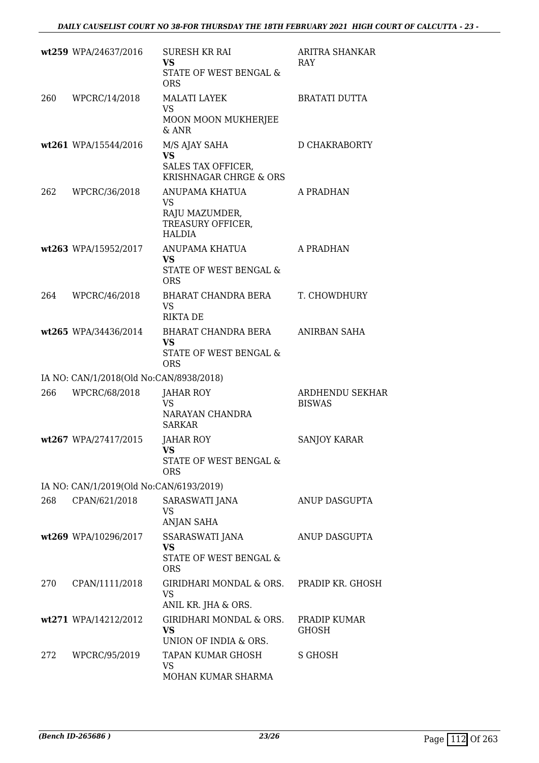| | | | |
|---|---|---|---|
| wt259 | WPA/24637/2016 | SURESH KR RAI<br>**VS**<br>STATE OF WEST BENGAL & ORS | ARITRA SHANKAR RAY |
| 260 | WPCRC/14/2018 | MALATI LAYEK<br>VS<br>MOON MOON MUKHERJEE & ANR | BRATATI DUTTA |
| wt261 | WPA/15544/2016 | M/S AJAY SAHA<br>**VS**<br>SALES TAX OFFICER, KRISHNAGAR CHRGE & ORS | D CHAKRABORTY |
| 262 | WPCRC/36/2018 | ANUPAMA KHATUA<br>VS<br>RAJU MAZUMDER, TREASURY OFFICER, HALDIA | A PRADHAN |
| wt263 | WPA/15952/2017 | ANUPAMA KHATUA<br>**VS**<br>STATE OF WEST BENGAL & ORS | A PRADHAN |
| 264 | WPCRC/46/2018 | BHARAT CHANDRA BERA<br>VS<br>RIKTA DE | T. CHOWDHURY |
| wt265 | WPA/34436/2014 | BHARAT CHANDRA BERA<br>**VS**<br>STATE OF WEST BENGAL & ORS | ANIRBAN SAHA |
| IA NO: CAN/1/2018(Old No:CAN/8938/2018) | | | |
| 266 | WPCRC/68/2018 | JAHAR ROY<br>VS<br>NARAYAN CHANDRA SARKAR | ARDHENDU SEKHAR BISWAS |
| wt267 | WPA/27417/2015 | JAHAR ROY<br>**VS**<br>STATE OF WEST BENGAL & ORS | SANJOY KARAR |
| IA NO: CAN/1/2019(Old No:CAN/6193/2019) | | | |
| 268 | CPAN/621/2018 | SARASWATI JANA<br>VS<br>ANJAN SAHA | ANUP DASGUPTA |
| wt269 | WPA/10296/2017 | SSARASWATI JANA<br>**VS**<br>STATE OF WEST BENGAL & ORS | ANUP DASGUPTA |
| 270 | CPAN/1111/2018 | GIRIDHARI MONDAL & ORS.<br>VS<br>ANIL KR. JHA & ORS. | PRADIP KR. GHOSH |
| wt271 | WPA/14212/2012 | GIRIDHARI MONDAL & ORS.<br>**VS**<br>UNION OF INDIA & ORS. | PRADIP KUMAR GHOSH |
| 272 | WPCRC/95/2019 | TAPAN KUMAR GHOSH<br>VS<br>MOHAN KUMAR SHARMA | S GHOSH |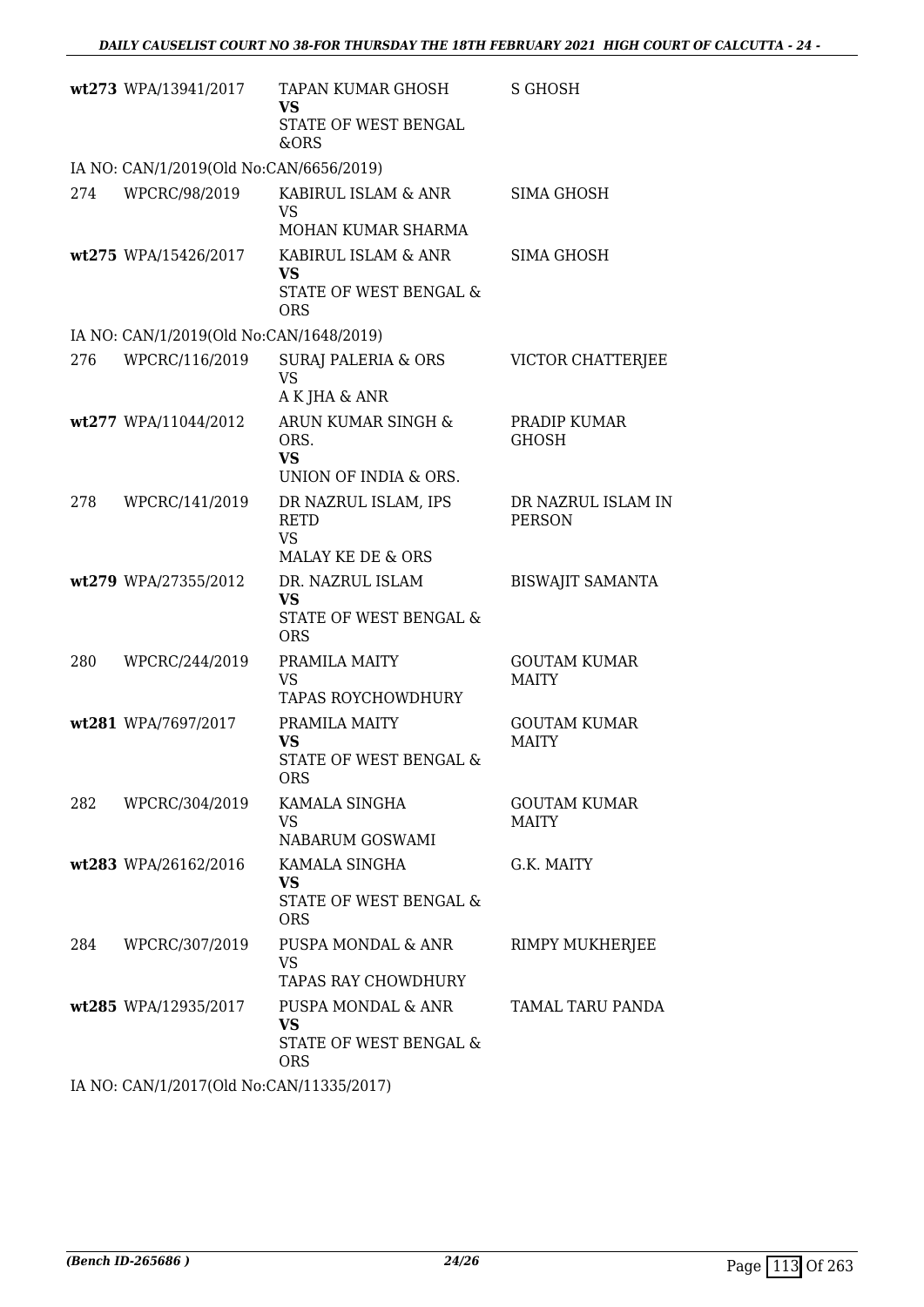| | | | |
|---|---|---|---|
| wt273 | WPA/13941/2017 | TAPAN KUMAR GHOSH **VS** STATE OF WEST BENGAL &ORS | S GHOSH |
| IA NO: CAN/1/2019(Old No:CAN/6656/2019) | | | |
| 274 | WPCRC/98/2019 | KABIRUL ISLAM & ANR VS MOHAN KUMAR SHARMA | SIMA GHOSH |
| wt275 | WPA/15426/2017 | KABIRUL ISLAM & ANR **VS** STATE OF WEST BENGAL & ORS | SIMA GHOSH |
| IA NO: CAN/1/2019(Old No:CAN/1648/2019) | | | |
| 276 | WPCRC/116/2019 | SURAJ PALERIA & ORS VS A K JHA & ANR | VICTOR CHATTERJEE |
| wt277 | WPA/11044/2012 | ARUN KUMAR SINGH & ORS. **VS** UNION OF INDIA & ORS. | PRADIP KUMAR GHOSH |
| 278 | WPCRC/141/2019 | DR NAZRUL ISLAM, IPS RETD VS MALAY KE DE & ORS | DR NAZRUL ISLAM IN PERSON |
| wt279 | WPA/27355/2012 | DR. NAZRUL ISLAM **VS** STATE OF WEST BENGAL & ORS | BISWAJIT SAMANTA |
| 280 | WPCRC/244/2019 | PRAMILA MAITY VS TAPAS ROYCHOWDHURY | GOUTAM KUMAR MAITY |
| wt281 | WPA/7697/2017 | PRAMILA MAITY **VS** STATE OF WEST BENGAL & ORS | GOUTAM KUMAR MAITY |
| 282 | WPCRC/304/2019 | KAMALA SINGHA VS NABARUM GOSWAMI | GOUTAM KUMAR MAITY |
| wt283 | WPA/26162/2016 | KAMALA SINGHA **VS** STATE OF WEST BENGAL & ORS | G.K. MAITY |
| 284 | WPCRC/307/2019 | PUSPA MONDAL & ANR VS TAPAS RAY CHOWDHURY | RIMPY MUKHERJEE |
| wt285 | WPA/12935/2017 | PUSPA MONDAL & ANR **VS** STATE OF WEST BENGAL & ORS | TAMAL TARU PANDA |
| IA NO: CAN/1/2017(Old No:CAN/11335/2017) | | | |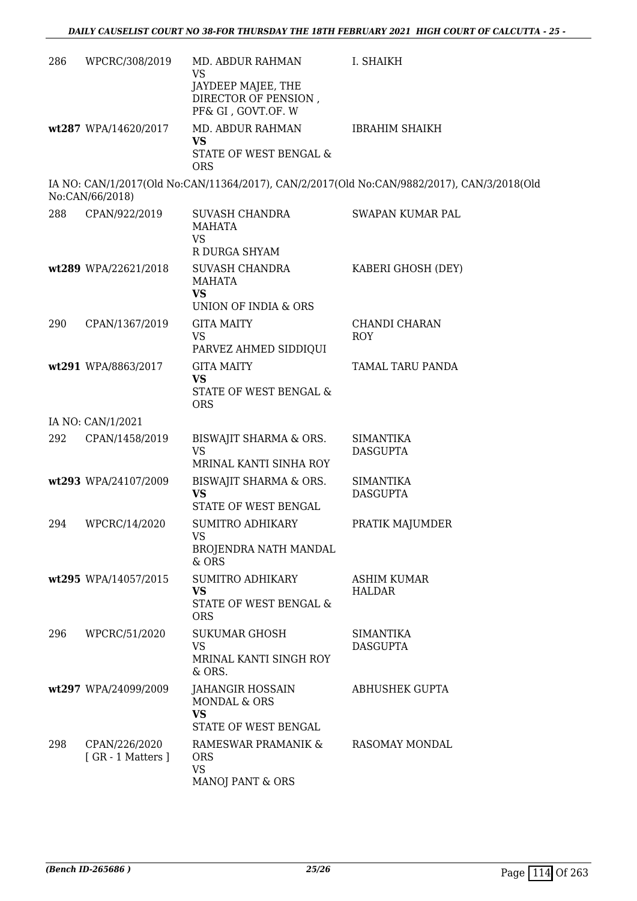| | | | |
|---|---|---|---|
| 286 | WPCRC/308/2019 | MD. ABDUR RAHMAN<br>VS<br>JAYDEEP MAJEE, THE DIRECTOR OF PENSION , PF& GI , GOVT.OF. W | I. SHAIKH |
| wt287 | WPA/14620/2017 | MD. ABDUR RAHMAN<br>**VS**<br>STATE OF WEST BENGAL & ORS | IBRAHIM SHAIKH |

IA NO: CAN/1/2017(Old No:CAN/11364/2017), CAN/2/2017(Old No:CAN/9882/2017), CAN/3/2018(Old No:CAN/66/2018)

| | | | |
|---|---|---|---|
| 288 | CPAN/922/2019 | SUVASH CHANDRA MAHATA<br>VS<br>R DURGA SHYAM | SWAPAN KUMAR PAL |
| wt289 | WPA/22621/2018 | SUVASH CHANDRA MAHATA<br>**VS**<br>UNION OF INDIA & ORS | KABERI GHOSH (DEY) |
| 290 | CPAN/1367/2019 | GITA MAITY<br>VS<br>PARVEZ AHMED SIDDIQUI | CHANDI CHARAN ROY |
| wt291 | WPA/8863/2017 | GITA MAITY<br>**VS**<br>STATE OF WEST BENGAL & ORS | TAMAL TARU PANDA |

IA NO: CAN/1/2021

| | | | |
|---|---|---|---|
| 292 | CPAN/1458/2019 | BISWAJIT SHARMA & ORS.<br>VS<br>MRINAL KANTI SINHA ROY | SIMANTIKA DASGUPTA |
| wt293 | WPA/24107/2009 | BISWAJIT SHARMA & ORS.<br>**VS**<br>STATE OF WEST BENGAL | SIMANTIKA DASGUPTA |
| 294 | WPCRC/14/2020 | SUMITRO ADHIKARY<br>VS<br>BROJENDRA NATH MANDAL & ORS | PRATIK MAJUMDER |
| wt295 | WPA/14057/2015 | SUMITRO ADHIKARY<br>**VS**<br>STATE OF WEST BENGAL & ORS | ASHIM KUMAR HALDAR |
| 296 | WPCRC/51/2020 | SUKUMAR GHOSH<br>VS<br>MRINAL KANTI SINGH ROY & ORS. | SIMANTIKA DASGUPTA |
| wt297 | WPA/24099/2009 | JAHANGIR HOSSAIN MONDAL & ORS<br>**VS**<br>STATE OF WEST BENGAL | ABHUSHEK GUPTA |
| 298 | CPAN/226/2020 [ GR - 1 Matters ] | RAMESWAR PRAMANIK & ORS<br>VS<br>MANOJ PANT & ORS | RASOMAY MONDAL |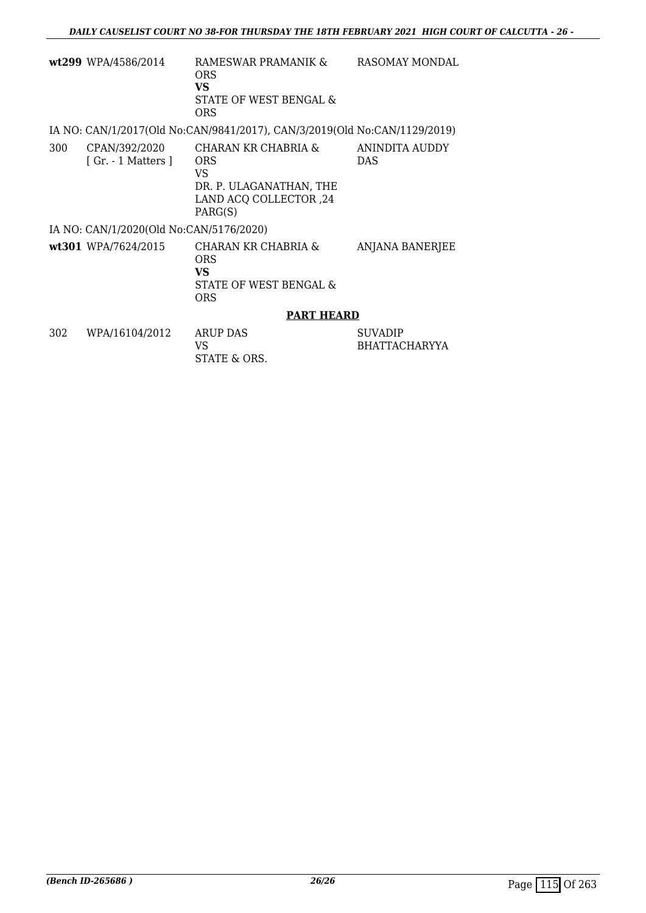| | | | |
|---|---|---|---|
| **wt299** | WPA/4586/2014 | RAMESWAR PRAMANIK & ORS<br>**VS**<br>STATE OF WEST BENGAL & ORS | RASOMAY MONDAL |

IA NO: CAN/1/2017(Old No:CAN/9841/2017), CAN/3/2019(Old No:CAN/1129/2019)

| | | | |
|---|---|---|---|
| 300 | CPAN/392/2020<br>[ Gr. - 1 Matters ] | CHARAN KR CHABRIA & ORS<br>VS<br>DR. P. ULAGANATHAN, THE LAND ACQ COLLECTOR ,24 PARG(S) | ANINDITA AUDDY DAS |

IA NO: CAN/1/2020(Old No:CAN/5176/2020)

| | | | |
|---|---|---|---|
| **wt301** | WPA/7624/2015 | CHARAN KR CHABRIA & ORS<br>**VS**<br>STATE OF WEST BENGAL & ORS | ANJANA BANERJEE |

**PART HEARD**

| | | | |
|---|---|---|---|
| 302 | WPA/16104/2012 | ARUP DAS<br>VS<br>STATE & ORS. | SUVADIP BHATTACHARYYA |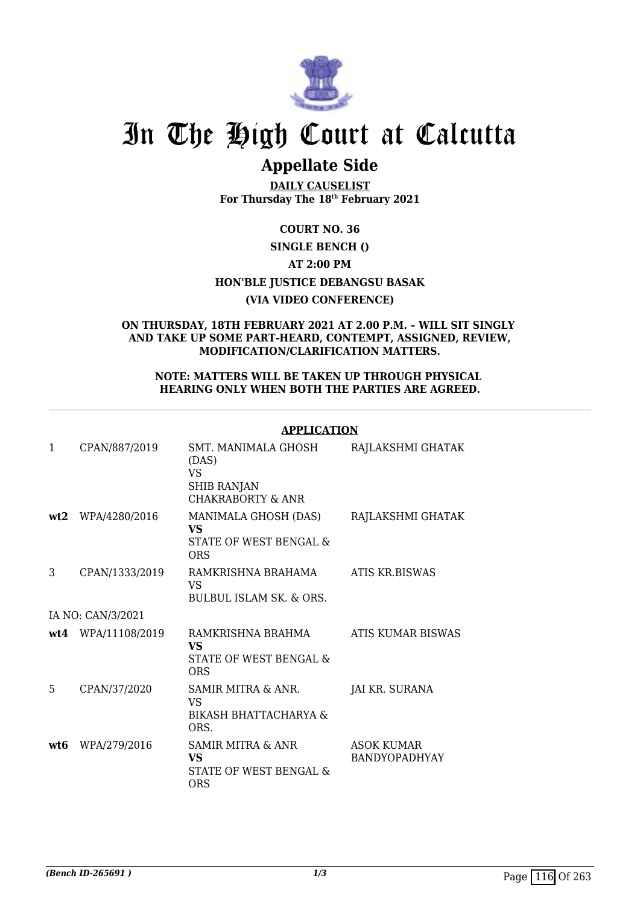# In The High Court at Calcutta

## Appellate Side

**DAILY CAUSELIST**
**For Thursday The 18th February 2021**

**COURT NO. 36**

**SINGLE BENCH ()**

**AT 2:00 PM**

**HON'BLE JUSTICE DEBANGSU BASAK**

**(VIA VIDEO CONFERENCE)**

**ON THURSDAY, 18TH FEBRUARY 2021 AT 2.00 P.M. – WILL SIT SINGLY AND TAKE UP SOME PART-HEARD, CONTEMPT, ASSIGNED, REVIEW, MODIFICATION/CLARIFICATION MATTERS.**

**NOTE: MATTERS WILL BE TAKEN UP THROUGH PHYSICAL HEARING ONLY WHEN BOTH THE PARTIES ARE AGREED.**

**APPLICATION**

| | | | |
|---|---|---|---|
| 1 | CPAN/887/2019 | SMT. MANIMALA GHOSH (DAS) VS SHIB RANJAN CHAKRABORTY & ANR | RAJLAKSHMI GHATAK |
| **wt2** | WPA/4280/2016 | MANIMALA GHOSH (DAS) **VS** STATE OF WEST BENGAL & ORS | RAJLAKSHMI GHATAK |
| 3 | CPAN/1333/2019 | RAMKRISHNA BRAHAMA VS BULBUL ISLAM SK. & ORS. | ATIS KR.BISWAS |
| IA NO: CAN/3/2021 | | | |
| **wt4** | WPA/11108/2019 | RAMKRISHNA BRAHMA **VS** STATE OF WEST BENGAL & ORS | ATIS KUMAR BISWAS |
| 5 | CPAN/37/2020 | SAMIR MITRA & ANR. VS BIKASH BHATTACHARYA & ORS. | JAI KR. SURANA |
| **wt6** | WPA/279/2016 | SAMIR MITRA & ANR **VS** STATE OF WEST BENGAL & ORS | ASOK KUMAR BANDYOPADHYAY |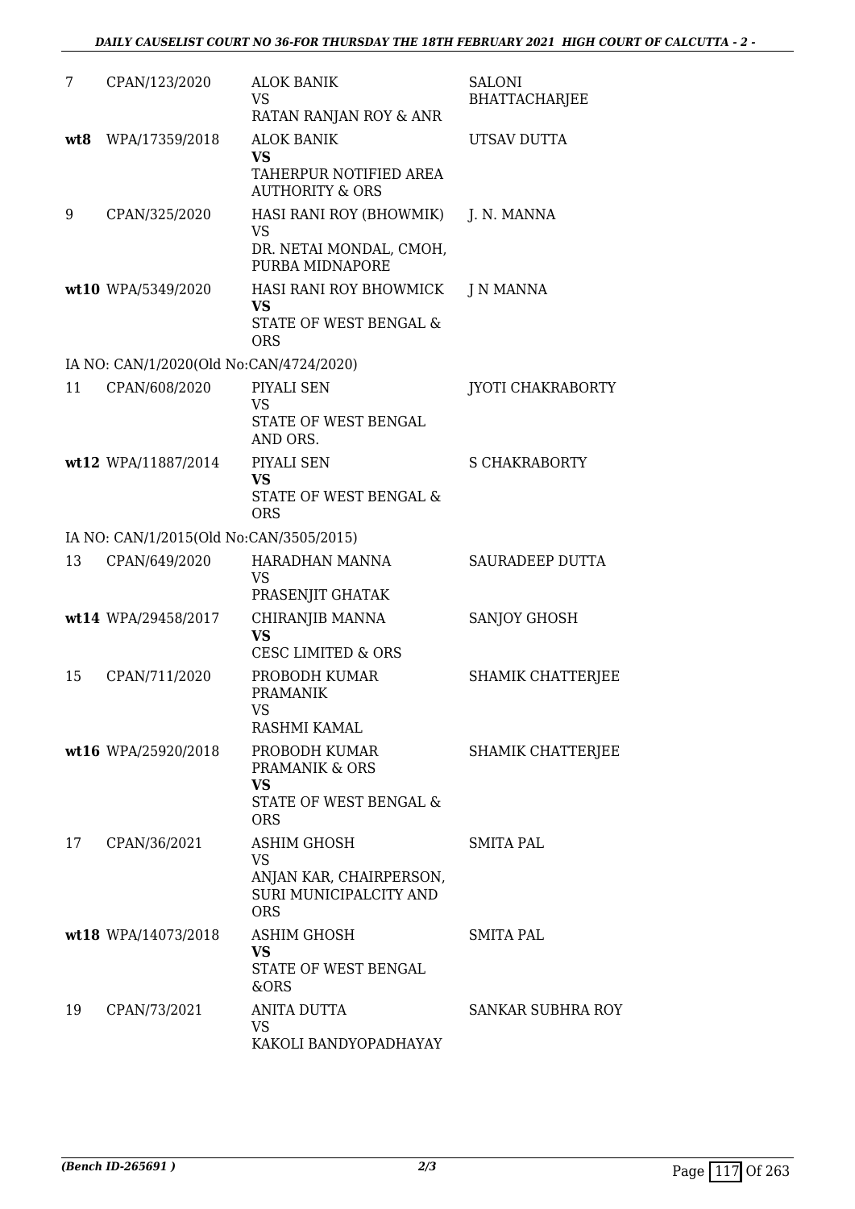| | | | |
|---|---|---|---|
| 7 | CPAN/123/2020 | ALOK BANIK<br>VS<br>RATAN RANJAN ROY & ANR | SALONI BHATTACHARJEE |
| **wt8** | WPA/17359/2018 | ALOK BANIK<br>**VS**<br>TAHERPUR NOTIFIED AREA AUTHORITY & ORS | UTSAV DUTTA |
| 9 | CPAN/325/2020 | HASI RANI ROY (BHOWMIK)<br>VS<br>DR. NETAI MONDAL, CMOH, PURBA MIDNAPORE | J. N. MANNA |
| **wt10** | WPA/5349/2020 | HASI RANI ROY BHOWMICK<br>**VS**<br>STATE OF WEST BENGAL & ORS | J N MANNA |
| | IA NO: CAN/1/2020(Old No:CAN/4724/2020) | | |
| 11 | CPAN/608/2020 | PIYALI SEN<br>VS<br>STATE OF WEST BENGAL AND ORS. | JYOTI CHAKRABORTY |
| **wt12** | WPA/11887/2014 | PIYALI SEN<br>**VS**<br>STATE OF WEST BENGAL & ORS | S CHAKRABORTY |
| | IA NO: CAN/1/2015(Old No:CAN/3505/2015) | | |
| 13 | CPAN/649/2020 | HARADHAN MANNA<br>VS<br>PRASENJIT GHATAK | SAURADEEP DUTTA |
| **wt14** | WPA/29458/2017 | CHIRANJIB MANNA<br>**VS**<br>CESC LIMITED & ORS | SANJOY GHOSH |
| 15 | CPAN/711/2020 | PROBODH KUMAR PRAMANIK<br>VS<br>RASHMI KAMAL | SHAMIK CHATTERJEE |
| **wt16** | WPA/25920/2018 | PROBODH KUMAR PRAMANIK & ORS<br>**VS**<br>STATE OF WEST BENGAL & ORS | SHAMIK CHATTERJEE |
| 17 | CPAN/36/2021 | ASHIM GHOSH<br>VS<br>ANJAN KAR, CHAIRPERSON, SURI MUNICIPALCITY AND ORS | SMITA PAL |
| **wt18** | WPA/14073/2018 | ASHIM GHOSH<br>**VS**<br>STATE OF WEST BENGAL &ORS | SMITA PAL |
| 19 | CPAN/73/2021 | ANITA DUTTA<br>VS<br>KAKOLI BANDYOPADHAYAY | SANKAR SUBHRA ROY |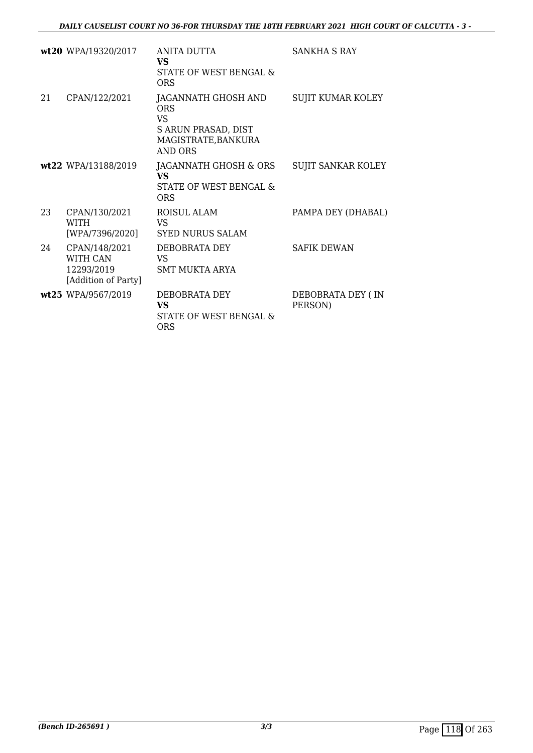| | | | |
|---|---|---|---|
| **wt20** | WPA/19320/2017 | ANITA DUTTA<br>**VS**<br>STATE OF WEST BENGAL & ORS | SANKHA S RAY |
| 21 | CPAN/122/2021 | JAGANNATH GHOSH AND ORS<br>VS<br>S ARUN PRASAD, DIST MAGISTRATE,BANKURA AND ORS | SUJIT KUMAR KOLEY |
| **wt22** | WPA/13188/2019 | JAGANNATH GHOSH & ORS<br>**VS**<br>STATE OF WEST BENGAL & ORS | SUJIT SANKAR KOLEY |
| 23 | CPAN/130/2021 WITH [WPA/7396/2020] | ROISUL ALAM<br>VS<br>SYED NURUS SALAM | PAMPA DEY (DHABAL) |
| 24 | CPAN/148/2021 WITH CAN 12293/2019 [Addition of Party] | DEBOBRATA DEY<br>VS<br>SMT MUKTA ARYA | SAFIK DEWAN |
| **wt25** | WPA/9567/2019 | DEBOBRATA DEY<br>**VS**<br>STATE OF WEST BENGAL & ORS | DEBOBRATA DEY ( IN PERSON) |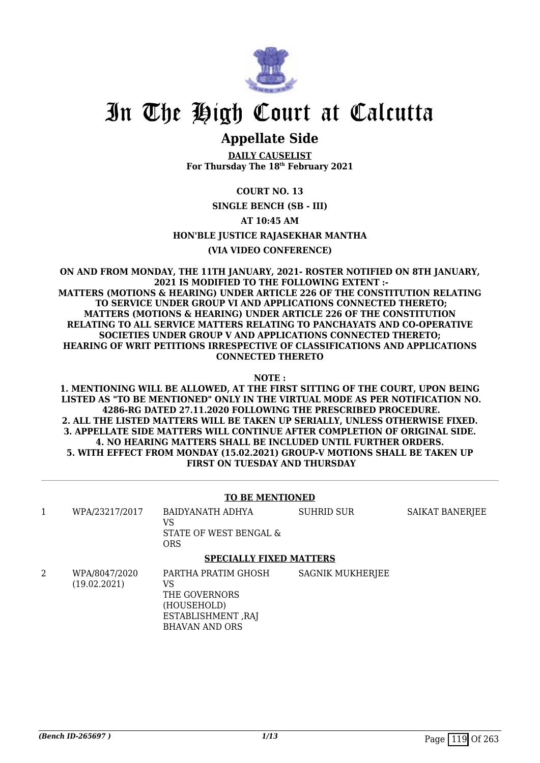# In The High Court at Calcutta

## Appellate Side

**DAILY CAUSELIST**
**For Thursday The 18th February 2021**

**COURT NO. 13**

**SINGLE BENCH (SB - III)**

**AT 10:45 AM**

**HON'BLE JUSTICE RAJASEKHAR MANTHA**

**(VIA VIDEO CONFERENCE)**

**ON AND FROM MONDAY, THE 11TH JANUARY, 2021- ROSTER NOTIFIED ON 8TH JANUARY, 2021 IS MODIFIED TO THE FOLLOWING EXTENT :-**
**MATTERS (MOTIONS & HEARING) UNDER ARTICLE 226 OF THE CONSTITUTION RELATING TO SERVICE UNDER GROUP VI AND APPLICATIONS CONNECTED THERETO;**
**MATTERS (MOTIONS & HEARING) UNDER ARTICLE 226 OF THE CONSTITUTION RELATING TO ALL SERVICE MATTERS RELATING TO PANCHAYATS AND CO-OPERATIVE SOCIETIES UNDER GROUP V AND APPLICATIONS CONNECTED THERETO;**
**HEARING OF WRIT PETITIONS IRRESPECTIVE OF CLASSIFICATIONS AND APPLICATIONS CONNECTED THERETO**

**NOTE :**

**1. MENTIONING WILL BE ALLOWED, AT THE FIRST SITTING OF THE COURT, UPON BEING LISTED AS "TO BE MENTIONED" ONLY IN THE VIRTUAL MODE AS PER NOTIFICATION NO. 4286-RG DATED 27.11.2020 FOLLOWING THE PRESCRIBED PROCEDURE.**
**2. ALL THE LISTED MATTERS WILL BE TAKEN UP SERIALLY, UNLESS OTHERWISE FIXED.**
**3. APPELLATE SIDE MATTERS WILL CONTINUE AFTER COMPLETION OF ORIGINAL SIDE.**
**4. NO HEARING MATTERS SHALL BE INCLUDED UNTIL FURTHER ORDERS.**
**5. WITH EFFECT FROM MONDAY (15.02.2021) GROUP-V MOTIONS SHALL BE TAKEN UP FIRST ON TUESDAY AND THURSDAY**

**TO BE MENTIONED**

| | | | | |
|---|---|---|---|---|
| 1 | WPA/23217/2017 | BAIDYANATH ADHYA<br>VS<br>STATE OF WEST BENGAL & ORS | SUHRID SUR | SAIKAT BANERJEE |

**SPECIALLY FIXED MATTERS**

| | | | | |
|---|---|---|---|---|
| 2 | WPA/8047/2020<br>(19.02.2021) | PARTHA PRATIM GHOSH<br>VS<br>THE GOVERNORS (HOUSEHOLD) ESTABLISHMENT ,RAJ BHAVAN AND ORS | SAGNIK MUKHERJEE | |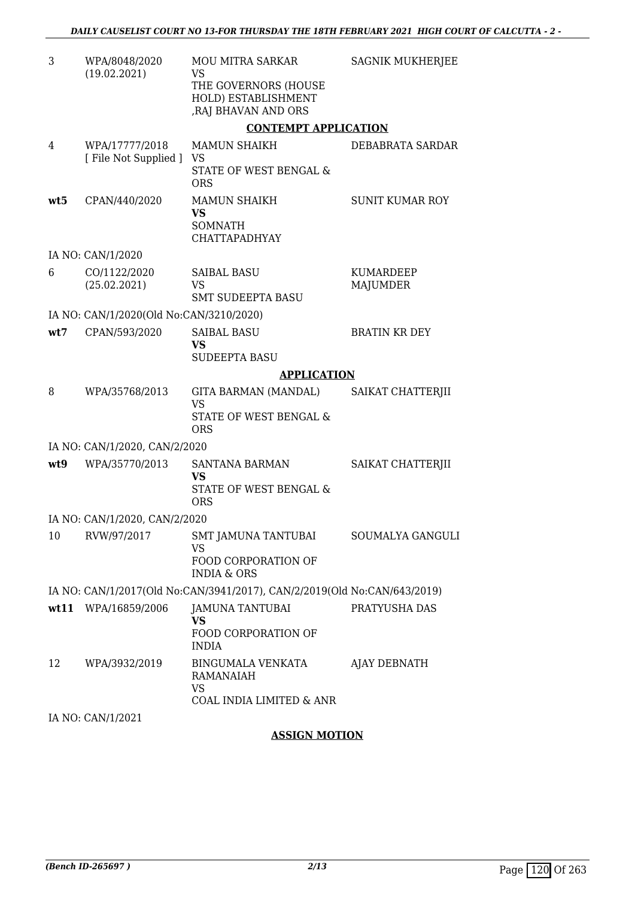| | | | |
|---|---|---|---|
| 3 | WPA/8048/2020 (19.02.2021) | MOU MITRA SARKAR VS THE GOVERNORS (HOUSE HOLD) ESTABLISHMENT ,RAJ BHAVAN AND ORS | SAGNIK MUKHERJEE |

**CONTEMPT APPLICATION**

| | | | |
|---|---|---|---|
| 4 | WPA/17777/2018 [ File Not Supplied ] | MAMUN SHAIKH VS STATE OF WEST BENGAL & ORS | DEBABRATA SARDAR |
| **wt5** | CPAN/440/2020 | MAMUN SHAIKH **VS** SOMNATH CHATTAPADHYAY | SUNIT KUMAR ROY |

IA NO: CAN/1/2020

| | | | |
|---|---|---|---|
| 6 | CO/1122/2020 (25.02.2021) | SAIBAL BASU VS SMT SUDEEPTA BASU | KUMARDEEP MAJUMDER |

IA NO: CAN/1/2020(Old No:CAN/3210/2020)

| | | | |
|---|---|---|---|
| **wt7** | CPAN/593/2020 | SAIBAL BASU **VS** SUDEEPTA BASU | BRATIN KR DEY |

**APPLICATION**

| | | | |
|---|---|---|---|
| 8 | WPA/35768/2013 | GITA BARMAN (MANDAL) VS STATE OF WEST BENGAL & ORS | SAIKAT CHATTERJII |

IA NO: CAN/1/2020, CAN/2/2020

| | | | |
|---|---|---|---|
| **wt9** | WPA/35770/2013 | SANTANA BARMAN **VS** STATE OF WEST BENGAL & ORS | SAIKAT CHATTERJII |

IA NO: CAN/1/2020, CAN/2/2020

| | | | |
|---|---|---|---|
| 10 | RVW/97/2017 | SMT JAMUNA TANTUBAI VS FOOD CORPORATION OF INDIA & ORS | SOUMALYA GANGULI |

IA NO: CAN/1/2017(Old No:CAN/3941/2017), CAN/2/2019(Old No:CAN/643/2019)

| | | | |
|---|---|---|---|
| **wt11** | WPA/16859/2006 | JAMUNA TANTUBAI **VS** FOOD CORPORATION OF INDIA | PRATYUSHA DAS |
| 12 | WPA/3932/2019 | BINGUMALA VENKATA RAMANAIAH VS COAL INDIA LIMITED & ANR | AJAY DEBNATH |

IA NO: CAN/1/2021

**ASSIGN MOTION**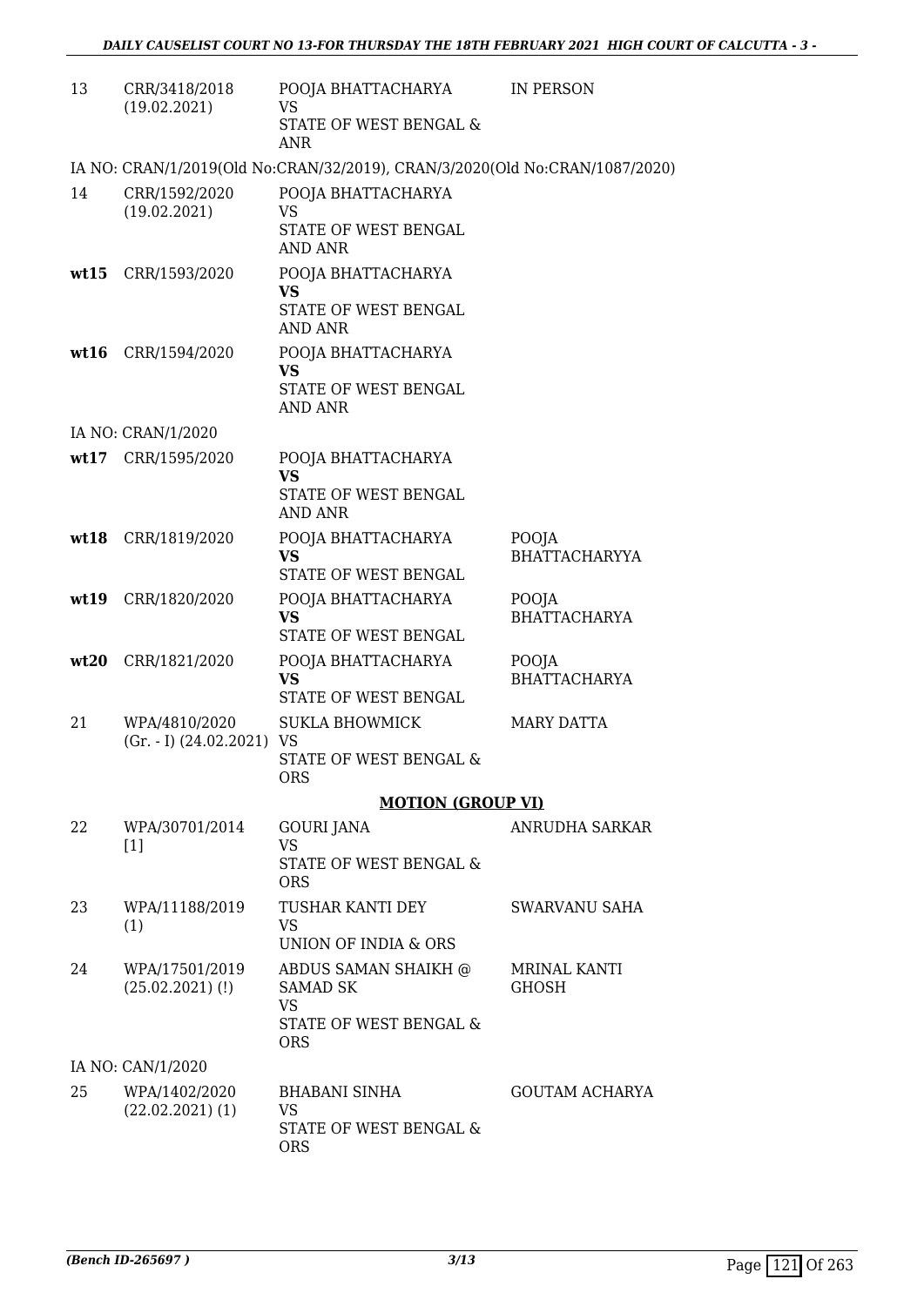| | | | |
|---|---|---|---|
| 13 | CRR/3418/2018 (19.02.2021) | POOJA BHATTACHARYA VS STATE OF WEST BENGAL & ANR | IN PERSON |

IA NO: CRAN/1/2019(Old No:CRAN/32/2019), CRAN/3/2020(Old No:CRAN/1087/2020)

| | | | |
|---|---|---|---|
| 14 | CRR/1592/2020 (19.02.2021) | POOJA BHATTACHARYA VS STATE OF WEST BENGAL AND ANR | |
| **wt15** | CRR/1593/2020 | POOJA BHATTACHARYA **VS** STATE OF WEST BENGAL AND ANR | |
| **wt16** | CRR/1594/2020 | POOJA BHATTACHARYA **VS** STATE OF WEST BENGAL AND ANR | |

IA NO: CRAN/1/2020

| | | | |
|---|---|---|---|
| **wt17** | CRR/1595/2020 | POOJA BHATTACHARYA **VS** STATE OF WEST BENGAL AND ANR | |
| **wt18** | CRR/1819/2020 | POOJA BHATTACHARYA **VS** STATE OF WEST BENGAL | POOJA BHATTACHARYYA |
| **wt19** | CRR/1820/2020 | POOJA BHATTACHARYA **VS** STATE OF WEST BENGAL | POOJA BHATTACHARYA |
| **wt20** | CRR/1821/2020 | POOJA BHATTACHARYA **VS** STATE OF WEST BENGAL | POOJA BHATTACHARYA |
| 21 | WPA/4810/2020 (Gr. - I) (24.02.2021) | SUKLA BHOWMICK VS STATE OF WEST BENGAL & ORS | MARY DATTA |

**MOTION (GROUP VI)**

| | | | |
|---|---|---|---|
| 22 | WPA/30701/2014 [1] | GOURI JANA VS STATE OF WEST BENGAL & ORS | ANRUDHA SARKAR |
| 23 | WPA/11188/2019 (1) | TUSHAR KANTI DEY VS UNION OF INDIA & ORS | SWARVANU SAHA |
| 24 | WPA/17501/2019 (25.02.2021) (!) | ABDUS SAMAN SHAIKH @ SAMAD SK VS STATE OF WEST BENGAL & ORS | MRINAL KANTI GHOSH |

IA NO: CAN/1/2020

| | | | |
|---|---|---|---|
| 25 | WPA/1402/2020 (22.02.2021) (1) | BHABANI SINHA VS STATE OF WEST BENGAL & ORS | GOUTAM ACHARYA |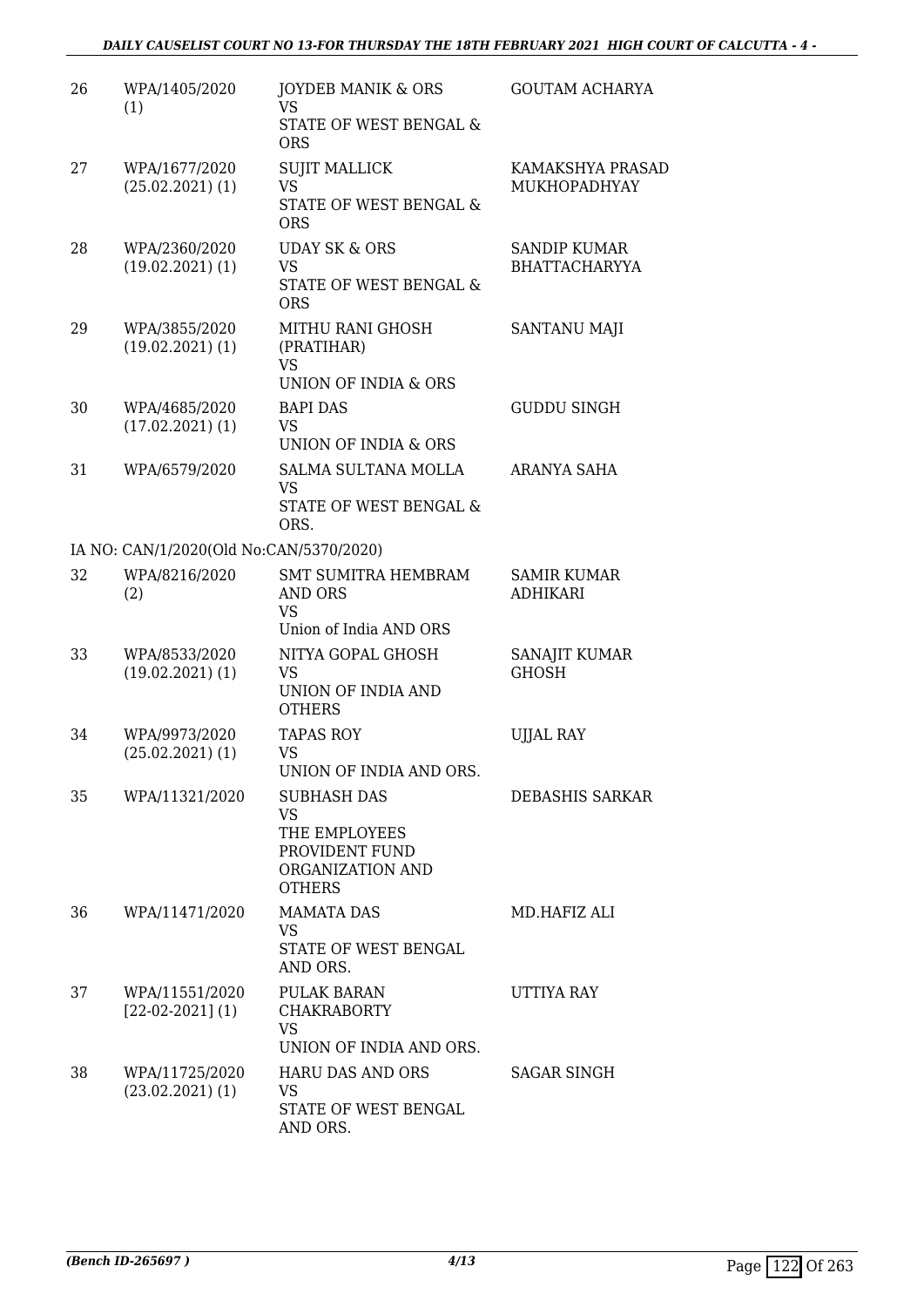| | | | |
|---|---|---|---|
| 26 | WPA/1405/2020 (1) | JOYDEB MANIK & ORS VS STATE OF WEST BENGAL & ORS | GOUTAM ACHARYA |
| 27 | WPA/1677/2020 (25.02.2021) (1) | SUJIT MALLICK VS STATE OF WEST BENGAL & ORS | KAMAKSHYA PRASAD MUKHOPADHYAY |
| 28 | WPA/2360/2020 (19.02.2021) (1) | UDAY SK & ORS VS STATE OF WEST BENGAL & ORS | SANDIP KUMAR BHATTACHARYYA |
| 29 | WPA/3855/2020 (19.02.2021) (1) | MITHU RANI GHOSH (PRATIHAR) VS UNION OF INDIA & ORS | SANTANU MAJI |
| 30 | WPA/4685/2020 (17.02.2021) (1) | BAPI DAS VS UNION OF INDIA & ORS | GUDDU SINGH |
| 31 | WPA/6579/2020 | SALMA SULTANA MOLLA VS STATE OF WEST BENGAL & ORS. | ARANYA SAHA |

IA NO: CAN/1/2020(Old No:CAN/5370/2020)

| | | | |
|---|---|---|---|
| 32 | WPA/8216/2020 (2) | SMT SUMITRA HEMBRAM AND ORS VS Union of India AND ORS | SAMIR KUMAR ADHIKARI |
| 33 | WPA/8533/2020 (19.02.2021) (1) | NITYA GOPAL GHOSH VS UNION OF INDIA AND OTHERS | SANAJIT KUMAR GHOSH |
| 34 | WPA/9973/2020 (25.02.2021) (1) | TAPAS ROY VS UNION OF INDIA AND ORS. | UJJAL RAY |
| 35 | WPA/11321/2020 | SUBHASH DAS VS THE EMPLOYEES PROVIDENT FUND ORGANIZATION AND OTHERS | DEBASHIS SARKAR |
| 36 | WPA/11471/2020 | MAMATA DAS VS STATE OF WEST BENGAL AND ORS. | MD.HAFIZ ALI |
| 37 | WPA/11551/2020 [22-02-2021] (1) | PULAK BARAN CHAKRABORTY VS UNION OF INDIA AND ORS. | UTTIYA RAY |
| 38 | WPA/11725/2020 (23.02.2021) (1) | HARU DAS AND ORS VS STATE OF WEST BENGAL AND ORS. | SAGAR SINGH |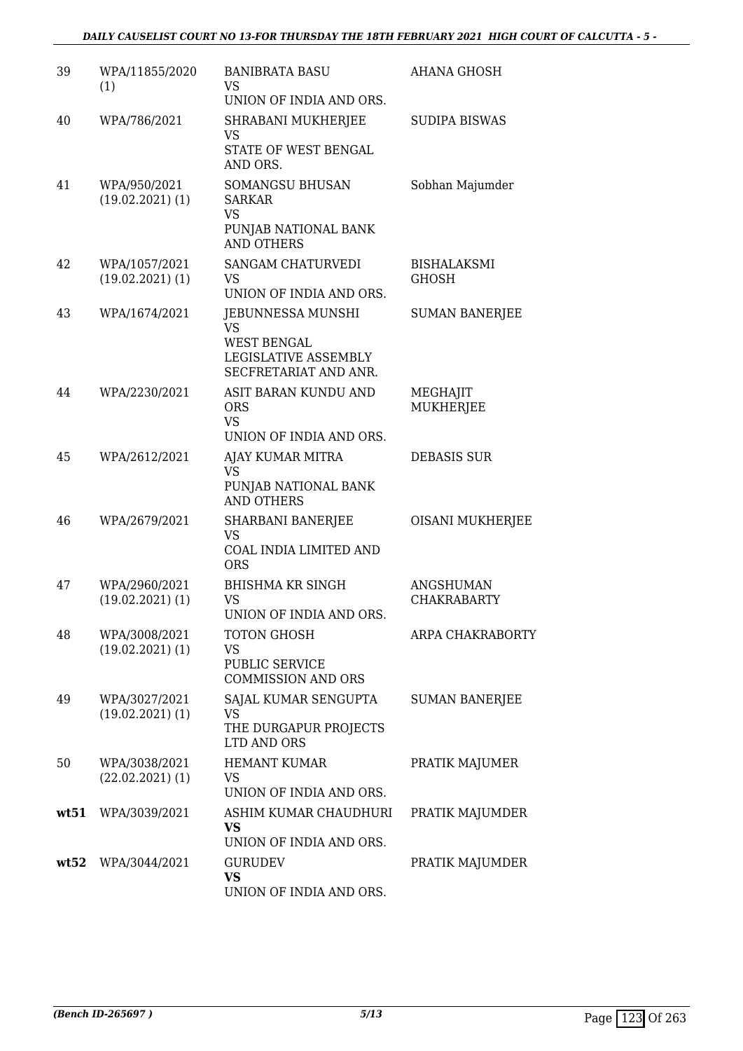| | | | |
|---|---|---|---|
| 39 | WPA/11855/2020 (1) | BANIBRATA BASU<br>VS<br>UNION OF INDIA AND ORS. | AHANA GHOSH |
| 40 | WPA/786/2021 | SHRABANI MUKHERJEE<br>VS<br>STATE OF WEST BENGAL AND ORS. | SUDIPA BISWAS |
| 41 | WPA/950/2021 (19.02.2021) (1) | SOMANGSU BHUSAN SARKAR<br>VS<br>PUNJAB NATIONAL BANK AND OTHERS | Sobhan Majumder |
| 42 | WPA/1057/2021 (19.02.2021) (1) | SANGAM CHATURVEDI<br>VS<br>UNION OF INDIA AND ORS. | BISHALAKSMI GHOSH |
| 43 | WPA/1674/2021 | JEBUNNESSA MUNSHI<br>VS<br>WEST BENGAL LEGISLATIVE ASSEMBLY SECFRETARIAT AND ANR. | SUMAN BANERJEE |
| 44 | WPA/2230/2021 | ASIT BARAN KUNDU AND ORS<br>VS<br>UNION OF INDIA AND ORS. | MEGHAJIT MUKHERJEE |
| 45 | WPA/2612/2021 | AJAY KUMAR MITRA<br>VS<br>PUNJAB NATIONAL BANK AND OTHERS | DEBASIS SUR |
| 46 | WPA/2679/2021 | SHARBANI BANERJEE<br>VS<br>COAL INDIA LIMITED AND ORS | OISANI MUKHERJEE |
| 47 | WPA/2960/2021 (19.02.2021) (1) | BHISHMA KR SINGH<br>VS<br>UNION OF INDIA AND ORS. | ANGSHUMAN CHAKRABARTY |
| 48 | WPA/3008/2021 (19.02.2021) (1) | TOTON GHOSH<br>VS<br>PUBLIC SERVICE COMMISSION AND ORS | ARPA CHAKRABORTY |
| 49 | WPA/3027/2021 (19.02.2021) (1) | SAJAL KUMAR SENGUPTA<br>VS<br>THE DURGAPUR PROJECTS LTD AND ORS | SUMAN BANERJEE |
| 50 | WPA/3038/2021 (22.02.2021) (1) | HEMANT KUMAR<br>VS<br>UNION OF INDIA AND ORS. | PRATIK MAJUMER |
| **wt51** | WPA/3039/2021 | ASHIM KUMAR CHAUDHURI<br>**VS**<br>UNION OF INDIA AND ORS. | PRATIK MAJUMDER |
| **wt52** | WPA/3044/2021 | GURUDEV<br>**VS**<br>UNION OF INDIA AND ORS. | PRATIK MAJUMDER |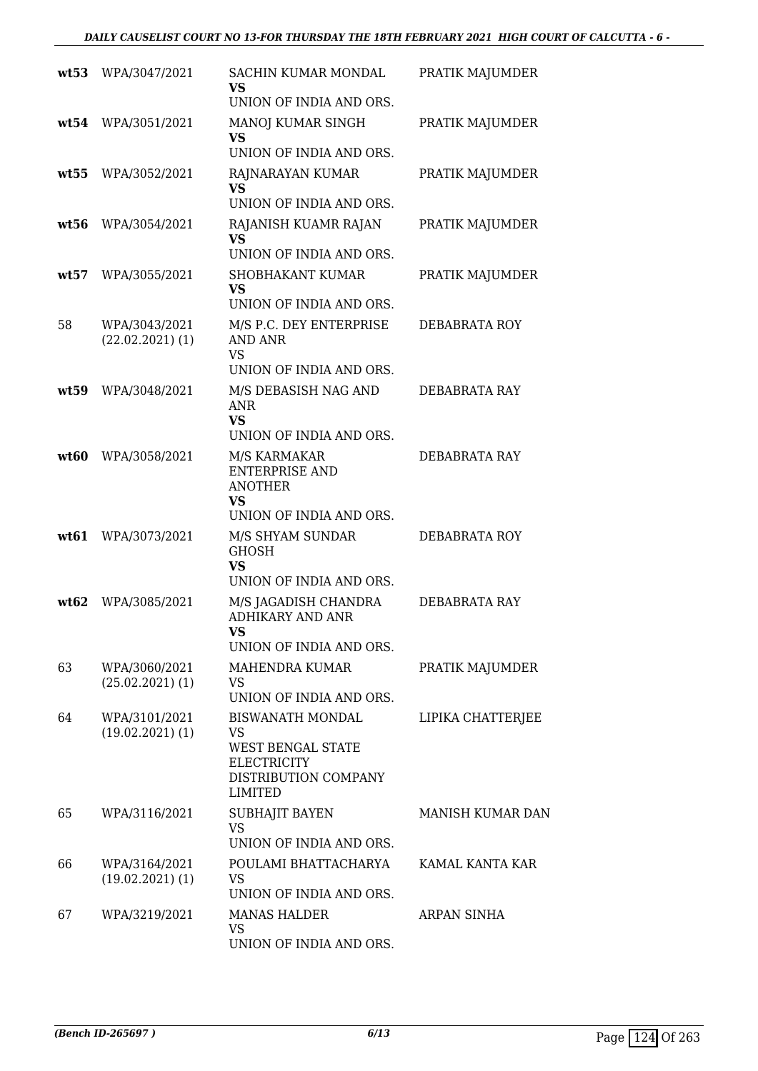| | | | |
|---|---|---|---|
| **wt53** | WPA/3047/2021 | SACHIN KUMAR MONDAL<br>**VS**<br>UNION OF INDIA AND ORS. | PRATIK MAJUMDER |
| **wt54** | WPA/3051/2021 | MANOJ KUMAR SINGH<br>**VS**<br>UNION OF INDIA AND ORS. | PRATIK MAJUMDER |
| **wt55** | WPA/3052/2021 | RAJNARAYAN KUMAR<br>**VS**<br>UNION OF INDIA AND ORS. | PRATIK MAJUMDER |
| **wt56** | WPA/3054/2021 | RAJANISH KUAMR RAJAN<br>**VS**<br>UNION OF INDIA AND ORS. | PRATIK MAJUMDER |
| **wt57** | WPA/3055/2021 | SHOBHAKANT KUMAR<br>**VS**<br>UNION OF INDIA AND ORS. | PRATIK MAJUMDER |
| 58 | WPA/3043/2021<br>(22.02.2021) (1) | M/S P.C. DEY ENTERPRISE AND ANR<br>VS<br>UNION OF INDIA AND ORS. | DEBABRATA ROY |
| **wt59** | WPA/3048/2021 | M/S DEBASISH NAG AND ANR<br>**VS**<br>UNION OF INDIA AND ORS. | DEBABRATA RAY |
| **wt60** | WPA/3058/2021 | M/S KARMAKAR ENTERPRISE AND ANOTHER<br>**VS**<br>UNION OF INDIA AND ORS. | DEBABRATA RAY |
| **wt61** | WPA/3073/2021 | M/S SHYAM SUNDAR GHOSH<br>**VS**<br>UNION OF INDIA AND ORS. | DEBABRATA ROY |
| **wt62** | WPA/3085/2021 | M/S JAGADISH CHANDRA ADHIKARY AND ANR<br>**VS**<br>UNION OF INDIA AND ORS. | DEBABRATA RAY |
| 63 | WPA/3060/2021<br>(25.02.2021) (1) | MAHENDRA KUMAR<br>VS<br>UNION OF INDIA AND ORS. | PRATIK MAJUMDER |
| 64 | WPA/3101/2021<br>(19.02.2021) (1) | BISWANATH MONDAL<br>VS<br>WEST BENGAL STATE ELECTRICITY DISTRIBUTION COMPANY LIMITED | LIPIKA CHATTERJEE |
| 65 | WPA/3116/2021 | SUBHAJIT BAYEN<br>VS<br>UNION OF INDIA AND ORS. | MANISH KUMAR DAN |
| 66 | WPA/3164/2021<br>(19.02.2021) (1) | POULAMI BHATTACHARYA<br>VS<br>UNION OF INDIA AND ORS. | KAMAL KANTA KAR |
| 67 | WPA/3219/2021 | MANAS HALDER<br>VS<br>UNION OF INDIA AND ORS. | ARPAN SINHA |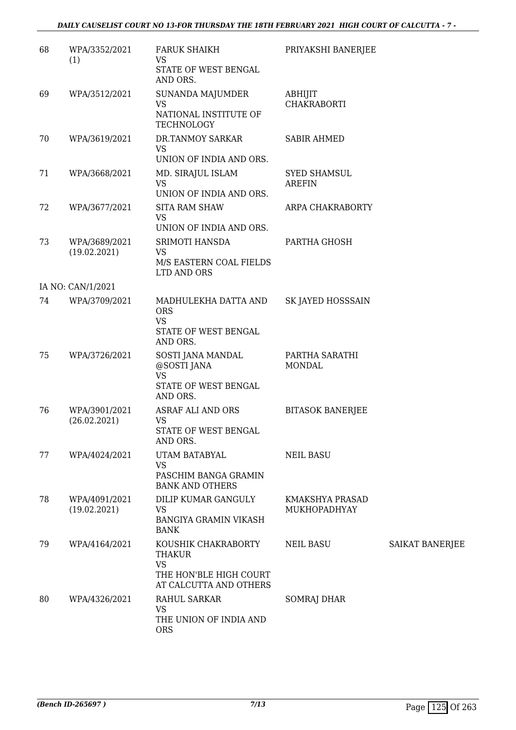| 68 | WPA/3352/2021 (1) | FARUK SHAIKH VS STATE OF WEST BENGAL AND ORS. | PRIYAKSHI BANERJEE | |
|---|---|---|---|---|
| 69 | WPA/3512/2021 | SUNANDA MAJUMDER VS NATIONAL INSTITUTE OF TECHNOLOGY | ABHIJIT CHAKRABORTI | |
| 70 | WPA/3619/2021 | DR.TANMOY SARKAR VS UNION OF INDIA AND ORS. | SABIR AHMED | |
| 71 | WPA/3668/2021 | MD. SIRAJUL ISLAM VS UNION OF INDIA AND ORS. | SYED SHAMSUL AREFIN | |
| 72 | WPA/3677/2021 | SITA RAM SHAW VS UNION OF INDIA AND ORS. | ARPA CHAKRABORTY | |
| 73 | WPA/3689/2021 (19.02.2021) | SRIMOTI HANSDA VS M/S EASTERN COAL FIELDS LTD AND ORS | PARTHA GHOSH | |
| | IA NO: CAN/1/2021 | | | |
| 74 | WPA/3709/2021 | MADHULEKHA DATTA AND ORS VS STATE OF WEST BENGAL AND ORS. | SK JAYED HOSSSAIN | |
| 75 | WPA/3726/2021 | SOSTI JANA MANDAL @SOSTI JANA VS STATE OF WEST BENGAL AND ORS. | PARTHA SARATHI MONDAL | |
| 76 | WPA/3901/2021 (26.02.2021) | ASRAF ALI AND ORS VS STATE OF WEST BENGAL AND ORS. | BITASOK BANERJEE | |
| 77 | WPA/4024/2021 | UTAM BATABYAL VS PASCHIM BANGA GRAMIN BANK AND OTHERS | NEIL BASU | |
| 78 | WPA/4091/2021 (19.02.2021) | DILIP KUMAR GANGULY VS BANGIYA GRAMIN VIKASH BANK | KMAKSHYA PRASAD MUKHOPADHYAY | |
| 79 | WPA/4164/2021 | KOUSHIK CHAKRABORTY THAKUR VS THE HON'BLE HIGH COURT AT CALCUTTA AND OTHERS | NEIL BASU | SAIKAT BANERJEE |
| 80 | WPA/4326/2021 | RAHUL SARKAR VS THE UNION OF INDIA AND ORS | SOMRAJ DHAR | |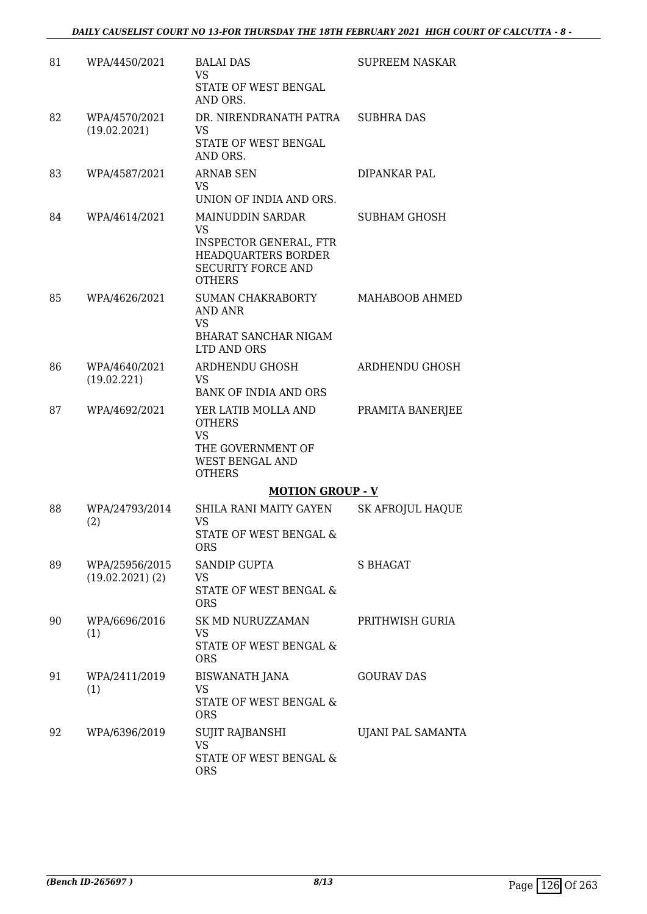| | | | |
|---|---|---|---|
| 81 | WPA/4450/2021 | BALAI DAS<br>VS<br>STATE OF WEST BENGAL AND ORS. | SUPREEM NASKAR |
| 82 | WPA/4570/2021<br>(19.02.2021) | DR. NIRENDRANATH PATRA<br>VS<br>STATE OF WEST BENGAL AND ORS. | SUBHRA DAS |
| 83 | WPA/4587/2021 | ARNAB SEN<br>VS<br>UNION OF INDIA AND ORS. | DIPANKAR PAL |
| 84 | WPA/4614/2021 | MAINUDDIN SARDAR<br>VS<br>INSPECTOR GENERAL, FTR HEADQUARTERS BORDER SECURITY FORCE AND OTHERS | SUBHAM GHOSH |
| 85 | WPA/4626/2021 | SUMAN CHAKRABORTY AND ANR<br>VS<br>BHARAT SANCHAR NIGAM LTD AND ORS | MAHABOOB AHMED |
| 86 | WPA/4640/2021<br>(19.02.221) | ARDHENDU GHOSH<br>VS<br>BANK OF INDIA AND ORS | ARDHENDU GHOSH |
| 87 | WPA/4692/2021 | YER LATIB MOLLA AND OTHERS<br>VS<br>THE GOVERNMENT OF WEST BENGAL AND OTHERS | PRAMITA BANERJEE |

**MOTION GROUP - V**

| | | | |
|---|---|---|---|
| 88 | WPA/24793/2014<br>(2) | SHILA RANI MAITY GAYEN<br>VS<br>STATE OF WEST BENGAL & ORS | SK AFROJUL HAQUE |
| 89 | WPA/25956/2015<br>(19.02.2021) (2) | SANDIP GUPTA<br>VS<br>STATE OF WEST BENGAL & ORS | S BHAGAT |
| 90 | WPA/6696/2016<br>(1) | SK MD NURUZZAMAN<br>VS<br>STATE OF WEST BENGAL & ORS | PRITHWISH GURIA |
| 91 | WPA/2411/2019<br>(1) | BISWANATH JANA<br>VS<br>STATE OF WEST BENGAL & ORS | GOURAV DAS |
| 92 | WPA/6396/2019 | SUJIT RAJBANSHI<br>VS<br>STATE OF WEST BENGAL & ORS | UJANI PAL SAMANTA |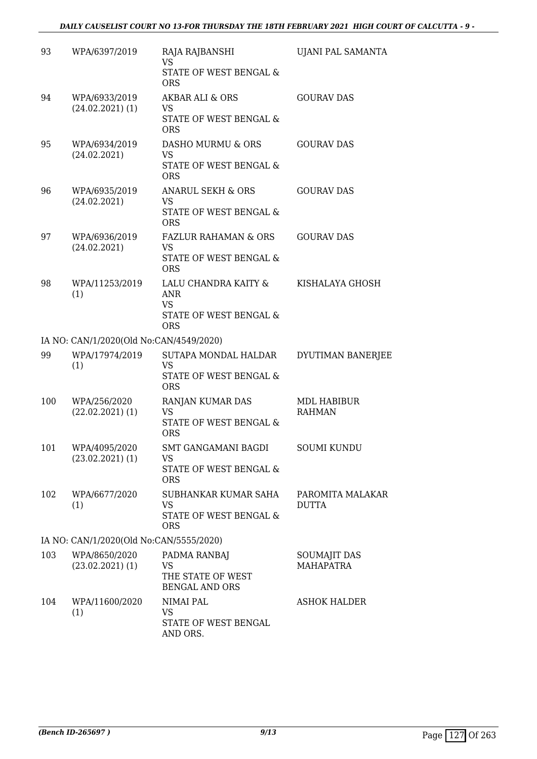| 93 | WPA/6397/2019 | RAJA RAJBANSHI<br>VS<br>STATE OF WEST BENGAL & ORS | UJANI PAL SAMANTA |
|---|---|---|---|
| 94 | WPA/6933/2019<br>(24.02.2021) (1) | AKBAR ALI & ORS<br>VS<br>STATE OF WEST BENGAL & ORS | GOURAV DAS |
| 95 | WPA/6934/2019<br>(24.02.2021) | DASHO MURMU & ORS<br>VS<br>STATE OF WEST BENGAL & ORS | GOURAV DAS |
| 96 | WPA/6935/2019<br>(24.02.2021) | ANARUL SEKH & ORS<br>VS<br>STATE OF WEST BENGAL & ORS | GOURAV DAS |
| 97 | WPA/6936/2019<br>(24.02.2021) | FAZLUR RAHAMAN & ORS<br>VS<br>STATE OF WEST BENGAL & ORS | GOURAV DAS |
| 98 | WPA/11253/2019<br>(1) | LALU CHANDRA KAITY & ANR<br>VS<br>STATE OF WEST BENGAL & ORS | KISHALAYA GHOSH |
| | IA NO: CAN/1/2020(Old No:CAN/4549/2020) | | |
| 99 | WPA/17974/2019<br>(1) | SUTAPA MONDAL HALDAR<br>VS<br>STATE OF WEST BENGAL & ORS | DYUTIMAN BANERJEE |
| 100 | WPA/256/2020<br>(22.02.2021) (1) | RANJAN KUMAR DAS<br>VS<br>STATE OF WEST BENGAL & ORS | MDL HABIBUR RAHMAN |
| 101 | WPA/4095/2020<br>(23.02.2021) (1) | SMT GANGAMANI BAGDI<br>VS<br>STATE OF WEST BENGAL & ORS | SOUMI KUNDU |
| 102 | WPA/6677/2020<br>(1) | SUBHANKAR KUMAR SAHA<br>VS<br>STATE OF WEST BENGAL & ORS | PAROMITA MALAKAR DUTTA |
| | IA NO: CAN/1/2020(Old No:CAN/5555/2020) | | |
| 103 | WPA/8650/2020<br>(23.02.2021) (1) | PADMA RANBAJ<br>VS<br>THE STATE OF WEST BENGAL AND ORS | SOUMAJIT DAS MAHAPATRA |
| 104 | WPA/11600/2020<br>(1) | NIMAI PAL<br>VS<br>STATE OF WEST BENGAL AND ORS. | ASHOK HALDER |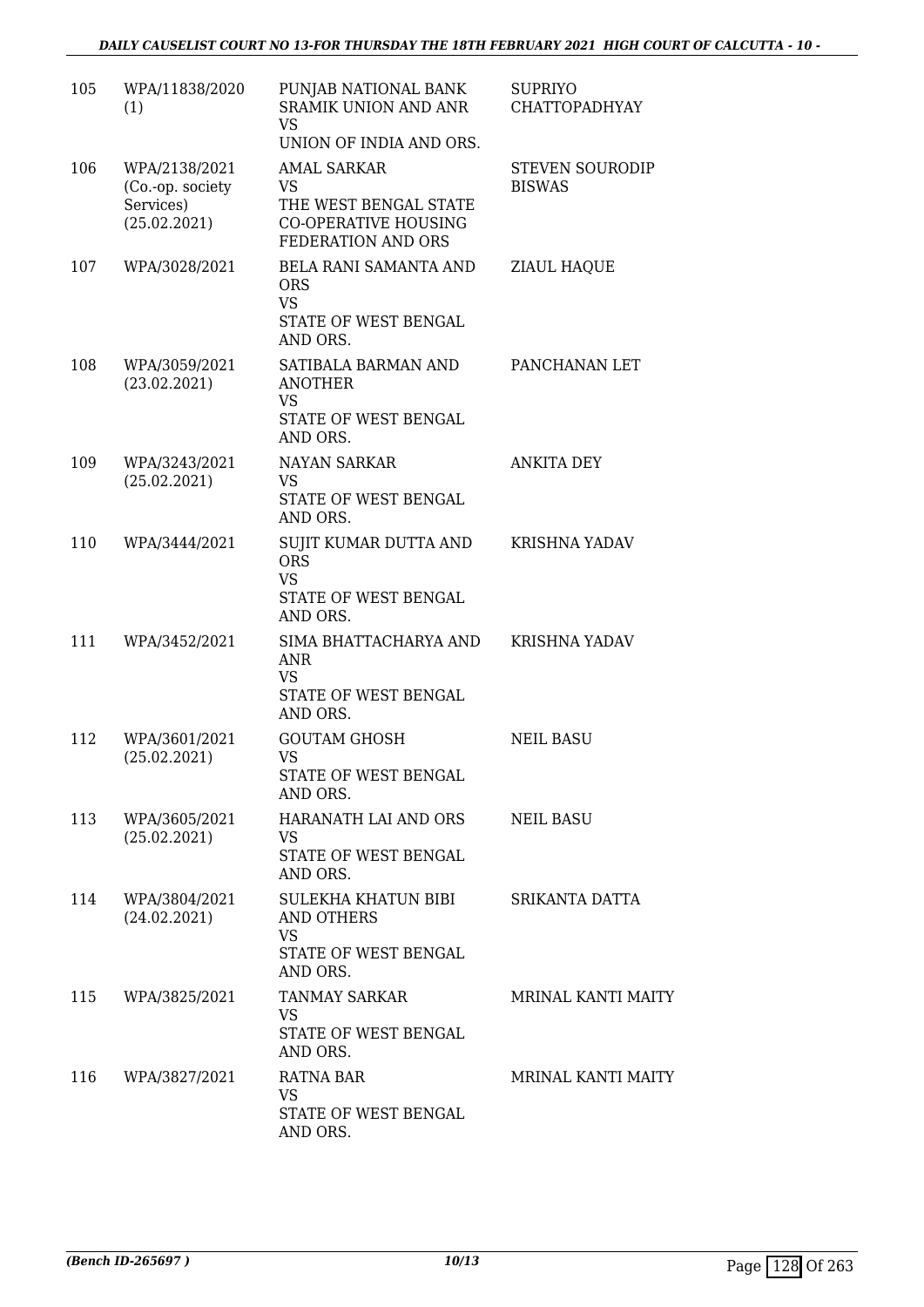| | | | |
|---|---|---|---|
| 105 | WPA/11838/2020 (1) | PUNJAB NATIONAL BANK SRAMIK UNION AND ANR VS UNION OF INDIA AND ORS. | SUPRIYO CHATTOPADHYAY |
| 106 | WPA/2138/2021 (Co.-op. society Services) (25.02.2021) | AMAL SARKAR VS THE WEST BENGAL STATE CO-OPERATIVE HOUSING FEDERATION AND ORS | STEVEN SOURODIP BISWAS |
| 107 | WPA/3028/2021 | BELA RANI SAMANTA AND ORS VS STATE OF WEST BENGAL AND ORS. | ZIAUL HAQUE |
| 108 | WPA/3059/2021 (23.02.2021) | SATIBALA BARMAN AND ANOTHER VS STATE OF WEST BENGAL AND ORS. | PANCHANAN LET |
| 109 | WPA/3243/2021 (25.02.2021) | NAYAN SARKAR VS STATE OF WEST BENGAL AND ORS. | ANKITA DEY |
| 110 | WPA/3444/2021 | SUJIT KUMAR DUTTA AND ORS VS STATE OF WEST BENGAL AND ORS. | KRISHNA YADAV |
| 111 | WPA/3452/2021 | SIMA BHATTACHARYA AND ANR VS STATE OF WEST BENGAL AND ORS. | KRISHNA YADAV |
| 112 | WPA/3601/2021 (25.02.2021) | GOUTAM GHOSH VS STATE OF WEST BENGAL AND ORS. | NEIL BASU |
| 113 | WPA/3605/2021 (25.02.2021) | HARANATH LAI AND ORS VS STATE OF WEST BENGAL AND ORS. | NEIL BASU |
| 114 | WPA/3804/2021 (24.02.2021) | SULEKHA KHATUN BIBI AND OTHERS VS STATE OF WEST BENGAL AND ORS. | SRIKANTA DATTA |
| 115 | WPA/3825/2021 | TANMAY SARKAR VS STATE OF WEST BENGAL AND ORS. | MRINAL KANTI MAITY |
| 116 | WPA/3827/2021 | RATNA BAR VS STATE OF WEST BENGAL AND ORS. | MRINAL KANTI MAITY |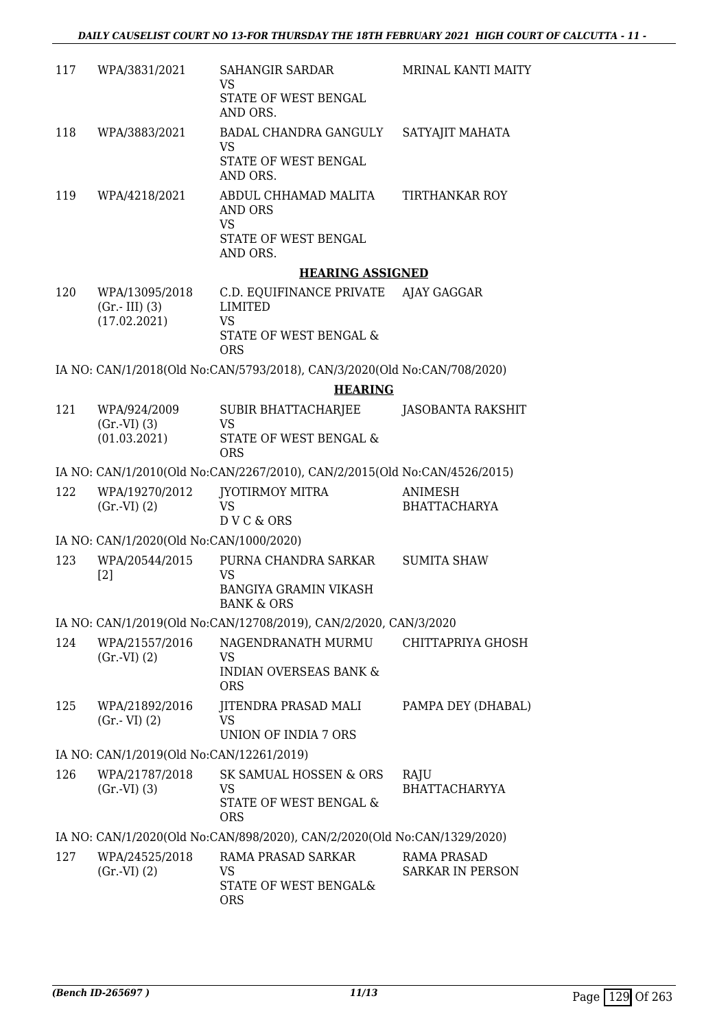| | | | |
|---|---|---|---|
| 117 | WPA/3831/2021 | SAHANGIR SARDAR<br>VS<br>STATE OF WEST BENGAL AND ORS. | MRINAL KANTI MAITY |
| 118 | WPA/3883/2021 | BADAL CHANDRA GANGULY<br>VS<br>STATE OF WEST BENGAL AND ORS. | SATYAJIT MAHATA |
| 119 | WPA/4218/2021 | ABDUL CHHAMAD MALITA AND ORS<br>VS<br>STATE OF WEST BENGAL AND ORS. | TIRTHANKAR ROY |

### HEARING ASSIGNED

| | | | |
|---|---|---|---|
| 120 | WPA/13095/2018 (Gr.- III) (3) (17.02.2021) | C.D. EQUIFINANCE PRIVATE LIMITED<br>VS<br>STATE OF WEST BENGAL & ORS | AJAY GAGGAR |

IA NO: CAN/1/2018(Old No:CAN/5793/2018), CAN/3/2020(Old No:CAN/708/2020)

### HEARING

| | | | |
|---|---|---|---|
| 121 | WPA/924/2009 (Gr.-VI) (3) (01.03.2021) | SUBIR BHATTACHARJEE<br>VS<br>STATE OF WEST BENGAL & ORS | JASOBANTA RAKSHIT |

IA NO: CAN/1/2010(Old No:CAN/2267/2010), CAN/2/2015(Old No:CAN/4526/2015)

| | | | |
|---|---|---|---|
| 122 | WPA/19270/2012 (Gr.-VI) (2) | JYOTIRMOY MITRA<br>VS<br>D V C & ORS | ANIMESH BHATTACHARYA |

IA NO: CAN/1/2020(Old No:CAN/1000/2020)

| | | | |
|---|---|---|---|
| 123 | WPA/20544/2015 [2] | PURNA CHANDRA SARKAR<br>VS<br>BANGIYA GRAMIN VIKASH BANK & ORS | SUMITA SHAW |

IA NO: CAN/1/2019(Old No:CAN/12708/2019), CAN/2/2020, CAN/3/2020

| | | | |
|---|---|---|---|
| 124 | WPA/21557/2016 (Gr.-VI) (2) | NAGENDRANATH MURMU<br>VS<br>INDIAN OVERSEAS BANK & ORS | CHITTAPRIYA GHOSH |
| 125 | WPA/21892/2016 (Gr.- VI) (2) | JITENDRA PRASAD MALI<br>VS<br>UNION OF INDIA 7 ORS | PAMPA DEY (DHABAL) |

IA NO: CAN/1/2019(Old No:CAN/12261/2019)

| | | | |
|---|---|---|---|
| 126 | WPA/21787/2018 (Gr.-VI) (3) | SK SAMUAL HOSSEN & ORS<br>VS<br>STATE OF WEST BENGAL & ORS | RAJU BHATTACHARYYA |

IA NO: CAN/1/2020(Old No:CAN/898/2020), CAN/2/2020(Old No:CAN/1329/2020)

| | | | |
|---|---|---|---|
| 127 | WPA/24525/2018 (Gr.-VI) (2) | RAMA PRASAD SARKAR<br>VS<br>STATE OF WEST BENGAL& ORS | RAMA PRASAD SARKAR IN PERSON |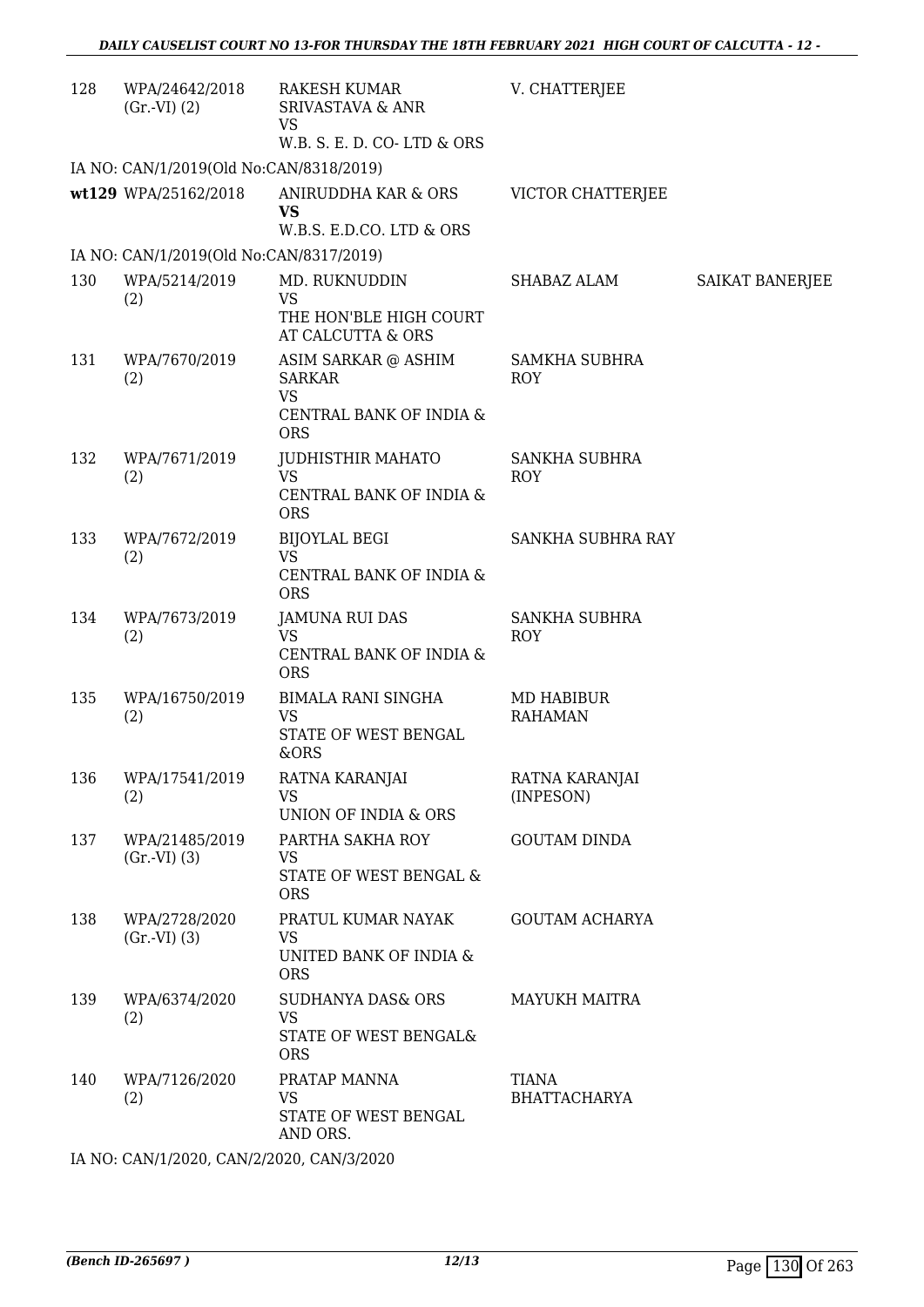| | | | | |
|---|---|---|---|---|
| 128 | WPA/24642/2018 (Gr.-VI) (2) | RAKESH KUMAR SRIVASTAVA & ANR VS W.B. S. E. D. CO- LTD & ORS | V. CHATTERJEE | |
| IA NO: CAN/1/2019(Old No:CAN/8318/2019) | | | | |
| **wt129** | WPA/25162/2018 | ANIRUDDHA KAR & ORS **VS** W.B.S. E.D.CO. LTD & ORS | VICTOR CHATTERJEE | |
| IA NO: CAN/1/2019(Old No:CAN/8317/2019) | | | | |
| 130 | WPA/5214/2019 (2) | MD. RUKNUDDIN VS THE HON'BLE HIGH COURT AT CALCUTTA & ORS | SHABAZ ALAM | SAIKAT BANERJEE |
| 131 | WPA/7670/2019 (2) | ASIM SARKAR @ ASHIM SARKAR VS CENTRAL BANK OF INDIA & ORS | SAMKHA SUBHRA ROY | |
| 132 | WPA/7671/2019 (2) | JUDHISTHIR MAHATO VS CENTRAL BANK OF INDIA & ORS | SANKHA SUBHRA ROY | |
| 133 | WPA/7672/2019 (2) | BIJOYLAL BEGI VS CENTRAL BANK OF INDIA & ORS | SANKHA SUBHRA RAY | |
| 134 | WPA/7673/2019 (2) | JAMUNA RUI DAS VS CENTRAL BANK OF INDIA & ORS | SANKHA SUBHRA ROY | |
| 135 | WPA/16750/2019 (2) | BIMALA RANI SINGHA VS STATE OF WEST BENGAL &ORS | MD HABIBUR RAHAMAN | |
| 136 | WPA/17541/2019 (2) | RATNA KARANJAI VS UNION OF INDIA & ORS | RATNA KARANJAI (INPESON) | |
| 137 | WPA/21485/2019 (Gr.-VI) (3) | PARTHA SAKHA ROY VS STATE OF WEST BENGAL & ORS | GOUTAM DINDA | |
| 138 | WPA/2728/2020 (Gr.-VI) (3) | PRATUL KUMAR NAYAK VS UNITED BANK OF INDIA & ORS | GOUTAM ACHARYA | |
| 139 | WPA/6374/2020 (2) | SUDHANYA DAS& ORS VS STATE OF WEST BENGAL& ORS | MAYUKH MAITRA | |
| 140 | WPA/7126/2020 (2) | PRATAP MANNA VS STATE OF WEST BENGAL AND ORS. | TIANA BHATTACHARYA | |
| IA NO: CAN/1/2020, CAN/2/2020, CAN/3/2020 | | | | |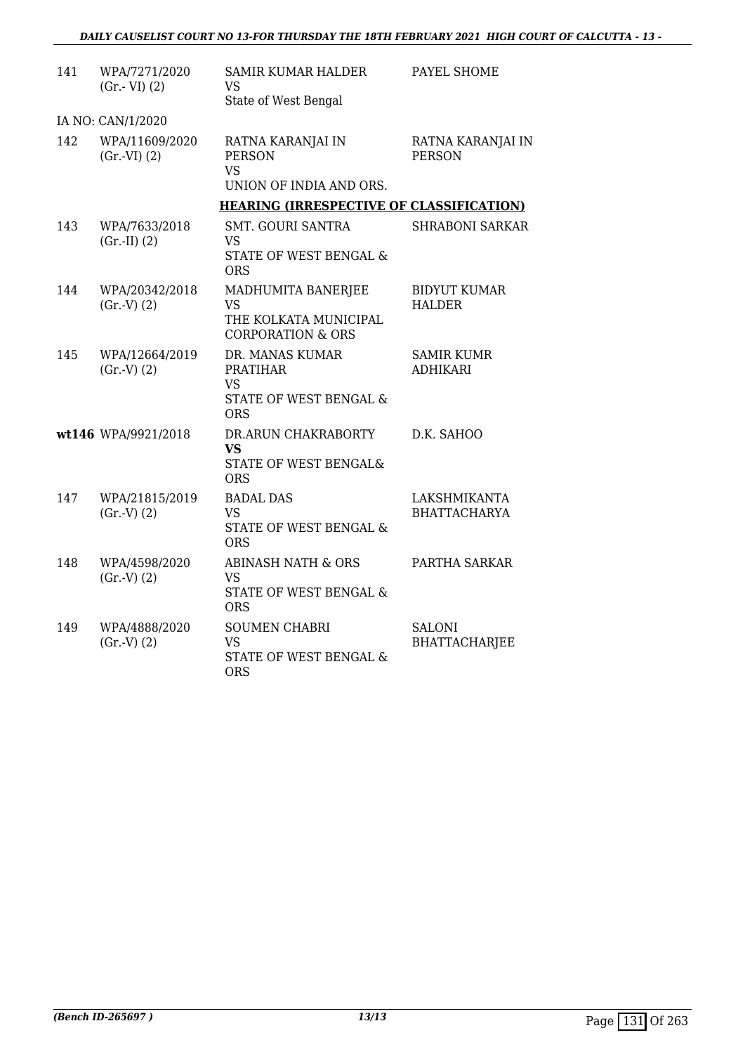| | | | |
|---|---|---|---|
| 141 | WPA/7271/2020 (Gr.- VI) (2) | SAMIR KUMAR HALDER VS State of West Bengal | PAYEL SHOME |
| IA NO: CAN/1/2020 | | | |
| 142 | WPA/11609/2020 (Gr.-VI) (2) | RATNA KARANJAI IN PERSON VS UNION OF INDIA AND ORS. | RATNA KARANJAI IN PERSON |
| | | **HEARING (IRRESPECTIVE OF CLASSIFICATION)** | |
| 143 | WPA/7633/2018 (Gr.-II) (2) | SMT. GOURI SANTRA VS STATE OF WEST BENGAL & ORS | SHRABONI SARKAR |
| 144 | WPA/20342/2018 (Gr.-V) (2) | MADHUMITA BANERJEE VS THE KOLKATA MUNICIPAL CORPORATION & ORS | BIDYUT KUMAR HALDER |
| 145 | WPA/12664/2019 (Gr.-V) (2) | DR. MANAS KUMAR PRATIHAR VS STATE OF WEST BENGAL & ORS | SAMIR KUMR ADHIKARI |
| **wt146** | WPA/9921/2018 | DR.ARUN CHAKRABORTY **VS** STATE OF WEST BENGAL& ORS | D.K. SAHOO |
| 147 | WPA/21815/2019 (Gr.-V) (2) | BADAL DAS VS STATE OF WEST BENGAL & ORS | LAKSHMIKANTA BHATTACHARYA |
| 148 | WPA/4598/2020 (Gr.-V) (2) | ABINASH NATH & ORS VS STATE OF WEST BENGAL & ORS | PARTHA SARKAR |
| 149 | WPA/4888/2020 (Gr.-V) (2) | SOUMEN CHABRI VS STATE OF WEST BENGAL & ORS | SALONI BHATTACHARJEE |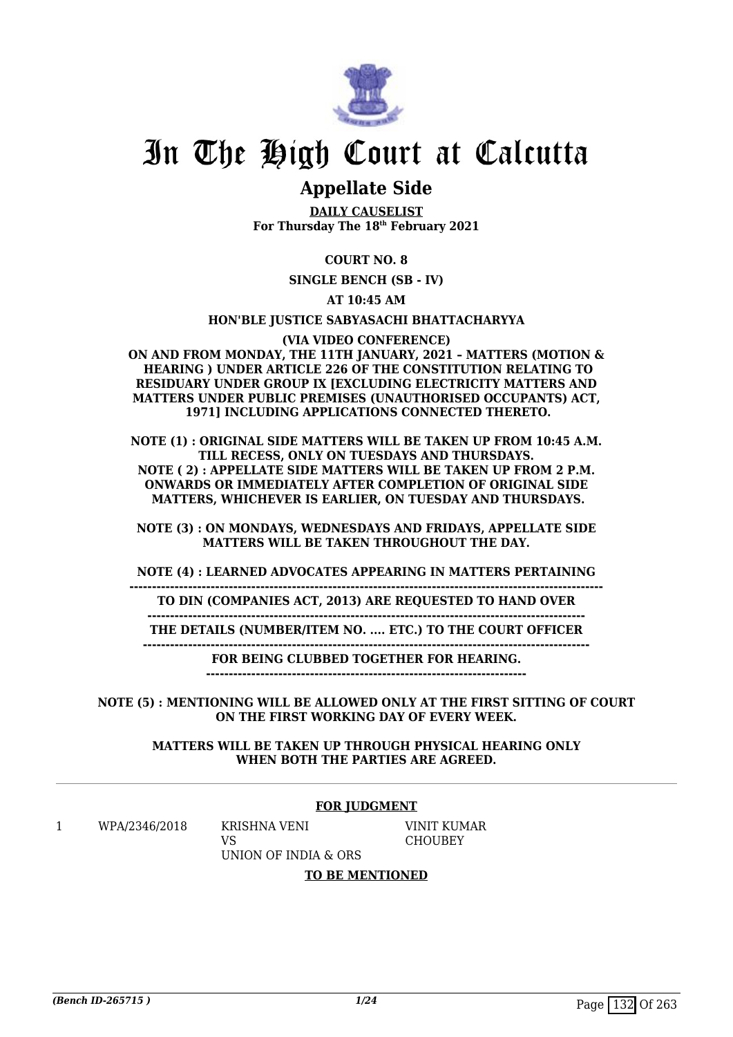# In The High Court at Calcutta

## Appellate Side

**DAILY CAUSELIST**
**For Thursday The 18th February 2021**

**COURT NO. 8**

**SINGLE BENCH (SB - IV)**

**AT 10:45 AM**

**HON'BLE JUSTICE SABYASACHI BHATTACHARYYA**

**(VIA VIDEO CONFERENCE)**
**ON AND FROM MONDAY, THE 11TH JANUARY, 2021 – MATTERS (MOTION & HEARING ) UNDER ARTICLE 226 OF THE CONSTITUTION RELATING TO RESIDUARY UNDER GROUP IX [EXCLUDING ELECTRICITY MATTERS AND MATTERS UNDER PUBLIC PREMISES (UNAUTHORISED OCCUPANTS) ACT, 1971] INCLUDING APPLICATIONS CONNECTED THERETO.**

**NOTE (1) : ORIGINAL SIDE MATTERS WILL BE TAKEN UP FROM 10:45 A.M. TILL RECESS, ONLY ON TUESDAYS AND THURSDAYS.**
**NOTE ( 2) : APPELLATE SIDE MATTERS WILL BE TAKEN UP FROM 2 P.M. ONWARDS OR IMMEDIATELY AFTER COMPLETION OF ORIGINAL SIDE MATTERS, WHICHEVER IS EARLIER, ON TUESDAY AND THURSDAYS.**

**NOTE (3) : ON MONDAYS, WEDNESDAYS AND FRIDAYS, APPELLATE SIDE MATTERS WILL BE TAKEN THROUGHOUT THE DAY.**

**NOTE (4) : LEARNED ADVOCATES APPEARING IN MATTERS PERTAINING**
**-------------------------------------------------------------------------------------------------------**
**TO DIN (COMPANIES ACT, 2013) ARE REQUESTED TO HAND OVER**
**-----------------------------------------------------------------------------------------------**
**THE DETAILS (NUMBER/ITEM NO. .... ETC.) TO THE COURT OFFICER**
**-------------------------------------------------------------------------------------------------**
**FOR BEING CLUBBED TOGETHER FOR HEARING.**
**----------------------------------------------------------------------**

**NOTE (5) : MENTIONING WILL BE ALLOWED ONLY AT THE FIRST SITTING OF COURT ON THE FIRST WORKING DAY OF EVERY WEEK.**

**MATTERS WILL BE TAKEN UP THROUGH PHYSICAL HEARING ONLY WHEN BOTH THE PARTIES ARE AGREED.**

**FOR JUDGMENT**

| | | | |
|---|---|---|---|
| 1 | WPA/2346/2018 | KRISHNA VENI<br>VS<br>UNION OF INDIA & ORS | VINIT KUMAR CHOUBEY |

**TO BE MENTIONED**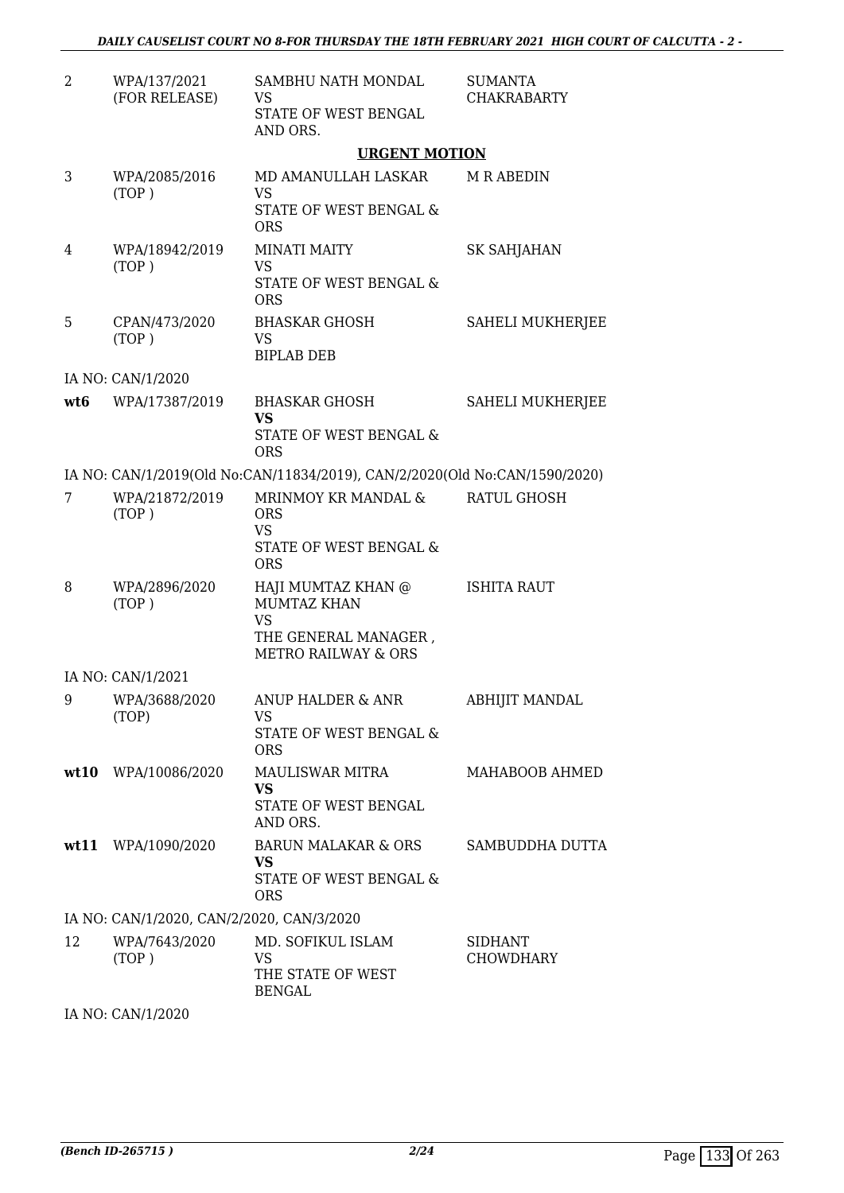| | | | |
|---|---|---|---|
| 2 | WPA/137/2021 (FOR RELEASE) | SAMBHU NATH MONDAL VS STATE OF WEST BENGAL AND ORS. | SUMANTA CHAKRABARTY |

**URGENT MOTION**

| | | | |
|---|---|---|---|
| 3 | WPA/2085/2016 (TOP ) | MD AMANULLAH LASKAR VS STATE OF WEST BENGAL & ORS | M R ABEDIN |
| 4 | WPA/18942/2019 (TOP ) | MINATI MAITY VS STATE OF WEST BENGAL & ORS | SK SAHJAHAN |
| 5 | CPAN/473/2020 (TOP ) | BHASKAR GHOSH VS BIPLAB DEB | SAHELI MUKHERJEE |

IA NO: CAN/1/2020

| | | | |
|---|---|---|---|
| **wt6** | WPA/17387/2019 | BHASKAR GHOSH **VS** STATE OF WEST BENGAL & ORS | SAHELI MUKHERJEE |

IA NO: CAN/1/2019(Old No:CAN/11834/2019), CAN/2/2020(Old No:CAN/1590/2020)

| | | | |
|---|---|---|---|
| 7 | WPA/21872/2019 (TOP ) | MRINMOY KR MANDAL & ORS VS STATE OF WEST BENGAL & ORS | RATUL GHOSH |
| 8 | WPA/2896/2020 (TOP ) | HAJI MUMTAZ KHAN @ MUMTAZ KHAN VS THE GENERAL MANAGER , METRO RAILWAY & ORS | ISHITA RAUT |

IA NO: CAN/1/2021

| | | | |
|---|---|---|---|
| 9 | WPA/3688/2020 (TOP) | ANUP HALDER & ANR VS STATE OF WEST BENGAL & ORS | ABHIJIT MANDAL |
| **wt10** | WPA/10086/2020 | MAULISWAR MITRA **VS** STATE OF WEST BENGAL AND ORS. | MAHABOOB AHMED |
| **wt11** | WPA/1090/2020 | BARUN MALAKAR & ORS **VS** STATE OF WEST BENGAL & ORS | SAMBUDDHA DUTTA |

IA NO: CAN/1/2020, CAN/2/2020, CAN/3/2020

| | | | |
|---|---|---|---|
| 12 | WPA/7643/2020 (TOP ) | MD. SOFIKUL ISLAM VS THE STATE OF WEST BENGAL | SIDHANT CHOWDHARY |

IA NO: CAN/1/2020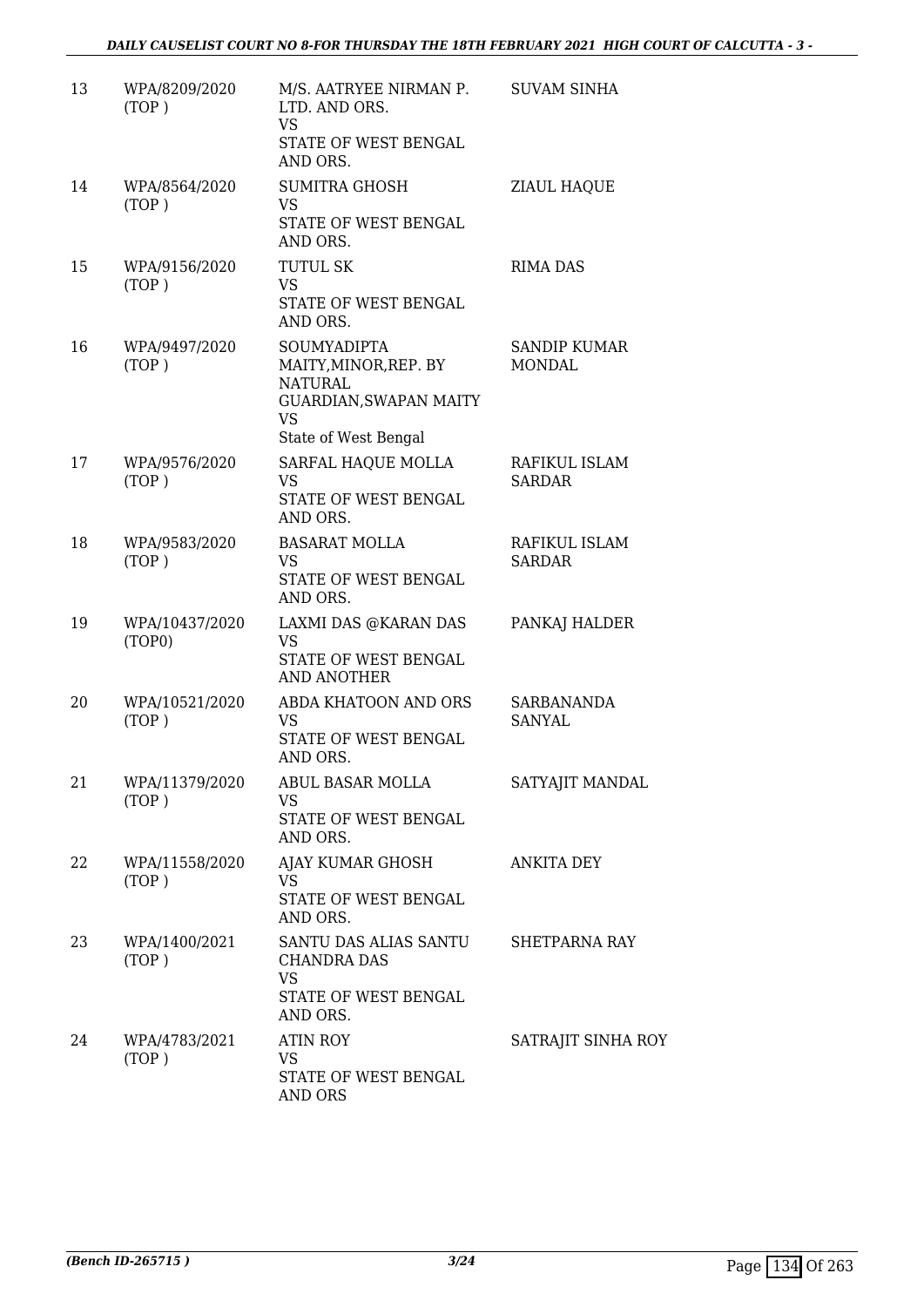| 13 | WPA/8209/2020 (TOP ) | M/S. AATRYEE NIRMAN P. LTD. AND ORS. VS STATE OF WEST BENGAL AND ORS. | SUVAM SINHA |
|---|---|---|---|
| 14 | WPA/8564/2020 (TOP ) | SUMITRA GHOSH VS STATE OF WEST BENGAL AND ORS. | ZIAUL HAQUE |
| 15 | WPA/9156/2020 (TOP ) | TUTUL SK VS STATE OF WEST BENGAL AND ORS. | RIMA DAS |
| 16 | WPA/9497/2020 (TOP ) | SOUMYADIPTA MAITY,MINOR,REP. BY NATURAL GUARDIAN,SWAPAN MAITY VS State of West Bengal | SANDIP KUMAR MONDAL |
| 17 | WPA/9576/2020 (TOP ) | SARFAL HAQUE MOLLA VS STATE OF WEST BENGAL AND ORS. | RAFIKUL ISLAM SARDAR |
| 18 | WPA/9583/2020 (TOP ) | BASARAT MOLLA VS STATE OF WEST BENGAL AND ORS. | RAFIKUL ISLAM SARDAR |
| 19 | WPA/10437/2020 (TOP0) | LAXMI DAS @KARAN DAS VS STATE OF WEST BENGAL AND ANOTHER | PANKAJ HALDER |
| 20 | WPA/10521/2020 (TOP ) | ABDA KHATOON AND ORS VS STATE OF WEST BENGAL AND ORS. | SARBANANDA SANYAL |
| 21 | WPA/11379/2020 (TOP ) | ABUL BASAR MOLLA VS STATE OF WEST BENGAL AND ORS. | SATYAJIT MANDAL |
| 22 | WPA/11558/2020 (TOP ) | AJAY KUMAR GHOSH VS STATE OF WEST BENGAL AND ORS. | ANKITA DEY |
| 23 | WPA/1400/2021 (TOP ) | SANTU DAS ALIAS SANTU CHANDRA DAS VS STATE OF WEST BENGAL AND ORS. | SHETPARNA RAY |
| 24 | WPA/4783/2021 (TOP ) | ATIN ROY VS STATE OF WEST BENGAL AND ORS | SATRAJIT SINHA ROY |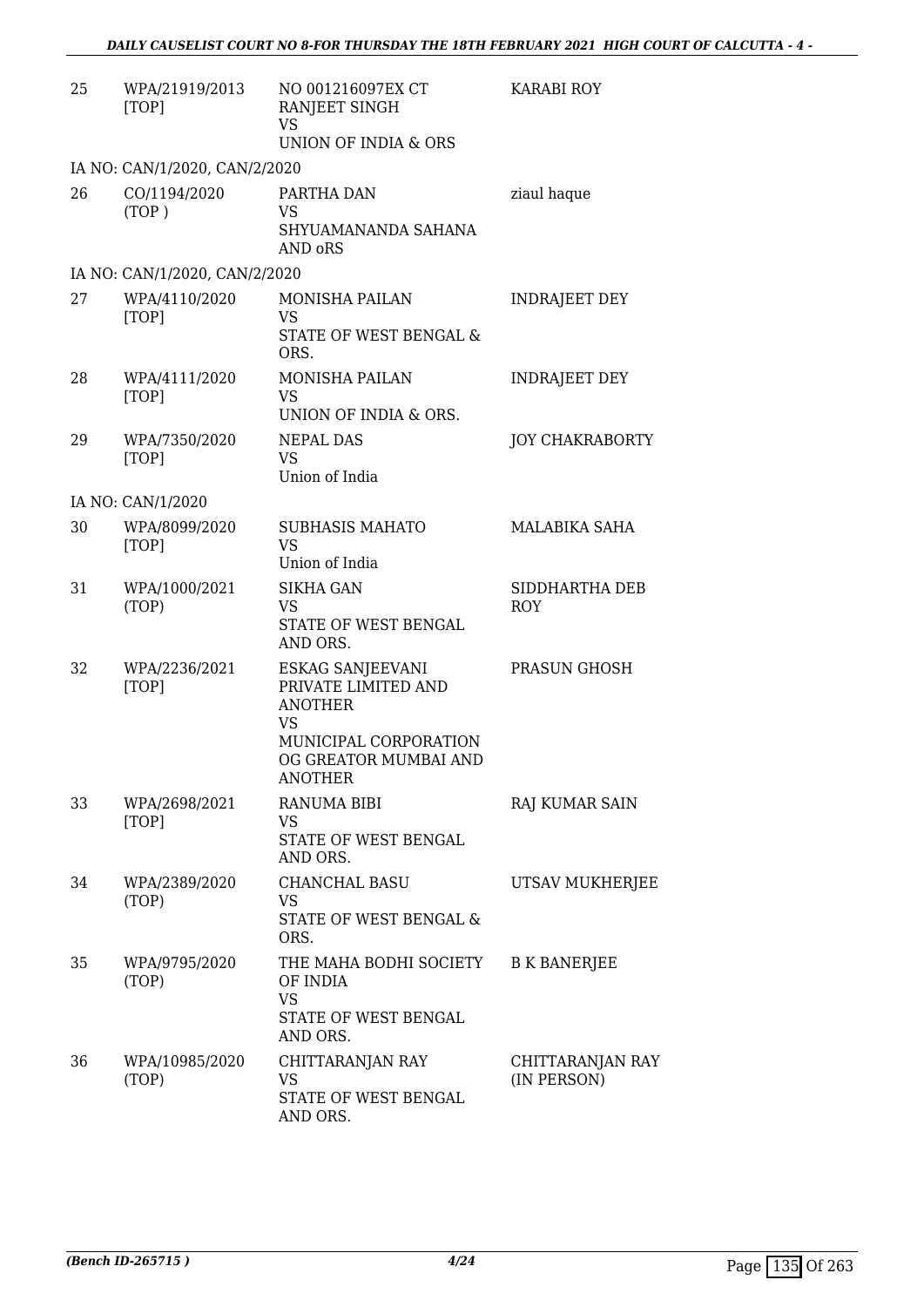| 25 | WPA/21919/2013 [TOP] | NO 001216097EX CT RANJEET SINGH<br>VS<br>UNION OF INDIA & ORS | KARABI ROY |
|---|---|---|---|
| | IA NO: CAN/1/2020, CAN/2/2020 | | |
| 26 | CO/1194/2020 (TOP ) | PARTHA DAN<br>VS<br>SHYUAMANANDA SAHANA AND oRS | ziaul haque |
| | IA NO: CAN/1/2020, CAN/2/2020 | | |
| 27 | WPA/4110/2020 [TOP] | MONISHA PAILAN<br>VS<br>STATE OF WEST BENGAL & ORS. | INDRAJEET DEY |
| 28 | WPA/4111/2020 [TOP] | MONISHA PAILAN<br>VS<br>UNION OF INDIA & ORS. | INDRAJEET DEY |
| 29 | WPA/7350/2020 [TOP] | NEPAL DAS<br>VS<br>Union of India | JOY CHAKRABORTY |
| | IA NO: CAN/1/2020 | | |
| 30 | WPA/8099/2020 [TOP] | SUBHASIS MAHATO<br>VS<br>Union of India | MALABIKA SAHA |
| 31 | WPA/1000/2021 (TOP) | SIKHA GAN<br>VS<br>STATE OF WEST BENGAL AND ORS. | SIDDHARTHA DEB ROY |
| 32 | WPA/2236/2021 [TOP] | ESKAG SANJEEVANI PRIVATE LIMITED AND ANOTHER<br>VS<br>MUNICIPAL CORPORATION OG GREATOR MUMBAI AND ANOTHER | PRASUN GHOSH |
| 33 | WPA/2698/2021 [TOP] | RANUMA BIBI<br>VS<br>STATE OF WEST BENGAL AND ORS. | RAJ KUMAR SAIN |
| 34 | WPA/2389/2020 (TOP) | CHANCHAL BASU<br>VS<br>STATE OF WEST BENGAL & ORS. | UTSAV MUKHERJEE |
| 35 | WPA/9795/2020 (TOP) | THE MAHA BODHI SOCIETY OF INDIA<br>VS<br>STATE OF WEST BENGAL AND ORS. | B K BANERJEE |
| 36 | WPA/10985/2020 (TOP) | CHITTARANJAN RAY<br>VS<br>STATE OF WEST BENGAL AND ORS. | CHITTARANJAN RAY (IN PERSON) |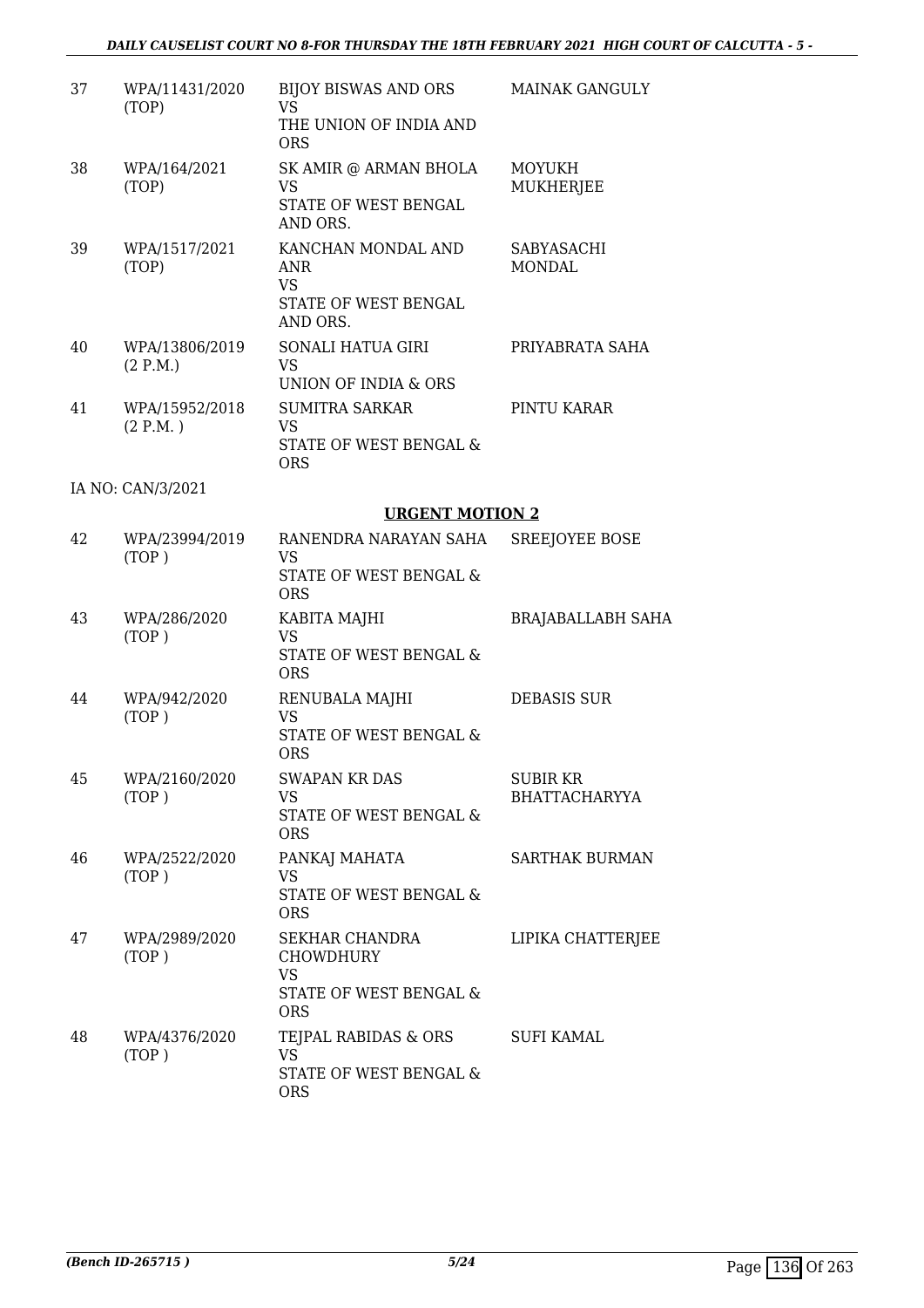| 37 | WPA/11431/2020 (TOP) | BIJOY BISWAS AND ORS VS THE UNION OF INDIA AND ORS | MAINAK GANGULY |
|---|---|---|---|
| 38 | WPA/164/2021 (TOP) | SK AMIR @ ARMAN BHOLA VS STATE OF WEST BENGAL AND ORS. | MOYUKH MUKHERJEE |
| 39 | WPA/1517/2021 (TOP) | KANCHAN MONDAL AND ANR VS STATE OF WEST BENGAL AND ORS. | SABYASACHI MONDAL |
| 40 | WPA/13806/2019 (2 P.M.) | SONALI HATUA GIRI VS UNION OF INDIA & ORS | PRIYABRATA SAHA |
| 41 | WPA/15952/2018 (2 P.M. ) | SUMITRA SARKAR VS STATE OF WEST BENGAL & ORS | PINTU KARAR |

IA NO: CAN/3/2021

## URGENT MOTION 2

| 42 | WPA/23994/2019 (TOP ) | RANENDRA NARAYAN SAHA VS STATE OF WEST BENGAL & ORS | SREEJOYEE BOSE |
|---|---|---|---|
| 43 | WPA/286/2020 (TOP ) | KABITA MAJHI VS STATE OF WEST BENGAL & ORS | BRAJABALLABH SAHA |
| 44 | WPA/942/2020 (TOP ) | RENUBALA MAJHI VS STATE OF WEST BENGAL & ORS | DEBASIS SUR |
| 45 | WPA/2160/2020 (TOP ) | SWAPAN KR DAS VS STATE OF WEST BENGAL & ORS | SUBIR KR BHATTACHARYYA |
| 46 | WPA/2522/2020 (TOP ) | PANKAJ MAHATA VS STATE OF WEST BENGAL & ORS | SARTHAK BURMAN |
| 47 | WPA/2989/2020 (TOP ) | SEKHAR CHANDRA CHOWDHURY VS STATE OF WEST BENGAL & ORS | LIPIKA CHATTERJEE |
| 48 | WPA/4376/2020 (TOP ) | TEJPAL RABIDAS & ORS VS STATE OF WEST BENGAL & ORS | SUFI KAMAL |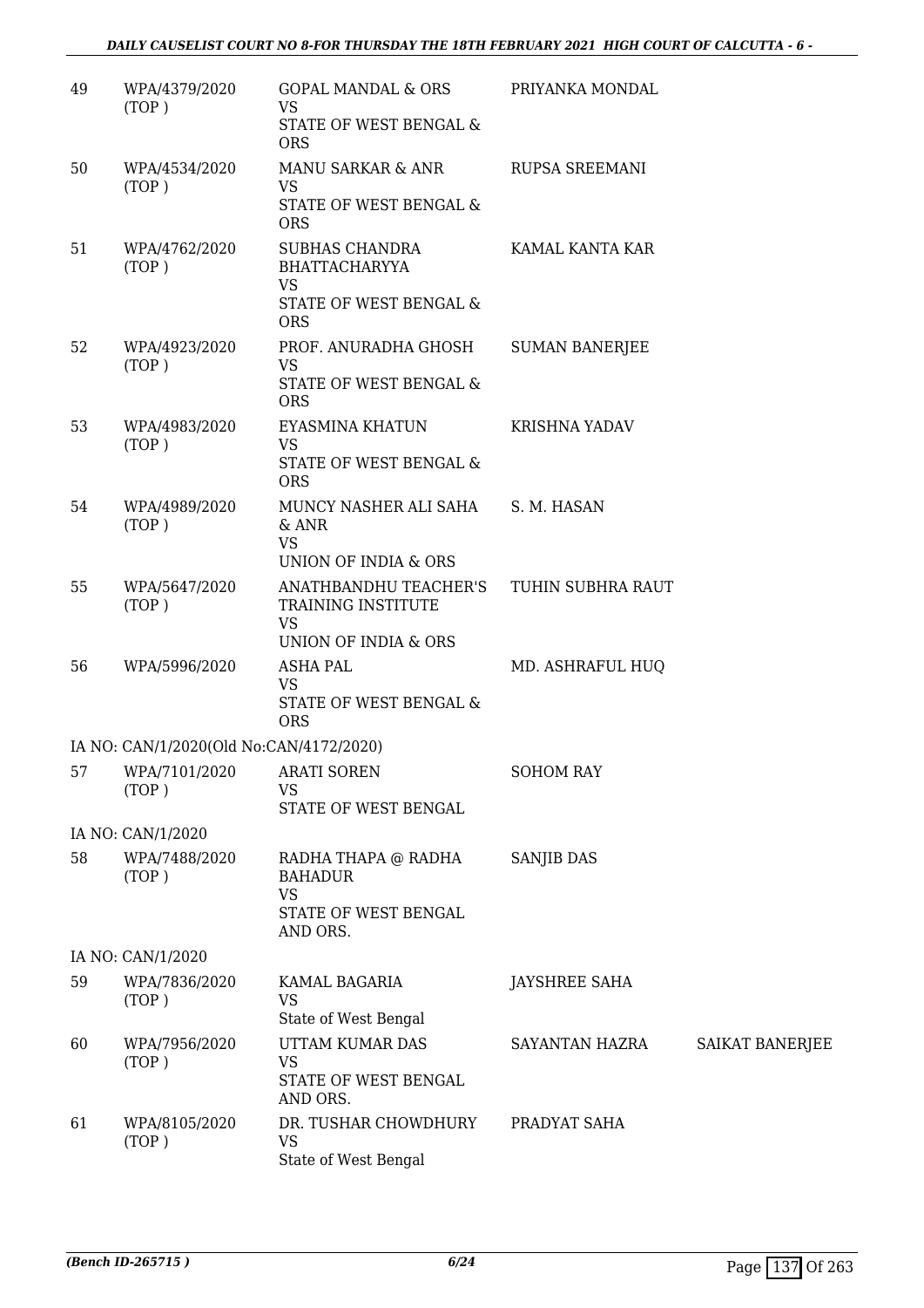| | | | | |
|---|---|---|---|---|
| 49 | WPA/4379/2020 (TOP ) | GOPAL MANDAL & ORS<br>VS<br>STATE OF WEST BENGAL & ORS | PRIYANKA MONDAL | |
| 50 | WPA/4534/2020 (TOP ) | MANU SARKAR & ANR<br>VS<br>STATE OF WEST BENGAL & ORS | RUPSA SREEMANI | |
| 51 | WPA/4762/2020 (TOP ) | SUBHAS CHANDRA BHATTACHARYYA<br>VS<br>STATE OF WEST BENGAL & ORS | KAMAL KANTA KAR | |
| 52 | WPA/4923/2020 (TOP ) | PROF. ANURADHA GHOSH<br>VS<br>STATE OF WEST BENGAL & ORS | SUMAN BANERJEE | |
| 53 | WPA/4983/2020 (TOP ) | EYASMINA KHATUN<br>VS<br>STATE OF WEST BENGAL & ORS | KRISHNA YADAV | |
| 54 | WPA/4989/2020 (TOP ) | MUNCY NASHER ALI SAHA & ANR<br>VS<br>UNION OF INDIA & ORS | S. M. HASAN | |
| 55 | WPA/5647/2020 (TOP ) | ANATHBANDHU TEACHER'S TRAINING INSTITUTE<br>VS<br>UNION OF INDIA & ORS | TUHIN SUBHRA RAUT | |
| 56 | WPA/5996/2020 | ASHA PAL<br>VS<br>STATE OF WEST BENGAL & ORS | MD. ASHRAFUL HUQ | |
| | IA NO: CAN/1/2020(Old No:CAN/4172/2020) | | | |
| 57 | WPA/7101/2020 (TOP ) | ARATI SOREN<br>VS<br>STATE OF WEST BENGAL | SOHOM RAY | |
| | IA NO: CAN/1/2020 | | | |
| 58 | WPA/7488/2020 (TOP ) | RADHA THAPA @ RADHA BAHADUR<br>VS<br>STATE OF WEST BENGAL AND ORS. | SANJIB DAS | |
| | IA NO: CAN/1/2020 | | | |
| 59 | WPA/7836/2020 (TOP ) | KAMAL BAGARIA<br>VS<br>State of West Bengal | JAYSHREE SAHA | |
| 60 | WPA/7956/2020 (TOP ) | UTTAM KUMAR DAS<br>VS<br>STATE OF WEST BENGAL AND ORS. | SAYANTAN HAZRA | SAIKAT BANERJEE |
| 61 | WPA/8105/2020 (TOP ) | DR. TUSHAR CHOWDHURY<br>VS<br>State of West Bengal | PRADYAT SAHA | |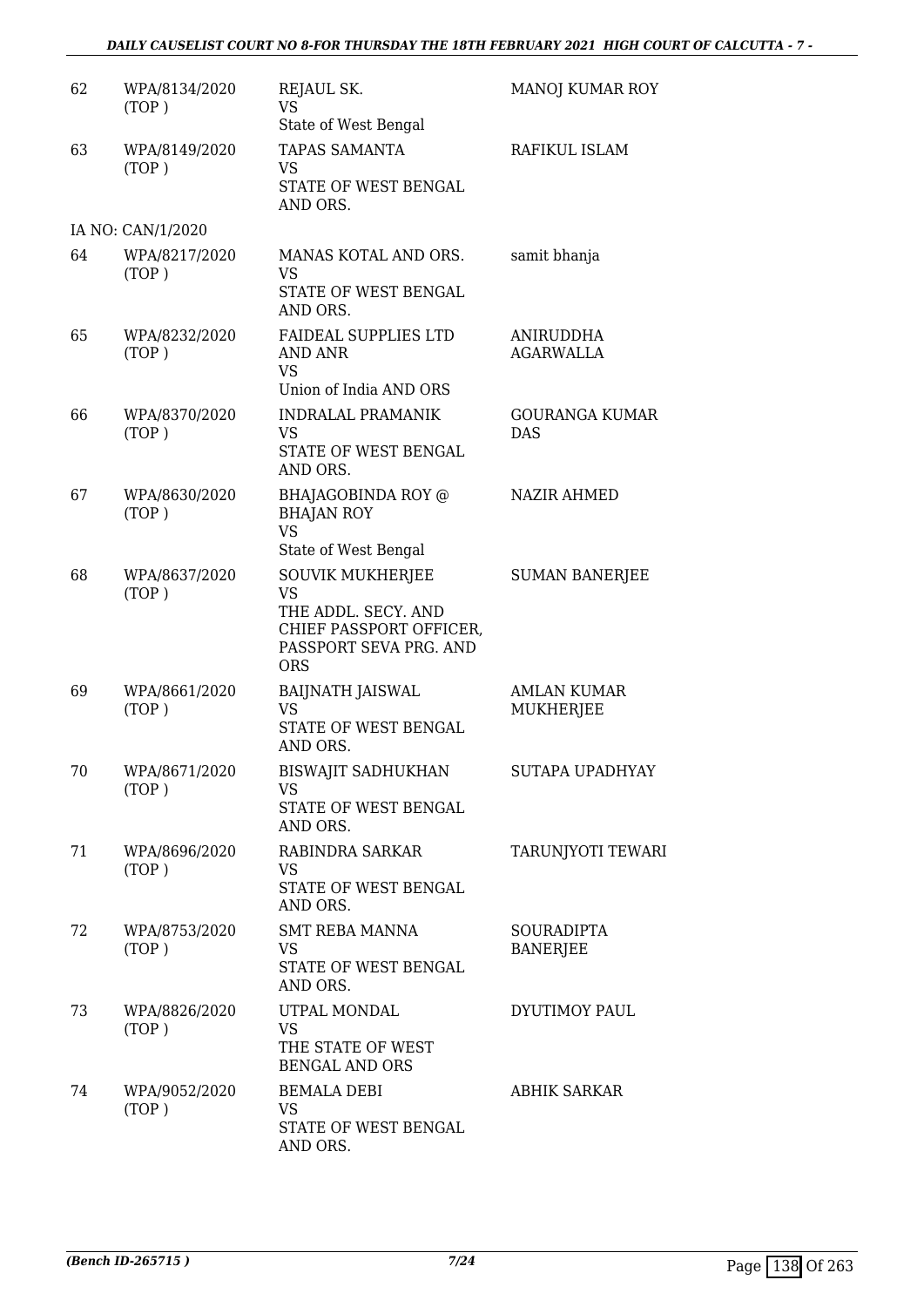| | | | |
|---|---|---|---|
| 62 | WPA/8134/2020 (TOP ) | REJAUL SK.<br>VS<br>State of West Bengal | MANOJ KUMAR ROY |
| 63 | WPA/8149/2020 (TOP ) | TAPAS SAMANTA<br>VS<br>STATE OF WEST BENGAL AND ORS. | RAFIKUL ISLAM |
| | IA NO: CAN/1/2020 | | |
| 64 | WPA/8217/2020 (TOP ) | MANAS KOTAL AND ORS.<br>VS<br>STATE OF WEST BENGAL AND ORS. | samit bhanja |
| 65 | WPA/8232/2020 (TOP ) | FAIDEAL SUPPLIES LTD AND ANR<br>VS<br>Union of India AND ORS | ANIRUDDHA AGARWALLA |
| 66 | WPA/8370/2020 (TOP ) | INDRALAL PRAMANIK<br>VS<br>STATE OF WEST BENGAL AND ORS. | GOURANGA KUMAR DAS |
| 67 | WPA/8630/2020 (TOP ) | BHAJAGOBINDA ROY @ BHAJAN ROY<br>VS<br>State of West Bengal | NAZIR AHMED |
| 68 | WPA/8637/2020 (TOP ) | SOUVIK MUKHERJEE<br>VS<br>THE ADDL. SECY. AND CHIEF PASSPORT OFFICER, PASSPORT SEVA PRG. AND ORS | SUMAN BANERJEE |
| 69 | WPA/8661/2020 (TOP ) | BAIJNATH JAISWAL<br>VS<br>STATE OF WEST BENGAL AND ORS. | AMLAN KUMAR MUKHERJEE |
| 70 | WPA/8671/2020 (TOP ) | BISWAJIT SADHUKHAN<br>VS<br>STATE OF WEST BENGAL AND ORS. | SUTAPA UPADHYAY |
| 71 | WPA/8696/2020 (TOP ) | RABINDRA SARKAR<br>VS<br>STATE OF WEST BENGAL AND ORS. | TARUNJYOTI TEWARI |
| 72 | WPA/8753/2020 (TOP ) | SMT REBA MANNA<br>VS<br>STATE OF WEST BENGAL AND ORS. | SOURADIPTA BANERJEE |
| 73 | WPA/8826/2020 (TOP ) | UTPAL MONDAL<br>VS<br>THE STATE OF WEST BENGAL AND ORS | DYUTIMOY PAUL |
| 74 | WPA/9052/2020 (TOP ) | BEMALA DEBI<br>VS<br>STATE OF WEST BENGAL AND ORS. | ABHIK SARKAR |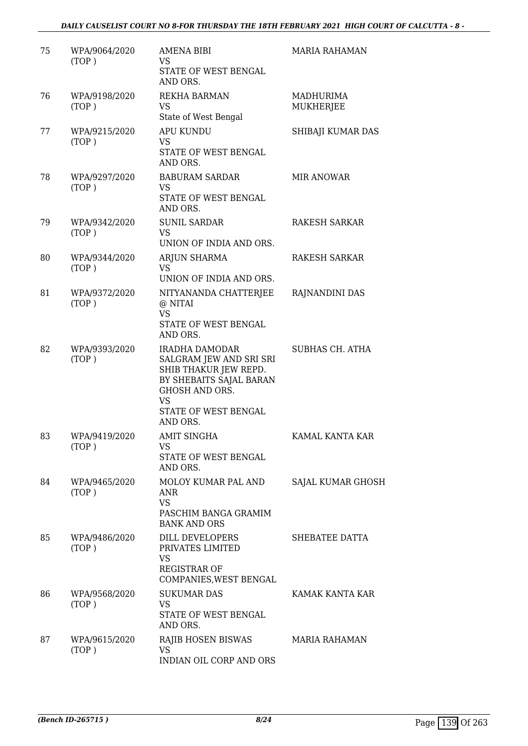| | | | |
|---|---|---|---|
| 75 | WPA/9064/2020 (TOP ) | AMENA BIBI<br>VS<br>STATE OF WEST BENGAL AND ORS. | MARIA RAHAMAN |
| 76 | WPA/9198/2020 (TOP ) | REKHA BARMAN<br>VS<br>State of West Bengal | MADHURIMA MUKHERJEE |
| 77 | WPA/9215/2020 (TOP ) | APU KUNDU<br>VS<br>STATE OF WEST BENGAL AND ORS. | SHIBAJI KUMAR DAS |
| 78 | WPA/9297/2020 (TOP ) | BABURAM SARDAR<br>VS<br>STATE OF WEST BENGAL AND ORS. | MIR ANOWAR |
| 79 | WPA/9342/2020 (TOP ) | SUNIL SARDAR<br>VS<br>UNION OF INDIA AND ORS. | RAKESH SARKAR |
| 80 | WPA/9344/2020 (TOP ) | ARJUN SHARMA<br>VS<br>UNION OF INDIA AND ORS. | RAKESH SARKAR |
| 81 | WPA/9372/2020 (TOP ) | NITYANANDA CHATTERJEE @ NITAI<br>VS<br>STATE OF WEST BENGAL AND ORS. | RAJNANDINI DAS |
| 82 | WPA/9393/2020 (TOP ) | IRADHA DAMODAR SALGRAM JEW AND SRI SRI SHIB THAKUR JEW REPD. BY SHEBAITS SAJAL BARAN GHOSH AND ORS.<br>VS<br>STATE OF WEST BENGAL AND ORS. | SUBHAS CH. ATHA |
| 83 | WPA/9419/2020 (TOP ) | AMIT SINGHA<br>VS<br>STATE OF WEST BENGAL AND ORS. | KAMAL KANTA KAR |
| 84 | WPA/9465/2020 (TOP ) | MOLOY KUMAR PAL AND ANR<br>VS<br>PASCHIM BANGA GRAMIM BANK AND ORS | SAJAL KUMAR GHOSH |
| 85 | WPA/9486/2020 (TOP ) | DILL DEVELOPERS PRIVATES LIMITED<br>VS<br>REGISTRAR OF COMPANIES,WEST BENGAL | SHEBATEE DATTA |
| 86 | WPA/9568/2020 (TOP ) | SUKUMAR DAS<br>VS<br>STATE OF WEST BENGAL AND ORS. | KAMAK KANTA KAR |
| 87 | WPA/9615/2020 (TOP ) | RAJIB HOSEN BISWAS<br>VS<br>INDIAN OIL CORP AND ORS | MARIA RAHAMAN |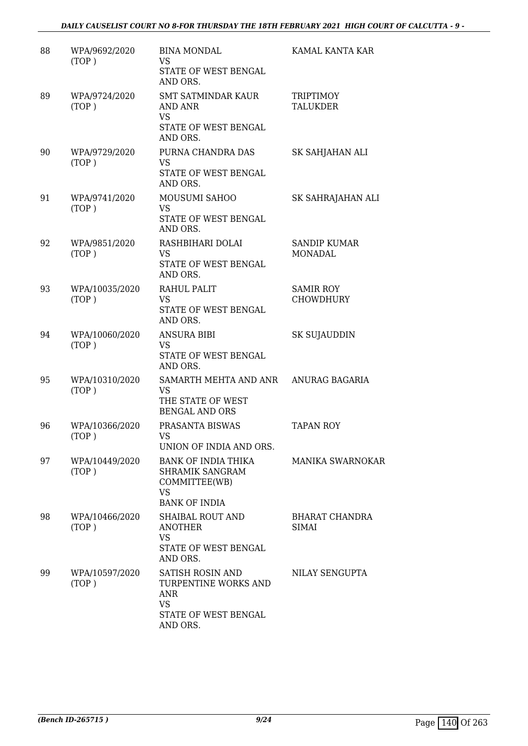| | | | |
|---|---|---|---|
| 88 | WPA/9692/2020 (TOP ) | BINA MONDAL<br>VS<br>STATE OF WEST BENGAL AND ORS. | KAMAL KANTA KAR |
| 89 | WPA/9724/2020 (TOP ) | SMT SATMINDAR KAUR AND ANR<br>VS<br>STATE OF WEST BENGAL AND ORS. | TRIPTIMOY TALUKDER |
| 90 | WPA/9729/2020 (TOP ) | PURNA CHANDRA DAS<br>VS<br>STATE OF WEST BENGAL AND ORS. | SK SAHJAHAN ALI |
| 91 | WPA/9741/2020 (TOP ) | MOUSUMI SAHOO<br>VS<br>STATE OF WEST BENGAL AND ORS. | SK SAHRAJAHAN ALI |
| 92 | WPA/9851/2020 (TOP ) | RASHBIHARI DOLAI<br>VS<br>STATE OF WEST BENGAL AND ORS. | SANDIP KUMAR MONADAL |
| 93 | WPA/10035/2020 (TOP ) | RAHUL PALIT<br>VS<br>STATE OF WEST BENGAL AND ORS. | SAMIR ROY CHOWDHURY |
| 94 | WPA/10060/2020 (TOP ) | ANSURA BIBI<br>VS<br>STATE OF WEST BENGAL AND ORS. | SK SUJAUDDIN |
| 95 | WPA/10310/2020 (TOP ) | SAMARTH MEHTA AND ANR<br>VS<br>THE STATE OF WEST BENGAL AND ORS | ANURAG BAGARIA |
| 96 | WPA/10366/2020 (TOP ) | PRASANTA BISWAS<br>VS<br>UNION OF INDIA AND ORS. | TAPAN ROY |
| 97 | WPA/10449/2020 (TOP ) | BANK OF INDIA THIKA SHRAMIK SANGRAM COMMITTEE(WB)<br>VS<br>BANK OF INDIA | MANIKA SWARNOKAR |
| 98 | WPA/10466/2020 (TOP ) | SHAIBAL ROUT AND ANOTHER<br>VS<br>STATE OF WEST BENGAL AND ORS. | BHARAT CHANDRA SIMAI |
| 99 | WPA/10597/2020 (TOP ) | SATISH ROSIN AND TURPENTINE WORKS AND ANR<br>VS<br>STATE OF WEST BENGAL AND ORS. | NILAY SENGUPTA |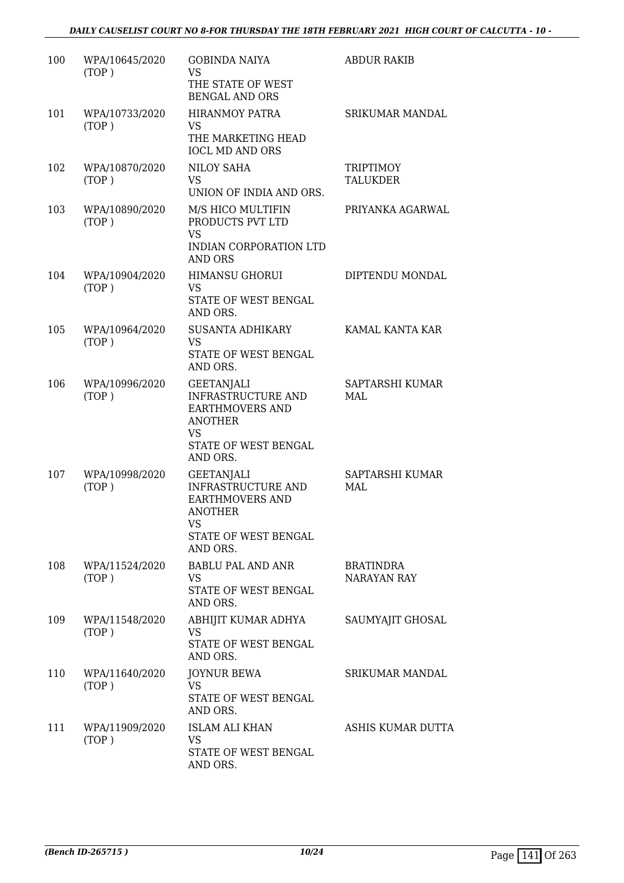| 100 | WPA/10645/2020 (TOP ) | GOBINDA NAIYA VS THE STATE OF WEST BENGAL AND ORS | ABDUR RAKIB |
|---|---|---|---|
| 101 | WPA/10733/2020 (TOP ) | HIRANMOY PATRA VS THE MARKETING HEAD IOCL MD AND ORS | SRIKUMAR MANDAL |
| 102 | WPA/10870/2020 (TOP ) | NILOY SAHA VS UNION OF INDIA AND ORS. | TRIPTIMOY TALUKDER |
| 103 | WPA/10890/2020 (TOP ) | M/S HICO MULTIFIN PRODUCTS PVT LTD VS INDIAN CORPORATION LTD AND ORS | PRIYANKA AGARWAL |
| 104 | WPA/10904/2020 (TOP ) | HIMANSU GHORUI VS STATE OF WEST BENGAL AND ORS. | DIPTENDU MONDAL |
| 105 | WPA/10964/2020 (TOP ) | SUSANTA ADHIKARY VS STATE OF WEST BENGAL AND ORS. | KAMAL KANTA KAR |
| 106 | WPA/10996/2020 (TOP ) | GEETANJALI INFRASTRUCTURE AND EARTHMOVERS AND ANOTHER VS STATE OF WEST BENGAL AND ORS. | SAPTARSHI KUMAR MAL |
| 107 | WPA/10998/2020 (TOP ) | GEETANJALI INFRASTRUCTURE AND EARTHMOVERS AND ANOTHER VS STATE OF WEST BENGAL AND ORS. | SAPTARSHI KUMAR MAL |
| 108 | WPA/11524/2020 (TOP ) | BABLU PAL AND ANR VS STATE OF WEST BENGAL AND ORS. | BRATINDRA NARAYAN RAY |
| 109 | WPA/11548/2020 (TOP ) | ABHIJIT KUMAR ADHYA VS STATE OF WEST BENGAL AND ORS. | SAUMYAJIT GHOSAL |
| 110 | WPA/11640/2020 (TOP ) | JOYNUR BEWA VS STATE OF WEST BENGAL AND ORS. | SRIKUMAR MANDAL |
| 111 | WPA/11909/2020 (TOP ) | ISLAM ALI KHAN VS STATE OF WEST BENGAL AND ORS. | ASHIS KUMAR DUTTA |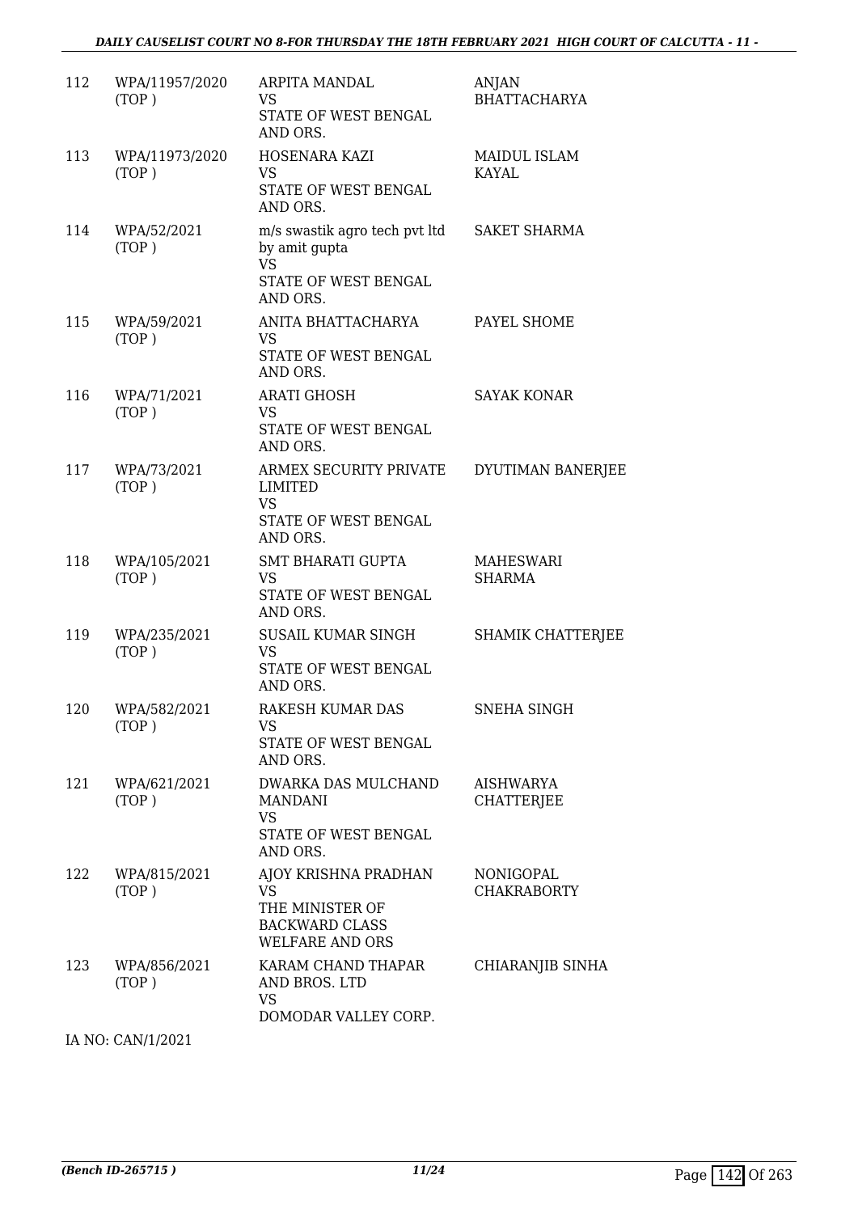| | | | |
|---|---|---|---|
| 112 | WPA/11957/2020 (TOP ) | ARPITA MANDAL<br>VS<br>STATE OF WEST BENGAL AND ORS. | ANJAN BHATTACHARYA |
| 113 | WPA/11973/2020 (TOP ) | HOSENARA KAZI<br>VS<br>STATE OF WEST BENGAL AND ORS. | MAIDUL ISLAM KAYAL |
| 114 | WPA/52/2021 (TOP ) | m/s swastik agro tech pvt ltd by amit gupta<br>VS<br>STATE OF WEST BENGAL AND ORS. | SAKET SHARMA |
| 115 | WPA/59/2021 (TOP ) | ANITA BHATTACHARYA<br>VS<br>STATE OF WEST BENGAL AND ORS. | PAYEL SHOME |
| 116 | WPA/71/2021 (TOP ) | ARATI GHOSH<br>VS<br>STATE OF WEST BENGAL AND ORS. | SAYAK KONAR |
| 117 | WPA/73/2021 (TOP ) | ARMEX SECURITY PRIVATE LIMITED<br>VS<br>STATE OF WEST BENGAL AND ORS. | DYUTIMAN BANERJEE |
| 118 | WPA/105/2021 (TOP ) | SMT BHARATI GUPTA<br>VS<br>STATE OF WEST BENGAL AND ORS. | MAHESWARI SHARMA |
| 119 | WPA/235/2021 (TOP ) | SUSAIL KUMAR SINGH<br>VS<br>STATE OF WEST BENGAL AND ORS. | SHAMIK CHATTERJEE |
| 120 | WPA/582/2021 (TOP ) | RAKESH KUMAR DAS<br>VS<br>STATE OF WEST BENGAL AND ORS. | SNEHA SINGH |
| 121 | WPA/621/2021 (TOP ) | DWARKA DAS MULCHAND MANDANI<br>VS<br>STATE OF WEST BENGAL AND ORS. | AISHWARYA CHATTERJEE |
| 122 | WPA/815/2021 (TOP ) | AJOY KRISHNA PRADHAN<br>VS<br>THE MINISTER OF BACKWARD CLASS WELFARE AND ORS | NONIGOPAL CHAKRABORTY |
| 123 | WPA/856/2021 (TOP ) | KARAM CHAND THAPAR AND BROS. LTD<br>VS<br>DOMODAR VALLEY CORP. | CHIARANJIB SINHA |

IA NO: CAN/1/2021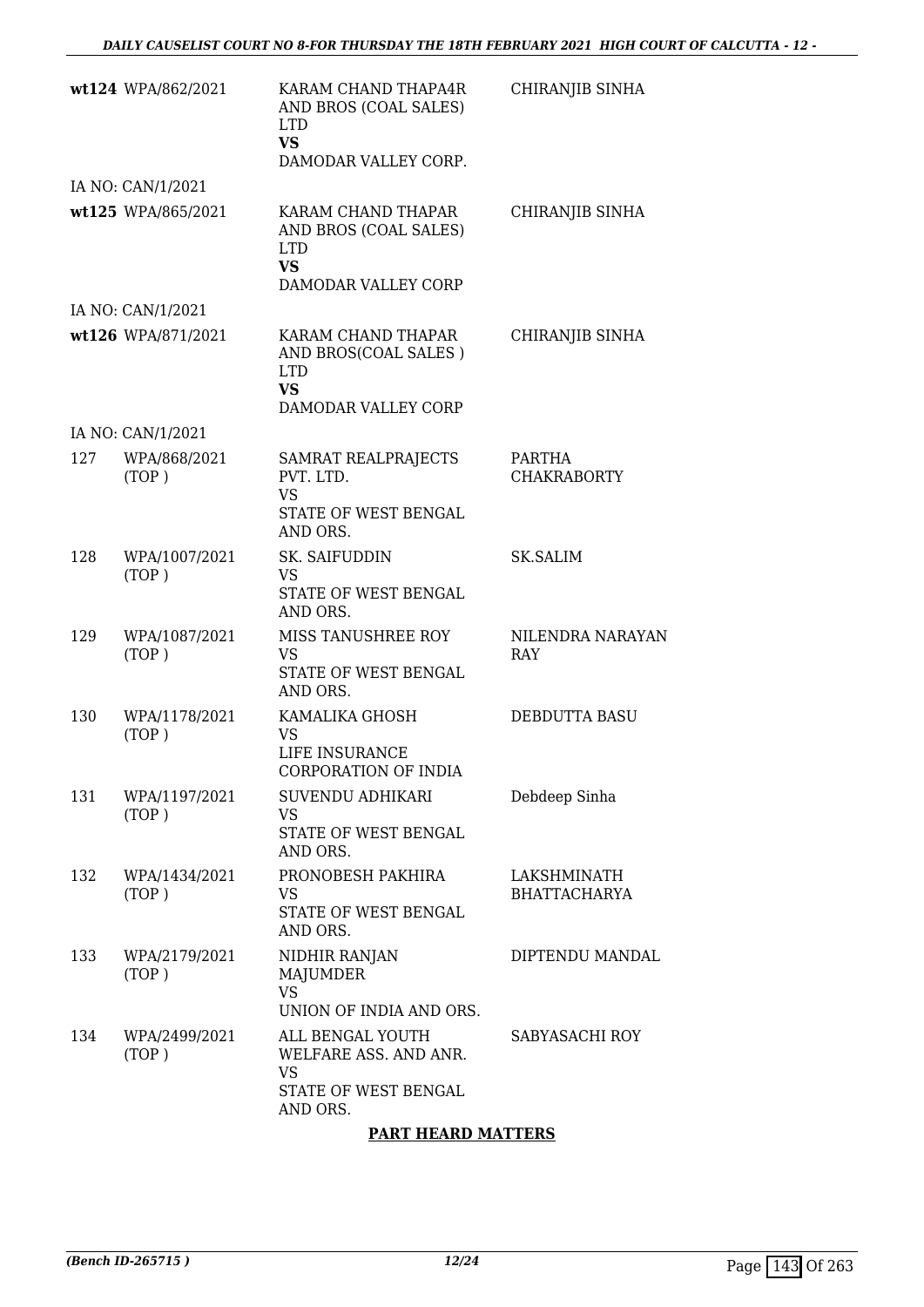| | | | |
|---|---|---|---|
| **wt124** | WPA/862/2021 | KARAM CHAND THAPA4R AND BROS (COAL SALES) LTD<br>**VS**<br>DAMODAR VALLEY CORP. | CHIRANJIB SINHA |
| | IA NO: CAN/1/2021 | | |
| **wt125** | WPA/865/2021 | KARAM CHAND THAPAR AND BROS (COAL SALES) LTD<br>**VS**<br>DAMODAR VALLEY CORP | CHIRANJIB SINHA |
| | IA NO: CAN/1/2021 | | |
| **wt126** | WPA/871/2021 | KARAM CHAND THAPAR AND BROS(COAL SALES ) LTD<br>**VS**<br>DAMODAR VALLEY CORP | CHIRANJIB SINHA |
| | IA NO: CAN/1/2021 | | |
| 127 | WPA/868/2021 (TOP ) | SAMRAT REALPRAJECTS PVT. LTD.<br>VS<br>STATE OF WEST BENGAL AND ORS. | PARTHA CHAKRABORTY |
| 128 | WPA/1007/2021 (TOP ) | SK. SAIFUDDIN<br>VS<br>STATE OF WEST BENGAL AND ORS. | SK.SALIM |
| 129 | WPA/1087/2021 (TOP ) | MISS TANUSHREE ROY<br>VS<br>STATE OF WEST BENGAL AND ORS. | NILENDRA NARAYAN RAY |
| 130 | WPA/1178/2021 (TOP ) | KAMALIKA GHOSH<br>VS<br>LIFE INSURANCE CORPORATION OF INDIA | DEBDUTTA BASU |
| 131 | WPA/1197/2021 (TOP ) | SUVENDU ADHIKARI<br>VS<br>STATE OF WEST BENGAL AND ORS. | Debdeep Sinha |
| 132 | WPA/1434/2021 (TOP ) | PRONOBESH PAKHIRA<br>VS<br>STATE OF WEST BENGAL AND ORS. | LAKSHMINATH BHATTACHARYA |
| 133 | WPA/2179/2021 (TOP ) | NIDHIR RANJAN MAJUMDER<br>VS<br>UNION OF INDIA AND ORS. | DIPTENDU MANDAL |
| 134 | WPA/2499/2021 (TOP ) | ALL BENGAL YOUTH WELFARE ASS. AND ANR.<br>VS<br>STATE OF WEST BENGAL AND ORS. | SABYASACHI ROY |

**PART HEARD MATTERS**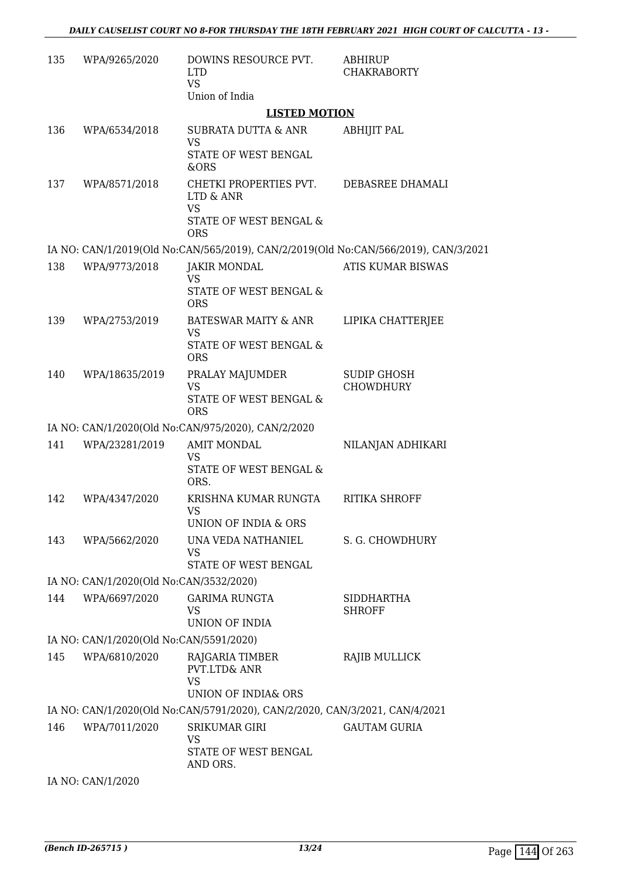| | | | |
|---|---|---|---|
| 135 | WPA/9265/2020 | DOWINS RESOURCE PVT. LTD<br>VS<br>Union of India | ABHIRUP CHAKRABORTY |

**LISTED MOTION**

| | | | |
|---|---|---|---|
| 136 | WPA/6534/2018 | SUBRATA DUTTA & ANR<br>VS<br>STATE OF WEST BENGAL &ORS | ABHIJIT PAL |
| 137 | WPA/8571/2018 | CHETKI PROPERTIES PVT. LTD & ANR<br>VS<br>STATE OF WEST BENGAL & ORS | DEBASREE DHAMALI |

IA NO: CAN/1/2019(Old No:CAN/565/2019), CAN/2/2019(Old No:CAN/566/2019), CAN/3/2021

| | | | |
|---|---|---|---|
| 138 | WPA/9773/2018 | JAKIR MONDAL<br>VS<br>STATE OF WEST BENGAL & ORS | ATIS KUMAR BISWAS |
| 139 | WPA/2753/2019 | BATESWAR MAITY & ANR<br>VS<br>STATE OF WEST BENGAL & ORS | LIPIKA CHATTERJEE |
| 140 | WPA/18635/2019 | PRALAY MAJUMDER<br>VS<br>STATE OF WEST BENGAL & ORS | SUDIP GHOSH CHOWDHURY |

IA NO: CAN/1/2020(Old No:CAN/975/2020), CAN/2/2020

| | | | |
|---|---|---|---|
| 141 | WPA/23281/2019 | AMIT MONDAL<br>VS<br>STATE OF WEST BENGAL & ORS. | NILANJAN ADHIKARI |
| 142 | WPA/4347/2020 | KRISHNA KUMAR RUNGTA<br>VS<br>UNION OF INDIA & ORS | RITIKA SHROFF |
| 143 | WPA/5662/2020 | UNA VEDA NATHANIEL<br>VS<br>STATE OF WEST BENGAL | S. G. CHOWDHURY |

IA NO: CAN/1/2020(Old No:CAN/3532/2020)

| | | | |
|---|---|---|---|
| 144 | WPA/6697/2020 | GARIMA RUNGTA<br>VS<br>UNION OF INDIA | SIDDHARTHA SHROFF |

IA NO: CAN/1/2020(Old No:CAN/5591/2020)

| | | | |
|---|---|---|---|
| 145 | WPA/6810/2020 | RAJGARIA TIMBER PVT.LTD& ANR<br>VS<br>UNION OF INDIA& ORS | RAJIB MULLICK |

IA NO: CAN/1/2020(Old No:CAN/5791/2020), CAN/2/2020, CAN/3/2021, CAN/4/2021

| | | | |
|---|---|---|---|
| 146 | WPA/7011/2020 | SRIKUMAR GIRI<br>VS<br>STATE OF WEST BENGAL AND ORS. | GAUTAM GURIA |

IA NO: CAN/1/2020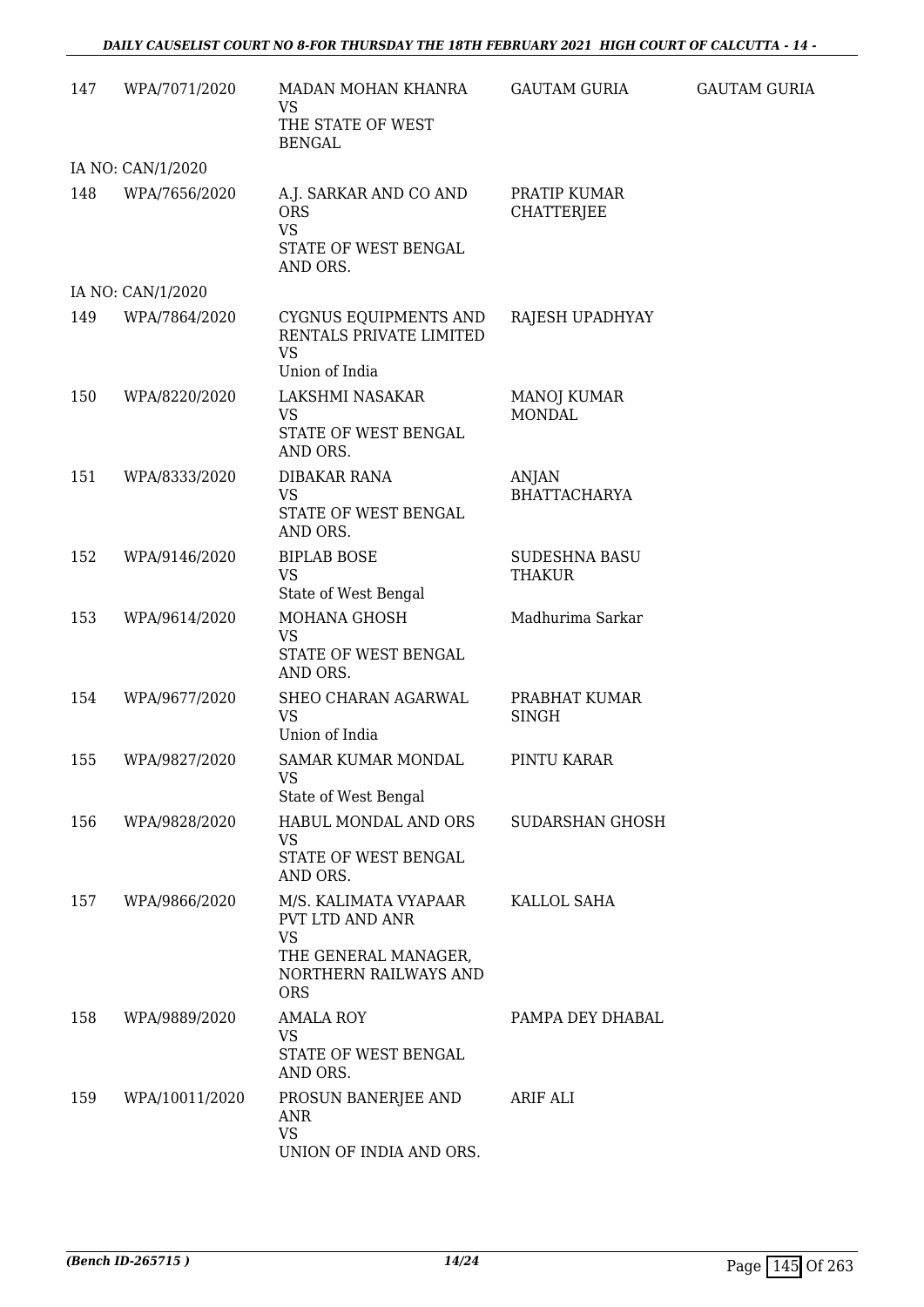| | | | | |
|---|---|---|---|---|
| 147 | WPA/7071/2020 | MADAN MOHAN KHANRA<br>VS<br>THE STATE OF WEST BENGAL | GAUTAM GURIA | GAUTAM GURIA |
| | IA NO: CAN/1/2020 | | | |
| 148 | WPA/7656/2020 | A.J. SARKAR AND CO AND ORS<br>VS<br>STATE OF WEST BENGAL AND ORS. | PRATIP KUMAR CHATTERJEE | |
| | IA NO: CAN/1/2020 | | | |
| 149 | WPA/7864/2020 | CYGNUS EQUIPMENTS AND RENTALS PRIVATE LIMITED<br>VS<br>Union of India | RAJESH UPADHYAY | |
| 150 | WPA/8220/2020 | LAKSHMI NASAKAR<br>VS<br>STATE OF WEST BENGAL AND ORS. | MANOJ KUMAR MONDAL | |
| 151 | WPA/8333/2020 | DIBAKAR RANA<br>VS<br>STATE OF WEST BENGAL AND ORS. | ANJAN BHATTACHARYA | |
| 152 | WPA/9146/2020 | BIPLAB BOSE<br>VS<br>State of West Bengal | SUDESHNA BASU THAKUR | |
| 153 | WPA/9614/2020 | MOHANA GHOSH<br>VS<br>STATE OF WEST BENGAL AND ORS. | Madhurima Sarkar | |
| 154 | WPA/9677/2020 | SHEO CHARAN AGARWAL<br>VS<br>Union of India | PRABHAT KUMAR SINGH | |
| 155 | WPA/9827/2020 | SAMAR KUMAR MONDAL<br>VS<br>State of West Bengal | PINTU KARAR | |
| 156 | WPA/9828/2020 | HABUL MONDAL AND ORS<br>VS<br>STATE OF WEST BENGAL AND ORS. | SUDARSHAN GHOSH | |
| 157 | WPA/9866/2020 | M/S. KALIMATA VYAPAAR PVT LTD AND ANR<br>VS<br>THE GENERAL MANAGER, NORTHERN RAILWAYS AND ORS | KALLOL SAHA | |
| 158 | WPA/9889/2020 | AMALA ROY<br>VS<br>STATE OF WEST BENGAL AND ORS. | PAMPA DEY DHABAL | |
| 159 | WPA/10011/2020 | PROSUN BANERJEE AND ANR<br>VS<br>UNION OF INDIA AND ORS. | ARIF ALI | |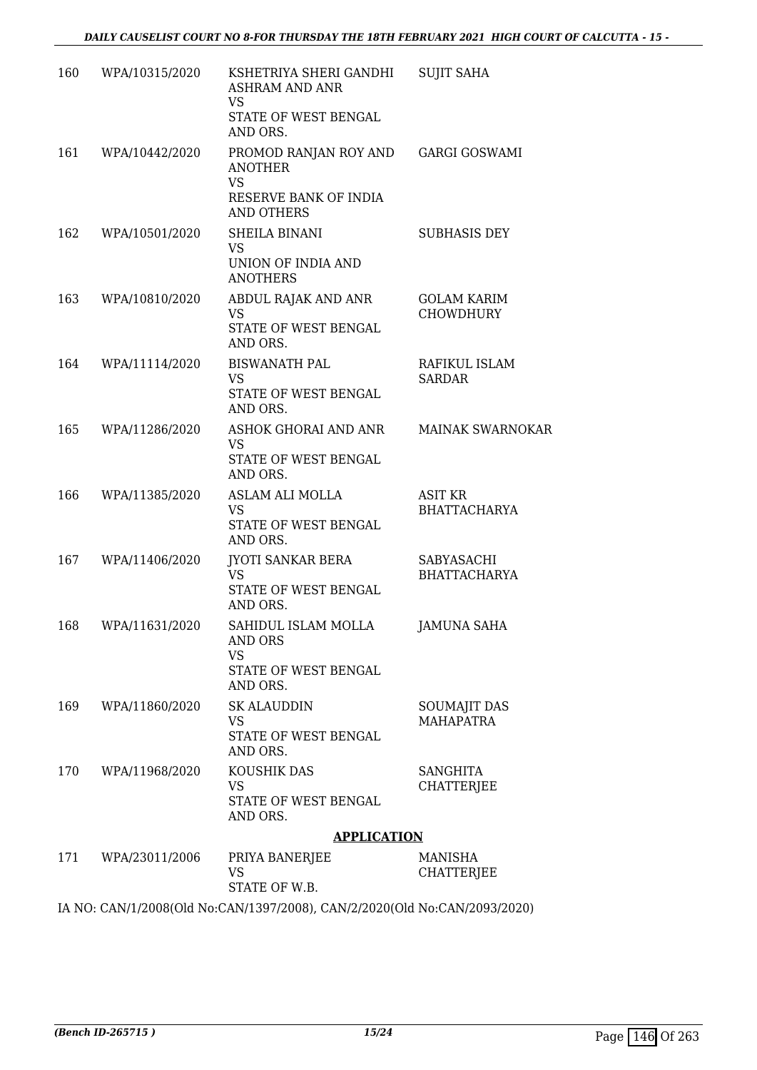| | | | |
|---|---|---|---|
| 160 | WPA/10315/2020 | KSHETRIYA SHERI GANDHI ASHRAM AND ANR<br>VS<br>STATE OF WEST BENGAL AND ORS. | SUJIT SAHA |
| 161 | WPA/10442/2020 | PROMOD RANJAN ROY AND ANOTHER<br>VS<br>RESERVE BANK OF INDIA AND OTHERS | GARGI GOSWAMI |
| 162 | WPA/10501/2020 | SHEILA BINANI<br>VS<br>UNION OF INDIA AND ANOTHERS | SUBHASIS DEY |
| 163 | WPA/10810/2020 | ABDUL RAJAK AND ANR<br>VS<br>STATE OF WEST BENGAL AND ORS. | GOLAM KARIM CHOWDHURY |
| 164 | WPA/11114/2020 | BISWANATH PAL<br>VS<br>STATE OF WEST BENGAL AND ORS. | RAFIKUL ISLAM SARDAR |
| 165 | WPA/11286/2020 | ASHOK GHORAI AND ANR<br>VS<br>STATE OF WEST BENGAL AND ORS. | MAINAK SWARNOKAR |
| 166 | WPA/11385/2020 | ASLAM ALI MOLLA<br>VS<br>STATE OF WEST BENGAL AND ORS. | ASIT KR BHATTACHARYA |
| 167 | WPA/11406/2020 | JYOTI SANKAR BERA<br>VS<br>STATE OF WEST BENGAL AND ORS. | SABYASACHI BHATTACHARYA |
| 168 | WPA/11631/2020 | SAHIDUL ISLAM MOLLA AND ORS<br>VS<br>STATE OF WEST BENGAL AND ORS. | JAMUNA SAHA |
| 169 | WPA/11860/2020 | SK ALAUDDIN<br>VS<br>STATE OF WEST BENGAL AND ORS. | SOUMAJIT DAS MAHAPATRA |
| 170 | WPA/11968/2020 | KOUSHIK DAS<br>VS<br>STATE OF WEST BENGAL AND ORS. | SANGHITA CHATTERJEE |

**APPLICATION**

| | | | |
|---|---|---|---|
| 171 | WPA/23011/2006 | PRIYA BANERJEE<br>VS<br>STATE OF W.B. | MANISHA CHATTERJEE |

IA NO: CAN/1/2008(Old No:CAN/1397/2008), CAN/2/2020(Old No:CAN/2093/2020)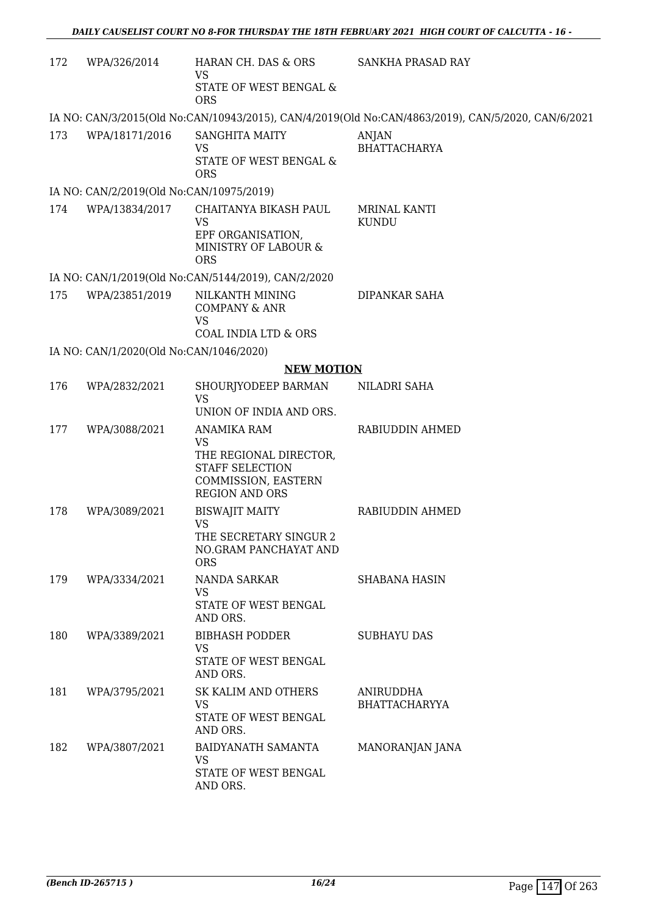| | | | |
|---|---|---|---|
| 172 | WPA/326/2014 | HARAN CH. DAS & ORS<br>VS<br>STATE OF WEST BENGAL & ORS | SANKHA PRASAD RAY |

IA NO: CAN/3/2015(Old No:CAN/10943/2015), CAN/4/2019(Old No:CAN/4863/2019), CAN/5/2020, CAN/6/2021

| | | | |
|---|---|---|---|
| 173 | WPA/18171/2016 | SANGHITA MAITY<br>VS<br>STATE OF WEST BENGAL & ORS | ANJAN BHATTACHARYA |

IA NO: CAN/2/2019(Old No:CAN/10975/2019)

| | | | |
|---|---|---|---|
| 174 | WPA/13834/2017 | CHAITANYA BIKASH PAUL<br>VS<br>EPF ORGANISATION, MINISTRY OF LABOUR & ORS | MRINAL KANTI KUNDU |

IA NO: CAN/1/2019(Old No:CAN/5144/2019), CAN/2/2020

| | | | |
|---|---|---|---|
| 175 | WPA/23851/2019 | NILKANTH MINING COMPANY & ANR<br>VS<br>COAL INDIA LTD & ORS | DIPANKAR SAHA |

IA NO: CAN/1/2020(Old No:CAN/1046/2020)

## NEW MOTION

| | | | |
|---|---|---|---|
| 176 | WPA/2832/2021 | SHOURJYODEEP BARMAN<br>VS<br>UNION OF INDIA AND ORS. | NILADRI SAHA |
| 177 | WPA/3088/2021 | ANAMIKA RAM<br>VS<br>THE REGIONAL DIRECTOR, STAFF SELECTION COMMISSION, EASTERN REGION AND ORS | RABIUDDIN AHMED |
| 178 | WPA/3089/2021 | BISWAJIT MAITY<br>VS<br>THE SECRETARY SINGUR 2 NO.GRAM PANCHAYAT AND ORS | RABIUDDIN AHMED |
| 179 | WPA/3334/2021 | NANDA SARKAR<br>VS<br>STATE OF WEST BENGAL AND ORS. | SHABANA HASIN |
| 180 | WPA/3389/2021 | BIBHASH PODDER<br>VS<br>STATE OF WEST BENGAL AND ORS. | SUBHAYU DAS |
| 181 | WPA/3795/2021 | SK KALIM AND OTHERS<br>VS<br>STATE OF WEST BENGAL AND ORS. | ANIRUDDHA BHATTACHARYYA |
| 182 | WPA/3807/2021 | BAIDYANATH SAMANTA<br>VS<br>STATE OF WEST BENGAL AND ORS. | MANORANJAN JANA |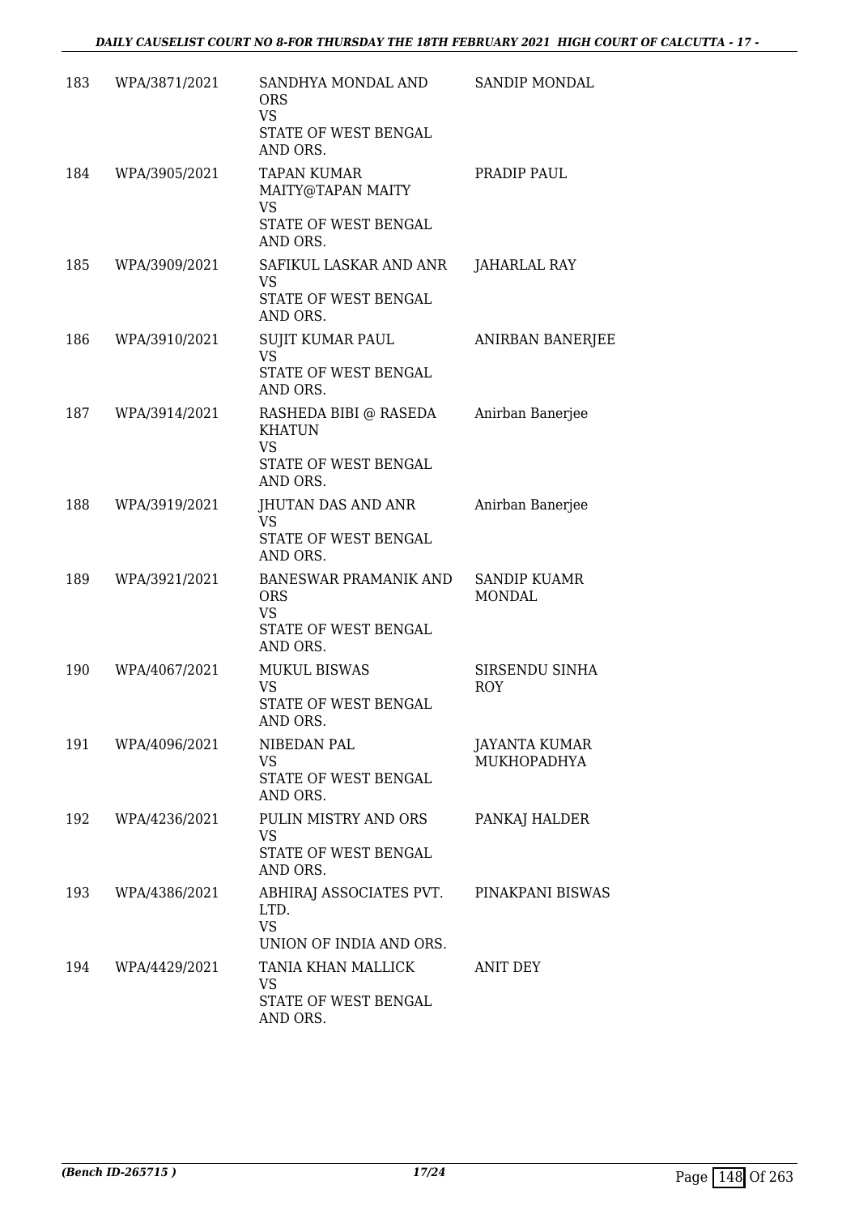| | | | |
|---|---|---|---|
| 183 | WPA/3871/2021 | SANDHYA MONDAL AND ORS<br>VS<br>STATE OF WEST BENGAL AND ORS. | SANDIP MONDAL |
| 184 | WPA/3905/2021 | TAPAN KUMAR MAITY@TAPAN MAITY<br>VS<br>STATE OF WEST BENGAL AND ORS. | PRADIP PAUL |
| 185 | WPA/3909/2021 | SAFIKUL LASKAR AND ANR<br>VS<br>STATE OF WEST BENGAL AND ORS. | JAHARLAL RAY |
| 186 | WPA/3910/2021 | SUJIT KUMAR PAUL<br>VS<br>STATE OF WEST BENGAL AND ORS. | ANIRBAN BANERJEE |
| 187 | WPA/3914/2021 | RASHEDA BIBI @ RASEDA KHATUN<br>VS<br>STATE OF WEST BENGAL AND ORS. | Anirban Banerjee |
| 188 | WPA/3919/2021 | JHUTAN DAS AND ANR<br>VS<br>STATE OF WEST BENGAL AND ORS. | Anirban Banerjee |
| 189 | WPA/3921/2021 | BANESWAR PRAMANIK AND ORS<br>VS<br>STATE OF WEST BENGAL AND ORS. | SANDIP KUAMR MONDAL |
| 190 | WPA/4067/2021 | MUKUL BISWAS<br>VS<br>STATE OF WEST BENGAL AND ORS. | SIRSENDU SINHA ROY |
| 191 | WPA/4096/2021 | NIBEDAN PAL<br>VS<br>STATE OF WEST BENGAL AND ORS. | JAYANTA KUMAR MUKHOPADHYA |
| 192 | WPA/4236/2021 | PULIN MISTRY AND ORS<br>VS<br>STATE OF WEST BENGAL AND ORS. | PANKAJ HALDER |
| 193 | WPA/4386/2021 | ABHIRAJ ASSOCIATES PVT. LTD.<br>VS<br>UNION OF INDIA AND ORS. | PINAKPANI BISWAS |
| 194 | WPA/4429/2021 | TANIA KHAN MALLICK<br>VS<br>STATE OF WEST BENGAL AND ORS. | ANIT DEY |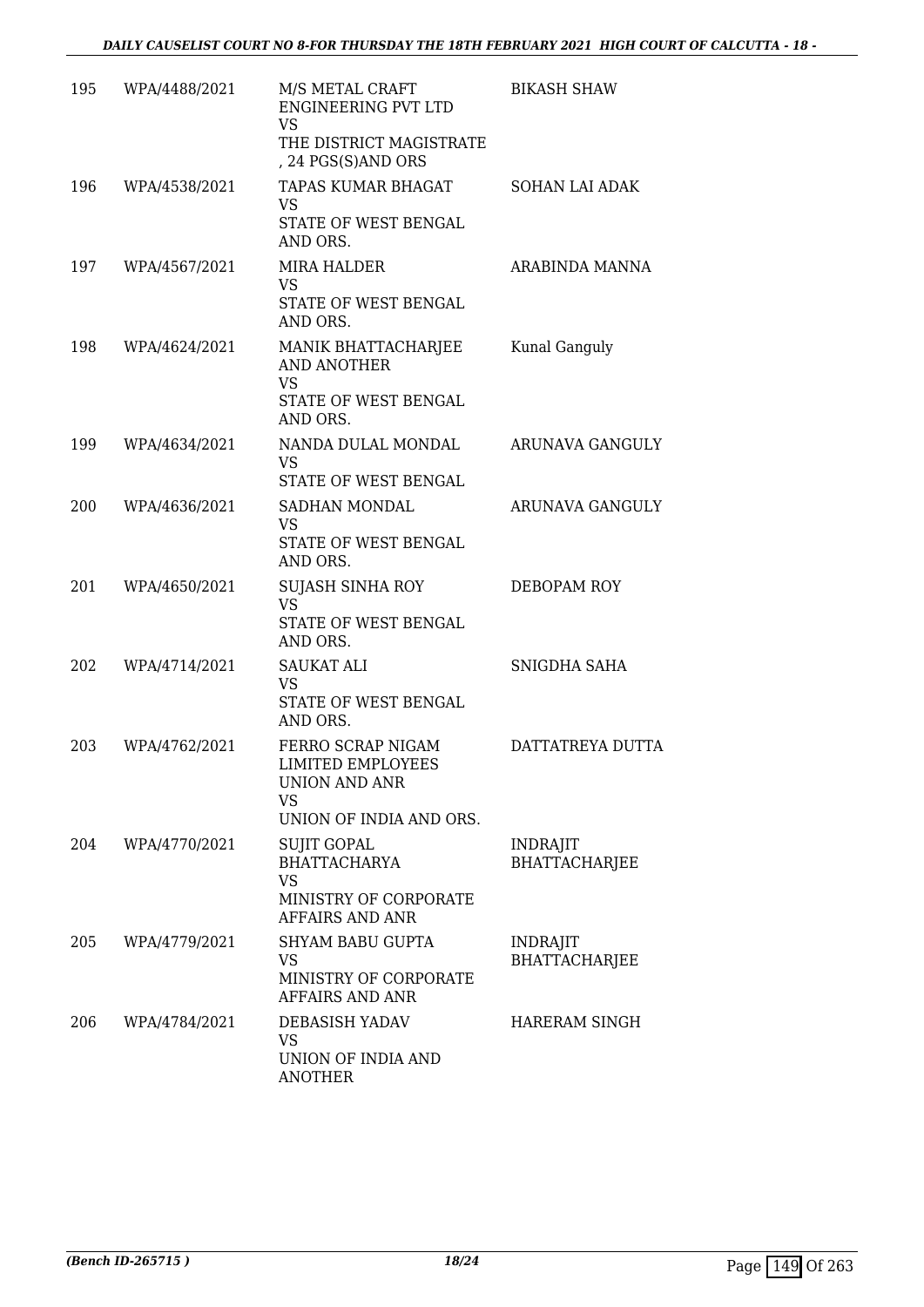| | | | |
|---|---|---|---|
| 195 | WPA/4488/2021 | M/S METAL CRAFT ENGINEERING PVT LTD<br>VS<br>THE DISTRICT MAGISTRATE , 24 PGS(S)AND ORS | BIKASH SHAW |
| 196 | WPA/4538/2021 | TAPAS KUMAR BHAGAT<br>VS<br>STATE OF WEST BENGAL AND ORS. | SOHAN LAI ADAK |
| 197 | WPA/4567/2021 | MIRA HALDER<br>VS<br>STATE OF WEST BENGAL AND ORS. | ARABINDA MANNA |
| 198 | WPA/4624/2021 | MANIK BHATTACHARJEE AND ANOTHER<br>VS<br>STATE OF WEST BENGAL AND ORS. | Kunal Ganguly |
| 199 | WPA/4634/2021 | NANDA DULAL MONDAL<br>VS<br>STATE OF WEST BENGAL | ARUNAVA GANGULY |
| 200 | WPA/4636/2021 | SADHAN MONDAL<br>VS<br>STATE OF WEST BENGAL AND ORS. | ARUNAVA GANGULY |
| 201 | WPA/4650/2021 | SUJASH SINHA ROY<br>VS<br>STATE OF WEST BENGAL AND ORS. | DEBOPAM ROY |
| 202 | WPA/4714/2021 | SAUKAT ALI<br>VS<br>STATE OF WEST BENGAL AND ORS. | SNIGDHA SAHA |
| 203 | WPA/4762/2021 | FERRO SCRAP NIGAM LIMITED EMPLOYEES UNION AND ANR<br>VS<br>UNION OF INDIA AND ORS. | DATTATREYA DUTTA |
| 204 | WPA/4770/2021 | SUJIT GOPAL BHATTACHARYA<br>VS<br>MINISTRY OF CORPORATE AFFAIRS AND ANR | INDRAJIT BHATTACHARJEE |
| 205 | WPA/4779/2021 | SHYAM BABU GUPTA<br>VS<br>MINISTRY OF CORPORATE AFFAIRS AND ANR | INDRAJIT BHATTACHARJEE |
| 206 | WPA/4784/2021 | DEBASISH YADAV<br>VS<br>UNION OF INDIA AND ANOTHER | HARERAM SINGH |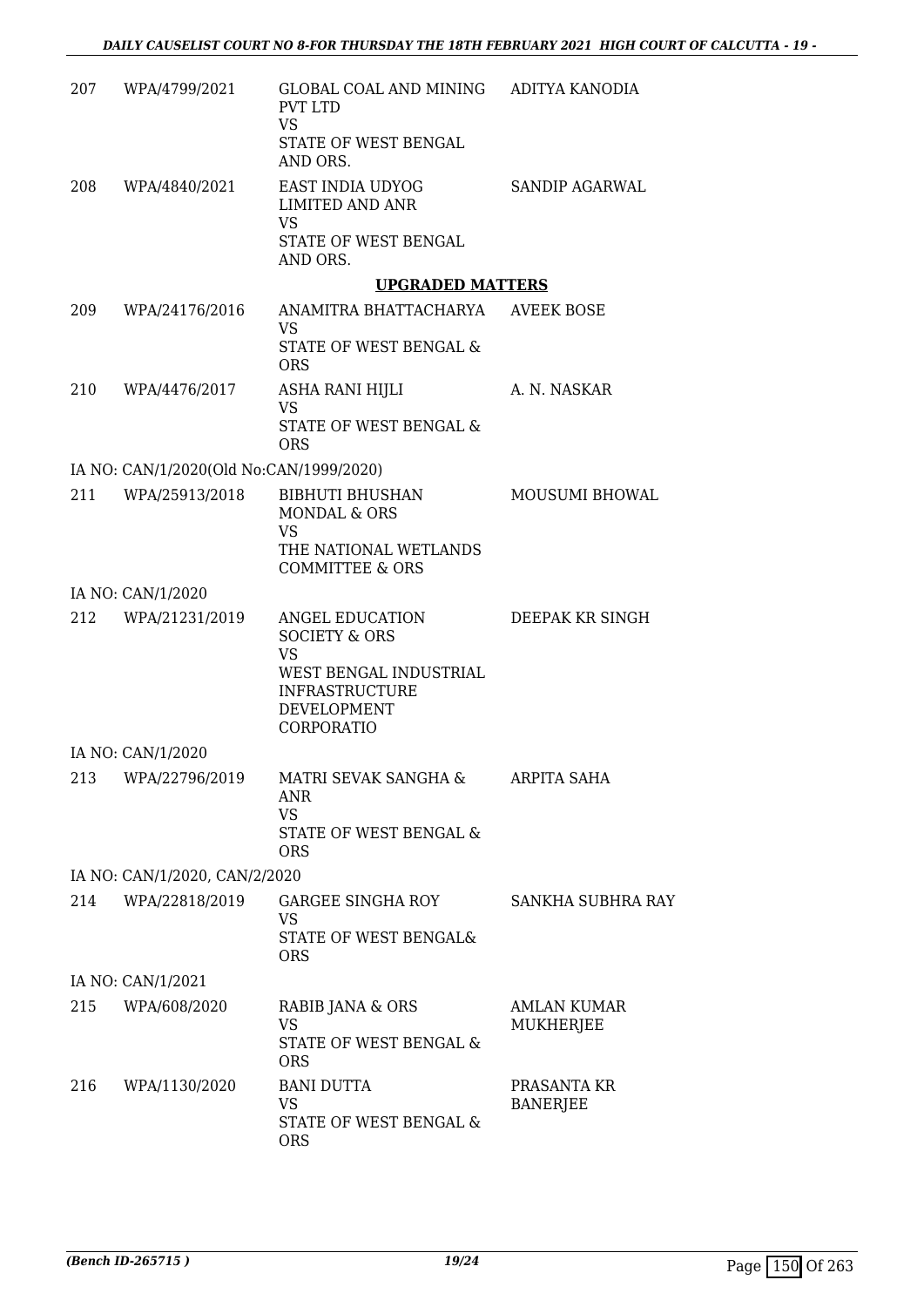| | | | |
|---|---|---|---|
| 207 | WPA/4799/2021 | GLOBAL COAL AND MINING PVT LTD<br>VS<br>STATE OF WEST BENGAL AND ORS. | ADITYA KANODIA |
| 208 | WPA/4840/2021 | EAST INDIA UDYOG LIMITED AND ANR<br>VS<br>STATE OF WEST BENGAL AND ORS. | SANDIP AGARWAL |

**UPGRADED MATTERS**

| | | | |
|---|---|---|---|
| 209 | WPA/24176/2016 | ANAMITRA BHATTACHARYA<br>VS<br>STATE OF WEST BENGAL & ORS | AVEEK BOSE |
| 210 | WPA/4476/2017 | ASHA RANI HIJLI<br>VS<br>STATE OF WEST BENGAL & ORS | A. N. NASKAR |
| | IA NO: CAN/1/2020(Old No:CAN/1999/2020) | | |
| 211 | WPA/25913/2018 | BIBHUTI BHUSHAN MONDAL & ORS<br>VS<br>THE NATIONAL WETLANDS COMMITTEE & ORS | MOUSUMI BHOWAL |
| | IA NO: CAN/1/2020 | | |
| 212 | WPA/21231/2019 | ANGEL EDUCATION SOCIETY & ORS<br>VS<br>WEST BENGAL INDUSTRIAL INFRASTRUCTURE DEVELOPMENT CORPORATIO | DEEPAK KR SINGH |
| | IA NO: CAN/1/2020 | | |
| 213 | WPA/22796/2019 | MATRI SEVAK SANGHA & ANR<br>VS<br>STATE OF WEST BENGAL & ORS | ARPITA SAHA |
| | IA NO: CAN/1/2020, CAN/2/2020 | | |
| 214 | WPA/22818/2019 | GARGEE SINGHA ROY<br>VS<br>STATE OF WEST BENGAL& ORS | SANKHA SUBHRA RAY |
| | IA NO: CAN/1/2021 | | |
| 215 | WPA/608/2020 | RABIB JANA & ORS<br>VS<br>STATE OF WEST BENGAL & ORS | AMLAN KUMAR MUKHERJEE |
| 216 | WPA/1130/2020 | BANI DUTTA<br>VS<br>STATE OF WEST BENGAL & ORS | PRASANTA KR BANERJEE |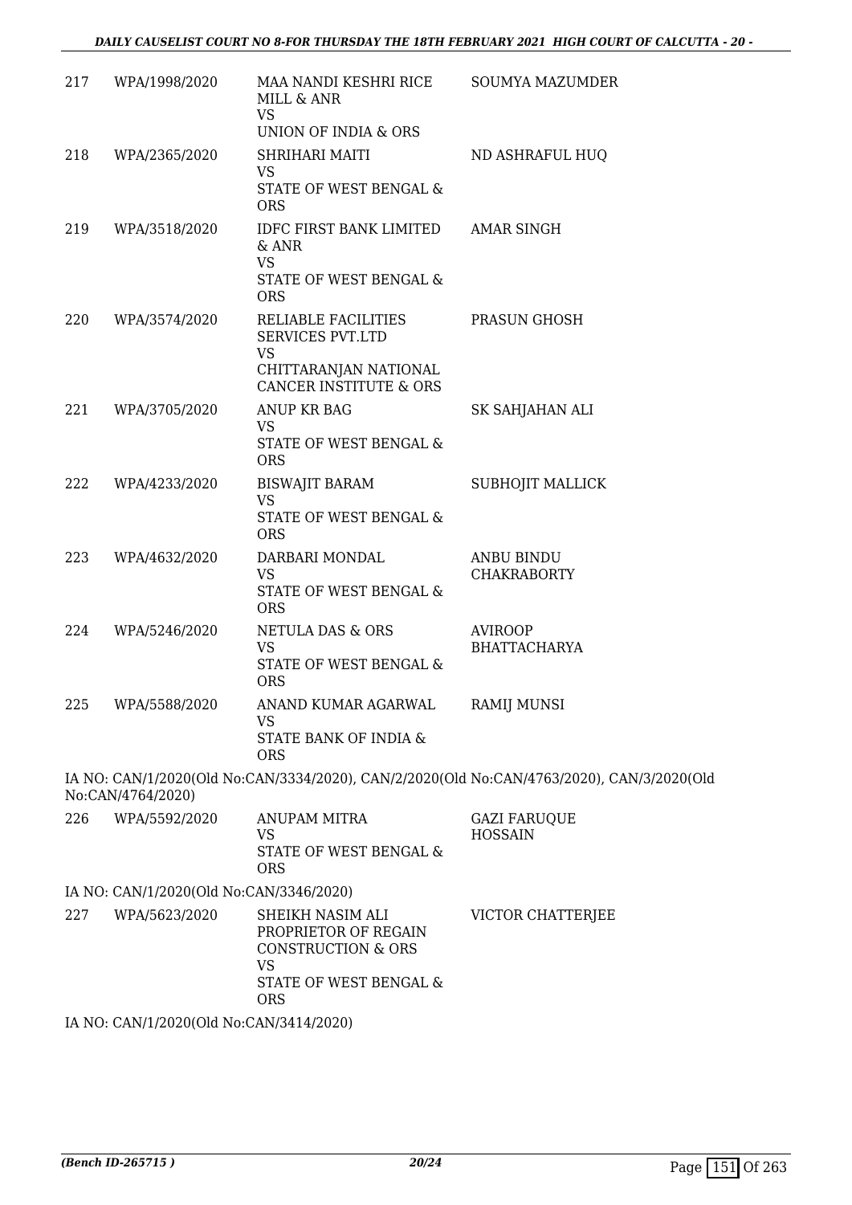| | | | |
|---|---|---|---|
| 217 | WPA/1998/2020 | MAA NANDI KESHRI RICE MILL & ANR<br>VS<br>UNION OF INDIA & ORS | SOUMYA MAZUMDER |
| 218 | WPA/2365/2020 | SHRIHARI MAITI<br>VS<br>STATE OF WEST BENGAL & ORS | ND ASHRAFUL HUQ |
| 219 | WPA/3518/2020 | IDFC FIRST BANK LIMITED & ANR<br>VS<br>STATE OF WEST BENGAL & ORS | AMAR SINGH |
| 220 | WPA/3574/2020 | RELIABLE FACILITIES SERVICES PVT.LTD<br>VS<br>CHITTARANJAN NATIONAL CANCER INSTITUTE & ORS | PRASUN GHOSH |
| 221 | WPA/3705/2020 | ANUP KR BAG<br>VS<br>STATE OF WEST BENGAL & ORS | SK SAHJAHAN ALI |
| 222 | WPA/4233/2020 | BISWAJIT BARAM<br>VS<br>STATE OF WEST BENGAL & ORS | SUBHOJIT MALLICK |
| 223 | WPA/4632/2020 | DARBARI MONDAL<br>VS<br>STATE OF WEST BENGAL & ORS | ANBU BINDU CHAKRABORTY |
| 224 | WPA/5246/2020 | NETULA DAS & ORS<br>VS<br>STATE OF WEST BENGAL & ORS | AVIROOP BHATTACHARYA |
| 225 | WPA/5588/2020 | ANAND KUMAR AGARWAL<br>VS<br>STATE BANK OF INDIA & ORS | RAMIJ MUNSI |

IA NO: CAN/1/2020(Old No:CAN/3334/2020), CAN/2/2020(Old No:CAN/4763/2020), CAN/3/2020(Old No:CAN/4764/2020)

| | | | |
|---|---|---|---|
| 226 | WPA/5592/2020 | ANUPAM MITRA<br>VS<br>STATE OF WEST BENGAL & ORS | GAZI FARUQUE HOSSAIN |

IA NO: CAN/1/2020(Old No:CAN/3346/2020)

| | | | |
|---|---|---|---|
| 227 | WPA/5623/2020 | SHEIKH NASIM ALI PROPRIETOR OF REGAIN CONSTRUCTION & ORS<br>VS<br>STATE OF WEST BENGAL & ORS | VICTOR CHATTERJEE |

IA NO: CAN/1/2020(Old No:CAN/3414/2020)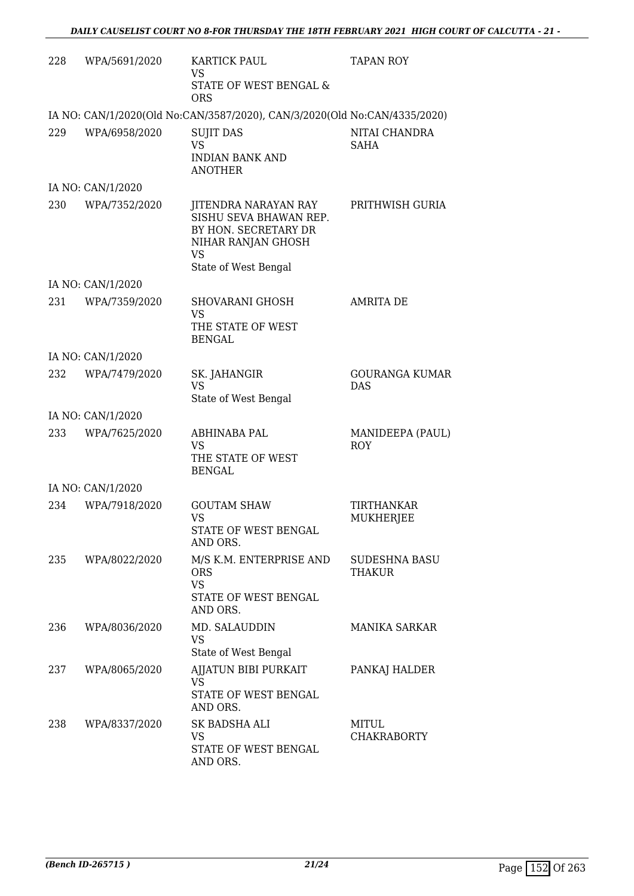| | | | |
|---|---|---|---|
| 228 | WPA/5691/2020 | KARTICK PAUL<br>VS<br>STATE OF WEST BENGAL & ORS | TAPAN ROY |
| IA NO: CAN/1/2020(Old No:CAN/3587/2020), CAN/3/2020(Old No:CAN/4335/2020) | | | |
| 229 | WPA/6958/2020 | SUJIT DAS<br>VS<br>INDIAN BANK AND ANOTHER | NITAI CHANDRA SAHA |
| IA NO: CAN/1/2020 | | | |
| 230 | WPA/7352/2020 | JITENDRA NARAYAN RAY SISHU SEVA BHAWAN REP. BY HON. SECRETARY DR NIHAR RANJAN GHOSH<br>VS<br>State of West Bengal | PRITHWISH GURIA |
| IA NO: CAN/1/2020 | | | |
| 231 | WPA/7359/2020 | SHOVARANI GHOSH<br>VS<br>THE STATE OF WEST BENGAL | AMRITA DE |
| IA NO: CAN/1/2020 | | | |
| 232 | WPA/7479/2020 | SK. JAHANGIR<br>VS<br>State of West Bengal | GOURANGA KUMAR DAS |
| IA NO: CAN/1/2020 | | | |
| 233 | WPA/7625/2020 | ABHINABA PAL<br>VS<br>THE STATE OF WEST BENGAL | MANIDEEPA (PAUL) ROY |
| IA NO: CAN/1/2020 | | | |
| 234 | WPA/7918/2020 | GOUTAM SHAW<br>VS<br>STATE OF WEST BENGAL AND ORS. | TIRTHANKAR MUKHERJEE |
| 235 | WPA/8022/2020 | M/S K.M. ENTERPRISE AND ORS<br>VS<br>STATE OF WEST BENGAL AND ORS. | SUDESHNA BASU THAKUR |
| 236 | WPA/8036/2020 | MD. SALAUDDIN<br>VS<br>State of West Bengal | MANIKA SARKAR |
| 237 | WPA/8065/2020 | AJJATUN BIBI PURKAIT<br>VS<br>STATE OF WEST BENGAL AND ORS. | PANKAJ HALDER |
| 238 | WPA/8337/2020 | SK BADSHA ALI<br>VS<br>STATE OF WEST BENGAL AND ORS. | MITUL CHAKRABORTY |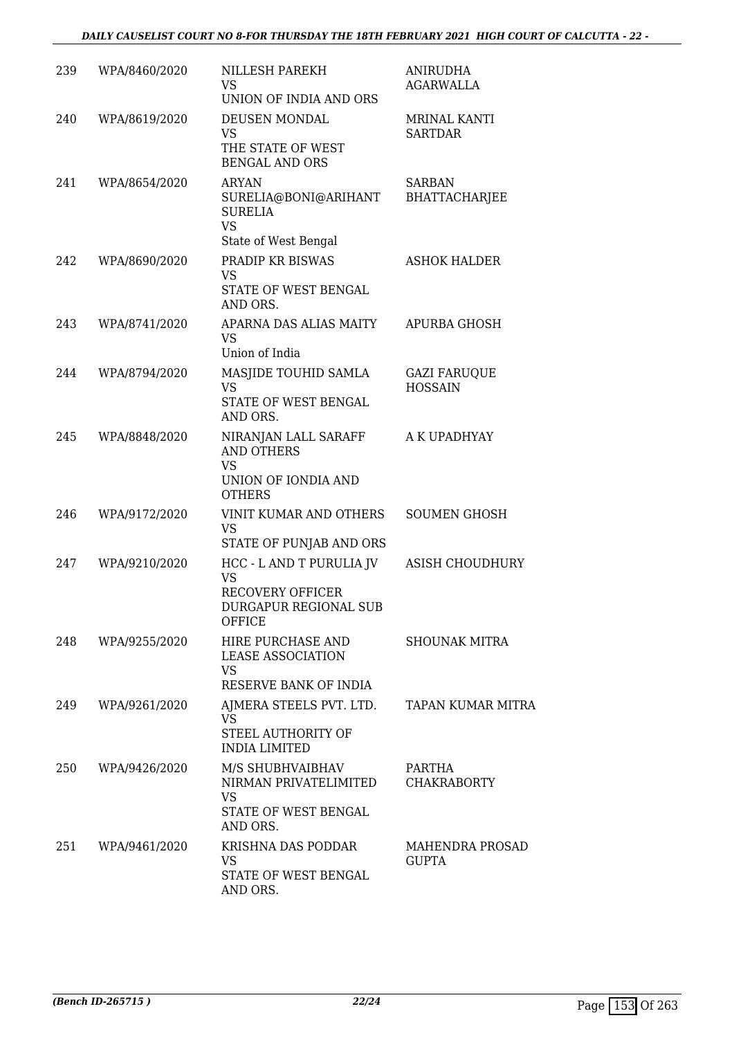| | | | |
|---|---|---|---|
| 239 | WPA/8460/2020 | NILLESH PAREKH<br>VS<br>UNION OF INDIA AND ORS | ANIRUDHA AGARWALLA |
| 240 | WPA/8619/2020 | DEUSEN MONDAL<br>VS<br>THE STATE OF WEST BENGAL AND ORS | MRINAL KANTI SARTDAR |
| 241 | WPA/8654/2020 | ARYAN SURELIA@BONI@ARIHANT SURELIA<br>VS<br>State of West Bengal | SARBAN BHATTACHARJEE |
| 242 | WPA/8690/2020 | PRADIP KR BISWAS<br>VS<br>STATE OF WEST BENGAL AND ORS. | ASHOK HALDER |
| 243 | WPA/8741/2020 | APARNA DAS ALIAS MAITY<br>VS<br>Union of India | APURBA GHOSH |
| 244 | WPA/8794/2020 | MASJIDE TOUHID SAMLA<br>VS<br>STATE OF WEST BENGAL AND ORS. | GAZI FARUQUE HOSSAIN |
| 245 | WPA/8848/2020 | NIRANJAN LALL SARAFF AND OTHERS<br>VS<br>UNION OF IONDIA AND OTHERS | A K UPADHYAY |
| 246 | WPA/9172/2020 | VINIT KUMAR AND OTHERS<br>VS<br>STATE OF PUNJAB AND ORS | SOUMEN GHOSH |
| 247 | WPA/9210/2020 | HCC - L AND T PURULIA JV<br>VS<br>RECOVERY OFFICER DURGAPUR REGIONAL SUB OFFICE | ASISH CHOUDHURY |
| 248 | WPA/9255/2020 | HIRE PURCHASE AND LEASE ASSOCIATION<br>VS<br>RESERVE BANK OF INDIA | SHOUNAK MITRA |
| 249 | WPA/9261/2020 | AJMERA STEELS PVT. LTD.<br>VS<br>STEEL AUTHORITY OF INDIA LIMITED | TAPAN KUMAR MITRA |
| 250 | WPA/9426/2020 | M/S SHUBHVAIBHAV NIRMAN PRIVATELIMITED<br>VS<br>STATE OF WEST BENGAL AND ORS. | PARTHA CHAKRABORTY |
| 251 | WPA/9461/2020 | KRISHNA DAS PODDAR<br>VS<br>STATE OF WEST BENGAL AND ORS. | MAHENDRA PROSAD GUPTA |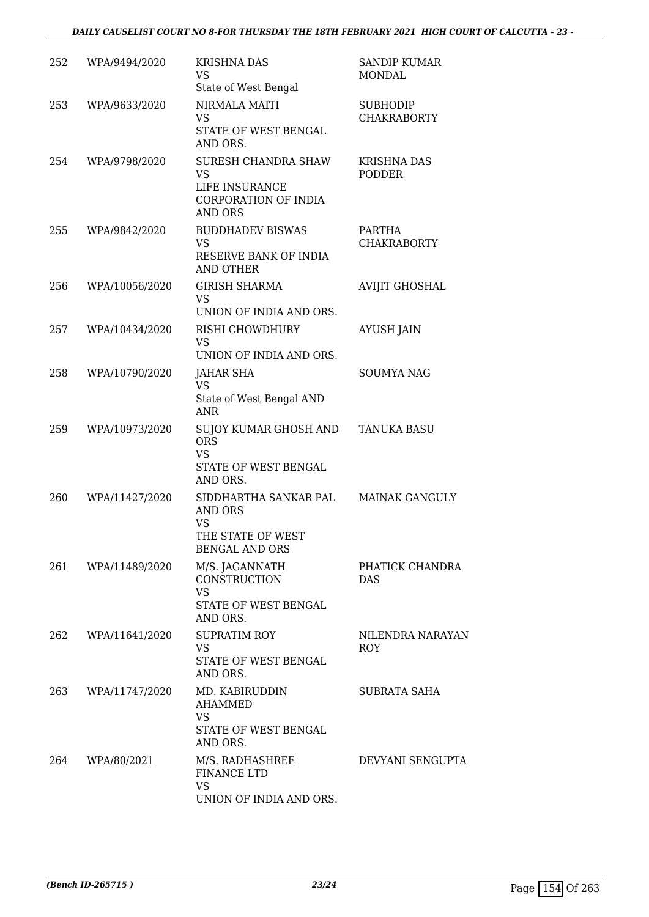| 252 | WPA/9494/2020 | KRISHNA DAS<br>VS<br>State of West Bengal | SANDIP KUMAR MONDAL |
|---|---|---|---|
| 253 | WPA/9633/2020 | NIRMALA MAITI<br>VS<br>STATE OF WEST BENGAL AND ORS. | SUBHODIP CHAKRABORTY |
| 254 | WPA/9798/2020 | SURESH CHANDRA SHAW<br>VS<br>LIFE INSURANCE CORPORATION OF INDIA AND ORS | KRISHNA DAS PODDER |
| 255 | WPA/9842/2020 | BUDDHADEV BISWAS<br>VS<br>RESERVE BANK OF INDIA AND OTHER | PARTHA CHAKRABORTY |
| 256 | WPA/10056/2020 | GIRISH SHARMA<br>VS<br>UNION OF INDIA AND ORS. | AVIJIT GHOSHAL |
| 257 | WPA/10434/2020 | RISHI CHOWDHURY<br>VS<br>UNION OF INDIA AND ORS. | AYUSH JAIN |
| 258 | WPA/10790/2020 | JAHAR SHA<br>VS<br>State of West Bengal AND ANR | SOUMYA NAG |
| 259 | WPA/10973/2020 | SUJOY KUMAR GHOSH AND ORS<br>VS<br>STATE OF WEST BENGAL AND ORS. | TANUKA BASU |
| 260 | WPA/11427/2020 | SIDDHARTHA SANKAR PAL AND ORS<br>VS<br>THE STATE OF WEST BENGAL AND ORS | MAINAK GANGULY |
| 261 | WPA/11489/2020 | M/S. JAGANNATH CONSTRUCTION<br>VS<br>STATE OF WEST BENGAL AND ORS. | PHATICK CHANDRA DAS |
| 262 | WPA/11641/2020 | SUPRATIM ROY<br>VS<br>STATE OF WEST BENGAL AND ORS. | NILENDRA NARAYAN ROY |
| 263 | WPA/11747/2020 | MD. KABIRUDDIN AHAMMED<br>VS<br>STATE OF WEST BENGAL AND ORS. | SUBRATA SAHA |
| 264 | WPA/80/2021 | M/S. RADHASHREE FINANCE LTD<br>VS<br>UNION OF INDIA AND ORS. | DEVYANI SENGUPTA |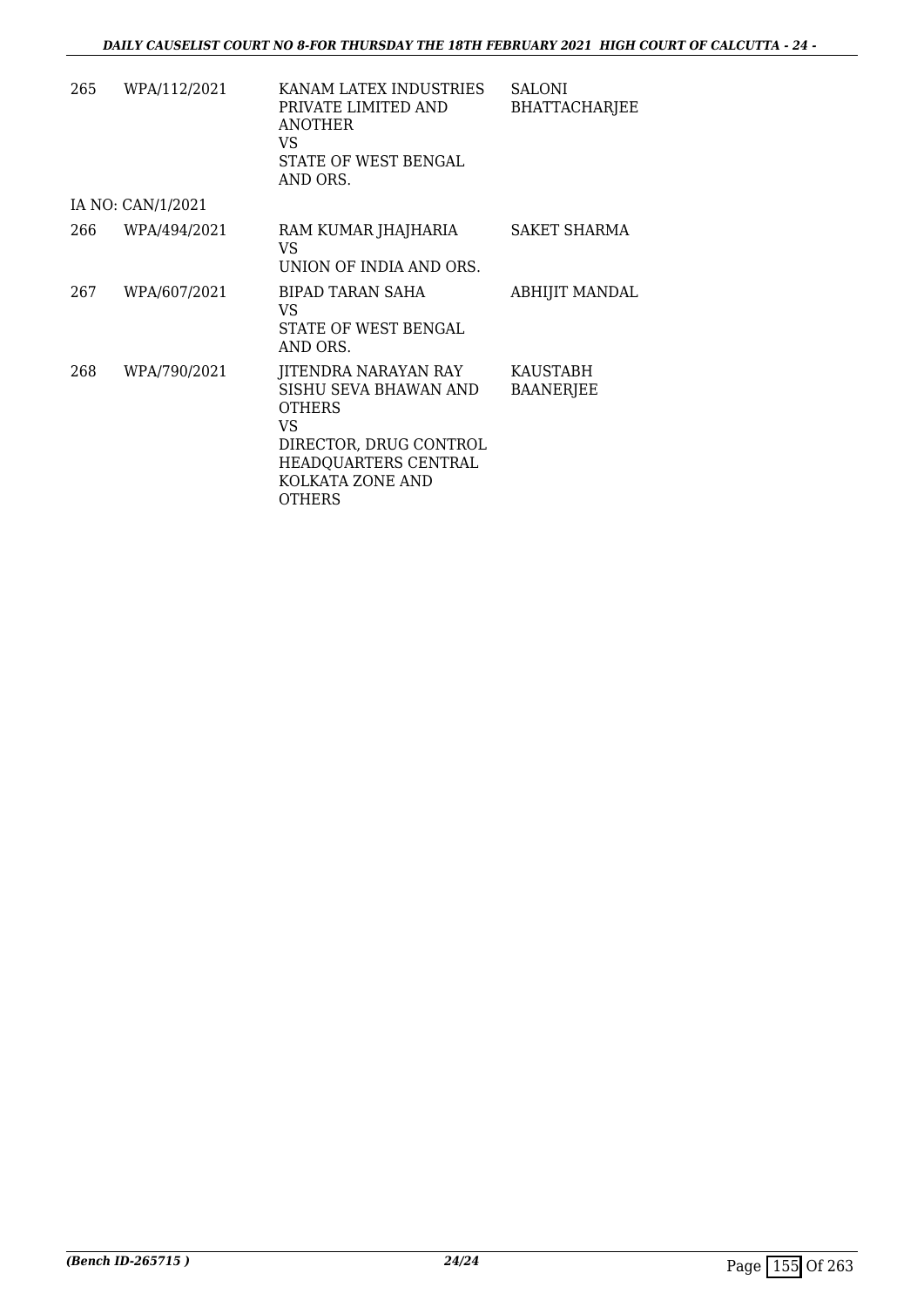| 265 | WPA/112/2021 | KANAM LATEX INDUSTRIES PRIVATE LIMITED AND ANOTHER<br>VS<br>STATE OF WEST BENGAL AND ORS. | SALONI BHATTACHARJEE |
|---|---|---|---|
| IA NO: CAN/1/2021 | | | |
| 266 | WPA/494/2021 | RAM KUMAR JHAJHARIA<br>VS<br>UNION OF INDIA AND ORS. | SAKET SHARMA |
| 267 | WPA/607/2021 | BIPAD TARAN SAHA<br>VS<br>STATE OF WEST BENGAL AND ORS. | ABHIJIT MANDAL |
| 268 | WPA/790/2021 | JITENDRA NARAYAN RAY SISHU SEVA BHAWAN AND OTHERS<br>VS<br>DIRECTOR, DRUG CONTROL HEADQUARTERS CENTRAL KOLKATA ZONE AND OTHERS | KAUSTABH BAANERJEE |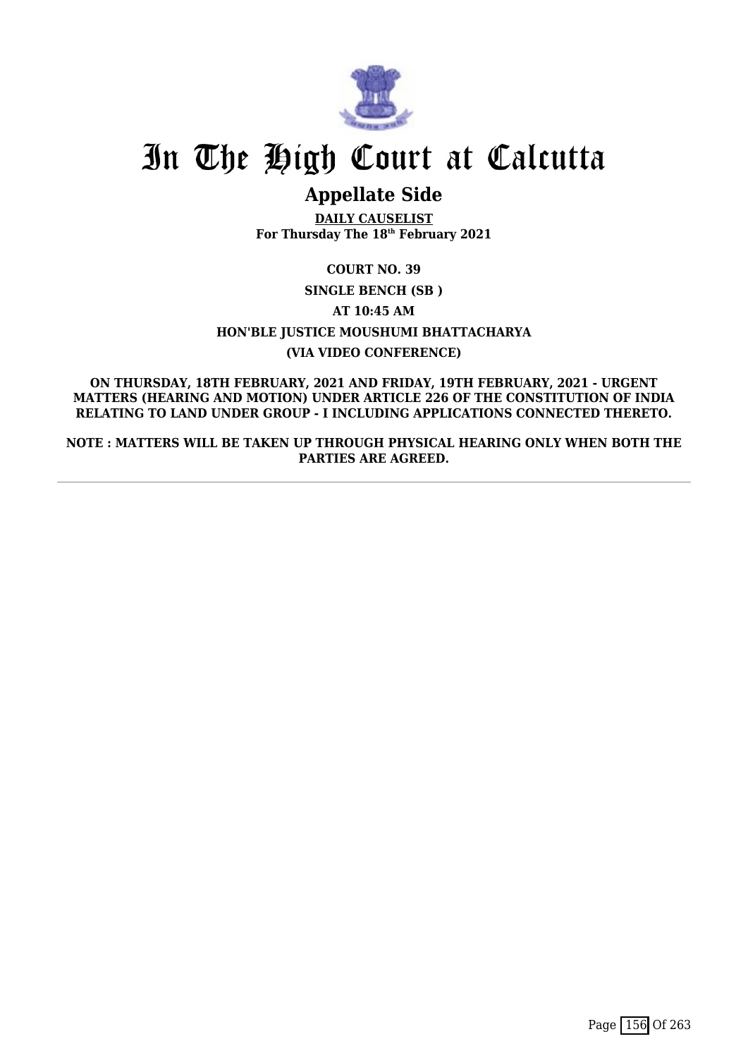# In The High Court at Calcutta

## Appellate Side

**DAILY CAUSELIST**
**For Thursday The 18th February 2021**

**COURT NO. 39**

**SINGLE BENCH (SB )**

**AT 10:45 AM**

**HON'BLE JUSTICE MOUSHUMI BHATTACHARYA**

**(VIA VIDEO CONFERENCE)**

**ON THURSDAY, 18TH FEBRUARY, 2021 AND FRIDAY, 19TH FEBRUARY, 2021 - URGENT MATTERS (HEARING AND MOTION) UNDER ARTICLE 226 OF THE CONSTITUTION OF INDIA RELATING TO LAND UNDER GROUP - I INCLUDING APPLICATIONS CONNECTED THERETO.**

**NOTE : MATTERS WILL BE TAKEN UP THROUGH PHYSICAL HEARING ONLY WHEN BOTH THE PARTIES ARE AGREED.**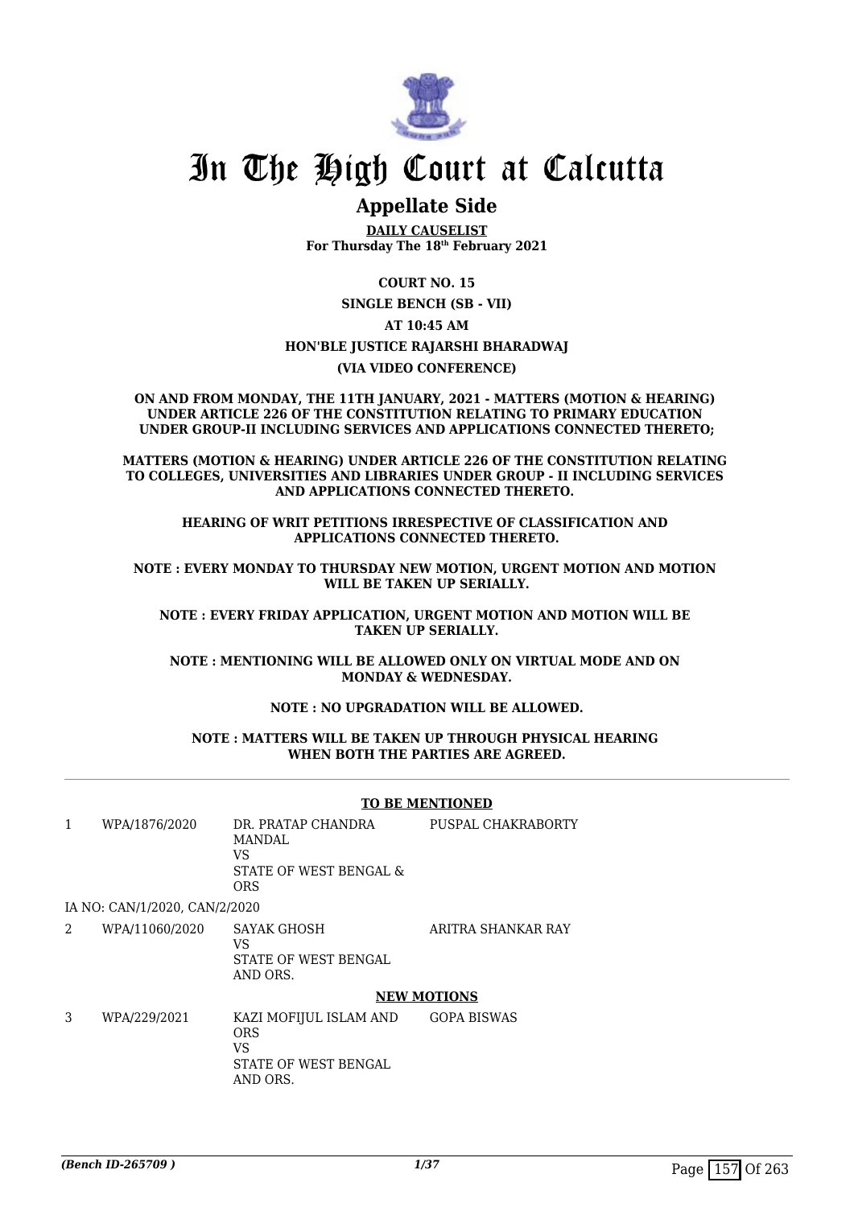# In The High Court at Calcutta

## Appellate Side

**DAILY CAUSELIST**
**For Thursday The 18th February 2021**

**COURT NO. 15**

**SINGLE BENCH (SB - VII)**

**AT 10:45 AM**

**HON'BLE JUSTICE RAJARSHI BHARADWAJ**

**(VIA VIDEO CONFERENCE)**

**ON AND FROM MONDAY, THE 11TH JANUARY, 2021 - MATTERS (MOTION & HEARING) UNDER ARTICLE 226 OF THE CONSTITUTION RELATING TO PRIMARY EDUCATION UNDER GROUP-II INCLUDING SERVICES AND APPLICATIONS CONNECTED THERETO;**

**MATTERS (MOTION & HEARING) UNDER ARTICLE 226 OF THE CONSTITUTION RELATING TO COLLEGES, UNIVERSITIES AND LIBRARIES UNDER GROUP - II INCLUDING SERVICES AND APPLICATIONS CONNECTED THERETO.**

**HEARING OF WRIT PETITIONS IRRESPECTIVE OF CLASSIFICATION AND APPLICATIONS CONNECTED THERETO.**

**NOTE : EVERY MONDAY TO THURSDAY NEW MOTION, URGENT MOTION AND MOTION WILL BE TAKEN UP SERIALLY.**

**NOTE : EVERY FRIDAY APPLICATION, URGENT MOTION AND MOTION WILL BE TAKEN UP SERIALLY.**

**NOTE : MENTIONING WILL BE ALLOWED ONLY ON VIRTUAL MODE AND ON MONDAY & WEDNESDAY.**

**NOTE : NO UPGRADATION WILL BE ALLOWED.**

**NOTE : MATTERS WILL BE TAKEN UP THROUGH PHYSICAL HEARING WHEN BOTH THE PARTIES ARE AGREED.**

### TO BE MENTIONED

| | | | |
|---|---|---|---|
| 1 | WPA/1876/2020 | DR. PRATAP CHANDRA MANDAL VS STATE OF WEST BENGAL & ORS | PUSPAL CHAKRABORTY |

IA NO: CAN/1/2020, CAN/2/2020

| | | | |
|---|---|---|---|
| 2 | WPA/11060/2020 | SAYAK GHOSH VS STATE OF WEST BENGAL AND ORS. | ARITRA SHANKAR RAY |

### NEW MOTIONS

| | | | |
|---|---|---|---|
| 3 | WPA/229/2021 | KAZI MOFIJUL ISLAM AND ORS VS STATE OF WEST BENGAL AND ORS. | GOPA BISWAS |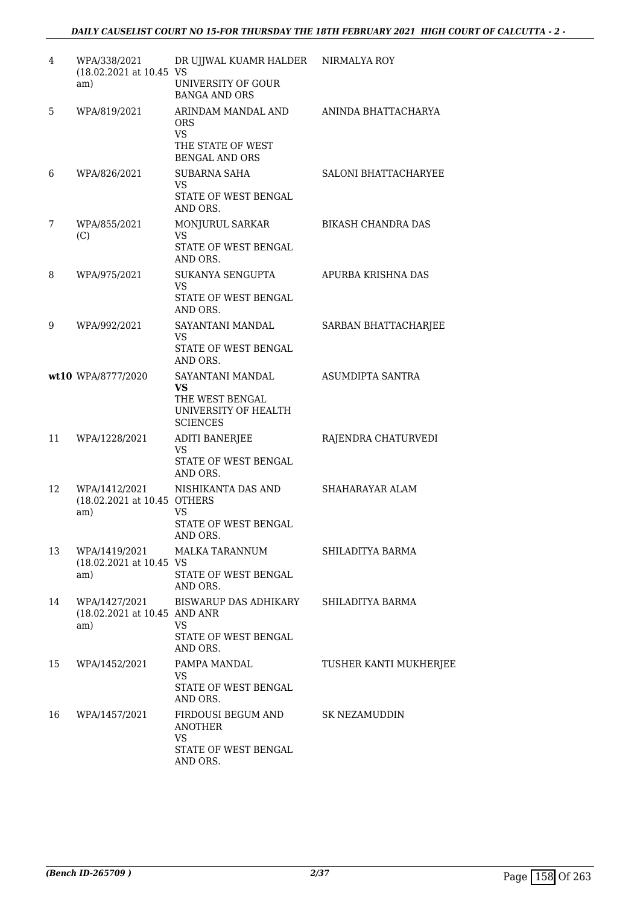| 4 | WPA/338/2021 (18.02.2021 at 10.45 am) | DR UJJWAL KUAMR HALDER VS UNIVERSITY OF GOUR BANGA AND ORS | NIRMALYA ROY |
|---|---|---|---|
| 5 | WPA/819/2021 | ARINDAM MANDAL AND ORS VS THE STATE OF WEST BENGAL AND ORS | ANINDA BHATTACHARYA |
| 6 | WPA/826/2021 | SUBARNA SAHA VS STATE OF WEST BENGAL AND ORS. | SALONI BHATTACHARYEE |
| 7 | WPA/855/2021 (C) | MONJURUL SARKAR VS STATE OF WEST BENGAL AND ORS. | BIKASH CHANDRA DAS |
| 8 | WPA/975/2021 | SUKANYA SENGUPTA VS STATE OF WEST BENGAL AND ORS. | APURBA KRISHNA DAS |
| 9 | WPA/992/2021 | SAYANTANI MANDAL VS STATE OF WEST BENGAL AND ORS. | SARBAN BHATTACHARJEE |
| **wt10** | WPA/8777/2020 | SAYANTANI MANDAL **VS** THE WEST BENGAL UNIVERSITY OF HEALTH SCIENCES | ASUMDIPTA SANTRA |
| 11 | WPA/1228/2021 | ADITI BANERJEE VS STATE OF WEST BENGAL AND ORS. | RAJENDRA CHATURVEDI |
| 12 | WPA/1412/2021 (18.02.2021 at 10.45 am) | NISHIKANTA DAS AND OTHERS VS STATE OF WEST BENGAL AND ORS. | SHAHARAYAR ALAM |
| 13 | WPA/1419/2021 (18.02.2021 at 10.45 am) | MALKA TARANNUM VS STATE OF WEST BENGAL AND ORS. | SHILADITYA BARMA |
| 14 | WPA/1427/2021 (18.02.2021 at 10.45 am) | BISWARUP DAS ADHIKARY AND ANR VS STATE OF WEST BENGAL AND ORS. | SHILADITYA BARMA |
| 15 | WPA/1452/2021 | PAMPA MANDAL VS STATE OF WEST BENGAL AND ORS. | TUSHER KANTI MUKHERJEE |
| 16 | WPA/1457/2021 | FIRDOUSI BEGUM AND ANOTHER VS STATE OF WEST BENGAL AND ORS. | SK NEZAMUDDIN |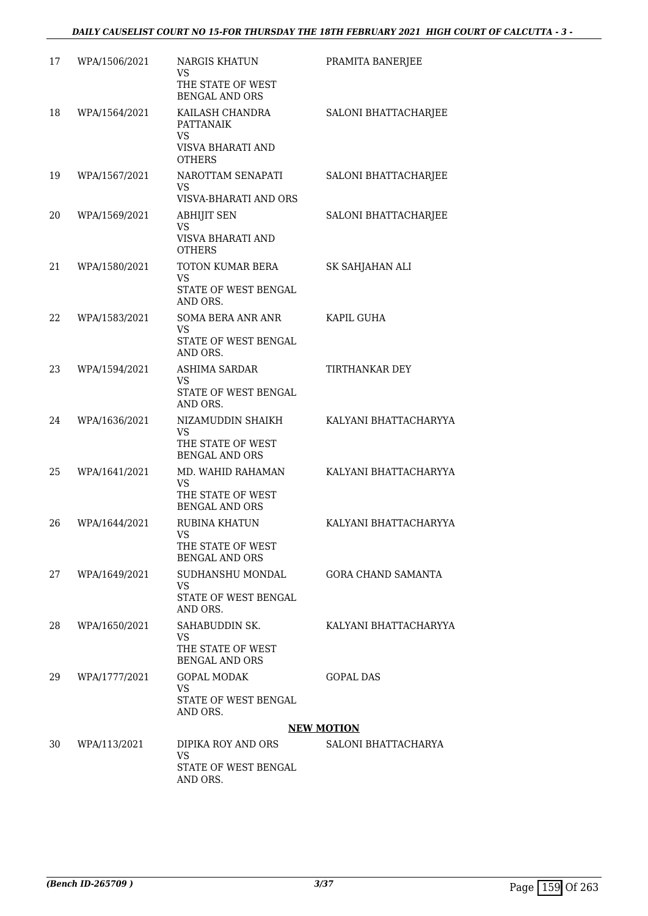| | | | |
|---|---|---|---|
| 17 | WPA/1506/2021 | NARGIS KHATUN<br>VS<br>THE STATE OF WEST BENGAL AND ORS | PRAMITA BANERJEE |
| 18 | WPA/1564/2021 | KAILASH CHANDRA PATTANAIK<br>VS<br>VISVA BHARATI AND OTHERS | SALONI BHATTACHARJEE |
| 19 | WPA/1567/2021 | NAROTTAM SENAPATI<br>VS<br>VISVA-BHARATI AND ORS | SALONI BHATTACHARJEE |
| 20 | WPA/1569/2021 | ABHIJIT SEN<br>VS<br>VISVA BHARATI AND OTHERS | SALONI BHATTACHARJEE |
| 21 | WPA/1580/2021 | TOTON KUMAR BERA<br>VS<br>STATE OF WEST BENGAL AND ORS. | SK SAHJAHAN ALI |
| 22 | WPA/1583/2021 | SOMA BERA ANR ANR<br>VS<br>STATE OF WEST BENGAL AND ORS. | KAPIL GUHA |
| 23 | WPA/1594/2021 | ASHIMA SARDAR<br>VS<br>STATE OF WEST BENGAL AND ORS. | TIRTHANKAR DEY |
| 24 | WPA/1636/2021 | NIZAMUDDIN SHAIKH<br>VS<br>THE STATE OF WEST BENGAL AND ORS | KALYANI BHATTACHARYYA |
| 25 | WPA/1641/2021 | MD. WAHID RAHAMAN<br>VS<br>THE STATE OF WEST BENGAL AND ORS | KALYANI BHATTACHARYYA |
| 26 | WPA/1644/2021 | RUBINA KHATUN<br>VS<br>THE STATE OF WEST BENGAL AND ORS | KALYANI BHATTACHARYYA |
| 27 | WPA/1649/2021 | SUDHANSHU MONDAL<br>VS<br>STATE OF WEST BENGAL AND ORS. | GORA CHAND SAMANTA |
| 28 | WPA/1650/2021 | SAHABUDDIN SK.<br>VS<br>THE STATE OF WEST BENGAL AND ORS | KALYANI BHATTACHARYYA |
| 29 | WPA/1777/2021 | GOPAL MODAK<br>VS<br>STATE OF WEST BENGAL AND ORS. | GOPAL DAS |

**NEW MOTION**

| | | | |
|---|---|---|---|
| 30 | WPA/113/2021 | DIPIKA ROY AND ORS<br>VS<br>STATE OF WEST BENGAL AND ORS. | SALONI BHATTACHARYA |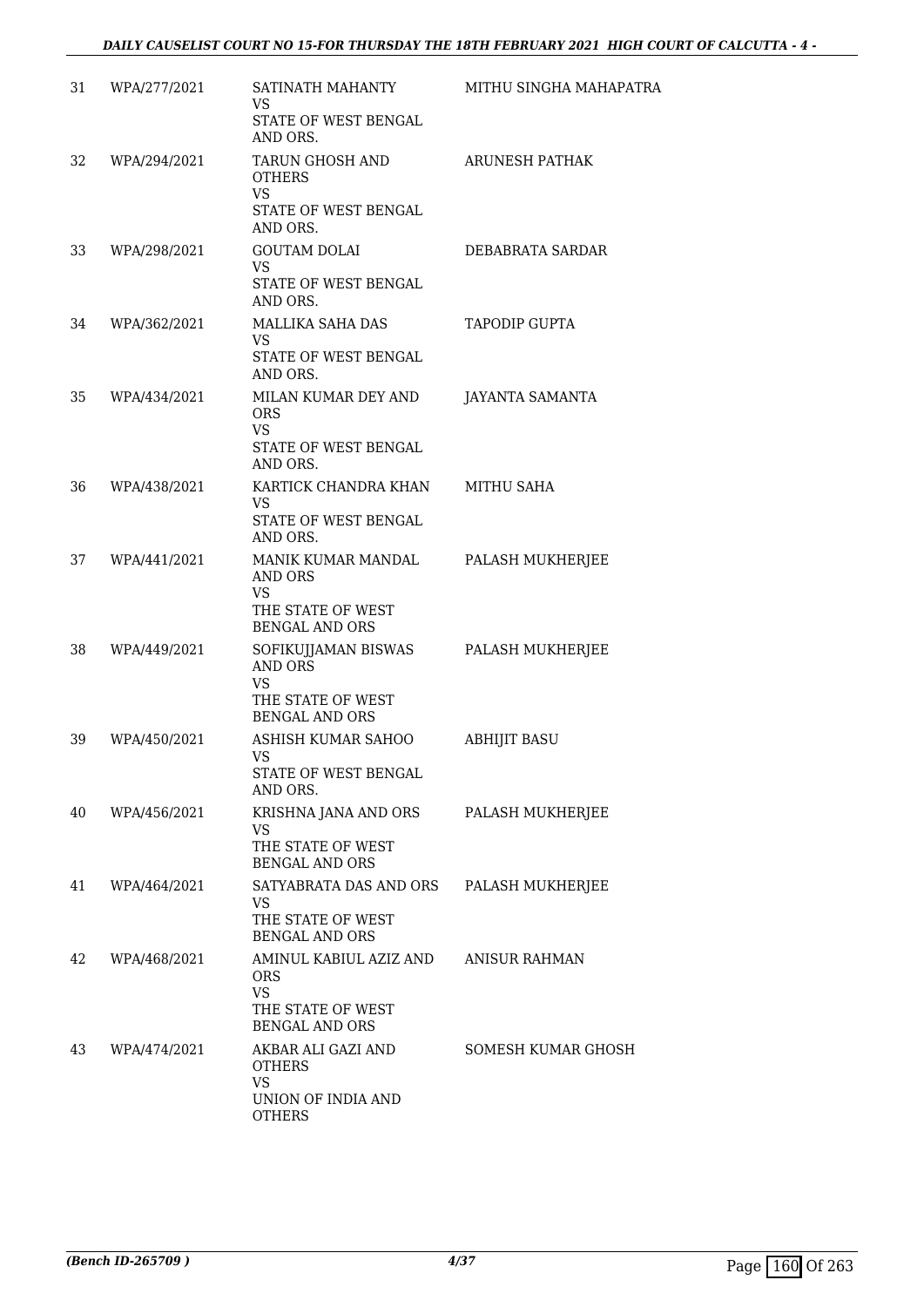| | | | |
|---|---|---|---|
| 31 | WPA/277/2021 | SATINATH MAHANTY<br>VS<br>STATE OF WEST BENGAL AND ORS. | MITHU SINGHA MAHAPATRA |
| 32 | WPA/294/2021 | TARUN GHOSH AND OTHERS<br>VS<br>STATE OF WEST BENGAL AND ORS. | ARUNESH PATHAK |
| 33 | WPA/298/2021 | GOUTAM DOLAI<br>VS<br>STATE OF WEST BENGAL AND ORS. | DEBABRATA SARDAR |
| 34 | WPA/362/2021 | MALLIKA SAHA DAS<br>VS<br>STATE OF WEST BENGAL AND ORS. | TAPODIP GUPTA |
| 35 | WPA/434/2021 | MILAN KUMAR DEY AND ORS<br>VS<br>STATE OF WEST BENGAL AND ORS. | JAYANTA SAMANTA |
| 36 | WPA/438/2021 | KARTICK CHANDRA KHAN<br>VS<br>STATE OF WEST BENGAL AND ORS. | MITHU SAHA |
| 37 | WPA/441/2021 | MANIK KUMAR MANDAL AND ORS<br>VS<br>THE STATE OF WEST BENGAL AND ORS | PALASH MUKHERJEE |
| 38 | WPA/449/2021 | SOFIKUJJAMAN BISWAS AND ORS<br>VS<br>THE STATE OF WEST BENGAL AND ORS | PALASH MUKHERJEE |
| 39 | WPA/450/2021 | ASHISH KUMAR SAHOO<br>VS<br>STATE OF WEST BENGAL AND ORS. | ABHIJIT BASU |
| 40 | WPA/456/2021 | KRISHNA JANA AND ORS<br>VS<br>THE STATE OF WEST BENGAL AND ORS | PALASH MUKHERJEE |
| 41 | WPA/464/2021 | SATYABRATA DAS AND ORS<br>VS<br>THE STATE OF WEST BENGAL AND ORS | PALASH MUKHERJEE |
| 42 | WPA/468/2021 | AMINUL KABIUL AZIZ AND ORS<br>VS<br>THE STATE OF WEST BENGAL AND ORS | ANISUR RAHMAN |
| 43 | WPA/474/2021 | AKBAR ALI GAZI AND OTHERS<br>VS<br>UNION OF INDIA AND OTHERS | SOMESH KUMAR GHOSH |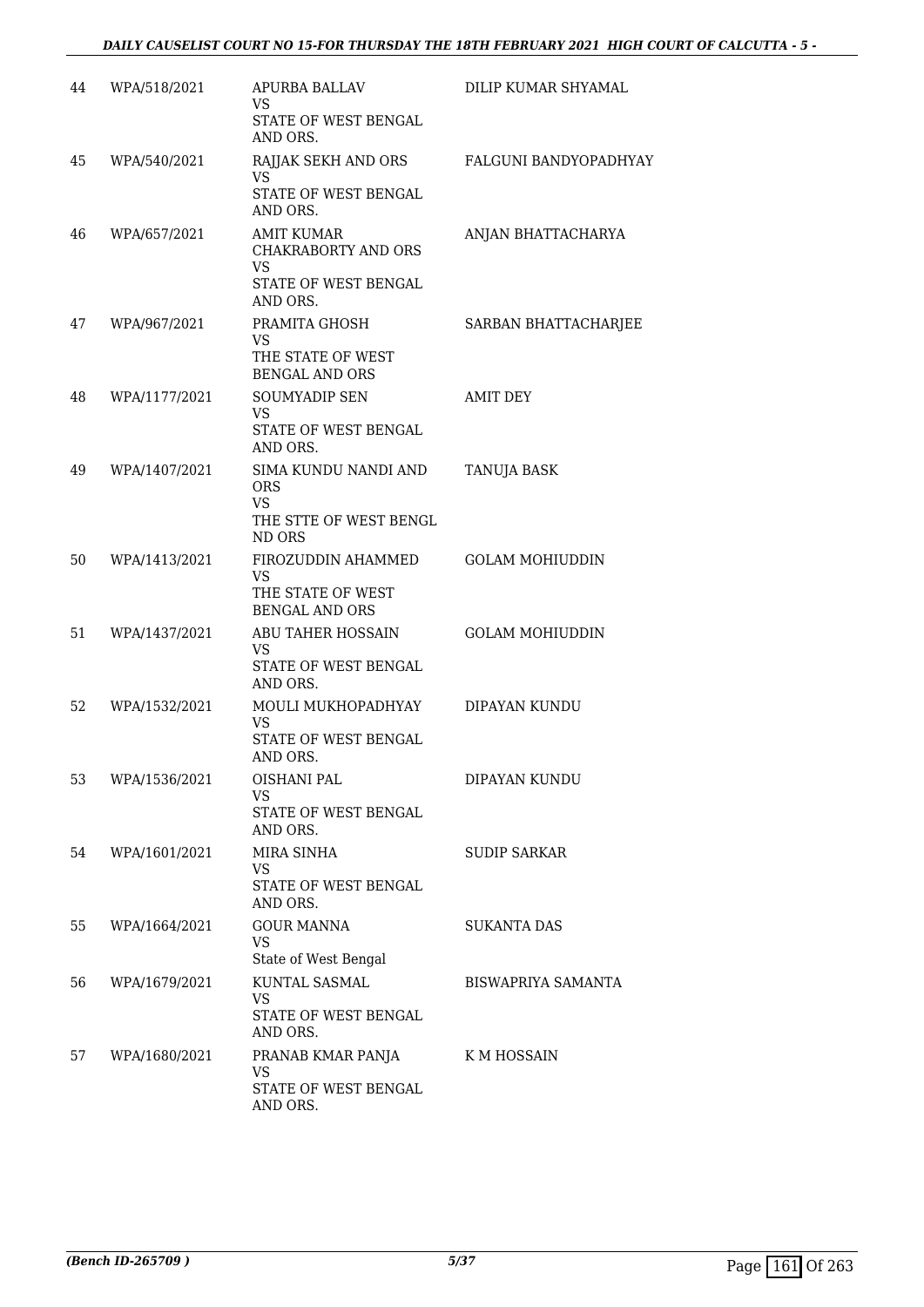| 44 | WPA/518/2021 | APURBA BALLAV<br>VS<br>STATE OF WEST BENGAL AND ORS. | DILIP KUMAR SHYAMAL |
|---|---|---|---|
| 45 | WPA/540/2021 | RAJJAK SEKH AND ORS<br>VS<br>STATE OF WEST BENGAL AND ORS. | FALGUNI BANDYOPADHYAY |
| 46 | WPA/657/2021 | AMIT KUMAR CHAKRABORTY AND ORS<br>VS<br>STATE OF WEST BENGAL AND ORS. | ANJAN BHATTACHARYA |
| 47 | WPA/967/2021 | PRAMITA GHOSH<br>VS<br>THE STATE OF WEST BENGAL AND ORS | SARBAN BHATTACHARJEE |
| 48 | WPA/1177/2021 | SOUMYADIP SEN<br>VS<br>STATE OF WEST BENGAL AND ORS. | AMIT DEY |
| 49 | WPA/1407/2021 | SIMA KUNDU NANDI AND ORS<br>VS<br>THE STTE OF WEST BENGL ND ORS | TANUJA BASK |
| 50 | WPA/1413/2021 | FIROZUDDIN AHAMMED<br>VS<br>THE STATE OF WEST BENGAL AND ORS | GOLAM MOHIUDDIN |
| 51 | WPA/1437/2021 | ABU TAHER HOSSAIN<br>VS<br>STATE OF WEST BENGAL AND ORS. | GOLAM MOHIUDDIN |
| 52 | WPA/1532/2021 | MOULI MUKHOPADHYAY<br>VS<br>STATE OF WEST BENGAL AND ORS. | DIPAYAN KUNDU |
| 53 | WPA/1536/2021 | OISHANI PAL<br>VS<br>STATE OF WEST BENGAL AND ORS. | DIPAYAN KUNDU |
| 54 | WPA/1601/2021 | MIRA SINHA<br>VS<br>STATE OF WEST BENGAL AND ORS. | SUDIP SARKAR |
| 55 | WPA/1664/2021 | GOUR MANNA<br>VS<br>State of West Bengal | SUKANTA DAS |
| 56 | WPA/1679/2021 | KUNTAL SASMAL<br>VS<br>STATE OF WEST BENGAL AND ORS. | BISWAPRIYA SAMANTA |
| 57 | WPA/1680/2021 | PRANAB KMAR PANJA<br>VS<br>STATE OF WEST BENGAL AND ORS. | K M HOSSAIN |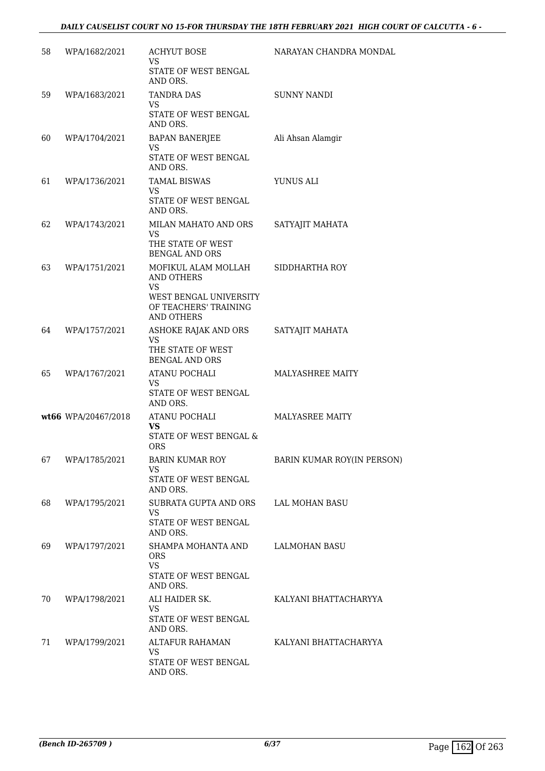| | | | |
|---|---|---|---|
| 58 | WPA/1682/2021 | ACHYUT BOSE<br>VS<br>STATE OF WEST BENGAL AND ORS. | NARAYAN CHANDRA MONDAL |
| 59 | WPA/1683/2021 | TANDRA DAS<br>VS<br>STATE OF WEST BENGAL AND ORS. | SUNNY NANDI |
| 60 | WPA/1704/2021 | BAPAN BANERJEE<br>VS<br>STATE OF WEST BENGAL AND ORS. | Ali Ahsan Alamgir |
| 61 | WPA/1736/2021 | TAMAL BISWAS<br>VS<br>STATE OF WEST BENGAL AND ORS. | YUNUS ALI |
| 62 | WPA/1743/2021 | MILAN MAHATO AND ORS<br>VS<br>THE STATE OF WEST BENGAL AND ORS | SATYAJIT MAHATA |
| 63 | WPA/1751/2021 | MOFIKUL ALAM MOLLAH AND OTHERS<br>VS<br>WEST BENGAL UNIVERSITY OF TEACHERS' TRAINING AND OTHERS | SIDDHARTHA ROY |
| 64 | WPA/1757/2021 | ASHOKE RAJAK AND ORS<br>VS<br>THE STATE OF WEST BENGAL AND ORS | SATYAJIT MAHATA |
| 65 | WPA/1767/2021 | ATANU POCHALI<br>VS<br>STATE OF WEST BENGAL AND ORS. | MALYASHREE MAITY |
| **wt66** | **WPA/20467/2018** | ATANU POCHALI<br>**VS**<br>STATE OF WEST BENGAL & ORS | MALYASREE MAITY |
| 67 | WPA/1785/2021 | BARIN KUMAR ROY<br>VS<br>STATE OF WEST BENGAL AND ORS. | BARIN KUMAR ROY(IN PERSON) |
| 68 | WPA/1795/2021 | SUBRATA GUPTA AND ORS<br>VS<br>STATE OF WEST BENGAL AND ORS. | LAL MOHAN BASU |
| 69 | WPA/1797/2021 | SHAMPA MOHANTA AND ORS<br>VS<br>STATE OF WEST BENGAL AND ORS. | LALMOHAN BASU |
| 70 | WPA/1798/2021 | ALI HAIDER SK.<br>VS<br>STATE OF WEST BENGAL AND ORS. | KALYANI BHATTACHARYYA |
| 71 | WPA/1799/2021 | ALTAFUR RAHAMAN<br>VS<br>STATE OF WEST BENGAL AND ORS. | KALYANI BHATTACHARYYA |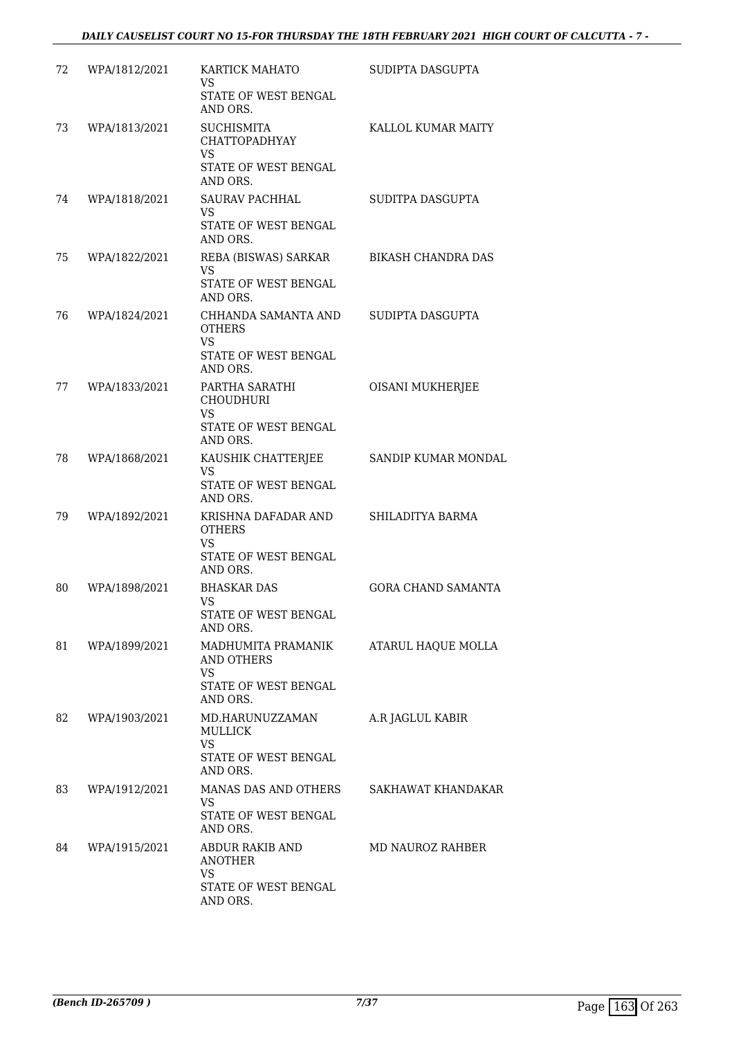| 72 | WPA/1812/2021 | KARTICK MAHATO<br>VS<br>STATE OF WEST BENGAL AND ORS. | SUDIPTA DASGUPTA |
|---|---|---|---|
| 73 | WPA/1813/2021 | SUCHISMITA CHATTOPADHYAY<br>VS<br>STATE OF WEST BENGAL AND ORS. | KALLOL KUMAR MAITY |
| 74 | WPA/1818/2021 | SAURAV PACHHAL<br>VS<br>STATE OF WEST BENGAL AND ORS. | SUDITPA DASGUPTA |
| 75 | WPA/1822/2021 | REBA (BISWAS) SARKAR<br>VS<br>STATE OF WEST BENGAL AND ORS. | BIKASH CHANDRA DAS |
| 76 | WPA/1824/2021 | CHHANDA SAMANTA AND OTHERS<br>VS<br>STATE OF WEST BENGAL AND ORS. | SUDIPTA DASGUPTA |
| 77 | WPA/1833/2021 | PARTHA SARATHI CHOUDHURI<br>VS<br>STATE OF WEST BENGAL AND ORS. | OISANI MUKHERJEE |
| 78 | WPA/1868/2021 | KAUSHIK CHATTERJEE<br>VS<br>STATE OF WEST BENGAL AND ORS. | SANDIP KUMAR MONDAL |
| 79 | WPA/1892/2021 | KRISHNA DAFADAR AND OTHERS<br>VS<br>STATE OF WEST BENGAL AND ORS. | SHILADITYA BARMA |
| 80 | WPA/1898/2021 | BHASKAR DAS<br>VS<br>STATE OF WEST BENGAL AND ORS. | GORA CHAND SAMANTA |
| 81 | WPA/1899/2021 | MADHUMITA PRAMANIK AND OTHERS<br>VS<br>STATE OF WEST BENGAL AND ORS. | ATARUL HAQUE MOLLA |
| 82 | WPA/1903/2021 | MD.HARUNUZZAMAN MULLICK<br>VS<br>STATE OF WEST BENGAL AND ORS. | A.R JAGLUL KABIR |
| 83 | WPA/1912/2021 | MANAS DAS AND OTHERS<br>VS<br>STATE OF WEST BENGAL AND ORS. | SAKHAWAT KHANDAKAR |
| 84 | WPA/1915/2021 | ABDUR RAKIB AND ANOTHER<br>VS<br>STATE OF WEST BENGAL AND ORS. | MD NAUROZ RAHBER |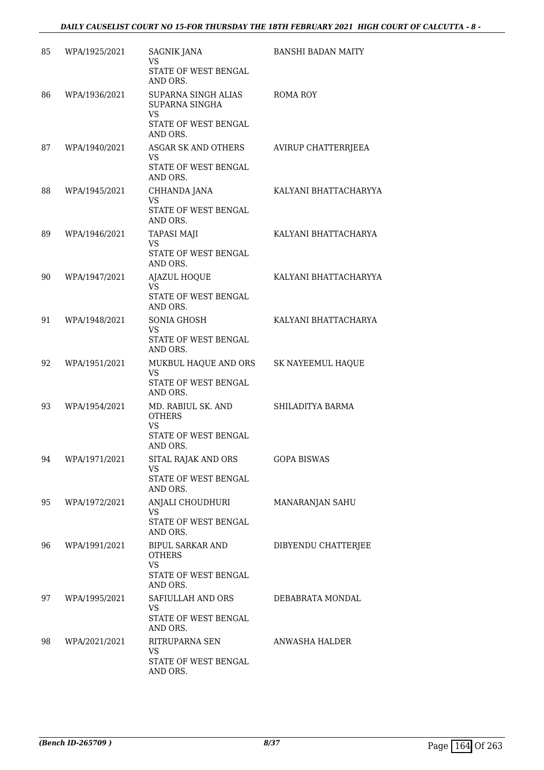| | | | |
|---|---|---|---|
| 85 | WPA/1925/2021 | SAGNIK JANA<br>VS<br>STATE OF WEST BENGAL AND ORS. | BANSHI BADAN MAITY |
| 86 | WPA/1936/2021 | SUPARNA SINGH ALIAS SUPARNA SINGHA<br>VS<br>STATE OF WEST BENGAL AND ORS. | ROMA ROY |
| 87 | WPA/1940/2021 | ASGAR SK AND OTHERS<br>VS<br>STATE OF WEST BENGAL AND ORS. | AVIRUP CHATTERRJEEA |
| 88 | WPA/1945/2021 | CHHANDA JANA<br>VS<br>STATE OF WEST BENGAL AND ORS. | KALYANI BHATTACHARYYA |
| 89 | WPA/1946/2021 | TAPASI MAJI<br>VS<br>STATE OF WEST BENGAL AND ORS. | KALYANI BHATTACHARYA |
| 90 | WPA/1947/2021 | AJAZUL HOQUE<br>VS<br>STATE OF WEST BENGAL AND ORS. | KALYANI BHATTACHARYYA |
| 91 | WPA/1948/2021 | SONIA GHOSH<br>VS<br>STATE OF WEST BENGAL AND ORS. | KALYANI BHATTACHARYA |
| 92 | WPA/1951/2021 | MUKBUL HAQUE AND ORS<br>VS<br>STATE OF WEST BENGAL AND ORS. | SK NAYEEMUL HAQUE |
| 93 | WPA/1954/2021 | MD. RABIUL SK. AND OTHERS<br>VS<br>STATE OF WEST BENGAL AND ORS. | SHILADITYA BARMA |
| 94 | WPA/1971/2021 | SITAL RAJAK AND ORS<br>VS<br>STATE OF WEST BENGAL AND ORS. | GOPA BISWAS |
| 95 | WPA/1972/2021 | ANJALI CHOUDHURI<br>VS<br>STATE OF WEST BENGAL AND ORS. | MANARANJAN SAHU |
| 96 | WPA/1991/2021 | BIPUL SARKAR AND OTHERS<br>VS<br>STATE OF WEST BENGAL AND ORS. | DIBYENDU CHATTERJEE |
| 97 | WPA/1995/2021 | SAFIULLAH AND ORS<br>VS<br>STATE OF WEST BENGAL AND ORS. | DEBABRATA MONDAL |
| 98 | WPA/2021/2021 | RITRUPARNA SEN<br>VS<br>STATE OF WEST BENGAL AND ORS. | ANWASHA HALDER |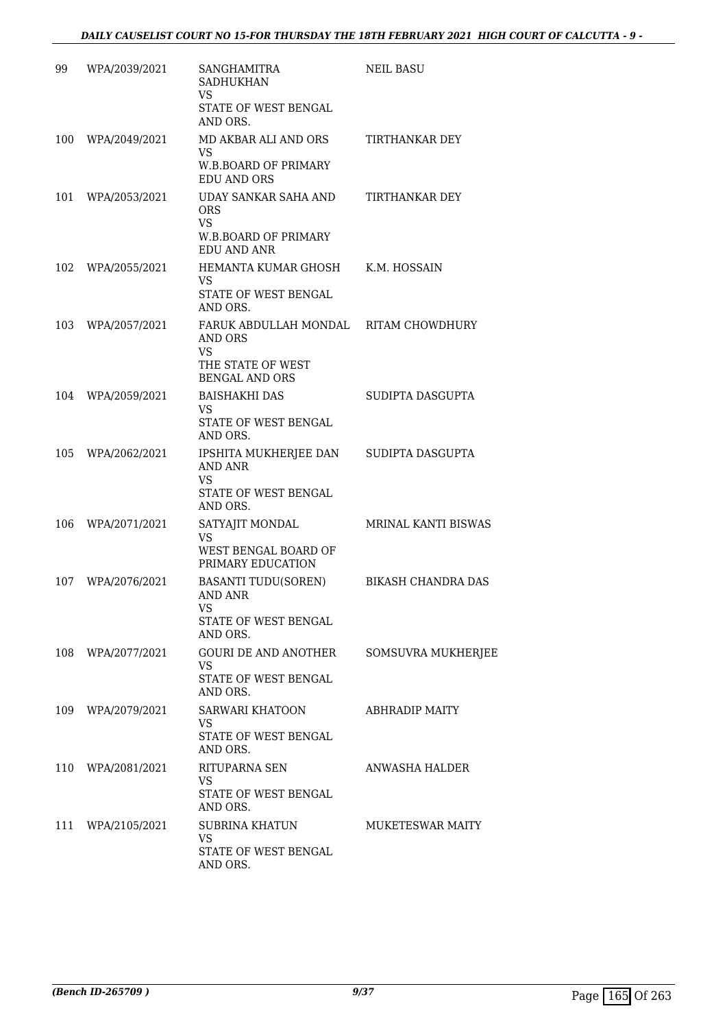| | | | |
|---|---|---|---|
| 99 | WPA/2039/2021 | SANGHAMITRA SADHUKHAN<br>VS<br>STATE OF WEST BENGAL AND ORS. | NEIL BASU |
| 100 | WPA/2049/2021 | MD AKBAR ALI AND ORS<br>VS<br>W.B.BOARD OF PRIMARY EDU AND ORS | TIRTHANKAR DEY |
| 101 | WPA/2053/2021 | UDAY SANKAR SAHA AND ORS<br>VS<br>W.B.BOARD OF PRIMARY EDU AND ANR | TIRTHANKAR DEY |
| 102 | WPA/2055/2021 | HEMANTA KUMAR GHOSH<br>VS<br>STATE OF WEST BENGAL AND ORS. | K.M. HOSSAIN |
| 103 | WPA/2057/2021 | FARUK ABDULLAH MONDAL AND ORS<br>VS<br>THE STATE OF WEST BENGAL AND ORS | RITAM CHOWDHURY |
| 104 | WPA/2059/2021 | BAISHAKHI DAS<br>VS<br>STATE OF WEST BENGAL AND ORS. | SUDIPTA DASGUPTA |
| 105 | WPA/2062/2021 | IPSHITA MUKHERJEE DAN AND ANR<br>VS<br>STATE OF WEST BENGAL AND ORS. | SUDIPTA DASGUPTA |
| 106 | WPA/2071/2021 | SATYAJIT MONDAL<br>VS<br>WEST BENGAL BOARD OF PRIMARY EDUCATION | MRINAL KANTI BISWAS |
| 107 | WPA/2076/2021 | BASANTI TUDU(SOREN) AND ANR<br>VS<br>STATE OF WEST BENGAL AND ORS. | BIKASH CHANDRA DAS |
| 108 | WPA/2077/2021 | GOURI DE AND ANOTHER<br>VS<br>STATE OF WEST BENGAL AND ORS. | SOMSUVRA MUKHERJEE |
| 109 | WPA/2079/2021 | SARWARI KHATOON<br>VS<br>STATE OF WEST BENGAL AND ORS. | ABHRADIP MAITY |
| 110 | WPA/2081/2021 | RITUPARNA SEN<br>VS<br>STATE OF WEST BENGAL AND ORS. | ANWASHA HALDER |
| 111 | WPA/2105/2021 | SUBRINA KHATUN<br>VS<br>STATE OF WEST BENGAL AND ORS. | MUKETESWAR MAITY |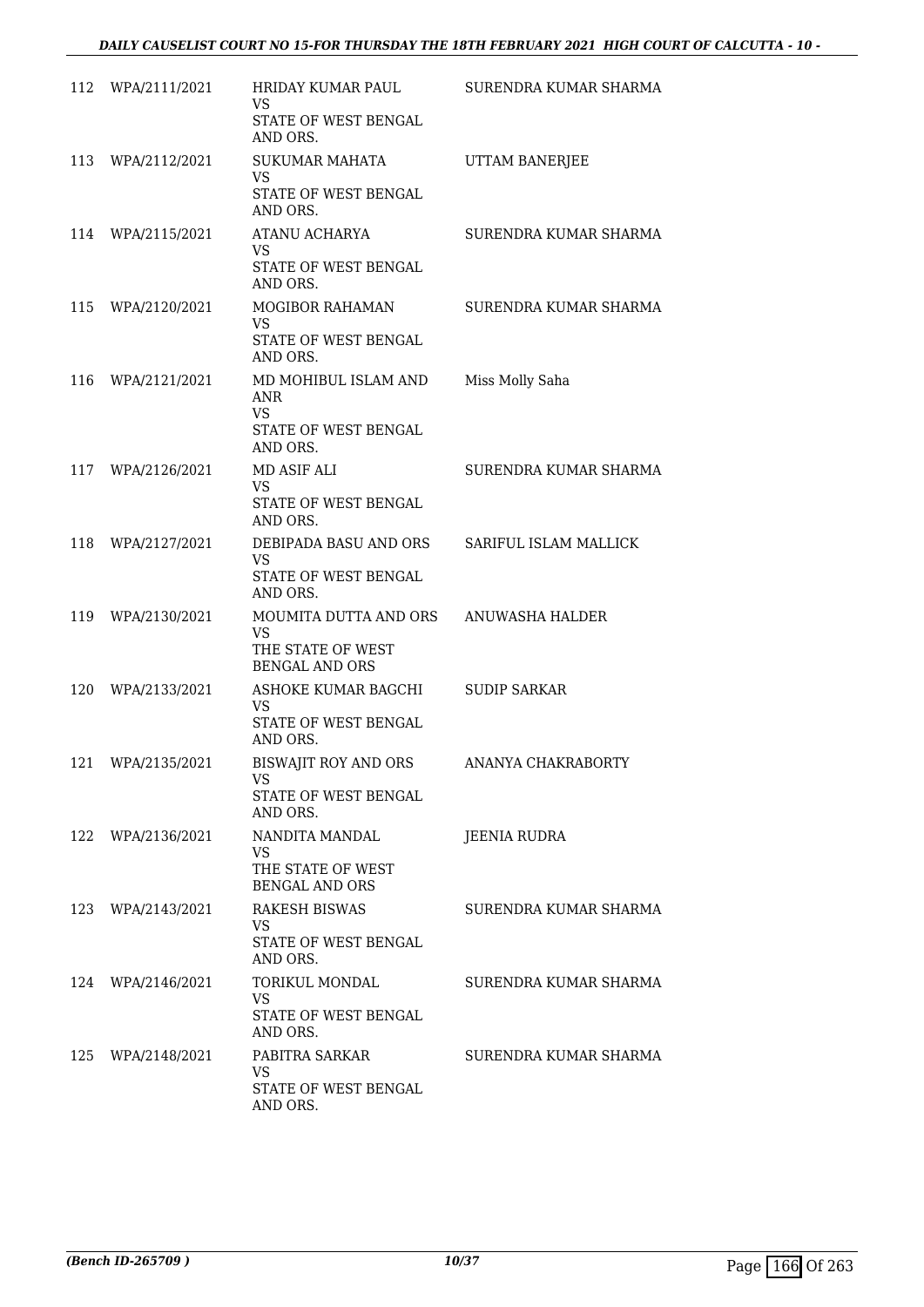| | | | |
|---|---|---|---|
| 112 | WPA/2111/2021 | HRIDAY KUMAR PAUL<br>VS<br>STATE OF WEST BENGAL AND ORS. | SURENDRA KUMAR SHARMA |
| 113 | WPA/2112/2021 | SUKUMAR MAHATA<br>VS<br>STATE OF WEST BENGAL AND ORS. | UTTAM BANERJEE |
| 114 | WPA/2115/2021 | ATANU ACHARYA<br>VS<br>STATE OF WEST BENGAL AND ORS. | SURENDRA KUMAR SHARMA |
| 115 | WPA/2120/2021 | MOGIBOR RAHAMAN<br>VS<br>STATE OF WEST BENGAL AND ORS. | SURENDRA KUMAR SHARMA |
| 116 | WPA/2121/2021 | MD MOHIBUL ISLAM AND ANR<br>VS<br>STATE OF WEST BENGAL AND ORS. | Miss Molly Saha |
| 117 | WPA/2126/2021 | MD ASIF ALI<br>VS<br>STATE OF WEST BENGAL AND ORS. | SURENDRA KUMAR SHARMA |
| 118 | WPA/2127/2021 | DEBIPADA BASU AND ORS<br>VS<br>STATE OF WEST BENGAL AND ORS. | SARIFUL ISLAM MALLICK |
| 119 | WPA/2130/2021 | MOUMITA DUTTA AND ORS<br>VS<br>THE STATE OF WEST BENGAL AND ORS | ANUWASHA HALDER |
| 120 | WPA/2133/2021 | ASHOKE KUMAR BAGCHI<br>VS<br>STATE OF WEST BENGAL AND ORS. | SUDIP SARKAR |
| 121 | WPA/2135/2021 | BISWAJIT ROY AND ORS<br>VS<br>STATE OF WEST BENGAL AND ORS. | ANANYA CHAKRABORTY |
| 122 | WPA/2136/2021 | NANDITA MANDAL<br>VS<br>THE STATE OF WEST BENGAL AND ORS | JEENIA RUDRA |
| 123 | WPA/2143/2021 | RAKESH BISWAS<br>VS<br>STATE OF WEST BENGAL AND ORS. | SURENDRA KUMAR SHARMA |
| 124 | WPA/2146/2021 | TORIKUL MONDAL<br>VS<br>STATE OF WEST BENGAL AND ORS. | SURENDRA KUMAR SHARMA |
| 125 | WPA/2148/2021 | PABITRA SARKAR<br>VS<br>STATE OF WEST BENGAL AND ORS. | SURENDRA KUMAR SHARMA |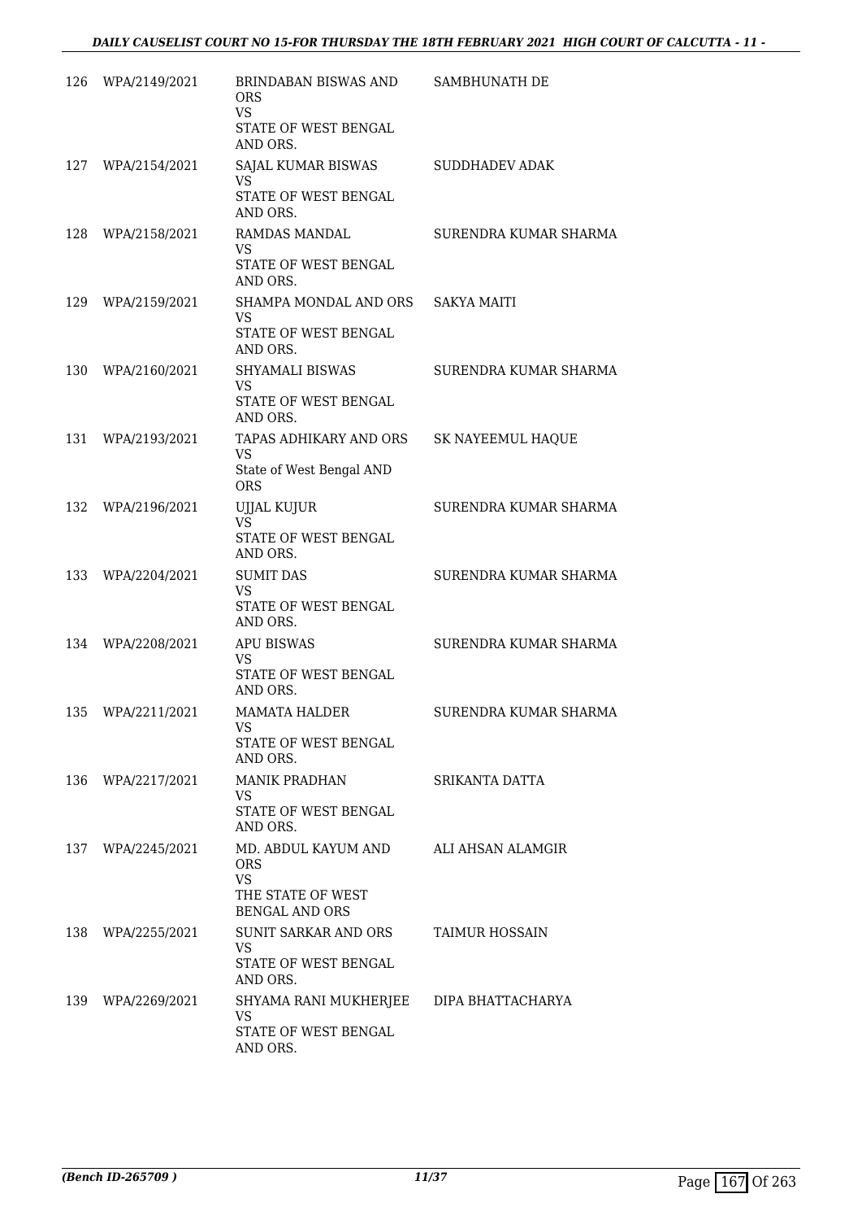| | | | |
|---|---|---|---|
| 126 | WPA/2149/2021 | BRINDABAN BISWAS AND ORS<br>VS<br>STATE OF WEST BENGAL AND ORS. | SAMBHUNATH DE |
| 127 | WPA/2154/2021 | SAJAL KUMAR BISWAS<br>VS<br>STATE OF WEST BENGAL AND ORS. | SUDDHADEV ADAK |
| 128 | WPA/2158/2021 | RAMDAS MANDAL<br>VS<br>STATE OF WEST BENGAL AND ORS. | SURENDRA KUMAR SHARMA |
| 129 | WPA/2159/2021 | SHAMPA MONDAL AND ORS<br>VS<br>STATE OF WEST BENGAL AND ORS. | SAKYA MAITI |
| 130 | WPA/2160/2021 | SHYAMALI BISWAS<br>VS<br>STATE OF WEST BENGAL AND ORS. | SURENDRA KUMAR SHARMA |
| 131 | WPA/2193/2021 | TAPAS ADHIKARY AND ORS<br>VS<br>State of West Bengal AND ORS | SK NAYEEMUL HAQUE |
| 132 | WPA/2196/2021 | UJJAL KUJUR<br>VS<br>STATE OF WEST BENGAL AND ORS. | SURENDRA KUMAR SHARMA |
| 133 | WPA/2204/2021 | SUMIT DAS<br>VS<br>STATE OF WEST BENGAL AND ORS. | SURENDRA KUMAR SHARMA |
| 134 | WPA/2208/2021 | APU BISWAS<br>VS<br>STATE OF WEST BENGAL AND ORS. | SURENDRA KUMAR SHARMA |
| 135 | WPA/2211/2021 | MAMATA HALDER<br>VS<br>STATE OF WEST BENGAL AND ORS. | SURENDRA KUMAR SHARMA |
| 136 | WPA/2217/2021 | MANIK PRADHAN<br>VS<br>STATE OF WEST BENGAL AND ORS. | SRIKANTA DATTA |
| 137 | WPA/2245/2021 | MD. ABDUL KAYUM AND ORS<br>VS<br>THE STATE OF WEST BENGAL AND ORS | ALI AHSAN ALAMGIR |
| 138 | WPA/2255/2021 | SUNIT SARKAR AND ORS<br>VS<br>STATE OF WEST BENGAL AND ORS. | TAIMUR HOSSAIN |
| 139 | WPA/2269/2021 | SHYAMA RANI MUKHERJEE<br>VS<br>STATE OF WEST BENGAL AND ORS. | DIPA BHATTACHARYA |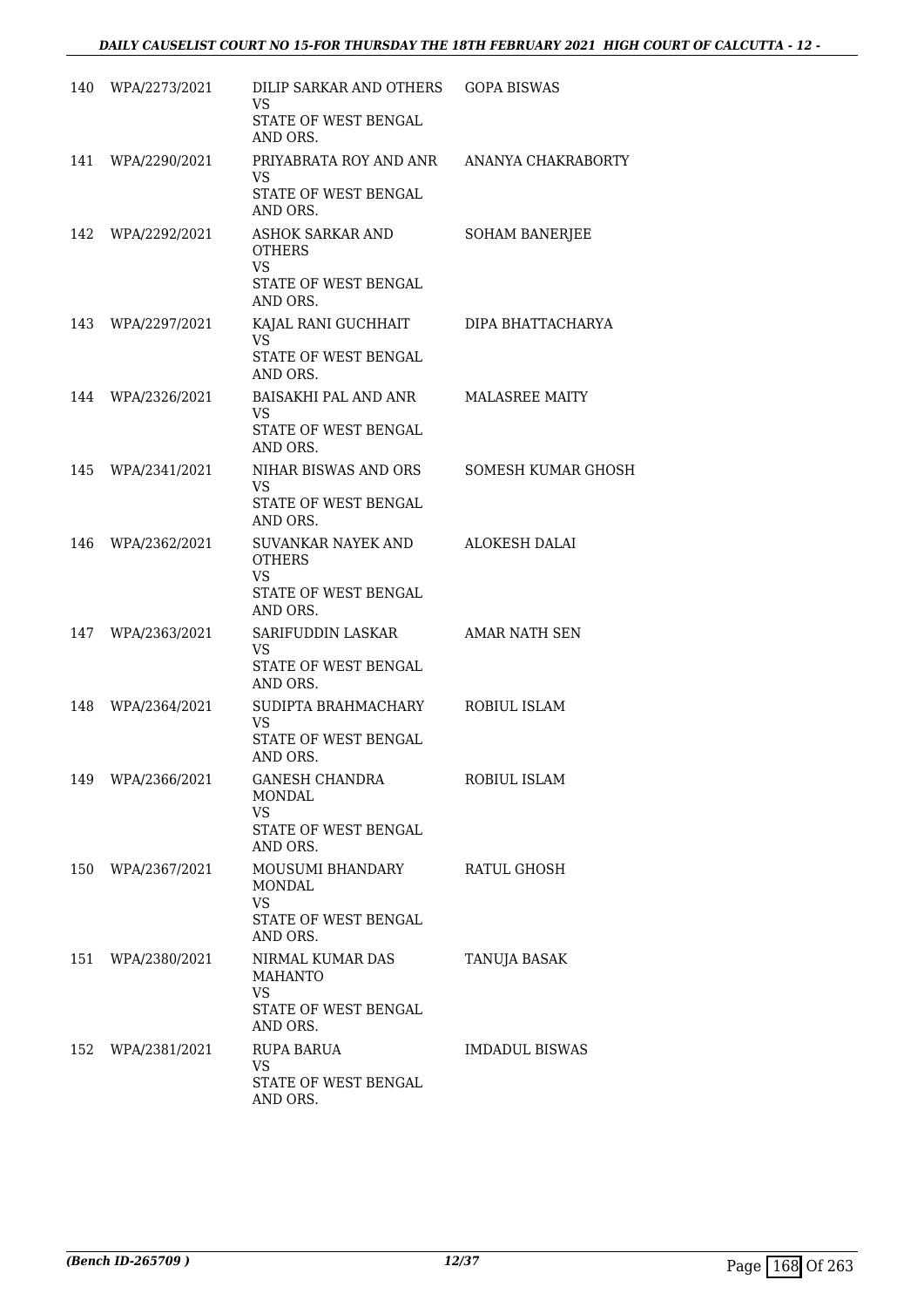| | | | |
|---|---|---|---|
| 140 | WPA/2273/2021 | DILIP SARKAR AND OTHERS<br>VS<br>STATE OF WEST BENGAL AND ORS. | GOPA BISWAS |
| 141 | WPA/2290/2021 | PRIYABRATA ROY AND ANR<br>VS<br>STATE OF WEST BENGAL AND ORS. | ANANYA CHAKRABORTY |
| 142 | WPA/2292/2021 | ASHOK SARKAR AND OTHERS<br>VS<br>STATE OF WEST BENGAL AND ORS. | SOHAM BANERJEE |
| 143 | WPA/2297/2021 | KAJAL RANI GUCHHAIT<br>VS<br>STATE OF WEST BENGAL AND ORS. | DIPA BHATTACHARYA |
| 144 | WPA/2326/2021 | BAISAKHI PAL AND ANR<br>VS<br>STATE OF WEST BENGAL AND ORS. | MALASREE MAITY |
| 145 | WPA/2341/2021 | NIHAR BISWAS AND ORS<br>VS<br>STATE OF WEST BENGAL AND ORS. | SOMESH KUMAR GHOSH |
| 146 | WPA/2362/2021 | SUVANKAR NAYEK AND OTHERS<br>VS<br>STATE OF WEST BENGAL AND ORS. | ALOKESH DALAI |
| 147 | WPA/2363/2021 | SARIFUDDIN LASKAR<br>VS<br>STATE OF WEST BENGAL AND ORS. | AMAR NATH SEN |
| 148 | WPA/2364/2021 | SUDIPTA BRAHMACHARY<br>VS<br>STATE OF WEST BENGAL AND ORS. | ROBIUL ISLAM |
| 149 | WPA/2366/2021 | GANESH CHANDRA MONDAL<br>VS<br>STATE OF WEST BENGAL AND ORS. | ROBIUL ISLAM |
| 150 | WPA/2367/2021 | MOUSUMI BHANDARY MONDAL<br>VS<br>STATE OF WEST BENGAL AND ORS. | RATUL GHOSH |
| 151 | WPA/2380/2021 | NIRMAL KUMAR DAS MAHANTO<br>VS<br>STATE OF WEST BENGAL AND ORS. | TANUJA BASAK |
| 152 | WPA/2381/2021 | RUPA BARUA<br>VS<br>STATE OF WEST BENGAL AND ORS. | IMDADUL BISWAS |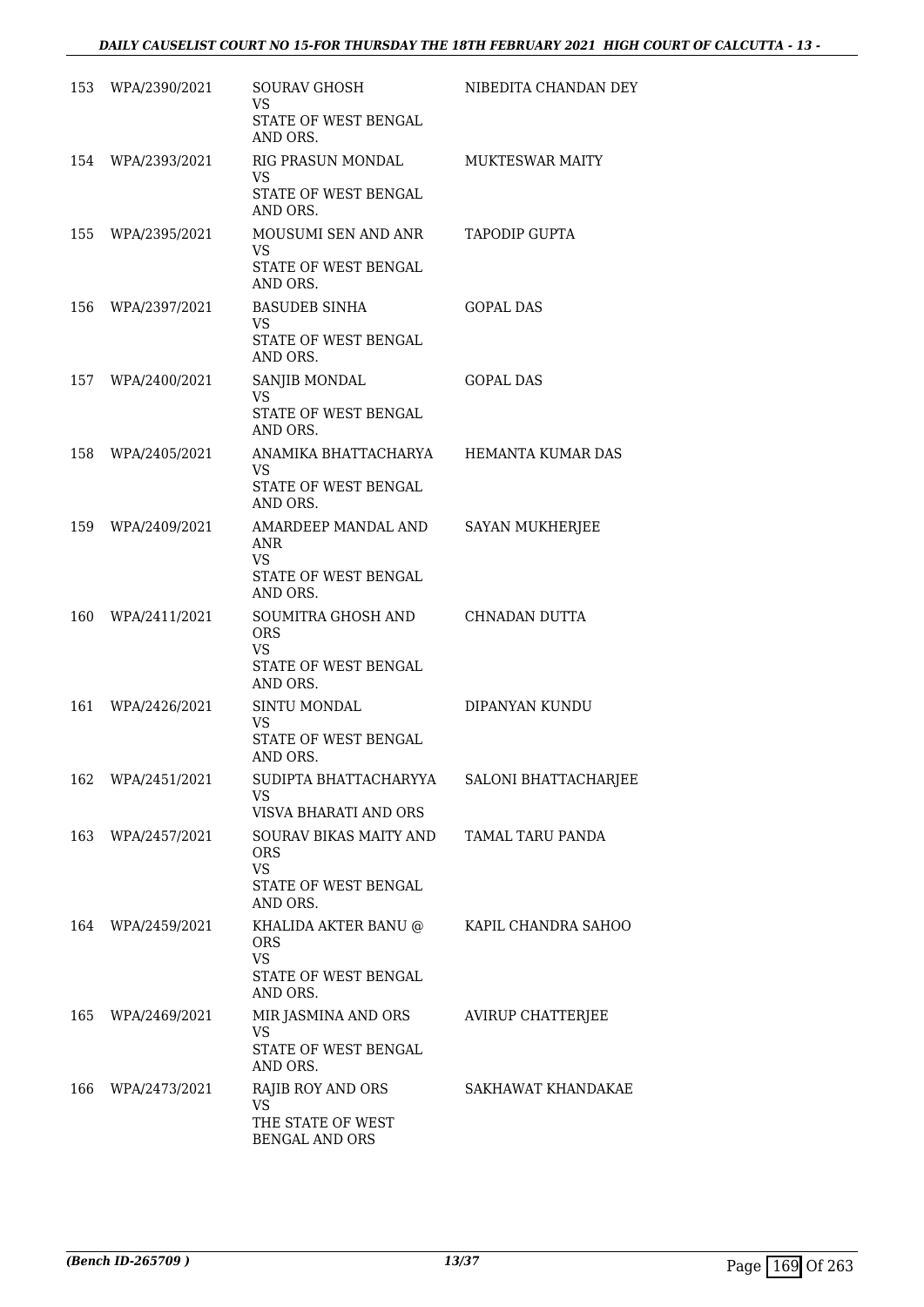| | | | |
|---|---|---|---|
| 153 | WPA/2390/2021 | SOURAV GHOSH<br>VS<br>STATE OF WEST BENGAL AND ORS. | NIBEDITA CHANDAN DEY |
| 154 | WPA/2393/2021 | RIG PRASUN MONDAL<br>VS<br>STATE OF WEST BENGAL AND ORS. | MUKTESWAR MAITY |
| 155 | WPA/2395/2021 | MOUSUMI SEN AND ANR<br>VS<br>STATE OF WEST BENGAL AND ORS. | TAPODIP GUPTA |
| 156 | WPA/2397/2021 | BASUDEB SINHA<br>VS<br>STATE OF WEST BENGAL AND ORS. | GOPAL DAS |
| 157 | WPA/2400/2021 | SANJIB MONDAL<br>VS<br>STATE OF WEST BENGAL AND ORS. | GOPAL DAS |
| 158 | WPA/2405/2021 | ANAMIKA BHATTACHARYA<br>VS<br>STATE OF WEST BENGAL AND ORS. | HEMANTA KUMAR DAS |
| 159 | WPA/2409/2021 | AMARDEEP MANDAL AND ANR<br>VS<br>STATE OF WEST BENGAL AND ORS. | SAYAN MUKHERJEE |
| 160 | WPA/2411/2021 | SOUMITRA GHOSH AND ORS<br>VS<br>STATE OF WEST BENGAL AND ORS. | CHNADAN DUTTA |
| 161 | WPA/2426/2021 | SINTU MONDAL<br>VS<br>STATE OF WEST BENGAL AND ORS. | DIPANYAN KUNDU |
| 162 | WPA/2451/2021 | SUDIPTA BHATTACHARYYA<br>VS<br>VISVA BHARATI AND ORS | SALONI BHATTACHARJEE |
| 163 | WPA/2457/2021 | SOURAV BIKAS MAITY AND ORS<br>VS<br>STATE OF WEST BENGAL AND ORS. | TAMAL TARU PANDA |
| 164 | WPA/2459/2021 | KHALIDA AKTER BANU @ ORS<br>VS<br>STATE OF WEST BENGAL AND ORS. | KAPIL CHANDRA SAHOO |
| 165 | WPA/2469/2021 | MIR JASMINA AND ORS<br>VS<br>STATE OF WEST BENGAL AND ORS. | AVIRUP CHATTERJEE |
| 166 | WPA/2473/2021 | RAJIB ROY AND ORS<br>VS<br>THE STATE OF WEST BENGAL AND ORS | SAKHAWAT KHANDAKAE |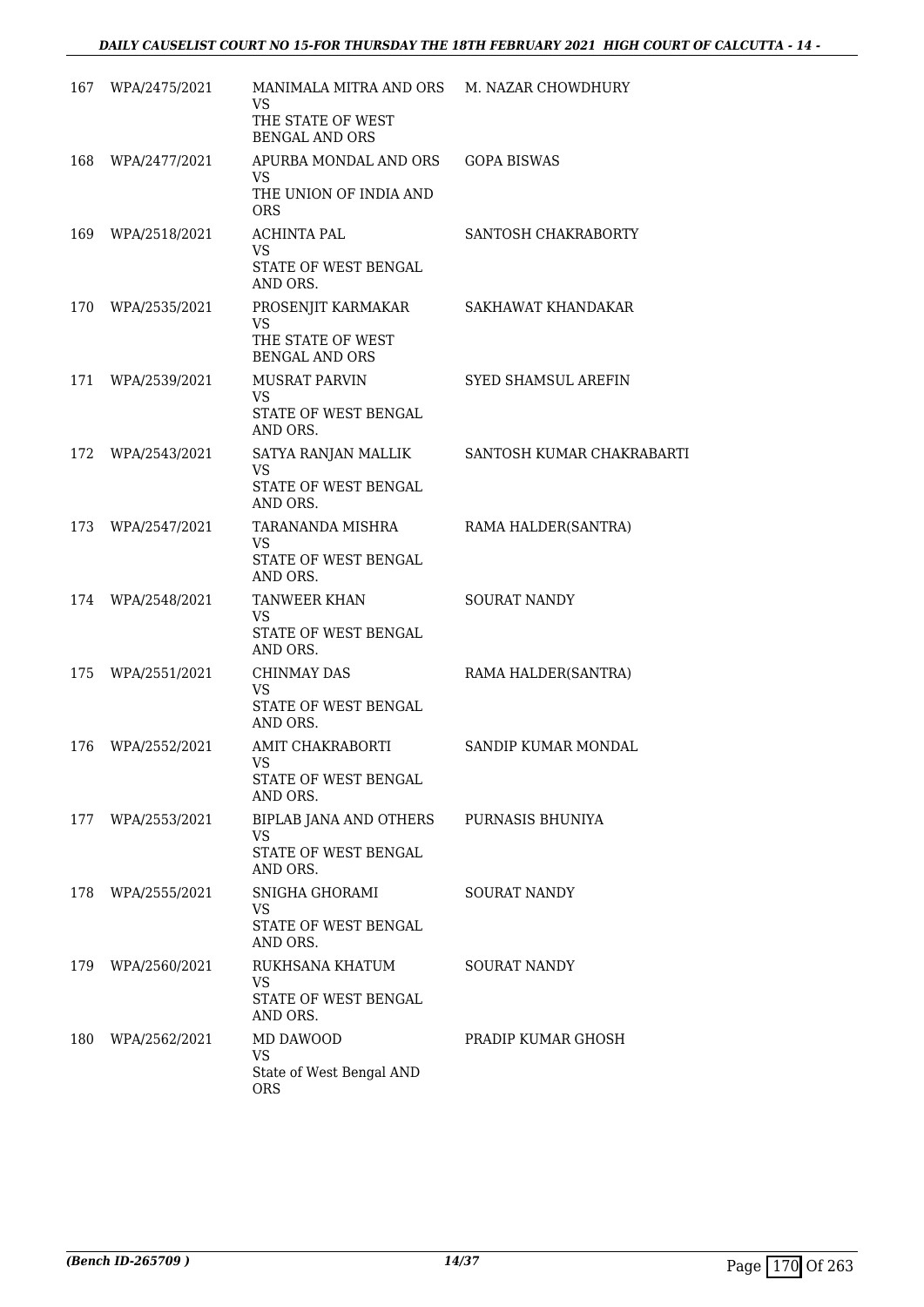| 167 | WPA/2475/2021 | MANIMALA MITRA AND ORS<br>VS<br>THE STATE OF WEST BENGAL AND ORS | M. NAZAR CHOWDHURY |
|---|---|---|---|
| 168 | WPA/2477/2021 | APURBA MONDAL AND ORS<br>VS<br>THE UNION OF INDIA AND ORS | GOPA BISWAS |
| 169 | WPA/2518/2021 | ACHINTA PAL<br>VS<br>STATE OF WEST BENGAL AND ORS. | SANTOSH CHAKRABORTY |
| 170 | WPA/2535/2021 | PROSENJIT KARMAKAR<br>VS<br>THE STATE OF WEST BENGAL AND ORS | SAKHAWAT KHANDAKAR |
| 171 | WPA/2539/2021 | MUSRAT PARVIN<br>VS<br>STATE OF WEST BENGAL AND ORS. | SYED SHAMSUL AREFIN |
| 172 | WPA/2543/2021 | SATYA RANJAN MALLIK<br>VS<br>STATE OF WEST BENGAL AND ORS. | SANTOSH KUMAR CHAKRABARTI |
| 173 | WPA/2547/2021 | TARANANDA MISHRA<br>VS<br>STATE OF WEST BENGAL AND ORS. | RAMA HALDER(SANTRA) |
| 174 | WPA/2548/2021 | TANWEER KHAN<br>VS<br>STATE OF WEST BENGAL AND ORS. | SOURAT NANDY |
| 175 | WPA/2551/2021 | CHINMAY DAS<br>VS<br>STATE OF WEST BENGAL AND ORS. | RAMA HALDER(SANTRA) |
| 176 | WPA/2552/2021 | AMIT CHAKRABORTI<br>VS<br>STATE OF WEST BENGAL AND ORS. | SANDIP KUMAR MONDAL |
| 177 | WPA/2553/2021 | BIPLAB JANA AND OTHERS<br>VS<br>STATE OF WEST BENGAL AND ORS. | PURNASIS BHUNIYA |
| 178 | WPA/2555/2021 | SNIGHA GHORAMI<br>VS<br>STATE OF WEST BENGAL AND ORS. | SOURAT NANDY |
| 179 | WPA/2560/2021 | RUKHSANA KHATUM<br>VS<br>STATE OF WEST BENGAL AND ORS. | SOURAT NANDY |
| 180 | WPA/2562/2021 | MD DAWOOD<br>VS<br>State of West Bengal AND ORS | PRADIP KUMAR GHOSH |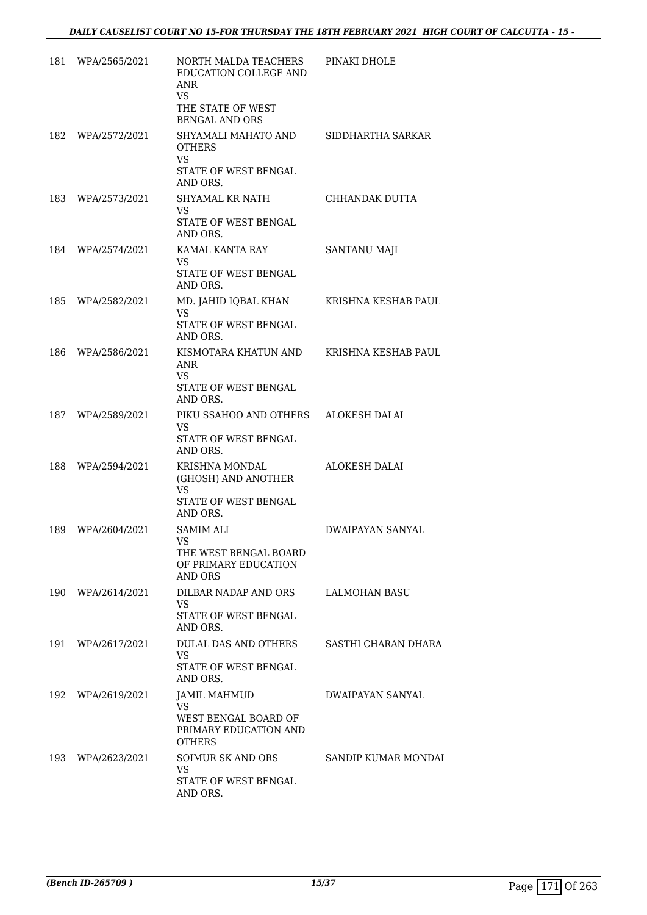| | | | |
|---|---|---|---|
| 181 | WPA/2565/2021 | NORTH MALDA TEACHERS EDUCATION COLLEGE AND ANR<br>VS<br>THE STATE OF WEST BENGAL AND ORS | PINAKI DHOLE |
| 182 | WPA/2572/2021 | SHYAMALI MAHATO AND OTHERS<br>VS<br>STATE OF WEST BENGAL AND ORS. | SIDDHARTHA SARKAR |
| 183 | WPA/2573/2021 | SHYAMAL KR NATH<br>VS<br>STATE OF WEST BENGAL AND ORS. | CHHANDAK DUTTA |
| 184 | WPA/2574/2021 | KAMAL KANTA RAY<br>VS<br>STATE OF WEST BENGAL AND ORS. | SANTANU MAJI |
| 185 | WPA/2582/2021 | MD. JAHID IQBAL KHAN<br>VS<br>STATE OF WEST BENGAL AND ORS. | KRISHNA KESHAB PAUL |
| 186 | WPA/2586/2021 | KISMOTARA KHATUN AND ANR<br>VS<br>STATE OF WEST BENGAL AND ORS. | KRISHNA KESHAB PAUL |
| 187 | WPA/2589/2021 | PIKU SSAHOO AND OTHERS<br>VS<br>STATE OF WEST BENGAL AND ORS. | ALOKESH DALAI |
| 188 | WPA/2594/2021 | KRISHNA MONDAL (GHOSH) AND ANOTHER<br>VS<br>STATE OF WEST BENGAL AND ORS. | ALOKESH DALAI |
| 189 | WPA/2604/2021 | SAMIM ALI<br>VS<br>THE WEST BENGAL BOARD OF PRIMARY EDUCATION AND ORS | DWAIPAYAN SANYAL |
| 190 | WPA/2614/2021 | DILBAR NADAP AND ORS<br>VS<br>STATE OF WEST BENGAL AND ORS. | LALMOHAN BASU |
| 191 | WPA/2617/2021 | DULAL DAS AND OTHERS<br>VS<br>STATE OF WEST BENGAL AND ORS. | SASTHI CHARAN DHARA |
| 192 | WPA/2619/2021 | JAMIL MAHMUD<br>VS<br>WEST BENGAL BOARD OF PRIMARY EDUCATION AND OTHERS | DWAIPAYAN SANYAL |
| 193 | WPA/2623/2021 | SOIMUR SK AND ORS<br>VS<br>STATE OF WEST BENGAL AND ORS. | SANDIP KUMAR MONDAL |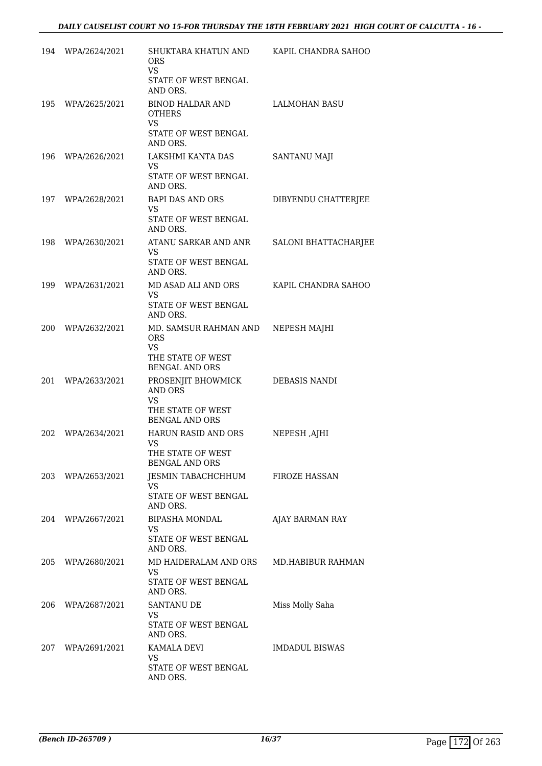| | | | |
|---|---|---|---|
| 194 | WPA/2624/2021 | SHUKTARA KHATUN AND ORS<br>VS<br>STATE OF WEST BENGAL AND ORS. | KAPIL CHANDRA SAHOO |
| 195 | WPA/2625/2021 | BINOD HALDAR AND OTHERS<br>VS<br>STATE OF WEST BENGAL AND ORS. | LALMOHAN BASU |
| 196 | WPA/2626/2021 | LAKSHMI KANTA DAS<br>VS<br>STATE OF WEST BENGAL AND ORS. | SANTANU MAJI |
| 197 | WPA/2628/2021 | BAPI DAS AND ORS<br>VS<br>STATE OF WEST BENGAL AND ORS. | DIBYENDU CHATTERJEE |
| 198 | WPA/2630/2021 | ATANU SARKAR AND ANR<br>VS<br>STATE OF WEST BENGAL AND ORS. | SALONI BHATTACHARJEE |
| 199 | WPA/2631/2021 | MD ASAD ALI AND ORS<br>VS<br>STATE OF WEST BENGAL AND ORS. | KAPIL CHANDRA SAHOO |
| 200 | WPA/2632/2021 | MD. SAMSUR RAHMAN AND ORS<br>VS<br>THE STATE OF WEST BENGAL AND ORS | NEPESH MAJHI |
| 201 | WPA/2633/2021 | PROSENJIT BHOWMICK AND ORS<br>VS<br>THE STATE OF WEST BENGAL AND ORS | DEBASIS NANDI |
| 202 | WPA/2634/2021 | HARUN RASID AND ORS<br>VS<br>THE STATE OF WEST BENGAL AND ORS | NEPESH ,AJHI |
| 203 | WPA/2653/2021 | JESMIN TABACHCHHUM<br>VS<br>STATE OF WEST BENGAL AND ORS. | FIROZE HASSAN |
| 204 | WPA/2667/2021 | BIPASHA MONDAL<br>VS<br>STATE OF WEST BENGAL AND ORS. | AJAY BARMAN RAY |
| 205 | WPA/2680/2021 | MD HAIDERALAM AND ORS<br>VS<br>STATE OF WEST BENGAL AND ORS. | MD.HABIBUR RAHMAN |
| 206 | WPA/2687/2021 | SANTANU DE<br>VS<br>STATE OF WEST BENGAL AND ORS. | Miss Molly Saha |
| 207 | WPA/2691/2021 | KAMALA DEVI<br>VS<br>STATE OF WEST BENGAL AND ORS. | IMDADUL BISWAS |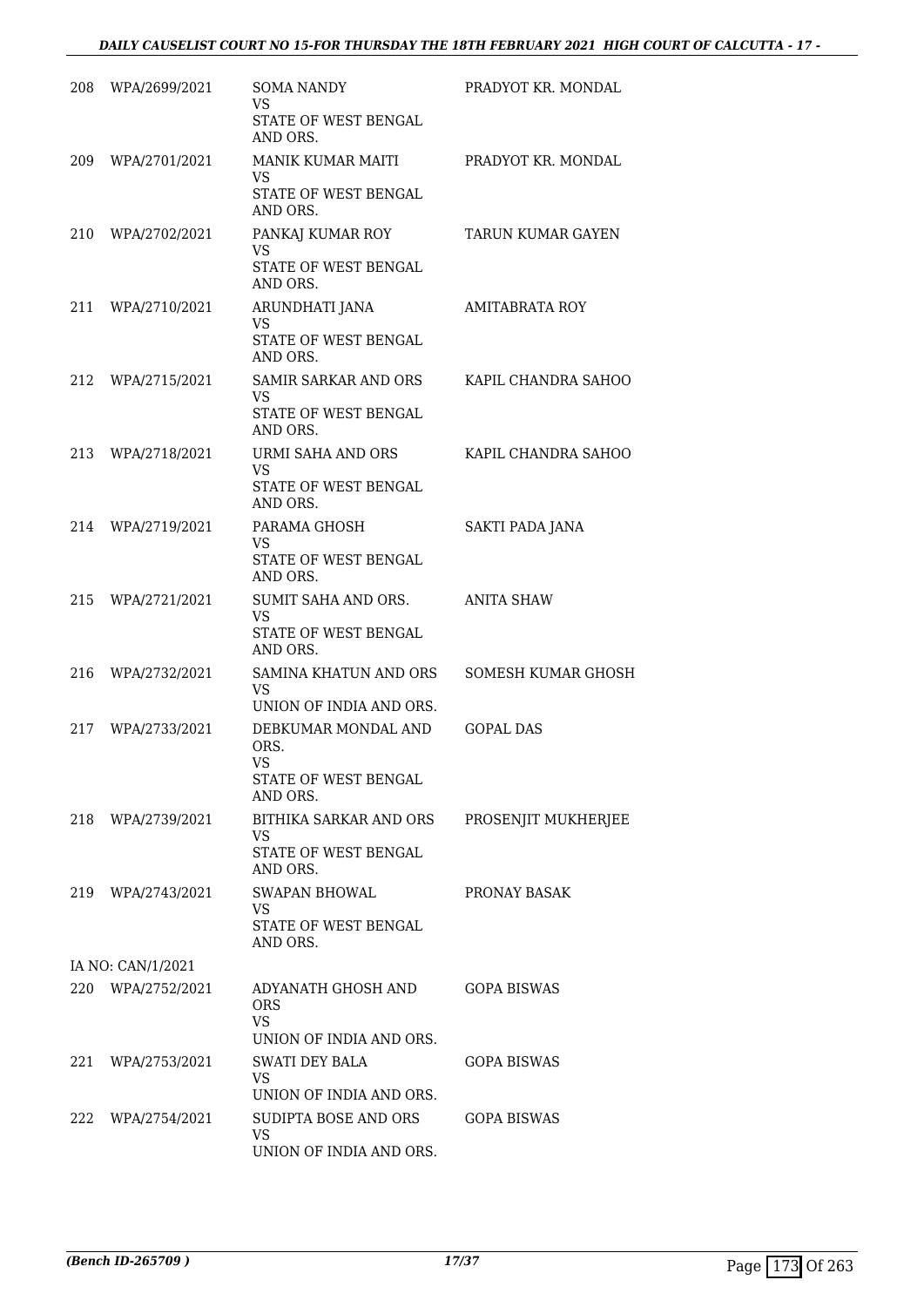| | | | |
|---|---|---|---|
| 208 | WPA/2699/2021 | SOMA NANDY<br>VS<br>STATE OF WEST BENGAL AND ORS. | PRADYOT KR. MONDAL |
| 209 | WPA/2701/2021 | MANIK KUMAR MAITI<br>VS<br>STATE OF WEST BENGAL AND ORS. | PRADYOT KR. MONDAL |
| 210 | WPA/2702/2021 | PANKAJ KUMAR ROY<br>VS<br>STATE OF WEST BENGAL AND ORS. | TARUN KUMAR GAYEN |
| 211 | WPA/2710/2021 | ARUNDHATI JANA<br>VS<br>STATE OF WEST BENGAL AND ORS. | AMITABRATA ROY |
| 212 | WPA/2715/2021 | SAMIR SARKAR AND ORS<br>VS<br>STATE OF WEST BENGAL AND ORS. | KAPIL CHANDRA SAHOO |
| 213 | WPA/2718/2021 | URMI SAHA AND ORS<br>VS<br>STATE OF WEST BENGAL AND ORS. | KAPIL CHANDRA SAHOO |
| 214 | WPA/2719/2021 | PARAMA GHOSH<br>VS<br>STATE OF WEST BENGAL AND ORS. | SAKTI PADA JANA |
| 215 | WPA/2721/2021 | SUMIT SAHA AND ORS.<br>VS<br>STATE OF WEST BENGAL AND ORS. | ANITA SHAW |
| 216 | WPA/2732/2021 | SAMINA KHATUN AND ORS<br>VS<br>UNION OF INDIA AND ORS. | SOMESH KUMAR GHOSH |
| 217 | WPA/2733/2021 | DEBKUMAR MONDAL AND ORS.<br>VS<br>STATE OF WEST BENGAL AND ORS. | GOPAL DAS |
| 218 | WPA/2739/2021 | BITHIKA SARKAR AND ORS<br>VS<br>STATE OF WEST BENGAL AND ORS. | PROSENJIT MUKHERJEE |
| 219 | WPA/2743/2021 | SWAPAN BHOWAL<br>VS<br>STATE OF WEST BENGAL AND ORS. | PRONAY BASAK |
| | IA NO: CAN/1/2021 | | |
| 220 | WPA/2752/2021 | ADYANATH GHOSH AND ORS<br>VS<br>UNION OF INDIA AND ORS. | GOPA BISWAS |
| 221 | WPA/2753/2021 | SWATI DEY BALA<br>VS<br>UNION OF INDIA AND ORS. | GOPA BISWAS |
| 222 | WPA/2754/2021 | SUDIPTA BOSE AND ORS<br>VS<br>UNION OF INDIA AND ORS. | GOPA BISWAS |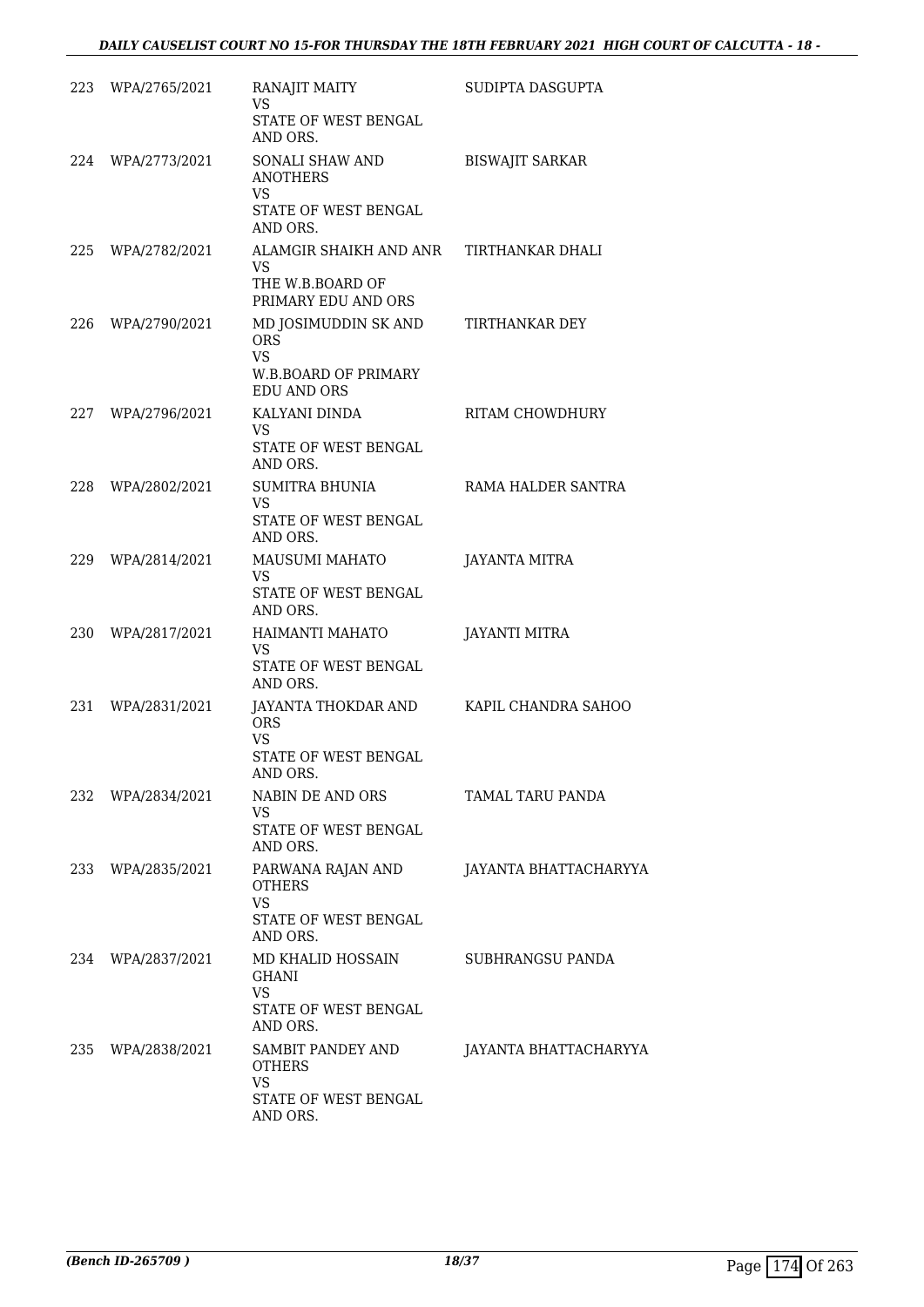| | | | |
|---|---|---|---|
| 223 | WPA/2765/2021 | RANAJIT MAITY<br>VS<br>STATE OF WEST BENGAL AND ORS. | SUDIPTA DASGUPTA |
| 224 | WPA/2773/2021 | SONALI SHAW AND ANOTHERS<br>VS<br>STATE OF WEST BENGAL AND ORS. | BISWAJIT SARKAR |
| 225 | WPA/2782/2021 | ALAMGIR SHAIKH AND ANR<br>VS<br>THE W.B.BOARD OF PRIMARY EDU AND ORS | TIRTHANKAR DHALI |
| 226 | WPA/2790/2021 | MD JOSIMUDDIN SK AND ORS<br>VS<br>W.B.BOARD OF PRIMARY EDU AND ORS | TIRTHANKAR DEY |
| 227 | WPA/2796/2021 | KALYANI DINDA<br>VS<br>STATE OF WEST BENGAL AND ORS. | RITAM CHOWDHURY |
| 228 | WPA/2802/2021 | SUMITRA BHUNIA<br>VS<br>STATE OF WEST BENGAL AND ORS. | RAMA HALDER SANTRA |
| 229 | WPA/2814/2021 | MAUSUMI MAHATO<br>VS<br>STATE OF WEST BENGAL AND ORS. | JAYANTA MITRA |
| 230 | WPA/2817/2021 | HAIMANTI MAHATO<br>VS<br>STATE OF WEST BENGAL AND ORS. | JAYANTI MITRA |
| 231 | WPA/2831/2021 | JAYANTA THOKDAR AND ORS<br>VS<br>STATE OF WEST BENGAL AND ORS. | KAPIL CHANDRA SAHOO |
| 232 | WPA/2834/2021 | NABIN DE AND ORS<br>VS<br>STATE OF WEST BENGAL AND ORS. | TAMAL TARU PANDA |
| 233 | WPA/2835/2021 | PARWANA RAJAN AND OTHERS<br>VS<br>STATE OF WEST BENGAL AND ORS. | JAYANTA BHATTACHARYYA |
| 234 | WPA/2837/2021 | MD KHALID HOSSAIN GHANI<br>VS<br>STATE OF WEST BENGAL AND ORS. | SUBHRANGSU PANDA |
| 235 | WPA/2838/2021 | SAMBIT PANDEY AND OTHERS<br>VS<br>STATE OF WEST BENGAL AND ORS. | JAYANTA BHATTACHARYYA |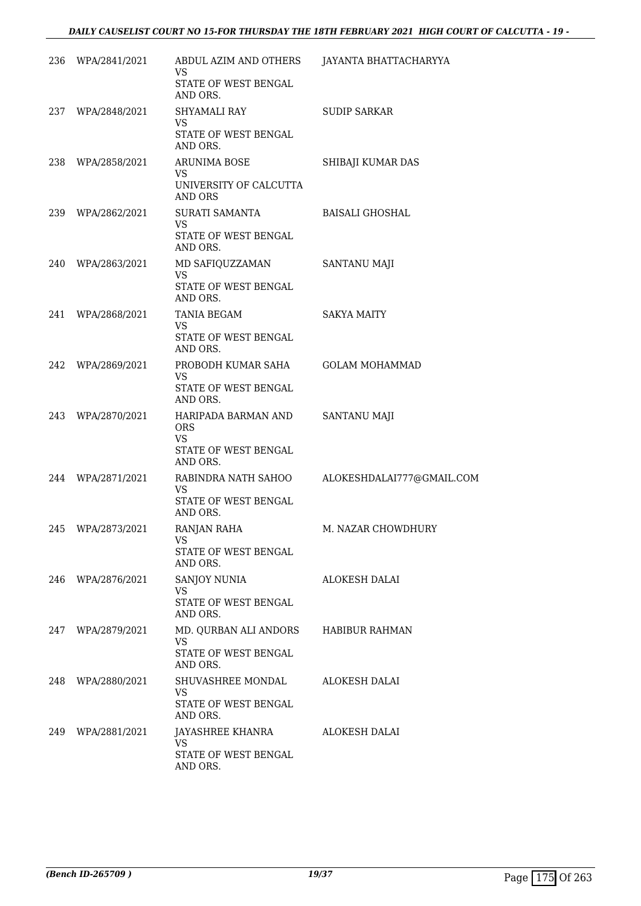| | | | |
|---|---|---|---|
| 236 | WPA/2841/2021 | ABDUL AZIM AND OTHERS<br>VS<br>STATE OF WEST BENGAL AND ORS. | JAYANTA BHATTACHARYYA |
| 237 | WPA/2848/2021 | SHYAMALI RAY<br>VS<br>STATE OF WEST BENGAL AND ORS. | SUDIP SARKAR |
| 238 | WPA/2858/2021 | ARUNIMA BOSE<br>VS<br>UNIVERSITY OF CALCUTTA AND ORS | SHIBAJI KUMAR DAS |
| 239 | WPA/2862/2021 | SURATI SAMANTA<br>VS<br>STATE OF WEST BENGAL AND ORS. | BAISALI GHOSHAL |
| 240 | WPA/2863/2021 | MD SAFIQUZZAMAN<br>VS<br>STATE OF WEST BENGAL AND ORS. | SANTANU MAJI |
| 241 | WPA/2868/2021 | TANIA BEGAM<br>VS<br>STATE OF WEST BENGAL AND ORS. | SAKYA MAITY |
| 242 | WPA/2869/2021 | PROBODH KUMAR SAHA<br>VS<br>STATE OF WEST BENGAL AND ORS. | GOLAM MOHAMMAD |
| 243 | WPA/2870/2021 | HARIPADA BARMAN AND ORS<br>VS<br>STATE OF WEST BENGAL AND ORS. | SANTANU MAJI |
| 244 | WPA/2871/2021 | RABINDRA NATH SAHOO<br>VS<br>STATE OF WEST BENGAL AND ORS. | ALOKESHDALAI777@GMAIL.COM |
| 245 | WPA/2873/2021 | RANJAN RAHA<br>VS<br>STATE OF WEST BENGAL AND ORS. | M. NAZAR CHOWDHURY |
| 246 | WPA/2876/2021 | SANJOY NUNIA<br>VS<br>STATE OF WEST BENGAL AND ORS. | ALOKESH DALAI |
| 247 | WPA/2879/2021 | MD. QURBAN ALI ANDORS<br>VS<br>STATE OF WEST BENGAL AND ORS. | HABIBUR RAHMAN |
| 248 | WPA/2880/2021 | SHUVASHREE MONDAL<br>VS<br>STATE OF WEST BENGAL AND ORS. | ALOKESH DALAI |
| 249 | WPA/2881/2021 | JAYASHREE KHANRA<br>VS<br>STATE OF WEST BENGAL AND ORS. | ALOKESH DALAI |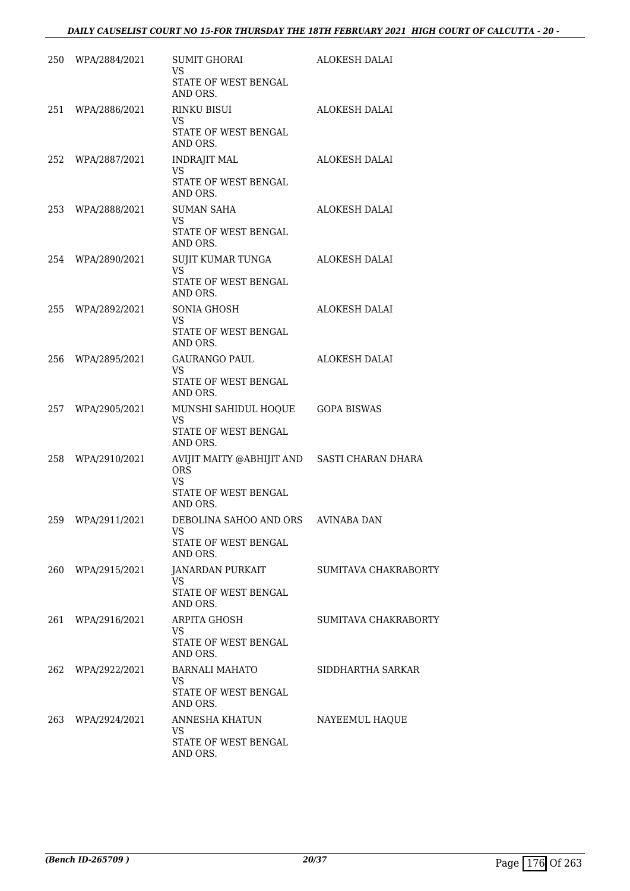| | | | |
|---|---|---|---|
| 250 | WPA/2884/2021 | SUMIT GHORAI<br>VS<br>STATE OF WEST BENGAL AND ORS. | ALOKESH DALAI |
| 251 | WPA/2886/2021 | RINKU BISUI<br>VS<br>STATE OF WEST BENGAL AND ORS. | ALOKESH DALAI |
| 252 | WPA/2887/2021 | INDRAJIT MAL<br>VS<br>STATE OF WEST BENGAL AND ORS. | ALOKESH DALAI |
| 253 | WPA/2888/2021 | SUMAN SAHA<br>VS<br>STATE OF WEST BENGAL AND ORS. | ALOKESH DALAI |
| 254 | WPA/2890/2021 | SUJIT KUMAR TUNGA<br>VS<br>STATE OF WEST BENGAL AND ORS. | ALOKESH DALAI |
| 255 | WPA/2892/2021 | SONIA GHOSH<br>VS<br>STATE OF WEST BENGAL AND ORS. | ALOKESH DALAI |
| 256 | WPA/2895/2021 | GAURANGO PAUL<br>VS<br>STATE OF WEST BENGAL AND ORS. | ALOKESH DALAI |
| 257 | WPA/2905/2021 | MUNSHI SAHIDUL HOQUE<br>VS<br>STATE OF WEST BENGAL AND ORS. | GOPA BISWAS |
| 258 | WPA/2910/2021 | AVIJIT MAITY @ABHIJIT AND ORS<br>VS<br>STATE OF WEST BENGAL AND ORS. | SASTI CHARAN DHARA |
| 259 | WPA/2911/2021 | DEBOLINA SAHOO AND ORS<br>VS<br>STATE OF WEST BENGAL AND ORS. | AVINABA DAN |
| 260 | WPA/2915/2021 | JANARDAN PURKAIT<br>VS<br>STATE OF WEST BENGAL AND ORS. | SUMITAVA CHAKRABORTY |
| 261 | WPA/2916/2021 | ARPITA GHOSH<br>VS<br>STATE OF WEST BENGAL AND ORS. | SUMITAVA CHAKRABORTY |
| 262 | WPA/2922/2021 | BARNALI MAHATO<br>VS<br>STATE OF WEST BENGAL AND ORS. | SIDDHARTHA SARKAR |
| 263 | WPA/2924/2021 | ANNESHA KHATUN<br>VS<br>STATE OF WEST BENGAL AND ORS. | NAYEEMUL HAQUE |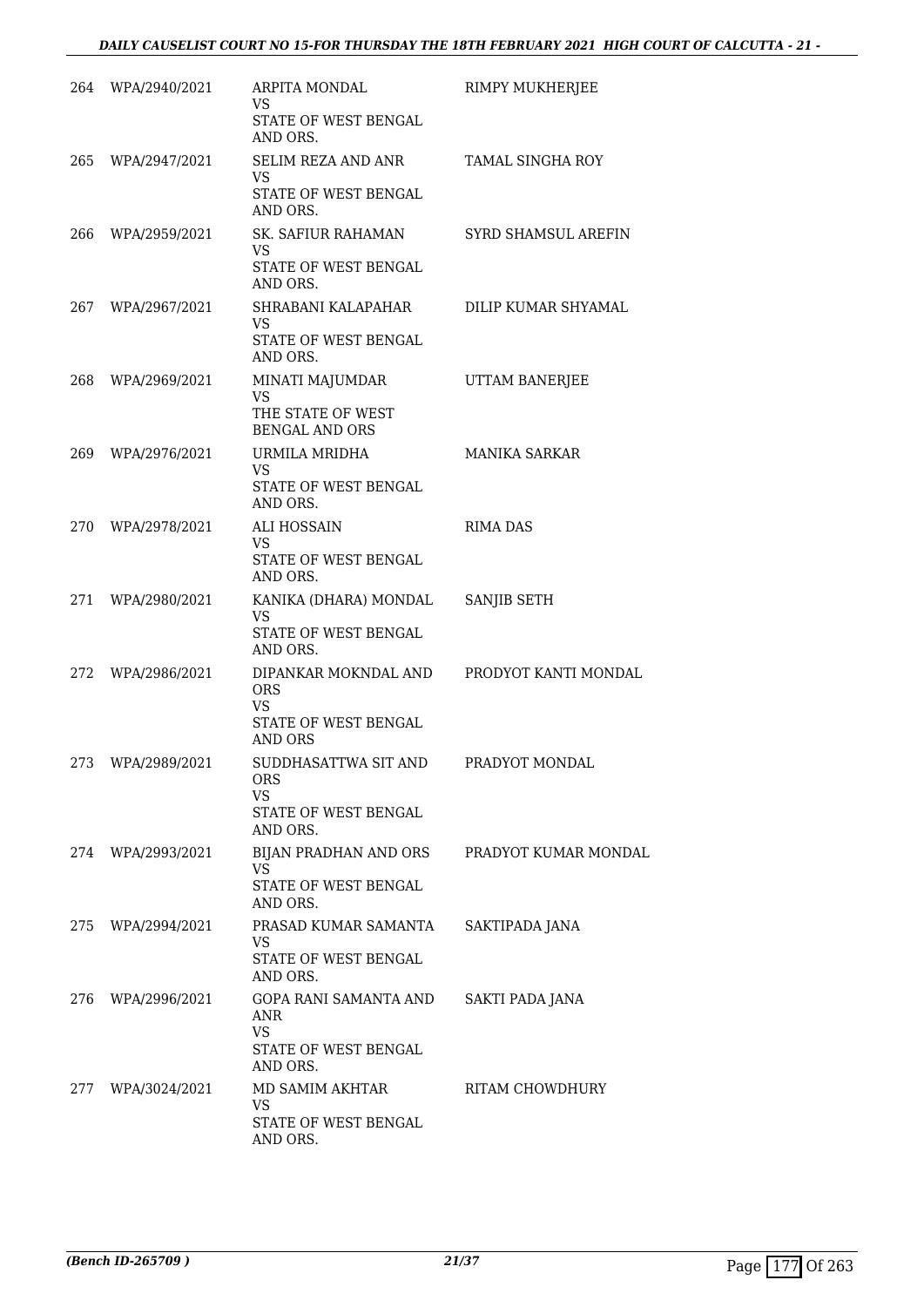| | | | |
|---|---|---|---|
| 264 | WPA/2940/2021 | ARPITA MONDAL<br>VS<br>STATE OF WEST BENGAL AND ORS. | RIMPY MUKHERJEE |
| 265 | WPA/2947/2021 | SELIM REZA AND ANR<br>VS<br>STATE OF WEST BENGAL AND ORS. | TAMAL SINGHA ROY |
| 266 | WPA/2959/2021 | SK. SAFIUR RAHAMAN<br>VS<br>STATE OF WEST BENGAL AND ORS. | SYRD SHAMSUL AREFIN |
| 267 | WPA/2967/2021 | SHRABANI KALAPAHAR<br>VS<br>STATE OF WEST BENGAL AND ORS. | DILIP KUMAR SHYAMAL |
| 268 | WPA/2969/2021 | MINATI MAJUMDAR<br>VS<br>THE STATE OF WEST BENGAL AND ORS | UTTAM BANERJEE |
| 269 | WPA/2976/2021 | URMILA MRIDHA<br>VS<br>STATE OF WEST BENGAL AND ORS. | MANIKA SARKAR |
| 270 | WPA/2978/2021 | ALI HOSSAIN<br>VS<br>STATE OF WEST BENGAL AND ORS. | RIMA DAS |
| 271 | WPA/2980/2021 | KANIKA (DHARA) MONDAL<br>VS<br>STATE OF WEST BENGAL AND ORS. | SANJIB SETH |
| 272 | WPA/2986/2021 | DIPANKAR MOKNDAL AND ORS<br>VS<br>STATE OF WEST BENGAL AND ORS | PRODYOT KANTI MONDAL |
| 273 | WPA/2989/2021 | SUDDHASATTWA SIT AND ORS<br>VS<br>STATE OF WEST BENGAL AND ORS. | PRADYOT MONDAL |
| 274 | WPA/2993/2021 | BIJAN PRADHAN AND ORS<br>VS<br>STATE OF WEST BENGAL AND ORS. | PRADYOT KUMAR MONDAL |
| 275 | WPA/2994/2021 | PRASAD KUMAR SAMANTA<br>VS<br>STATE OF WEST BENGAL AND ORS. | SAKTIPADA JANA |
| 276 | WPA/2996/2021 | GOPA RANI SAMANTA AND ANR<br>VS<br>STATE OF WEST BENGAL AND ORS. | SAKTI PADA JANA |
| 277 | WPA/3024/2021 | MD SAMIM AKHTAR<br>VS<br>STATE OF WEST BENGAL AND ORS. | RITAM CHOWDHURY |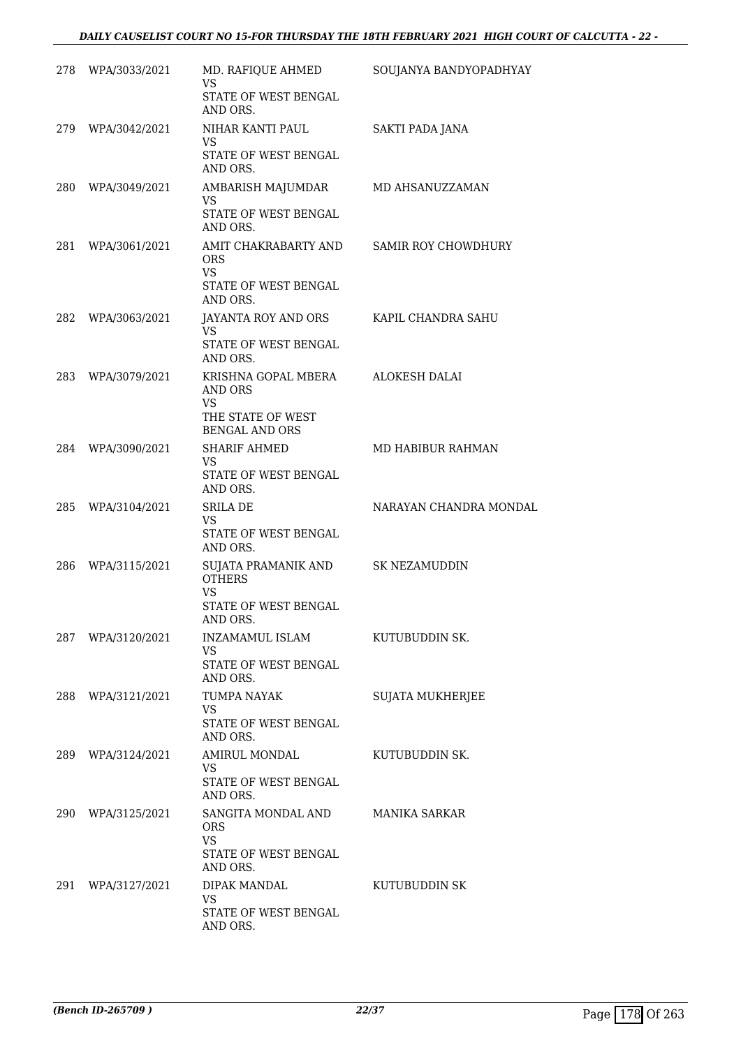| | | | |
|---|---|---|---|
| 278 | WPA/3033/2021 | MD. RAFIQUE AHMED<br>VS<br>STATE OF WEST BENGAL AND ORS. | SOUJANYA BANDYOPADHYAY |
| 279 | WPA/3042/2021 | NIHAR KANTI PAUL<br>VS<br>STATE OF WEST BENGAL AND ORS. | SAKTI PADA JANA |
| 280 | WPA/3049/2021 | AMBARISH MAJUMDAR<br>VS<br>STATE OF WEST BENGAL AND ORS. | MD AHSANUZZAMAN |
| 281 | WPA/3061/2021 | AMIT CHAKRABARTY AND ORS<br>VS<br>STATE OF WEST BENGAL AND ORS. | SAMIR ROY CHOWDHURY |
| 282 | WPA/3063/2021 | JAYANTA ROY AND ORS<br>VS<br>STATE OF WEST BENGAL AND ORS. | KAPIL CHANDRA SAHU |
| 283 | WPA/3079/2021 | KRISHNA GOPAL MBERA AND ORS<br>VS<br>THE STATE OF WEST BENGAL AND ORS | ALOKESH DALAI |
| 284 | WPA/3090/2021 | SHARIF AHMED<br>VS<br>STATE OF WEST BENGAL AND ORS. | MD HABIBUR RAHMAN |
| 285 | WPA/3104/2021 | SRILA DE<br>VS<br>STATE OF WEST BENGAL AND ORS. | NARAYAN CHANDRA MONDAL |
| 286 | WPA/3115/2021 | SUJATA PRAMANIK AND OTHERS<br>VS<br>STATE OF WEST BENGAL AND ORS. | SK NEZAMUDDIN |
| 287 | WPA/3120/2021 | INZAMAMUL ISLAM<br>VS<br>STATE OF WEST BENGAL AND ORS. | KUTUBUDDIN SK. |
| 288 | WPA/3121/2021 | TUMPA NAYAK<br>VS<br>STATE OF WEST BENGAL AND ORS. | SUJATA MUKHERJEE |
| 289 | WPA/3124/2021 | AMIRUL MONDAL<br>VS<br>STATE OF WEST BENGAL AND ORS. | KUTUBUDDIN SK. |
| 290 | WPA/3125/2021 | SANGITA MONDAL AND ORS<br>VS<br>STATE OF WEST BENGAL AND ORS. | MANIKA SARKAR |
| 291 | WPA/3127/2021 | DIPAK MANDAL<br>VS<br>STATE OF WEST BENGAL AND ORS. | KUTUBUDDIN SK |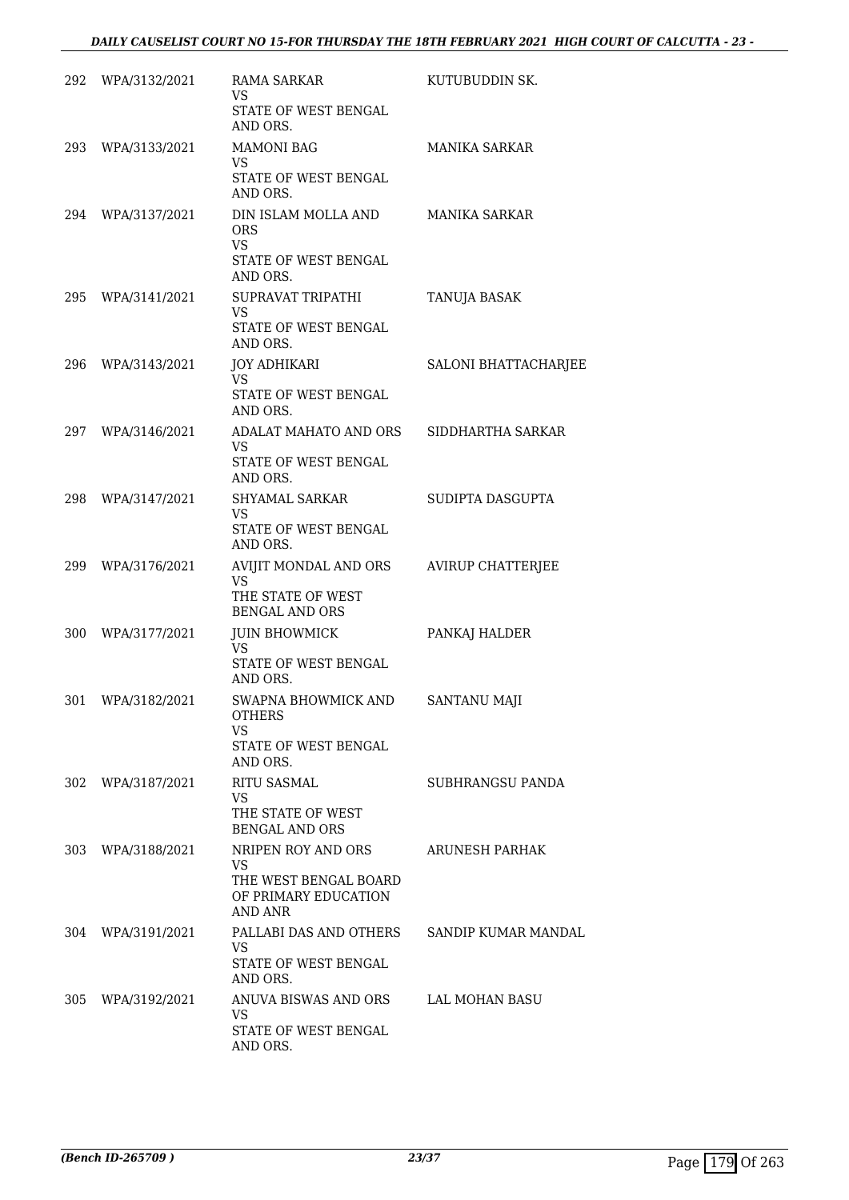| | | | |
|---|---|---|---|
| 292 | WPA/3132/2021 | RAMA SARKAR<br>VS<br>STATE OF WEST BENGAL AND ORS. | KUTUBUDDIN SK. |
| 293 | WPA/3133/2021 | MAMONI BAG<br>VS<br>STATE OF WEST BENGAL AND ORS. | MANIKA SARKAR |
| 294 | WPA/3137/2021 | DIN ISLAM MOLLA AND ORS<br>VS<br>STATE OF WEST BENGAL AND ORS. | MANIKA SARKAR |
| 295 | WPA/3141/2021 | SUPRAVAT TRIPATHI<br>VS<br>STATE OF WEST BENGAL AND ORS. | TANUJA BASAK |
| 296 | WPA/3143/2021 | JOY ADHIKARI<br>VS<br>STATE OF WEST BENGAL AND ORS. | SALONI BHATTACHARJEE |
| 297 | WPA/3146/2021 | ADALAT MAHATO AND ORS<br>VS<br>STATE OF WEST BENGAL AND ORS. | SIDDHARTHA SARKAR |
| 298 | WPA/3147/2021 | SHYAMAL SARKAR<br>VS<br>STATE OF WEST BENGAL AND ORS. | SUDIPTA DASGUPTA |
| 299 | WPA/3176/2021 | AVIJIT MONDAL AND ORS<br>VS<br>THE STATE OF WEST BENGAL AND ORS | AVIRUP CHATTERJEE |
| 300 | WPA/3177/2021 | JUIN BHOWMICK<br>VS<br>STATE OF WEST BENGAL AND ORS. | PANKAJ HALDER |
| 301 | WPA/3182/2021 | SWAPNA BHOWMICK AND OTHERS<br>VS<br>STATE OF WEST BENGAL AND ORS. | SANTANU MAJI |
| 302 | WPA/3187/2021 | RITU SASMAL<br>VS<br>THE STATE OF WEST BENGAL AND ORS | SUBHRANGSU PANDA |
| 303 | WPA/3188/2021 | NRIPEN ROY AND ORS<br>VS<br>THE WEST BENGAL BOARD OF PRIMARY EDUCATION AND ANR | ARUNESH PARHAK |
| 304 | WPA/3191/2021 | PALLABI DAS AND OTHERS<br>VS<br>STATE OF WEST BENGAL AND ORS. | SANDIP KUMAR MANDAL |
| 305 | WPA/3192/2021 | ANUVA BISWAS AND ORS<br>VS<br>STATE OF WEST BENGAL AND ORS. | LAL MOHAN BASU |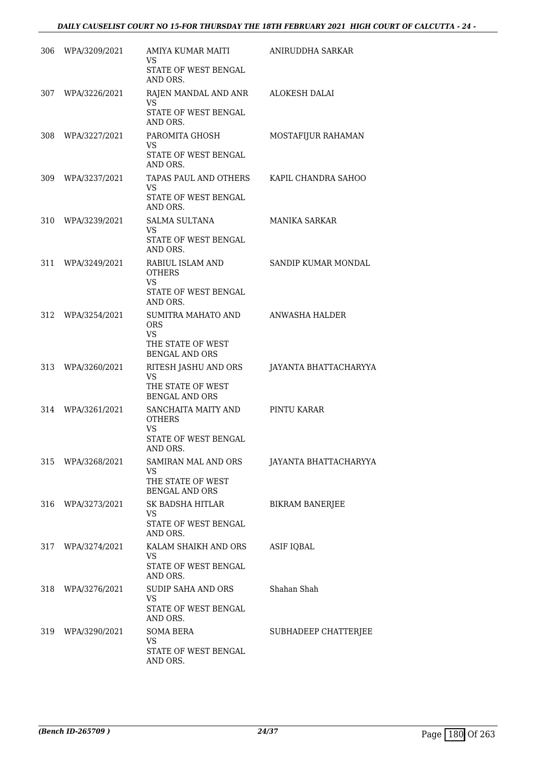| | | | |
|---|---|---|---|
| 306 | WPA/3209/2021 | AMIYA KUMAR MAITI<br>VS<br>STATE OF WEST BENGAL AND ORS. | ANIRUDDHA SARKAR |
| 307 | WPA/3226/2021 | RAJEN MANDAL AND ANR<br>VS<br>STATE OF WEST BENGAL AND ORS. | ALOKESH DALAI |
| 308 | WPA/3227/2021 | PAROMITA GHOSH<br>VS<br>STATE OF WEST BENGAL AND ORS. | MOSTAFIJUR RAHAMAN |
| 309 | WPA/3237/2021 | TAPAS PAUL AND OTHERS<br>VS<br>STATE OF WEST BENGAL AND ORS. | KAPIL CHANDRA SAHOO |
| 310 | WPA/3239/2021 | SALMA SULTANA<br>VS<br>STATE OF WEST BENGAL AND ORS. | MANIKA SARKAR |
| 311 | WPA/3249/2021 | RABIUL ISLAM AND OTHERS<br>VS<br>STATE OF WEST BENGAL AND ORS. | SANDIP KUMAR MONDAL |
| 312 | WPA/3254/2021 | SUMITRA MAHATO AND ORS<br>VS<br>THE STATE OF WEST BENGAL AND ORS | ANWASHA HALDER |
| 313 | WPA/3260/2021 | RITESH JASHU AND ORS<br>VS<br>THE STATE OF WEST BENGAL AND ORS | JAYANTA BHATTACHARYYA |
| 314 | WPA/3261/2021 | SANCHAITA MAITY AND OTHERS<br>VS<br>STATE OF WEST BENGAL AND ORS. | PINTU KARAR |
| 315 | WPA/3268/2021 | SAMIRAN MAL AND ORS<br>VS<br>THE STATE OF WEST BENGAL AND ORS | JAYANTA BHATTACHARYYA |
| 316 | WPA/3273/2021 | SK BADSHA HITLAR<br>VS<br>STATE OF WEST BENGAL AND ORS. | BIKRAM BANERJEE |
| 317 | WPA/3274/2021 | KALAM SHAIKH AND ORS<br>VS<br>STATE OF WEST BENGAL AND ORS. | ASIF IQBAL |
| 318 | WPA/3276/2021 | SUDIP SAHA AND ORS<br>VS<br>STATE OF WEST BENGAL AND ORS. | Shahan Shah |
| 319 | WPA/3290/2021 | SOMA BERA<br>VS<br>STATE OF WEST BENGAL AND ORS. | SUBHADEEP CHATTERJEE |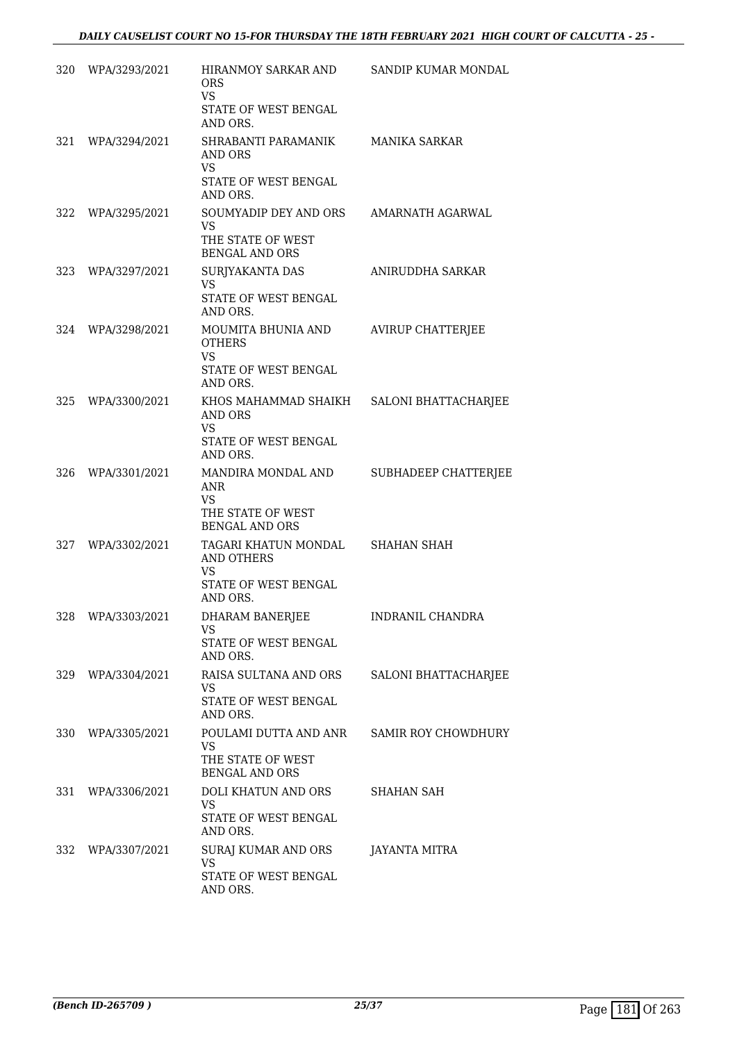| | | | |
|---|---|---|---|
| 320 | WPA/3293/2021 | HIRANMOY SARKAR AND ORS<br>VS<br>STATE OF WEST BENGAL AND ORS. | SANDIP KUMAR MONDAL |
| 321 | WPA/3294/2021 | SHRABANTI PARAMANIK AND ORS<br>VS<br>STATE OF WEST BENGAL AND ORS. | MANIKA SARKAR |
| 322 | WPA/3295/2021 | SOUMYADIP DEY AND ORS<br>VS<br>THE STATE OF WEST BENGAL AND ORS | AMARNATH AGARWAL |
| 323 | WPA/3297/2021 | SURJYAKANTA DAS<br>VS<br>STATE OF WEST BENGAL AND ORS. | ANIRUDDHA SARKAR |
| 324 | WPA/3298/2021 | MOUMITA BHUNIA AND OTHERS<br>VS<br>STATE OF WEST BENGAL AND ORS. | AVIRUP CHATTERJEE |
| 325 | WPA/3300/2021 | KHOS MAHAMMAD SHAIKH AND ORS<br>VS<br>STATE OF WEST BENGAL AND ORS. | SALONI BHATTACHARJEE |
| 326 | WPA/3301/2021 | MANDIRA MONDAL AND ANR<br>VS<br>THE STATE OF WEST BENGAL AND ORS | SUBHADEEP CHATTERJEE |
| 327 | WPA/3302/2021 | TAGARI KHATUN MONDAL AND OTHERS<br>VS<br>STATE OF WEST BENGAL AND ORS. | SHAHAN SHAH |
| 328 | WPA/3303/2021 | DHARAM BANERJEE<br>VS<br>STATE OF WEST BENGAL AND ORS. | INDRANIL CHANDRA |
| 329 | WPA/3304/2021 | RAISA SULTANA AND ORS<br>VS<br>STATE OF WEST BENGAL AND ORS. | SALONI BHATTACHARJEE |
| 330 | WPA/3305/2021 | POULAMI DUTTA AND ANR<br>VS<br>THE STATE OF WEST BENGAL AND ORS | SAMIR ROY CHOWDHURY |
| 331 | WPA/3306/2021 | DOLI KHATUN AND ORS<br>VS<br>STATE OF WEST BENGAL AND ORS. | SHAHAN SAH |
| 332 | WPA/3307/2021 | SURAJ KUMAR AND ORS<br>VS<br>STATE OF WEST BENGAL AND ORS. | JAYANTA MITRA |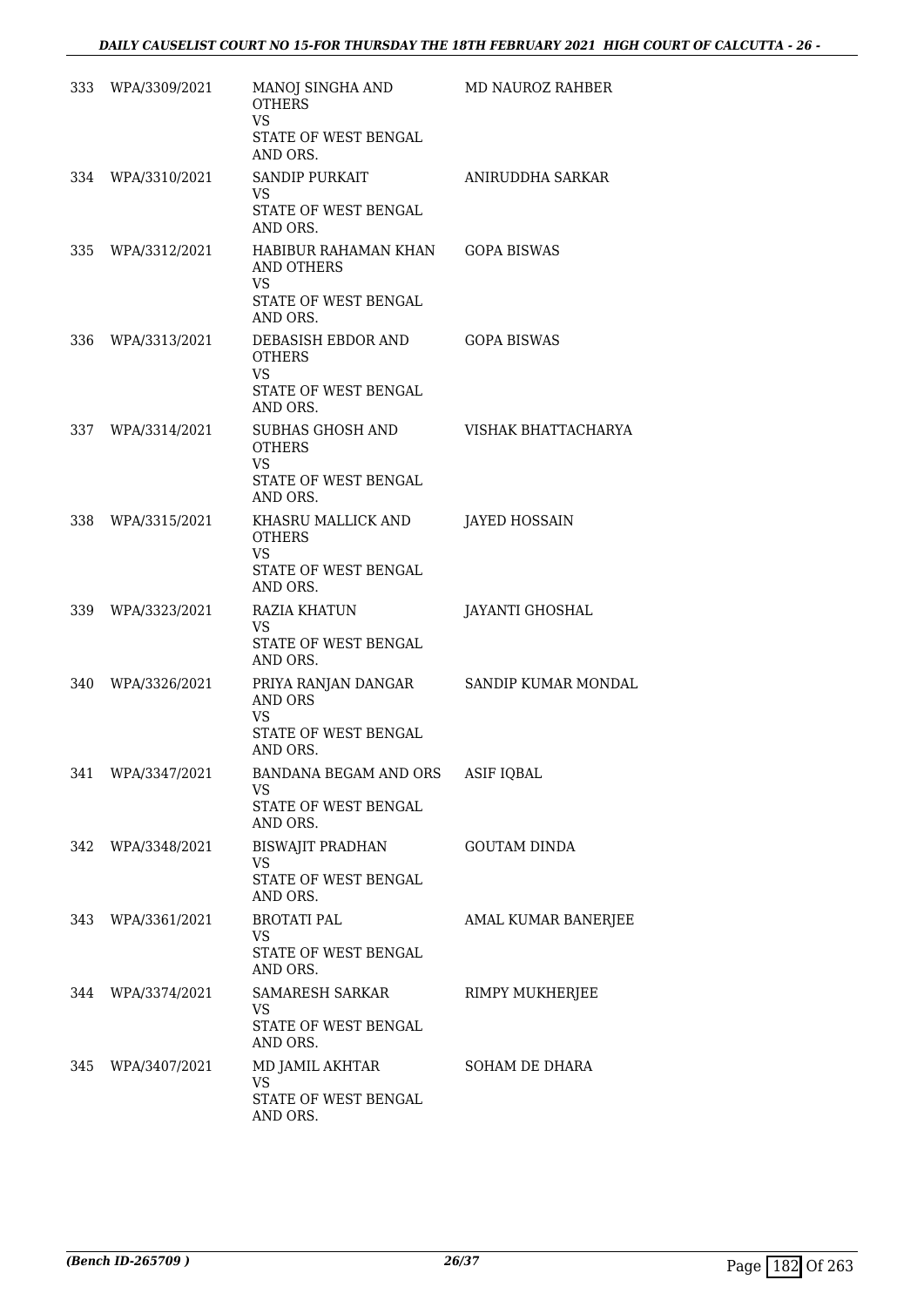| | | | |
|---|---|---|---|
| 333 | WPA/3309/2021 | MANOJ SINGHA AND OTHERS<br>VS<br>STATE OF WEST BENGAL AND ORS. | MD NAUROZ RAHBER |
| 334 | WPA/3310/2021 | SANDIP PURKAIT<br>VS<br>STATE OF WEST BENGAL AND ORS. | ANIRUDDHA SARKAR |
| 335 | WPA/3312/2021 | HABIBUR RAHAMAN KHAN AND OTHERS<br>VS<br>STATE OF WEST BENGAL AND ORS. | GOPA BISWAS |
| 336 | WPA/3313/2021 | DEBASISH EBDOR AND OTHERS<br>VS<br>STATE OF WEST BENGAL AND ORS. | GOPA BISWAS |
| 337 | WPA/3314/2021 | SUBHAS GHOSH AND OTHERS<br>VS<br>STATE OF WEST BENGAL AND ORS. | VISHAK BHATTACHARYA |
| 338 | WPA/3315/2021 | KHASRU MALLICK AND OTHERS<br>VS<br>STATE OF WEST BENGAL AND ORS. | JAYED HOSSAIN |
| 339 | WPA/3323/2021 | RAZIA KHATUN<br>VS<br>STATE OF WEST BENGAL AND ORS. | JAYANTI GHOSHAL |
| 340 | WPA/3326/2021 | PRIYA RANJAN DANGAR AND ORS<br>VS<br>STATE OF WEST BENGAL AND ORS. | SANDIP KUMAR MONDAL |
| 341 | WPA/3347/2021 | BANDANA BEGAM AND ORS<br>VS<br>STATE OF WEST BENGAL AND ORS. | ASIF IQBAL |
| 342 | WPA/3348/2021 | BISWAJIT PRADHAN<br>VS<br>STATE OF WEST BENGAL AND ORS. | GOUTAM DINDA |
| 343 | WPA/3361/2021 | BROTATI PAL<br>VS<br>STATE OF WEST BENGAL AND ORS. | AMAL KUMAR BANERJEE |
| 344 | WPA/3374/2021 | SAMARESH SARKAR<br>VS<br>STATE OF WEST BENGAL AND ORS. | RIMPY MUKHERJEE |
| 345 | WPA/3407/2021 | MD JAMIL AKHTAR<br>VS<br>STATE OF WEST BENGAL AND ORS. | SOHAM DE DHARA |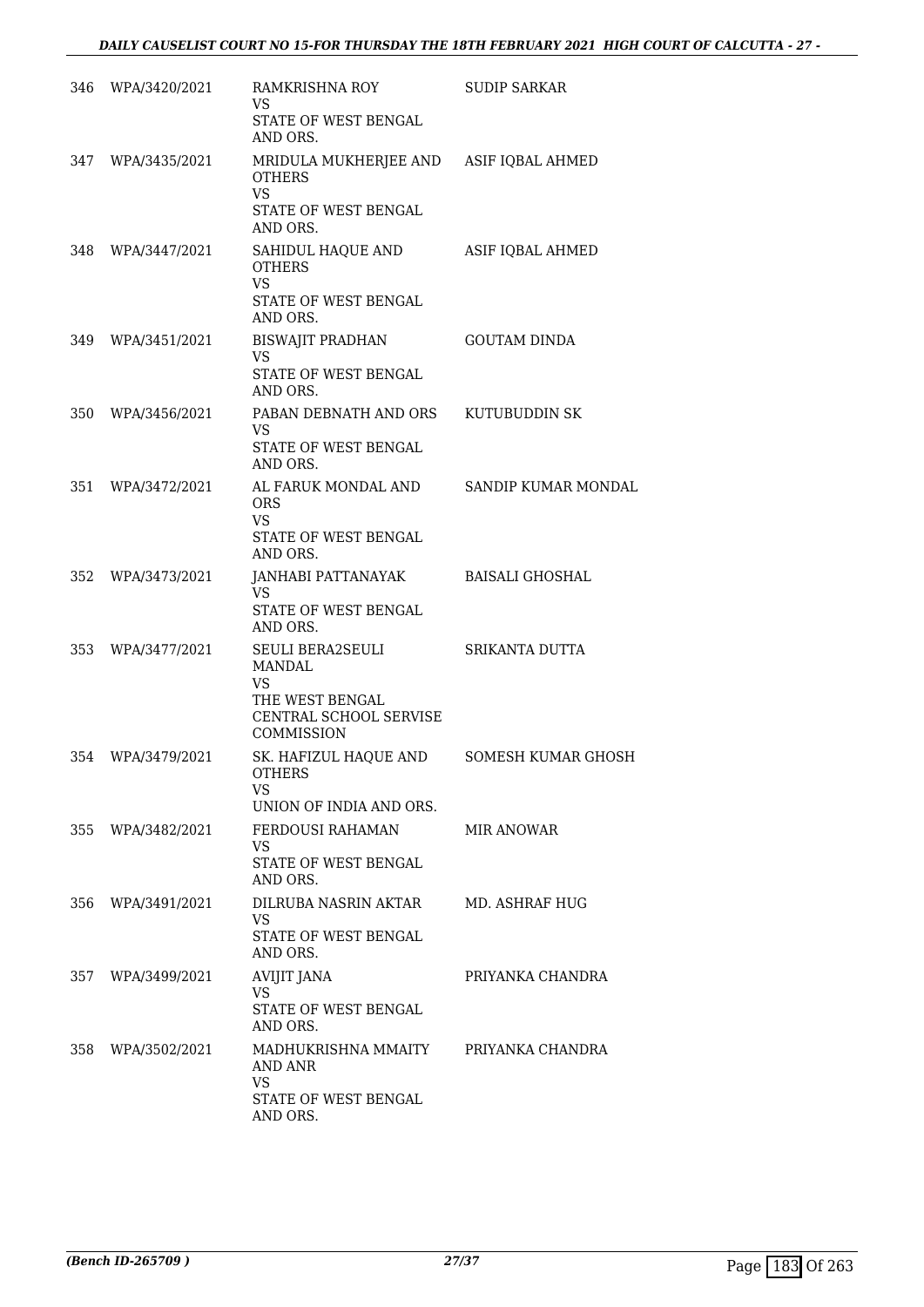| | | | |
|---|---|---|---|
| 346 | WPA/3420/2021 | RAMKRISHNA ROY<br>VS<br>STATE OF WEST BENGAL AND ORS. | SUDIP SARKAR |
| 347 | WPA/3435/2021 | MRIDULA MUKHERJEE AND OTHERS<br>VS<br>STATE OF WEST BENGAL AND ORS. | ASIF IQBAL AHMED |
| 348 | WPA/3447/2021 | SAHIDUL HAQUE AND OTHERS<br>VS<br>STATE OF WEST BENGAL AND ORS. | ASIF IQBAL AHMED |
| 349 | WPA/3451/2021 | BISWAJIT PRADHAN<br>VS<br>STATE OF WEST BENGAL AND ORS. | GOUTAM DINDA |
| 350 | WPA/3456/2021 | PABAN DEBNATH AND ORS<br>VS<br>STATE OF WEST BENGAL AND ORS. | KUTUBUDDIN SK |
| 351 | WPA/3472/2021 | AL FARUK MONDAL AND ORS<br>VS<br>STATE OF WEST BENGAL AND ORS. | SANDIP KUMAR MONDAL |
| 352 | WPA/3473/2021 | JANHABI PATTANAYAK<br>VS<br>STATE OF WEST BENGAL AND ORS. | BAISALI GHOSHAL |
| 353 | WPA/3477/2021 | SEULI BERA2SEULI MANDAL<br>VS<br>THE WEST BENGAL CENTRAL SCHOOL SERVISE COMMISSION | SRIKANTA DUTTA |
| 354 | WPA/3479/2021 | SK. HAFIZUL HAQUE AND OTHERS<br>VS<br>UNION OF INDIA AND ORS. | SOMESH KUMAR GHOSH |
| 355 | WPA/3482/2021 | FERDOUSI RAHAMAN<br>VS<br>STATE OF WEST BENGAL AND ORS. | MIR ANOWAR |
| 356 | WPA/3491/2021 | DILRUBA NASRIN AKTAR<br>VS<br>STATE OF WEST BENGAL AND ORS. | MD. ASHRAF HUG |
| 357 | WPA/3499/2021 | AVIJIT JANA<br>VS<br>STATE OF WEST BENGAL AND ORS. | PRIYANKA CHANDRA |
| 358 | WPA/3502/2021 | MADHUKRISHNA MMAITY AND ANR<br>VS<br>STATE OF WEST BENGAL AND ORS. | PRIYANKA CHANDRA |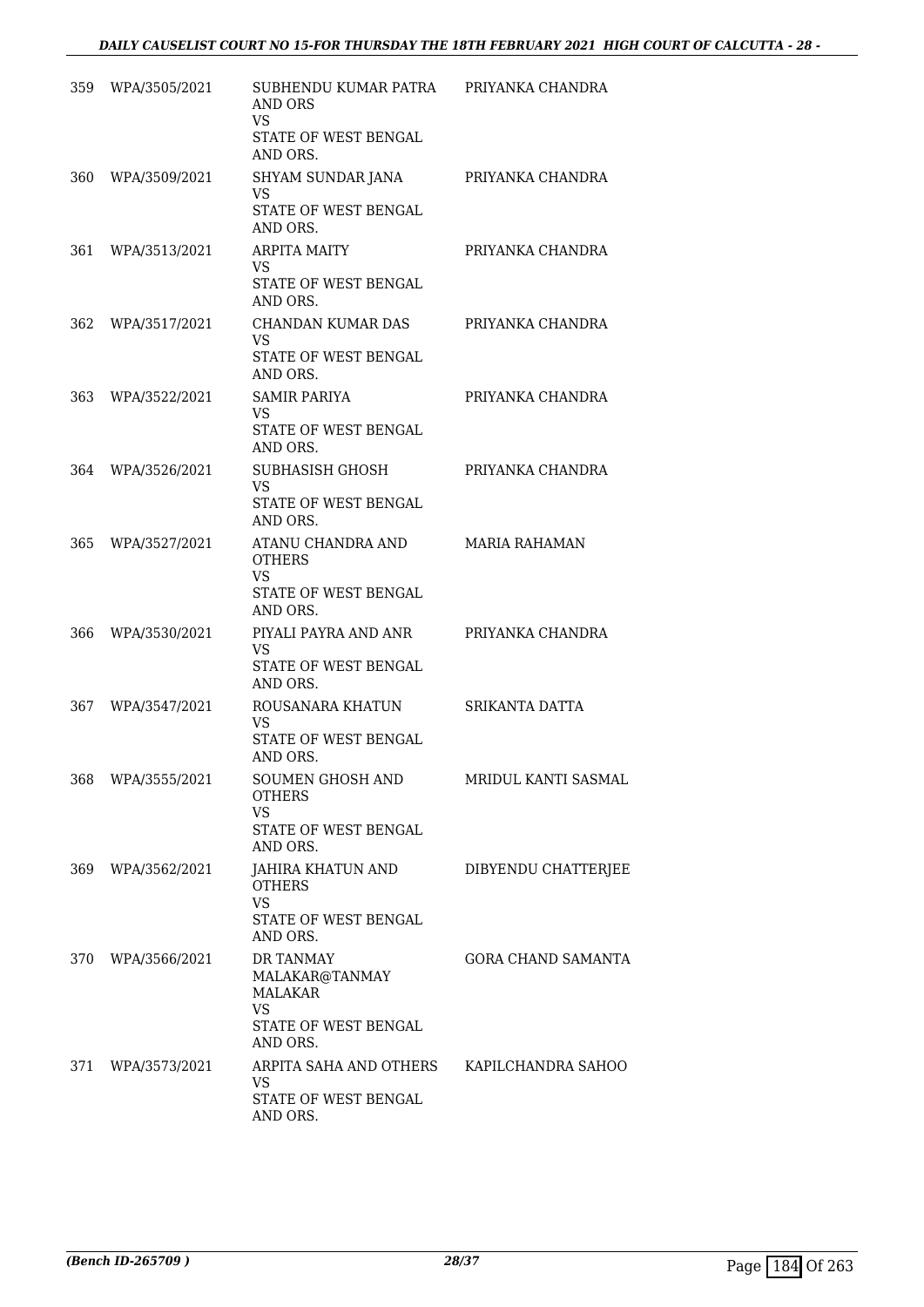| 359 | WPA/3505/2021 | SUBHENDU KUMAR PATRA AND ORS<br>VS<br>STATE OF WEST BENGAL AND ORS. | PRIYANKA CHANDRA |
|---|---|---|---|
| 360 | WPA/3509/2021 | SHYAM SUNDAR JANA<br>VS<br>STATE OF WEST BENGAL AND ORS. | PRIYANKA CHANDRA |
| 361 | WPA/3513/2021 | ARPITA MAITY<br>VS<br>STATE OF WEST BENGAL AND ORS. | PRIYANKA CHANDRA |
| 362 | WPA/3517/2021 | CHANDAN KUMAR DAS<br>VS<br>STATE OF WEST BENGAL AND ORS. | PRIYANKA CHANDRA |
| 363 | WPA/3522/2021 | SAMIR PARIYA<br>VS<br>STATE OF WEST BENGAL AND ORS. | PRIYANKA CHANDRA |
| 364 | WPA/3526/2021 | SUBHASISH GHOSH<br>VS<br>STATE OF WEST BENGAL AND ORS. | PRIYANKA CHANDRA |
| 365 | WPA/3527/2021 | ATANU CHANDRA AND OTHERS<br>VS<br>STATE OF WEST BENGAL AND ORS. | MARIA RAHAMAN |
| 366 | WPA/3530/2021 | PIYALI PAYRA AND ANR<br>VS<br>STATE OF WEST BENGAL AND ORS. | PRIYANKA CHANDRA |
| 367 | WPA/3547/2021 | ROUSANARA KHATUN<br>VS<br>STATE OF WEST BENGAL AND ORS. | SRIKANTA DATTA |
| 368 | WPA/3555/2021 | SOUMEN GHOSH AND OTHERS<br>VS<br>STATE OF WEST BENGAL AND ORS. | MRIDUL KANTI SASMAL |
| 369 | WPA/3562/2021 | JAHIRA KHATUN AND OTHERS<br>VS<br>STATE OF WEST BENGAL AND ORS. | DIBYENDU CHATTERJEE |
| 370 | WPA/3566/2021 | DR TANMAY MALAKAR@TANMAY MALAKAR<br>VS<br>STATE OF WEST BENGAL AND ORS. | GORA CHAND SAMANTA |
| 371 | WPA/3573/2021 | ARPITA SAHA AND OTHERS<br>VS<br>STATE OF WEST BENGAL AND ORS. | KAPILCHANDRA SAHOO |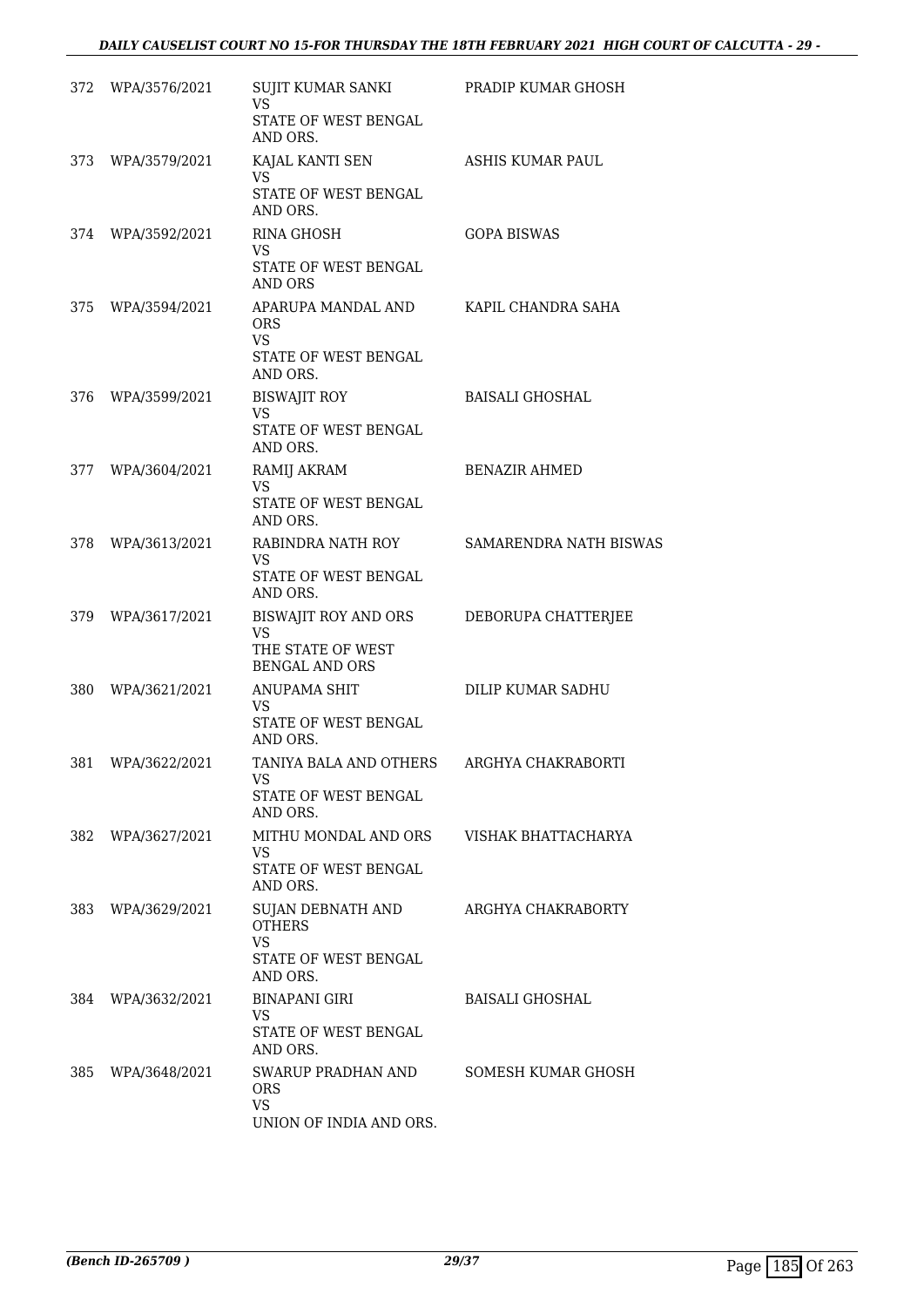| | | | |
|---|---|---|---|
| 372 | WPA/3576/2021 | SUJIT KUMAR SANKI<br>VS<br>STATE OF WEST BENGAL AND ORS. | PRADIP KUMAR GHOSH |
| 373 | WPA/3579/2021 | KAJAL KANTI SEN<br>VS<br>STATE OF WEST BENGAL AND ORS. | ASHIS KUMAR PAUL |
| 374 | WPA/3592/2021 | RINA GHOSH<br>VS<br>STATE OF WEST BENGAL AND ORS | GOPA BISWAS |
| 375 | WPA/3594/2021 | APARUPA MANDAL AND ORS<br>VS<br>STATE OF WEST BENGAL AND ORS. | KAPIL CHANDRA SAHA |
| 376 | WPA/3599/2021 | BISWAJIT ROY<br>VS<br>STATE OF WEST BENGAL AND ORS. | BAISALI GHOSHAL |
| 377 | WPA/3604/2021 | RAMIJ AKRAM<br>VS<br>STATE OF WEST BENGAL AND ORS. | BENAZIR AHMED |
| 378 | WPA/3613/2021 | RABINDRA NATH ROY<br>VS<br>STATE OF WEST BENGAL AND ORS. | SAMARENDRA NATH BISWAS |
| 379 | WPA/3617/2021 | BISWAJIT ROY AND ORS<br>VS<br>THE STATE OF WEST BENGAL AND ORS | DEBORUPA CHATTERJEE |
| 380 | WPA/3621/2021 | ANUPAMA SHIT<br>VS<br>STATE OF WEST BENGAL AND ORS. | DILIP KUMAR SADHU |
| 381 | WPA/3622/2021 | TANIYA BALA AND OTHERS<br>VS<br>STATE OF WEST BENGAL AND ORS. | ARGHYA CHAKRABORTI |
| 382 | WPA/3627/2021 | MITHU MONDAL AND ORS<br>VS<br>STATE OF WEST BENGAL AND ORS. | VISHAK BHATTACHARYA |
| 383 | WPA/3629/2021 | SUJAN DEBNATH AND OTHERS<br>VS<br>STATE OF WEST BENGAL AND ORS. | ARGHYA CHAKRABORTY |
| 384 | WPA/3632/2021 | BINAPANI GIRI<br>VS<br>STATE OF WEST BENGAL AND ORS. | BAISALI GHOSHAL |
| 385 | WPA/3648/2021 | SWARUP PRADHAN AND ORS<br>VS<br>UNION OF INDIA AND ORS. | SOMESH KUMAR GHOSH |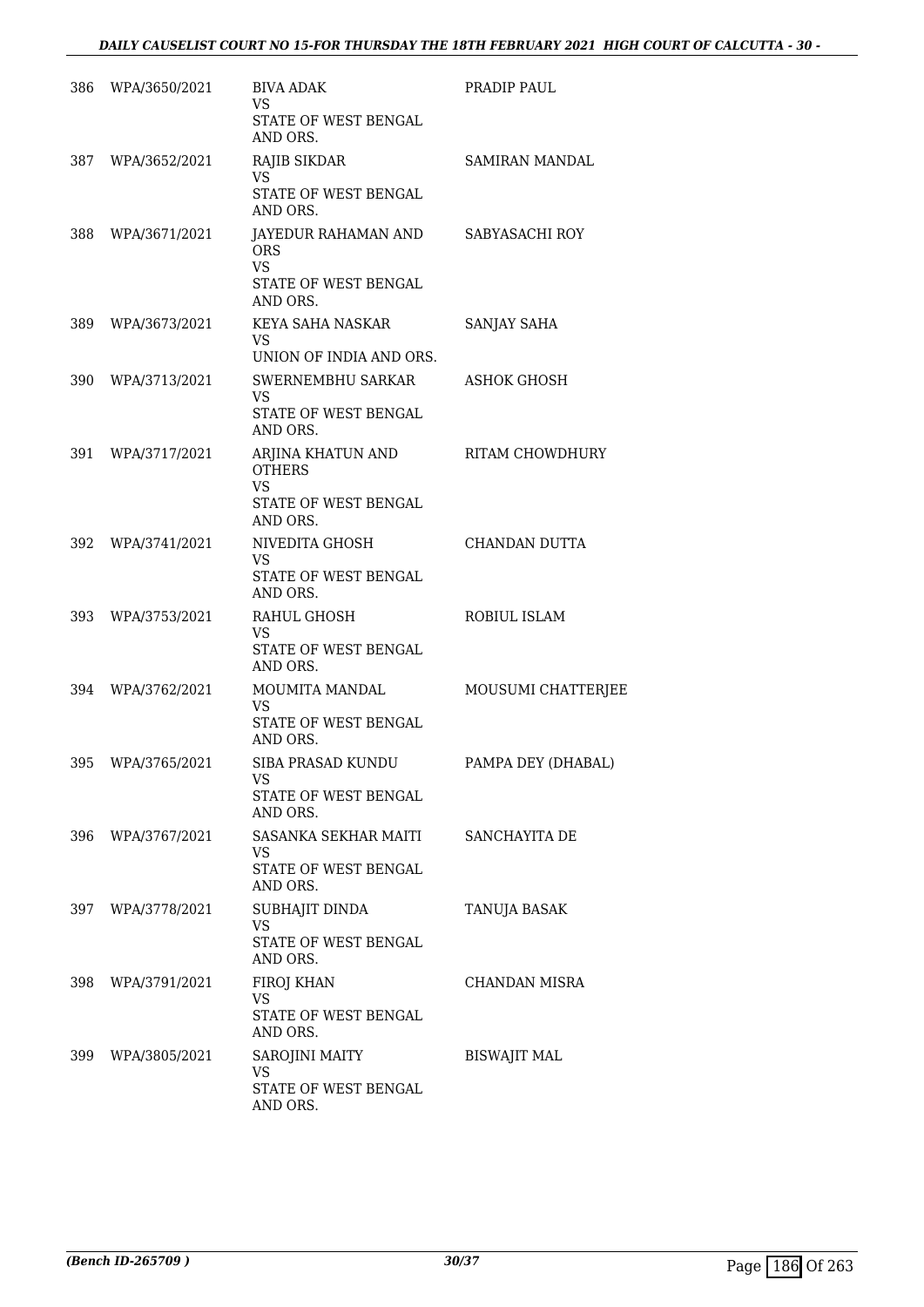| | | | |
|---|---|---|---|
| 386 | WPA/3650/2021 | BIVA ADAK<br>VS<br>STATE OF WEST BENGAL AND ORS. | PRADIP PAUL |
| 387 | WPA/3652/2021 | RAJIB SIKDAR<br>VS<br>STATE OF WEST BENGAL AND ORS. | SAMIRAN MANDAL |
| 388 | WPA/3671/2021 | JAYEDUR RAHAMAN AND ORS<br>VS<br>STATE OF WEST BENGAL AND ORS. | SABYASACHI ROY |
| 389 | WPA/3673/2021 | KEYA SAHA NASKAR<br>VS<br>UNION OF INDIA AND ORS. | SANJAY SAHA |
| 390 | WPA/3713/2021 | SWERNEMBHU SARKAR<br>VS<br>STATE OF WEST BENGAL AND ORS. | ASHOK GHOSH |
| 391 | WPA/3717/2021 | ARJINA KHATUN AND OTHERS<br>VS<br>STATE OF WEST BENGAL AND ORS. | RITAM CHOWDHURY |
| 392 | WPA/3741/2021 | NIVEDITA GHOSH<br>VS<br>STATE OF WEST BENGAL AND ORS. | CHANDAN DUTTA |
| 393 | WPA/3753/2021 | RAHUL GHOSH<br>VS<br>STATE OF WEST BENGAL AND ORS. | ROBIUL ISLAM |
| 394 | WPA/3762/2021 | MOUMITA MANDAL<br>VS<br>STATE OF WEST BENGAL AND ORS. | MOUSUMI CHATTERJEE |
| 395 | WPA/3765/2021 | SIBA PRASAD KUNDU<br>VS<br>STATE OF WEST BENGAL AND ORS. | PAMPA DEY (DHABAL) |
| 396 | WPA/3767/2021 | SASANKA SEKHAR MAITI<br>VS<br>STATE OF WEST BENGAL AND ORS. | SANCHAYITA DE |
| 397 | WPA/3778/2021 | SUBHAJIT DINDA<br>VS<br>STATE OF WEST BENGAL AND ORS. | TANUJA BASAK |
| 398 | WPA/3791/2021 | FIROJ KHAN<br>VS<br>STATE OF WEST BENGAL AND ORS. | CHANDAN MISRA |
| 399 | WPA/3805/2021 | SAROJINI MAITY<br>VS<br>STATE OF WEST BENGAL AND ORS. | BISWAJIT MAL |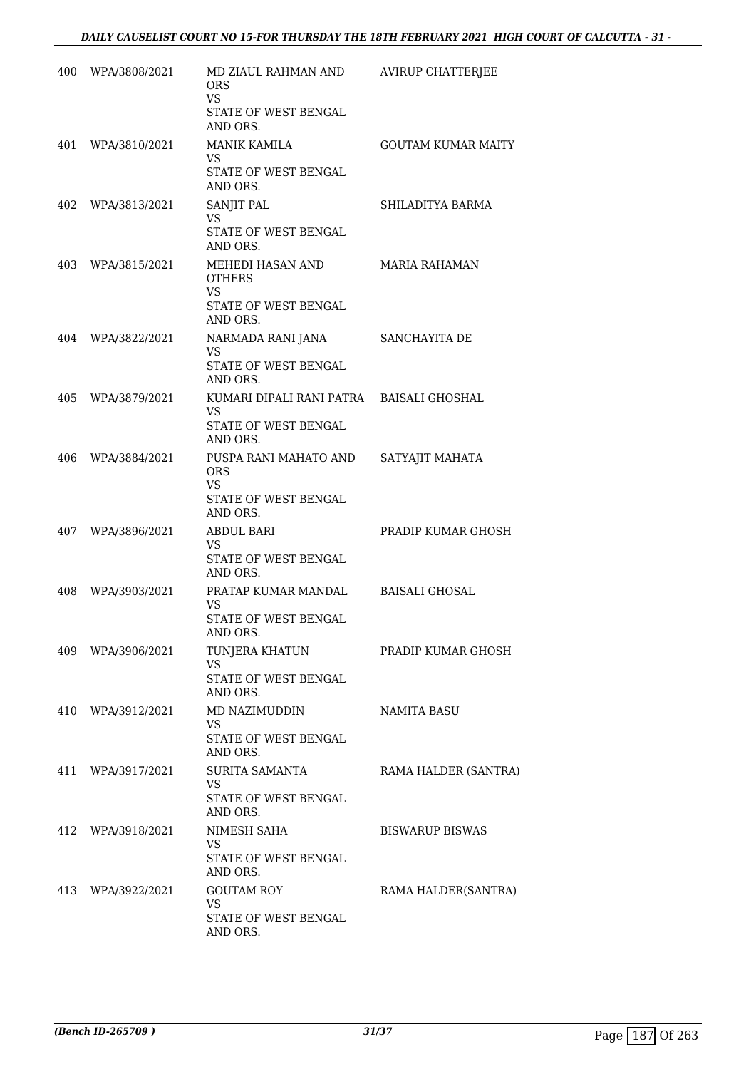| | | | |
|---|---|---|---|
| 400 | WPA/3808/2021 | MD ZIAUL RAHMAN AND ORS<br>VS<br>STATE OF WEST BENGAL AND ORS. | AVIRUP CHATTERJEE |
| 401 | WPA/3810/2021 | MANIK KAMILA<br>VS<br>STATE OF WEST BENGAL AND ORS. | GOUTAM KUMAR MAITY |
| 402 | WPA/3813/2021 | SANJIT PAL<br>VS<br>STATE OF WEST BENGAL AND ORS. | SHILADITYA BARMA |
| 403 | WPA/3815/2021 | MEHEDI HASAN AND OTHERS<br>VS<br>STATE OF WEST BENGAL AND ORS. | MARIA RAHAMAN |
| 404 | WPA/3822/2021 | NARMADA RANI JANA<br>VS<br>STATE OF WEST BENGAL AND ORS. | SANCHAYITA DE |
| 405 | WPA/3879/2021 | KUMARI DIPALI RANI PATRA<br>VS<br>STATE OF WEST BENGAL AND ORS. | BAISALI GHOSHAL |
| 406 | WPA/3884/2021 | PUSPA RANI MAHATO AND ORS<br>VS<br>STATE OF WEST BENGAL AND ORS. | SATYAJIT MAHATA |
| 407 | WPA/3896/2021 | ABDUL BARI<br>VS<br>STATE OF WEST BENGAL AND ORS. | PRADIP KUMAR GHOSH |
| 408 | WPA/3903/2021 | PRATAP KUMAR MANDAL<br>VS<br>STATE OF WEST BENGAL AND ORS. | BAISALI GHOSAL |
| 409 | WPA/3906/2021 | TUNJERA KHATUN<br>VS<br>STATE OF WEST BENGAL AND ORS. | PRADIP KUMAR GHOSH |
| 410 | WPA/3912/2021 | MD NAZIMUDDIN<br>VS<br>STATE OF WEST BENGAL AND ORS. | NAMITA BASU |
| 411 | WPA/3917/2021 | SURITA SAMANTA<br>VS<br>STATE OF WEST BENGAL AND ORS. | RAMA HALDER (SANTRA) |
| 412 | WPA/3918/2021 | NIMESH SAHA<br>VS<br>STATE OF WEST BENGAL AND ORS. | BISWARUP BISWAS |
| 413 | WPA/3922/2021 | GOUTAM ROY<br>VS<br>STATE OF WEST BENGAL AND ORS. | RAMA HALDER(SANTRA) |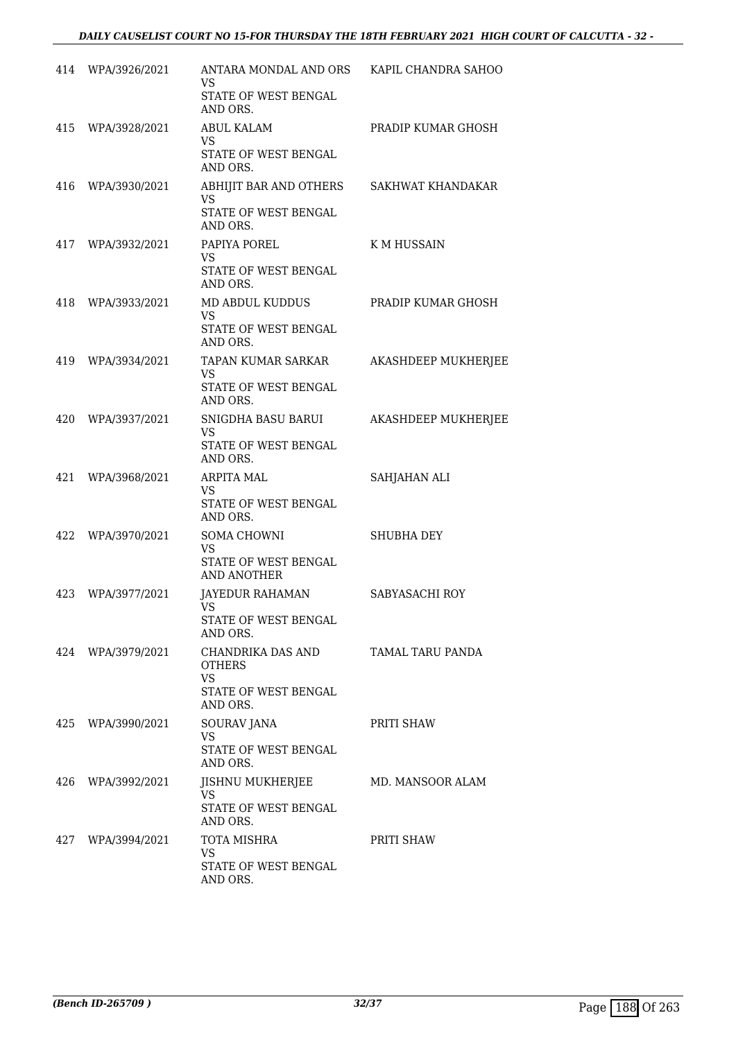| | | | |
|---|---|---|---|
| 414 | WPA/3926/2021 | ANTARA MONDAL AND ORS<br>VS<br>STATE OF WEST BENGAL<br>AND ORS. | KAPIL CHANDRA SAHOO |
| 415 | WPA/3928/2021 | ABUL KALAM<br>VS<br>STATE OF WEST BENGAL<br>AND ORS. | PRADIP KUMAR GHOSH |
| 416 | WPA/3930/2021 | ABHIJIT BAR AND OTHERS<br>VS<br>STATE OF WEST BENGAL<br>AND ORS. | SAKHWAT KHANDAKAR |
| 417 | WPA/3932/2021 | PAPIYA POREL<br>VS<br>STATE OF WEST BENGAL<br>AND ORS. | K M HUSSAIN |
| 418 | WPA/3933/2021 | MD ABDUL KUDDUS<br>VS<br>STATE OF WEST BENGAL<br>AND ORS. | PRADIP KUMAR GHOSH |
| 419 | WPA/3934/2021 | TAPAN KUMAR SARKAR<br>VS<br>STATE OF WEST BENGAL<br>AND ORS. | AKASHDEEP MUKHERJEE |
| 420 | WPA/3937/2021 | SNIGDHA BASU BARUI<br>VS<br>STATE OF WEST BENGAL<br>AND ORS. | AKASHDEEP MUKHERJEE |
| 421 | WPA/3968/2021 | ARPITA MAL<br>VS<br>STATE OF WEST BENGAL<br>AND ORS. | SAHJAHAN ALI |
| 422 | WPA/3970/2021 | SOMA CHOWNI<br>VS<br>STATE OF WEST BENGAL<br>AND ANOTHER | SHUBHA DEY |
| 423 | WPA/3977/2021 | JAYEDUR RAHAMAN<br>VS<br>STATE OF WEST BENGAL<br>AND ORS. | SABYASACHI ROY |
| 424 | WPA/3979/2021 | CHANDRIKA DAS AND<br>OTHERS<br>VS<br>STATE OF WEST BENGAL<br>AND ORS. | TAMAL TARU PANDA |
| 425 | WPA/3990/2021 | SOURAV JANA<br>VS<br>STATE OF WEST BENGAL<br>AND ORS. | PRITI SHAW |
| 426 | WPA/3992/2021 | JISHNU MUKHERJEE<br>VS<br>STATE OF WEST BENGAL<br>AND ORS. | MD. MANSOOR ALAM |
| 427 | WPA/3994/2021 | TOTA MISHRA<br>VS<br>STATE OF WEST BENGAL<br>AND ORS. | PRITI SHAW |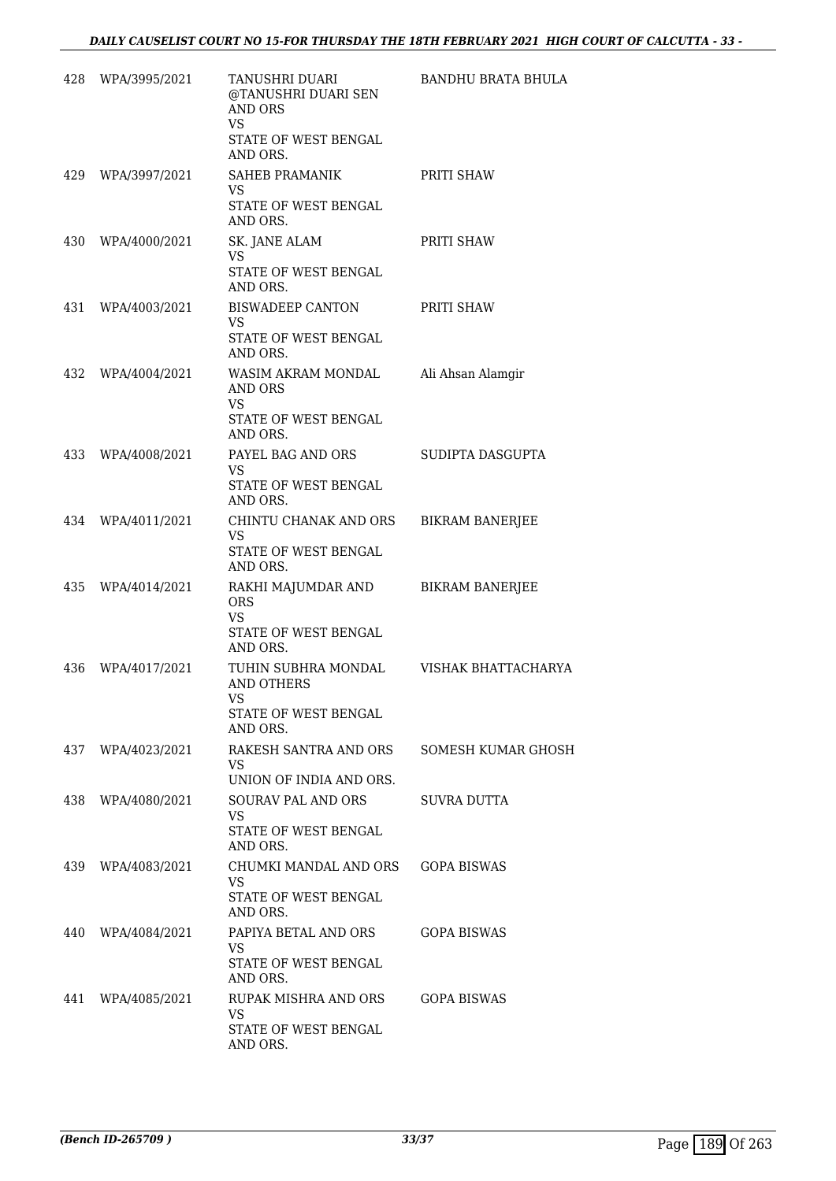| | | | |
|---|---|---|---|
| 428 | WPA/3995/2021 | TANUSHRI DUARI @TANUSHRI DUARI SEN AND ORS<br>VS<br>STATE OF WEST BENGAL AND ORS. | BANDHU BRATA BHULA |
| 429 | WPA/3997/2021 | SAHEB PRAMANIK<br>VS<br>STATE OF WEST BENGAL AND ORS. | PRITI SHAW |
| 430 | WPA/4000/2021 | SK. JANE ALAM<br>VS<br>STATE OF WEST BENGAL AND ORS. | PRITI SHAW |
| 431 | WPA/4003/2021 | BISWADEEP CANTON<br>VS<br>STATE OF WEST BENGAL AND ORS. | PRITI SHAW |
| 432 | WPA/4004/2021 | WASIM AKRAM MONDAL AND ORS<br>VS<br>STATE OF WEST BENGAL AND ORS. | Ali Ahsan Alamgir |
| 433 | WPA/4008/2021 | PAYEL BAG AND ORS<br>VS<br>STATE OF WEST BENGAL AND ORS. | SUDIPTA DASGUPTA |
| 434 | WPA/4011/2021 | CHINTU CHANAK AND ORS<br>VS<br>STATE OF WEST BENGAL AND ORS. | BIKRAM BANERJEE |
| 435 | WPA/4014/2021 | RAKHI MAJUMDAR AND ORS<br>VS<br>STATE OF WEST BENGAL AND ORS. | BIKRAM BANERJEE |
| 436 | WPA/4017/2021 | TUHIN SUBHRA MONDAL AND OTHERS<br>VS<br>STATE OF WEST BENGAL AND ORS. | VISHAK BHATTACHARYA |
| 437 | WPA/4023/2021 | RAKESH SANTRA AND ORS<br>VS<br>UNION OF INDIA AND ORS. | SOMESH KUMAR GHOSH |
| 438 | WPA/4080/2021 | SOURAV PAL AND ORS<br>VS<br>STATE OF WEST BENGAL AND ORS. | SUVRA DUTTA |
| 439 | WPA/4083/2021 | CHUMKI MANDAL AND ORS<br>VS<br>STATE OF WEST BENGAL AND ORS. | GOPA BISWAS |
| 440 | WPA/4084/2021 | PAPIYA BETAL AND ORS<br>VS<br>STATE OF WEST BENGAL AND ORS. | GOPA BISWAS |
| 441 | WPA/4085/2021 | RUPAK MISHRA AND ORS<br>VS<br>STATE OF WEST BENGAL AND ORS. | GOPA BISWAS |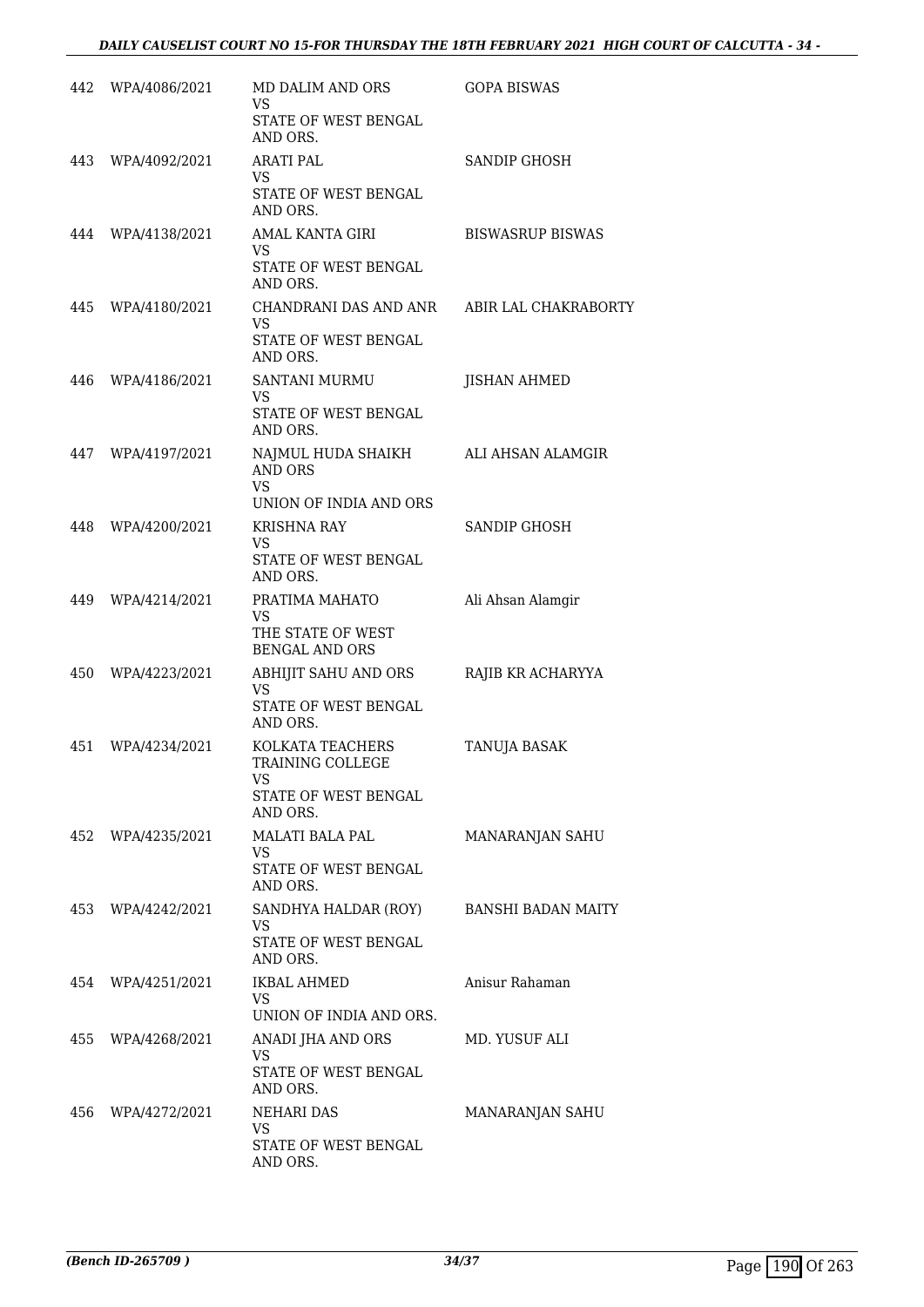| | | | |
|---|---|---|---|
| 442 | WPA/4086/2021 | MD DALIM AND ORS<br>VS<br>STATE OF WEST BENGAL AND ORS. | GOPA BISWAS |
| 443 | WPA/4092/2021 | ARATI PAL<br>VS<br>STATE OF WEST BENGAL AND ORS. | SANDIP GHOSH |
| 444 | WPA/4138/2021 | AMAL KANTA GIRI<br>VS<br>STATE OF WEST BENGAL AND ORS. | BISWASRUP BISWAS |
| 445 | WPA/4180/2021 | CHANDRANI DAS AND ANR<br>VS<br>STATE OF WEST BENGAL AND ORS. | ABIR LAL CHAKRABORTY |
| 446 | WPA/4186/2021 | SANTANI MURMU<br>VS<br>STATE OF WEST BENGAL AND ORS. | JISHAN AHMED |
| 447 | WPA/4197/2021 | NAJMUL HUDA SHAIKH AND ORS<br>VS<br>UNION OF INDIA AND ORS | ALI AHSAN ALAMGIR |
| 448 | WPA/4200/2021 | KRISHNA RAY<br>VS<br>STATE OF WEST BENGAL AND ORS. | SANDIP GHOSH |
| 449 | WPA/4214/2021 | PRATIMA MAHATO<br>VS<br>THE STATE OF WEST BENGAL AND ORS | Ali Ahsan Alamgir |
| 450 | WPA/4223/2021 | ABHIJIT SAHU AND ORS<br>VS<br>STATE OF WEST BENGAL AND ORS. | RAJIB KR ACHARYYA |
| 451 | WPA/4234/2021 | KOLKATA TEACHERS TRAINING COLLEGE<br>VS<br>STATE OF WEST BENGAL AND ORS. | TANUJA BASAK |
| 452 | WPA/4235/2021 | MALATI BALA PAL<br>VS<br>STATE OF WEST BENGAL AND ORS. | MANARANJAN SAHU |
| 453 | WPA/4242/2021 | SANDHYA HALDAR (ROY)<br>VS<br>STATE OF WEST BENGAL AND ORS. | BANSHI BADAN MAITY |
| 454 | WPA/4251/2021 | IKBAL AHMED<br>VS<br>UNION OF INDIA AND ORS. | Anisur Rahaman |
| 455 | WPA/4268/2021 | ANADI JHA AND ORS<br>VS<br>STATE OF WEST BENGAL AND ORS. | MD. YUSUF ALI |
| 456 | WPA/4272/2021 | NEHARI DAS<br>VS<br>STATE OF WEST BENGAL AND ORS. | MANARANJAN SAHU |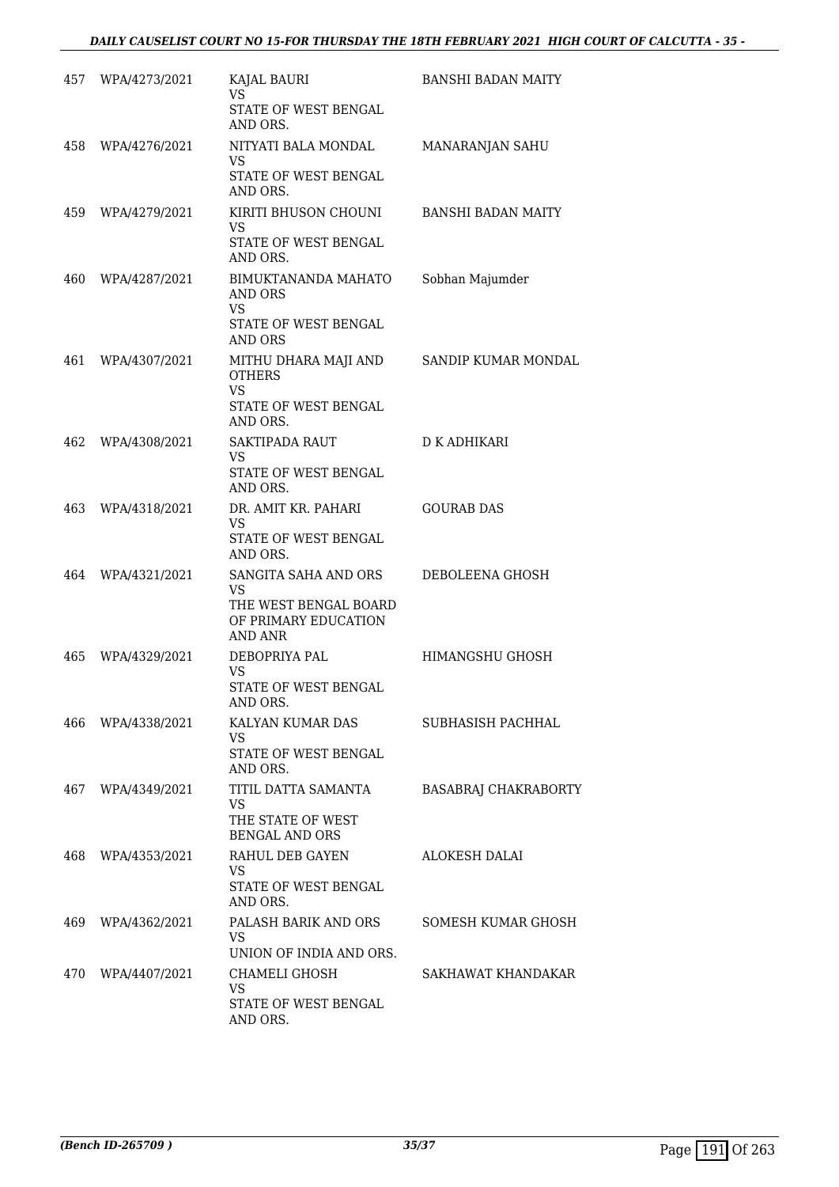| 457 | WPA/4273/2021 | KAJAL BAURI<br>VS<br>STATE OF WEST BENGAL AND ORS. | BANSHI BADAN MAITY |
|---|---|---|---|
| 458 | WPA/4276/2021 | NITYATI BALA MONDAL<br>VS<br>STATE OF WEST BENGAL AND ORS. | MANARANJAN SAHU |
| 459 | WPA/4279/2021 | KIRITI BHUSON CHOUNI<br>VS<br>STATE OF WEST BENGAL AND ORS. | BANSHI BADAN MAITY |
| 460 | WPA/4287/2021 | BIMUKTANANDA MAHATO AND ORS<br>VS<br>STATE OF WEST BENGAL AND ORS | Sobhan Majumder |
| 461 | WPA/4307/2021 | MITHU DHARA MAJI AND OTHERS<br>VS<br>STATE OF WEST BENGAL AND ORS. | SANDIP KUMAR MONDAL |
| 462 | WPA/4308/2021 | SAKTIPADA RAUT<br>VS<br>STATE OF WEST BENGAL AND ORS. | D K ADHIKARI |
| 463 | WPA/4318/2021 | DR. AMIT KR. PAHARI<br>VS<br>STATE OF WEST BENGAL AND ORS. | GOURAB DAS |
| 464 | WPA/4321/2021 | SANGITA SAHA AND ORS<br>VS<br>THE WEST BENGAL BOARD OF PRIMARY EDUCATION AND ANR | DEBOLEENA GHOSH |
| 465 | WPA/4329/2021 | DEBOPRIYA PAL<br>VS<br>STATE OF WEST BENGAL AND ORS. | HIMANGSHU GHOSH |
| 466 | WPA/4338/2021 | KALYAN KUMAR DAS<br>VS<br>STATE OF WEST BENGAL AND ORS. | SUBHASISH PACHHAL |
| 467 | WPA/4349/2021 | TITIL DATTA SAMANTA<br>VS<br>THE STATE OF WEST BENGAL AND ORS | BASABRAJ CHAKRABORTY |
| 468 | WPA/4353/2021 | RAHUL DEB GAYEN<br>VS<br>STATE OF WEST BENGAL AND ORS. | ALOKESH DALAI |
| 469 | WPA/4362/2021 | PALASH BARIK AND ORS<br>VS<br>UNION OF INDIA AND ORS. | SOMESH KUMAR GHOSH |
| 470 | WPA/4407/2021 | CHAMELI GHOSH<br>VS<br>STATE OF WEST BENGAL AND ORS. | SAKHAWAT KHANDAKAR |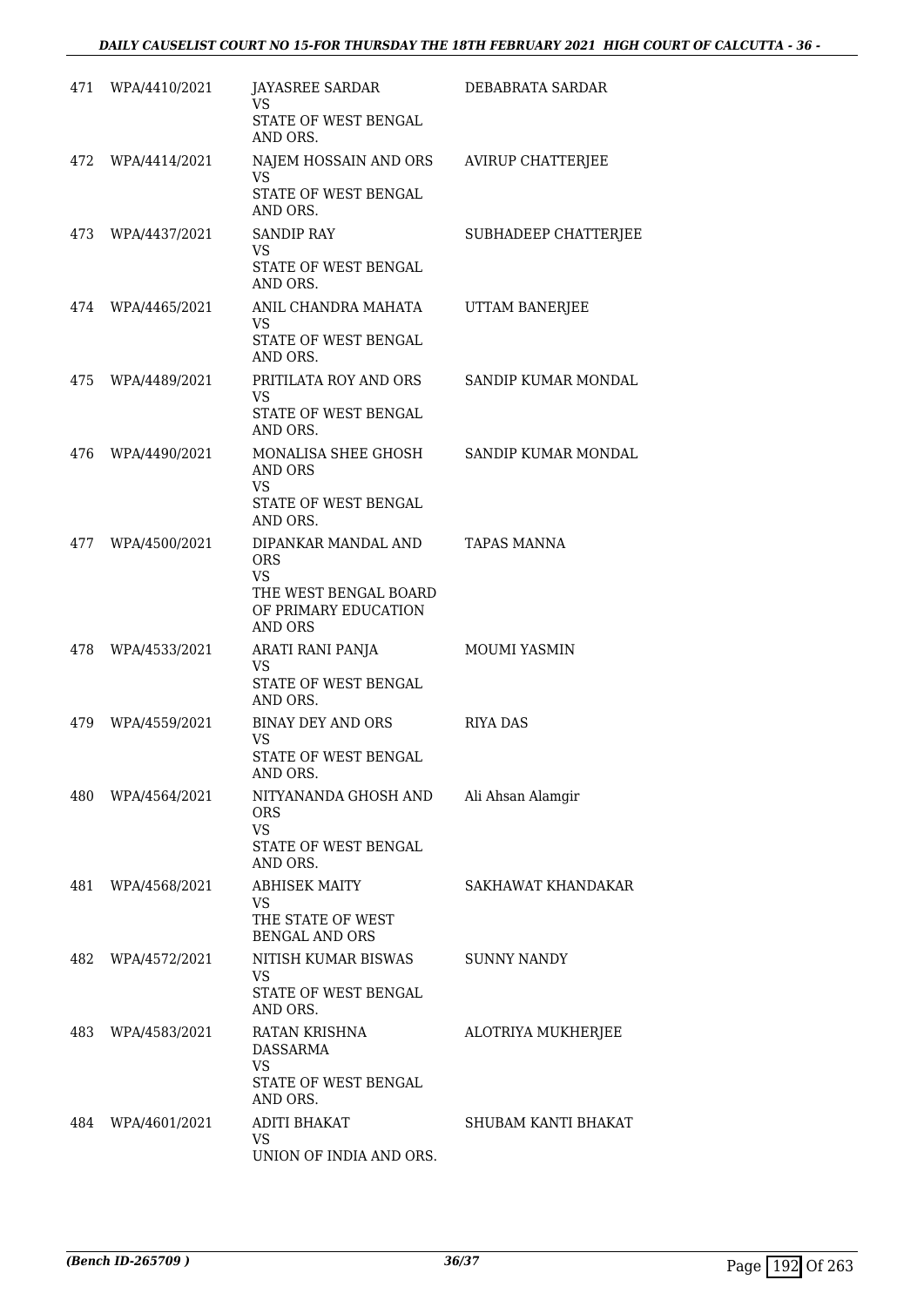| | | | |
|---|---|---|---|
| 471 | WPA/4410/2021 | JAYASREE SARDAR<br>VS<br>STATE OF WEST BENGAL AND ORS. | DEBABRATA SARDAR |
| 472 | WPA/4414/2021 | NAJEM HOSSAIN AND ORS<br>VS<br>STATE OF WEST BENGAL AND ORS. | AVIRUP CHATTERJEE |
| 473 | WPA/4437/2021 | SANDIP RAY<br>VS<br>STATE OF WEST BENGAL AND ORS. | SUBHADEEP CHATTERJEE |
| 474 | WPA/4465/2021 | ANIL CHANDRA MAHATA<br>VS<br>STATE OF WEST BENGAL AND ORS. | UTTAM BANERJEE |
| 475 | WPA/4489/2021 | PRITILATA ROY AND ORS<br>VS<br>STATE OF WEST BENGAL AND ORS. | SANDIP KUMAR MONDAL |
| 476 | WPA/4490/2021 | MONALISA SHEE GHOSH AND ORS<br>VS<br>STATE OF WEST BENGAL AND ORS. | SANDIP KUMAR MONDAL |
| 477 | WPA/4500/2021 | DIPANKAR MANDAL AND ORS<br>VS<br>THE WEST BENGAL BOARD OF PRIMARY EDUCATION AND ORS | TAPAS MANNA |
| 478 | WPA/4533/2021 | ARATI RANI PANJA<br>VS<br>STATE OF WEST BENGAL AND ORS. | MOUMI YASMIN |
| 479 | WPA/4559/2021 | BINAY DEY AND ORS<br>VS<br>STATE OF WEST BENGAL AND ORS. | RIYA DAS |
| 480 | WPA/4564/2021 | NITYANANDA GHOSH AND ORS<br>VS<br>STATE OF WEST BENGAL AND ORS. | Ali Ahsan Alamgir |
| 481 | WPA/4568/2021 | ABHISEK MAITY<br>VS<br>THE STATE OF WEST BENGAL AND ORS | SAKHAWAT KHANDAKAR |
| 482 | WPA/4572/2021 | NITISH KUMAR BISWAS<br>VS<br>STATE OF WEST BENGAL AND ORS. | SUNNY NANDY |
| 483 | WPA/4583/2021 | RATAN KRISHNA DASSARMA<br>VS<br>STATE OF WEST BENGAL AND ORS. | ALOTRIYA MUKHERJEE |
| 484 | WPA/4601/2021 | ADITI BHAKAT<br>VS<br>UNION OF INDIA AND ORS. | SHUBAM KANTI BHAKAT |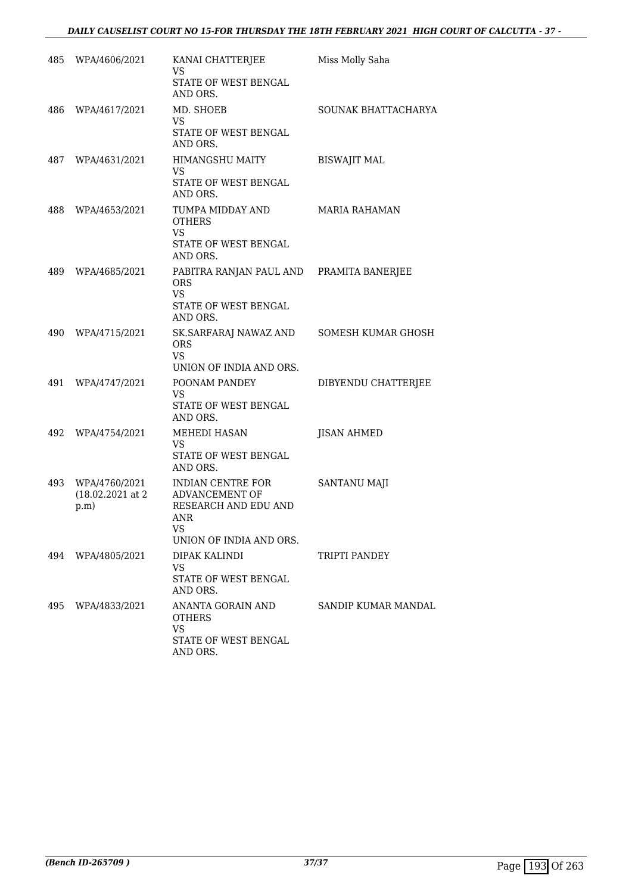| 485 | WPA/4606/2021 | KANAI CHATTERJEE<br>VS<br>STATE OF WEST BENGAL AND ORS. | Miss Molly Saha |
|---|---|---|---|
| 486 | WPA/4617/2021 | MD. SHOEB<br>VS<br>STATE OF WEST BENGAL AND ORS. | SOUNAK BHATTACHARYA |
| 487 | WPA/4631/2021 | HIMANGSHU MAITY<br>VS<br>STATE OF WEST BENGAL AND ORS. | BISWAJIT MAL |
| 488 | WPA/4653/2021 | TUMPA MIDDAY AND OTHERS<br>VS<br>STATE OF WEST BENGAL AND ORS. | MARIA RAHAMAN |
| 489 | WPA/4685/2021 | PABITRA RANJAN PAUL AND ORS<br>VS<br>STATE OF WEST BENGAL AND ORS. | PRAMITA BANERJEE |
| 490 | WPA/4715/2021 | SK.SARFARAJ NAWAZ AND ORS<br>VS<br>UNION OF INDIA AND ORS. | SOMESH KUMAR GHOSH |
| 491 | WPA/4747/2021 | POONAM PANDEY<br>VS<br>STATE OF WEST BENGAL AND ORS. | DIBYENDU CHATTERJEE |
| 492 | WPA/4754/2021 | MEHEDI HASAN<br>VS<br>STATE OF WEST BENGAL AND ORS. | JISAN AHMED |
| 493 | WPA/4760/2021 (18.02.2021 at 2 p.m) | INDIAN CENTRE FOR ADVANCEMENT OF RESEARCH AND EDU AND ANR<br>VS<br>UNION OF INDIA AND ORS. | SANTANU MAJI |
| 494 | WPA/4805/2021 | DIPAK KALINDI<br>VS<br>STATE OF WEST BENGAL AND ORS. | TRIPTI PANDEY |
| 495 | WPA/4833/2021 | ANANTA GORAIN AND OTHERS<br>VS<br>STATE OF WEST BENGAL AND ORS. | SANDIP KUMAR MANDAL |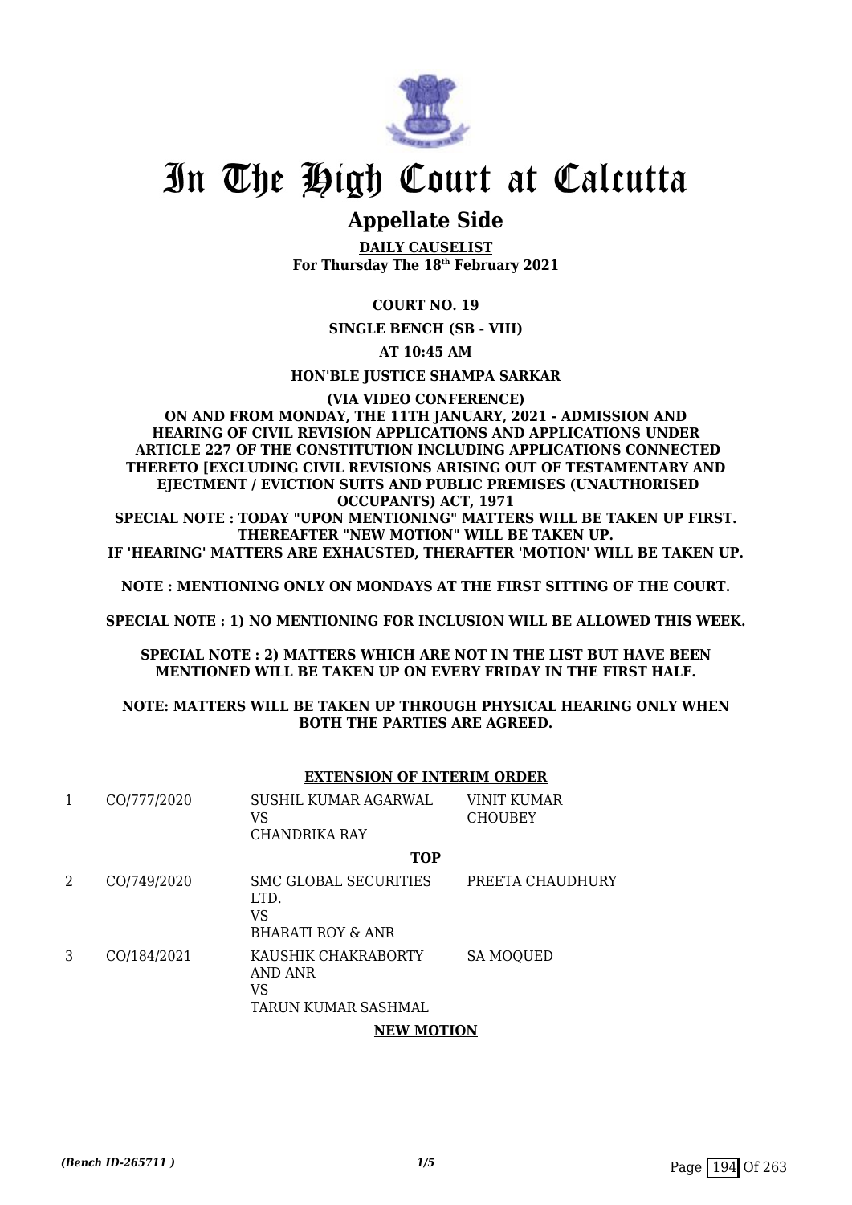# In The High Court at Calcutta

## Appellate Side

**DAILY CAUSELIST**
**For Thursday The 18th February 2021**

**COURT NO. 19**

**SINGLE BENCH (SB - VIII)**

**AT 10:45 AM**

**HON'BLE JUSTICE SHAMPA SARKAR**

**(VIA VIDEO CONFERENCE)**
**ON AND FROM MONDAY, THE 11TH JANUARY, 2021 - ADMISSION AND HEARING OF CIVIL REVISION APPLICATIONS AND APPLICATIONS UNDER ARTICLE 227 OF THE CONSTITUTION INCLUDING APPLICATIONS CONNECTED THERETO [EXCLUDING CIVIL REVISIONS ARISING OUT OF TESTAMENTARY AND EJECTMENT / EVICTION SUITS AND PUBLIC PREMISES (UNAUTHORISED OCCUPANTS) ACT, 1971**
**SPECIAL NOTE : TODAY "UPON MENTIONING" MATTERS WILL BE TAKEN UP FIRST. THEREAFTER "NEW MOTION" WILL BE TAKEN UP.**
**IF 'HEARING' MATTERS ARE EXHAUSTED, THERAFTER 'MOTION' WILL BE TAKEN UP.**

**NOTE : MENTIONING ONLY ON MONDAYS AT THE FIRST SITTING OF THE COURT.**

**SPECIAL NOTE : 1) NO MENTIONING FOR INCLUSION WILL BE ALLOWED THIS WEEK.**

**SPECIAL NOTE : 2) MATTERS WHICH ARE NOT IN THE LIST BUT HAVE BEEN MENTIONED WILL BE TAKEN UP ON EVERY FRIDAY IN THE FIRST HALF.**

**NOTE: MATTERS WILL BE TAKEN UP THROUGH PHYSICAL HEARING ONLY WHEN BOTH THE PARTIES ARE AGREED.**

**EXTENSION OF INTERIM ORDER**

| | | | |
|---|---|---|---|
| 1 | CO/777/2020 | SUSHIL KUMAR AGARWAL VS CHANDRIKA RAY | VINIT KUMAR CHOUBEY |

**TOP**

| | | | |
|---|---|---|---|
| 2 | CO/749/2020 | SMC GLOBAL SECURITIES LTD. VS BHARATI ROY & ANR | PREETA CHAUDHURY |
| 3 | CO/184/2021 | KAUSHIK CHAKRABORTY AND ANR VS TARUN KUMAR SASHMAL | SA MOQUED |

**NEW MOTION**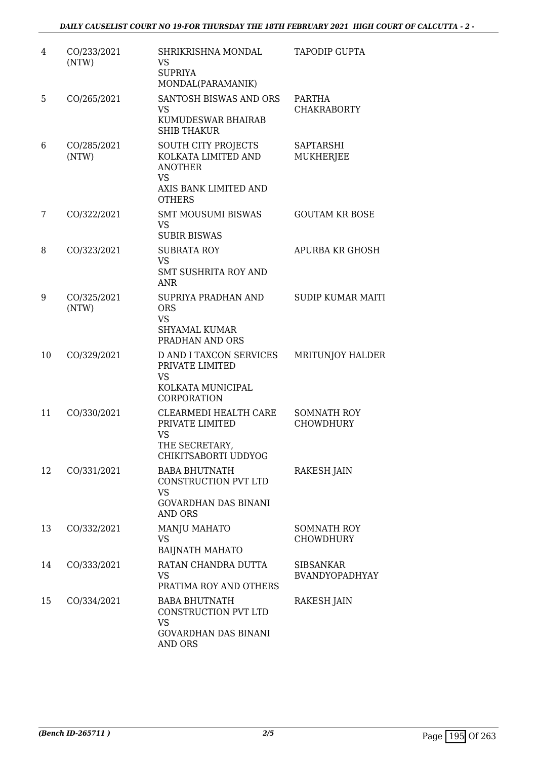| 4 | CO/233/2021 (NTW) | SHRIKRISHNA MONDAL<br>VS<br>SUPRIYA MONDAL(PARAMANIK) | TAPODIP GUPTA |
|---|---|---|---|
| 5 | CO/265/2021 | SANTOSH BISWAS AND ORS<br>VS<br>KUMUDESWAR BHAIRAB SHIB THAKUR | PARTHA CHAKRABORTY |
| 6 | CO/285/2021 (NTW) | SOUTH CITY PROJECTS KOLKATA LIMITED AND ANOTHER<br>VS<br>AXIS BANK LIMITED AND OTHERS | SAPTARSHI MUKHERJEE |
| 7 | CO/322/2021 | SMT MOUSUMI BISWAS<br>VS<br>SUBIR BISWAS | GOUTAM KR BOSE |
| 8 | CO/323/2021 | SUBRATA ROY<br>VS<br>SMT SUSHRITA ROY AND ANR | APURBA KR GHOSH |
| 9 | CO/325/2021 (NTW) | SUPRIYA PRADHAN AND ORS<br>VS<br>SHYAMAL KUMAR PRADHAN AND ORS | SUDIP KUMAR MAITI |
| 10 | CO/329/2021 | D AND I TAXCON SERVICES PRIVATE LIMITED<br>VS<br>KOLKATA MUNICIPAL CORPORATION | MRITUNJOY HALDER |
| 11 | CO/330/2021 | CLEARMEDI HEALTH CARE PRIVATE LIMITED<br>VS<br>THE SECRETARY, CHIKITSABORTI UDDYOG | SOMNATH ROY CHOWDHURY |
| 12 | CO/331/2021 | BABA BHUTNATH CONSTRUCTION PVT LTD<br>VS<br>GOVARDHAN DAS BINANI AND ORS | RAKESH JAIN |
| 13 | CO/332/2021 | MANJU MAHATO<br>VS<br>BAIJNATH MAHATO | SOMNATH ROY CHOWDHURY |
| 14 | CO/333/2021 | RATAN CHANDRA DUTTA<br>VS<br>PRATIMA ROY AND OTHERS | SIBSANKAR BVANDYOPADHYAY |
| 15 | CO/334/2021 | BABA BHUTNATH CONSTRUCTION PVT LTD<br>VS<br>GOVARDHAN DAS BINANI AND ORS | RAKESH JAIN |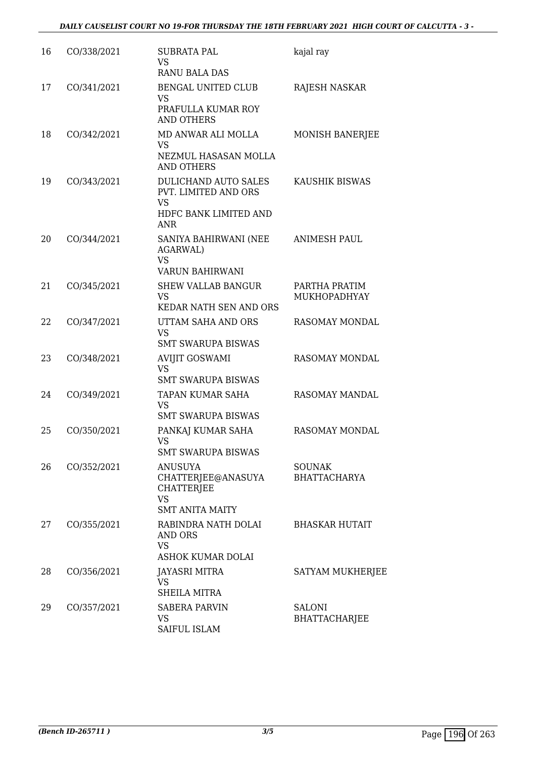| 16 | CO/338/2021 | SUBRATA PAL<br>VS<br>RANU BALA DAS | kajal ray |
|---|---|---|---|
| 17 | CO/341/2021 | BENGAL UNITED CLUB<br>VS<br>PRAFULLA KUMAR ROY AND OTHERS | RAJESH NASKAR |
| 18 | CO/342/2021 | MD ANWAR ALI MOLLA<br>VS<br>NEZMUL HASASAN MOLLA AND OTHERS | MONISH BANERJEE |
| 19 | CO/343/2021 | DULICHAND AUTO SALES PVT. LIMITED AND ORS<br>VS<br>HDFC BANK LIMITED AND ANR | KAUSHIK BISWAS |
| 20 | CO/344/2021 | SANIYA BAHIRWANI (NEE AGARWAL)<br>VS<br>VARUN BAHIRWANI | ANIMESH PAUL |
| 21 | CO/345/2021 | SHEW VALLAB BANGUR<br>VS<br>KEDAR NATH SEN AND ORS | PARTHA PRATIM MUKHOPADHYAY |
| 22 | CO/347/2021 | UTTAM SAHA AND ORS<br>VS<br>SMT SWARUPA BISWAS | RASOMAY MONDAL |
| 23 | CO/348/2021 | AVIJIT GOSWAMI<br>VS<br>SMT SWARUPA BISWAS | RASOMAY MONDAL |
| 24 | CO/349/2021 | TAPAN KUMAR SAHA<br>VS<br>SMT SWARUPA BISWAS | RASOMAY MANDAL |
| 25 | CO/350/2021 | PANKAJ KUMAR SAHA<br>VS<br>SMT SWARUPA BISWAS | RASOMAY MONDAL |
| 26 | CO/352/2021 | ANUSUYA CHATTERJEE@ANASUYA CHATTERJEE<br>VS<br>SMT ANITA MAITY | SOUNAK BHATTACHARYA |
| 27 | CO/355/2021 | RABINDRA NATH DOLAI AND ORS<br>VS<br>ASHOK KUMAR DOLAI | BHASKAR HUTAIT |
| 28 | CO/356/2021 | JAYASRI MITRA<br>VS<br>SHEILA MITRA | SATYAM MUKHERJEE |
| 29 | CO/357/2021 | SABERA PARVIN<br>VS<br>SAIFUL ISLAM | SALONI BHATTACHARJEE |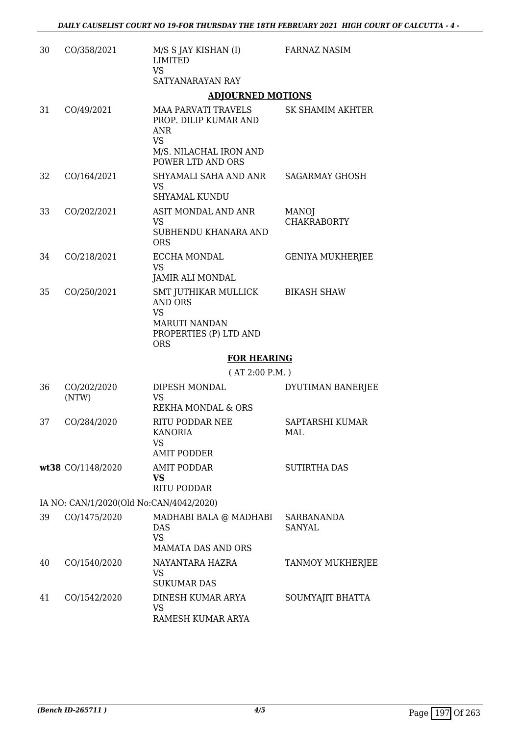| | | | |
|---|---|---|---|
| 30 | CO/358/2021 | M/S S JAY KISHAN (I) LIMITED<br>VS<br>SATYANARAYAN RAY | FARNAZ NASIM |

**ADJOURNED MOTIONS**

| | | | |
|---|---|---|---|
| 31 | CO/49/2021 | MAA PARVATI TRAVELS PROP. DILIP KUMAR AND ANR<br>VS<br>M/S. NILACHAL IRON AND POWER LTD AND ORS | SK SHAMIM AKHTER |
| 32 | CO/164/2021 | SHYAMALI SAHA AND ANR<br>VS<br>SHYAMAL KUNDU | SAGARMAY GHOSH |
| 33 | CO/202/2021 | ASIT MONDAL AND ANR<br>VS<br>SUBHENDU KHANARA AND ORS | MANOJ CHAKRABORTY |
| 34 | CO/218/2021 | ECCHA MONDAL<br>VS<br>JAMIR ALI MONDAL | GENIYA MUKHERJEE |
| 35 | CO/250/2021 | SMT JUTHIKAR MULLICK AND ORS<br>VS<br>MARUTI NANDAN PROPERTIES (P) LTD AND ORS | BIKASH SHAW |

**FOR HEARING**

( AT 2:00 P.M. )

| | | | |
|---|---|---|---|
| 36 | CO/202/2020 (NTW) | DIPESH MONDAL<br>VS<br>REKHA MONDAL & ORS | DYUTIMAN BANERJEE |
| 37 | CO/284/2020 | RITU PODDAR NEE KANORIA<br>VS<br>AMIT PODDER | SAPTARSHI KUMAR MAL |
| **wt**38 | CO/1148/2020 | AMIT PODDAR<br>**VS**<br>RITU PODDAR | SUTIRTHA DAS |

IA NO: CAN/1/2020(Old No:CAN/4042/2020)

| | | | |
|---|---|---|---|
| 39 | CO/1475/2020 | MADHABI BALA @ MADHABI DAS<br>VS<br>MAMATA DAS AND ORS | SARBANANDA SANYAL |
| 40 | CO/1540/2020 | NAYANTARA HAZRA<br>VS<br>SUKUMAR DAS | TANMOY MUKHERJEE |
| 41 | CO/1542/2020 | DINESH KUMAR ARYA<br>VS<br>RAMESH KUMAR ARYA | SOUMYAJIT BHATTA |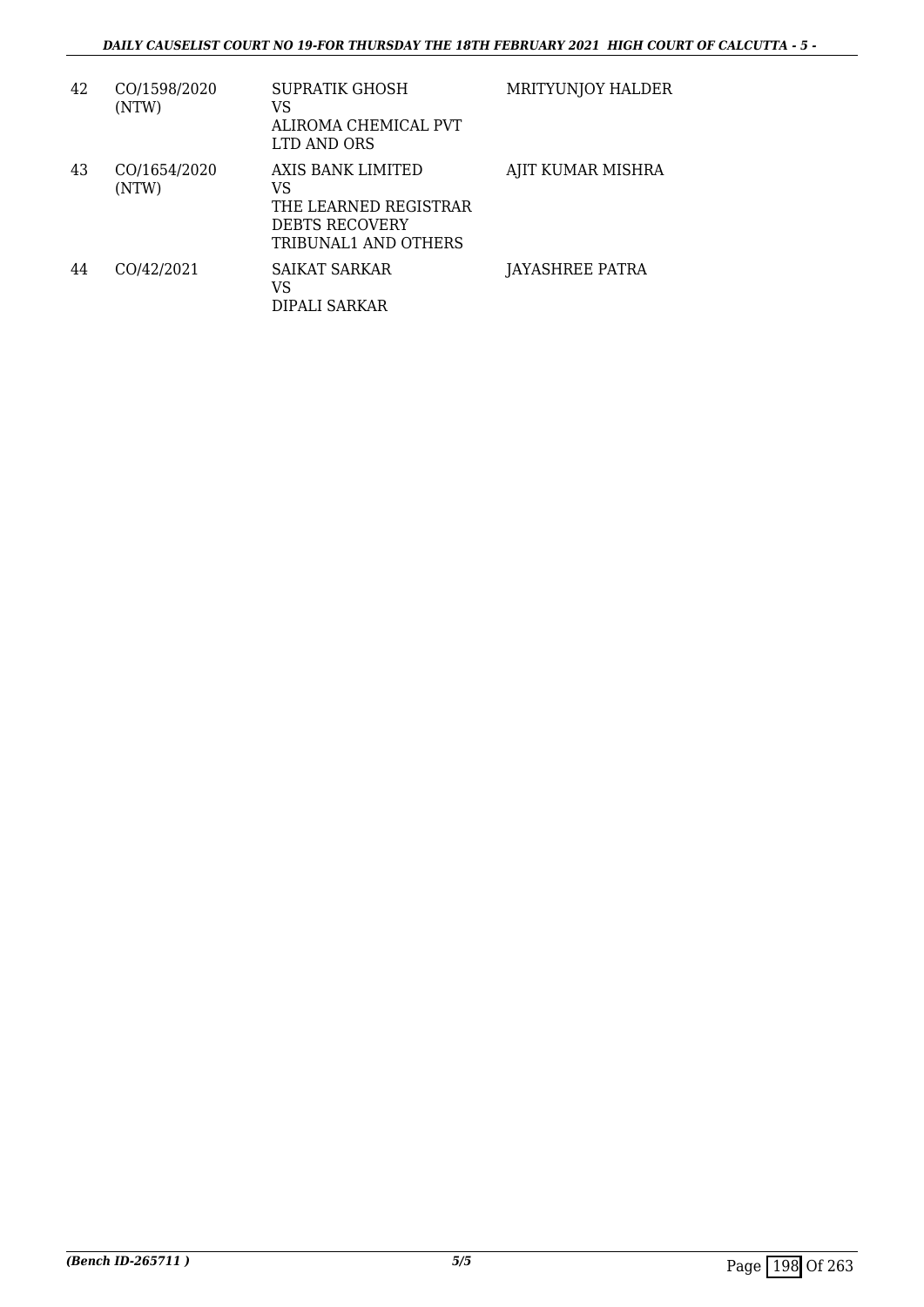| | | | |
|---|---|---|---|
| 42 | CO/1598/2020 (NTW) | SUPRATIK GHOSH<br>VS<br>ALIROMA CHEMICAL PVT LTD AND ORS | MRITYUNJOY HALDER |
| 43 | CO/1654/2020 (NTW) | AXIS BANK LIMITED<br>VS<br>THE LEARNED REGISTRAR DEBTS RECOVERY TRIBUNAL1 AND OTHERS | AJIT KUMAR MISHRA |
| 44 | CO/42/2021 | SAIKAT SARKAR<br>VS<br>DIPALI SARKAR | JAYASHREE PATRA |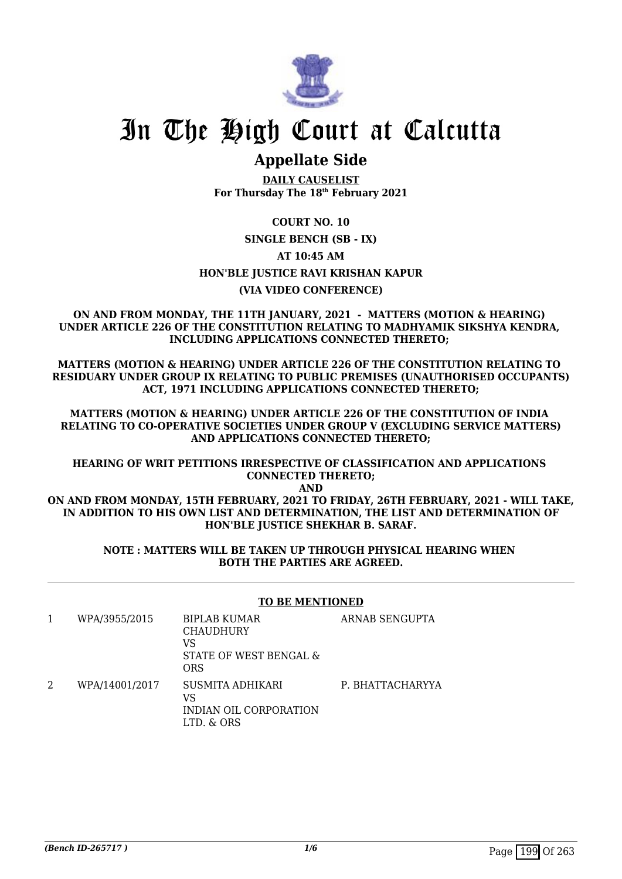# In The High Court at Calcutta

## Appellate Side

**DAILY CAUSELIST**
**For Thursday The 18th February 2021**

**COURT NO. 10**

**SINGLE BENCH (SB - IX)**

**AT 10:45 AM**

**HON'BLE JUSTICE RAVI KRISHAN KAPUR**

**(VIA VIDEO CONFERENCE)**

**ON AND FROM MONDAY, THE 11TH JANUARY, 2021 - MATTERS (MOTION & HEARING) UNDER ARTICLE 226 OF THE CONSTITUTION RELATING TO MADHYAMIK SIKSHYA KENDRA, INCLUDING APPLICATIONS CONNECTED THERETO;**

**MATTERS (MOTION & HEARING) UNDER ARTICLE 226 OF THE CONSTITUTION RELATING TO RESIDUARY UNDER GROUP IX RELATING TO PUBLIC PREMISES (UNAUTHORISED OCCUPANTS) ACT, 1971 INCLUDING APPLICATIONS CONNECTED THERETO;**

**MATTERS (MOTION & HEARING) UNDER ARTICLE 226 OF THE CONSTITUTION OF INDIA RELATING TO CO-OPERATIVE SOCIETIES UNDER GROUP V (EXCLUDING SERVICE MATTERS) AND APPLICATIONS CONNECTED THERETO;**

**HEARING OF WRIT PETITIONS IRRESPECTIVE OF CLASSIFICATION AND APPLICATIONS CONNECTED THERETO;**
**AND**
**ON AND FROM MONDAY, 15TH FEBRUARY, 2021 TO FRIDAY, 26TH FEBRUARY, 2021 - WILL TAKE, IN ADDITION TO HIS OWN LIST AND DETERMINATION, THE LIST AND DETERMINATION OF HON'BLE JUSTICE SHEKHAR B. SARAF.**

**NOTE : MATTERS WILL BE TAKEN UP THROUGH PHYSICAL HEARING WHEN BOTH THE PARTIES ARE AGREED.**

**TO BE MENTIONED**

| | | | |
|---|---|---|---|
| 1 | WPA/3955/2015 | BIPLAB KUMAR CHAUDHURY VS STATE OF WEST BENGAL & ORS | ARNAB SENGUPTA |
| 2 | WPA/14001/2017 | SUSMITA ADHIKARI VS INDIAN OIL CORPORATION LTD. & ORS | P. BHATTACHARYYA |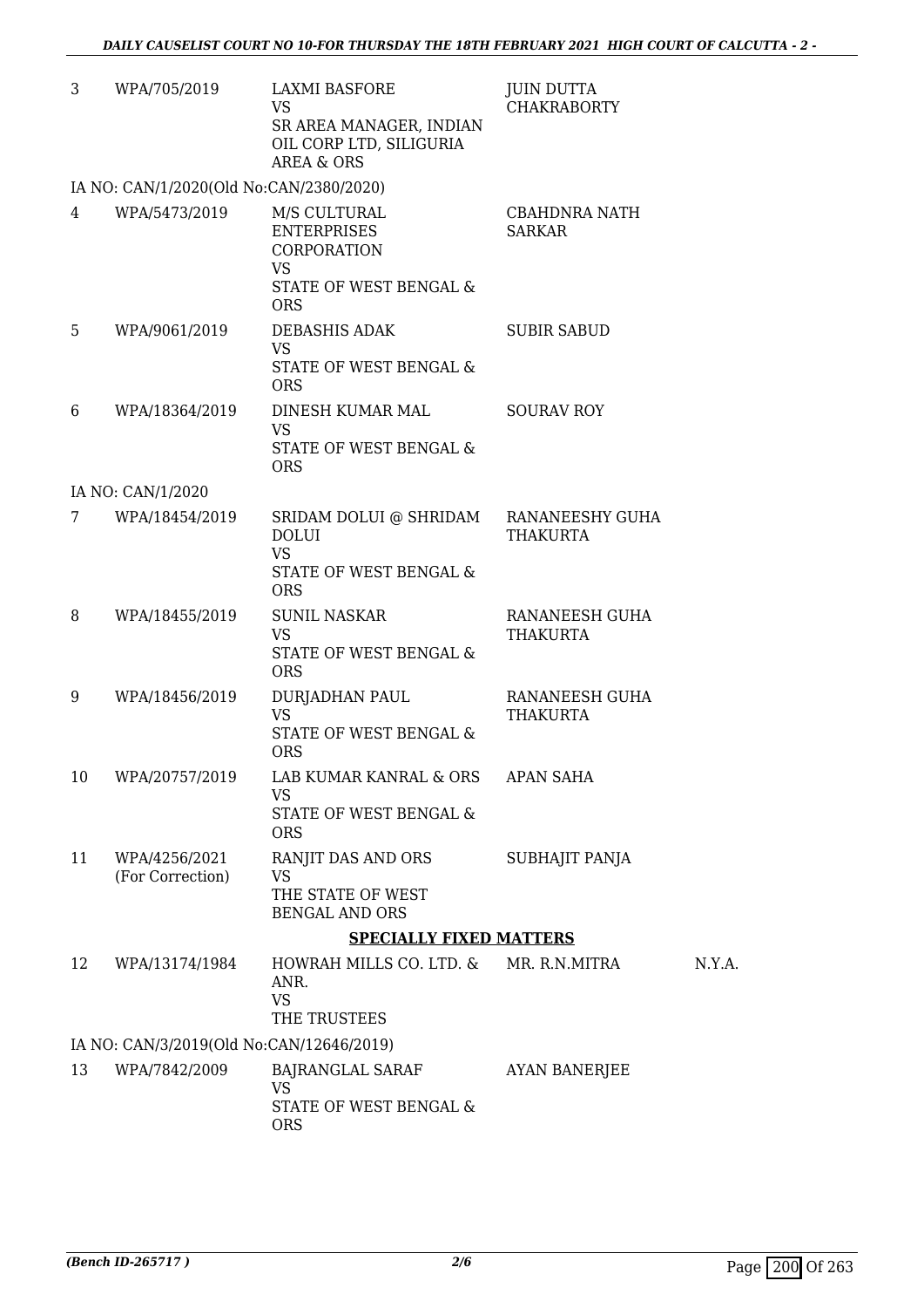| | | | | |
|---|---|---|---|---|
| 3 | WPA/705/2019 | LAXMI BASFORE<br>VS<br>SR AREA MANAGER, INDIAN OIL CORP LTD, SILIGURIA AREA & ORS | JUIN DUTTA CHAKRABORTY | |
| IA NO: CAN/1/2020(Old No:CAN/2380/2020) | | | | |
| 4 | WPA/5473/2019 | M/S CULTURAL ENTERPRISES CORPORATION<br>VS<br>STATE OF WEST BENGAL & ORS | CBAHDNRA NATH SARKAR | |
| 5 | WPA/9061/2019 | DEBASHIS ADAK<br>VS<br>STATE OF WEST BENGAL & ORS | SUBIR SABUD | |
| 6 | WPA/18364/2019 | DINESH KUMAR MAL<br>VS<br>STATE OF WEST BENGAL & ORS | SOURAV ROY | |
| IA NO: CAN/1/2020 | | | | |
| 7 | WPA/18454/2019 | SRIDAM DOLUI @ SHRIDAM DOLUI<br>VS<br>STATE OF WEST BENGAL & ORS | RANANEESHY GUHA THAKURTA | |
| 8 | WPA/18455/2019 | SUNIL NASKAR<br>VS<br>STATE OF WEST BENGAL & ORS | RANANEESH GUHA THAKURTA | |
| 9 | WPA/18456/2019 | DURJADHAN PAUL<br>VS<br>STATE OF WEST BENGAL & ORS | RANANEESH GUHA THAKURTA | |
| 10 | WPA/20757/2019 | LAB KUMAR KANRAL & ORS<br>VS<br>STATE OF WEST BENGAL & ORS | APAN SAHA | |
| 11 | WPA/4256/2021<br>(For Correction) | RANJIT DAS AND ORS<br>VS<br>THE STATE OF WEST BENGAL AND ORS | SUBHAJIT PANJA | |

**SPECIALLY FIXED MATTERS**

| | | | | |
|---|---|---|---|---|
| 12 | WPA/13174/1984 | HOWRAH MILLS CO. LTD. & ANR.<br>VS<br>THE TRUSTEES | MR. R.N.MITRA | N.Y.A. |
| IA NO: CAN/3/2019(Old No:CAN/12646/2019) | | | | |
| 13 | WPA/7842/2009 | BAJRANGLAL SARAF<br>VS<br>STATE OF WEST BENGAL & ORS | AYAN BANERJEE | |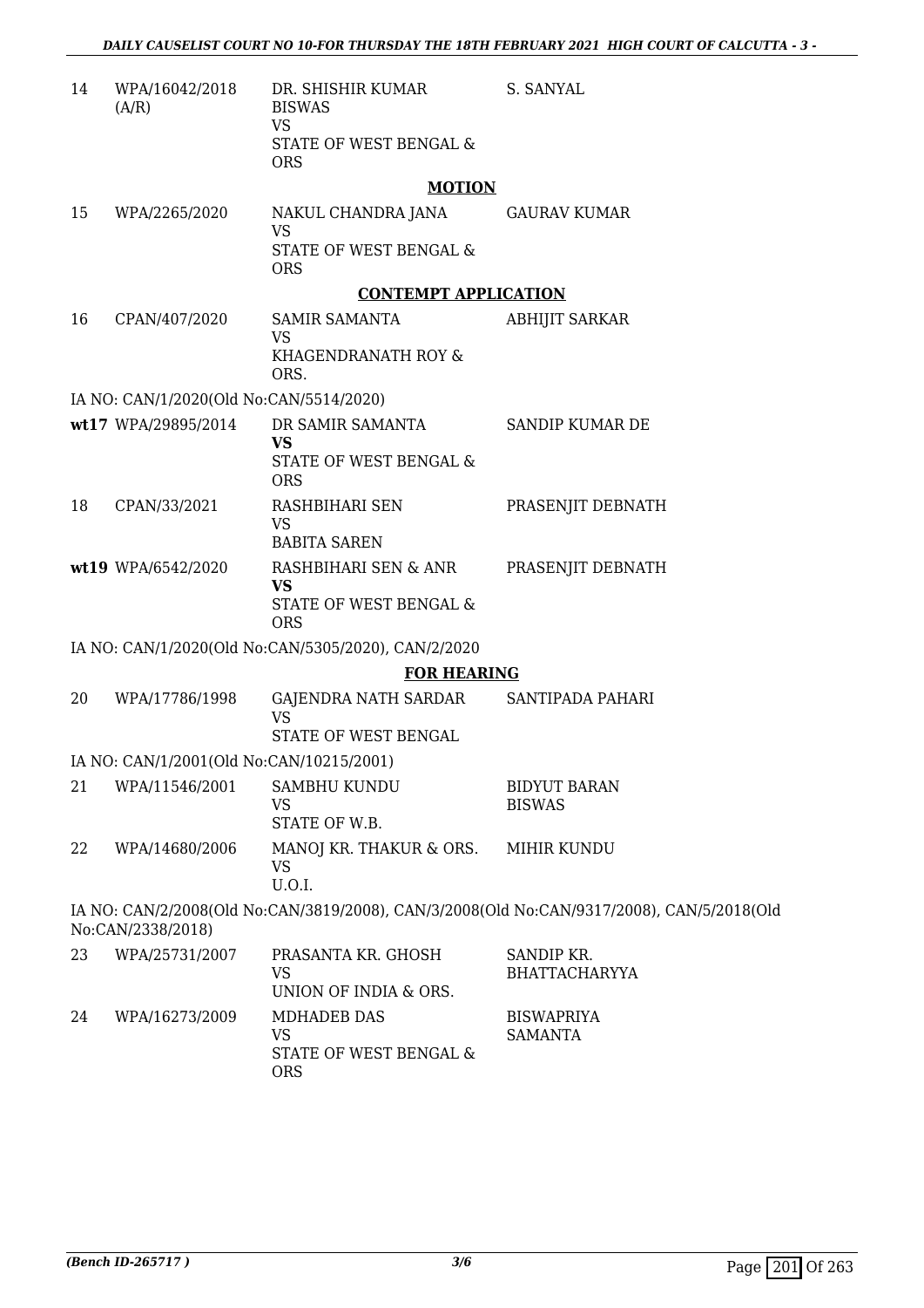| | | | |
|---|---|---|---|
| 14 | WPA/16042/2018 (A/R) | DR. SHISHIR KUMAR BISWAS<br>VS<br>STATE OF WEST BENGAL & ORS | S. SANYAL |

**MOTION**

| | | | |
|---|---|---|---|
| 15 | WPA/2265/2020 | NAKUL CHANDRA JANA<br>VS<br>STATE OF WEST BENGAL & ORS | GAURAV KUMAR |

**CONTEMPT APPLICATION**

| | | | |
|---|---|---|---|
| 16 | CPAN/407/2020 | SAMIR SAMANTA<br>VS<br>KHAGENDRANATH ROY & ORS. | ABHIJIT SARKAR |

IA NO: CAN/1/2020(Old No:CAN/5514/2020)

| | | | |
|---|---|---|---|
| wt17 | WPA/29895/2014 | DR SAMIR SAMANTA<br>**VS**<br>STATE OF WEST BENGAL & ORS | SANDIP KUMAR DE |
| 18 | CPAN/33/2021 | RASHBIHARI SEN<br>VS<br>BABITA SAREN | PRASENJIT DEBNATH |
| wt19 | WPA/6542/2020 | RASHBIHARI SEN & ANR<br>**VS**<br>STATE OF WEST BENGAL & ORS | PRASENJIT DEBNATH |

IA NO: CAN/1/2020(Old No:CAN/5305/2020), CAN/2/2020

**FOR HEARING**

| | | | |
|---|---|---|---|
| 20 | WPA/17786/1998 | GAJENDRA NATH SARDAR<br>VS<br>STATE OF WEST BENGAL | SANTIPADA PAHARI |

IA NO: CAN/1/2001(Old No:CAN/10215/2001)

| | | | |
|---|---|---|---|
| 21 | WPA/11546/2001 | SAMBHU KUNDU<br>VS<br>STATE OF W.B. | BIDYUT BARAN BISWAS |
| 22 | WPA/14680/2006 | MANOJ KR. THAKUR & ORS.<br>VS<br>U.O.I. | MIHIR KUNDU |

IA NO: CAN/2/2008(Old No:CAN/3819/2008), CAN/3/2008(Old No:CAN/9317/2008), CAN/5/2018(Old No:CAN/2338/2018)

| | | | |
|---|---|---|---|
| 23 | WPA/25731/2007 | PRASANTA KR. GHOSH<br>VS<br>UNION OF INDIA & ORS. | SANDIP KR. BHATTACHARYYA |
| 24 | WPA/16273/2009 | MDHADEB DAS<br>VS<br>STATE OF WEST BENGAL & ORS | BISWAPRIYA SAMANTA |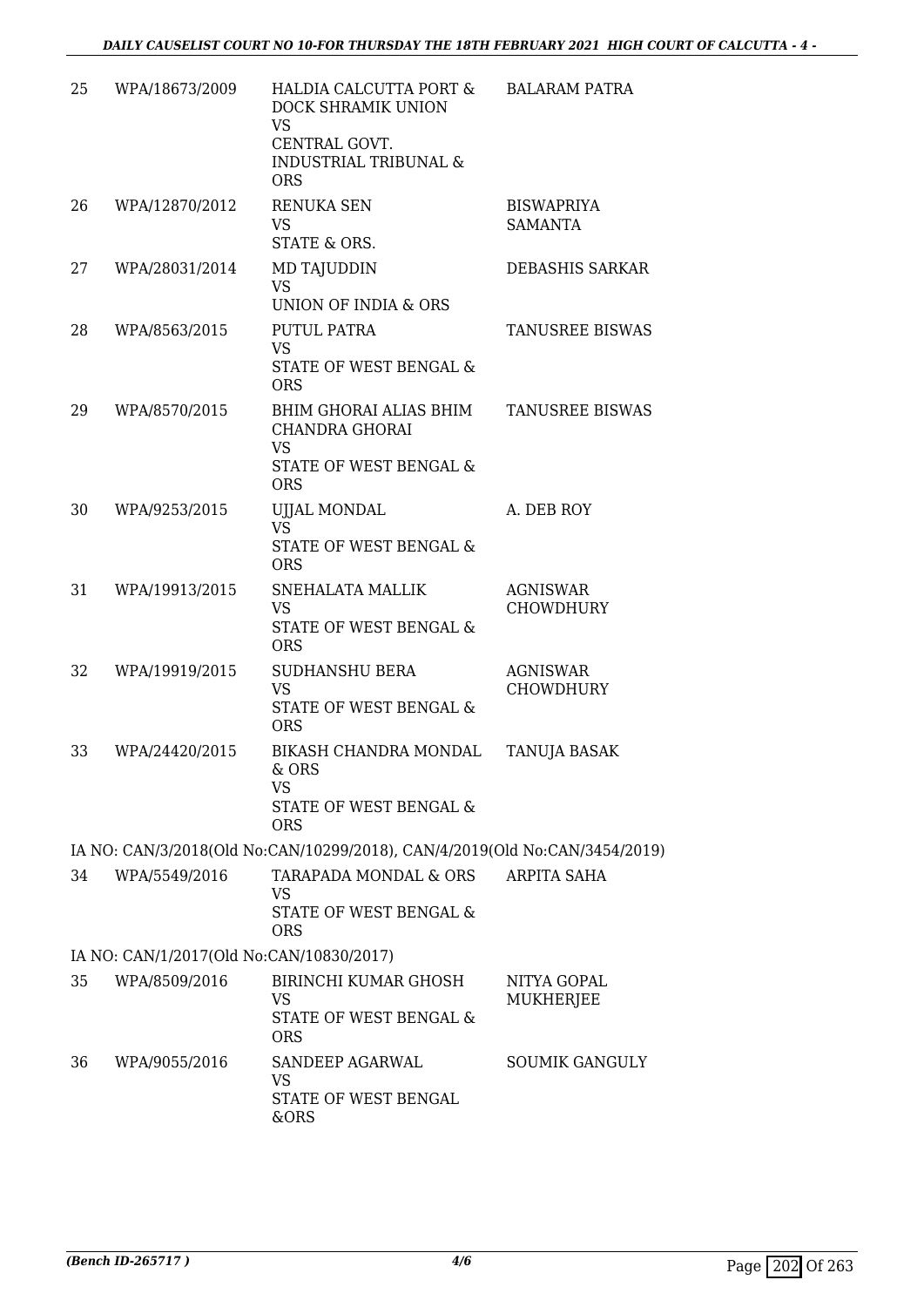| | | | |
|---|---|---|---|
| 25 | WPA/18673/2009 | HALDIA CALCUTTA PORT & DOCK SHRAMIK UNION<br>VS<br>CENTRAL GOVT. INDUSTRIAL TRIBUNAL & ORS | BALARAM PATRA |
| 26 | WPA/12870/2012 | RENUKA SEN<br>VS<br>STATE & ORS. | BISWAPRIYA SAMANTA |
| 27 | WPA/28031/2014 | MD TAJUDDIN<br>VS<br>UNION OF INDIA & ORS | DEBASHIS SARKAR |
| 28 | WPA/8563/2015 | PUTUL PATRA<br>VS<br>STATE OF WEST BENGAL & ORS | TANUSREE BISWAS |
| 29 | WPA/8570/2015 | BHIM GHORAI ALIAS BHIM CHANDRA GHORAI<br>VS<br>STATE OF WEST BENGAL & ORS | TANUSREE BISWAS |
| 30 | WPA/9253/2015 | UJJAL MONDAL<br>VS<br>STATE OF WEST BENGAL & ORS | A. DEB ROY |
| 31 | WPA/19913/2015 | SNEHALATA MALLIK<br>VS<br>STATE OF WEST BENGAL & ORS | AGNISWAR CHOWDHURY |
| 32 | WPA/19919/2015 | SUDHANSHU BERA<br>VS<br>STATE OF WEST BENGAL & ORS | AGNISWAR CHOWDHURY |
| 33 | WPA/24420/2015 | BIKASH CHANDRA MONDAL & ORS<br>VS<br>STATE OF WEST BENGAL & ORS | TANUJA BASAK |

IA NO: CAN/3/2018(Old No:CAN/10299/2018), CAN/4/2019(Old No:CAN/3454/2019)

| | | | |
|---|---|---|---|
| 34 | WPA/5549/2016 | TARAPADA MONDAL & ORS<br>VS<br>STATE OF WEST BENGAL & ORS | ARPITA SAHA |

IA NO: CAN/1/2017(Old No:CAN/10830/2017)

| | | | |
|---|---|---|---|
| 35 | WPA/8509/2016 | BIRINCHI KUMAR GHOSH<br>VS<br>STATE OF WEST BENGAL & ORS | NITYA GOPAL MUKHERJEE |
| 36 | WPA/9055/2016 | SANDEEP AGARWAL<br>VS<br>STATE OF WEST BENGAL &ORS | SOUMIK GANGULY |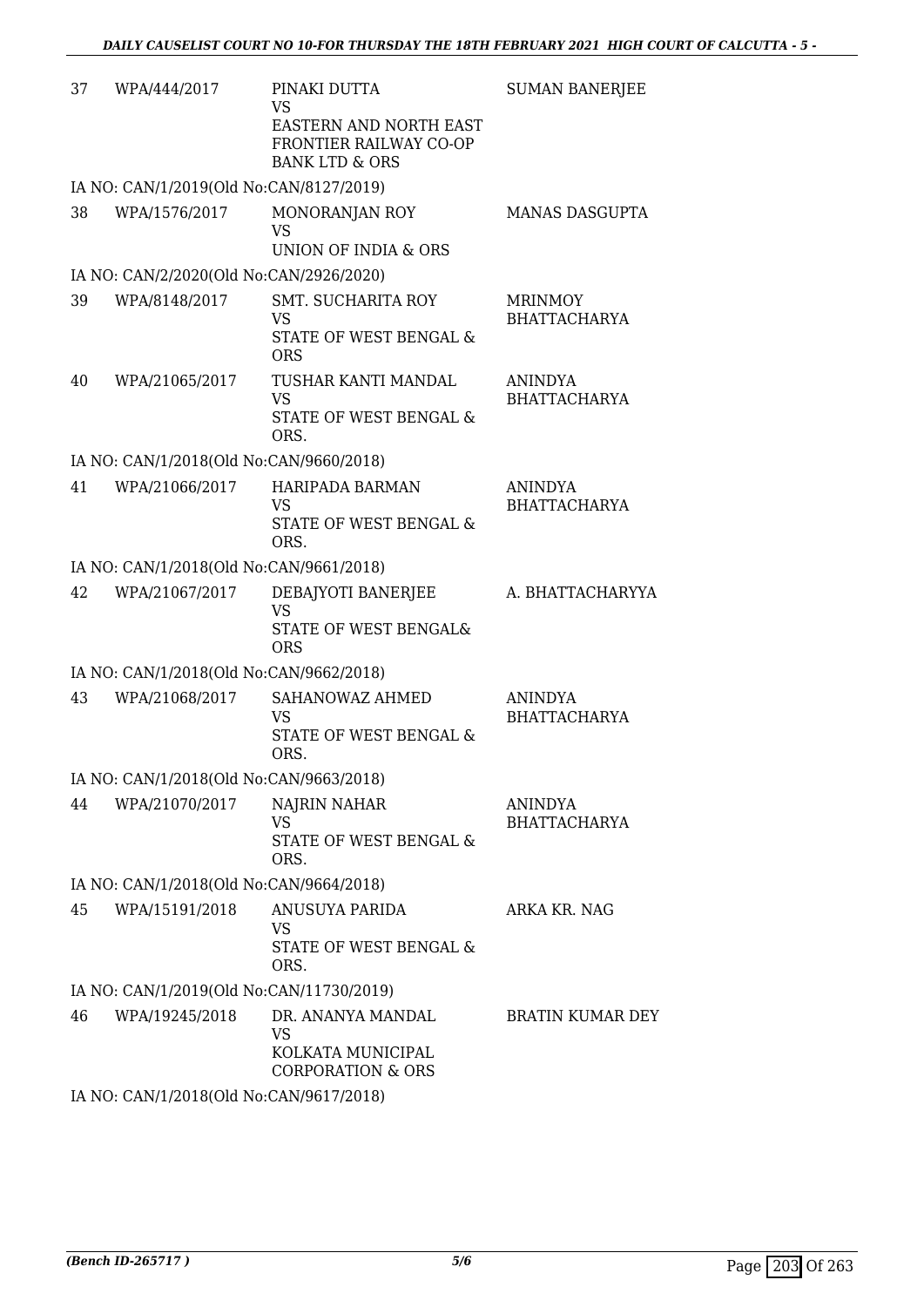| 37 | WPA/444/2017 | PINAKI DUTTA<br>VS<br>EASTERN AND NORTH EAST FRONTIER RAILWAY CO-OP BANK LTD & ORS | SUMAN BANERJEE |
|---|---|---|---|
| | IA NO: CAN/1/2019(Old No:CAN/8127/2019) | | |
| 38 | WPA/1576/2017 | MONORANJAN ROY<br>VS<br>UNION OF INDIA & ORS | MANAS DASGUPTA |
| | IA NO: CAN/2/2020(Old No:CAN/2926/2020) | | |
| 39 | WPA/8148/2017 | SMT. SUCHARITA ROY<br>VS<br>STATE OF WEST BENGAL & ORS | MRINMOY BHATTACHARYA |
| 40 | WPA/21065/2017 | TUSHAR KANTI MANDAL<br>VS<br>STATE OF WEST BENGAL & ORS. | ANINDYA BHATTACHARYA |
| | IA NO: CAN/1/2018(Old No:CAN/9660/2018) | | |
| 41 | WPA/21066/2017 | HARIPADA BARMAN<br>VS<br>STATE OF WEST BENGAL & ORS. | ANINDYA BHATTACHARYA |
| | IA NO: CAN/1/2018(Old No:CAN/9661/2018) | | |
| 42 | WPA/21067/2017 | DEBAJYOTI BANERJEE<br>VS<br>STATE OF WEST BENGAL& ORS | A. BHATTACHARYYA |
| | IA NO: CAN/1/2018(Old No:CAN/9662/2018) | | |
| 43 | WPA/21068/2017 | SAHANOWAZ AHMED<br>VS<br>STATE OF WEST BENGAL & ORS. | ANINDYA BHATTACHARYA |
| | IA NO: CAN/1/2018(Old No:CAN/9663/2018) | | |
| 44 | WPA/21070/2017 | NAJRIN NAHAR<br>VS<br>STATE OF WEST BENGAL & ORS. | ANINDYA BHATTACHARYA |
| | IA NO: CAN/1/2018(Old No:CAN/9664/2018) | | |
| 45 | WPA/15191/2018 | ANUSUYA PARIDA<br>VS<br>STATE OF WEST BENGAL & ORS. | ARKA KR. NAG |
| | IA NO: CAN/1/2019(Old No:CAN/11730/2019) | | |
| 46 | WPA/19245/2018 | DR. ANANYA MANDAL<br>VS<br>KOLKATA MUNICIPAL CORPORATION & ORS | BRATIN KUMAR DEY |
| | IA NO: CAN/1/2018(Old No:CAN/9617/2018) | | |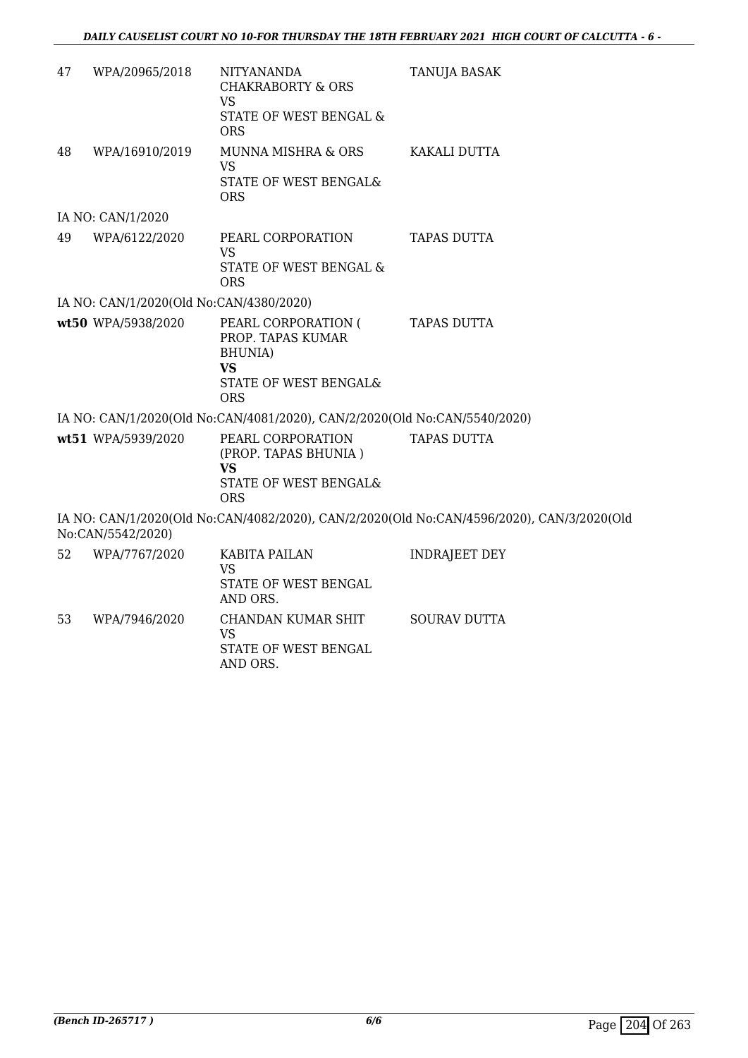| | | | |
|---|---|---|---|
| 47 | WPA/20965/2018 | NITYANANDA CHAKRABORTY & ORS<br>VS<br>STATE OF WEST BENGAL & ORS | TANUJA BASAK |
| 48 | WPA/16910/2019 | MUNNA MISHRA & ORS<br>VS<br>STATE OF WEST BENGAL& ORS | KAKALI DUTTA |
| IA NO: CAN/1/2020 | | | |
| 49 | WPA/6122/2020 | PEARL CORPORATION<br>VS<br>STATE OF WEST BENGAL & ORS | TAPAS DUTTA |
| IA NO: CAN/1/2020(Old No:CAN/4380/2020) | | | |
| **wt50** | WPA/5938/2020 | PEARL CORPORATION ( PROP. TAPAS KUMAR BHUNIA)<br>**VS**<br>STATE OF WEST BENGAL& ORS | TAPAS DUTTA |
| IA NO: CAN/1/2020(Old No:CAN/4081/2020), CAN/2/2020(Old No:CAN/5540/2020) | | | |
| **wt51** | WPA/5939/2020 | PEARL CORPORATION (PROP. TAPAS BHUNIA )<br>**VS**<br>STATE OF WEST BENGAL& ORS | TAPAS DUTTA |
| IA NO: CAN/1/2020(Old No:CAN/4082/2020), CAN/2/2020(Old No:CAN/4596/2020), CAN/3/2020(Old No:CAN/5542/2020) | | | |
| 52 | WPA/7767/2020 | KABITA PAILAN<br>VS<br>STATE OF WEST BENGAL AND ORS. | INDRAJEET DEY |
| 53 | WPA/7946/2020 | CHANDAN KUMAR SHIT<br>VS<br>STATE OF WEST BENGAL AND ORS. | SOURAV DUTTA |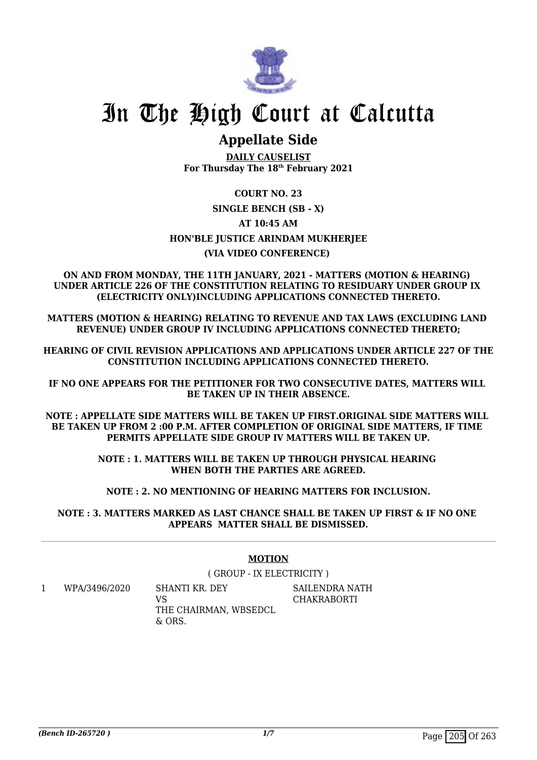# In The High Court at Calcutta

## Appellate Side

**DAILY CAUSELIST**
**For Thursday The 18th February 2021**

**COURT NO. 23**

**SINGLE BENCH (SB - X)**

**AT 10:45 AM**

**HON'BLE JUSTICE ARINDAM MUKHERJEE**

**(VIA VIDEO CONFERENCE)**

**ON AND FROM MONDAY, THE 11TH JANUARY, 2021 - MATTERS (MOTION & HEARING) UNDER ARTICLE 226 OF THE CONSTITUTION RELATING TO RESIDUARY UNDER GROUP IX (ELECTRICITY ONLY)INCLUDING APPLICATIONS CONNECTED THERETO.**

**MATTERS (MOTION & HEARING) RELATING TO REVENUE AND TAX LAWS (EXCLUDING LAND REVENUE) UNDER GROUP IV INCLUDING APPLICATIONS CONNECTED THERETO;**

**HEARING OF CIVIL REVISION APPLICATIONS AND APPLICATIONS UNDER ARTICLE 227 OF THE CONSTITUTION INCLUDING APPLICATIONS CONNECTED THERETO.**

**IF NO ONE APPEARS FOR THE PETITIONER FOR TWO CONSECUTIVE DATES, MATTERS WILL BE TAKEN UP IN THEIR ABSENCE.**

**NOTE : APPELLATE SIDE MATTERS WILL BE TAKEN UP FIRST.ORIGINAL SIDE MATTERS WILL BE TAKEN UP FROM 2 :00 P.M. AFTER COMPLETION OF ORIGINAL SIDE MATTERS, IF TIME PERMITS APPELLATE SIDE GROUP IV MATTERS WILL BE TAKEN UP.**

**NOTE : 1. MATTERS WILL BE TAKEN UP THROUGH PHYSICAL HEARING WHEN BOTH THE PARTIES ARE AGREED.**

**NOTE : 2. NO MENTIONING OF HEARING MATTERS FOR INCLUSION.**

**NOTE : 3. MATTERS MARKED AS LAST CHANCE SHALL BE TAKEN UP FIRST & IF NO ONE APPEARS MATTER SHALL BE DISMISSED.**

---

**MOTION**

( GROUP - IX ELECTRICITY )

| | | | |
|---|---|---|---|
| 1 | WPA/3496/2020 | SHANTI KR. DEY<br>VS<br>THE CHAIRMAN, WBSEDCL & ORS. | SAILENDRA NATH CHAKRABORTI |

*(Bench ID-265720 )* 1/7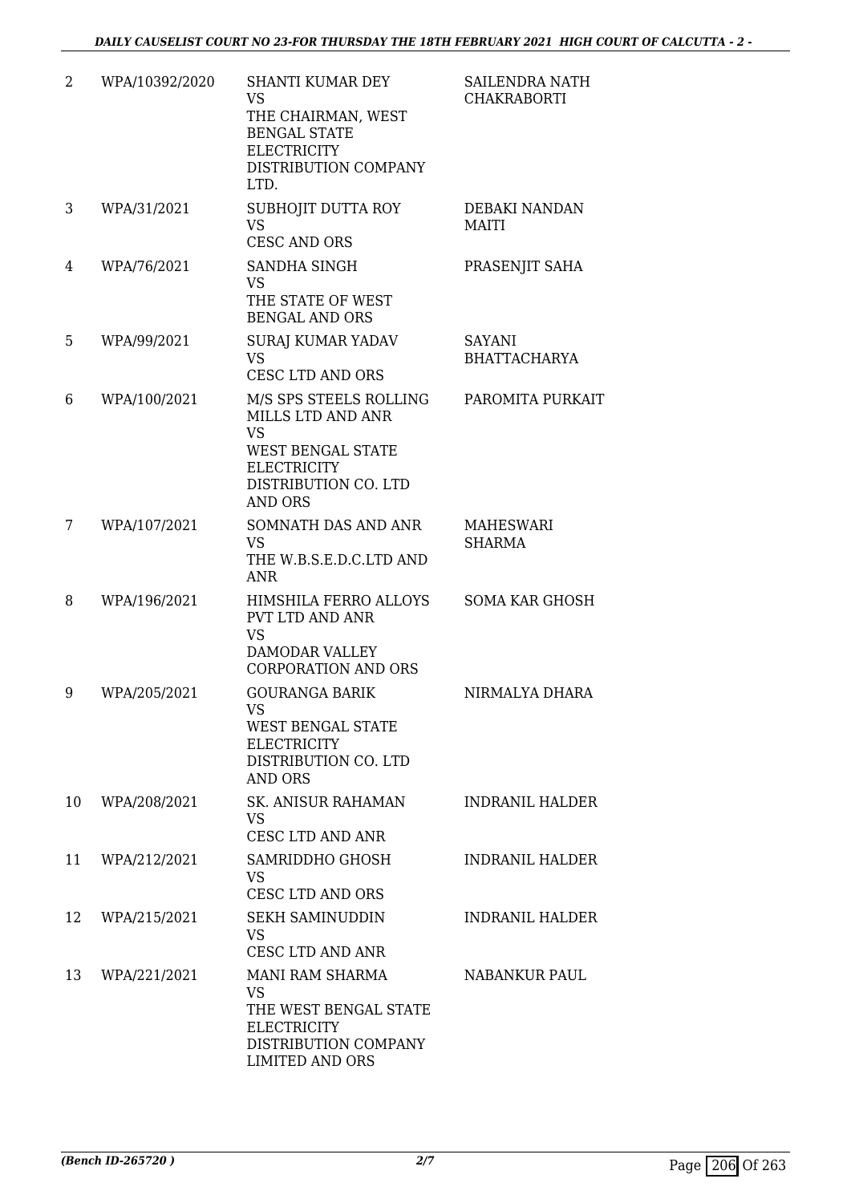| 2 | WPA/10392/2020 | SHANTI KUMAR DEY<br>VS<br>THE CHAIRMAN, WEST BENGAL STATE ELECTRICITY DISTRIBUTION COMPANY LTD. | SAILENDRA NATH CHAKRABORTI |
|---|---|---|---|
| 3 | WPA/31/2021 | SUBHOJIT DUTTA ROY<br>VS<br>CESC AND ORS | DEBAKI NANDAN MAITI |
| 4 | WPA/76/2021 | SANDHA SINGH<br>VS<br>THE STATE OF WEST BENGAL AND ORS | PRASENJIT SAHA |
| 5 | WPA/99/2021 | SURAJ KUMAR YADAV<br>VS<br>CESC LTD AND ORS | SAYANI BHATTACHARYA |
| 6 | WPA/100/2021 | M/S SPS STEELS ROLLING MILLS LTD AND ANR<br>VS<br>WEST BENGAL STATE ELECTRICITY DISTRIBUTION CO. LTD AND ORS | PAROMITA PURKAIT |
| 7 | WPA/107/2021 | SOMNATH DAS AND ANR<br>VS<br>THE W.B.S.E.D.C.LTD AND ANR | MAHESWARI SHARMA |
| 8 | WPA/196/2021 | HIMSHILA FERRO ALLOYS PVT LTD AND ANR<br>VS<br>DAMODAR VALLEY CORPORATION AND ORS | SOMA KAR GHOSH |
| 9 | WPA/205/2021 | GOURANGA BARIK<br>VS<br>WEST BENGAL STATE ELECTRICITY DISTRIBUTION CO. LTD AND ORS | NIRMALYA DHARA |
| 10 | WPA/208/2021 | SK. ANISUR RAHAMAN<br>VS<br>CESC LTD AND ANR | INDRANIL HALDER |
| 11 | WPA/212/2021 | SAMRIDDHO GHOSH<br>VS<br>CESC LTD AND ORS | INDRANIL HALDER |
| 12 | WPA/215/2021 | SEKH SAMINUDDIN<br>VS<br>CESC LTD AND ANR | INDRANIL HALDER |
| 13 | WPA/221/2021 | MANI RAM SHARMA<br>VS<br>THE WEST BENGAL STATE ELECTRICITY DISTRIBUTION COMPANY LIMITED AND ORS | NABANKUR PAUL |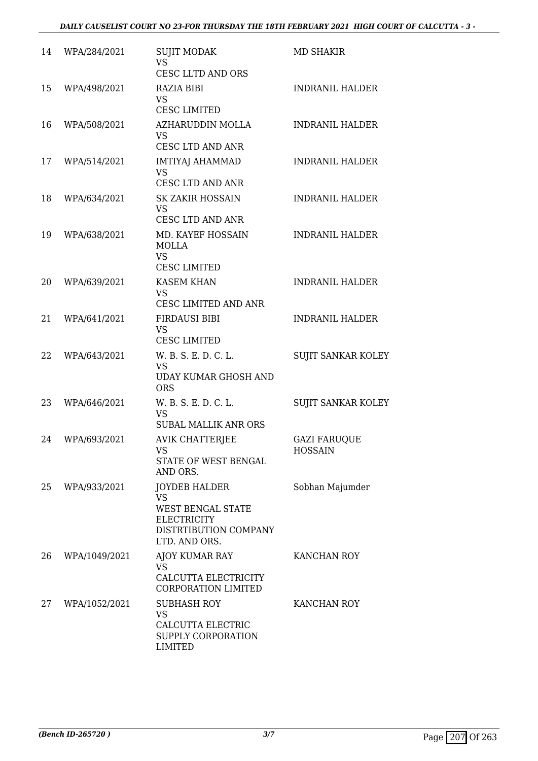| 14 | WPA/284/2021 | SUJIT MODAK<br>VS<br>CESC LLTD AND ORS | MD SHAKIR |
|---|---|---|---|
| 15 | WPA/498/2021 | RAZIA BIBI<br>VS<br>CESC LIMITED | INDRANIL HALDER |
| 16 | WPA/508/2021 | AZHARUDDIN MOLLA<br>VS<br>CESC LTD AND ANR | INDRANIL HALDER |
| 17 | WPA/514/2021 | IMTIYAJ AHAMMAD<br>VS<br>CESC LTD AND ANR | INDRANIL HALDER |
| 18 | WPA/634/2021 | SK ZAKIR HOSSAIN<br>VS<br>CESC LTD AND ANR | INDRANIL HALDER |
| 19 | WPA/638/2021 | MD. KAYEF HOSSAIN MOLLA<br>VS<br>CESC LIMITED | INDRANIL HALDER |
| 20 | WPA/639/2021 | KASEM KHAN<br>VS<br>CESC LIMITED AND ANR | INDRANIL HALDER |
| 21 | WPA/641/2021 | FIRDAUSI BIBI<br>VS<br>CESC LIMITED | INDRANIL HALDER |
| 22 | WPA/643/2021 | W. B. S. E. D. C. L.<br>VS<br>UDAY KUMAR GHOSH AND ORS | SUJIT SANKAR KOLEY |
| 23 | WPA/646/2021 | W. B. S. E. D. C. L.<br>VS<br>SUBAL MALLIK ANR ORS | SUJIT SANKAR KOLEY |
| 24 | WPA/693/2021 | AVIK CHATTERJEE<br>VS<br>STATE OF WEST BENGAL AND ORS. | GAZI FARUQUE HOSSAIN |
| 25 | WPA/933/2021 | JOYDEB HALDER<br>VS<br>WEST BENGAL STATE ELECTRICITY DISTRTIBUTION COMPANY LTD. AND ORS. | Sobhan Majumder |
| 26 | WPA/1049/2021 | AJOY KUMAR RAY<br>VS<br>CALCUTTA ELECTRICITY CORPORATION LIMITED | KANCHAN ROY |
| 27 | WPA/1052/2021 | SUBHASH ROY<br>VS<br>CALCUTTA ELECTRIC SUPPLY CORPORATION LIMITED | KANCHAN ROY |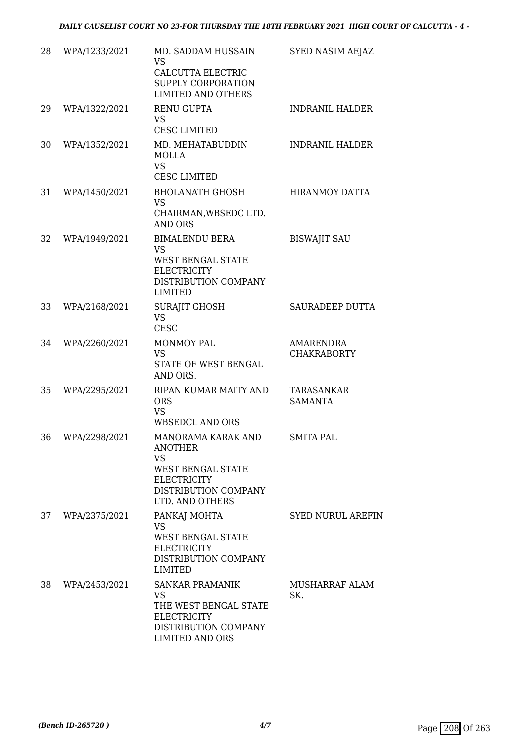| 28 | WPA/1233/2021 | MD. SADDAM HUSSAIN<br>VS<br>CALCUTTA ELECTRIC SUPPLY CORPORATION LIMITED AND OTHERS | SYED NASIM AEJAZ |
|---|---|---|---|
| 29 | WPA/1322/2021 | RENU GUPTA<br>VS<br>CESC LIMITED | INDRANIL HALDER |
| 30 | WPA/1352/2021 | MD. MEHATABUDDIN MOLLA<br>VS<br>CESC LIMITED | INDRANIL HALDER |
| 31 | WPA/1450/2021 | BHOLANATH GHOSH<br>VS<br>CHAIRMAN,WBSEDC LTD. AND ORS | HIRANMOY DATTA |
| 32 | WPA/1949/2021 | BIMALENDU BERA<br>VS<br>WEST BENGAL STATE ELECTRICITY DISTRIBUTION COMPANY LIMITED | BISWAJIT SAU |
| 33 | WPA/2168/2021 | SURAJIT GHOSH<br>VS<br>CESC | SAURADEEP DUTTA |
| 34 | WPA/2260/2021 | MONMOY PAL<br>VS<br>STATE OF WEST BENGAL AND ORS. | AMARENDRA CHAKRABORTY |
| 35 | WPA/2295/2021 | RIPAN KUMAR MAITY AND ORS<br>VS<br>WBSEDCL AND ORS | TARASANKAR SAMANTA |
| 36 | WPA/2298/2021 | MANORAMA KARAK AND ANOTHER<br>VS<br>WEST BENGAL STATE ELECTRICITY DISTRIBUTION COMPANY LTD. AND OTHERS | SMITA PAL |
| 37 | WPA/2375/2021 | PANKAJ MOHTA<br>VS<br>WEST BENGAL STATE ELECTRICITY DISTRIBUTION COMPANY LIMITED | SYED NURUL AREFIN |
| 38 | WPA/2453/2021 | SANKAR PRAMANIK<br>VS<br>THE WEST BENGAL STATE ELECTRICITY DISTRIBUTION COMPANY LIMITED AND ORS | MUSHARRAF ALAM SK. |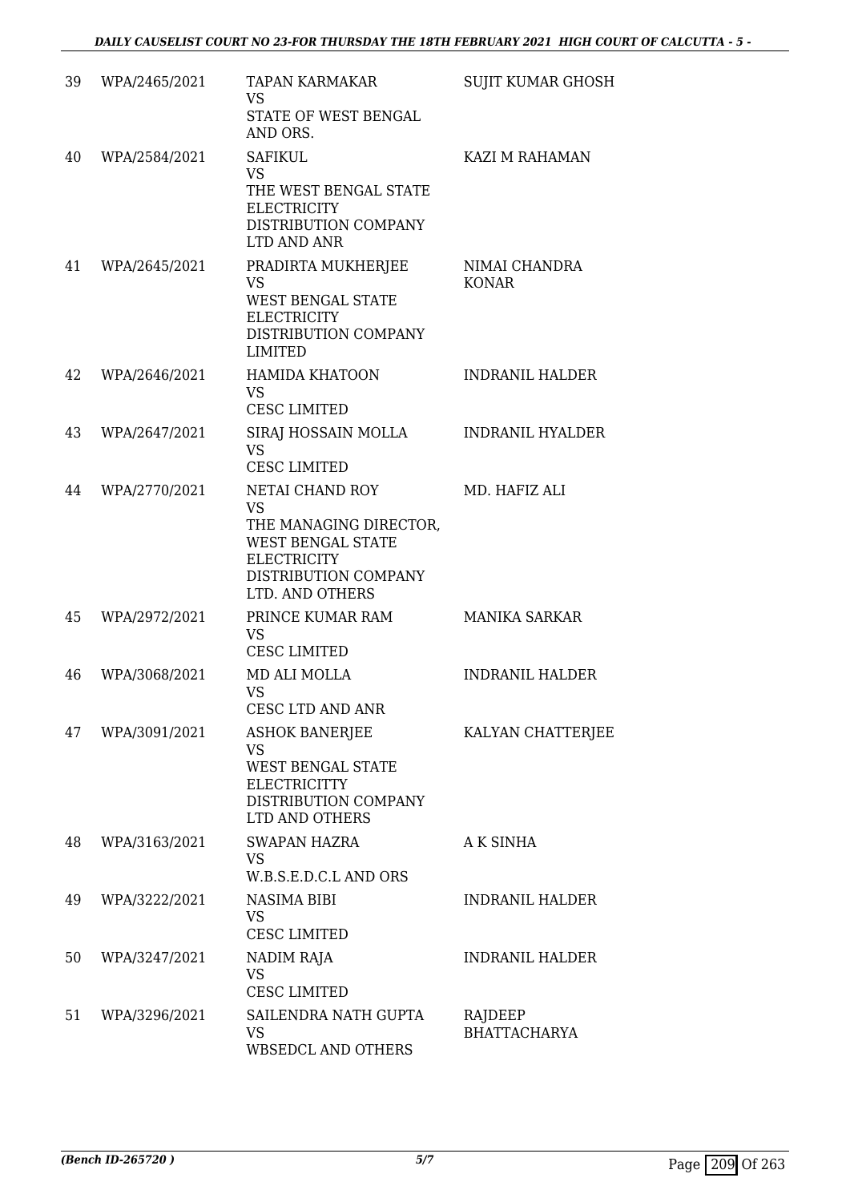| | | | |
|---|---|---|---|
| 39 | WPA/2465/2021 | TAPAN KARMAKAR<br>VS<br>STATE OF WEST BENGAL AND ORS. | SUJIT KUMAR GHOSH |
| 40 | WPA/2584/2021 | SAFIKUL<br>VS<br>THE WEST BENGAL STATE ELECTRICITY DISTRIBUTION COMPANY LTD AND ANR | KAZI M RAHAMAN |
| 41 | WPA/2645/2021 | PRADIRTA MUKHERJEE<br>VS<br>WEST BENGAL STATE ELECTRICITY DISTRIBUTION COMPANY LIMITED | NIMAI CHANDRA KONAR |
| 42 | WPA/2646/2021 | HAMIDA KHATOON<br>VS<br>CESC LIMITED | INDRANIL HALDER |
| 43 | WPA/2647/2021 | SIRAJ HOSSAIN MOLLA<br>VS<br>CESC LIMITED | INDRANIL HYALDER |
| 44 | WPA/2770/2021 | NETAI CHAND ROY<br>VS<br>THE MANAGING DIRECTOR, WEST BENGAL STATE ELECTRICITY DISTRIBUTION COMPANY LTD. AND OTHERS | MD. HAFIZ ALI |
| 45 | WPA/2972/2021 | PRINCE KUMAR RAM<br>VS<br>CESC LIMITED | MANIKA SARKAR |
| 46 | WPA/3068/2021 | MD ALI MOLLA<br>VS<br>CESC LTD AND ANR | INDRANIL HALDER |
| 47 | WPA/3091/2021 | ASHOK BANERJEE<br>VS<br>WEST BENGAL STATE ELECTRICITTY DISTRIBUTION COMPANY LTD AND OTHERS | KALYAN CHATTERJEE |
| 48 | WPA/3163/2021 | SWAPAN HAZRA<br>VS<br>W.B.S.E.D.C.L AND ORS | A K SINHA |
| 49 | WPA/3222/2021 | NASIMA BIBI<br>VS<br>CESC LIMITED | INDRANIL HALDER |
| 50 | WPA/3247/2021 | NADIM RAJA<br>VS<br>CESC LIMITED | INDRANIL HALDER |
| 51 | WPA/3296/2021 | SAILENDRA NATH GUPTA<br>VS<br>WBSEDCL AND OTHERS | RAJDEEP BHATTACHARYA |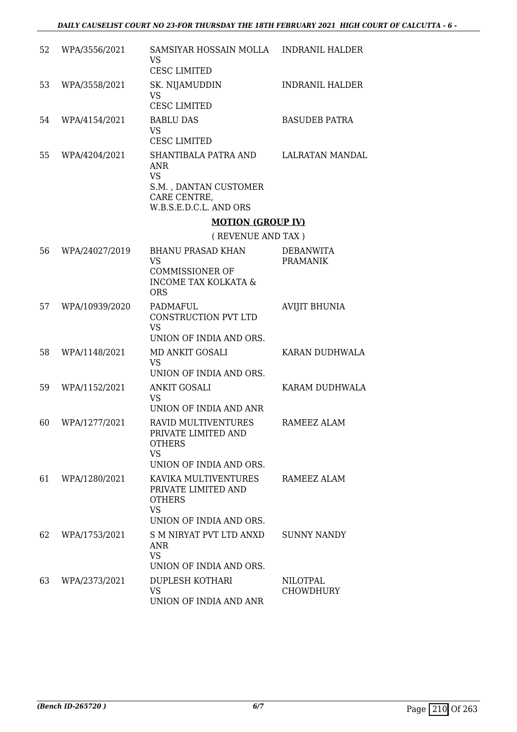| | | | |
|---|---|---|---|
| 52 | WPA/3556/2021 | SAMSIYAR HOSSAIN MOLLA<br>VS<br>CESC LIMITED | INDRANIL HALDER |
| 53 | WPA/3558/2021 | SK. NIJAMUDDIN<br>VS<br>CESC LIMITED | INDRANIL HALDER |
| 54 | WPA/4154/2021 | BABLU DAS<br>VS<br>CESC LIMITED | BASUDEB PATRA |
| 55 | WPA/4204/2021 | SHANTIBALA PATRA AND ANR<br>VS<br>S.M. , DANTAN CUSTOMER CARE CENTRE, W.B.S.E.D.C.L. AND ORS | LALRATAN MANDAL |

**MOTION (GROUP IV)**

( REVENUE AND TAX )

| | | | |
|---|---|---|---|
| 56 | WPA/24027/2019 | BHANU PRASAD KHAN<br>VS<br>COMMISSIONER OF INCOME TAX KOLKATA & ORS | DEBANWITA PRAMANIK |
| 57 | WPA/10939/2020 | PADMAFUL CONSTRUCTION PVT LTD<br>VS<br>UNION OF INDIA AND ORS. | AVIJIT BHUNIA |
| 58 | WPA/1148/2021 | MD ANKIT GOSALI<br>VS<br>UNION OF INDIA AND ORS. | KARAN DUDHWALA |
| 59 | WPA/1152/2021 | ANKIT GOSALI<br>VS<br>UNION OF INDIA AND ANR | KARAM DUDHWALA |
| 60 | WPA/1277/2021 | RAVID MULTIVENTURES PRIVATE LIMITED AND OTHERS<br>VS<br>UNION OF INDIA AND ORS. | RAMEEZ ALAM |
| 61 | WPA/1280/2021 | KAVIKA MULTIVENTURES PRIVATE LIMITED AND OTHERS<br>VS<br>UNION OF INDIA AND ORS. | RAMEEZ ALAM |
| 62 | WPA/1753/2021 | S M NIRYAT PVT LTD ANXD ANR<br>VS<br>UNION OF INDIA AND ORS. | SUNNY NANDY |
| 63 | WPA/2373/2021 | DUPLESH KOTHARI<br>VS<br>UNION OF INDIA AND ANR | NILOTPAL CHOWDHURY |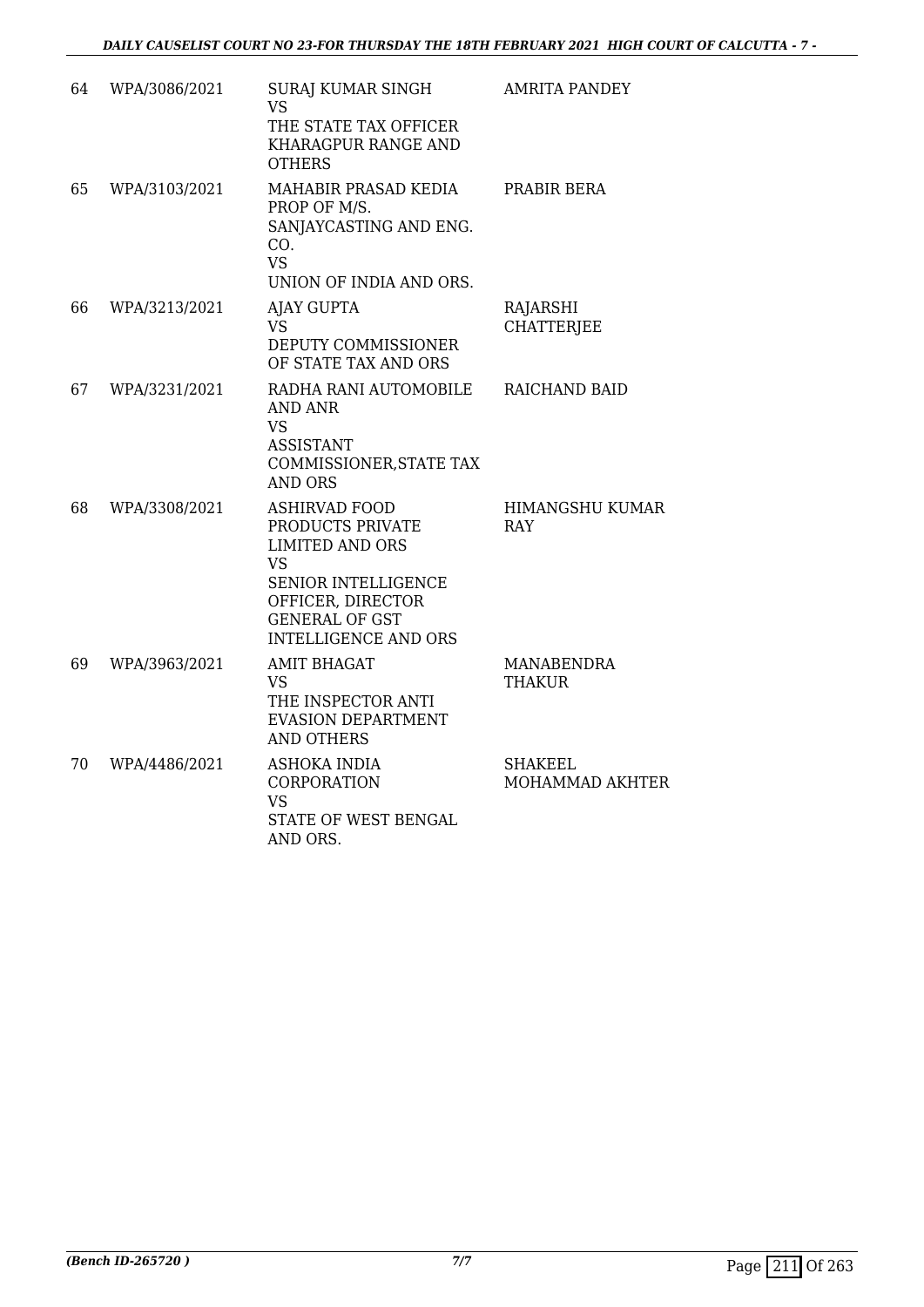| 64 | WPA/3086/2021 | SURAJ KUMAR SINGH<br>VS<br>THE STATE TAX OFFICER KHARAGPUR RANGE AND OTHERS | AMRITA PANDEY |
|---|---|---|---|
| 65 | WPA/3103/2021 | MAHABIR PRASAD KEDIA PROP OF M/S. SANJAYCASTING AND ENG. CO.<br>VS<br>UNION OF INDIA AND ORS. | PRABIR BERA |
| 66 | WPA/3213/2021 | AJAY GUPTA<br>VS<br>DEPUTY COMMISSIONER OF STATE TAX AND ORS | RAJARSHI CHATTERJEE |
| 67 | WPA/3231/2021 | RADHA RANI AUTOMOBILE AND ANR<br>VS<br>ASSISTANT COMMISSIONER,STATE TAX AND ORS | RAICHAND BAID |
| 68 | WPA/3308/2021 | ASHIRVAD FOOD PRODUCTS PRIVATE LIMITED AND ORS<br>VS<br>SENIOR INTELLIGENCE OFFICER, DIRECTOR GENERAL OF GST INTELLIGENCE AND ORS | HIMANGSHU KUMAR RAY |
| 69 | WPA/3963/2021 | AMIT BHAGAT<br>VS<br>THE INSPECTOR ANTI EVASION DEPARTMENT AND OTHERS | MANABENDRA THAKUR |
| 70 | WPA/4486/2021 | ASHOKA INDIA CORPORATION<br>VS<br>STATE OF WEST BENGAL AND ORS. | SHAKEEL MOHAMMAD AKHTER |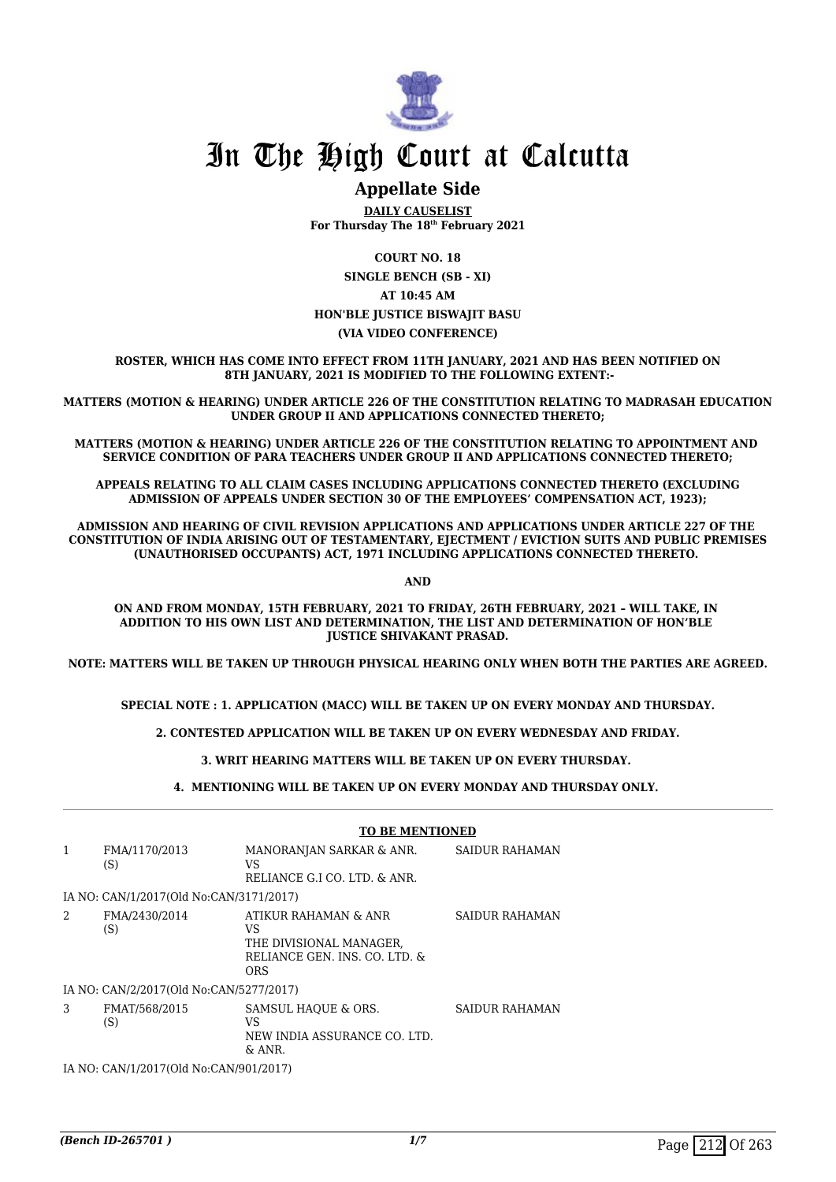# In The High Court at Calcutta

## Appellate Side

**DAILY CAUSELIST**
**For Thursday The 18th February 2021**

**COURT NO. 18**
**SINGLE BENCH (SB - XI)**
**AT 10:45 AM**
**HON'BLE JUSTICE BISWAJIT BASU**
**(VIA VIDEO CONFERENCE)**

**ROSTER, WHICH HAS COME INTO EFFECT FROM 11TH JANUARY, 2021 AND HAS BEEN NOTIFIED ON 8TH JANUARY, 2021 IS MODIFIED TO THE FOLLOWING EXTENT:-**

**MATTERS (MOTION & HEARING) UNDER ARTICLE 226 OF THE CONSTITUTION RELATING TO MADRASAH EDUCATION UNDER GROUP II AND APPLICATIONS CONNECTED THERETO;**

**MATTERS (MOTION & HEARING) UNDER ARTICLE 226 OF THE CONSTITUTION RELATING TO APPOINTMENT AND SERVICE CONDITION OF PARA TEACHERS UNDER GROUP II AND APPLICATIONS CONNECTED THERETO;**

**APPEALS RELATING TO ALL CLAIM CASES INCLUDING APPLICATIONS CONNECTED THERETO (EXCLUDING ADMISSION OF APPEALS UNDER SECTION 30 OF THE EMPLOYEES' COMPENSATION ACT, 1923);**

**ADMISSION AND HEARING OF CIVIL REVISION APPLICATIONS AND APPLICATIONS UNDER ARTICLE 227 OF THE CONSTITUTION OF INDIA ARISING OUT OF TESTAMENTARY, EJECTMENT / EVICTION SUITS AND PUBLIC PREMISES (UNAUTHORISED OCCUPANTS) ACT, 1971 INCLUDING APPLICATIONS CONNECTED THERETO.**

**AND**

**ON AND FROM MONDAY, 15TH FEBRUARY, 2021 TO FRIDAY, 26TH FEBRUARY, 2021 – WILL TAKE, IN ADDITION TO HIS OWN LIST AND DETERMINATION, THE LIST AND DETERMINATION OF HON'BLE JUSTICE SHIVAKANT PRASAD.**

**NOTE: MATTERS WILL BE TAKEN UP THROUGH PHYSICAL HEARING ONLY WHEN BOTH THE PARTIES ARE AGREED.**

**SPECIAL NOTE : 1. APPLICATION (MACC) WILL BE TAKEN UP ON EVERY MONDAY AND THURSDAY.**

**2. CONTESTED APPLICATION WILL BE TAKEN UP ON EVERY WEDNESDAY AND FRIDAY.**

**3. WRIT HEARING MATTERS WILL BE TAKEN UP ON EVERY THURSDAY.**

**4. MENTIONING WILL BE TAKEN UP ON EVERY MONDAY AND THURSDAY ONLY.**

**TO BE MENTIONED**

| | | | |
|---|---|---|---|
| 1 | FMA/1170/2013 (S) | MANORANJAN SARKAR & ANR. VS RELIANCE G.I CO. LTD. & ANR. | SAIDUR RAHAMAN |
| | IA NO: CAN/1/2017(Old No:CAN/3171/2017) | | |
| 2 | FMA/2430/2014 (S) | ATIKUR RAHAMAN & ANR VS THE DIVISIONAL MANAGER, RELIANCE GEN. INS. CO. LTD. & ORS | SAIDUR RAHAMAN |
| | IA NO: CAN/2/2017(Old No:CAN/5277/2017) | | |
| 3 | FMAT/568/2015 (S) | SAMSUL HAQUE & ORS. VS NEW INDIA ASSURANCE CO. LTD. & ANR. | SAIDUR RAHAMAN |
| | IA NO: CAN/1/2017(Old No:CAN/901/2017) | | |

*(Bench ID-265701 )*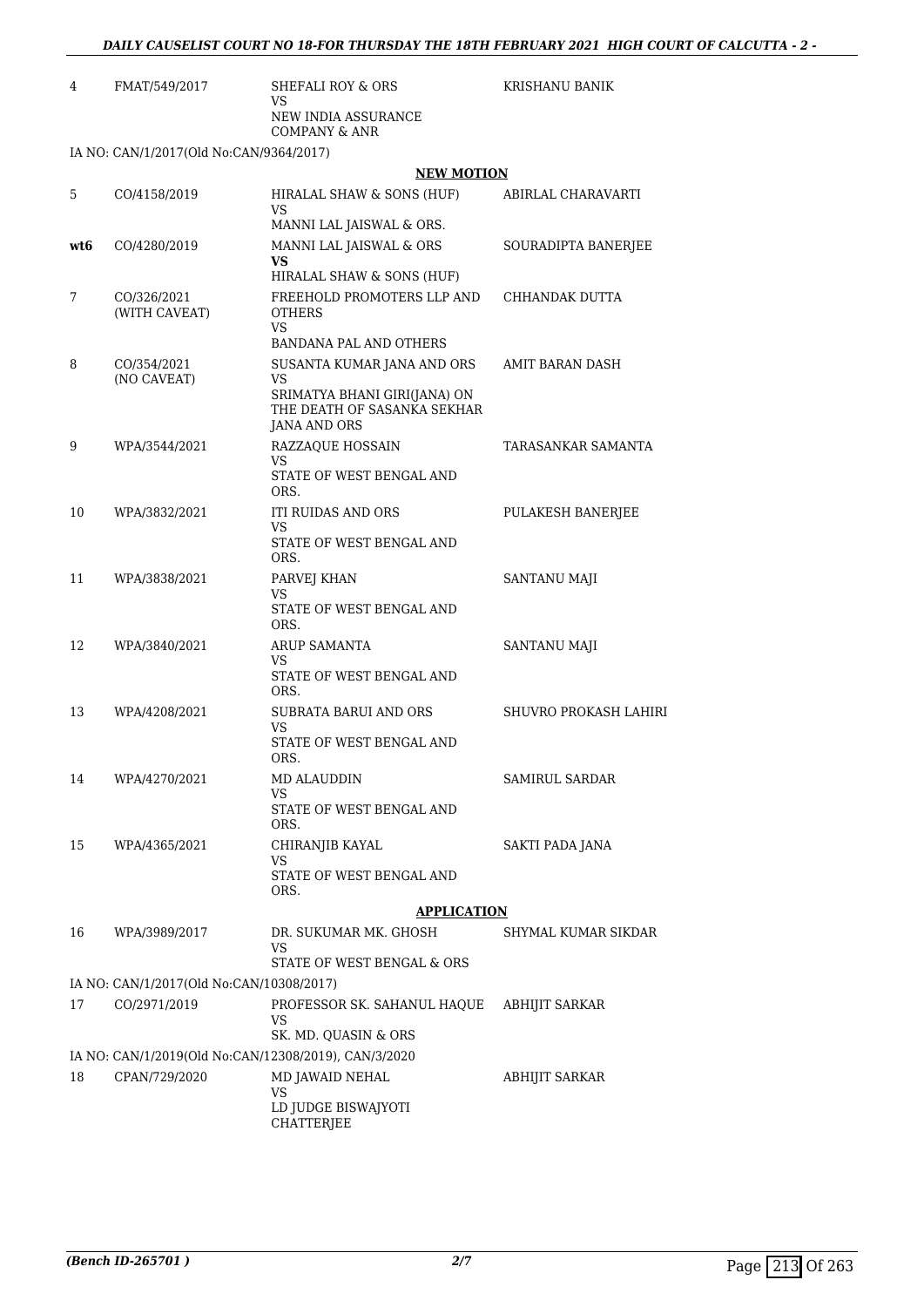| | | | |
|---|---|---|---|
| 4 | FMAT/549/2017 | SHEFALI ROY & ORS<br>VS<br>NEW INDIA ASSURANCE COMPANY & ANR | KRISHANU BANIK |

IA NO: CAN/1/2017(Old No:CAN/9364/2017)

**NEW MOTION**

| | | | |
|---|---|---|---|
| 5 | CO/4158/2019 | HIRALAL SHAW & SONS (HUF)<br>VS<br>MANNI LAL JAISWAL & ORS. | ABIRLAL CHARAVARTI |
| **wt6** | CO/4280/2019 | MANNI LAL JAISWAL & ORS<br>**VS**<br>HIRALAL SHAW & SONS (HUF) | SOURADIPTA BANERJEE |
| 7 | CO/326/2021<br>(WITH CAVEAT) | FREEHOLD PROMOTERS LLP AND OTHERS<br>VS<br>BANDANA PAL AND OTHERS | CHHANDAK DUTTA |
| 8 | CO/354/2021<br>(NO CAVEAT) | SUSANTA KUMAR JANA AND ORS<br>VS<br>SRIMATYA BHANI GIRI(JANA) ON THE DEATH OF SASANKA SEKHAR JANA AND ORS | AMIT BARAN DASH |
| 9 | WPA/3544/2021 | RAZZAQUE HOSSAIN<br>VS<br>STATE OF WEST BENGAL AND ORS. | TARASANKAR SAMANTA |
| 10 | WPA/3832/2021 | ITI RUIDAS AND ORS<br>VS<br>STATE OF WEST BENGAL AND ORS. | PULAKESH BANERJEE |
| 11 | WPA/3838/2021 | PARVEJ KHAN<br>VS<br>STATE OF WEST BENGAL AND ORS. | SANTANU MAJI |
| 12 | WPA/3840/2021 | ARUP SAMANTA<br>VS<br>STATE OF WEST BENGAL AND ORS. | SANTANU MAJI |
| 13 | WPA/4208/2021 | SUBRATA BARUI AND ORS<br>VS<br>STATE OF WEST BENGAL AND ORS. | SHUVRO PROKASH LAHIRI |
| 14 | WPA/4270/2021 | MD ALAUDDIN<br>VS<br>STATE OF WEST BENGAL AND ORS. | SAMIRUL SARDAR |
| 15 | WPA/4365/2021 | CHIRANJIB KAYAL<br>VS<br>STATE OF WEST BENGAL AND ORS. | SAKTI PADA JANA |

**APPLICATION**

| | | | |
|---|---|---|---|
| 16 | WPA/3989/2017 | DR. SUKUMAR MK. GHOSH<br>VS<br>STATE OF WEST BENGAL & ORS | SHYMAL KUMAR SIKDAR |

IA NO: CAN/1/2017(Old No:CAN/10308/2017)

| | | | |
|---|---|---|---|
| 17 | CO/2971/2019 | PROFESSOR SK. SAHANUL HAQUE<br>VS<br>SK. MD. QUASIN & ORS | ABHIJIT SARKAR |

IA NO: CAN/1/2019(Old No:CAN/12308/2019), CAN/3/2020

| | | | |
|---|---|---|---|
| 18 | CPAN/729/2020 | MD JAWAID NEHAL<br>VS<br>LD JUDGE BISWAJYOTI CHATTERJEE | ABHIJIT SARKAR |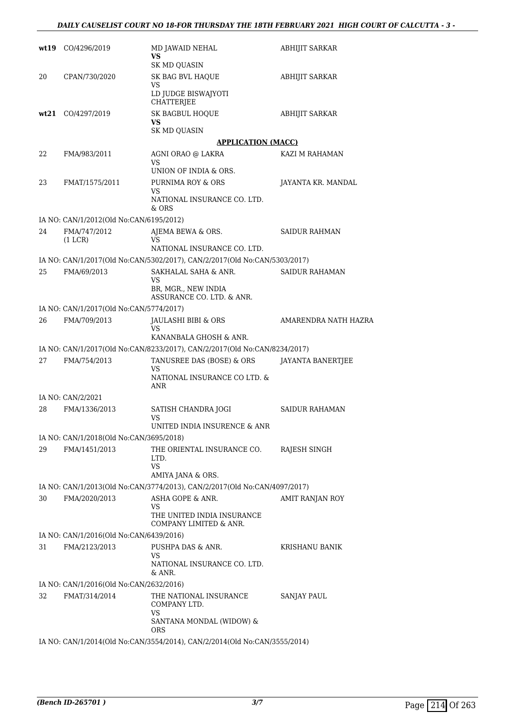| | | | |
|---|---|---|---|
| wt19 | CO/4296/2019 | MD JAWAID NEHAL **VS** SK MD QUASIN | ABHIJIT SARKAR |
| 20 | CPAN/730/2020 | SK BAG BVL HAQUE VS LD JUDGE BISWAJYOTI CHATTERJEE | ABHIJIT SARKAR |
| wt21 | CO/4297/2019 | SK BAGBUL HOQUE **VS** SK MD QUASIN | ABHIJIT SARKAR |

**APPLICATION (MACC)**

| | | | |
|---|---|---|---|
| 22 | FMA/983/2011 | AGNI ORAO @ LAKRA VS UNION OF INDIA & ORS. | KAZI M RAHAMAN |
| 23 | FMAT/1575/2011 | PURNIMA ROY & ORS VS NATIONAL INSURANCE CO. LTD. & ORS | JAYANTA KR. MANDAL |
| | IA NO: CAN/1/2012(Old No:CAN/6195/2012) | | |
| 24 | FMA/747/2012 (1 LCR) | AJEMA BEWA & ORS. VS NATIONAL INSURANCE CO. LTD. | SAIDUR RAHMAN |
| | IA NO: CAN/1/2017(Old No:CAN/5302/2017), CAN/2/2017(Old No:CAN/5303/2017) | | |
| 25 | FMA/69/2013 | SAKHALAL SAHA & ANR. VS BR, MGR., NEW INDIA ASSURANCE CO. LTD. & ANR. | SAIDUR RAHAMAN |
| | IA NO: CAN/1/2017(Old No:CAN/5774/2017) | | |
| 26 | FMA/709/2013 | JAULASHI BIBI & ORS VS KANANBALA GHOSH & ANR. | AMARENDRA NATH HAZRA |
| | IA NO: CAN/1/2017(Old No:CAN/8233/2017), CAN/2/2017(Old No:CAN/8234/2017) | | |
| 27 | FMA/754/2013 | TANUSREE DAS (BOSE) & ORS VS NATIONAL INSURANCE CO LTD. & ANR | JAYANTA BANERTJEE |
| | IA NO: CAN/2/2021 | | |
| 28 | FMA/1336/2013 | SATISH CHANDRA JOGI VS UNITED INDIA INSURENCE & ANR | SAIDUR RAHAMAN |
| | IA NO: CAN/1/2018(Old No:CAN/3695/2018) | | |
| 29 | FMA/1451/2013 | THE ORIENTAL INSURANCE CO. LTD. VS AMIYA JANA & ORS. | RAJESH SINGH |
| | IA NO: CAN/1/2013(Old No:CAN/3774/2013), CAN/2/2017(Old No:CAN/4097/2017) | | |
| 30 | FMA/2020/2013 | ASHA GOPE & ANR. VS THE UNITED INDIA INSURANCE COMPANY LIMITED & ANR. | AMIT RANJAN ROY |
| | IA NO: CAN/1/2016(Old No:CAN/6439/2016) | | |
| 31 | FMA/2123/2013 | PUSHPA DAS & ANR. VS NATIONAL INSURANCE CO. LTD. & ANR. | KRISHANU BANIK |
| | IA NO: CAN/1/2016(Old No:CAN/2632/2016) | | |
| 32 | FMAT/314/2014 | THE NATIONAL INSURANCE COMPANY LTD. VS SANTANA MONDAL (WIDOW) & ORS | SANJAY PAUL |
| | IA NO: CAN/1/2014(Old No:CAN/3554/2014), CAN/2/2014(Old No:CAN/3555/2014) | | |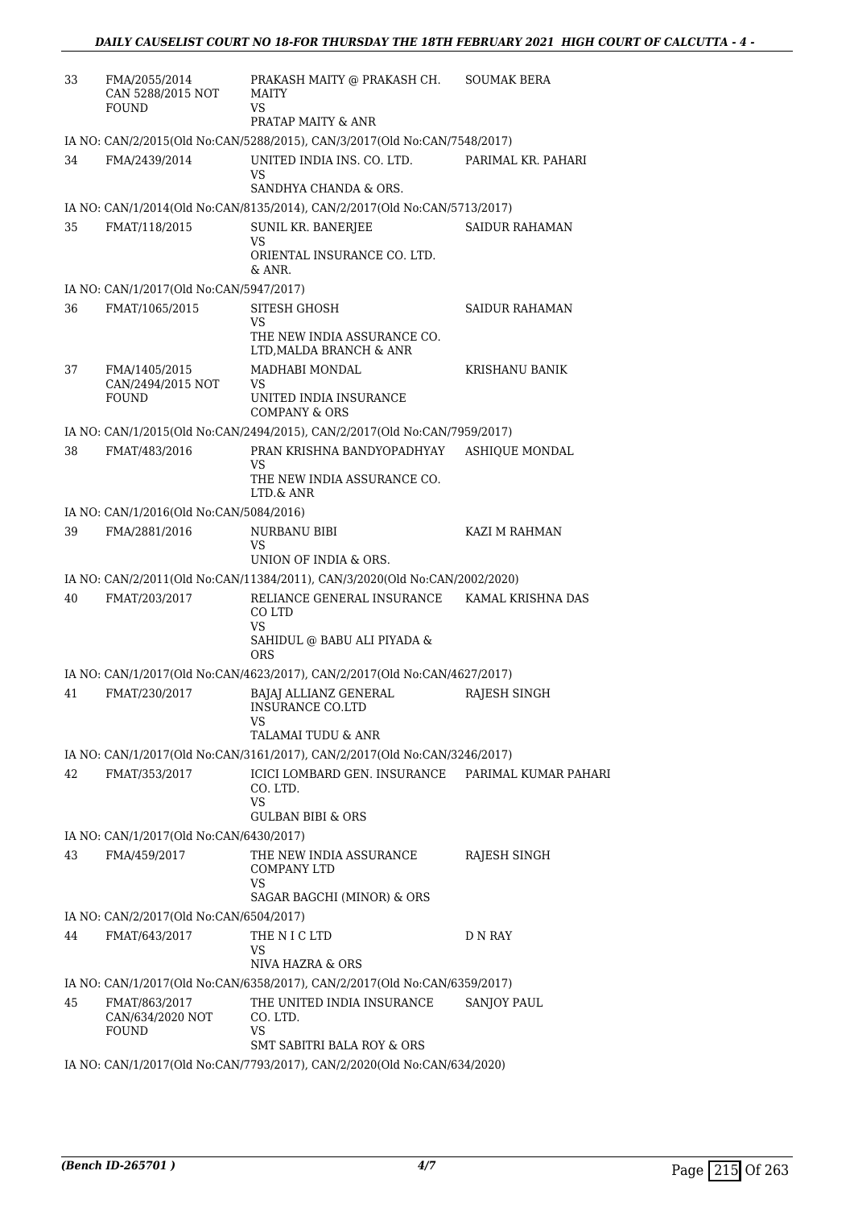| | | | |
|---|---|---|---|
| 33 | FMA/2055/2014<br>CAN 5288/2015 NOT FOUND | PRAKASH MAITY @ PRAKASH CH. MAITY<br>VS<br>PRATAP MAITY & ANR | SOUMAK BERA |
| | IA NO: CAN/2/2015(Old No:CAN/5288/2015), CAN/3/2017(Old No:CAN/7548/2017) | | |
| 34 | FMA/2439/2014 | UNITED INDIA INS. CO. LTD.<br>VS<br>SANDHYA CHANDA & ORS. | PARIMAL KR. PAHARI |
| | IA NO: CAN/1/2014(Old No:CAN/8135/2014), CAN/2/2017(Old No:CAN/5713/2017) | | |
| 35 | FMAT/118/2015 | SUNIL KR. BANERJEE<br>VS<br>ORIENTAL INSURANCE CO. LTD. & ANR. | SAIDUR RAHAMAN |
| | IA NO: CAN/1/2017(Old No:CAN/5947/2017) | | |
| 36 | FMAT/1065/2015 | SITESH GHOSH<br>VS<br>THE NEW INDIA ASSURANCE CO. LTD,MALDA BRANCH & ANR | SAIDUR RAHAMAN |
| 37 | FMA/1405/2015<br>CAN/2494/2015 NOT FOUND | MADHABI MONDAL<br>VS<br>UNITED INDIA INSURANCE COMPANY & ORS | KRISHANU BANIK |
| | IA NO: CAN/1/2015(Old No:CAN/2494/2015), CAN/2/2017(Old No:CAN/7959/2017) | | |
| 38 | FMAT/483/2016 | PRAN KRISHNA BANDYOPADHYAY<br>VS<br>THE NEW INDIA ASSURANCE CO. LTD.& ANR | ASHIQUE MONDAL |
| | IA NO: CAN/1/2016(Old No:CAN/5084/2016) | | |
| 39 | FMA/2881/2016 | NURBANU BIBI<br>VS<br>UNION OF INDIA & ORS. | KAZI M RAHMAN |
| | IA NO: CAN/2/2011(Old No:CAN/11384/2011), CAN/3/2020(Old No:CAN/2002/2020) | | |
| 40 | FMAT/203/2017 | RELIANCE GENERAL INSURANCE CO LTD<br>VS<br>SAHIDUL @ BABU ALI PIYADA & ORS | KAMAL KRISHNA DAS |
| | IA NO: CAN/1/2017(Old No:CAN/4623/2017), CAN/2/2017(Old No:CAN/4627/2017) | | |
| 41 | FMAT/230/2017 | BAJAJ ALLIANZ GENERAL INSURANCE CO.LTD<br>VS<br>TALAMAI TUDU & ANR | RAJESH SINGH |
| | IA NO: CAN/1/2017(Old No:CAN/3161/2017), CAN/2/2017(Old No:CAN/3246/2017) | | |
| 42 | FMAT/353/2017 | ICICI LOMBARD GEN. INSURANCE CO. LTD.<br>VS<br>GULBAN BIBI & ORS | PARIMAL KUMAR PAHARI |
| | IA NO: CAN/1/2017(Old No:CAN/6430/2017) | | |
| 43 | FMA/459/2017 | THE NEW INDIA ASSURANCE COMPANY LTD<br>VS<br>SAGAR BAGCHI (MINOR) & ORS | RAJESH SINGH |
| | IA NO: CAN/2/2017(Old No:CAN/6504/2017) | | |
| 44 | FMAT/643/2017 | THE N I C LTD<br>VS<br>NIVA HAZRA & ORS | D N RAY |
| | IA NO: CAN/1/2017(Old No:CAN/6358/2017), CAN/2/2017(Old No:CAN/6359/2017) | | |
| 45 | FMAT/863/2017<br>CAN/634/2020 NOT FOUND | THE UNITED INDIA INSURANCE CO. LTD.<br>VS<br>SMT SABITRI BALA ROY & ORS | SANJOY PAUL |
| | IA NO: CAN/1/2017(Old No:CAN/7793/2017), CAN/2/2020(Old No:CAN/634/2020) | | |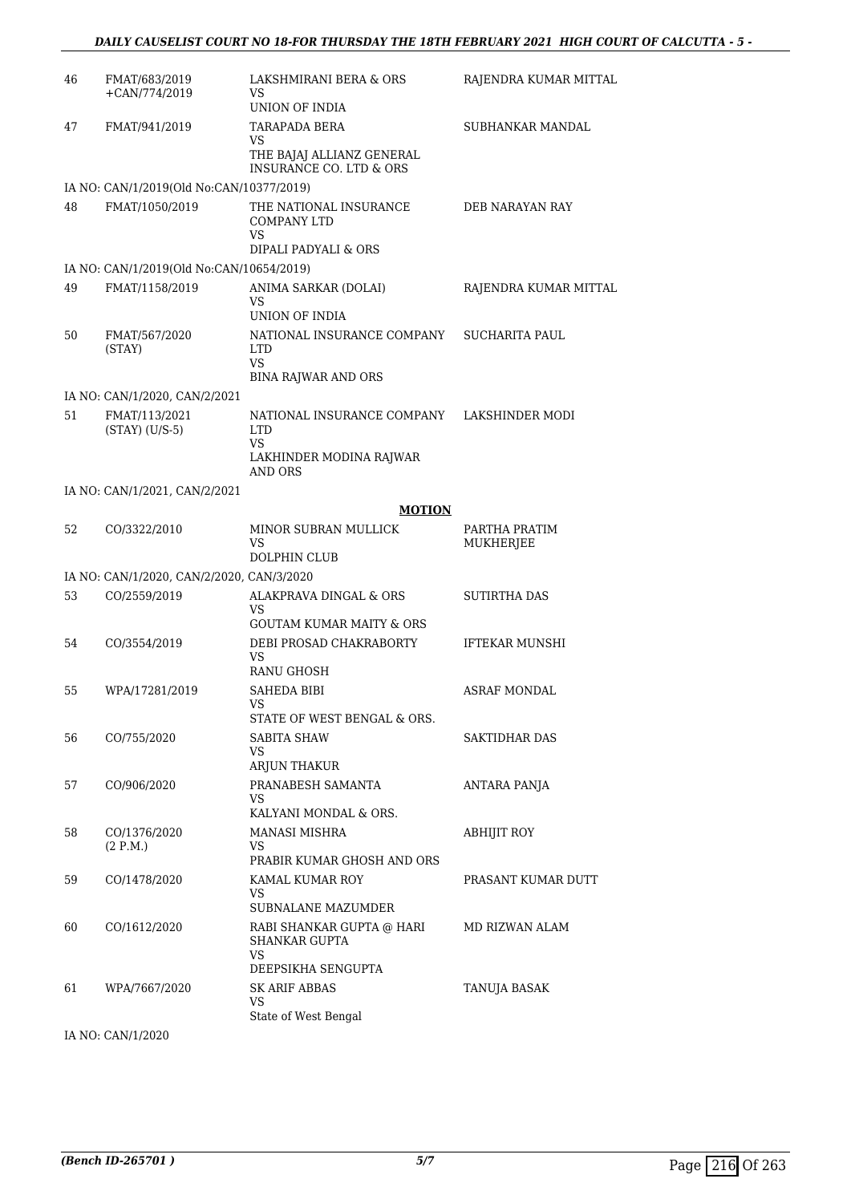| | | | |
|---|---|---|---|
| 46 | FMAT/683/2019<br>+CAN/774/2019 | LAKSHMIRANI BERA & ORS<br>VS<br>UNION OF INDIA | RAJENDRA KUMAR MITTAL |
| 47 | FMAT/941/2019 | TARAPADA BERA<br>VS<br>THE BAJAJ ALLIANZ GENERAL INSURANCE CO. LTD & ORS | SUBHANKAR MANDAL |
| | IA NO: CAN/1/2019(Old No:CAN/10377/2019) | | |
| 48 | FMAT/1050/2019 | THE NATIONAL INSURANCE COMPANY LTD<br>VS<br>DIPALI PADYALI & ORS | DEB NARAYAN RAY |
| | IA NO: CAN/1/2019(Old No:CAN/10654/2019) | | |
| 49 | FMAT/1158/2019 | ANIMA SARKAR (DOLAI)<br>VS<br>UNION OF INDIA | RAJENDRA KUMAR MITTAL |
| 50 | FMAT/567/2020<br>(STAY) | NATIONAL INSURANCE COMPANY LTD<br>VS<br>BINA RAJWAR AND ORS | SUCHARITA PAUL |
| | IA NO: CAN/1/2020, CAN/2/2021 | | |
| 51 | FMAT/113/2021<br>(STAY) (U/S-5) | NATIONAL INSURANCE COMPANY LTD<br>VS<br>LAKHINDER MODINA RAJWAR AND ORS | LAKSHINDER MODI |
| | IA NO: CAN/1/2021, CAN/2/2021 | | |

**MOTION**

| | | | |
|---|---|---|---|
| 52 | CO/3322/2010 | MINOR SUBRAN MULLICK<br>VS<br>DOLPHIN CLUB | PARTHA PRATIM MUKHERJEE |
| | IA NO: CAN/1/2020, CAN/2/2020, CAN/3/2020 | | |
| 53 | CO/2559/2019 | ALAKPRAVA DINGAL & ORS<br>VS<br>GOUTAM KUMAR MAITY & ORS | SUTIRTHA DAS |
| 54 | CO/3554/2019 | DEBI PROSAD CHAKRABORTY<br>VS<br>RANU GHOSH | IFTEKAR MUNSHI |
| 55 | WPA/17281/2019 | SAHEDA BIBI<br>VS<br>STATE OF WEST BENGAL & ORS. | ASRAF MONDAL |
| 56 | CO/755/2020 | SABITA SHAW<br>VS<br>ARJUN THAKUR | SAKTIDHAR DAS |
| 57 | CO/906/2020 | PRANABESH SAMANTA<br>VS<br>KALYANI MONDAL & ORS. | ANTARA PANJA |
| 58 | CO/1376/2020<br>(2 P.M.) | MANASI MISHRA<br>VS<br>PRABIR KUMAR GHOSH AND ORS | ABHIJIT ROY |
| 59 | CO/1478/2020 | KAMAL KUMAR ROY<br>VS<br>SUBNALANE MAZUMDER | PRASANT KUMAR DUTT |
| 60 | CO/1612/2020 | RABI SHANKAR GUPTA @ HARI SHANKAR GUPTA<br>VS<br>DEEPSIKHA SENGUPTA | MD RIZWAN ALAM |
| 61 | WPA/7667/2020 | SK ARIF ABBAS<br>VS<br>State of West Bengal | TANUJA BASAK |
| | IA NO: CAN/1/2020 | | |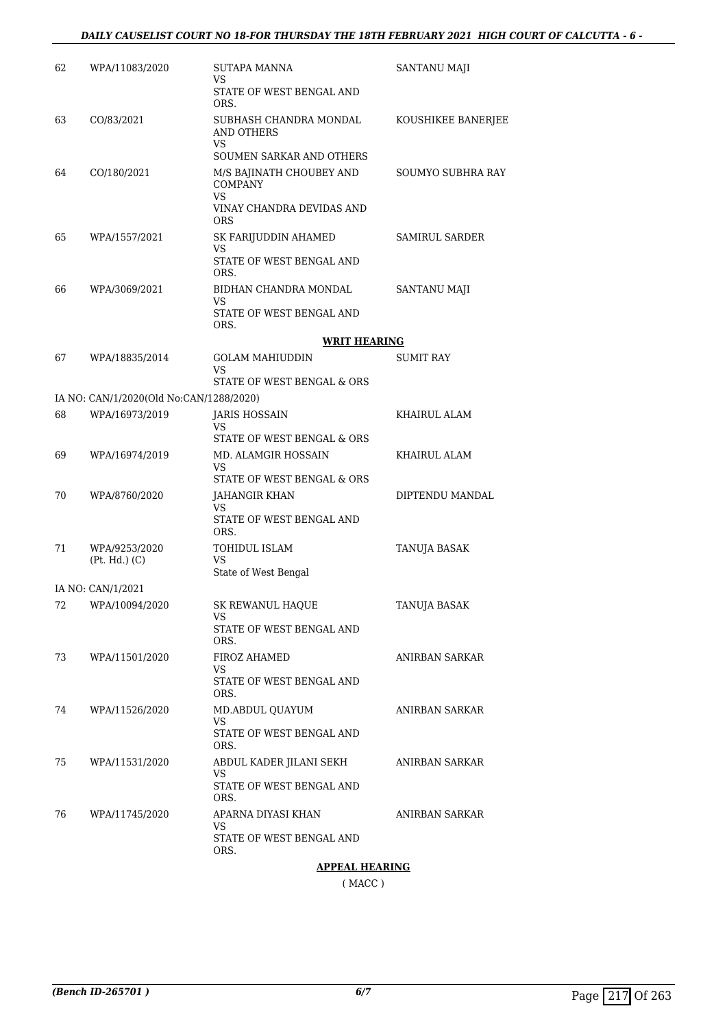| | | | |
|---|---|---|---|
| 62 | WPA/11083/2020 | SUTAPA MANNA<br>VS<br>STATE OF WEST BENGAL AND ORS. | SANTANU MAJI |
| 63 | CO/83/2021 | SUBHASH CHANDRA MONDAL AND OTHERS<br>VS<br>SOUMEN SARKAR AND OTHERS | KOUSHIKEE BANERJEE |
| 64 | CO/180/2021 | M/S BAJINATH CHOUBEY AND COMPANY<br>VS<br>VINAY CHANDRA DEVIDAS AND ORS | SOUMYO SUBHRA RAY |
| 65 | WPA/1557/2021 | SK FARIJUDDIN AHAMED<br>VS<br>STATE OF WEST BENGAL AND ORS. | SAMIRUL SARDER |
| 66 | WPA/3069/2021 | BIDHAN CHANDRA MONDAL<br>VS<br>STATE OF WEST BENGAL AND ORS. | SANTANU MAJI |

**WRIT HEARING**

| | | | |
|---|---|---|---|
| 67 | WPA/18835/2014 | GOLAM MAHIUDDIN<br>VS<br>STATE OF WEST BENGAL & ORS | SUMIT RAY |
| | IA NO: CAN/1/2020(Old No:CAN/1288/2020) | | |
| 68 | WPA/16973/2019 | JARIS HOSSAIN<br>VS<br>STATE OF WEST BENGAL & ORS | KHAIRUL ALAM |
| 69 | WPA/16974/2019 | MD. ALAMGIR HOSSAIN<br>VS<br>STATE OF WEST BENGAL & ORS | KHAIRUL ALAM |
| 70 | WPA/8760/2020 | JAHANGIR KHAN<br>VS<br>STATE OF WEST BENGAL AND ORS. | DIPTENDU MANDAL |
| 71 | WPA/9253/2020 (Pt. Hd.) (C) | TOHIDUL ISLAM<br>VS<br>State of West Bengal | TANUJA BASAK |
| | IA NO: CAN/1/2021 | | |
| 72 | WPA/10094/2020 | SK REWANUL HAQUE<br>VS<br>STATE OF WEST BENGAL AND ORS. | TANUJA BASAK |
| 73 | WPA/11501/2020 | FIROZ AHAMED<br>VS<br>STATE OF WEST BENGAL AND ORS. | ANIRBAN SARKAR |
| 74 | WPA/11526/2020 | MD.ABDUL QUAYUM<br>VS<br>STATE OF WEST BENGAL AND ORS. | ANIRBAN SARKAR |
| 75 | WPA/11531/2020 | ABDUL KADER JILANI SEKH<br>VS<br>STATE OF WEST BENGAL AND ORS. | ANIRBAN SARKAR |
| 76 | WPA/11745/2020 | APARNA DIYASI KHAN<br>VS<br>STATE OF WEST BENGAL AND ORS. | ANIRBAN SARKAR |

**APPEAL HEARING**

( MACC )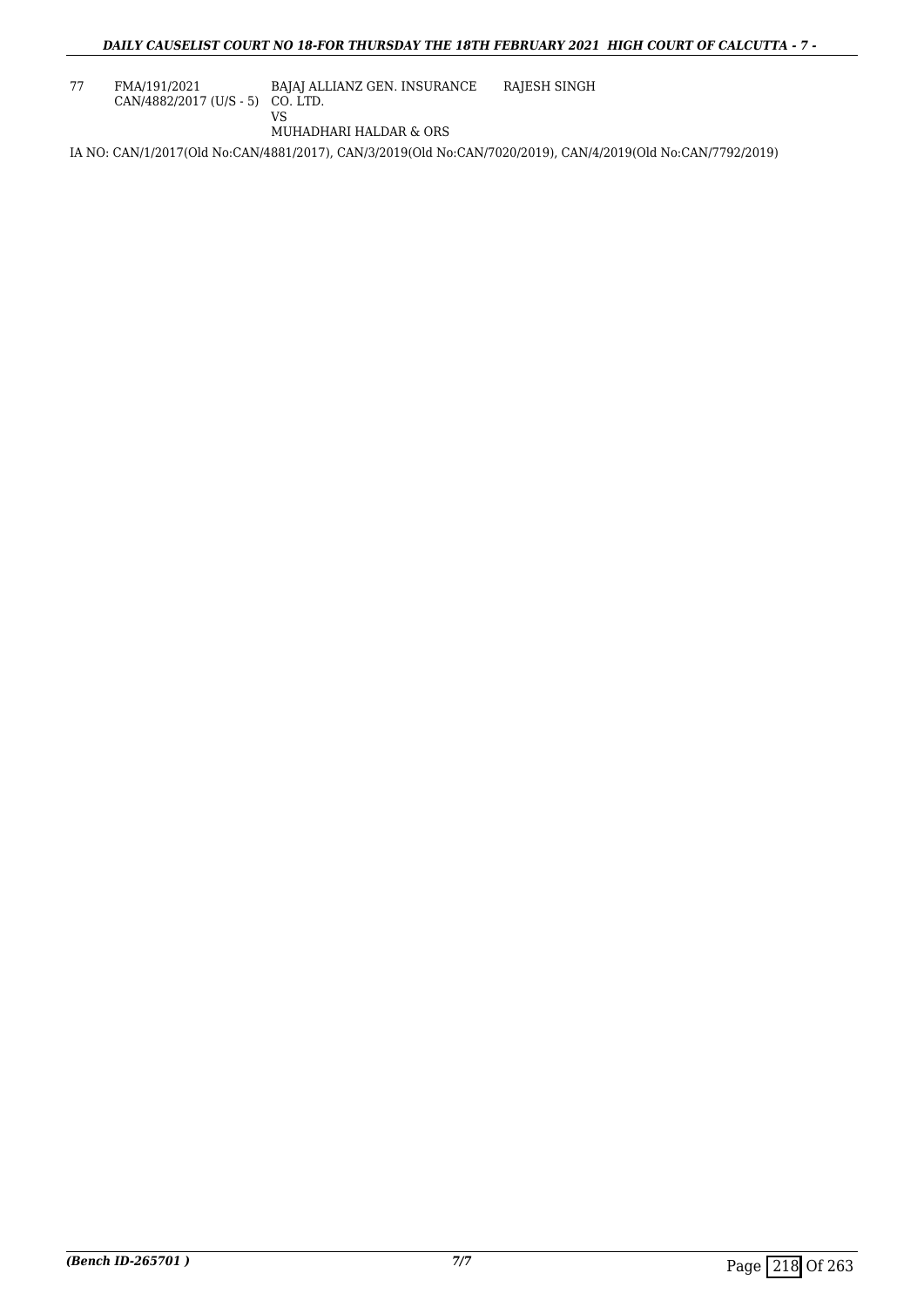| 77 | FMA/191/2021<br>CAN/4882/2017 (U/S - 5) | BAJAJ ALLIANZ GEN. INSURANCE CO. LTD.<br>VS<br>MUHADHARI HALDAR & ORS | RAJESH SINGH |
|---|---|---|---|

IA NO: CAN/1/2017(Old No:CAN/4881/2017), CAN/3/2019(Old No:CAN/7020/2019), CAN/4/2019(Old No:CAN/7792/2019)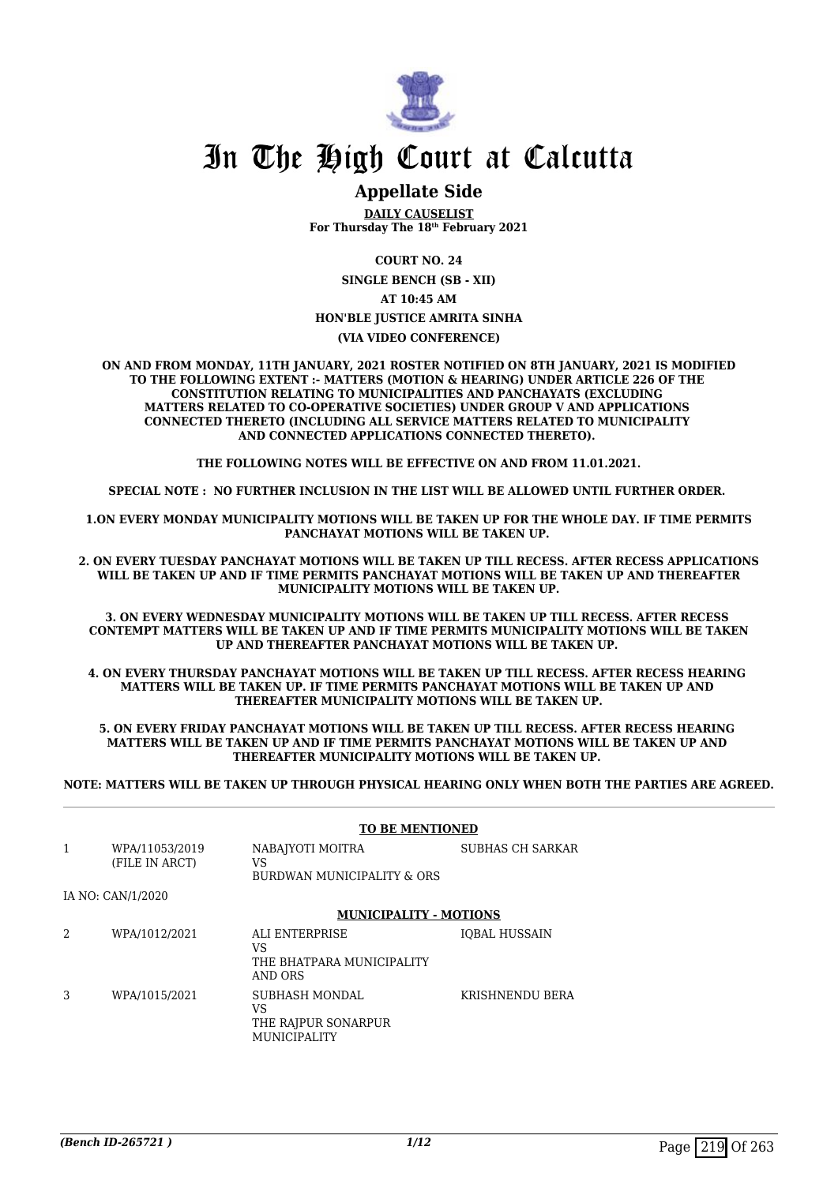# In The High Court at Calcutta

## Appellate Side

**DAILY CAUSELIST**
**For Thursday The 18th February 2021**

**COURT NO. 24**

**SINGLE BENCH (SB - XII)**

**AT 10:45 AM**

**HON'BLE JUSTICE AMRITA SINHA**

**(VIA VIDEO CONFERENCE)**

**ON AND FROM MONDAY, 11TH JANUARY, 2021 ROSTER NOTIFIED ON 8TH JANUARY, 2021 IS MODIFIED TO THE FOLLOWING EXTENT :- MATTERS (MOTION & HEARING) UNDER ARTICLE 226 OF THE CONSTITUTION RELATING TO MUNICIPALITIES AND PANCHAYATS (EXCLUDING MATTERS RELATED TO CO-OPERATIVE SOCIETIES) UNDER GROUP V AND APPLICATIONS CONNECTED THERETO (INCLUDING ALL SERVICE MATTERS RELATED TO MUNICIPALITY AND CONNECTED APPLICATIONS CONNECTED THERETO).**

**THE FOLLOWING NOTES WILL BE EFFECTIVE ON AND FROM 11.01.2021.**

**SPECIAL NOTE : NO FURTHER INCLUSION IN THE LIST WILL BE ALLOWED UNTIL FURTHER ORDER.**

**1.ON EVERY MONDAY MUNICIPALITY MOTIONS WILL BE TAKEN UP FOR THE WHOLE DAY. IF TIME PERMITS PANCHAYAT MOTIONS WILL BE TAKEN UP.**

**2. ON EVERY TUESDAY PANCHAYAT MOTIONS WILL BE TAKEN UP TILL RECESS. AFTER RECESS APPLICATIONS WILL BE TAKEN UP AND IF TIME PERMITS PANCHAYAT MOTIONS WILL BE TAKEN UP AND THEREAFTER MUNICIPALITY MOTIONS WILL BE TAKEN UP.**

**3. ON EVERY WEDNESDAY MUNICIPALITY MOTIONS WILL BE TAKEN UP TILL RECESS. AFTER RECESS CONTEMPT MATTERS WILL BE TAKEN UP AND IF TIME PERMITS MUNICIPALITY MOTIONS WILL BE TAKEN UP AND THEREAFTER PANCHAYAT MOTIONS WILL BE TAKEN UP.**

**4. ON EVERY THURSDAY PANCHAYAT MOTIONS WILL BE TAKEN UP TILL RECESS. AFTER RECESS HEARING MATTERS WILL BE TAKEN UP. IF TIME PERMITS PANCHAYAT MOTIONS WILL BE TAKEN UP AND THEREAFTER MUNICIPALITY MOTIONS WILL BE TAKEN UP.**

**5. ON EVERY FRIDAY PANCHAYAT MOTIONS WILL BE TAKEN UP TILL RECESS. AFTER RECESS HEARING MATTERS WILL BE TAKEN UP AND IF TIME PERMITS PANCHAYAT MOTIONS WILL BE TAKEN UP AND THEREAFTER MUNICIPALITY MOTIONS WILL BE TAKEN UP.**

**NOTE: MATTERS WILL BE TAKEN UP THROUGH PHYSICAL HEARING ONLY WHEN BOTH THE PARTIES ARE AGREED.**

**TO BE MENTIONED**

| | | | |
|---|---|---|---|
| 1 | WPA/11053/2019 (FILE IN ARCT) | NABAJYOTI MOITRA VS BURDWAN MUNICIPALITY & ORS | SUBHAS CH SARKAR |

IA NO: CAN/1/2020

**MUNICIPALITY - MOTIONS**

| | | | |
|---|---|---|---|
| 2 | WPA/1012/2021 | ALI ENTERPRISE VS THE BHATPARA MUNICIPALITY AND ORS | IQBAL HUSSAIN |
| 3 | WPA/1015/2021 | SUBHASH MONDAL VS THE RAJPUR SONARPUR MUNICIPALITY | KRISHNENDU BERA |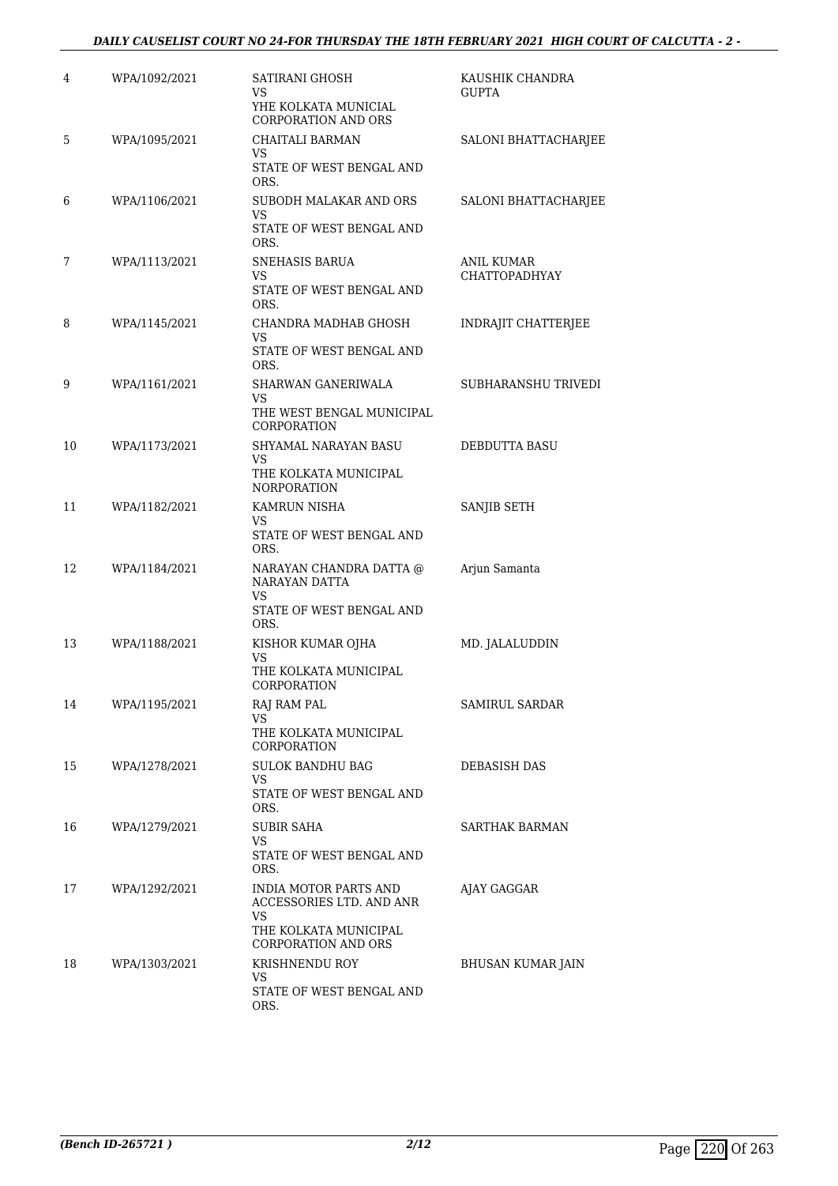| | | | |
|---|---|---|---|
| 4 | WPA/1092/2021 | SATIRANI GHOSH<br>VS<br>YHE KOLKATA MUNICIAL CORPORATION AND ORS | KAUSHIK CHANDRA GUPTA |
| 5 | WPA/1095/2021 | CHAITALI BARMAN<br>VS<br>STATE OF WEST BENGAL AND ORS. | SALONI BHATTACHARJEE |
| 6 | WPA/1106/2021 | SUBODH MALAKAR AND ORS<br>VS<br>STATE OF WEST BENGAL AND ORS. | SALONI BHATTACHARJEE |
| 7 | WPA/1113/2021 | SNEHASIS BARUA<br>VS<br>STATE OF WEST BENGAL AND ORS. | ANIL KUMAR CHATTOPADHYAY |
| 8 | WPA/1145/2021 | CHANDRA MADHAB GHOSH<br>VS<br>STATE OF WEST BENGAL AND ORS. | INDRAJIT CHATTERJEE |
| 9 | WPA/1161/2021 | SHARWAN GANERIWALA<br>VS<br>THE WEST BENGAL MUNICIPAL CORPORATION | SUBHARANSHU TRIVEDI |
| 10 | WPA/1173/2021 | SHYAMAL NARAYAN BASU<br>VS<br>THE KOLKATA MUNICIPAL NORPORATION | DEBDUTTA BASU |
| 11 | WPA/1182/2021 | KAMRUN NISHA<br>VS<br>STATE OF WEST BENGAL AND ORS. | SANJIB SETH |
| 12 | WPA/1184/2021 | NARAYAN CHANDRA DATTA @ NARAYAN DATTA<br>VS<br>STATE OF WEST BENGAL AND ORS. | Arjun Samanta |
| 13 | WPA/1188/2021 | KISHOR KUMAR OJHA<br>VS<br>THE KOLKATA MUNICIPAL CORPORATION | MD. JALALUDDIN |
| 14 | WPA/1195/2021 | RAJ RAM PAL<br>VS<br>THE KOLKATA MUNICIPAL CORPORATION | SAMIRUL SARDAR |
| 15 | WPA/1278/2021 | SULOK BANDHU BAG<br>VS<br>STATE OF WEST BENGAL AND ORS. | DEBASISH DAS |
| 16 | WPA/1279/2021 | SUBIR SAHA<br>VS<br>STATE OF WEST BENGAL AND ORS. | SARTHAK BARMAN |
| 17 | WPA/1292/2021 | INDIA MOTOR PARTS AND ACCESSORIES LTD. AND ANR<br>VS<br>THE KOLKATA MUNICIPAL CORPORATION AND ORS | AJAY GAGGAR |
| 18 | WPA/1303/2021 | KRISHNENDU ROY<br>VS<br>STATE OF WEST BENGAL AND ORS. | BHUSAN KUMAR JAIN |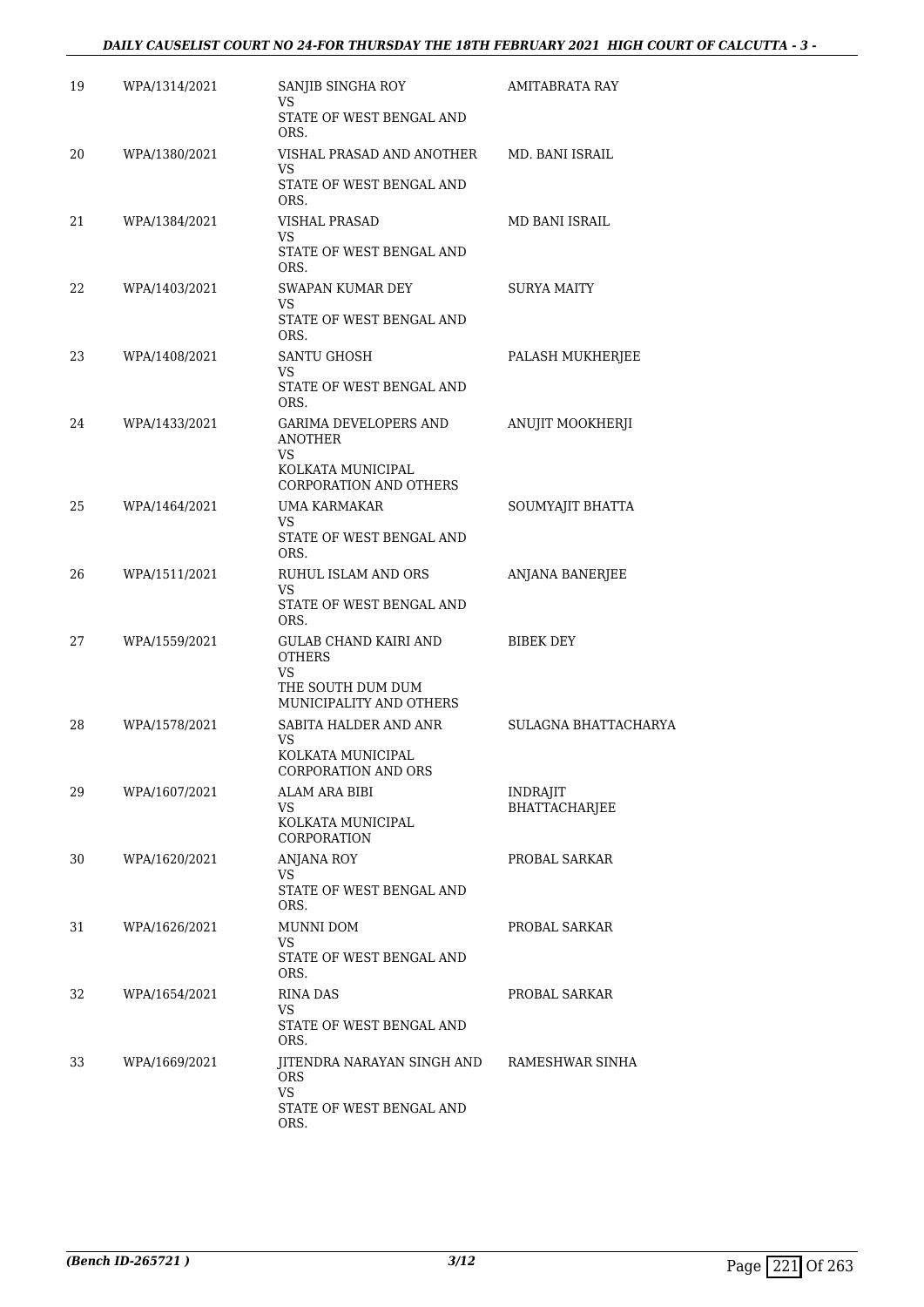| | | | |
|---|---|---|---|
| 19 | WPA/1314/2021 | SANJIB SINGHA ROY<br>VS<br>STATE OF WEST BENGAL AND ORS. | AMITABRATA RAY |
| 20 | WPA/1380/2021 | VISHAL PRASAD AND ANOTHER<br>VS<br>STATE OF WEST BENGAL AND ORS. | MD. BANI ISRAIL |
| 21 | WPA/1384/2021 | VISHAL PRASAD<br>VS<br>STATE OF WEST BENGAL AND ORS. | MD BANI ISRAIL |
| 22 | WPA/1403/2021 | SWAPAN KUMAR DEY<br>VS<br>STATE OF WEST BENGAL AND ORS. | SURYA MAITY |
| 23 | WPA/1408/2021 | SANTU GHOSH<br>VS<br>STATE OF WEST BENGAL AND ORS. | PALASH MUKHERJEE |
| 24 | WPA/1433/2021 | GARIMA DEVELOPERS AND ANOTHER<br>VS<br>KOLKATA MUNICIPAL CORPORATION AND OTHERS | ANUJIT MOOKHERJI |
| 25 | WPA/1464/2021 | UMA KARMAKAR<br>VS<br>STATE OF WEST BENGAL AND ORS. | SOUMYAJIT BHATTA |
| 26 | WPA/1511/2021 | RUHUL ISLAM AND ORS<br>VS<br>STATE OF WEST BENGAL AND ORS. | ANJANA BANERJEE |
| 27 | WPA/1559/2021 | GULAB CHAND KAIRI AND OTHERS<br>VS<br>THE SOUTH DUM DUM MUNICIPALITY AND OTHERS | BIBEK DEY |
| 28 | WPA/1578/2021 | SABITA HALDER AND ANR<br>VS<br>KOLKATA MUNICIPAL CORPORATION AND ORS | SULAGNA BHATTACHARYA |
| 29 | WPA/1607/2021 | ALAM ARA BIBI<br>VS<br>KOLKATA MUNICIPAL CORPORATION | INDRAJIT BHATTACHARJEE |
| 30 | WPA/1620/2021 | ANJANA ROY<br>VS<br>STATE OF WEST BENGAL AND ORS. | PROBAL SARKAR |
| 31 | WPA/1626/2021 | MUNNI DOM<br>VS<br>STATE OF WEST BENGAL AND ORS. | PROBAL SARKAR |
| 32 | WPA/1654/2021 | RINA DAS<br>VS<br>STATE OF WEST BENGAL AND ORS. | PROBAL SARKAR |
| 33 | WPA/1669/2021 | JITENDRA NARAYAN SINGH AND ORS<br>VS<br>STATE OF WEST BENGAL AND ORS. | RAMESHWAR SINHA |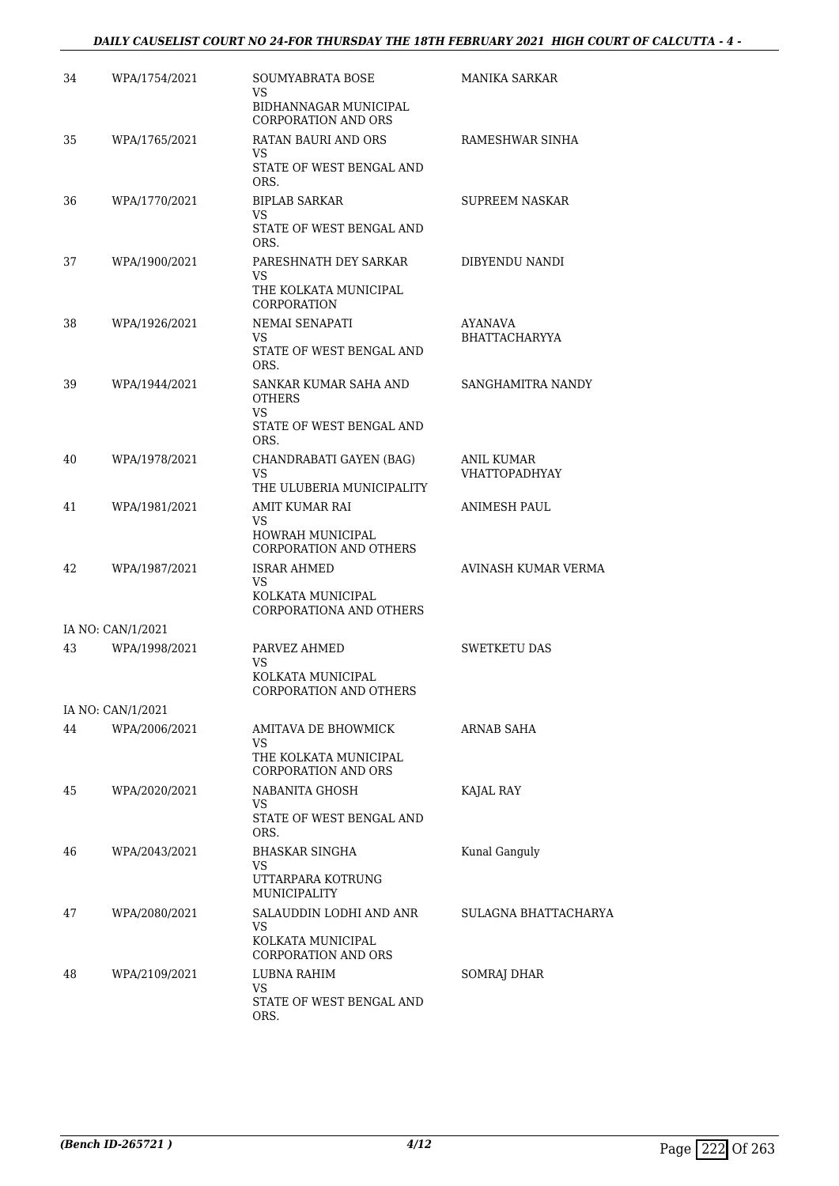| | | | |
|---|---|---|---|
| 34 | WPA/1754/2021 | SOUMYABRATA BOSE<br>VS<br>BIDHANNAGAR MUNICIPAL CORPORATION AND ORS | MANIKA SARKAR |
| 35 | WPA/1765/2021 | RATAN BAURI AND ORS<br>VS<br>STATE OF WEST BENGAL AND ORS. | RAMESHWAR SINHA |
| 36 | WPA/1770/2021 | BIPLAB SARKAR<br>VS<br>STATE OF WEST BENGAL AND ORS. | SUPREEM NASKAR |
| 37 | WPA/1900/2021 | PARESHNATH DEY SARKAR<br>VS<br>THE KOLKATA MUNICIPAL CORPORATION | DIBYENDU NANDI |
| 38 | WPA/1926/2021 | NEMAI SENAPATI<br>VS<br>STATE OF WEST BENGAL AND ORS. | AYANAVA BHATTACHARYYA |
| 39 | WPA/1944/2021 | SANKAR KUMAR SAHA AND OTHERS<br>VS<br>STATE OF WEST BENGAL AND ORS. | SANGHAMITRA NANDY |
| 40 | WPA/1978/2021 | CHANDRABATI GAYEN (BAG)<br>VS<br>THE ULUBERIA MUNICIPALITY | ANIL KUMAR VHATTOPADHYAY |
| 41 | WPA/1981/2021 | AMIT KUMAR RAI<br>VS<br>HOWRAH MUNICIPAL CORPORATION AND OTHERS | ANIMESH PAUL |
| 42 | WPA/1987/2021 | ISRAR AHMED<br>VS<br>KOLKATA MUNICIPAL CORPORATIONA AND OTHERS | AVINASH KUMAR VERMA |
| IA NO: CAN/1/2021 | | | |
| 43 | WPA/1998/2021 | PARVEZ AHMED<br>VS<br>KOLKATA MUNICIPAL CORPORATION AND OTHERS | SWETKETU DAS |
| IA NO: CAN/1/2021 | | | |
| 44 | WPA/2006/2021 | AMITAVA DE BHOWMICK<br>VS<br>THE KOLKATA MUNICIPAL CORPORATION AND ORS | ARNAB SAHA |
| 45 | WPA/2020/2021 | NABANITA GHOSH<br>VS<br>STATE OF WEST BENGAL AND ORS. | KAJAL RAY |
| 46 | WPA/2043/2021 | BHASKAR SINGHA<br>VS<br>UTTARPARA KOTRUNG MUNICIPALITY | Kunal Ganguly |
| 47 | WPA/2080/2021 | SALAUDDIN LODHI AND ANR<br>VS<br>KOLKATA MUNICIPAL CORPORATION AND ORS | SULAGNA BHATTACHARYA |
| 48 | WPA/2109/2021 | LUBNA RAHIM<br>VS<br>STATE OF WEST BENGAL AND ORS. | SOMRAJ DHAR |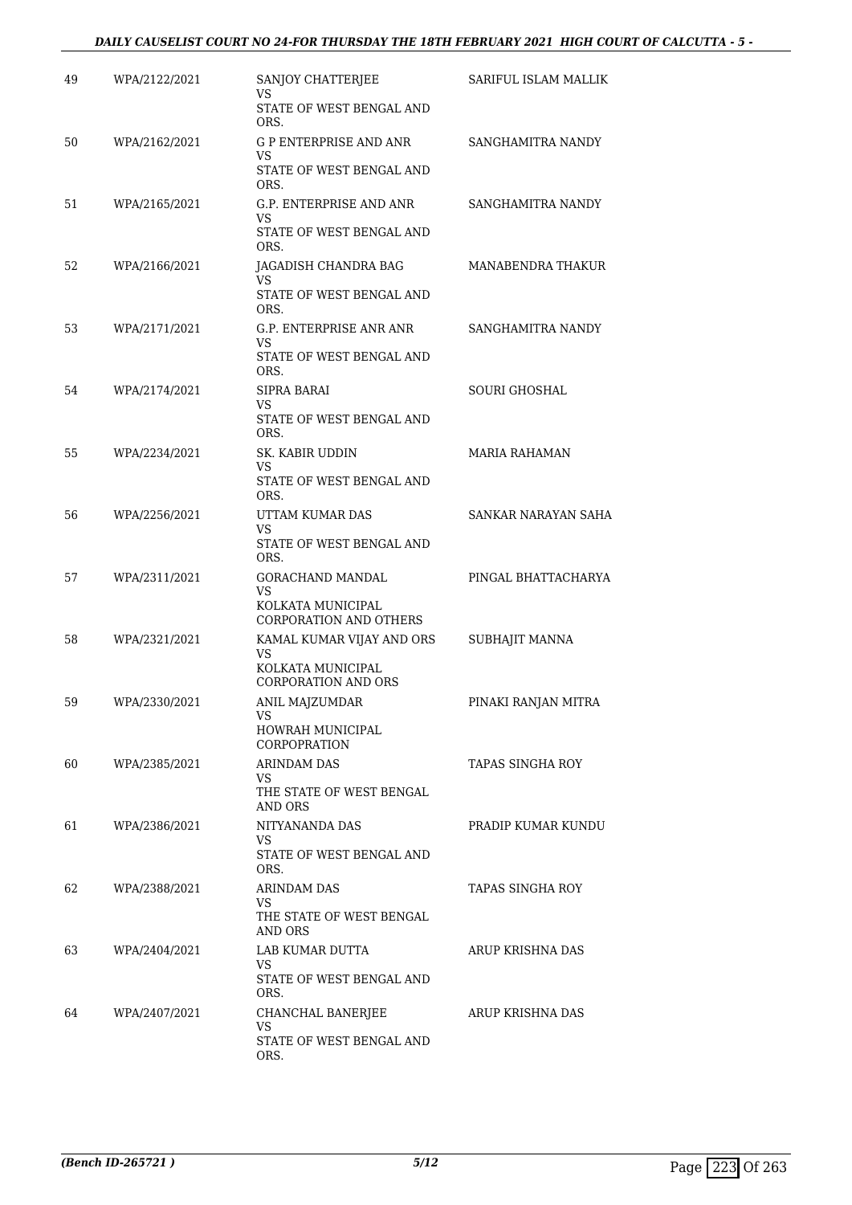| | | | |
|---|---|---|---|
| 49 | WPA/2122/2021 | SANJOY CHATTERJEE<br>VS<br>STATE OF WEST BENGAL AND ORS. | SARIFUL ISLAM MALLIK |
| 50 | WPA/2162/2021 | G P ENTERPRISE AND ANR<br>VS<br>STATE OF WEST BENGAL AND ORS. | SANGHAMITRA NANDY |
| 51 | WPA/2165/2021 | G.P. ENTERPRISE AND ANR<br>VS<br>STATE OF WEST BENGAL AND ORS. | SANGHAMITRA NANDY |
| 52 | WPA/2166/2021 | JAGADISH CHANDRA BAG<br>VS<br>STATE OF WEST BENGAL AND ORS. | MANABENDRA THAKUR |
| 53 | WPA/2171/2021 | G.P. ENTERPRISE ANR ANR<br>VS<br>STATE OF WEST BENGAL AND ORS. | SANGHAMITRA NANDY |
| 54 | WPA/2174/2021 | SIPRA BARAI<br>VS<br>STATE OF WEST BENGAL AND ORS. | SOURI GHOSHAL |
| 55 | WPA/2234/2021 | SK. KABIR UDDIN<br>VS<br>STATE OF WEST BENGAL AND ORS. | MARIA RAHAMAN |
| 56 | WPA/2256/2021 | UTTAM KUMAR DAS<br>VS<br>STATE OF WEST BENGAL AND ORS. | SANKAR NARAYAN SAHA |
| 57 | WPA/2311/2021 | GORACHAND MANDAL<br>VS<br>KOLKATA MUNICIPAL CORPORATION AND OTHERS | PINGAL BHATTACHARYA |
| 58 | WPA/2321/2021 | KAMAL KUMAR VIJAY AND ORS<br>VS<br>KOLKATA MUNICIPAL CORPORATION AND ORS | SUBHAJIT MANNA |
| 59 | WPA/2330/2021 | ANIL MAJZUMDAR<br>VS<br>HOWRAH MUNICIPAL CORPOPRATION | PINAKI RANJAN MITRA |
| 60 | WPA/2385/2021 | ARINDAM DAS<br>VS<br>THE STATE OF WEST BENGAL AND ORS | TAPAS SINGHA ROY |
| 61 | WPA/2386/2021 | NITYANANDA DAS<br>VS<br>STATE OF WEST BENGAL AND ORS. | PRADIP KUMAR KUNDU |
| 62 | WPA/2388/2021 | ARINDAM DAS<br>VS<br>THE STATE OF WEST BENGAL AND ORS | TAPAS SINGHA ROY |
| 63 | WPA/2404/2021 | LAB KUMAR DUTTA<br>VS<br>STATE OF WEST BENGAL AND ORS. | ARUP KRISHNA DAS |
| 64 | WPA/2407/2021 | CHANCHAL BANERJEE<br>VS<br>STATE OF WEST BENGAL AND ORS. | ARUP KRISHNA DAS |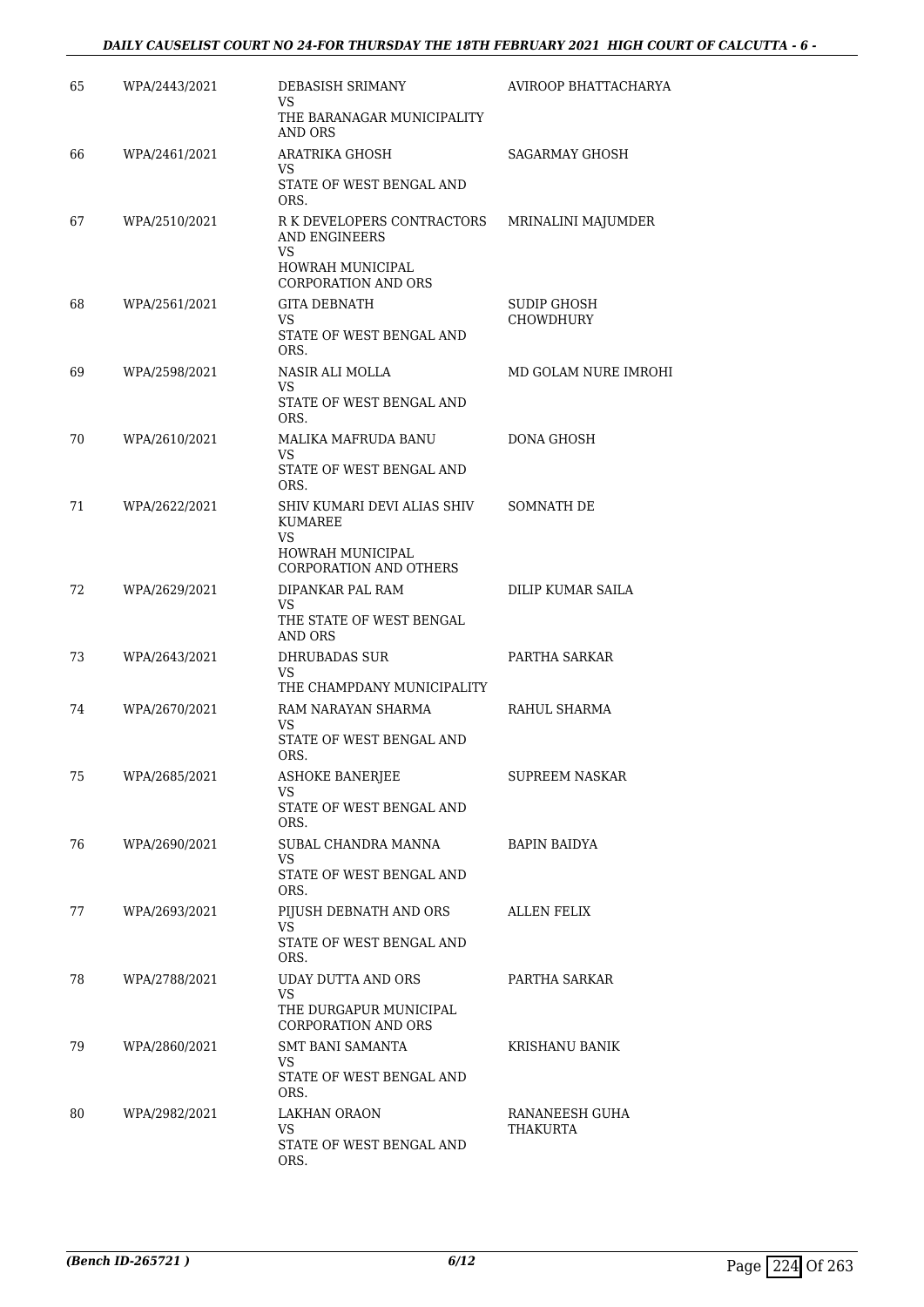| | | | |
|---|---|---|---|
| 65 | WPA/2443/2021 | DEBASISH SRIMANY<br>VS<br>THE BARANAGAR MUNICIPALITY AND ORS | AVIROOP BHATTACHARYA |
| 66 | WPA/2461/2021 | ARATRIKA GHOSH<br>VS<br>STATE OF WEST BENGAL AND ORS. | SAGARMAY GHOSH |
| 67 | WPA/2510/2021 | R K DEVELOPERS CONTRACTORS AND ENGINEERS<br>VS<br>HOWRAH MUNICIPAL CORPORATION AND ORS | MRINALINI MAJUMDER |
| 68 | WPA/2561/2021 | GITA DEBNATH<br>VS<br>STATE OF WEST BENGAL AND ORS. | SUDIP GHOSH CHOWDHURY |
| 69 | WPA/2598/2021 | NASIR ALI MOLLA<br>VS<br>STATE OF WEST BENGAL AND ORS. | MD GOLAM NURE IMROHI |
| 70 | WPA/2610/2021 | MALIKA MAFRUDA BANU<br>VS<br>STATE OF WEST BENGAL AND ORS. | DONA GHOSH |
| 71 | WPA/2622/2021 | SHIV KUMARI DEVI ALIAS SHIV KUMAREE<br>VS<br>HOWRAH MUNICIPAL CORPORATION AND OTHERS | SOMNATH DE |
| 72 | WPA/2629/2021 | DIPANKAR PAL RAM<br>VS<br>THE STATE OF WEST BENGAL AND ORS | DILIP KUMAR SAILA |
| 73 | WPA/2643/2021 | DHRUBADAS SUR<br>VS<br>THE CHAMPDANY MUNICIPALITY | PARTHA SARKAR |
| 74 | WPA/2670/2021 | RAM NARAYAN SHARMA<br>VS<br>STATE OF WEST BENGAL AND ORS. | RAHUL SHARMA |
| 75 | WPA/2685/2021 | ASHOKE BANERJEE<br>VS<br>STATE OF WEST BENGAL AND ORS. | SUPREEM NASKAR |
| 76 | WPA/2690/2021 | SUBAL CHANDRA MANNA<br>VS<br>STATE OF WEST BENGAL AND ORS. | BAPIN BAIDYA |
| 77 | WPA/2693/2021 | PIJUSH DEBNATH AND ORS<br>VS<br>STATE OF WEST BENGAL AND ORS. | ALLEN FELIX |
| 78 | WPA/2788/2021 | UDAY DUTTA AND ORS<br>VS<br>THE DURGAPUR MUNICIPAL CORPORATION AND ORS | PARTHA SARKAR |
| 79 | WPA/2860/2021 | SMT BANI SAMANTA<br>VS<br>STATE OF WEST BENGAL AND ORS. | KRISHANU BANIK |
| 80 | WPA/2982/2021 | LAKHAN ORAON<br>VS<br>STATE OF WEST BENGAL AND ORS. | RANANEESH GUHA THAKURTA |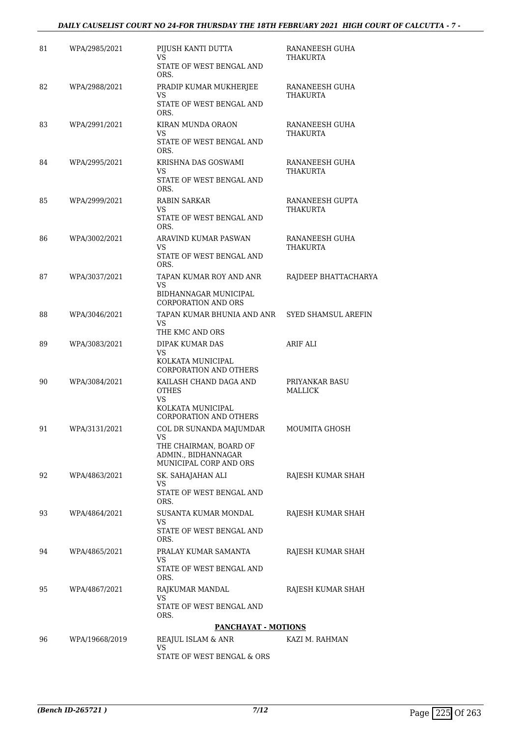| | | | |
|---|---|---|---|
| 81 | WPA/2985/2021 | PIJUSH KANTI DUTTA<br>VS<br>STATE OF WEST BENGAL AND ORS. | RANANEESH GUHA THAKURTA |
| 82 | WPA/2988/2021 | PRADIP KUMAR MUKHERJEE<br>VS<br>STATE OF WEST BENGAL AND ORS. | RANANEESH GUHA THAKURTA |
| 83 | WPA/2991/2021 | KIRAN MUNDA ORAON<br>VS<br>STATE OF WEST BENGAL AND ORS. | RANANEESH GUHA THAKURTA |
| 84 | WPA/2995/2021 | KRISHNA DAS GOSWAMI<br>VS<br>STATE OF WEST BENGAL AND ORS. | RANANEESH GUHA THAKURTA |
| 85 | WPA/2999/2021 | RABIN SARKAR<br>VS<br>STATE OF WEST BENGAL AND ORS. | RANANEESH GUPTA THAKURTA |
| 86 | WPA/3002/2021 | ARAVIND KUMAR PASWAN<br>VS<br>STATE OF WEST BENGAL AND ORS. | RANANEESH GUHA THAKURTA |
| 87 | WPA/3037/2021 | TAPAN KUMAR ROY AND ANR<br>VS<br>BIDHANNAGAR MUNICIPAL CORPORATION AND ORS | RAJDEEP BHATTACHARYA |
| 88 | WPA/3046/2021 | TAPAN KUMAR BHUNIA AND ANR<br>VS<br>THE KMC AND ORS | SYED SHAMSUL AREFIN |
| 89 | WPA/3083/2021 | DIPAK KUMAR DAS<br>VS<br>KOLKATA MUNICIPAL CORPORATION AND OTHERS | ARIF ALI |
| 90 | WPA/3084/2021 | KAILASH CHAND DAGA AND OTHES<br>VS<br>KOLKATA MUNICIPAL CORPORATION AND OTHERS | PRIYANKAR BASU MALLICK |
| 91 | WPA/3131/2021 | COL DR SUNANDA MAJUMDAR<br>VS<br>THE CHAIRMAN, BOARD OF ADMIN., BIDHANNAGAR MUNICIPAL CORP AND ORS | MOUMITA GHOSH |
| 92 | WPA/4863/2021 | SK. SAHAJAHAN ALI<br>VS<br>STATE OF WEST BENGAL AND ORS. | RAJESH KUMAR SHAH |
| 93 | WPA/4864/2021 | SUSANTA KUMAR MONDAL<br>VS<br>STATE OF WEST BENGAL AND ORS. | RAJESH KUMAR SHAH |
| 94 | WPA/4865/2021 | PRALAY KUMAR SAMANTA<br>VS<br>STATE OF WEST BENGAL AND ORS. | RAJESH KUMAR SHAH |
| 95 | WPA/4867/2021 | RAJKUMAR MANDAL<br>VS<br>STATE OF WEST BENGAL AND ORS. | RAJESH KUMAR SHAH |

**PANCHAYAT - MOTIONS**

| | | | |
|---|---|---|---|
| 96 | WPA/19668/2019 | REAJUL ISLAM & ANR<br>VS<br>STATE OF WEST BENGAL & ORS | KAZI M. RAHMAN |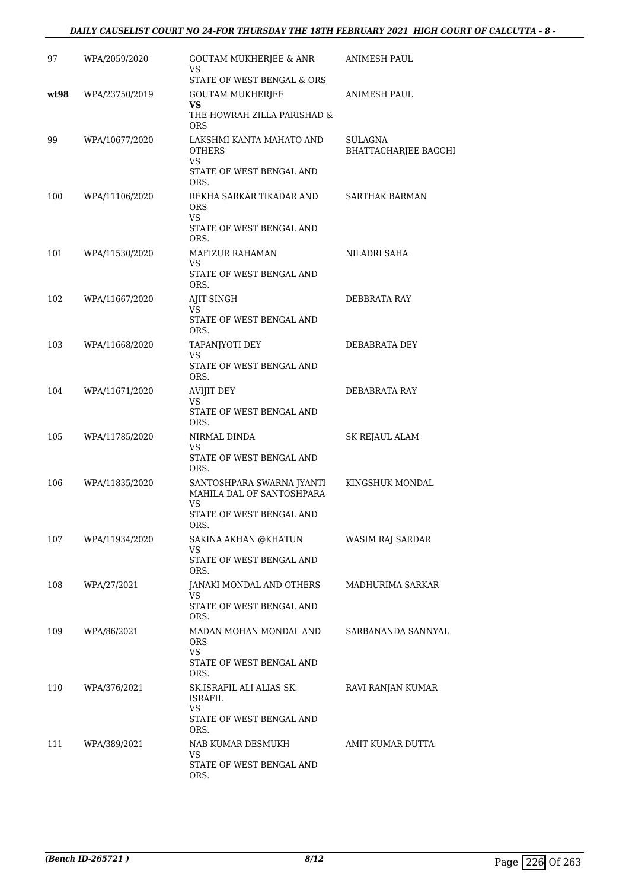| | | | |
|---|---|---|---|
| 97 | WPA/2059/2020 | GOUTAM MUKHERJEE & ANR<br>VS<br>STATE OF WEST BENGAL & ORS | ANIMESH PAUL |
| **wt98** | WPA/23750/2019 | GOUTAM MUKHERJEE<br>**VS**<br>THE HOWRAH ZILLA PARISHAD & ORS | ANIMESH PAUL |
| 99 | WPA/10677/2020 | LAKSHMI KANTA MAHATO AND OTHERS<br>VS<br>STATE OF WEST BENGAL AND ORS. | SULAGNA BHATTACHARJEE BAGCHI |
| 100 | WPA/11106/2020 | REKHA SARKAR TIKADAR AND ORS<br>VS<br>STATE OF WEST BENGAL AND ORS. | SARTHAK BARMAN |
| 101 | WPA/11530/2020 | MAFIZUR RAHAMAN<br>VS<br>STATE OF WEST BENGAL AND ORS. | NILADRI SAHA |
| 102 | WPA/11667/2020 | AJIT SINGH<br>VS<br>STATE OF WEST BENGAL AND ORS. | DEBBRATA RAY |
| 103 | WPA/11668/2020 | TAPANJYOTI DEY<br>VS<br>STATE OF WEST BENGAL AND ORS. | DEBABRATA DEY |
| 104 | WPA/11671/2020 | AVIJIT DEY<br>VS<br>STATE OF WEST BENGAL AND ORS. | DEBABRATA RAY |
| 105 | WPA/11785/2020 | NIRMAL DINDA<br>VS<br>STATE OF WEST BENGAL AND ORS. | SK REJAUL ALAM |
| 106 | WPA/11835/2020 | SANTOSHPARA SWARNA JYANTI MAHILA DAL OF SANTOSHPARA<br>VS<br>STATE OF WEST BENGAL AND ORS. | KINGSHUK MONDAL |
| 107 | WPA/11934/2020 | SAKINA AKHAN @KHATUN<br>VS<br>STATE OF WEST BENGAL AND ORS. | WASIM RAJ SARDAR |
| 108 | WPA/27/2021 | JANAKI MONDAL AND OTHERS<br>VS<br>STATE OF WEST BENGAL AND ORS. | MADHURIMA SARKAR |
| 109 | WPA/86/2021 | MADAN MOHAN MONDAL AND ORS<br>VS<br>STATE OF WEST BENGAL AND ORS. | SARBANANDA SANNYAL |
| 110 | WPA/376/2021 | SK.ISRAFIL ALI ALIAS SK. ISRAFIL<br>VS<br>STATE OF WEST BENGAL AND ORS. | RAVI RANJAN KUMAR |
| 111 | WPA/389/2021 | NAB KUMAR DESMUKH<br>VS<br>STATE OF WEST BENGAL AND ORS. | AMIT KUMAR DUTTA |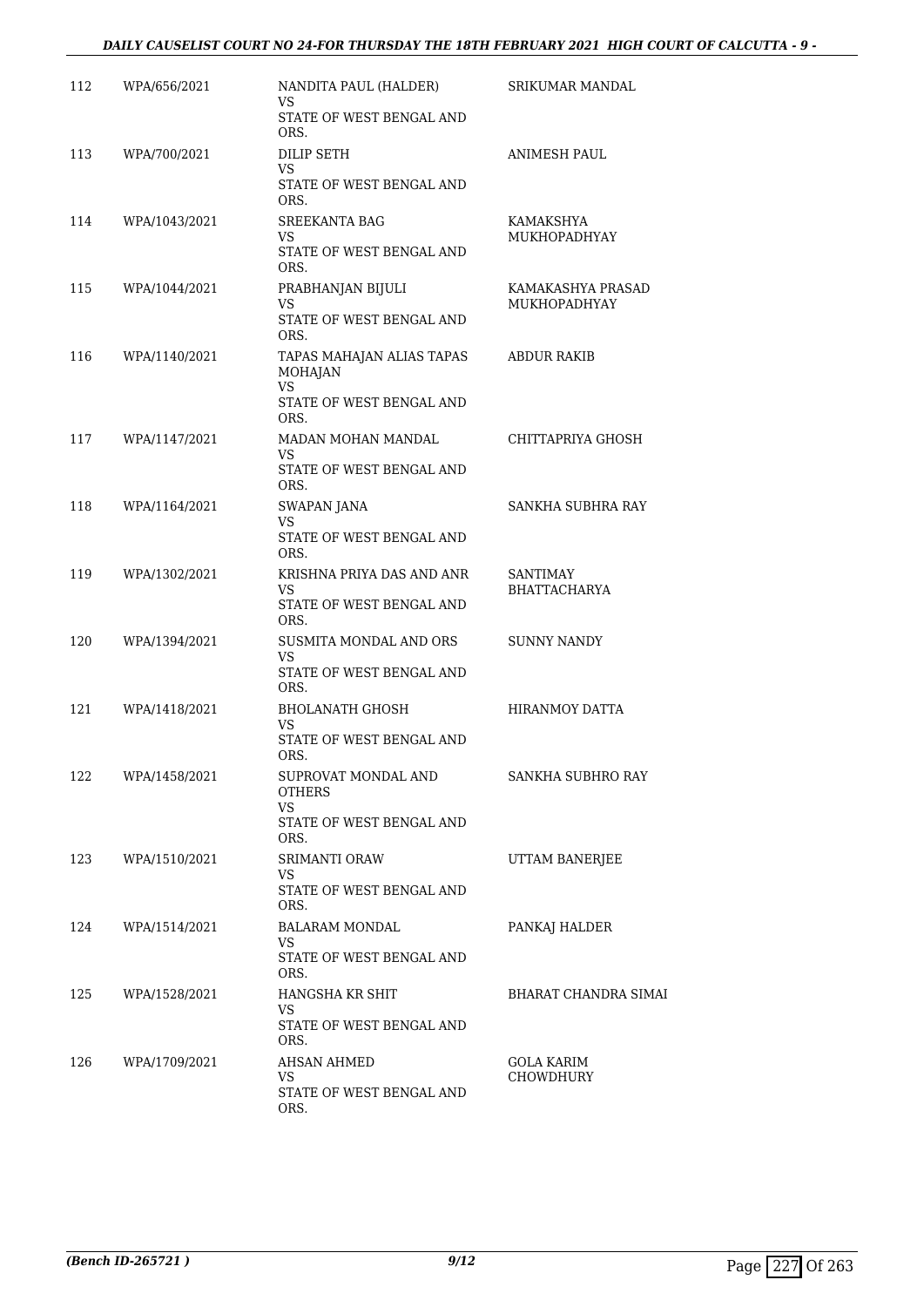| | | | |
|---|---|---|---|
| 112 | WPA/656/2021 | NANDITA PAUL (HALDER)<br>VS<br>STATE OF WEST BENGAL AND ORS. | SRIKUMAR MANDAL |
| 113 | WPA/700/2021 | DILIP SETH<br>VS<br>STATE OF WEST BENGAL AND ORS. | ANIMESH PAUL |
| 114 | WPA/1043/2021 | SREEKANTA BAG<br>VS<br>STATE OF WEST BENGAL AND ORS. | KAMAKSHYA MUKHOPADHYAY |
| 115 | WPA/1044/2021 | PRABHANJAN BIJULI<br>VS<br>STATE OF WEST BENGAL AND ORS. | KAMAKASHYA PRASAD MUKHOPADHYAY |
| 116 | WPA/1140/2021 | TAPAS MAHAJAN ALIAS TAPAS MOHAJAN<br>VS<br>STATE OF WEST BENGAL AND ORS. | ABDUR RAKIB |
| 117 | WPA/1147/2021 | MADAN MOHAN MANDAL<br>VS<br>STATE OF WEST BENGAL AND ORS. | CHITTAPRIYA GHOSH |
| 118 | WPA/1164/2021 | SWAPAN JANA<br>VS<br>STATE OF WEST BENGAL AND ORS. | SANKHA SUBHRA RAY |
| 119 | WPA/1302/2021 | KRISHNA PRIYA DAS AND ANR<br>VS<br>STATE OF WEST BENGAL AND ORS. | SANTIMAY BHATTACHARYA |
| 120 | WPA/1394/2021 | SUSMITA MONDAL AND ORS<br>VS<br>STATE OF WEST BENGAL AND ORS. | SUNNY NANDY |
| 121 | WPA/1418/2021 | BHOLANATH GHOSH<br>VS<br>STATE OF WEST BENGAL AND ORS. | HIRANMOY DATTA |
| 122 | WPA/1458/2021 | SUPROVAT MONDAL AND OTHERS<br>VS<br>STATE OF WEST BENGAL AND ORS. | SANKHA SUBHRO RAY |
| 123 | WPA/1510/2021 | SRIMANTI ORAW<br>VS<br>STATE OF WEST BENGAL AND ORS. | UTTAM BANERJEE |
| 124 | WPA/1514/2021 | BALARAM MONDAL<br>VS<br>STATE OF WEST BENGAL AND ORS. | PANKAJ HALDER |
| 125 | WPA/1528/2021 | HANGSHA KR SHIT<br>VS<br>STATE OF WEST BENGAL AND ORS. | BHARAT CHANDRA SIMAI |
| 126 | WPA/1709/2021 | AHSAN AHMED<br>VS<br>STATE OF WEST BENGAL AND ORS. | GOLA KARIM CHOWDHURY |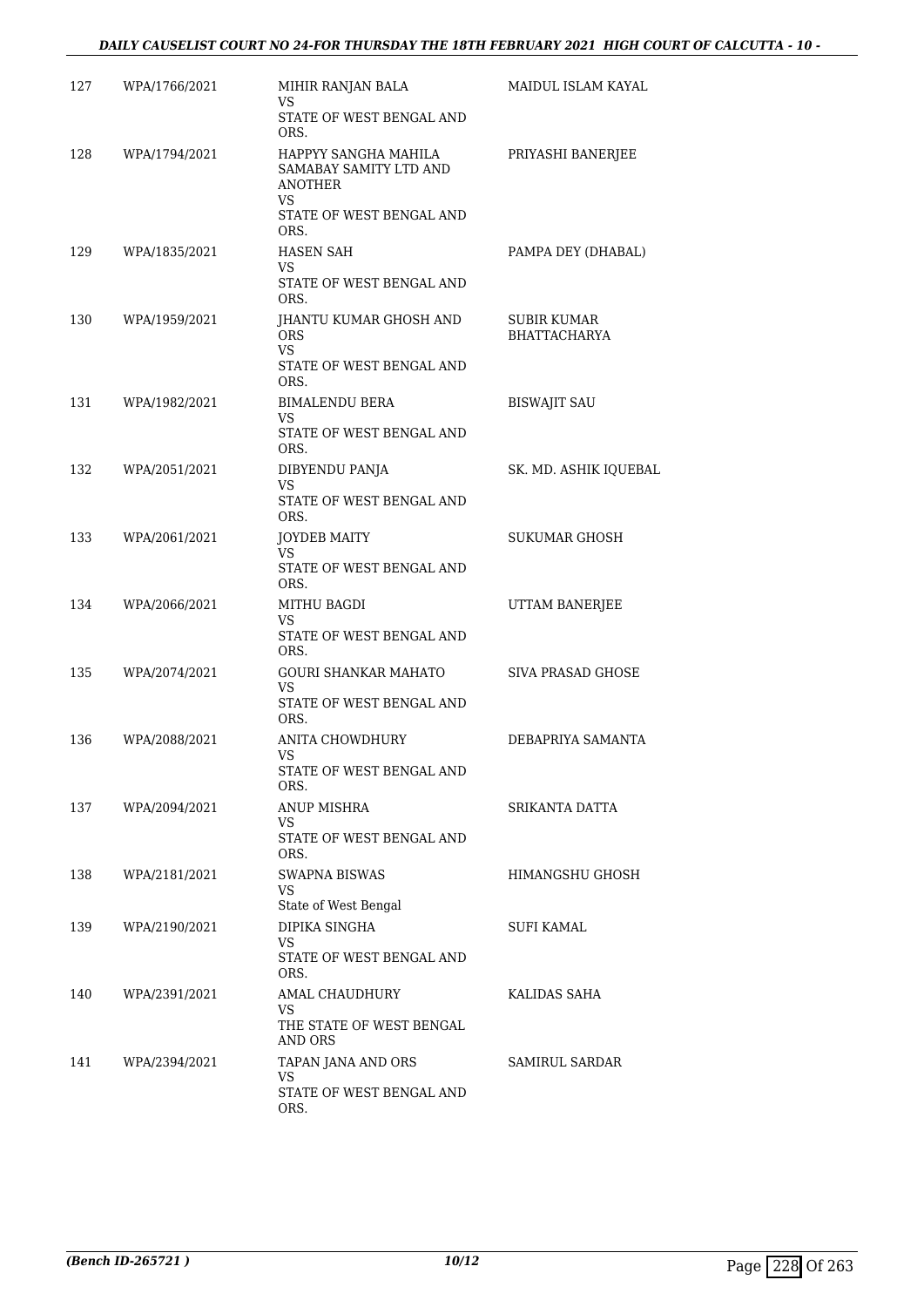| | | | |
|---|---|---|---|
| 127 | WPA/1766/2021 | MIHIR RANJAN BALA<br>VS<br>STATE OF WEST BENGAL AND ORS. | MAIDUL ISLAM KAYAL |
| 128 | WPA/1794/2021 | HAPPYY SANGHA MAHILA SAMABAY SAMITY LTD AND ANOTHER<br>VS<br>STATE OF WEST BENGAL AND ORS. | PRIYASHI BANERJEE |
| 129 | WPA/1835/2021 | HASEN SAH<br>VS<br>STATE OF WEST BENGAL AND ORS. | PAMPA DEY (DHABAL) |
| 130 | WPA/1959/2021 | JHANTU KUMAR GHOSH AND ORS<br>VS<br>STATE OF WEST BENGAL AND ORS. | SUBIR KUMAR BHATTACHARYA |
| 131 | WPA/1982/2021 | BIMALENDU BERA<br>VS<br>STATE OF WEST BENGAL AND ORS. | BISWAJIT SAU |
| 132 | WPA/2051/2021 | DIBYENDU PANJA<br>VS<br>STATE OF WEST BENGAL AND ORS. | SK. MD. ASHIK IQUEBAL |
| 133 | WPA/2061/2021 | JOYDEB MAITY<br>VS<br>STATE OF WEST BENGAL AND ORS. | SUKUMAR GHOSH |
| 134 | WPA/2066/2021 | MITHU BAGDI<br>VS<br>STATE OF WEST BENGAL AND ORS. | UTTAM BANERJEE |
| 135 | WPA/2074/2021 | GOURI SHANKAR MAHATO<br>VS<br>STATE OF WEST BENGAL AND ORS. | SIVA PRASAD GHOSE |
| 136 | WPA/2088/2021 | ANITA CHOWDHURY<br>VS<br>STATE OF WEST BENGAL AND ORS. | DEBAPRIYA SAMANTA |
| 137 | WPA/2094/2021 | ANUP MISHRA<br>VS<br>STATE OF WEST BENGAL AND ORS. | SRIKANTA DATTA |
| 138 | WPA/2181/2021 | SWAPNA BISWAS<br>VS<br>State of West Bengal | HIMANGSHU GHOSH |
| 139 | WPA/2190/2021 | DIPIKA SINGHA<br>VS<br>STATE OF WEST BENGAL AND ORS. | SUFI KAMAL |
| 140 | WPA/2391/2021 | AMAL CHAUDHURY<br>VS<br>THE STATE OF WEST BENGAL AND ORS | KALIDAS SAHA |
| 141 | WPA/2394/2021 | TAPAN JANA AND ORS<br>VS<br>STATE OF WEST BENGAL AND ORS. | SAMIRUL SARDAR |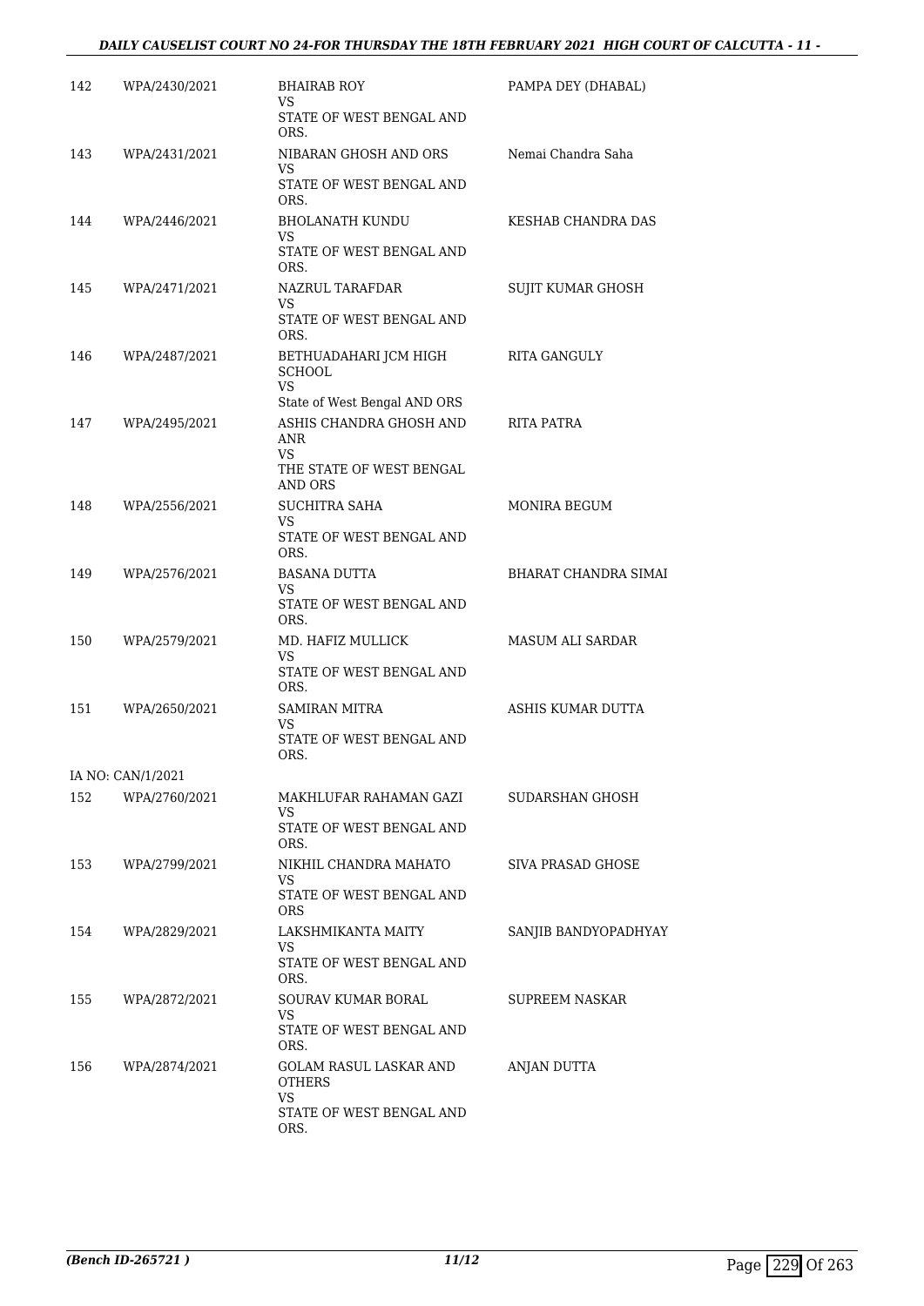| | | | |
|---|---|---|---|
| 142 | WPA/2430/2021 | BHAIRAB ROY<br>VS<br>STATE OF WEST BENGAL AND ORS. | PAMPA DEY (DHABAL) |
| 143 | WPA/2431/2021 | NIBARAN GHOSH AND ORS<br>VS<br>STATE OF WEST BENGAL AND ORS. | Nemai Chandra Saha |
| 144 | WPA/2446/2021 | BHOLANATH KUNDU<br>VS<br>STATE OF WEST BENGAL AND ORS. | KESHAB CHANDRA DAS |
| 145 | WPA/2471/2021 | NAZRUL TARAFDAR<br>VS<br>STATE OF WEST BENGAL AND ORS. | SUJIT KUMAR GHOSH |
| 146 | WPA/2487/2021 | BETHUADAHARI JCM HIGH SCHOOL<br>VS<br>State of West Bengal AND ORS | RITA GANGULY |
| 147 | WPA/2495/2021 | ASHIS CHANDRA GHOSH AND ANR<br>VS<br>THE STATE OF WEST BENGAL AND ORS | RITA PATRA |
| 148 | WPA/2556/2021 | SUCHITRA SAHA<br>VS<br>STATE OF WEST BENGAL AND ORS. | MONIRA BEGUM |
| 149 | WPA/2576/2021 | BASANA DUTTA<br>VS<br>STATE OF WEST BENGAL AND ORS. | BHARAT CHANDRA SIMAI |
| 150 | WPA/2579/2021 | MD. HAFIZ MULLICK<br>VS<br>STATE OF WEST BENGAL AND ORS. | MASUM ALI SARDAR |
| 151 | WPA/2650/2021 | SAMIRAN MITRA<br>VS<br>STATE OF WEST BENGAL AND ORS. | ASHIS KUMAR DUTTA |
| IA NO: CAN/1/2021 | | | |
| 152 | WPA/2760/2021 | MAKHLUFAR RAHAMAN GAZI<br>VS<br>STATE OF WEST BENGAL AND ORS. | SUDARSHAN GHOSH |
| 153 | WPA/2799/2021 | NIKHIL CHANDRA MAHATO<br>VS<br>STATE OF WEST BENGAL AND ORS | SIVA PRASAD GHOSE |
| 154 | WPA/2829/2021 | LAKSHMIKANTA MAITY<br>VS<br>STATE OF WEST BENGAL AND ORS. | SANJIB BANDYOPADHYAY |
| 155 | WPA/2872/2021 | SOURAV KUMAR BORAL<br>VS<br>STATE OF WEST BENGAL AND ORS. | SUPREEM NASKAR |
| 156 | WPA/2874/2021 | GOLAM RASUL LASKAR AND OTHERS<br>VS<br>STATE OF WEST BENGAL AND ORS. | ANJAN DUTTA |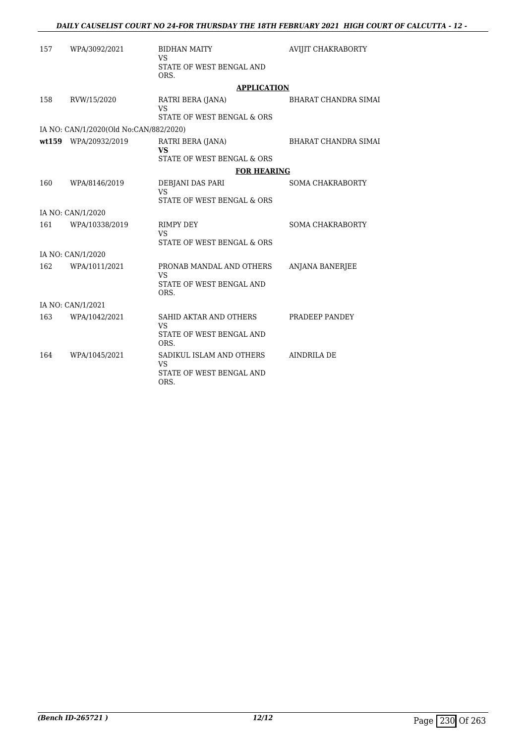| | | | |
|---|---|---|---|
| 157 | WPA/3092/2021 | BIDHAN MAITY<br>VS<br>STATE OF WEST BENGAL AND ORS. | AVIJIT CHAKRABORTY |

**APPLICATION**

| | | | |
|---|---|---|---|
| 158 | RVW/15/2020 | RATRI BERA (JANA)<br>VS<br>STATE OF WEST BENGAL & ORS | BHARAT CHANDRA SIMAI |

IA NO: CAN/1/2020(Old No:CAN/882/2020)

| | | | |
|---|---|---|---|
| **wt159** | WPA/20932/2019 | RATRI BERA (JANA)<br>**VS**<br>STATE OF WEST BENGAL & ORS | BHARAT CHANDRA SIMAI |

**FOR HEARING**

| | | | |
|---|---|---|---|
| 160 | WPA/8146/2019 | DEBJANI DAS PARI<br>VS<br>STATE OF WEST BENGAL & ORS | SOMA CHAKRABORTY |

IA NO: CAN/1/2020

| | | | |
|---|---|---|---|
| 161 | WPA/10338/2019 | RIMPY DEY<br>VS<br>STATE OF WEST BENGAL & ORS | SOMA CHAKRABORTY |

IA NO: CAN/1/2020

| | | | |
|---|---|---|---|
| 162 | WPA/1011/2021 | PRONAB MANDAL AND OTHERS<br>VS<br>STATE OF WEST BENGAL AND ORS. | ANJANA BANERJEE |

IA NO: CAN/1/2021

| | | | |
|---|---|---|---|
| 163 | WPA/1042/2021 | SAHID AKTAR AND OTHERS<br>VS<br>STATE OF WEST BENGAL AND ORS. | PRADEEP PANDEY |
| 164 | WPA/1045/2021 | SADIKUL ISLAM AND OTHERS<br>VS<br>STATE OF WEST BENGAL AND ORS. | AINDRILA DE |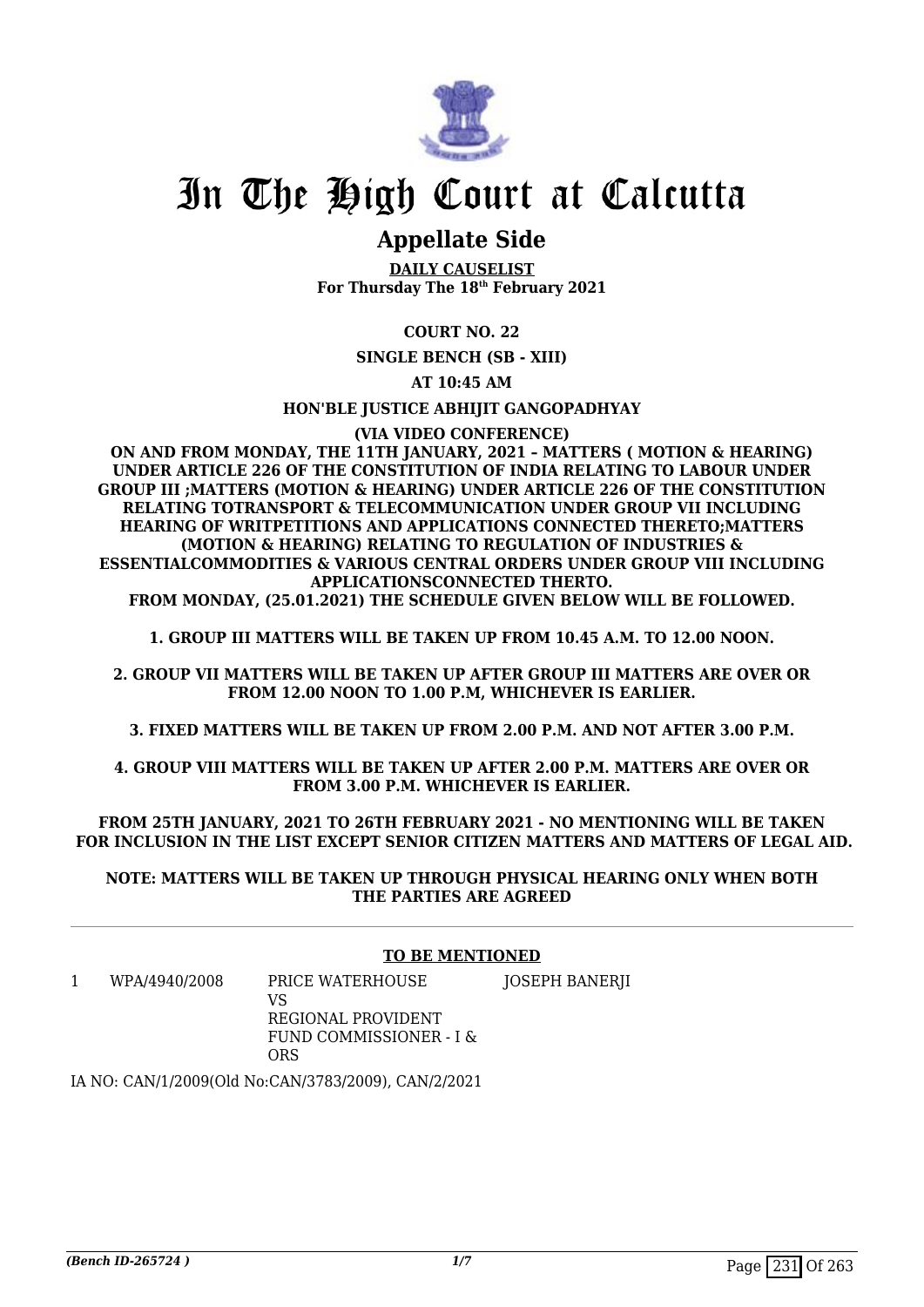# In The High Court at Calcutta

## Appellate Side

**DAILY CAUSELIST**
**For Thursday The 18th February 2021**

**COURT NO. 22**

**SINGLE BENCH (SB - XIII)**

**AT 10:45 AM**

**HON'BLE JUSTICE ABHIJIT GANGOPADHYAY**

**(VIA VIDEO CONFERENCE)**

**ON AND FROM MONDAY, THE 11TH JANUARY, 2021 – MATTERS ( MOTION & HEARING) UNDER ARTICLE 226 OF THE CONSTITUTION OF INDIA RELATING TO LABOUR UNDER GROUP III ;MATTERS (MOTION & HEARING) UNDER ARTICLE 226 OF THE CONSTITUTION RELATING TOTRANSPORT & TELECOMMUNICATION UNDER GROUP VII INCLUDING HEARING OF WRITPETITIONS AND APPLICATIONS CONNECTED THERETO;MATTERS (MOTION & HEARING) RELATING TO REGULATION OF INDUSTRIES & ESSENTIALCOMMODITIES & VARIOUS CENTRAL ORDERS UNDER GROUP VIII INCLUDING APPLICATIONSCONNECTED THERTO.**

**FROM MONDAY, (25.01.2021) THE SCHEDULE GIVEN BELOW WILL BE FOLLOWED.**

**1. GROUP III MATTERS WILL BE TAKEN UP FROM 10.45 A.M. TO 12.00 NOON.**

**2. GROUP VII MATTERS WILL BE TAKEN UP AFTER GROUP III MATTERS ARE OVER OR FROM 12.00 NOON TO 1.00 P.M, WHICHEVER IS EARLIER.**

**3. FIXED MATTERS WILL BE TAKEN UP FROM 2.00 P.M. AND NOT AFTER 3.00 P.M.**

**4. GROUP VIII MATTERS WILL BE TAKEN UP AFTER 2.00 P.M. MATTERS ARE OVER OR FROM 3.00 P.M. WHICHEVER IS EARLIER.**

**FROM 25TH JANUARY, 2021 TO 26TH FEBRUARY 2021 - NO MENTIONING WILL BE TAKEN FOR INCLUSION IN THE LIST EXCEPT SENIOR CITIZEN MATTERS AND MATTERS OF LEGAL AID.**

**NOTE: MATTERS WILL BE TAKEN UP THROUGH PHYSICAL HEARING ONLY WHEN BOTH THE PARTIES ARE AGREED**

---

**TO BE MENTIONED**

| | | | |
|---|---|---|---|
| 1 | WPA/4940/2008 | PRICE WATERHOUSE<br>VS<br>REGIONAL PROVIDENT FUND COMMISSIONER - I & ORS | JOSEPH BANERJI |

IA NO: CAN/1/2009(Old No:CAN/3783/2009), CAN/2/2021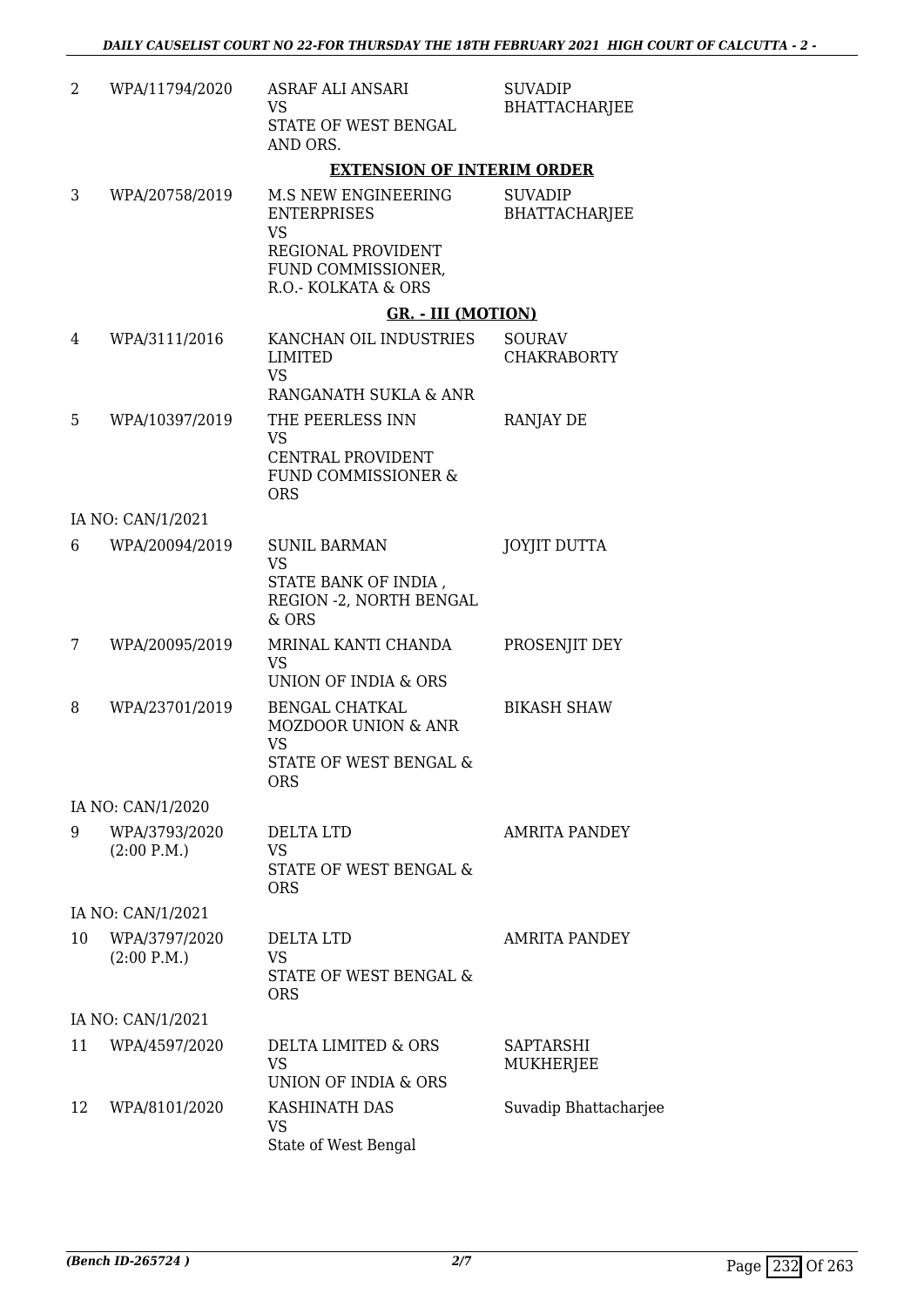| | | | |
|---|---|---|---|
| 2 | WPA/11794/2020 | ASRAF ALI ANSARI<br>VS<br>STATE OF WEST BENGAL AND ORS. | SUVADIP BHATTACHARJEE |

**EXTENSION OF INTERIM ORDER**

| | | | |
|---|---|---|---|
| 3 | WPA/20758/2019 | M.S NEW ENGINEERING ENTERPRISES<br>VS<br>REGIONAL PROVIDENT FUND COMMISSIONER, R.O.- KOLKATA & ORS | SUVADIP BHATTACHARJEE |

**GR. - III (MOTION)**

| | | | |
|---|---|---|---|
| 4 | WPA/3111/2016 | KANCHAN OIL INDUSTRIES LIMITED<br>VS<br>RANGANATH SUKLA & ANR | SOURAV CHAKRABORTY |
| 5 | WPA/10397/2019 | THE PEERLESS INN<br>VS<br>CENTRAL PROVIDENT FUND COMMISSIONER & ORS | RANJAY DE |
| | IA NO: CAN/1/2021 | | |
| 6 | WPA/20094/2019 | SUNIL BARMAN<br>VS<br>STATE BANK OF INDIA , REGION -2, NORTH BENGAL & ORS | JOYJIT DUTTA |
| 7 | WPA/20095/2019 | MRINAL KANTI CHANDA<br>VS<br>UNION OF INDIA & ORS | PROSENJIT DEY |
| 8 | WPA/23701/2019 | BENGAL CHATKAL MOZDOOR UNION & ANR<br>VS<br>STATE OF WEST BENGAL & ORS | BIKASH SHAW |
| | IA NO: CAN/1/2020 | | |
| 9 | WPA/3793/2020<br>(2:00 P.M.) | DELTA LTD<br>VS<br>STATE OF WEST BENGAL & ORS | AMRITA PANDEY |
| | IA NO: CAN/1/2021 | | |
| 10 | WPA/3797/2020<br>(2:00 P.M.) | DELTA LTD<br>VS<br>STATE OF WEST BENGAL & ORS | AMRITA PANDEY |
| | IA NO: CAN/1/2021 | | |
| 11 | WPA/4597/2020 | DELTA LIMITED & ORS<br>VS<br>UNION OF INDIA & ORS | SAPTARSHI MUKHERJEE |
| 12 | WPA/8101/2020 | KASHINATH DAS<br>VS<br>State of West Bengal | Suvadip Bhattacharjee |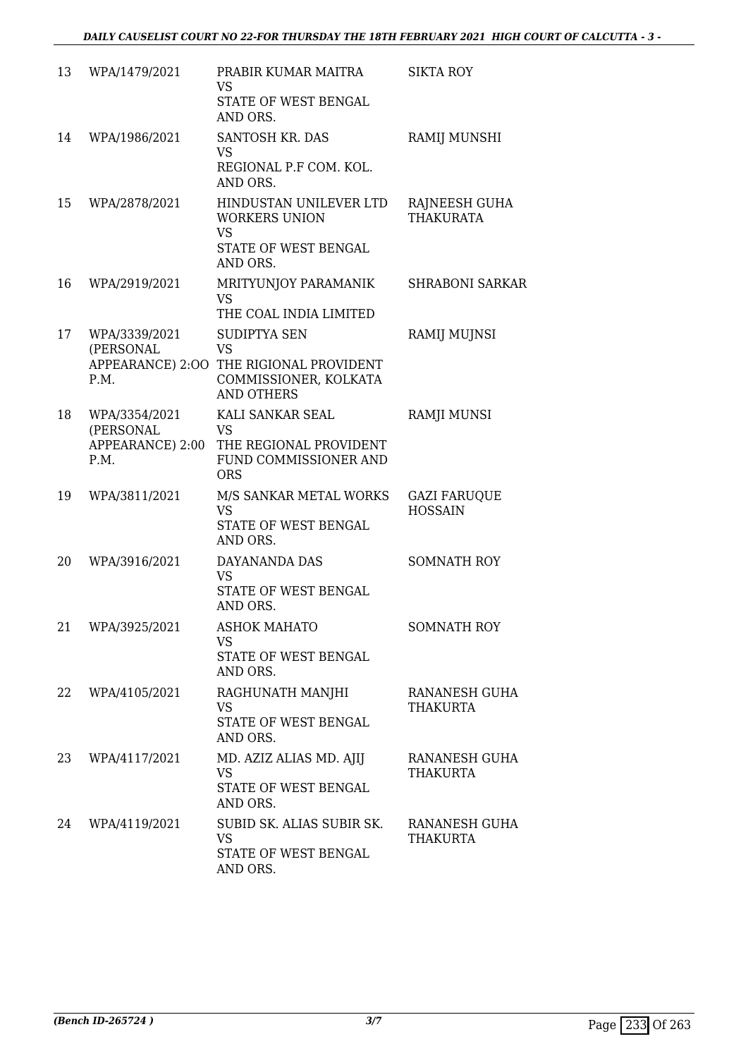| 13 | WPA/1479/2021 | PRABIR KUMAR MAITRA VS STATE OF WEST BENGAL AND ORS. | SIKTA ROY |
|---|---|---|---|
| 14 | WPA/1986/2021 | SANTOSH KR. DAS VS REGIONAL P.F COM. KOL. AND ORS. | RAMIJ MUNSHI |
| 15 | WPA/2878/2021 | HINDUSTAN UNILEVER LTD WORKERS UNION VS STATE OF WEST BENGAL AND ORS. | RAJNEESH GUHA THAKURATA |
| 16 | WPA/2919/2021 | MRITYUNJOY PARAMANIK VS THE COAL INDIA LIMITED | SHRABONI SARKAR |
| 17 | WPA/3339/2021 (PERSONAL APPEARANCE) 2:OO P.M. | SUDIPTYA SEN VS THE RIGIONAL PROVIDENT COMMISSIONER, KOLKATA AND OTHERS | RAMIJ MUJNSI |
| 18 | WPA/3354/2021 (PERSONAL APPEARANCE) 2:00 P.M. | KALI SANKAR SEAL VS THE REGIONAL PROVIDENT FUND COMMISSIONER AND ORS | RAMJI MUNSI |
| 19 | WPA/3811/2021 | M/S SANKAR METAL WORKS VS STATE OF WEST BENGAL AND ORS. | GAZI FARUQUE HOSSAIN |
| 20 | WPA/3916/2021 | DAYANANDA DAS VS STATE OF WEST BENGAL AND ORS. | SOMNATH ROY |
| 21 | WPA/3925/2021 | ASHOK MAHATO VS STATE OF WEST BENGAL AND ORS. | SOMNATH ROY |
| 22 | WPA/4105/2021 | RAGHUNATH MANJHI VS STATE OF WEST BENGAL AND ORS. | RANANESH GUHA THAKURTA |
| 23 | WPA/4117/2021 | MD. AZIZ ALIAS MD. AJIJ VS STATE OF WEST BENGAL AND ORS. | RANANESH GUHA THAKURTA |
| 24 | WPA/4119/2021 | SUBID SK. ALIAS SUBIR SK. VS STATE OF WEST BENGAL AND ORS. | RANANESH GUHA THAKURTA |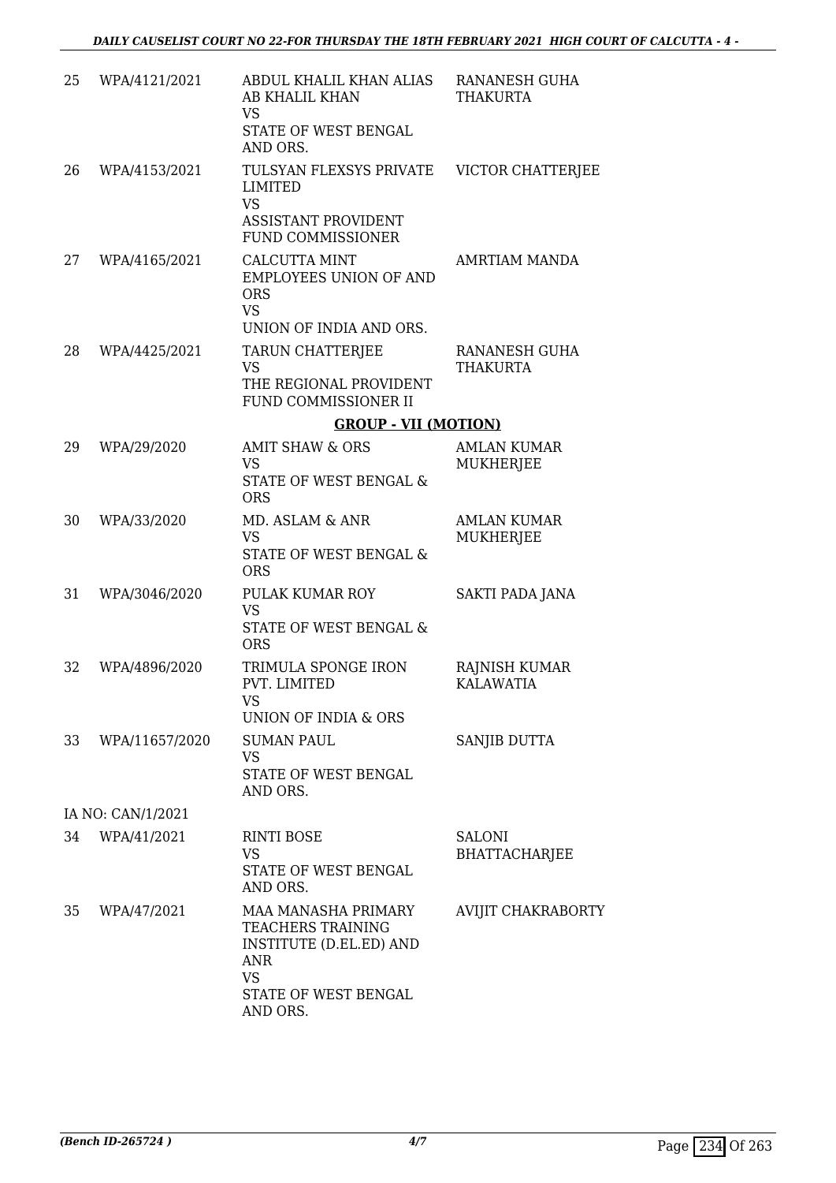| | | | |
|---|---|---|---|
| 25 | WPA/4121/2021 | ABDUL KHALIL KHAN ALIAS AB KHALIL KHAN<br>VS<br>STATE OF WEST BENGAL AND ORS. | RANANESH GUHA THAKURTA |
| 26 | WPA/4153/2021 | TULSYAN FLEXSYS PRIVATE LIMITED<br>VS<br>ASSISTANT PROVIDENT FUND COMMISSIONER | VICTOR CHATTERJEE |
| 27 | WPA/4165/2021 | CALCUTTA MINT EMPLOYEES UNION OF AND ORS<br>VS<br>UNION OF INDIA AND ORS. | AMRTIAM MANDA |
| 28 | WPA/4425/2021 | TARUN CHATTERJEE<br>VS<br>THE REGIONAL PROVIDENT FUND COMMISSIONER II | RANANESH GUHA THAKURTA |

**GROUP - VII (MOTION)**

| | | | |
|---|---|---|---|
| 29 | WPA/29/2020 | AMIT SHAW & ORS<br>VS<br>STATE OF WEST BENGAL & ORS | AMLAN KUMAR MUKHERJEE |
| 30 | WPA/33/2020 | MD. ASLAM & ANR<br>VS<br>STATE OF WEST BENGAL & ORS | AMLAN KUMAR MUKHERJEE |
| 31 | WPA/3046/2020 | PULAK KUMAR ROY<br>VS<br>STATE OF WEST BENGAL & ORS | SAKTI PADA JANA |
| 32 | WPA/4896/2020 | TRIMULA SPONGE IRON PVT. LIMITED<br>VS<br>UNION OF INDIA & ORS | RAJNISH KUMAR KALAWATIA |
| 33 | WPA/11657/2020 | SUMAN PAUL<br>VS<br>STATE OF WEST BENGAL AND ORS. | SANJIB DUTTA |
| | IA NO: CAN/1/2021 | | |
| 34 | WPA/41/2021 | RINTI BOSE<br>VS<br>STATE OF WEST BENGAL AND ORS. | SALONI BHATTACHARJEE |
| 35 | WPA/47/2021 | MAA MANASHA PRIMARY TEACHERS TRAINING INSTITUTE (D.EL.ED) AND ANR<br>VS<br>STATE OF WEST BENGAL AND ORS. | AVIJIT CHAKRABORTY |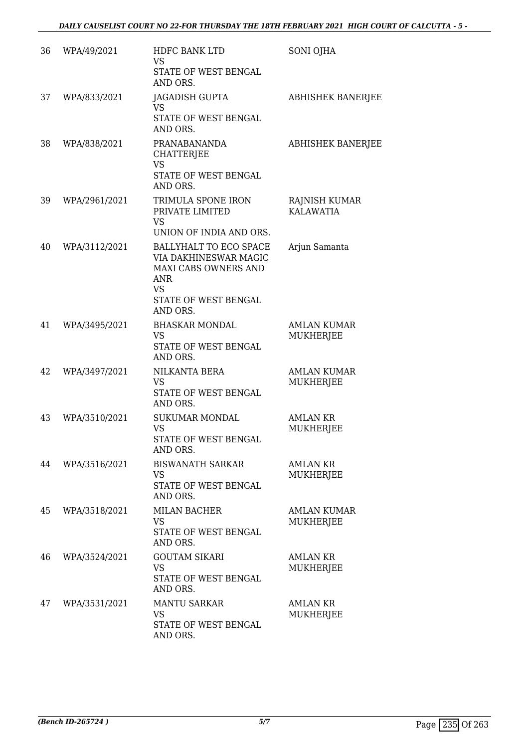| | | | |
|---|---|---|---|
| 36 | WPA/49/2021 | HDFC BANK LTD<br>VS<br>STATE OF WEST BENGAL AND ORS. | SONI OJHA |
| 37 | WPA/833/2021 | JAGADISH GUPTA<br>VS<br>STATE OF WEST BENGAL AND ORS. | ABHISHEK BANERJEE |
| 38 | WPA/838/2021 | PRANABANANDA CHATTERJEE<br>VS<br>STATE OF WEST BENGAL AND ORS. | ABHISHEK BANERJEE |
| 39 | WPA/2961/2021 | TRIMULA SPONE IRON PRIVATE LIMITED<br>VS<br>UNION OF INDIA AND ORS. | RAJNISH KUMAR KALAWATIA |
| 40 | WPA/3112/2021 | BALLYHALT TO ECO SPACE VIA DAKHINESWAR MAGIC MAXI CABS OWNERS AND ANR<br>VS<br>STATE OF WEST BENGAL AND ORS. | Arjun Samanta |
| 41 | WPA/3495/2021 | BHASKAR MONDAL<br>VS<br>STATE OF WEST BENGAL AND ORS. | AMLAN KUMAR MUKHERJEE |
| 42 | WPA/3497/2021 | NILKANTA BERA<br>VS<br>STATE OF WEST BENGAL AND ORS. | AMLAN KUMAR MUKHERJEE |
| 43 | WPA/3510/2021 | SUKUMAR MONDAL<br>VS<br>STATE OF WEST BENGAL AND ORS. | AMLAN KR MUKHERJEE |
| 44 | WPA/3516/2021 | BISWANATH SARKAR<br>VS<br>STATE OF WEST BENGAL AND ORS. | AMLAN KR MUKHERJEE |
| 45 | WPA/3518/2021 | MILAN BACHER<br>VS<br>STATE OF WEST BENGAL AND ORS. | AMLAN KUMAR MUKHERJEE |
| 46 | WPA/3524/2021 | GOUTAM SIKARI<br>VS<br>STATE OF WEST BENGAL AND ORS. | AMLAN KR MUKHERJEE |
| 47 | WPA/3531/2021 | MANTU SARKAR<br>VS<br>STATE OF WEST BENGAL AND ORS. | AMLAN KR MUKHERJEE |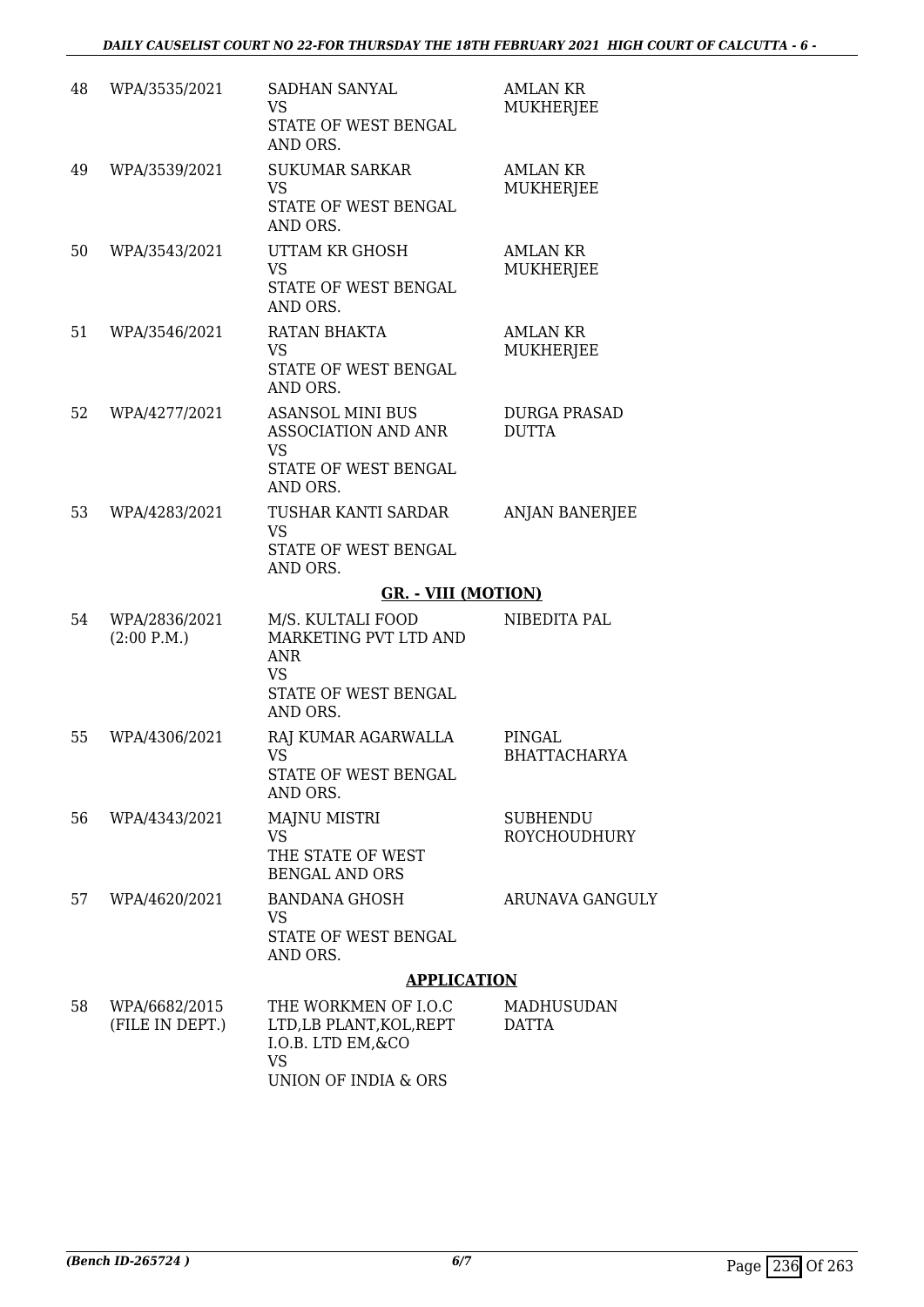| 48 | WPA/3535/2021 | SADHAN SANYAL<br>VS<br>STATE OF WEST BENGAL AND ORS. | AMLAN KR MUKHERJEE |
|---|---|---|---|
| 49 | WPA/3539/2021 | SUKUMAR SARKAR<br>VS<br>STATE OF WEST BENGAL AND ORS. | AMLAN KR MUKHERJEE |
| 50 | WPA/3543/2021 | UTTAM KR GHOSH<br>VS<br>STATE OF WEST BENGAL AND ORS. | AMLAN KR MUKHERJEE |
| 51 | WPA/3546/2021 | RATAN BHAKTA<br>VS<br>STATE OF WEST BENGAL AND ORS. | AMLAN KR MUKHERJEE |
| 52 | WPA/4277/2021 | ASANSOL MINI BUS ASSOCIATION AND ANR<br>VS<br>STATE OF WEST BENGAL AND ORS. | DURGA PRASAD DUTTA |
| 53 | WPA/4283/2021 | TUSHAR KANTI SARDAR<br>VS<br>STATE OF WEST BENGAL AND ORS. | ANJAN BANERJEE |

**GR. - VIII (MOTION)**

| 54 | WPA/2836/2021<br>(2:00 P.M.) | M/S. KULTALI FOOD MARKETING PVT LTD AND ANR<br>VS<br>STATE OF WEST BENGAL AND ORS. | NIBEDITA PAL |
|---|---|---|---|
| 55 | WPA/4306/2021 | RAJ KUMAR AGARWALLA<br>VS<br>STATE OF WEST BENGAL AND ORS. | PINGAL BHATTACHARYA |
| 56 | WPA/4343/2021 | MAJNU MISTRI<br>VS<br>THE STATE OF WEST BENGAL AND ORS | SUBHENDU ROYCHOUDHURY |
| 57 | WPA/4620/2021 | BANDANA GHOSH<br>VS<br>STATE OF WEST BENGAL AND ORS. | ARUNAVA GANGULY |

**APPLICATION**

| 58 | WPA/6682/2015<br>(FILE IN DEPT.) | THE WORKMEN OF I.O.C LTD,LB PLANT,KOL,REPT I.O.B. LTD EM,&CO<br>VS<br>UNION OF INDIA & ORS | MADHUSUDAN DATTA |
|---|---|---|---|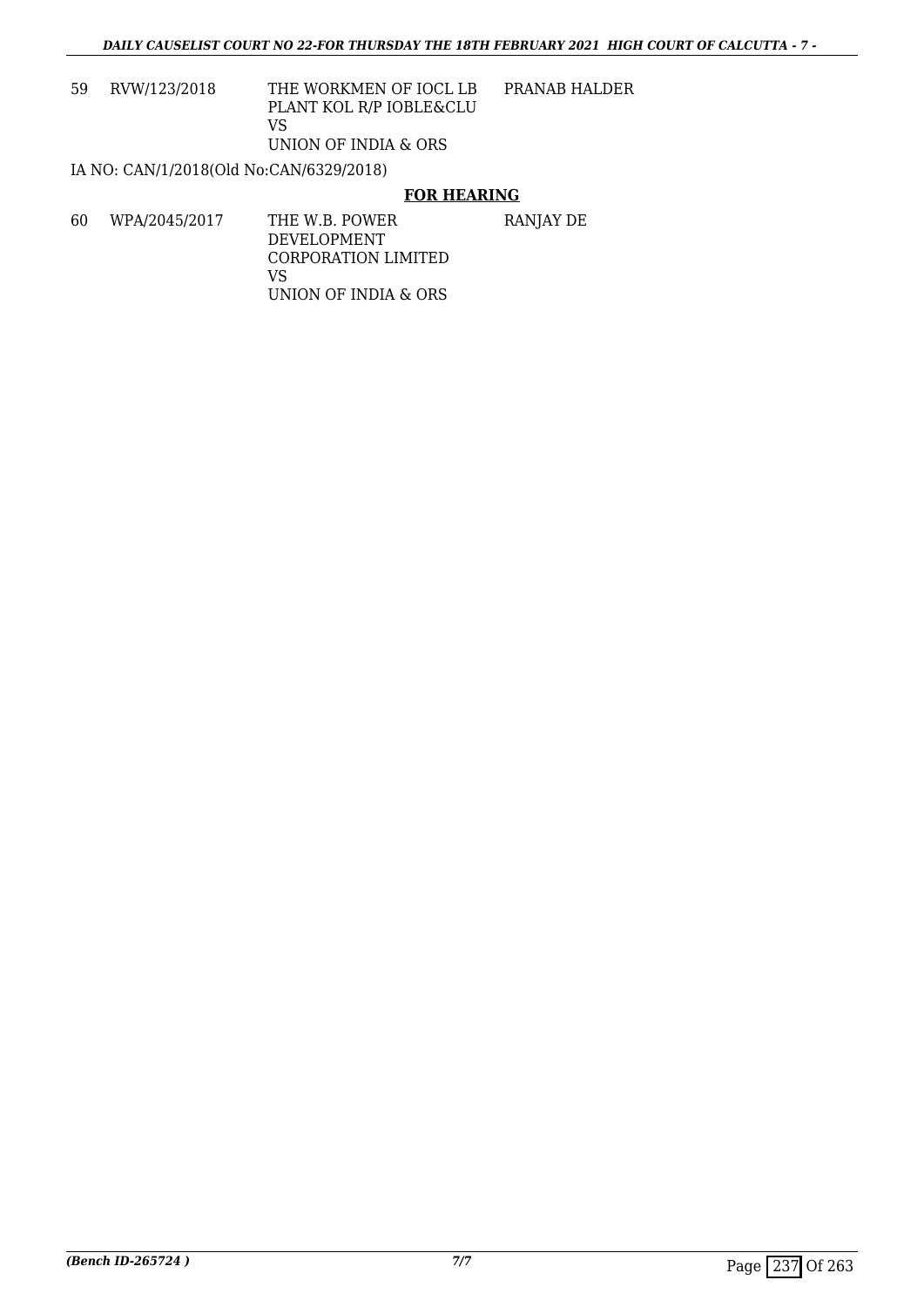| | | | |
|---|---|---|---|
| 59 | RVW/123/2018 | THE WORKMEN OF IOCL LB PLANT KOL R/P IOBLE&CLU<br>VS<br>UNION OF INDIA & ORS | PRANAB HALDER |

IA NO: CAN/1/2018(Old No:CAN/6329/2018)

**FOR HEARING**

| | | | |
|---|---|---|---|
| 60 | WPA/2045/2017 | THE W.B. POWER DEVELOPMENT CORPORATION LIMITED<br>VS<br>UNION OF INDIA & ORS | RANJAY DE |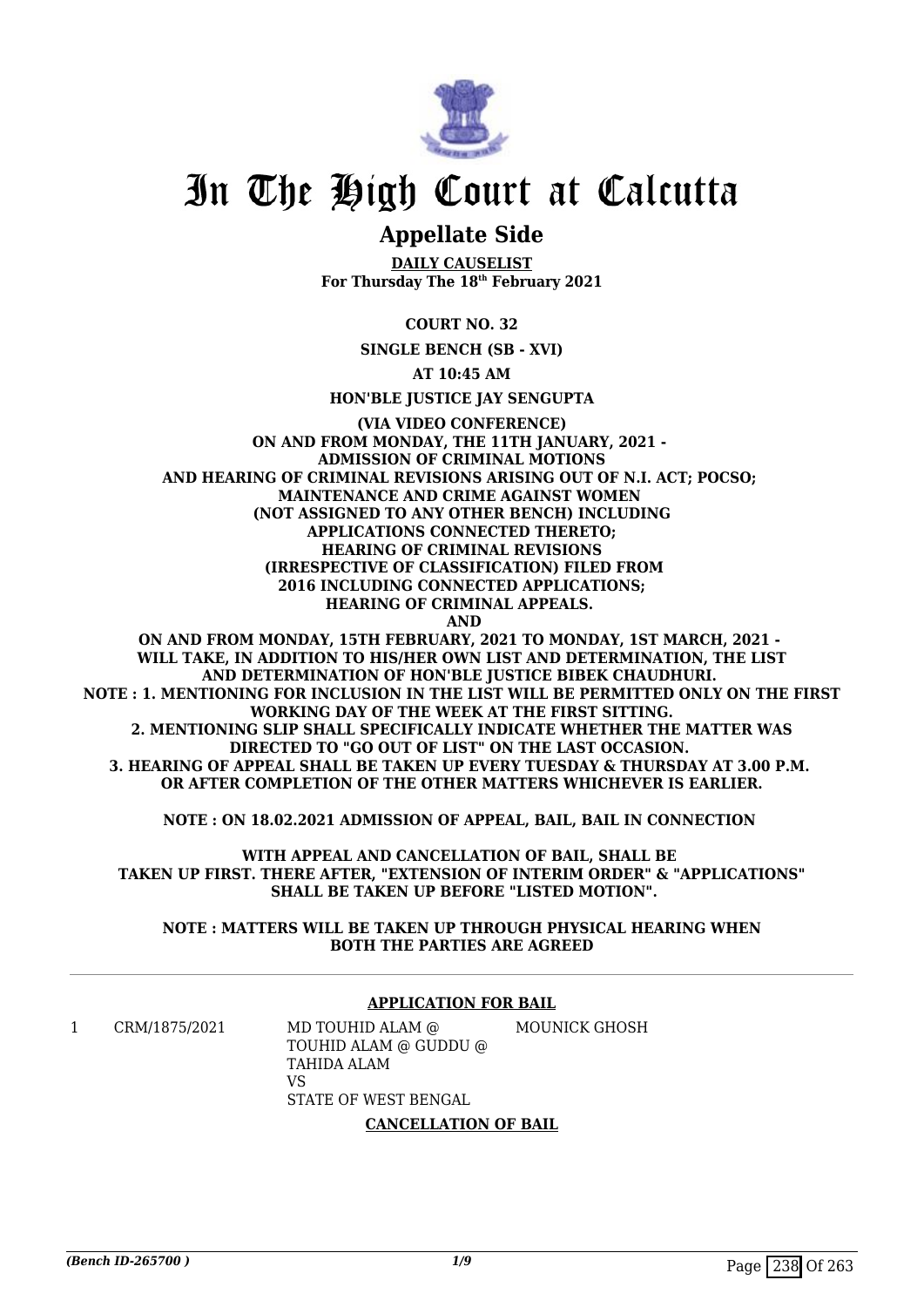# In The High Court at Calcutta

## Appellate Side

**DAILY CAUSELIST**
**For Thursday The 18th February 2021**

**COURT NO. 32**

**SINGLE BENCH (SB - XVI)**

**AT 10:45 AM**

**HON'BLE JUSTICE JAY SENGUPTA**

**(VIA VIDEO CONFERENCE)**
**ON AND FROM MONDAY, THE 11TH JANUARY, 2021 -**
**ADMISSION OF CRIMINAL MOTIONS**
**AND HEARING OF CRIMINAL REVISIONS ARISING OUT OF N.I. ACT; POCSO; MAINTENANCE AND CRIME AGAINST WOMEN**
**(NOT ASSIGNED TO ANY OTHER BENCH) INCLUDING APPLICATIONS CONNECTED THERETO;**
**HEARING OF CRIMINAL REVISIONS (IRRESPECTIVE OF CLASSIFICATION) FILED FROM 2016 INCLUDING CONNECTED APPLICATIONS;**
**HEARING OF CRIMINAL APPEALS.**
**AND**
**ON AND FROM MONDAY, 15TH FEBRUARY, 2021 TO MONDAY, 1ST MARCH, 2021 - WILL TAKE, IN ADDITION TO HIS/HER OWN LIST AND DETERMINATION, THE LIST AND DETERMINATION OF HON'BLE JUSTICE BIBEK CHAUDHURI.**
**NOTE : 1. MENTIONING FOR INCLUSION IN THE LIST WILL BE PERMITTED ONLY ON THE FIRST WORKING DAY OF THE WEEK AT THE FIRST SITTING.**
**2. MENTIONING SLIP SHALL SPECIFICALLY INDICATE WHETHER THE MATTER WAS DIRECTED TO "GO OUT OF LIST" ON THE LAST OCCASION.**
**3. HEARING OF APPEAL SHALL BE TAKEN UP EVERY TUESDAY & THURSDAY AT 3.00 P.M. OR AFTER COMPLETION OF THE OTHER MATTERS WHICHEVER IS EARLIER.**

**NOTE : ON 18.02.2021 ADMISSION OF APPEAL, BAIL, BAIL IN CONNECTION WITH APPEAL AND CANCELLATION OF BAIL, SHALL BE TAKEN UP FIRST. THERE AFTER, "EXTENSION OF INTERIM ORDER" & "APPLICATIONS" SHALL BE TAKEN UP BEFORE "LISTED MOTION".**

**NOTE : MATTERS WILL BE TAKEN UP THROUGH PHYSICAL HEARING WHEN BOTH THE PARTIES ARE AGREED**

---

### APPLICATION FOR BAIL

| | | | |
|---|---|---|---|
| 1 | CRM/1875/2021 | MD TOUHID ALAM @ TOUHID ALAM @ GUDDU @ TAHIDA ALAM<br>VS<br>STATE OF WEST BENGAL | MOUNICK GHOSH |

### CANCELLATION OF BAIL

*(Bench ID-265700 )*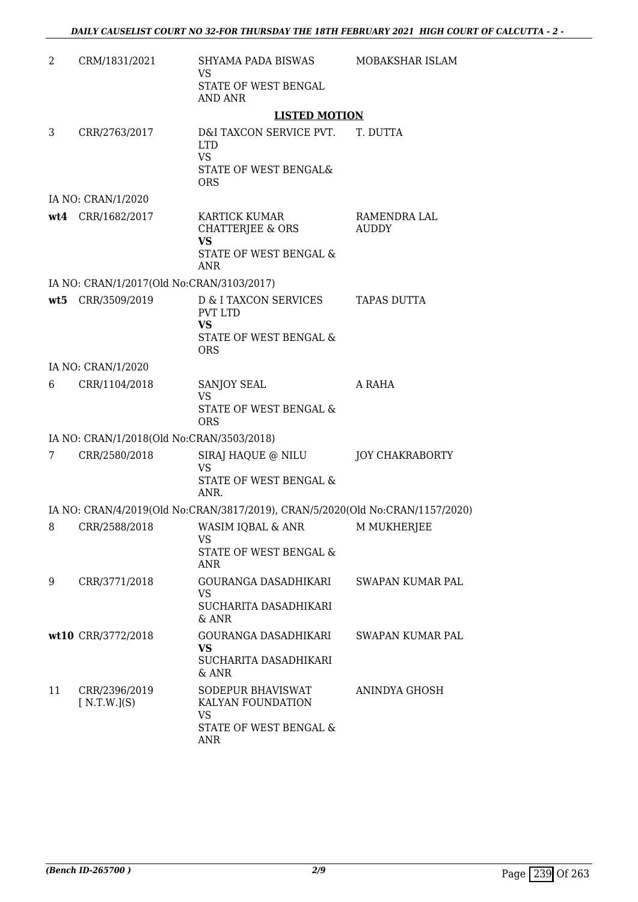| | | | |
|---|---|---|---|
| 2 | CRM/1831/2021 | SHYAMA PADA BISWAS<br>VS<br>STATE OF WEST BENGAL AND ANR | MOBAKSHAR ISLAM |

**LISTED MOTION**

| | | | |
|---|---|---|---|
| 3 | CRR/2763/2017 | D&I TAXCON SERVICE PVT. LTD<br>VS<br>STATE OF WEST BENGAL& ORS | T. DUTTA |
| | IA NO: CRAN/1/2020 | | |
| wt4 | CRR/1682/2017 | KARTICK KUMAR CHATTERJEE & ORS<br>**VS**<br>STATE OF WEST BENGAL & ANR | RAMENDRA LAL AUDDY |
| | IA NO: CRAN/1/2017(Old No:CRAN/3103/2017) | | |
| wt5 | CRR/3509/2019 | D & I TAXCON SERVICES PVT LTD<br>**VS**<br>STATE OF WEST BENGAL & ORS | TAPAS DUTTA |
| | IA NO: CRAN/1/2020 | | |
| 6 | CRR/1104/2018 | SANJOY SEAL<br>VS<br>STATE OF WEST BENGAL & ORS | A RAHA |
| | IA NO: CRAN/1/2018(Old No:CRAN/3503/2018) | | |
| 7 | CRR/2580/2018 | SIRAJ HAQUE @ NILU<br>VS<br>STATE OF WEST BENGAL & ANR. | JOY CHAKRABORTY |
| | IA NO: CRAN/4/2019(Old No:CRAN/3817/2019), CRAN/5/2020(Old No:CRAN/1157/2020) | | |
| 8 | CRR/2588/2018 | WASIM IQBAL & ANR<br>VS<br>STATE OF WEST BENGAL & ANR | M MUKHERJEE |
| 9 | CRR/3771/2018 | GOURANGA DASADHIKARI<br>VS<br>SUCHARITA DASADHIKARI & ANR | SWAPAN KUMAR PAL |
| wt10 | CRR/3772/2018 | GOURANGA DASADHIKARI<br>**VS**<br>SUCHARITA DASADHIKARI & ANR | SWAPAN KUMAR PAL |
| 11 | CRR/2396/2019 [ N.T.W.](S) | SODEPUR BHAVISWAT KALYAN FOUNDATION<br>VS<br>STATE OF WEST BENGAL & ANR | ANINDYA GHOSH |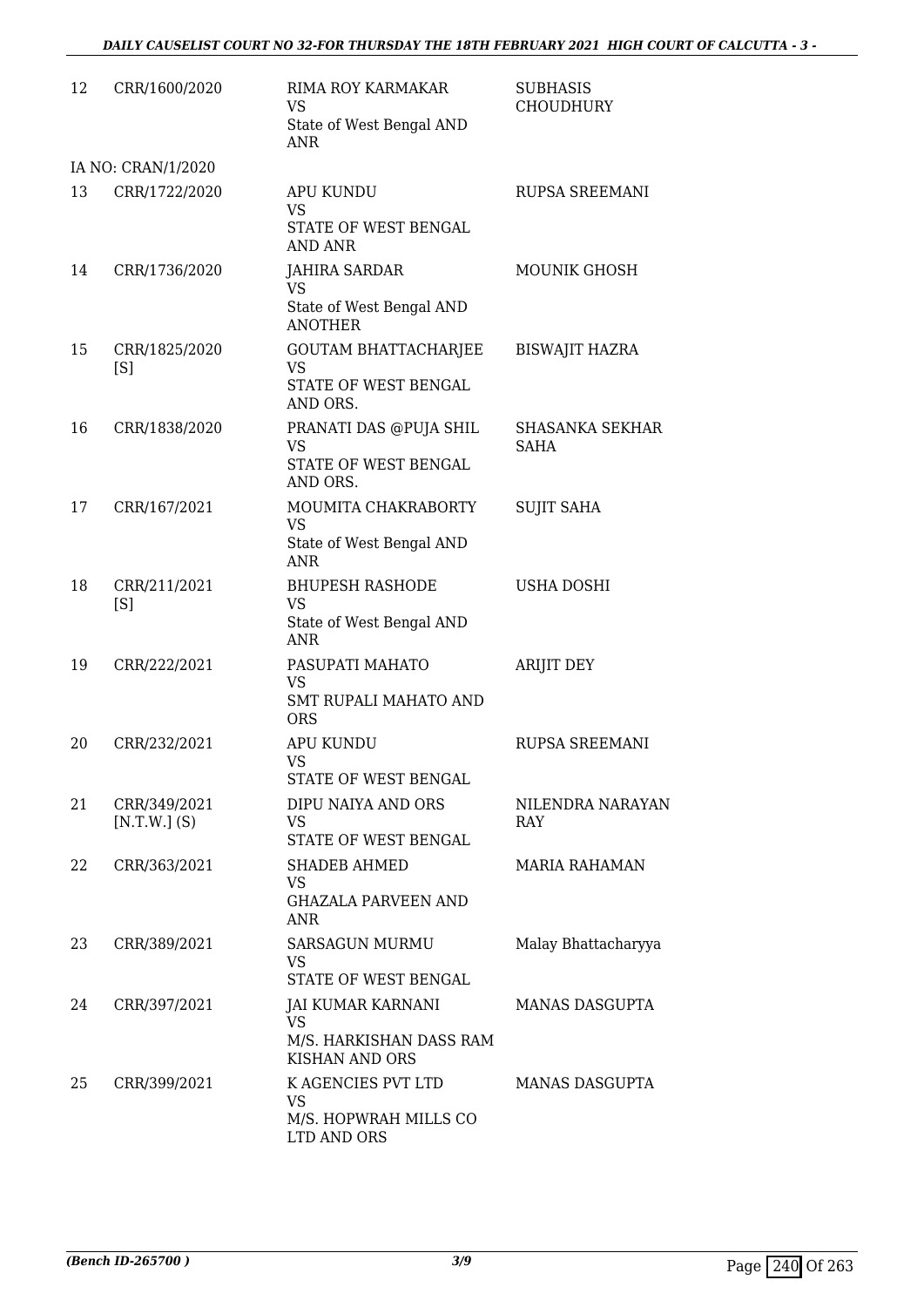| 12 | CRR/1600/2020 | RIMA ROY KARMAKAR<br>VS<br>State of West Bengal AND ANR | SUBHASIS CHOUDHURY |
|---|---|---|---|
| | IA NO: CRAN/1/2020 | | |
| 13 | CRR/1722/2020 | APU KUNDU<br>VS<br>STATE OF WEST BENGAL AND ANR | RUPSA SREEMANI |
| 14 | CRR/1736/2020 | JAHIRA SARDAR<br>VS<br>State of West Bengal AND ANOTHER | MOUNIK GHOSH |
| 15 | CRR/1825/2020 [S] | GOUTAM BHATTACHARJEE<br>VS<br>STATE OF WEST BENGAL AND ORS. | BISWAJIT HAZRA |
| 16 | CRR/1838/2020 | PRANATI DAS @PUJA SHIL<br>VS<br>STATE OF WEST BENGAL AND ORS. | SHASANKA SEKHAR SAHA |
| 17 | CRR/167/2021 | MOUMITA CHAKRABORTY<br>VS<br>State of West Bengal AND ANR | SUJIT SAHA |
| 18 | CRR/211/2021 [S] | BHUPESH RASHODE<br>VS<br>State of West Bengal AND ANR | USHA DOSHI |
| 19 | CRR/222/2021 | PASUPATI MAHATO<br>VS<br>SMT RUPALI MAHATO AND ORS | ARIJIT DEY |
| 20 | CRR/232/2021 | APU KUNDU<br>VS<br>STATE OF WEST BENGAL | RUPSA SREEMANI |
| 21 | CRR/349/2021 [N.T.W.] (S) | DIPU NAIYA AND ORS<br>VS<br>STATE OF WEST BENGAL | NILENDRA NARAYAN RAY |
| 22 | CRR/363/2021 | SHADEB AHMED<br>VS<br>GHAZALA PARVEEN AND ANR | MARIA RAHAMAN |
| 23 | CRR/389/2021 | SARSAGUN MURMU<br>VS<br>STATE OF WEST BENGAL | Malay Bhattacharyya |
| 24 | CRR/397/2021 | JAI KUMAR KARNANI<br>VS<br>M/S. HARKISHAN DASS RAM KISHAN AND ORS | MANAS DASGUPTA |
| 25 | CRR/399/2021 | K AGENCIES PVT LTD<br>VS<br>M/S. HOPWRAH MILLS CO LTD AND ORS | MANAS DASGUPTA |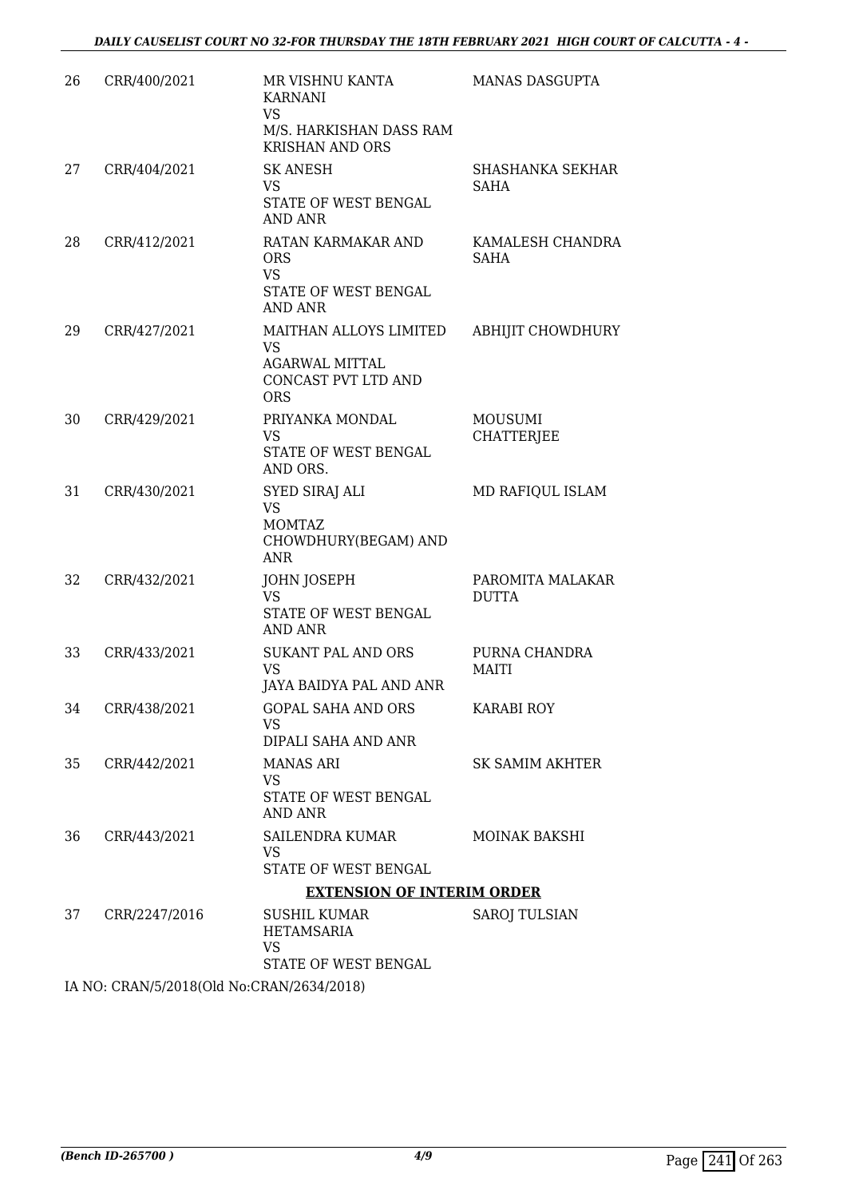| | | | |
|---|---|---|---|
| 26 | CRR/400/2021 | MR VISHNU KANTA KARNANI<br>VS<br>M/S. HARKISHAN DASS RAM KRISHAN AND ORS | MANAS DASGUPTA |
| 27 | CRR/404/2021 | SK ANESH<br>VS<br>STATE OF WEST BENGAL AND ANR | SHASHANKA SEKHAR SAHA |
| 28 | CRR/412/2021 | RATAN KARMAKAR AND ORS<br>VS<br>STATE OF WEST BENGAL AND ANR | KAMALESH CHANDRA SAHA |
| 29 | CRR/427/2021 | MAITHAN ALLOYS LIMITED<br>VS<br>AGARWAL MITTAL CONCAST PVT LTD AND ORS | ABHIJIT CHOWDHURY |
| 30 | CRR/429/2021 | PRIYANKA MONDAL<br>VS<br>STATE OF WEST BENGAL AND ORS. | MOUSUMI CHATTERJEE |
| 31 | CRR/430/2021 | SYED SIRAJ ALI<br>VS<br>MOMTAZ CHOWDHURY(BEGAM) AND ANR | MD RAFIQUL ISLAM |
| 32 | CRR/432/2021 | JOHN JOSEPH<br>VS<br>STATE OF WEST BENGAL AND ANR | PAROMITA MALAKAR DUTTA |
| 33 | CRR/433/2021 | SUKANT PAL AND ORS<br>VS<br>JAYA BAIDYA PAL AND ANR | PURNA CHANDRA MAITI |
| 34 | CRR/438/2021 | GOPAL SAHA AND ORS<br>VS<br>DIPALI SAHA AND ANR | KARABI ROY |
| 35 | CRR/442/2021 | MANAS ARI<br>VS<br>STATE OF WEST BENGAL AND ANR | SK SAMIM AKHTER |
| 36 | CRR/443/2021 | SAILENDRA KUMAR<br>VS<br>STATE OF WEST BENGAL | MOINAK BAKSHI |

**EXTENSION OF INTERIM ORDER**

| | | | |
|---|---|---|---|
| 37 | CRR/2247/2016 | SUSHIL KUMAR HETAMSARIA<br>VS<br>STATE OF WEST BENGAL | SAROJ TULSIAN |

IA NO: CRAN/5/2018(Old No:CRAN/2634/2018)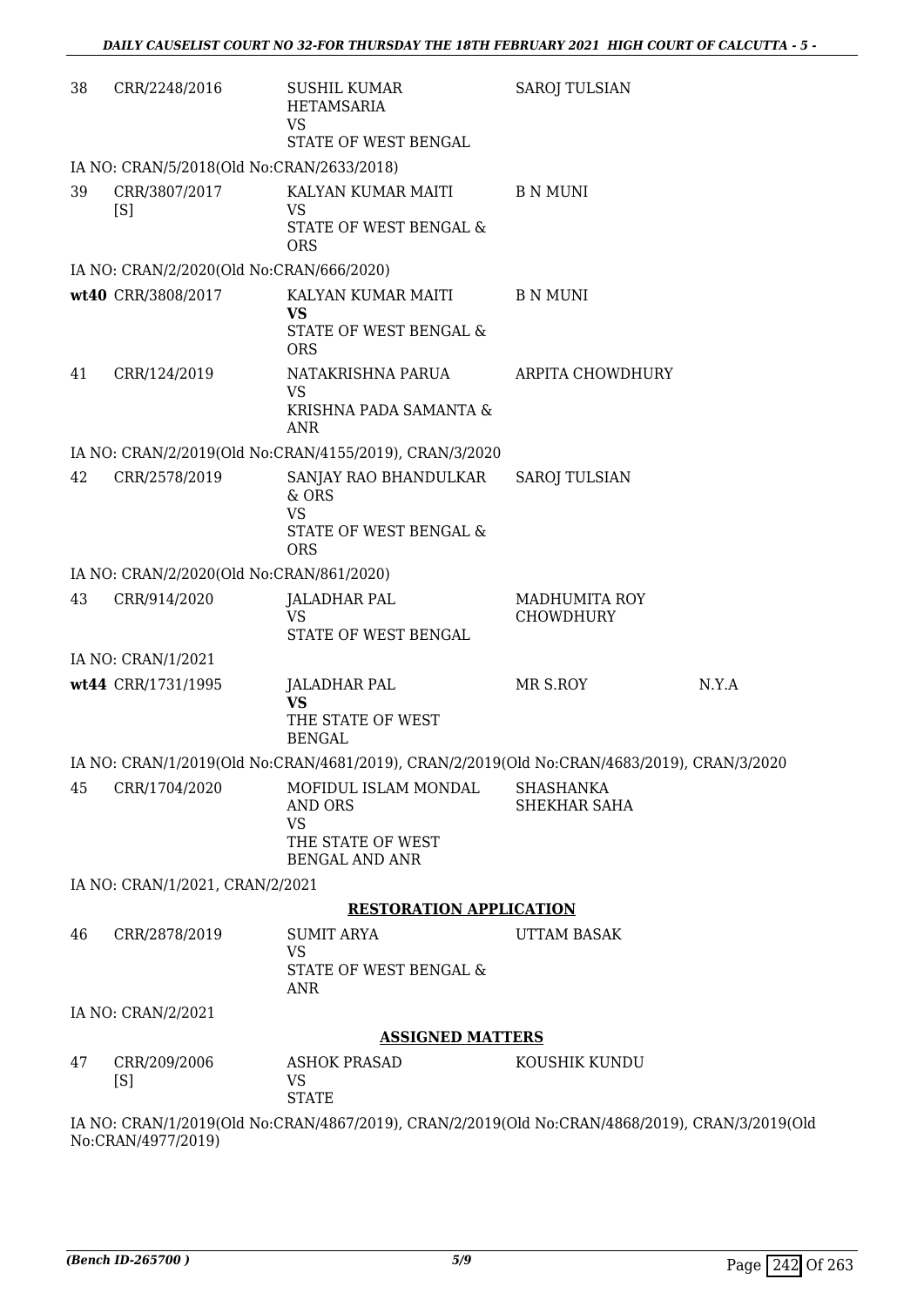| | | | | |
|---|---|---|---|---|
| 38 | CRR/2248/2016 | SUSHIL KUMAR HETAMSARIA<br>VS<br>STATE OF WEST BENGAL | SAROJ TULSIAN | |

IA NO: CRAN/5/2018(Old No:CRAN/2633/2018)

| | | | | |
|---|---|---|---|---|
| 39 | CRR/3807/2017 [S] | KALYAN KUMAR MAITI<br>VS<br>STATE OF WEST BENGAL & ORS | B N MUNI | |

IA NO: CRAN/2/2020(Old No:CRAN/666/2020)

| | | | | |
|---|---|---|---|---|
| **wt40** | CRR/3808/2017 | KALYAN KUMAR MAITI<br>**VS**<br>STATE OF WEST BENGAL & ORS | B N MUNI | |
| 41 | CRR/124/2019 | NATAKRISHNA PARUA<br>VS<br>KRISHNA PADA SAMANTA & ANR | ARPITA CHOWDHURY | |

IA NO: CRAN/2/2019(Old No:CRAN/4155/2019), CRAN/3/2020

| | | | | |
|---|---|---|---|---|
| 42 | CRR/2578/2019 | SANJAY RAO BHANDULKAR & ORS<br>VS<br>STATE OF WEST BENGAL & ORS | SAROJ TULSIAN | |

IA NO: CRAN/2/2020(Old No:CRAN/861/2020)

| | | | | |
|---|---|---|---|---|
| 43 | CRR/914/2020 | JALADHAR PAL<br>VS<br>STATE OF WEST BENGAL | MADHUMITA ROY CHOWDHURY | |

IA NO: CRAN/1/2021

| | | | | |
|---|---|---|---|---|
| **wt44** | CRR/1731/1995 | JALADHAR PAL<br>**VS**<br>THE STATE OF WEST BENGAL | MR S.ROY | N.Y.A |

IA NO: CRAN/1/2019(Old No:CRAN/4681/2019), CRAN/2/2019(Old No:CRAN/4683/2019), CRAN/3/2020

| | | | | |
|---|---|---|---|---|
| 45 | CRR/1704/2020 | MOFIDUL ISLAM MONDAL AND ORS<br>VS<br>THE STATE OF WEST BENGAL AND ANR | SHASHANKA SHEKHAR SAHA | |

IA NO: CRAN/1/2021, CRAN/2/2021

**RESTORATION APPLICATION**

| | | | | |
|---|---|---|---|---|
| 46 | CRR/2878/2019 | SUMIT ARYA<br>VS<br>STATE OF WEST BENGAL & ANR | UTTAM BASAK | |

IA NO: CRAN/2/2021

**ASSIGNED MATTERS**

| | | | | |
|---|---|---|---|---|
| 47 | CRR/209/2006 [S] | ASHOK PRASAD<br>VS<br>STATE | KOUSHIK KUNDU | |

IA NO: CRAN/1/2019(Old No:CRAN/4867/2019), CRAN/2/2019(Old No:CRAN/4868/2019), CRAN/3/2019(Old No:CRAN/4977/2019)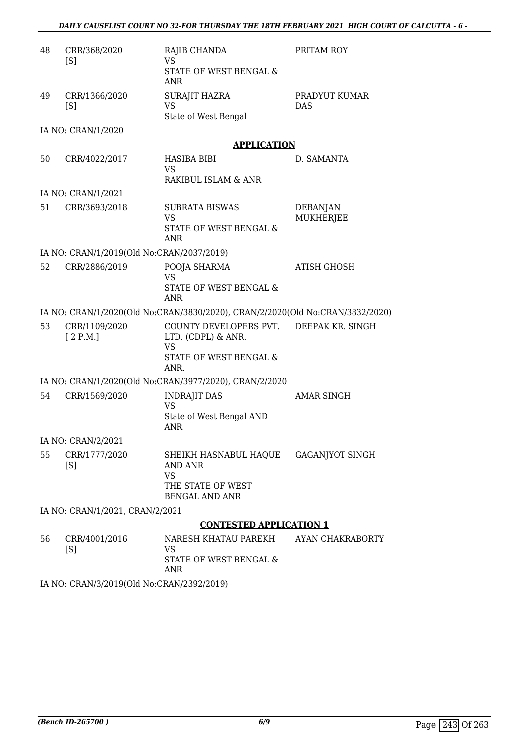| | | | |
|---|---|---|---|
| 48 | CRR/368/2020 [S] | RAJIB CHANDA VS STATE OF WEST BENGAL & ANR | PRITAM ROY |
| 49 | CRR/1366/2020 [S] | SURAJIT HAZRA VS State of West Bengal | PRADYUT KUMAR DAS |

IA NO: CRAN/1/2020

## APPLICATION

| | | | |
|---|---|---|---|
| 50 | CRR/4022/2017 | HASIBA BIBI VS RAKIBUL ISLAM & ANR | D. SAMANTA |

IA NO: CRAN/1/2021

| | | | |
|---|---|---|---|
| 51 | CRR/3693/2018 | SUBRATA BISWAS VS STATE OF WEST BENGAL & ANR | DEBANJAN MUKHERJEE |

IA NO: CRAN/1/2019(Old No:CRAN/2037/2019)

| | | | |
|---|---|---|---|
| 52 | CRR/2886/2019 | POOJA SHARMA VS STATE OF WEST BENGAL & ANR | ATISH GHOSH |

IA NO: CRAN/1/2020(Old No:CRAN/3830/2020), CRAN/2/2020(Old No:CRAN/3832/2020)

| | | | |
|---|---|---|---|
| 53 | CRR/1109/2020 [ 2 P.M.] | COUNTY DEVELOPERS PVT. LTD. (CDPL) & ANR. VS STATE OF WEST BENGAL & ANR. | DEEPAK KR. SINGH |

IA NO: CRAN/1/2020(Old No:CRAN/3977/2020), CRAN/2/2020

| | | | |
|---|---|---|---|
| 54 | CRR/1569/2020 | INDRAJIT DAS VS State of West Bengal AND ANR | AMAR SINGH |

IA NO: CRAN/2/2021

| | | | |
|---|---|---|---|
| 55 | CRR/1777/2020 [S] | SHEIKH HASNABUL HAQUE AND ANR VS THE STATE OF WEST BENGAL AND ANR | GAGANJYOT SINGH |

IA NO: CRAN/1/2021, CRAN/2/2021

## CONTESTED APPLICATION 1

| | | | |
|---|---|---|---|
| 56 | CRR/4001/2016 [S] | NARESH KHATAU PAREKH VS STATE OF WEST BENGAL & ANR | AYAN CHAKRABORTY |

IA NO: CRAN/3/2019(Old No:CRAN/2392/2019)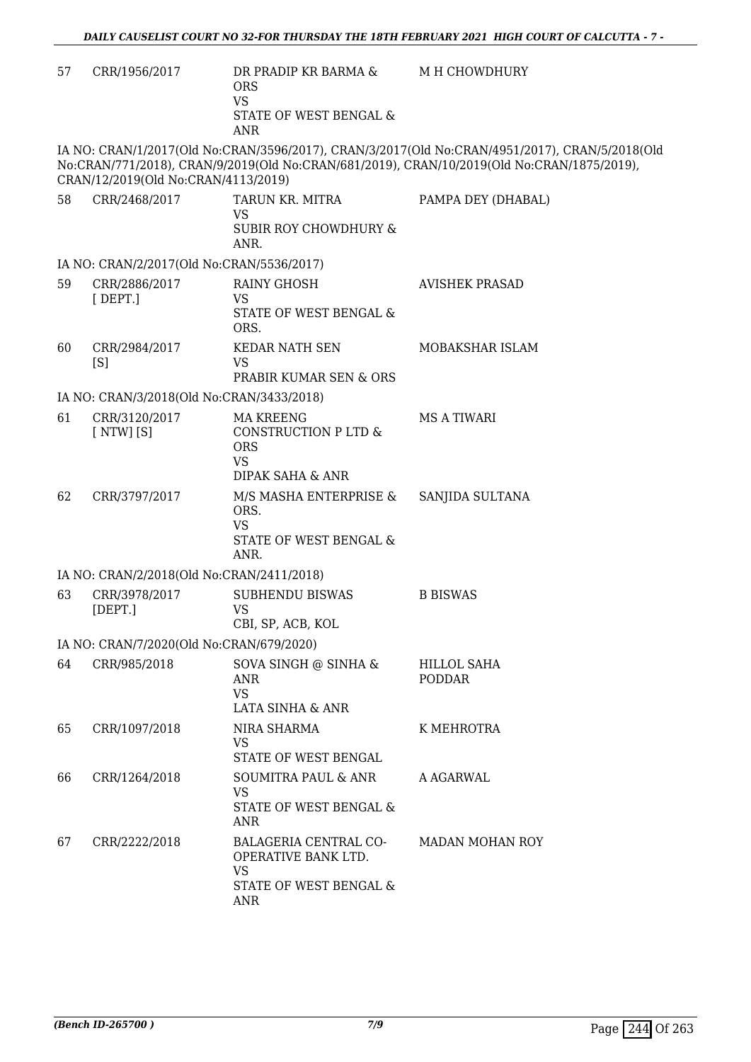| | | | |
|---|---|---|---|
| 57 | CRR/1956/2017 | DR PRADIP KR BARMA & ORS<br>VS<br>STATE OF WEST BENGAL & ANR | M H CHOWDHURY |

IA NO: CRAN/1/2017(Old No:CRAN/3596/2017), CRAN/3/2017(Old No:CRAN/4951/2017), CRAN/5/2018(Old No:CRAN/771/2018), CRAN/9/2019(Old No:CRAN/681/2019), CRAN/10/2019(Old No:CRAN/1875/2019), CRAN/12/2019(Old No:CRAN/4113/2019)

| | | | |
|---|---|---|---|
| 58 | CRR/2468/2017 | TARUN KR. MITRA<br>VS<br>SUBIR ROY CHOWDHURY & ANR. | PAMPA DEY (DHABAL) |

IA NO: CRAN/2/2017(Old No:CRAN/5536/2017)

| | | | |
|---|---|---|---|
| 59 | CRR/2886/2017<br>[ DEPT.] | RAINY GHOSH<br>VS<br>STATE OF WEST BENGAL & ORS. | AVISHEK PRASAD |
| 60 | CRR/2984/2017<br>[S] | KEDAR NATH SEN<br>VS<br>PRABIR KUMAR SEN & ORS | MOBAKSHAR ISLAM |

IA NO: CRAN/3/2018(Old No:CRAN/3433/2018)

| | | | |
|---|---|---|---|
| 61 | CRR/3120/2017<br>[ NTW] [S] | MA KREENG CONSTRUCTION P LTD & ORS<br>VS<br>DIPAK SAHA & ANR | MS A TIWARI |
| 62 | CRR/3797/2017 | M/S MASHA ENTERPRISE & ORS.<br>VS<br>STATE OF WEST BENGAL & ANR. | SANJIDA SULTANA |

IA NO: CRAN/2/2018(Old No:CRAN/2411/2018)

| | | | |
|---|---|---|---|
| 63 | CRR/3978/2017<br>[DEPT.] | SUBHENDU BISWAS<br>VS<br>CBI, SP, ACB, KOL | B BISWAS |

IA NO: CRAN/7/2020(Old No:CRAN/679/2020)

| | | | |
|---|---|---|---|
| 64 | CRR/985/2018 | SOVA SINGH @ SINHA & ANR<br>VS<br>LATA SINHA & ANR | HILLOL SAHA PODDAR |
| 65 | CRR/1097/2018 | NIRA SHARMA<br>VS<br>STATE OF WEST BENGAL | K MEHROTRA |
| 66 | CRR/1264/2018 | SOUMITRA PAUL & ANR<br>VS<br>STATE OF WEST BENGAL & ANR | A AGARWAL |
| 67 | CRR/2222/2018 | BALAGERIA CENTRAL CO-OPERATIVE BANK LTD.<br>VS<br>STATE OF WEST BENGAL & ANR | MADAN MOHAN ROY |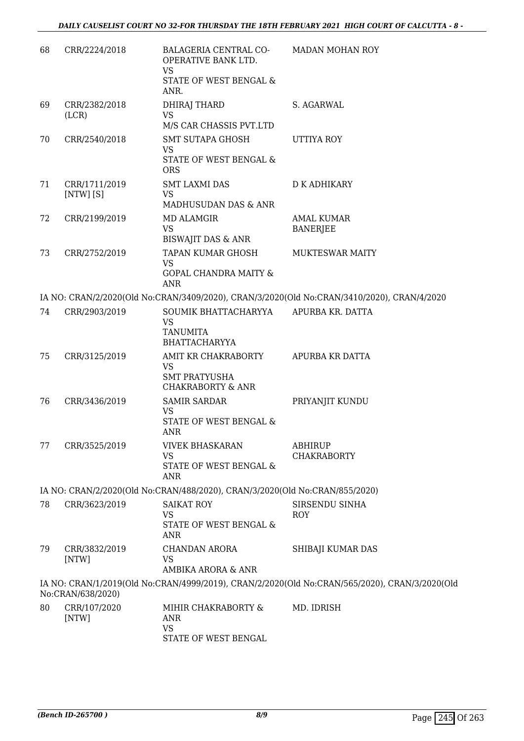| 68 | CRR/2224/2018 | BALAGERIA CENTRAL CO-OPERATIVE BANK LTD.<br>VS<br>STATE OF WEST BENGAL & ANR. | MADAN MOHAN ROY |
|---|---|---|---|
| 69 | CRR/2382/2018 (LCR) | DHIRAJ THARD<br>VS<br>M/S CAR CHASSIS PVT.LTD | S. AGARWAL |
| 70 | CRR/2540/2018 | SMT SUTAPA GHOSH<br>VS<br>STATE OF WEST BENGAL & ORS | UTTIYA ROY |
| 71 | CRR/1711/2019 [NTW] [S] | SMT LAXMI DAS<br>VS<br>MADHUSUDAN DAS & ANR | D K ADHIKARY |
| 72 | CRR/2199/2019 | MD ALAMGIR<br>VS<br>BISWAJIT DAS & ANR | AMAL KUMAR BANERJEE |
| 73 | CRR/2752/2019 | TAPAN KUMAR GHOSH<br>VS<br>GOPAL CHANDRA MAITY & ANR | MUKTESWAR MAITY |
| | IA NO: CRAN/2/2020(Old No:CRAN/3409/2020), CRAN/3/2020(Old No:CRAN/3410/2020), CRAN/4/2020 | | |
| 74 | CRR/2903/2019 | SOUMIK BHATTACHARYYA<br>VS<br>TANUMITA BHATTACHARYYA | APURBA KR. DATTA |
| 75 | CRR/3125/2019 | AMIT KR CHAKRABORTY<br>VS<br>SMT PRATYUSHA CHAKRABORTY & ANR | APURBA KR DATTA |
| 76 | CRR/3436/2019 | SAMIR SARDAR<br>VS<br>STATE OF WEST BENGAL & ANR | PRIYANJIT KUNDU |
| 77 | CRR/3525/2019 | VIVEK BHASKARAN<br>VS<br>STATE OF WEST BENGAL & ANR | ABHIRUP CHAKRABORTY |
| | IA NO: CRAN/2/2020(Old No:CRAN/488/2020), CRAN/3/2020(Old No:CRAN/855/2020) | | |
| 78 | CRR/3623/2019 | SAIKAT ROY<br>VS<br>STATE OF WEST BENGAL & ANR | SIRSENDU SINHA ROY |
| 79 | CRR/3832/2019 [NTW] | CHANDAN ARORA<br>VS<br>AMBIKA ARORA & ANR | SHIBAJI KUMAR DAS |
| | IA NO: CRAN/1/2019(Old No:CRAN/4999/2019), CRAN/2/2020(Old No:CRAN/565/2020), CRAN/3/2020(Old No:CRAN/638/2020) | | |
| 80 | CRR/107/2020 [NTW] | MIHIR CHAKRABORTY & ANR<br>VS<br>STATE OF WEST BENGAL | MD. IDRISH |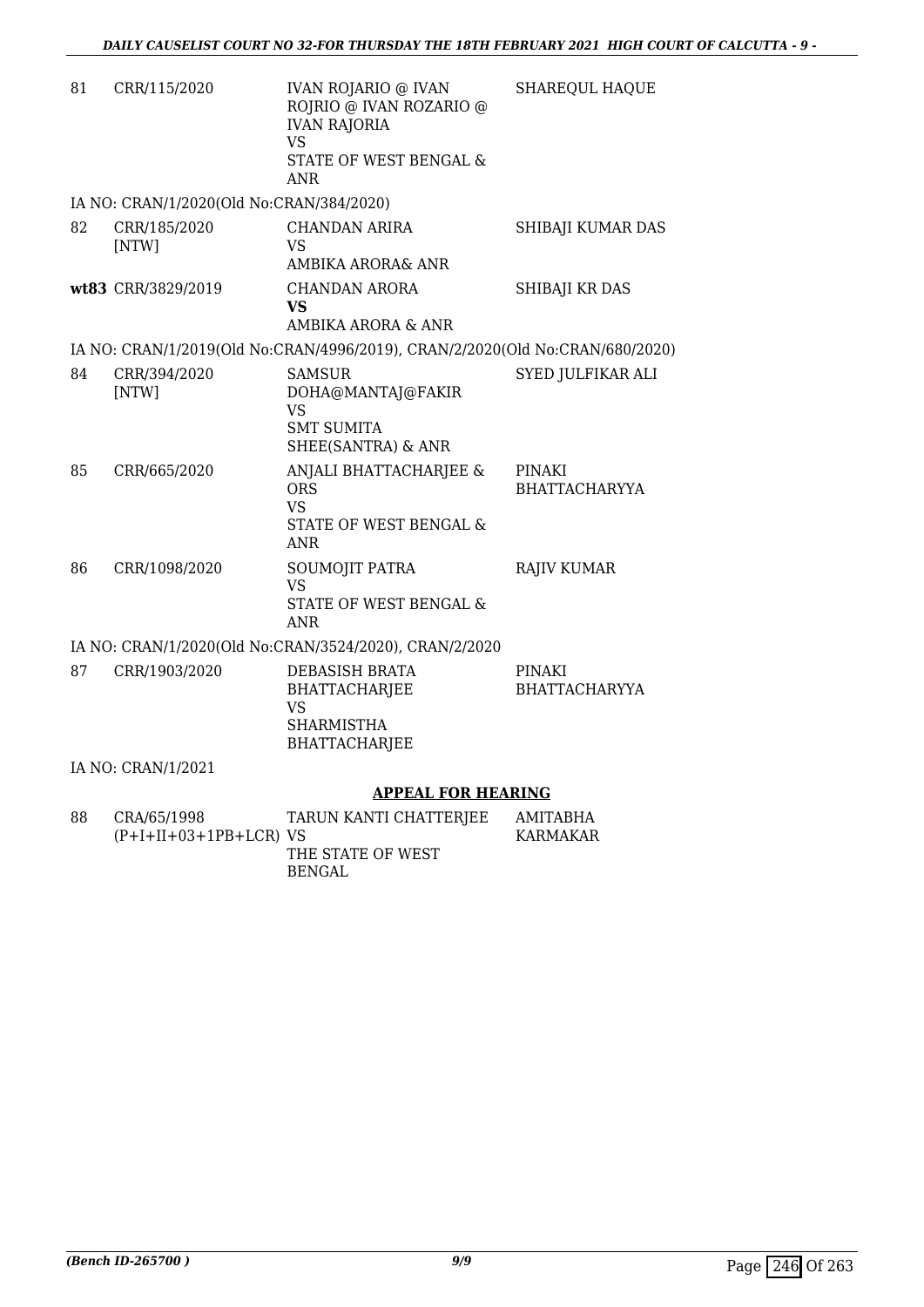| | | | |
|---|---|---|---|
| 81 | CRR/115/2020 | IVAN ROJARIO @ IVAN ROJRIO @ IVAN ROZARIO @ IVAN RAJORIA<br>VS<br>STATE OF WEST BENGAL & ANR | SHAREQUL HAQUE |

IA NO: CRAN/1/2020(Old No:CRAN/384/2020)

| | | | |
|---|---|---|---|
| 82 | CRR/185/2020 [NTW] | CHANDAN ARIRA<br>VS<br>AMBIKA ARORA& ANR | SHIBAJI KUMAR DAS |
| **wt83** | CRR/3829/2019 | CHANDAN ARORA<br>**VS**<br>AMBIKA ARORA & ANR | SHIBAJI KR DAS |

IA NO: CRAN/1/2019(Old No:CRAN/4996/2019), CRAN/2/2020(Old No:CRAN/680/2020)

| | | | |
|---|---|---|---|
| 84 | CRR/394/2020 [NTW] | SAMSUR DOHA@MANTAJ@FAKIR<br>VS<br>SMT SUMITA SHEE(SANTRA) & ANR | SYED JULFIKAR ALI |
| 85 | CRR/665/2020 | ANJALI BHATTACHARJEE & ORS<br>VS<br>STATE OF WEST BENGAL & ANR | PINAKI BHATTACHARYYA |
| 86 | CRR/1098/2020 | SOUMOJIT PATRA<br>VS<br>STATE OF WEST BENGAL & ANR | RAJIV KUMAR |

IA NO: CRAN/1/2020(Old No:CRAN/3524/2020), CRAN/2/2020

| | | | |
|---|---|---|---|
| 87 | CRR/1903/2020 | DEBASISH BRATA BHATTACHARJEE<br>VS<br>SHARMISTHA BHATTACHARJEE | PINAKI BHATTACHARYYA |

IA NO: CRAN/1/2021

**APPEAL FOR HEARING**

| | | | |
|---|---|---|---|
| 88 | CRA/65/1998 (P+I+II+03+1PB+LCR) | TARUN KANTI CHATTERJEE<br>VS<br>THE STATE OF WEST BENGAL | AMITABHA KARMAKAR |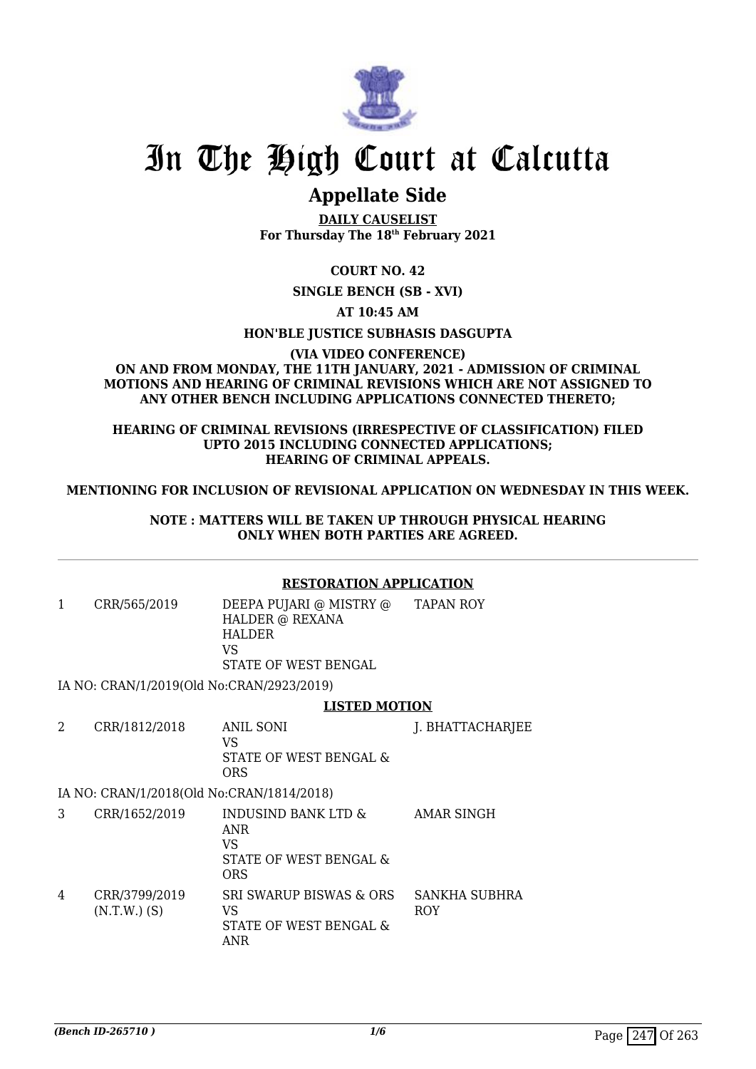# In The High Court at Calcutta

## Appellate Side

**DAILY CAUSELIST**
**For Thursday The 18th February 2021**

**COURT NO. 42**

**SINGLE BENCH (SB - XVI)**

**AT 10:45 AM**

**HON'BLE JUSTICE SUBHASIS DASGUPTA**

**(VIA VIDEO CONFERENCE)**
**ON AND FROM MONDAY, THE 11TH JANUARY, 2021 - ADMISSION OF CRIMINAL MOTIONS AND HEARING OF CRIMINAL REVISIONS WHICH ARE NOT ASSIGNED TO ANY OTHER BENCH INCLUDING APPLICATIONS CONNECTED THERETO;**

**HEARING OF CRIMINAL REVISIONS (IRRESPECTIVE OF CLASSIFICATION) FILED UPTO 2015 INCLUDING CONNECTED APPLICATIONS;**
**HEARING OF CRIMINAL APPEALS.**

**MENTIONING FOR INCLUSION OF REVISIONAL APPLICATION ON WEDNESDAY IN THIS WEEK.**

**NOTE : MATTERS WILL BE TAKEN UP THROUGH PHYSICAL HEARING ONLY WHEN BOTH PARTIES ARE AGREED.**

**RESTORATION APPLICATION**

| | | | |
|---|---|---|---|
| 1 | CRR/565/2019 | DEEPA PUJARI @ MISTRY @ HALDER @ REXANA HALDER VS STATE OF WEST BENGAL | TAPAN ROY |

IA NO: CRAN/1/2019(Old No:CRAN/2923/2019)

**LISTED MOTION**

| | | | |
|---|---|---|---|
| 2 | CRR/1812/2018 | ANIL SONI VS STATE OF WEST BENGAL & ORS | J. BHATTACHARJEE |

IA NO: CRAN/1/2018(Old No:CRAN/1814/2018)

| | | | |
|---|---|---|---|
| 3 | CRR/1652/2019 | INDUSIND BANK LTD & ANR VS STATE OF WEST BENGAL & ORS | AMAR SINGH |
| 4 | CRR/3799/2019 (N.T.W.) (S) | SRI SWARUP BISWAS & ORS VS STATE OF WEST BENGAL & ANR | SANKHA SUBHRA ROY |

*(Bench ID-265710 )*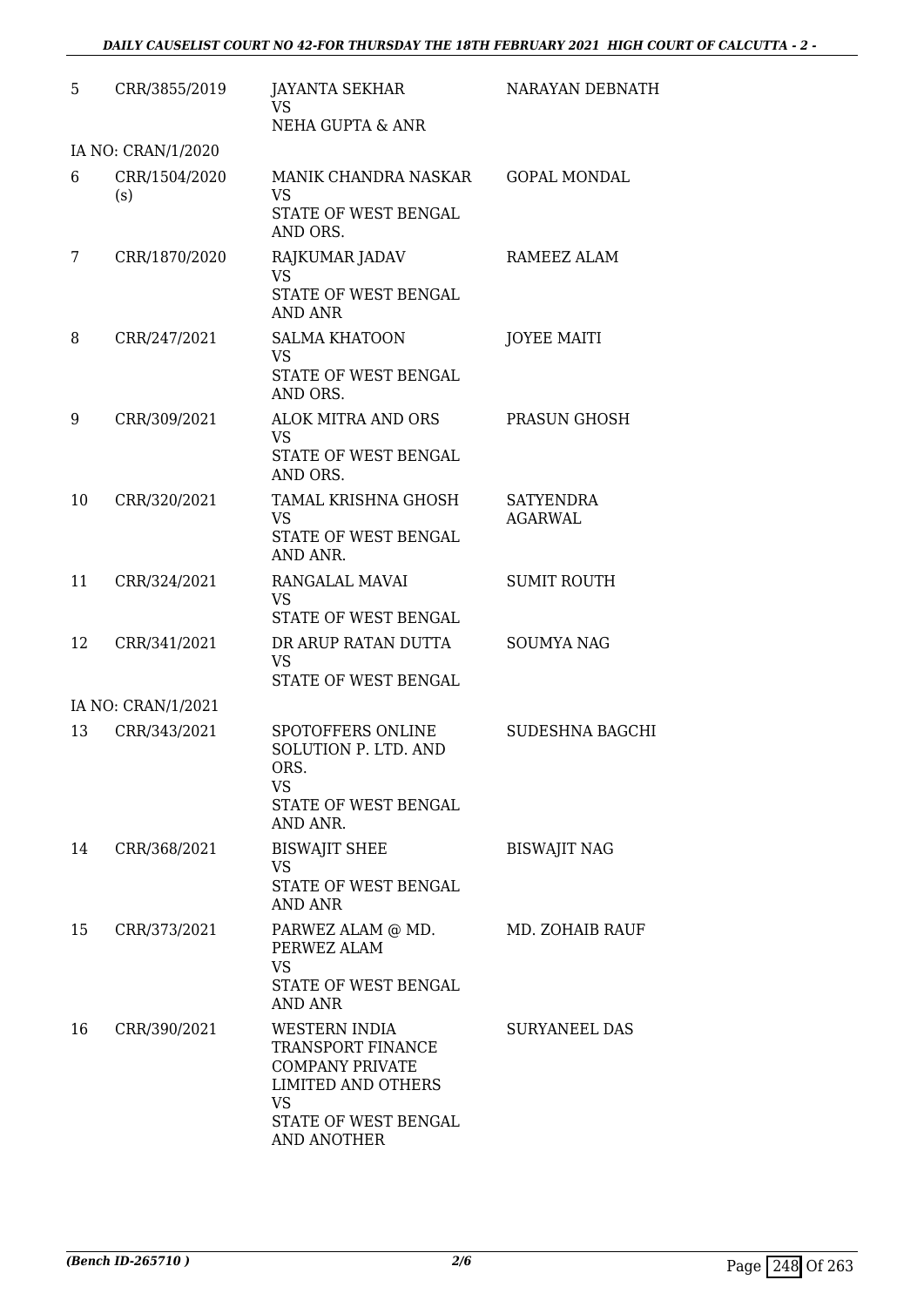| | | | |
|---|---|---|---|
| 5 | CRR/3855/2019 | JAYANTA SEKHAR<br>VS<br>NEHA GUPTA & ANR | NARAYAN DEBNATH |
| | IA NO: CRAN/1/2020 | | |
| 6 | CRR/1504/2020<br>(s) | MANIK CHANDRA NASKAR<br>VS<br>STATE OF WEST BENGAL AND ORS. | GOPAL MONDAL |
| 7 | CRR/1870/2020 | RAJKUMAR JADAV<br>VS<br>STATE OF WEST BENGAL AND ANR | RAMEEZ ALAM |
| 8 | CRR/247/2021 | SALMA KHATOON<br>VS<br>STATE OF WEST BENGAL AND ORS. | JOYEE MAITI |
| 9 | CRR/309/2021 | ALOK MITRA AND ORS<br>VS<br>STATE OF WEST BENGAL AND ORS. | PRASUN GHOSH |
| 10 | CRR/320/2021 | TAMAL KRISHNA GHOSH<br>VS<br>STATE OF WEST BENGAL AND ANR. | SATYENDRA AGARWAL |
| 11 | CRR/324/2021 | RANGALAL MAVAI<br>VS<br>STATE OF WEST BENGAL | SUMIT ROUTH |
| 12 | CRR/341/2021 | DR ARUP RATAN DUTTA<br>VS<br>STATE OF WEST BENGAL | SOUMYA NAG |
| | IA NO: CRAN/1/2021 | | |
| 13 | CRR/343/2021 | SPOTOFFERS ONLINE SOLUTION P. LTD. AND ORS.<br>VS<br>STATE OF WEST BENGAL AND ANR. | SUDESHNA BAGCHI |
| 14 | CRR/368/2021 | BISWAJIT SHEE<br>VS<br>STATE OF WEST BENGAL AND ANR | BISWAJIT NAG |
| 15 | CRR/373/2021 | PARWEZ ALAM @ MD. PERWEZ ALAM<br>VS<br>STATE OF WEST BENGAL AND ANR | MD. ZOHAIB RAUF |
| 16 | CRR/390/2021 | WESTERN INDIA TRANSPORT FINANCE COMPANY PRIVATE LIMITED AND OTHERS<br>VS<br>STATE OF WEST BENGAL AND ANOTHER | SURYANEEL DAS |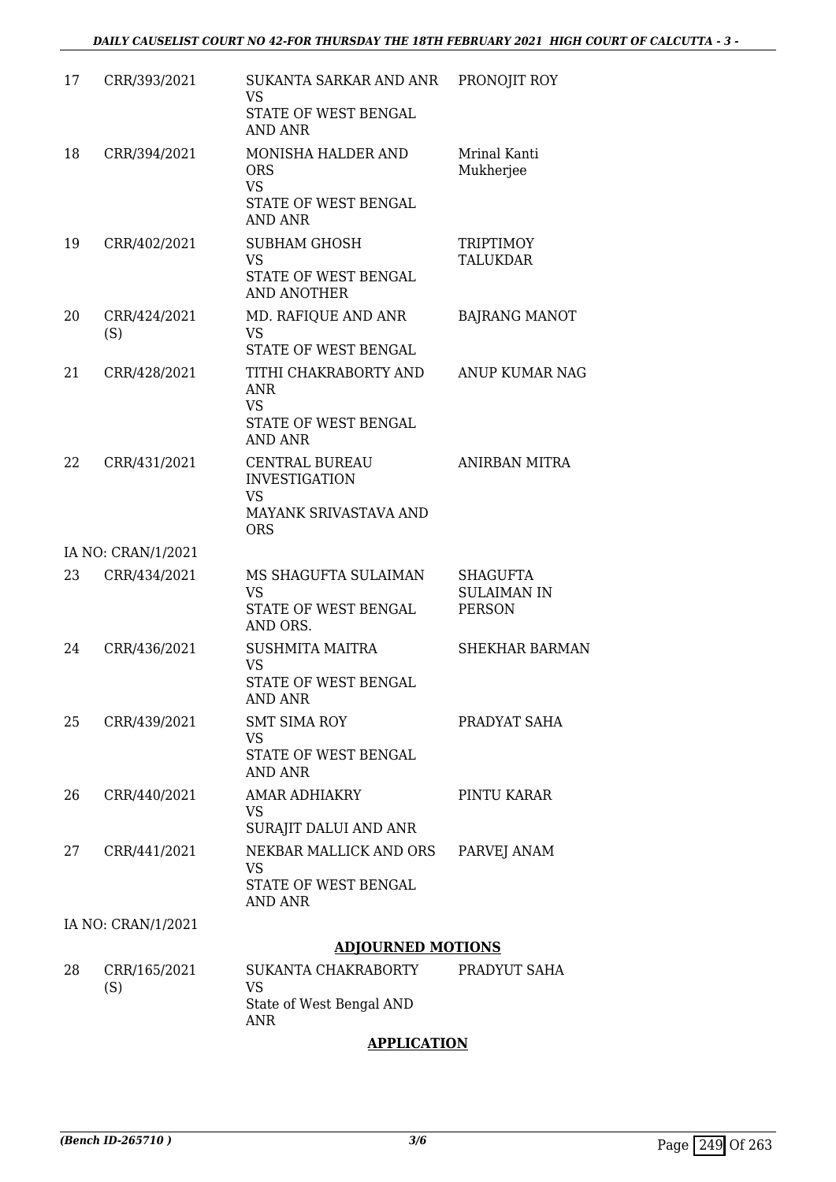| | | | |
|---|---|---|---|
| 17 | CRR/393/2021 | SUKANTA SARKAR AND ANR<br>VS<br>STATE OF WEST BENGAL AND ANR | PRONOJIT ROY |
| 18 | CRR/394/2021 | MONISHA HALDER AND ORS<br>VS<br>STATE OF WEST BENGAL AND ANR | Mrinal Kanti Mukherjee |
| 19 | CRR/402/2021 | SUBHAM GHOSH<br>VS<br>STATE OF WEST BENGAL AND ANOTHER | TRIPTIMOY TALUKDAR |
| 20 | CRR/424/2021 (S) | MD. RAFIQUE AND ANR<br>VS<br>STATE OF WEST BENGAL | BAJRANG MANOT |
| 21 | CRR/428/2021 | TITHI CHAKRABORTY AND ANR<br>VS<br>STATE OF WEST BENGAL AND ANR | ANUP KUMAR NAG |
| 22 | CRR/431/2021 | CENTRAL BUREAU INVESTIGATION<br>VS<br>MAYANK SRIVASTAVA AND ORS | ANIRBAN MITRA |
| | IA NO: CRAN/1/2021 | | |
| 23 | CRR/434/2021 | MS SHAGUFTA SULAIMAN<br>VS<br>STATE OF WEST BENGAL AND ORS. | SHAGUFTA SULAIMAN IN PERSON |
| 24 | CRR/436/2021 | SUSHMITA MAITRA<br>VS<br>STATE OF WEST BENGAL AND ANR | SHEKHAR BARMAN |
| 25 | CRR/439/2021 | SMT SIMA ROY<br>VS<br>STATE OF WEST BENGAL AND ANR | PRADYAT SAHA |
| 26 | CRR/440/2021 | AMAR ADHIAKRY<br>VS<br>SURAJIT DALUI AND ANR | PINTU KARAR |
| 27 | CRR/441/2021 | NEKBAR MALLICK AND ORS<br>VS<br>STATE OF WEST BENGAL AND ANR | PARVEJ ANAM |
| | IA NO: CRAN/1/2021 | | |

## ADJOURNED MOTIONS

| | | | |
|---|---|---|---|
| 28 | CRR/165/2021 (S) | SUKANTA CHAKRABORTY<br>VS<br>State of West Bengal AND ANR | PRADYUT SAHA |

## APPLICATION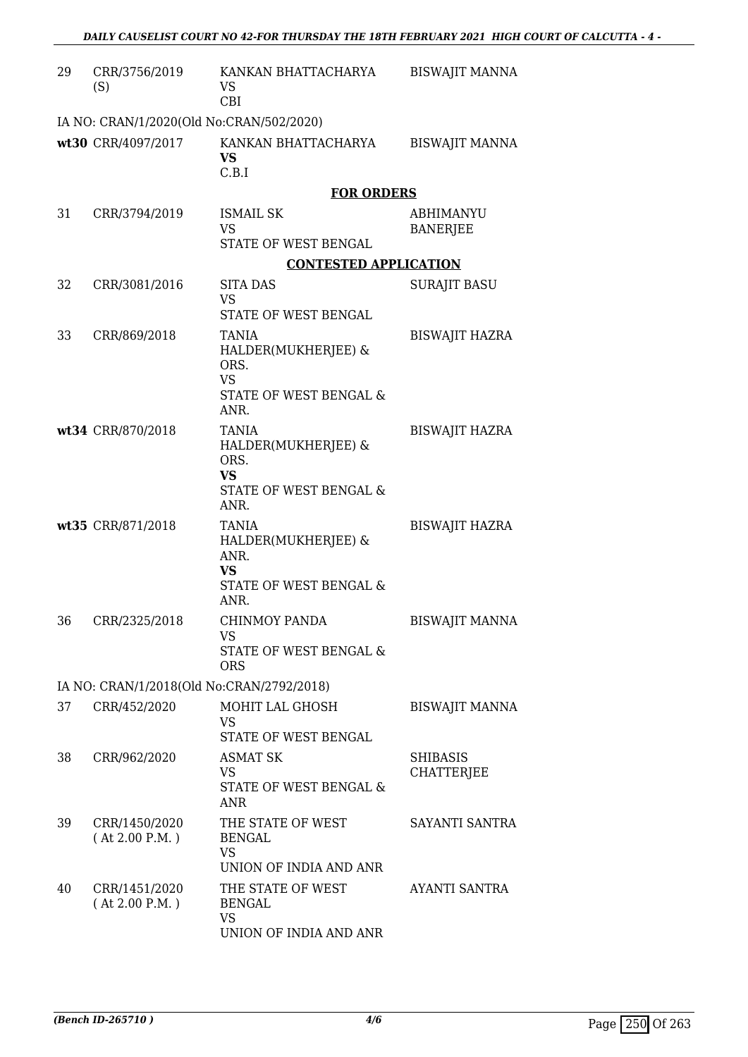| 29 | CRR/3756/2019 (S) | KANKAN BHATTACHARYA VS CBI | BISWAJIT MANNA |
|---|---|---|---|
| | IA NO: CRAN/1/2020(Old No:CRAN/502/2020) | | |
| wt30 | CRR/4097/2017 | KANKAN BHATTACHARYA **VS** C.B.I | BISWAJIT MANNA |

**FOR ORDERS**

| 31 | CRR/3794/2019 | ISMAIL SK VS STATE OF WEST BENGAL | ABHIMANYU BANERJEE |
|---|---|---|---|

**CONTESTED APPLICATION**

| 32 | CRR/3081/2016 | SITA DAS VS STATE OF WEST BENGAL | SURAJIT BASU |
|---|---|---|---|
| 33 | CRR/869/2018 | TANIA HALDER(MUKHERJEE) & ORS. VS STATE OF WEST BENGAL & ANR. | BISWAJIT HAZRA |
| wt34 | CRR/870/2018 | TANIA HALDER(MUKHERJEE) & ORS. **VS** STATE OF WEST BENGAL & ANR. | BISWAJIT HAZRA |
| wt35 | CRR/871/2018 | TANIA HALDER(MUKHERJEE) & ANR. **VS** STATE OF WEST BENGAL & ANR. | BISWAJIT HAZRA |
| 36 | CRR/2325/2018 | CHINMOY PANDA VS STATE OF WEST BENGAL & ORS | BISWAJIT MANNA |
| | IA NO: CRAN/1/2018(Old No:CRAN/2792/2018) | | |
| 37 | CRR/452/2020 | MOHIT LAL GHOSH VS STATE OF WEST BENGAL | BISWAJIT MANNA |
| 38 | CRR/962/2020 | ASMAT SK VS STATE OF WEST BENGAL & ANR | SHIBASIS CHATTERJEE |
| 39 | CRR/1450/2020 ( At 2.00 P.M. ) | THE STATE OF WEST BENGAL VS UNION OF INDIA AND ANR | SAYANTI SANTRA |
| 40 | CRR/1451/2020 ( At 2.00 P.M. ) | THE STATE OF WEST BENGAL VS UNION OF INDIA AND ANR | AYANTI SANTRA |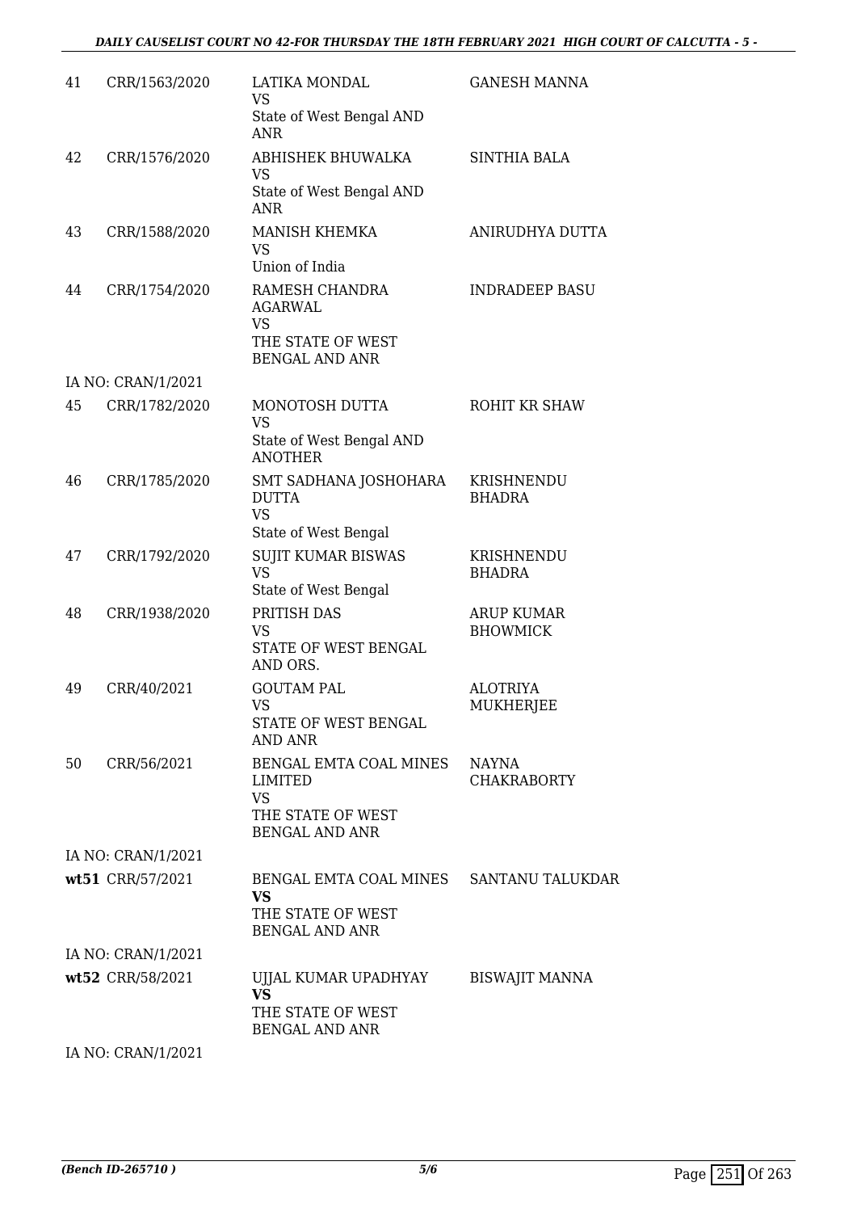| | | | |
|---|---|---|---|
| 41 | CRR/1563/2020 | LATIKA MONDAL<br>VS<br>State of West Bengal AND ANR | GANESH MANNA |
| 42 | CRR/1576/2020 | ABHISHEK BHUWALKA<br>VS<br>State of West Bengal AND ANR | SINTHIA BALA |
| 43 | CRR/1588/2020 | MANISH KHEMKA<br>VS<br>Union of India | ANIRUDHYA DUTTA |
| 44 | CRR/1754/2020 | RAMESH CHANDRA AGARWAL<br>VS<br>THE STATE OF WEST BENGAL AND ANR | INDRADEEP BASU |
| | IA NO: CRAN/1/2021 | | |
| 45 | CRR/1782/2020 | MONOTOSH DUTTA<br>VS<br>State of West Bengal AND ANOTHER | ROHIT KR SHAW |
| 46 | CRR/1785/2020 | SMT SADHANA JOSHOHARA DUTTA<br>VS<br>State of West Bengal | KRISHNENDU BHADRA |
| 47 | CRR/1792/2020 | SUJIT KUMAR BISWAS<br>VS<br>State of West Bengal | KRISHNENDU BHADRA |
| 48 | CRR/1938/2020 | PRITISH DAS<br>VS<br>STATE OF WEST BENGAL AND ORS. | ARUP KUMAR BHOWMICK |
| 49 | CRR/40/2021 | GOUTAM PAL<br>VS<br>STATE OF WEST BENGAL AND ANR | ALOTRIYA MUKHERJEE |
| 50 | CRR/56/2021 | BENGAL EMTA COAL MINES LIMITED<br>VS<br>THE STATE OF WEST BENGAL AND ANR | NAYNA CHAKRABORTY |
| | IA NO: CRAN/1/2021 | | |
| wt51 | CRR/57/2021 | BENGAL EMTA COAL MINES<br>**VS**<br>THE STATE OF WEST BENGAL AND ANR | SANTANU TALUKDAR |
| | IA NO: CRAN/1/2021 | | |
| wt52 | CRR/58/2021 | UJJAL KUMAR UPADHYAY<br>**VS**<br>THE STATE OF WEST BENGAL AND ANR | BISWAJIT MANNA |
| | IA NO: CRAN/1/2021 | | |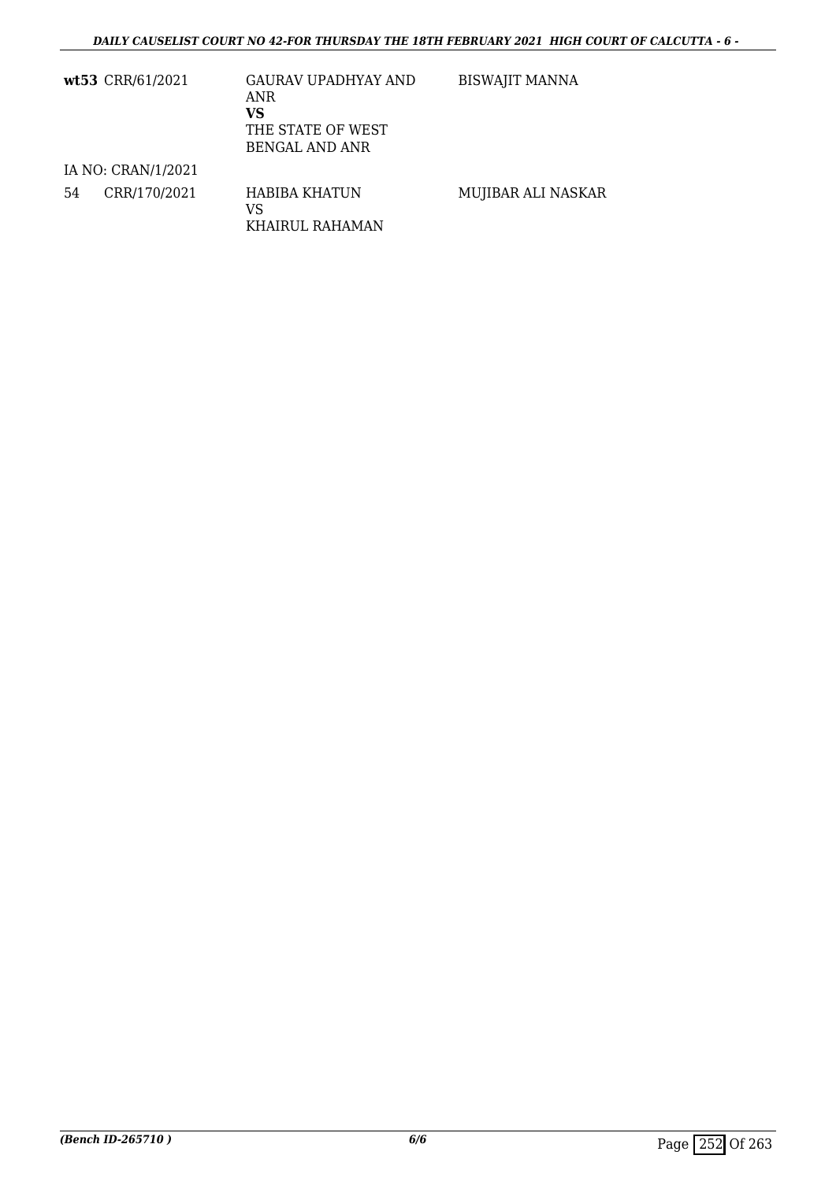| | | | |
|---|---|---|---|
| **wt53** | CRR/61/2021 | GAURAV UPADHYAY AND ANR<br>**VS**<br>THE STATE OF WEST BENGAL AND ANR | BISWAJIT MANNA |
| IA NO: CRAN/1/2021 | | | |
| 54 | CRR/170/2021 | HABIBA KHATUN<br>VS<br>KHAIRUL RAHAMAN | MUJIBAR ALI NASKAR |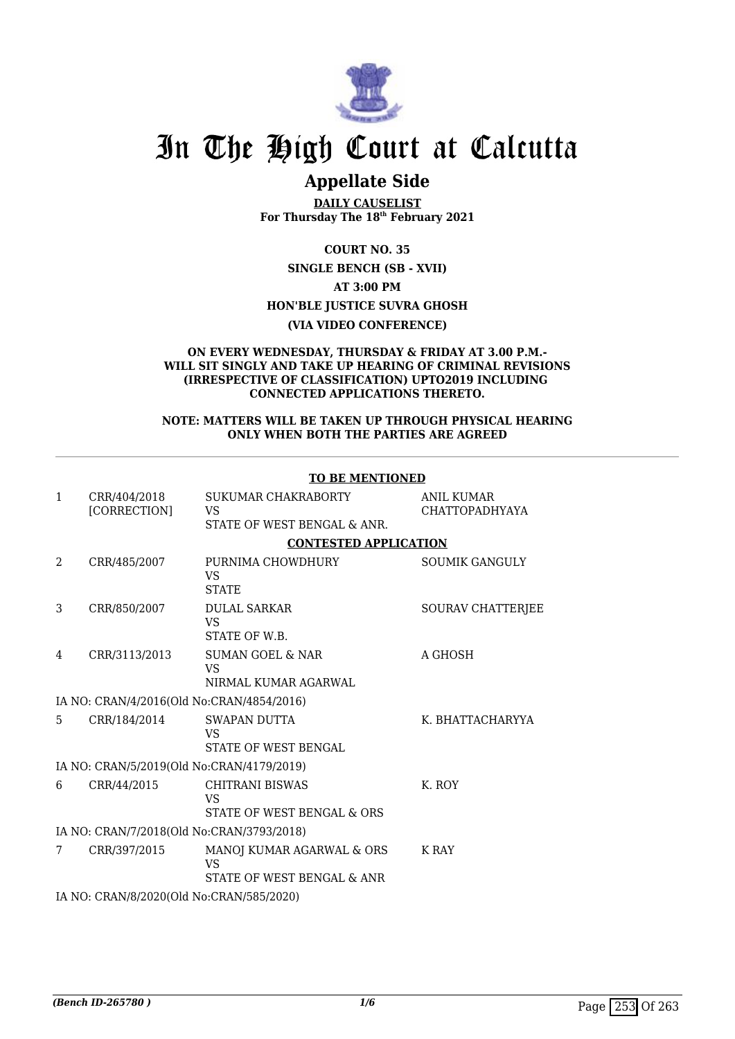# In The High Court at Calcutta

## Appellate Side

**DAILY CAUSELIST**
**For Thursday The 18th February 2021**

**COURT NO. 35**

**SINGLE BENCH (SB - XVII)**

**AT 3:00 PM**

**HON'BLE JUSTICE SUVRA GHOSH**

**(VIA VIDEO CONFERENCE)**

**ON EVERY WEDNESDAY, THURSDAY & FRIDAY AT 3.00 P.M.- WILL SIT SINGLY AND TAKE UP HEARING OF CRIMINAL REVISIONS (IRRESPECTIVE OF CLASSIFICATION) UPTO2019 INCLUDING CONNECTED APPLICATIONS THERETO.**

**NOTE: MATTERS WILL BE TAKEN UP THROUGH PHYSICAL HEARING ONLY WHEN BOTH THE PARTIES ARE AGREED**

**TO BE MENTIONED**

| | | | |
|---|---|---|---|
| 1 | CRR/404/2018 [CORRECTION] | SUKUMAR CHAKRABORTY VS STATE OF WEST BENGAL & ANR. | ANIL KUMAR CHATTOPADHYAYA |

**CONTESTED APPLICATION**

| | | | |
|---|---|---|---|
| 2 | CRR/485/2007 | PURNIMA CHOWDHURY VS STATE | SOUMIK GANGULY |
| 3 | CRR/850/2007 | DULAL SARKAR VS STATE OF W.B. | SOURAV CHATTERJEE |
| 4 | CRR/3113/2013 | SUMAN GOEL & NAR VS NIRMAL KUMAR AGARWAL | A GHOSH |
| | IA NO: CRAN/4/2016(Old No:CRAN/4854/2016) | | |
| 5 | CRR/184/2014 | SWAPAN DUTTA VS STATE OF WEST BENGAL | K. BHATTACHARYYA |
| | IA NO: CRAN/5/2019(Old No:CRAN/4179/2019) | | |
| 6 | CRR/44/2015 | CHITRANI BISWAS VS STATE OF WEST BENGAL & ORS | K. ROY |
| | IA NO: CRAN/7/2018(Old No:CRAN/3793/2018) | | |
| 7 | CRR/397/2015 | MANOJ KUMAR AGARWAL & ORS VS STATE OF WEST BENGAL & ANR | K RAY |
| | IA NO: CRAN/8/2020(Old No:CRAN/585/2020) | | |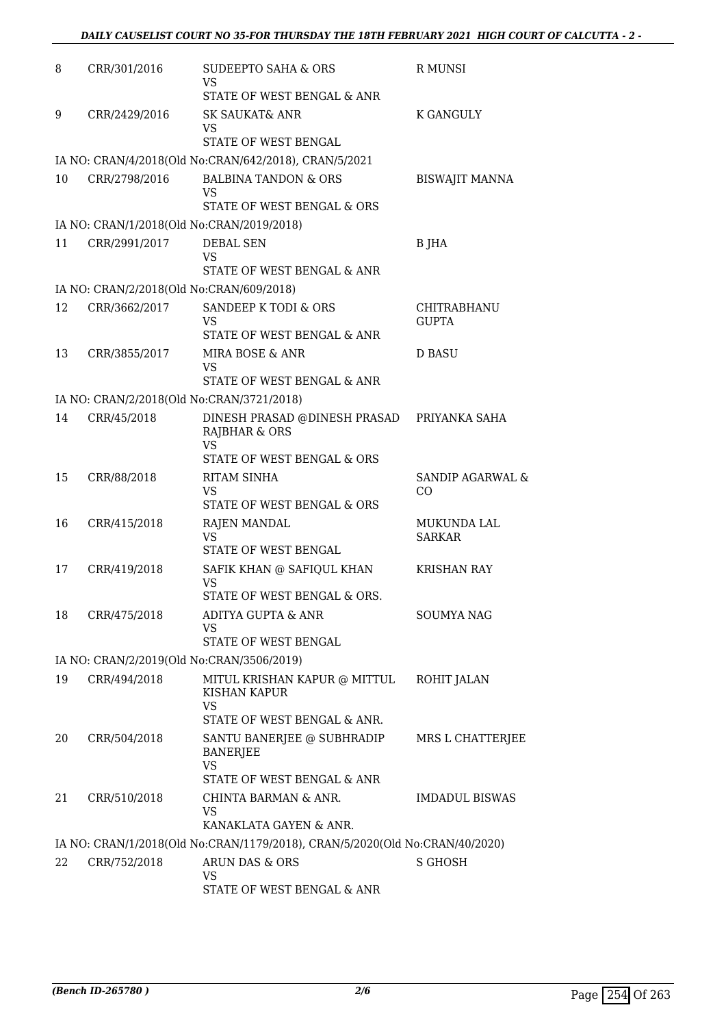| | | | |
|---|---|---|---|
| 8 | CRR/301/2016 | SUDEEPTO SAHA & ORS<br>VS<br>STATE OF WEST BENGAL & ANR | R MUNSI |
| 9 | CRR/2429/2016 | SK SAUKAT& ANR<br>VS<br>STATE OF WEST BENGAL | K GANGULY |
| | IA NO: CRAN/4/2018(Old No:CRAN/642/2018), CRAN/5/2021 | | |
| 10 | CRR/2798/2016 | BALBINA TANDON & ORS<br>VS<br>STATE OF WEST BENGAL & ORS | BISWAJIT MANNA |
| | IA NO: CRAN/1/2018(Old No:CRAN/2019/2018) | | |
| 11 | CRR/2991/2017 | DEBAL SEN<br>VS<br>STATE OF WEST BENGAL & ANR | B JHA |
| | IA NO: CRAN/2/2018(Old No:CRAN/609/2018) | | |
| 12 | CRR/3662/2017 | SANDEEP K TODI & ORS<br>VS<br>STATE OF WEST BENGAL & ANR | CHITRABHANU GUPTA |
| 13 | CRR/3855/2017 | MIRA BOSE & ANR<br>VS<br>STATE OF WEST BENGAL & ANR | D BASU |
| | IA NO: CRAN/2/2018(Old No:CRAN/3721/2018) | | |
| 14 | CRR/45/2018 | DINESH PRASAD @DINESH PRASAD RAJBHAR & ORS<br>VS<br>STATE OF WEST BENGAL & ORS | PRIYANKA SAHA |
| 15 | CRR/88/2018 | RITAM SINHA<br>VS<br>STATE OF WEST BENGAL & ORS | SANDIP AGARWAL & CO |
| 16 | CRR/415/2018 | RAJEN MANDAL<br>VS<br>STATE OF WEST BENGAL | MUKUNDA LAL SARKAR |
| 17 | CRR/419/2018 | SAFIK KHAN @ SAFIQUL KHAN<br>VS<br>STATE OF WEST BENGAL & ORS. | KRISHAN RAY |
| 18 | CRR/475/2018 | ADITYA GUPTA & ANR<br>VS<br>STATE OF WEST BENGAL | SOUMYA NAG |
| | IA NO: CRAN/2/2019(Old No:CRAN/3506/2019) | | |
| 19 | CRR/494/2018 | MITUL KRISHAN KAPUR @ MITTUL KISHAN KAPUR<br>VS<br>STATE OF WEST BENGAL & ANR. | ROHIT JALAN |
| 20 | CRR/504/2018 | SANTU BANERJEE @ SUBHRADIP BANERJEE<br>VS<br>STATE OF WEST BENGAL & ANR | MRS L CHATTERJEE |
| 21 | CRR/510/2018 | CHINTA BARMAN & ANR.<br>VS<br>KANAKLATA GAYEN & ANR. | IMDADUL BISWAS |
| | IA NO: CRAN/1/2018(Old No:CRAN/1179/2018), CRAN/5/2020(Old No:CRAN/40/2020) | | |
| 22 | CRR/752/2018 | ARUN DAS & ORS<br>VS<br>STATE OF WEST BENGAL & ANR | S GHOSH |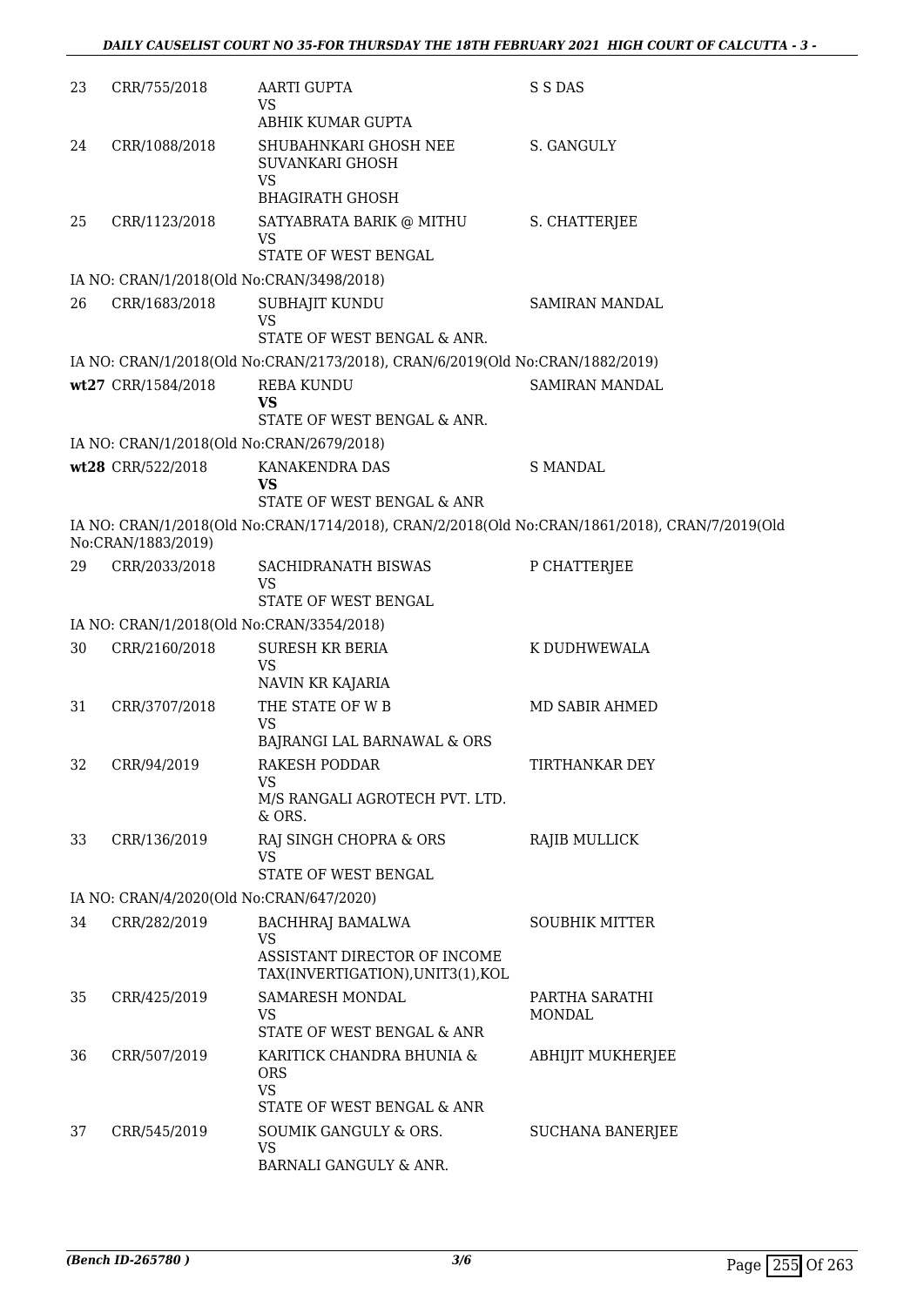| | | | |
|---|---|---|---|
| 23 | CRR/755/2018 | AARTI GUPTA<br>VS<br>ABHIK KUMAR GUPTA | S S DAS |
| 24 | CRR/1088/2018 | SHUBAHNKARI GHOSH NEE SUVANKARI GHOSH<br>VS<br>BHAGIRATH GHOSH | S. GANGULY |
| 25 | CRR/1123/2018 | SATYABRATA BARIK @ MITHU<br>VS<br>STATE OF WEST BENGAL | S. CHATTERJEE |
| | IA NO: CRAN/1/2018(Old No:CRAN/3498/2018) | | |
| 26 | CRR/1683/2018 | SUBHAJIT KUNDU<br>VS<br>STATE OF WEST BENGAL & ANR. | SAMIRAN MANDAL |
| | IA NO: CRAN/1/2018(Old No:CRAN/2173/2018), CRAN/6/2019(Old No:CRAN/1882/2019) | | |
| **wt27** | CRR/1584/2018 | REBA KUNDU<br>**VS**<br>STATE OF WEST BENGAL & ANR. | SAMIRAN MANDAL |
| | IA NO: CRAN/1/2018(Old No:CRAN/2679/2018) | | |
| **wt28** | CRR/522/2018 | KANAKENDRA DAS<br>**VS**<br>STATE OF WEST BENGAL & ANR | S MANDAL |
| | IA NO: CRAN/1/2018(Old No:CRAN/1714/2018), CRAN/2/2018(Old No:CRAN/1861/2018), CRAN/7/2019(Old No:CRAN/1883/2019) | | |
| 29 | CRR/2033/2018 | SACHIDRANATH BISWAS<br>VS<br>STATE OF WEST BENGAL | P CHATTERJEE |
| | IA NO: CRAN/1/2018(Old No:CRAN/3354/2018) | | |
| 30 | CRR/2160/2018 | SURESH KR BERIA<br>VS<br>NAVIN KR KAJARIA | K DUDHWEWALA |
| 31 | CRR/3707/2018 | THE STATE OF W B<br>VS<br>BAJRANGI LAL BARNAWAL & ORS | MD SABIR AHMED |
| 32 | CRR/94/2019 | RAKESH PODDAR<br>VS<br>M/S RANGALI AGROTECH PVT. LTD. & ORS. | TIRTHANKAR DEY |
| 33 | CRR/136/2019 | RAJ SINGH CHOPRA & ORS<br>VS<br>STATE OF WEST BENGAL | RAJIB MULLICK |
| | IA NO: CRAN/4/2020(Old No:CRAN/647/2020) | | |
| 34 | CRR/282/2019 | BACHHRAJ BAMALWA<br>VS<br>ASSISTANT DIRECTOR OF INCOME TAX(INVERTIGATION),UNIT3(1),KOL | SOUBHIK MITTER |
| 35 | CRR/425/2019 | SAMARESH MONDAL<br>VS<br>STATE OF WEST BENGAL & ANR | PARTHA SARATHI MONDAL |
| 36 | CRR/507/2019 | KARITICK CHANDRA BHUNIA & ORS<br>VS<br>STATE OF WEST BENGAL & ANR | ABHIJIT MUKHERJEE |
| 37 | CRR/545/2019 | SOUMIK GANGULY & ORS.<br>VS<br>BARNALI GANGULY & ANR. | SUCHANA BANERJEE |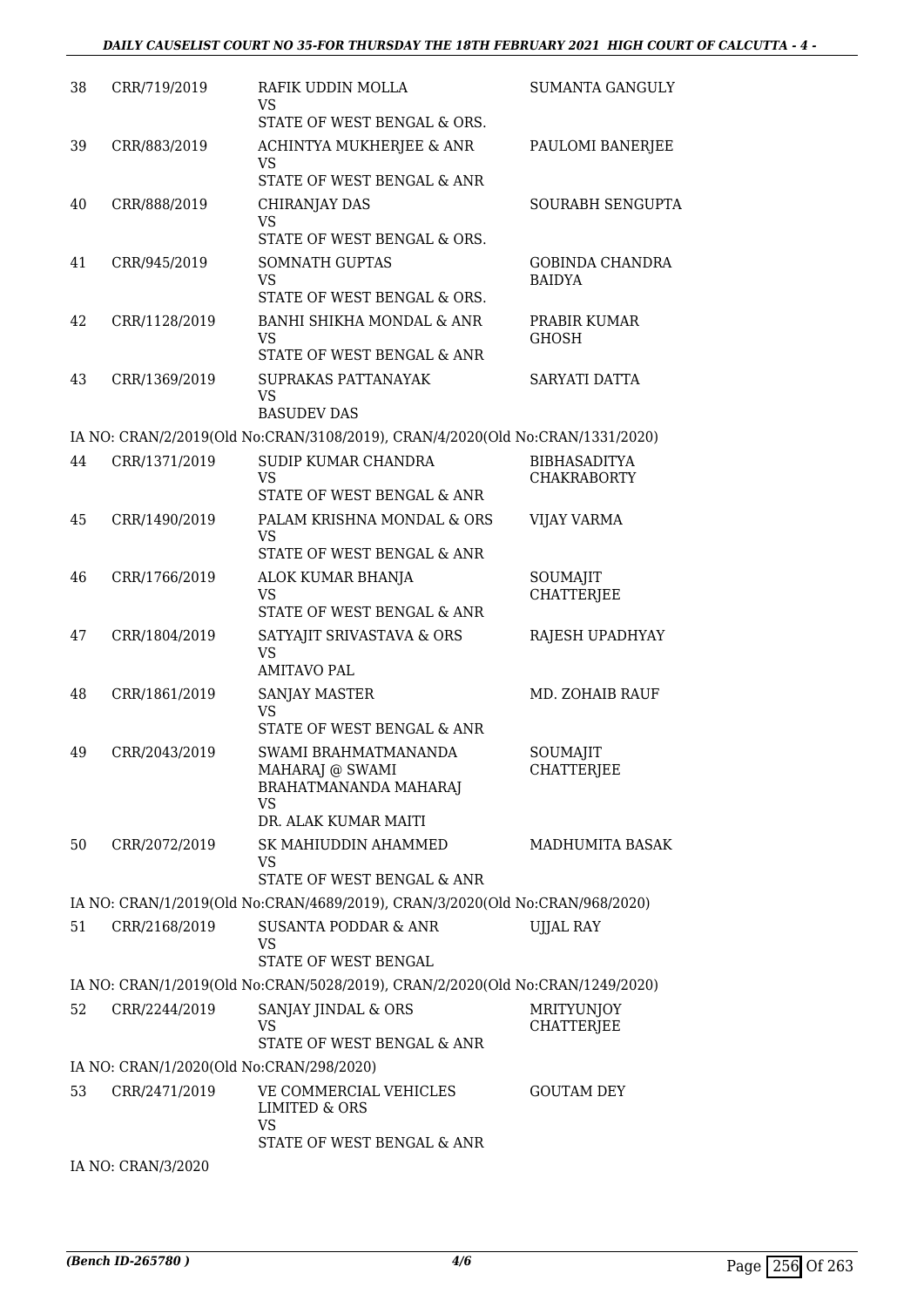| 38 | CRR/719/2019 | RAFIK UDDIN MOLLA<br>VS<br>STATE OF WEST BENGAL & ORS. | SUMANTA GANGULY |
|---|---|---|---|
| 39 | CRR/883/2019 | ACHINTYA MUKHERJEE & ANR<br>VS<br>STATE OF WEST BENGAL & ANR | PAULOMI BANERJEE |
| 40 | CRR/888/2019 | CHIRANJAY DAS<br>VS<br>STATE OF WEST BENGAL & ORS. | SOURABH SENGUPTA |
| 41 | CRR/945/2019 | SOMNATH GUPTAS<br>VS<br>STATE OF WEST BENGAL & ORS. | GOBINDA CHANDRA BAIDYA |
| 42 | CRR/1128/2019 | BANHI SHIKHA MONDAL & ANR<br>VS<br>STATE OF WEST BENGAL & ANR | PRABIR KUMAR GHOSH |
| 43 | CRR/1369/2019 | SUPRAKAS PATTANAYAK<br>VS<br>BASUDEV DAS | SARYATI DATTA |
| | IA NO: CRAN/2/2019(Old No:CRAN/3108/2019), CRAN/4/2020(Old No:CRAN/1331/2020) | | |
| 44 | CRR/1371/2019 | SUDIP KUMAR CHANDRA<br>VS<br>STATE OF WEST BENGAL & ANR | BIBHASADITYA CHAKRABORTY |
| 45 | CRR/1490/2019 | PALAM KRISHNA MONDAL & ORS<br>VS<br>STATE OF WEST BENGAL & ANR | VIJAY VARMA |
| 46 | CRR/1766/2019 | ALOK KUMAR BHANJA<br>VS<br>STATE OF WEST BENGAL & ANR | SOUMAJIT CHATTERJEE |
| 47 | CRR/1804/2019 | SATYAJIT SRIVASTAVA & ORS<br>VS<br>AMITAVO PAL | RAJESH UPADHYAY |
| 48 | CRR/1861/2019 | SANJAY MASTER<br>VS<br>STATE OF WEST BENGAL & ANR | MD. ZOHAIB RAUF |
| 49 | CRR/2043/2019 | SWAMI BRAHMATMANANDA MAHARAJ @ SWAMI BRAHATMANANDA MAHARAJ<br>VS<br>DR. ALAK KUMAR MAITI | SOUMAJIT CHATTERJEE |
| 50 | CRR/2072/2019 | SK MAHIUDDIN AHAMMED<br>VS<br>STATE OF WEST BENGAL & ANR | MADHUMITA BASAK |
| | IA NO: CRAN/1/2019(Old No:CRAN/4689/2019), CRAN/3/2020(Old No:CRAN/968/2020) | | |
| 51 | CRR/2168/2019 | SUSANTA PODDAR & ANR<br>VS<br>STATE OF WEST BENGAL | UJJAL RAY |
| | IA NO: CRAN/1/2019(Old No:CRAN/5028/2019), CRAN/2/2020(Old No:CRAN/1249/2020) | | |
| 52 | CRR/2244/2019 | SANJAY JINDAL & ORS<br>VS<br>STATE OF WEST BENGAL & ANR | MRITYUNJOY CHATTERJEE |
| | IA NO: CRAN/1/2020(Old No:CRAN/298/2020) | | |
| 53 | CRR/2471/2019 | VE COMMERCIAL VEHICLES LIMITED & ORS<br>VS<br>STATE OF WEST BENGAL & ANR | GOUTAM DEY |
| | IA NO: CRAN/3/2020 | | |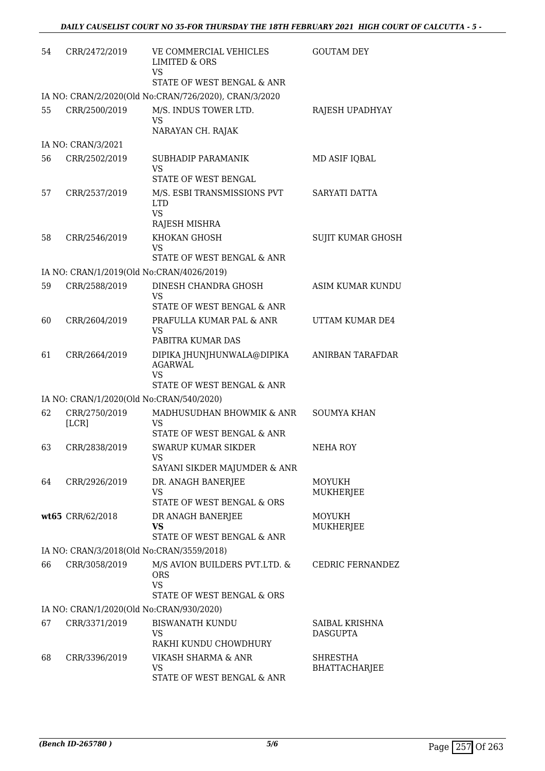| | | | |
|---|---|---|---|
| 54 | CRR/2472/2019 | VE COMMERCIAL VEHICLES LIMITED & ORS<br>VS<br>STATE OF WEST BENGAL & ANR | GOUTAM DEY |
| IA NO: CRAN/2/2020(Old No:CRAN/726/2020), CRAN/3/2020 | | | |
| 55 | CRR/2500/2019 | M/S. INDUS TOWER LTD.<br>VS<br>NARAYAN CH. RAJAK | RAJESH UPADHYAY |
| IA NO: CRAN/3/2021 | | | |
| 56 | CRR/2502/2019 | SUBHADIP PARAMANIK<br>VS<br>STATE OF WEST BENGAL | MD ASIF IQBAL |
| 57 | CRR/2537/2019 | M/S. ESBI TRANSMISSIONS PVT LTD<br>VS<br>RAJESH MISHRA | SARYATI DATTA |
| 58 | CRR/2546/2019 | KHOKAN GHOSH<br>VS<br>STATE OF WEST BENGAL & ANR | SUJIT KUMAR GHOSH |
| IA NO: CRAN/1/2019(Old No:CRAN/4026/2019) | | | |
| 59 | CRR/2588/2019 | DINESH CHANDRA GHOSH<br>VS<br>STATE OF WEST BENGAL & ANR | ASIM KUMAR KUNDU |
| 60 | CRR/2604/2019 | PRAFULLA KUMAR PAL & ANR<br>VS<br>PABITRA KUMAR DAS | UTTAM KUMAR DE4 |
| 61 | CRR/2664/2019 | DIPIKA JHUNJHUNWALA@DIPIKA AGARWAL<br>VS<br>STATE OF WEST BENGAL & ANR | ANIRBAN TARAFDAR |
| IA NO: CRAN/1/2020(Old No:CRAN/540/2020) | | | |
| 62 | CRR/2750/2019 [LCR] | MADHUSUDHAN BHOWMIK & ANR<br>VS<br>STATE OF WEST BENGAL & ANR | SOUMYA KHAN |
| 63 | CRR/2838/2019 | SWARUP KUMAR SIKDER<br>VS<br>SAYANI SIKDER MAJUMDER & ANR | NEHA ROY |
| 64 | CRR/2926/2019 | DR. ANAGH BANERJEE<br>VS<br>STATE OF WEST BENGAL & ORS | MOYUKH MUKHERJEE |
| **wt65** | CRR/62/2018 | DR ANAGH BANERJEE<br>**VS**<br>STATE OF WEST BENGAL & ANR | MOYUKH MUKHERJEE |
| IA NO: CRAN/3/2018(Old No:CRAN/3559/2018) | | | |
| 66 | CRR/3058/2019 | M/S AVION BUILDERS PVT.LTD. & ORS<br>VS<br>STATE OF WEST BENGAL & ORS | CEDRIC FERNANDEZ |
| IA NO: CRAN/1/2020(Old No:CRAN/930/2020) | | | |
| 67 | CRR/3371/2019 | BISWANATH KUNDU<br>VS<br>RAKHI KUNDU CHOWDHURY | SAIBAL KRISHNA DASGUPTA |
| 68 | CRR/3396/2019 | VIKASH SHARMA & ANR<br>VS<br>STATE OF WEST BENGAL & ANR | SHRESTHA BHATTACHARJEE |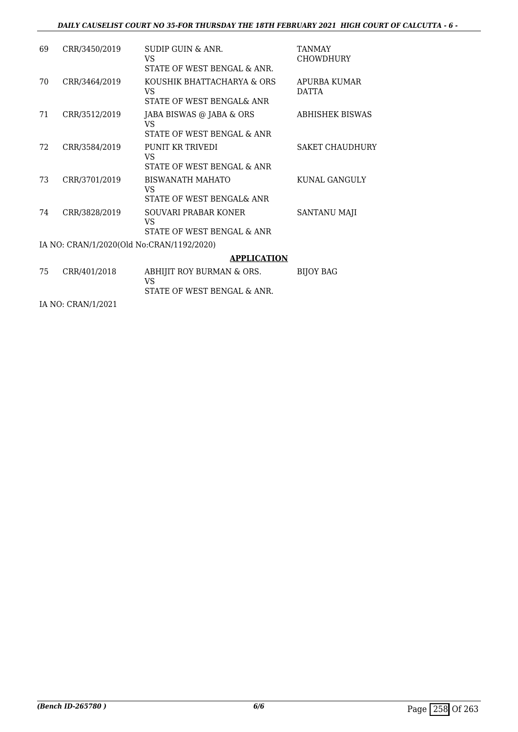| 69 | CRR/3450/2019 | SUDIP GUIN & ANR.<br>VS<br>STATE OF WEST BENGAL & ANR. | TANMAY CHOWDHURY |
|---|---|---|---|
| 70 | CRR/3464/2019 | KOUSHIK BHATTACHARYA & ORS<br>VS<br>STATE OF WEST BENGAL& ANR | APURBA KUMAR DATTA |
| 71 | CRR/3512/2019 | JABA BISWAS @ JABA & ORS<br>VS<br>STATE OF WEST BENGAL & ANR | ABHISHEK BISWAS |
| 72 | CRR/3584/2019 | PUNIT KR TRIVEDI<br>VS<br>STATE OF WEST BENGAL & ANR | SAKET CHAUDHURY |
| 73 | CRR/3701/2019 | BISWANATH MAHATO<br>VS<br>STATE OF WEST BENGAL& ANR | KUNAL GANGULY |
| 74 | CRR/3828/2019 | SOUVARI PRABAR KONER<br>VS<br>STATE OF WEST BENGAL & ANR | SANTANU MAJI |

IA NO: CRAN/1/2020(Old No:CRAN/1192/2020)

## APPLICATION

| 75 | CRR/401/2018 | ABHIJIT ROY BURMAN & ORS.<br>VS<br>STATE OF WEST BENGAL & ANR. | BIJOY BAG |
|---|---|---|---|

IA NO: CRAN/1/2021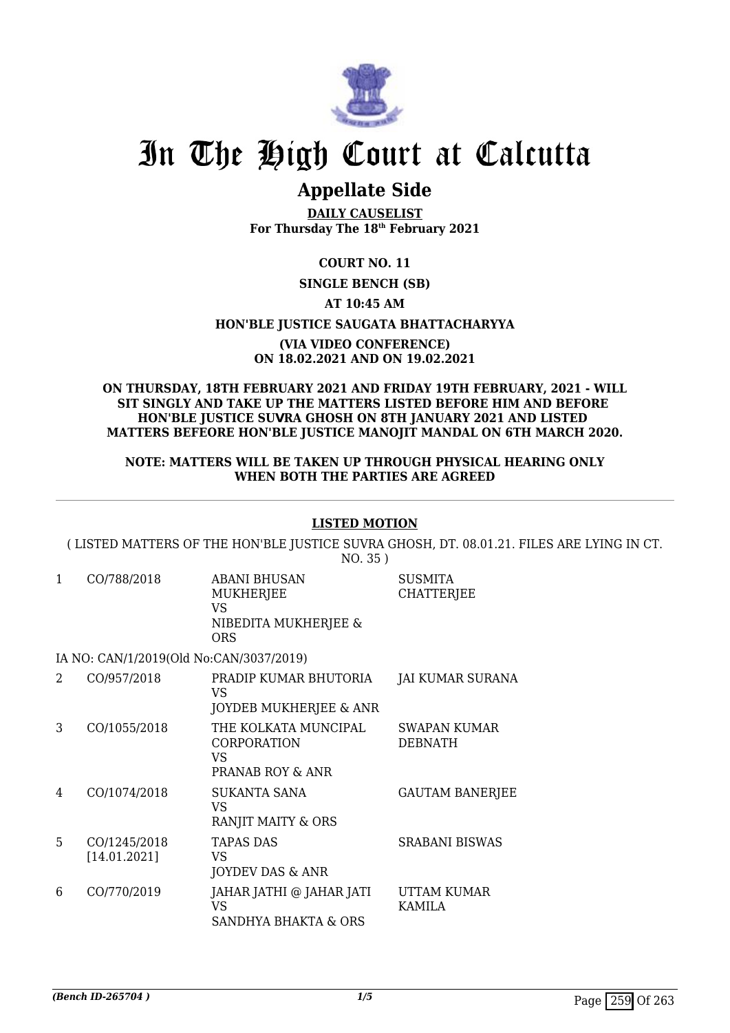# In The High Court at Calcutta

## Appellate Side

**DAILY CAUSELIST**
**For Thursday The 18th February 2021**

**COURT NO. 11**

**SINGLE BENCH (SB)**

**AT 10:45 AM**

**HON'BLE JUSTICE SAUGATA BHATTACHARYYA**

**(VIA VIDEO CONFERENCE)**
**ON 18.02.2021 AND ON 19.02.2021**

**ON THURSDAY, 18TH FEBRUARY 2021 AND FRIDAY 19TH FEBRUARY, 2021 - WILL SIT SINGLY AND TAKE UP THE MATTERS LISTED BEFORE HIM AND BEFORE HON'BLE JUSTICE SUVRA GHOSH ON 8TH JANUARY 2021 AND LISTED MATTERS BEFEORE HON'BLE JUSTICE MANOJIT MANDAL ON 6TH MARCH 2020.**

**NOTE: MATTERS WILL BE TAKEN UP THROUGH PHYSICAL HEARING ONLY WHEN BOTH THE PARTIES ARE AGREED**

**LISTED MOTION**

( LISTED MATTERS OF THE HON'BLE JUSTICE SUVRA GHOSH, DT. 08.01.21. FILES ARE LYING IN CT. NO. 35 )

| | | | |
|---|---|---|---|
| 1 | CO/788/2018 | ABANI BHUSAN MUKHERJEE<br>VS<br>NIBEDITA MUKHERJEE & ORS | SUSMITA CHATTERJEE |
| | IA NO: CAN/1/2019(Old No:CAN/3037/2019) | | |
| 2 | CO/957/2018 | PRADIP KUMAR BHUTORIA<br>VS<br>JOYDEB MUKHERJEE & ANR | JAI KUMAR SURANA |
| 3 | CO/1055/2018 | THE KOLKATA MUNCIPAL CORPORATION<br>VS<br>PRANAB ROY & ANR | SWAPAN KUMAR DEBNATH |
| 4 | CO/1074/2018 | SUKANTA SANA<br>VS<br>RANJIT MAITY & ORS | GAUTAM BANERJEE |
| 5 | CO/1245/2018<br>[14.01.2021] | TAPAS DAS<br>VS<br>JOYDEV DAS & ANR | SRABANI BISWAS |
| 6 | CO/770/2019 | JAHAR JATHI @ JAHAR JATI<br>VS<br>SANDHYA BHAKTA & ORS | UTTAM KUMAR KAMILA |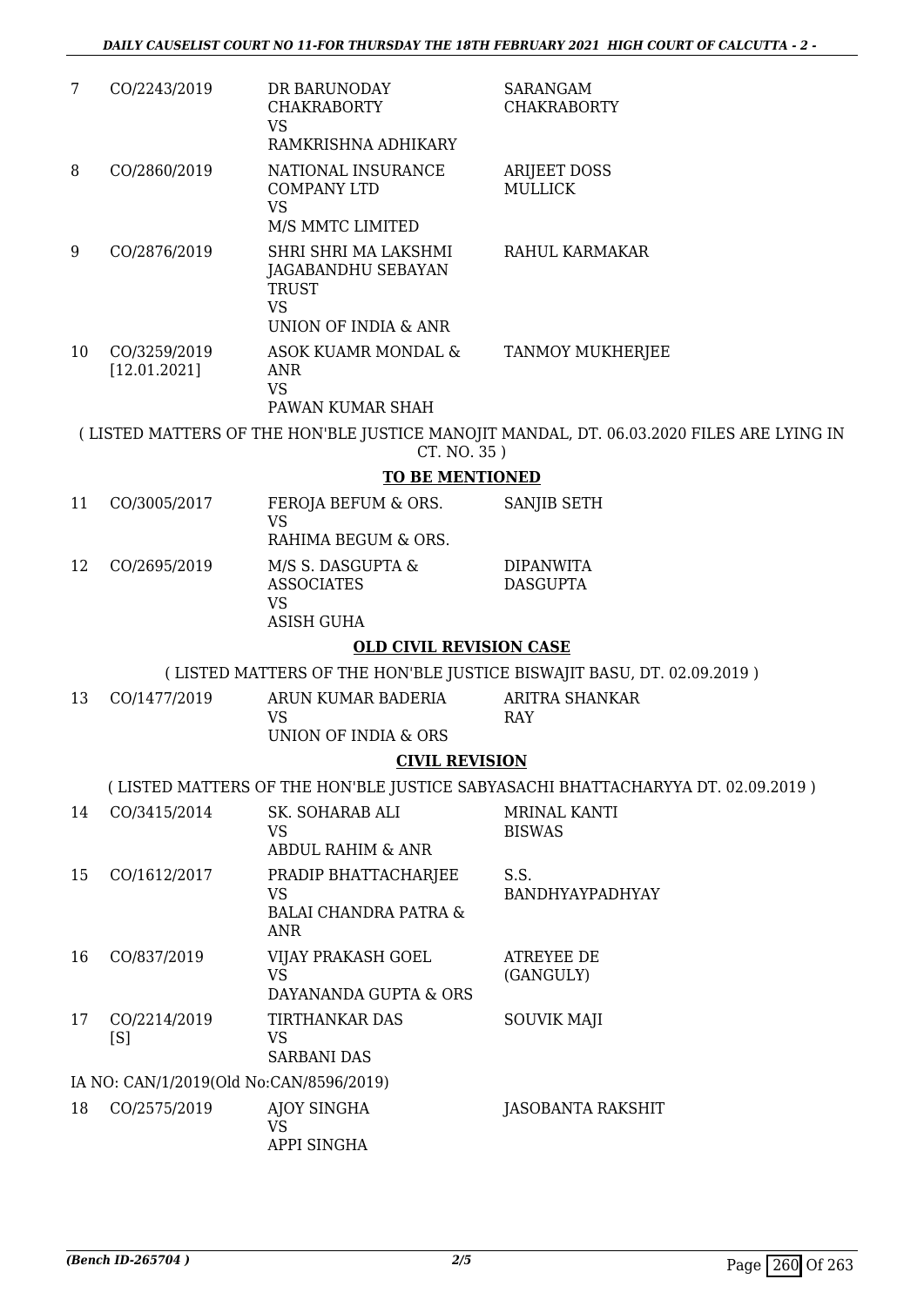| | | | |
|---|---|---|---|
| 7 | CO/2243/2019 | DR BARUNODAY CHAKRABORTY<br>VS<br>RAMKRISHNA ADHIKARY | SARANGAM CHAKRABORTY |
| 8 | CO/2860/2019 | NATIONAL INSURANCE COMPANY LTD<br>VS<br>M/S MMTC LIMITED | ARIJEET DOSS MULLICK |
| 9 | CO/2876/2019 | SHRI SHRI MA LAKSHMI JAGABANDHU SEBAYAN TRUST<br>VS<br>UNION OF INDIA & ANR | RAHUL KARMAKAR |
| 10 | CO/3259/2019<br>[12.01.2021] | ASOK KUAMR MONDAL & ANR<br>VS<br>PAWAN KUMAR SHAH | TANMOY MUKHERJEE |

( LISTED MATTERS OF THE HON'BLE JUSTICE MANOJIT MANDAL, DT. 06.03.2020 FILES ARE LYING IN CT. NO. 35 )

**TO BE MENTIONED**

| | | | |
|---|---|---|---|
| 11 | CO/3005/2017 | FEROJA BEFUM & ORS.<br>VS<br>RAHIMA BEGUM & ORS. | SANJIB SETH |
| 12 | CO/2695/2019 | M/S S. DASGUPTA & ASSOCIATES<br>VS<br>ASISH GUHA | DIPANWITA DASGUPTA |

**OLD CIVIL REVISION CASE**

( LISTED MATTERS OF THE HON'BLE JUSTICE BISWAJIT BASU, DT. 02.09.2019 )

| | | | |
|---|---|---|---|
| 13 | CO/1477/2019 | ARUN KUMAR BADERIA<br>VS<br>UNION OF INDIA & ORS | ARITRA SHANKAR RAY |

**CIVIL REVISION**

( LISTED MATTERS OF THE HON'BLE JUSTICE SABYASACHI BHATTACHARYYA DT. 02.09.2019 )

| | | | |
|---|---|---|---|
| 14 | CO/3415/2014 | SK. SOHARAB ALI<br>VS<br>ABDUL RAHIM & ANR | MRINAL KANTI BISWAS |
| 15 | CO/1612/2017 | PRADIP BHATTACHARJEE<br>VS<br>BALAI CHANDRA PATRA & ANR | S.S. BANDHYAYPADHYAY |
| 16 | CO/837/2019 | VIJAY PRAKASH GOEL<br>VS<br>DAYANANDA GUPTA & ORS | ATREYEE DE (GANGULY) |
| 17 | CO/2214/2019<br>[S] | TIRTHANKAR DAS<br>VS<br>SARBANI DAS | SOUVIK MAJI |

IA NO: CAN/1/2019(Old No:CAN/8596/2019)

| | | | |
|---|---|---|---|
| 18 | CO/2575/2019 | AJOY SINGHA<br>VS<br>APPI SINGHA | JASOBANTA RAKSHIT |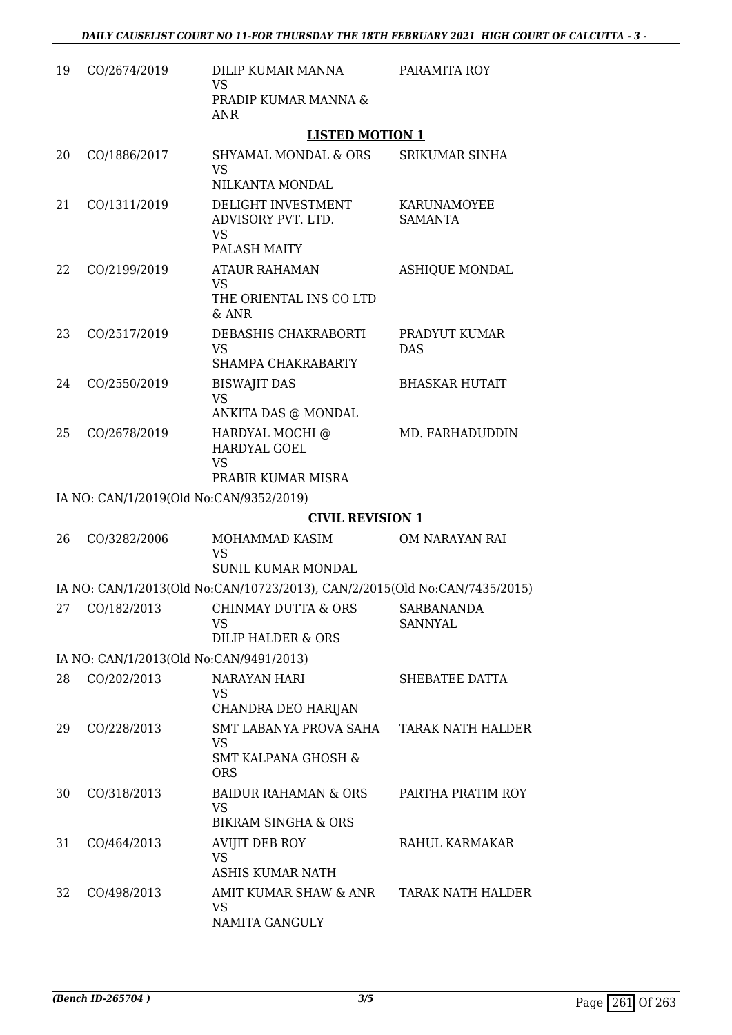| | | | |
|---|---|---|---|
| 19 | CO/2674/2019 | DILIP KUMAR MANNA<br>VS<br>PRADIP KUMAR MANNA & ANR | PARAMITA ROY |

**LISTED MOTION 1**

| | | | |
|---|---|---|---|
| 20 | CO/1886/2017 | SHYAMAL MONDAL & ORS<br>VS<br>NILKANTA MONDAL | SRIKUMAR SINHA |
| 21 | CO/1311/2019 | DELIGHT INVESTMENT ADVISORY PVT. LTD.<br>VS<br>PALASH MAITY | KARUNAMOYEE SAMANTA |
| 22 | CO/2199/2019 | ATAUR RAHAMAN<br>VS<br>THE ORIENTAL INS CO LTD & ANR | ASHIQUE MONDAL |
| 23 | CO/2517/2019 | DEBASHIS CHAKRABORTI<br>VS<br>SHAMPA CHAKRABARTY | PRADYUT KUMAR DAS |
| 24 | CO/2550/2019 | BISWAJIT DAS<br>VS<br>ANKITA DAS @ MONDAL | BHASKAR HUTAIT |
| 25 | CO/2678/2019 | HARDYAL MOCHI @ HARDYAL GOEL<br>VS<br>PRABIR KUMAR MISRA | MD. FARHADUDDIN |

IA NO: CAN/1/2019(Old No:CAN/9352/2019)

**CIVIL REVISION 1**

| | | | |
|---|---|---|---|
| 26 | CO/3282/2006 | MOHAMMAD KASIM<br>VS<br>SUNIL KUMAR MONDAL | OM NARAYAN RAI |

IA NO: CAN/1/2013(Old No:CAN/10723/2013), CAN/2/2015(Old No:CAN/7435/2015)

| | | | |
|---|---|---|---|
| 27 | CO/182/2013 | CHINMAY DUTTA & ORS<br>VS<br>DILIP HALDER & ORS | SARBANANDA SANNYAL |

IA NO: CAN/1/2013(Old No:CAN/9491/2013)

| | | | |
|---|---|---|---|
| 28 | CO/202/2013 | NARAYAN HARI<br>VS<br>CHANDRA DEO HARIJAN | SHEBATEE DATTA |
| 29 | CO/228/2013 | SMT LABANYA PROVA SAHA<br>VS<br>SMT KALPANA GHOSH & ORS | TARAK NATH HALDER |
| 30 | CO/318/2013 | BAIDUR RAHAMAN & ORS<br>VS<br>BIKRAM SINGHA & ORS | PARTHA PRATIM ROY |
| 31 | CO/464/2013 | AVIJIT DEB ROY<br>VS<br>ASHIS KUMAR NATH | RAHUL KARMAKAR |
| 32 | CO/498/2013 | AMIT KUMAR SHAW & ANR<br>VS<br>NAMITA GANGULY | TARAK NATH HALDER |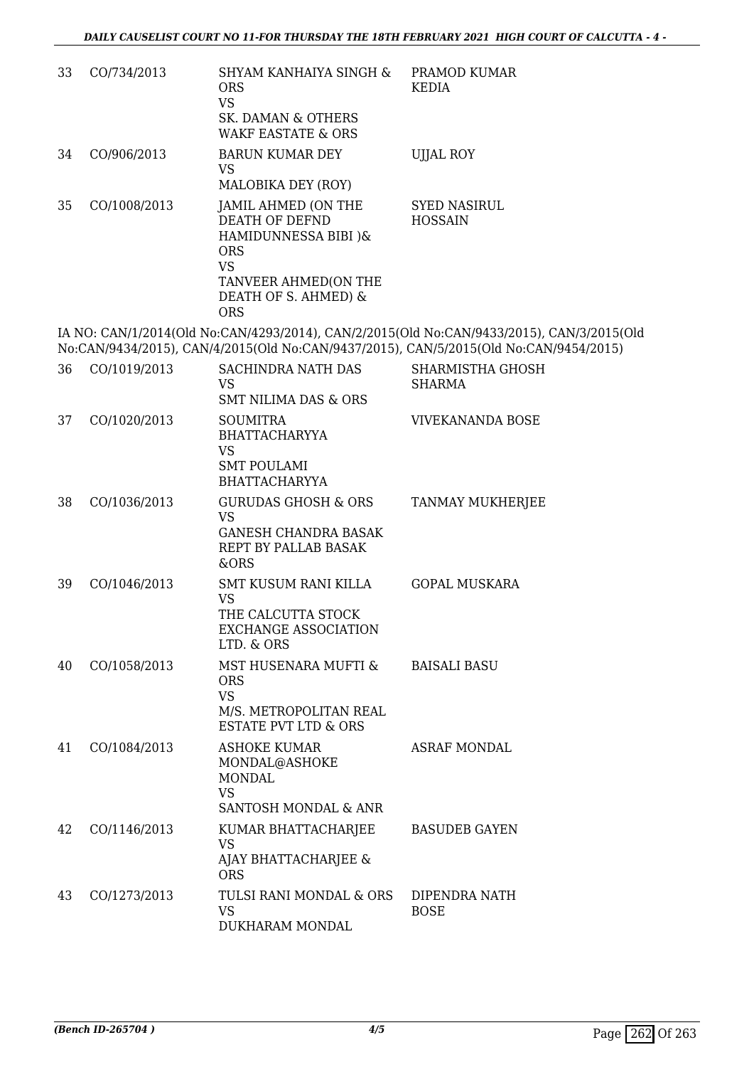| 33 | CO/734/2013 | SHYAM KANHAIYA SINGH & ORS<br>VS<br>SK. DAMAN & OTHERS WAKF EASTATE & ORS | PRAMOD KUMAR KEDIA |
|---|---|---|---|
| 34 | CO/906/2013 | BARUN KUMAR DEY<br>VS<br>MALOBIKA DEY (ROY) | UJJAL ROY |
| 35 | CO/1008/2013 | JAMIL AHMED (ON THE DEATH OF DEFND HAMIDUNNESSA BIBI )& ORS<br>VS<br>TANVEER AHMED(ON THE DEATH OF S. AHMED) & ORS | SYED NASIRUL HOSSAIN |

IA NO: CAN/1/2014(Old No:CAN/4293/2014), CAN/2/2015(Old No:CAN/9433/2015), CAN/3/2015(Old No:CAN/9434/2015), CAN/4/2015(Old No:CAN/9437/2015), CAN/5/2015(Old No:CAN/9454/2015)

| 36 | CO/1019/2013 | SACHINDRA NATH DAS<br>VS<br>SMT NILIMA DAS & ORS | SHARMISTHA GHOSH SHARMA |
|---|---|---|---|
| 37 | CO/1020/2013 | SOUMITRA BHATTACHARYYA<br>VS<br>SMT POULAMI BHATTACHARYYA | VIVEKANANDA BOSE |
| 38 | CO/1036/2013 | GURUDAS GHOSH & ORS<br>VS<br>GANESH CHANDRA BASAK REPT BY PALLAB BASAK &ORS | TANMAY MUKHERJEE |
| 39 | CO/1046/2013 | SMT KUSUM RANI KILLA<br>VS<br>THE CALCUTTA STOCK EXCHANGE ASSOCIATION LTD. & ORS | GOPAL MUSKARA |
| 40 | CO/1058/2013 | MST HUSENARA MUFTI & ORS<br>VS<br>M/S. METROPOLITAN REAL ESTATE PVT LTD & ORS | BAISALI BASU |
| 41 | CO/1084/2013 | ASHOKE KUMAR MONDAL@ASHOKE MONDAL<br>VS<br>SANTOSH MONDAL & ANR | ASRAF MONDAL |
| 42 | CO/1146/2013 | KUMAR BHATTACHARJEE<br>VS<br>AJAY BHATTACHARJEE & ORS | BASUDEB GAYEN |
| 43 | CO/1273/2013 | TULSI RANI MONDAL & ORS<br>VS<br>DUKHARAM MONDAL | DIPENDRA NATH BOSE |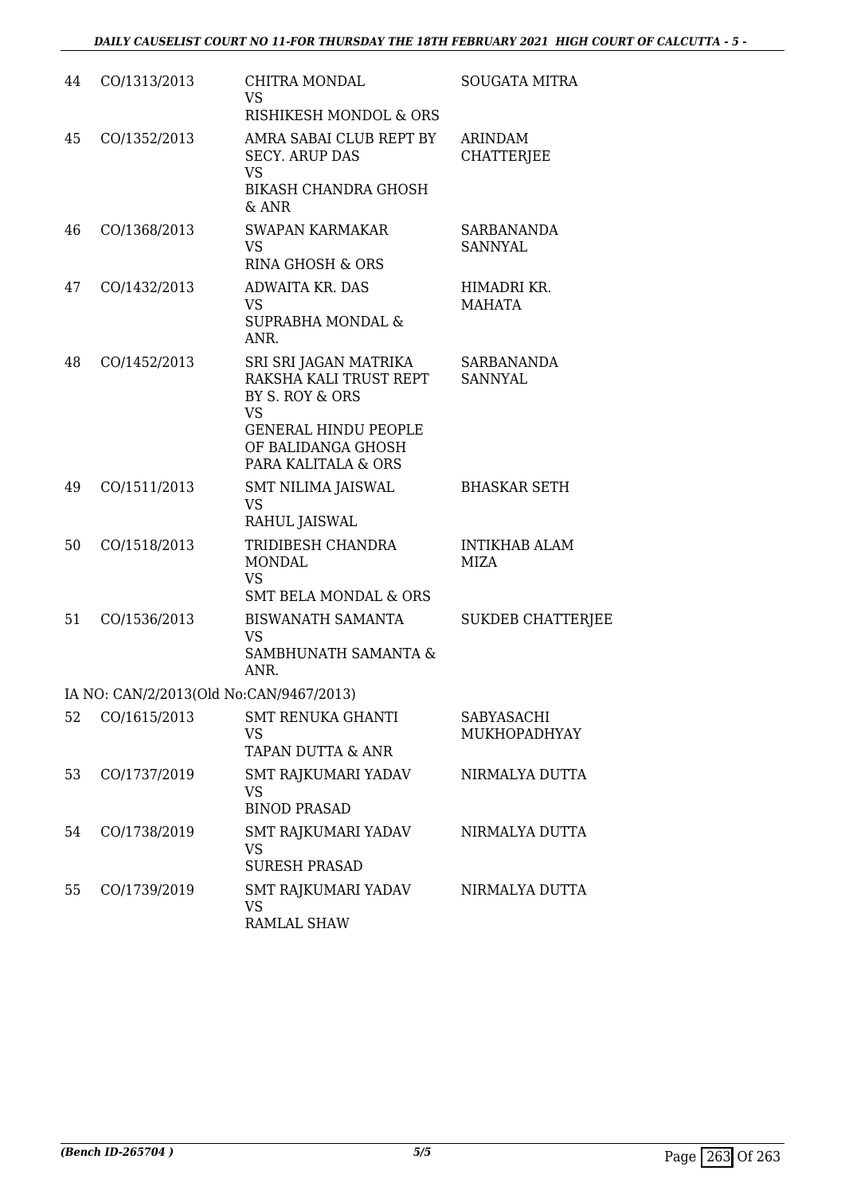| | | | |
|---|---|---|---|
| 44 | CO/1313/2013 | CHITRA MONDAL<br>VS<br>RISHIKESH MONDOL & ORS | SOUGATA MITRA |
| 45 | CO/1352/2013 | AMRA SABAI CLUB REPT BY SECY. ARUP DAS<br>VS<br>BIKASH CHANDRA GHOSH & ANR | ARINDAM CHATTERJEE |
| 46 | CO/1368/2013 | SWAPAN KARMAKAR<br>VS<br>RINA GHOSH & ORS | SARBANANDA SANNYAL |
| 47 | CO/1432/2013 | ADWAITA KR. DAS<br>VS<br>SUPRABHA MONDAL & ANR. | HIMADRI KR. MAHATA |
| 48 | CO/1452/2013 | SRI SRI JAGAN MATRIKA RAKSHA KALI TRUST REPT BY S. ROY & ORS<br>VS<br>GENERAL HINDU PEOPLE OF BALIDANGA GHOSH PARA KALITALA & ORS | SARBANANDA SANNYAL |
| 49 | CO/1511/2013 | SMT NILIMA JAISWAL<br>VS<br>RAHUL JAISWAL | BHASKAR SETH |
| 50 | CO/1518/2013 | TRIDIBESH CHANDRA MONDAL<br>VS<br>SMT BELA MONDAL & ORS | INTIKHAB ALAM MIZA |
| 51 | CO/1536/2013 | BISWANATH SAMANTA<br>VS<br>SAMBHUNATH SAMANTA & ANR. | SUKDEB CHATTERJEE |
| | IA NO: CAN/2/2013(Old No:CAN/9467/2013) | | |
| 52 | CO/1615/2013 | SMT RENUKA GHANTI<br>VS<br>TAPAN DUTTA & ANR | SABYASACHI MUKHOPADHYAY |
| 53 | CO/1737/2019 | SMT RAJKUMARI YADAV<br>VS<br>BINOD PRASAD | NIRMALYA DUTTA |
| 54 | CO/1738/2019 | SMT RAJKUMARI YADAV<br>VS<br>SURESH PRASAD | NIRMALYA DUTTA |
| 55 | CO/1739/2019 | SMT RAJKUMARI YADAV<br>VS<br>RAMLAL SHAW | NIRMALYA DUTTA |